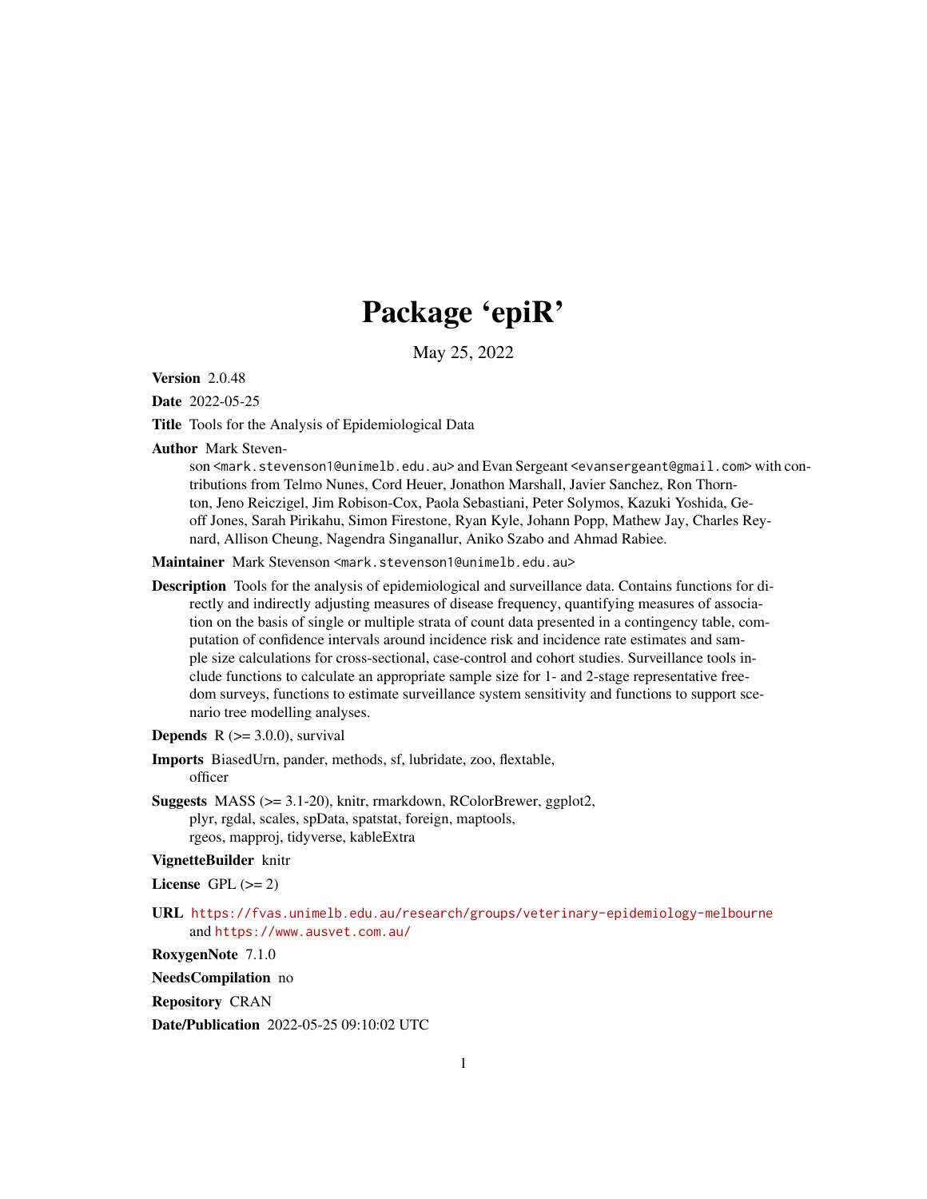# Package 'epiR'

May 25, 2022

**Version** 2.0.48

**Date** 2022-05-25

**Title** Tools for the Analysis of Epidemiological Data

**Author** Mark Stevenson <mark.stevenson1@unimelb.edu.au> and Evan Sergeant <evansergeant@gmail.com> with contributions from Telmo Nunes, Cord Heuer, Jonathon Marshall, Javier Sanchez, Ron Thornton, Jeno Reiczigel, Jim Robison-Cox, Paola Sebastiani, Peter Solymos, Kazuki Yoshida, Geoff Jones, Sarah Pirikahu, Simon Firestone, Ryan Kyle, Johann Popp, Mathew Jay, Charles Reynard, Allison Cheung, Nagendra Singanallur, Aniko Szabo and Ahmad Rabiee.

**Maintainer** Mark Stevenson <mark.stevenson1@unimelb.edu.au>

**Description** Tools for the analysis of epidemiological and surveillance data. Contains functions for directly and indirectly adjusting measures of disease frequency, quantifying measures of association on the basis of single or multiple strata of count data presented in a contingency table, computation of confidence intervals around incidence risk and incidence rate estimates and sample size calculations for cross-sectional, case-control and cohort studies. Surveillance tools include functions to calculate an appropriate sample size for 1- and 2-stage representative freedom surveys, functions to estimate surveillance system sensitivity and functions to support scenario tree modelling analyses.

**Depends** R (>= 3.0.0), survival

**Imports** BiasedUrn, pander, methods, sf, lubridate, zoo, flextable, officer

**Suggests** MASS (>= 3.1-20), knitr, rmarkdown, RColorBrewer, ggplot2, plyr, rgdal, scales, spData, spatstat, foreign, maptools, rgeos, mapproj, tidyverse, kableExtra

**VignetteBuilder** knitr

**License** GPL (>= 2)

**URL** https://fvas.unimelb.edu.au/research/groups/veterinary-epidemiology-melbourne and https://www.ausvet.com.au/

**RoxygenNote** 7.1.0

**NeedsCompilation** no

**Repository** CRAN

**Date/Publication** 2022-05-25 09:10:02 UTC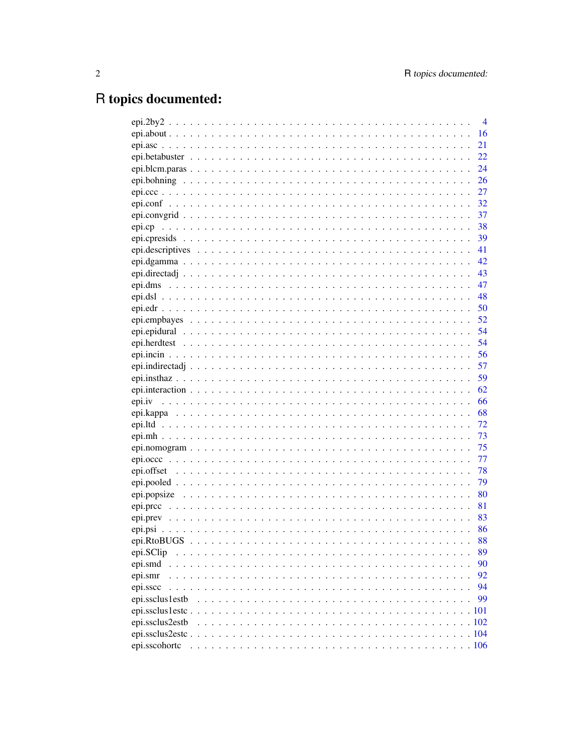# R topics documented:

| | |
|---|---|
| epi.2by2 | 4 |
| epi.about | 16 |
| epi.asc | 21 |
| epi.betabuster | 22 |
| epi.blcm.paras | 24 |
| epi.bohning | 26 |
| epi.ccc | 27 |
| epi.conf | 32 |
| epi.convgrid | 37 |
| epi.cp | 38 |
| epi.cpresids | 39 |
| epi.descriptives | 41 |
| epi.dgamma | 42 |
| epi.directadj | 43 |
| epi.dms | 47 |
| epi.dsl | 48 |
| epi.edr | 50 |
| epi.empbayes | 52 |
| epi.epidural | 54 |
| epi.herdtest | 54 |
| epi.incin | 56 |
| epi.indirectadj | 57 |
| epi.insthaz | 59 |
| epi.interaction | 62 |
| epi.iv | 66 |
| epi.kappa | 68 |
| epi.ltd | 72 |
| epi.mh | 73 |
| epi.nomogram | 75 |
| epi.occc | 77 |
| epi.offset | 78 |
| epi.pooled | 79 |
| epi.popsize | 80 |
| epi.prcc | 81 |
| epi.prev | 83 |
| epi.psi | 86 |
| epi.RtoBUGS | 88 |
| epi.SClip | 89 |
| epi.smd | 90 |
| epi.smr | 92 |
| epi.sscc | 94 |
| epi.ssclus1estb | 99 |
| epi.ssclus1estc | 101 |
| epi.ssclus2estb | 102 |
| epi.ssclus2estc | 104 |
| epi.sscohortc | 106 |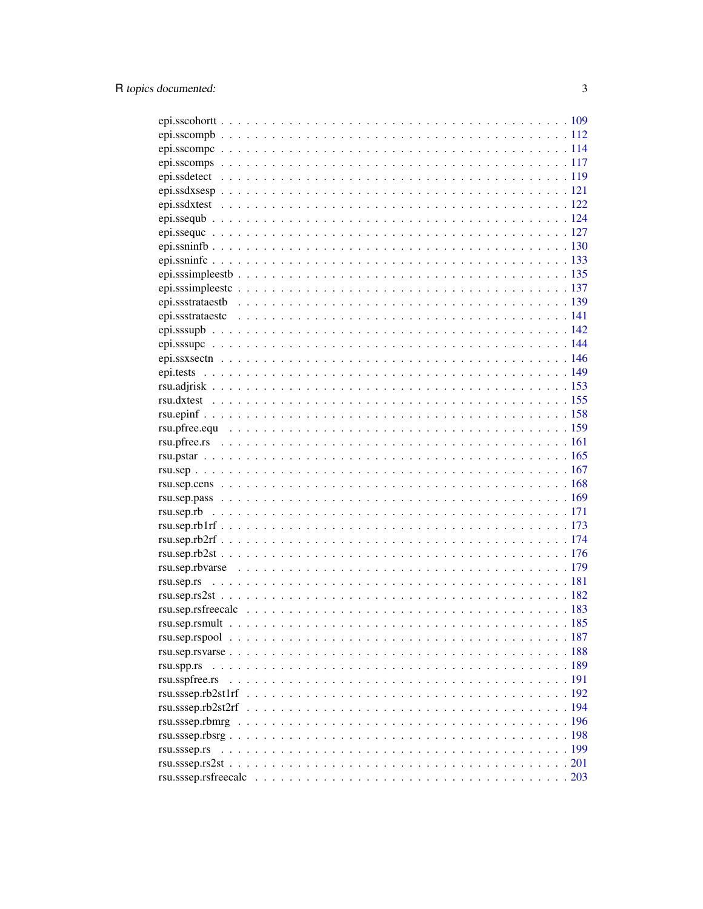epi.sscohortt . . . . . . . . . . . . . . . . . . . . . . . . . . . . . . . . . . . 109
epi.sscompb . . . . . . . . . . . . . . . . . . . . . . . . . . . . . . . . . . . 112
epi.sscompc . . . . . . . . . . . . . . . . . . . . . . . . . . . . . . . . . . . 114
epi.sscomps . . . . . . . . . . . . . . . . . . . . . . . . . . . . . . . . . . . 117
epi.ssdetect . . . . . . . . . . . . . . . . . . . . . . . . . . . . . . . . . . . 119
epi.ssdxsesp . . . . . . . . . . . . . . . . . . . . . . . . . . . . . . . . . . . 121
epi.ssdxtest . . . . . . . . . . . . . . . . . . . . . . . . . . . . . . . . . . . 122
epi.ssequb . . . . . . . . . . . . . . . . . . . . . . . . . . . . . . . . . . . 124
epi.ssequc . . . . . . . . . . . . . . . . . . . . . . . . . . . . . . . . . . . 127
epi.ssninfb . . . . . . . . . . . . . . . . . . . . . . . . . . . . . . . . . . . 130
epi.ssninfc . . . . . . . . . . . . . . . . . . . . . . . . . . . . . . . . . . . 133
epi.sssimpleestb . . . . . . . . . . . . . . . . . . . . . . . . . . . . . . . . . . . 135
epi.sssimpleestc . . . . . . . . . . . . . . . . . . . . . . . . . . . . . . . . . . . 137
epi.ssstrataestb . . . . . . . . . . . . . . . . . . . . . . . . . . . . . . . . . . . 139
epi.ssstrataestc . . . . . . . . . . . . . . . . . . . . . . . . . . . . . . . . . . . 141
epi.sssupb . . . . . . . . . . . . . . . . . . . . . . . . . . . . . . . . . . . 142
epi.sssupc . . . . . . . . . . . . . . . . . . . . . . . . . . . . . . . . . . . 144
epi.ssxsectn . . . . . . . . . . . . . . . . . . . . . . . . . . . . . . . . . . . 146
epi.tests . . . . . . . . . . . . . . . . . . . . . . . . . . . . . . . . . . . 149
rsu.adjrisk . . . . . . . . . . . . . . . . . . . . . . . . . . . . . . . . . . . 153
rsu.dxtest . . . . . . . . . . . . . . . . . . . . . . . . . . . . . . . . . . . 155
rsu.epinf . . . . . . . . . . . . . . . . . . . . . . . . . . . . . . . . . . . 158
rsu.pfree.equ . . . . . . . . . . . . . . . . . . . . . . . . . . . . . . . . . . . 159
rsu.pfree.rs . . . . . . . . . . . . . . . . . . . . . . . . . . . . . . . . . . . 161
rsu.pstar . . . . . . . . . . . . . . . . . . . . . . . . . . . . . . . . . . . 165
rsu.sep . . . . . . . . . . . . . . . . . . . . . . . . . . . . . . . . . . . 167
rsu.sep.cens . . . . . . . . . . . . . . . . . . . . . . . . . . . . . . . . . . . 168
rsu.sep.pass . . . . . . . . . . . . . . . . . . . . . . . . . . . . . . . . . . . 169
rsu.sep.rb . . . . . . . . . . . . . . . . . . . . . . . . . . . . . . . . . . . 171
rsu.sep.rb1rf . . . . . . . . . . . . . . . . . . . . . . . . . . . . . . . . . . . 173
rsu.sep.rb2rf . . . . . . . . . . . . . . . . . . . . . . . . . . . . . . . . . . . 174
rsu.sep.rb2st . . . . . . . . . . . . . . . . . . . . . . . . . . . . . . . . . . . 176
rsu.sep.rbvarse . . . . . . . . . . . . . . . . . . . . . . . . . . . . . . . . . . . 179
rsu.sep.rs . . . . . . . . . . . . . . . . . . . . . . . . . . . . . . . . . . . 181
rsu.sep.rs2st . . . . . . . . . . . . . . . . . . . . . . . . . . . . . . . . . . . 182
rsu.sep.rsfreecalc . . . . . . . . . . . . . . . . . . . . . . . . . . . . . . . . . . . 183
rsu.sep.rsmult . . . . . . . . . . . . . . . . . . . . . . . . . . . . . . . . . . . 185
rsu.sep.rspool . . . . . . . . . . . . . . . . . . . . . . . . . . . . . . . . . . . 187
rsu.sep.rsvarse . . . . . . . . . . . . . . . . . . . . . . . . . . . . . . . . . . . 188
rsu.spp.rs . . . . . . . . . . . . . . . . . . . . . . . . . . . . . . . . . . . 189
rsu.sspfree.rs . . . . . . . . . . . . . . . . . . . . . . . . . . . . . . . . . . . 191
rsu.sssep.rb2st1rf . . . . . . . . . . . . . . . . . . . . . . . . . . . . . . . . . . . 192
rsu.sssep.rb2st2rf . . . . . . . . . . . . . . . . . . . . . . . . . . . . . . . . . . . 194
rsu.sssep.rbmrg . . . . . . . . . . . . . . . . . . . . . . . . . . . . . . . . . . . 196
rsu.sssep.rbsrg . . . . . . . . . . . . . . . . . . . . . . . . . . . . . . . . . . . 198
rsu.sssep.rs . . . . . . . . . . . . . . . . . . . . . . . . . . . . . . . . . . . 199
rsu.sssep.rs2st . . . . . . . . . . . . . . . . . . . . . . . . . . . . . . . . . . . 201
rsu.sssep.rsfreecalc . . . . . . . . . . . . . . . . . . . . . . . . . . . . . . . . . . . 203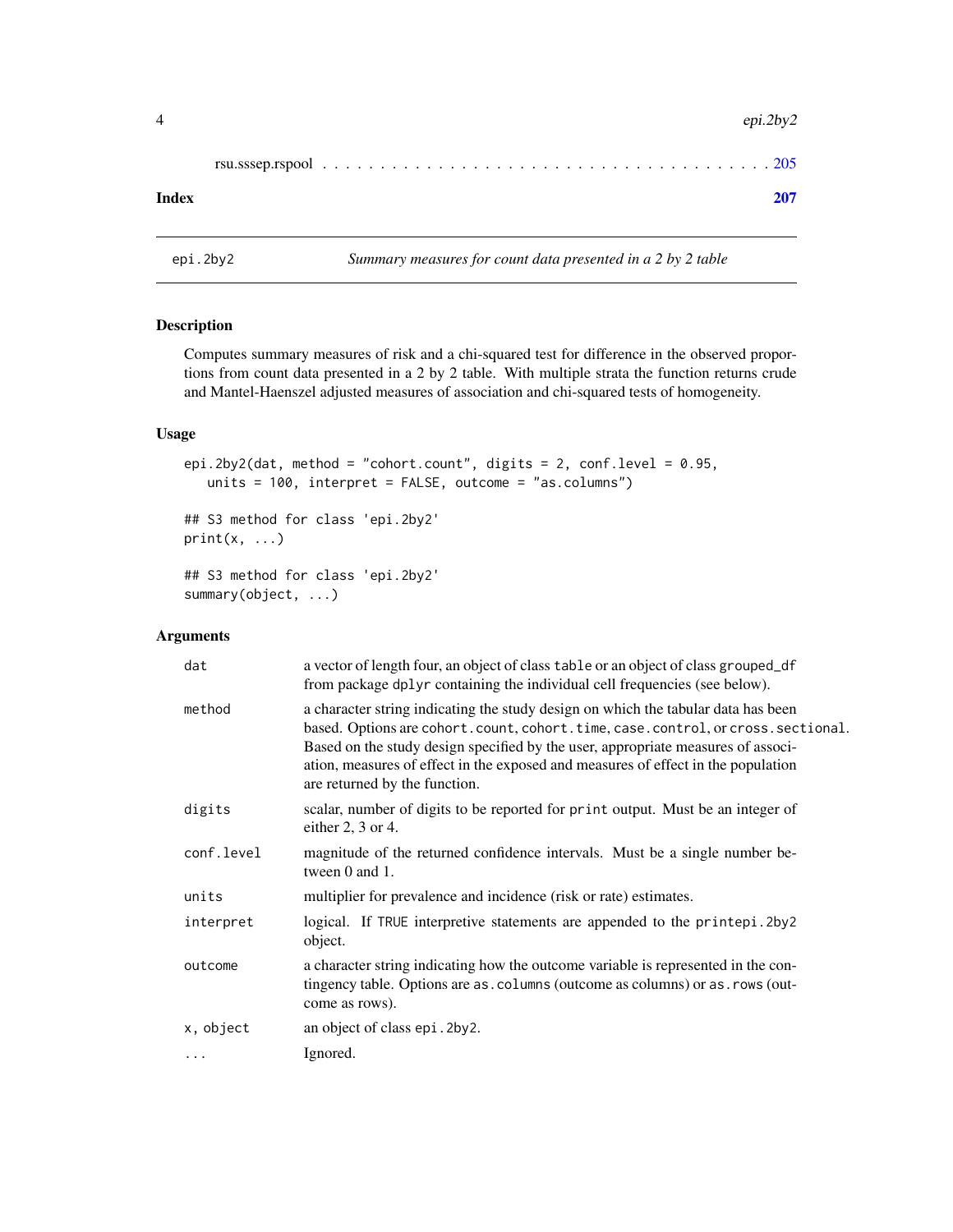rsu.sssep.rspool . . . . . . . . . . . . . . . . . . . . . . . . . . . . . . . . . . . . 205

**Index** **207**

---

epi.2by2 *Summary measures for count data presented in a 2 by 2 table*

---

## Description

Computes summary measures of risk and a chi-squared test for difference in the observed proportions from count data presented in a 2 by 2 table. With multiple strata the function returns crude and Mantel-Haenszel adjusted measures of association and chi-squared tests of homogeneity.

## Usage

```
epi.2by2(dat, method = "cohort.count", digits = 2, conf.level = 0.95,
   units = 100, interpret = FALSE, outcome = "as.columns")

## S3 method for class 'epi.2by2'
print(x, ...)

## S3 method for class 'epi.2by2'
summary(object, ...)
```

## Arguments

| | |
|---|---|
| `dat` | a vector of length four, an object of class `table` or an object of class `grouped_df` from package `dplyr` containing the individual cell frequencies (see below). |
| `method` | a character string indicating the study design on which the tabular data has been based. Options are `cohort.count`, `cohort.time`, `case.control`, or `cross.sectional`. Based on the study design specified by the user, appropriate measures of association, measures of effect in the exposed and measures of effect in the population are returned by the function. |
| `digits` | scalar, number of digits to be reported for `print` output. Must be an integer of either 2, 3 or 4. |
| `conf.level` | magnitude of the returned confidence intervals. Must be a single number between 0 and 1. |
| `units` | multiplier for prevalence and incidence (risk or rate) estimates. |
| `interpret` | logical. If `TRUE` interpretive statements are appended to the `printepi.2by2` object. |
| `outcome` | a character string indicating how the outcome variable is represented in the contingency table. Options are `as.columns` (outcome as columns) or `as.rows` (outcome as rows). |
| `x, object` | an object of class `epi.2by2`. |
| `...` | Ignored. |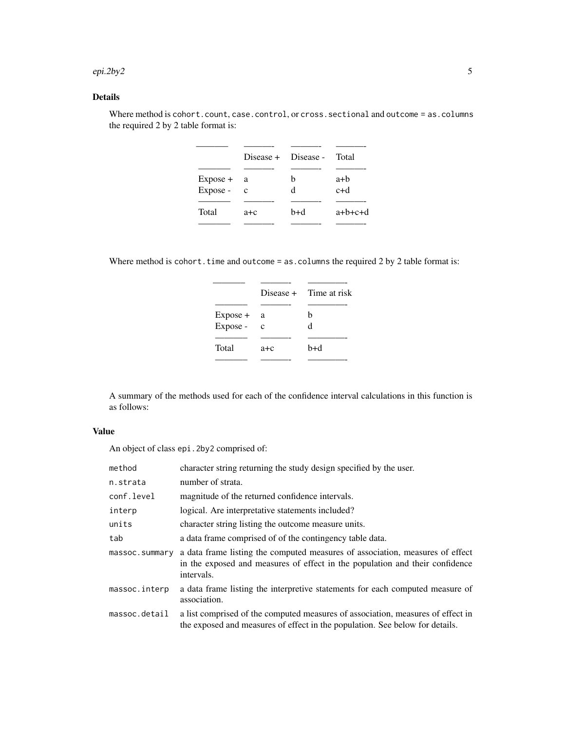## Details

Where method is `cohort.count`, `case.control`, or `cross.sectional` and `outcome = as.columns` the required 2 by 2 table format is:

| | Disease + | Disease - | Total |
|---|---|---|---|
| Expose + | a | b | a+b |
| Expose - | c | d | c+d |
| Total | a+c | b+d | a+b+c+d |

Where method is `cohort.time` and `outcome = as.columns` the required 2 by 2 table format is:

| | Disease + | Time at risk |
|---|---|---|
| Expose + | a | b |
| Expose - | c | d |
| Total | a+c | b+d |

A summary of the methods used for each of the confidence interval calculations in this function is as follows:

## Value

An object of class `epi.2by2` comprised of:

| | |
|---|---|
| `method` | character string returning the study design specified by the user. |
| `n.strata` | number of strata. |
| `conf.level` | magnitude of the returned confidence intervals. |
| `interp` | logical. Are interpretative statements included? |
| `units` | character string listing the outcome measure units. |
| `tab` | a data frame comprised of of the contingency table data. |
| `massoc.summary` | a data frame listing the computed measures of association, measures of effect in the exposed and measures of effect in the population and their confidence intervals. |
| `massoc.interp` | a data frame listing the interpretive statements for each computed measure of association. |
| `massoc.detail` | a list comprised of the computed measures of association, measures of effect in the exposed and measures of effect in the population. See below for details. |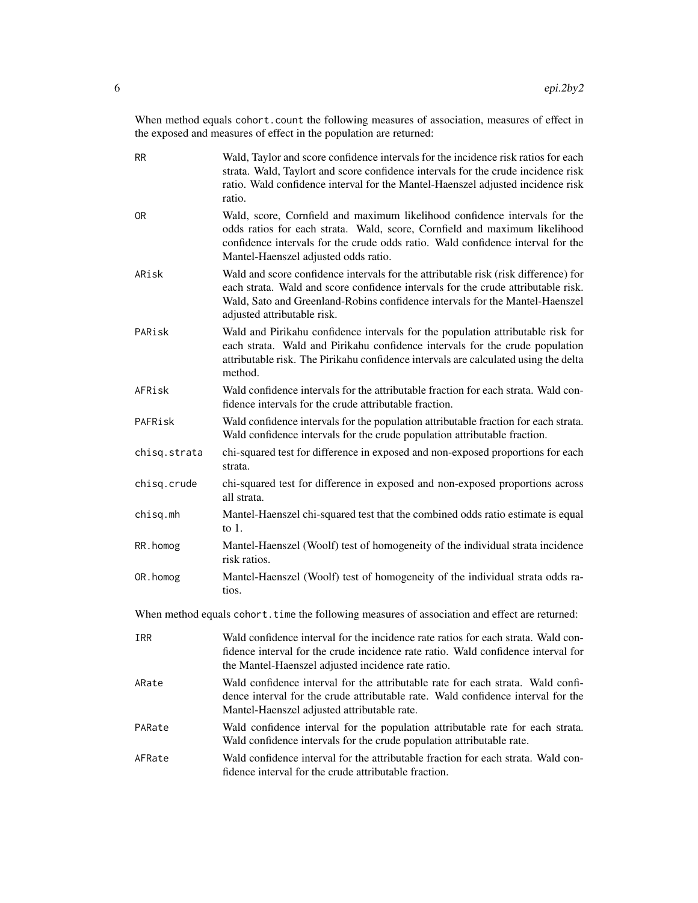When method equals `cohort.count` the following measures of association, measures of effect in the exposed and measures of effect in the population are returned:

| | |
|---|---|
| `RR` | Wald, Taylor and score confidence intervals for the incidence risk ratios for each strata. Wald, Taylort and score confidence intervals for the crude incidence risk ratio. Wald confidence interval for the Mantel-Haenszel adjusted incidence risk ratio. |
| `OR` | Wald, score, Cornfield and maximum likelihood confidence intervals for the odds ratios for each strata. Wald, score, Cornfield and maximum likelihood confidence intervals for the crude odds ratio. Wald confidence interval for the Mantel-Haenszel adjusted odds ratio. |
| `ARisk` | Wald and score confidence intervals for the attributable risk (risk difference) for each strata. Wald and score confidence intervals for the crude attributable risk. Wald, Sato and Greenland-Robins confidence intervals for the Mantel-Haenszel adjusted attributable risk. |
| `PARisk` | Wald and Pirikahu confidence intervals for the population attributable risk for each strata. Wald and Pirikahu confidence intervals for the crude population attributable risk. The Pirikahu confidence intervals are calculated using the delta method. |
| `AFRisk` | Wald confidence intervals for the attributable fraction for each strata. Wald confidence intervals for the crude attributable fraction. |
| `PAFRisk` | Wald confidence intervals for the population attributable fraction for each strata. Wald confidence intervals for the crude population attributable fraction. |
| `chisq.strata` | chi-squared test for difference in exposed and non-exposed proportions for each strata. |
| `chisq.crude` | chi-squared test for difference in exposed and non-exposed proportions across all strata. |
| `chisq.mh` | Mantel-Haenszel chi-squared test that the combined odds ratio estimate is equal to 1. |
| `RR.homog` | Mantel-Haenszel (Woolf) test of homogeneity of the individual strata incidence risk ratios. |
| `OR.homog` | Mantel-Haenszel (Woolf) test of homogeneity of the individual strata odds ratios. |

When method equals `cohort.time` the following measures of association and effect are returned:

| | |
|---|---|
| `IRR` | Wald confidence interval for the incidence rate ratios for each strata. Wald confidence interval for the crude incidence rate ratio. Wald confidence interval for the Mantel-Haenszel adjusted incidence rate ratio. |
| `ARate` | Wald confidence interval for the attributable rate for each strata. Wald confidence interval for the crude attributable rate. Wald confidence interval for the Mantel-Haenszel adjusted attributable rate. |
| `PARate` | Wald confidence interval for the population attributable rate for each strata. Wald confidence intervals for the crude population attributable rate. |
| `AFRate` | Wald confidence interval for the attributable fraction for each strata. Wald confidence interval for the crude attributable fraction. |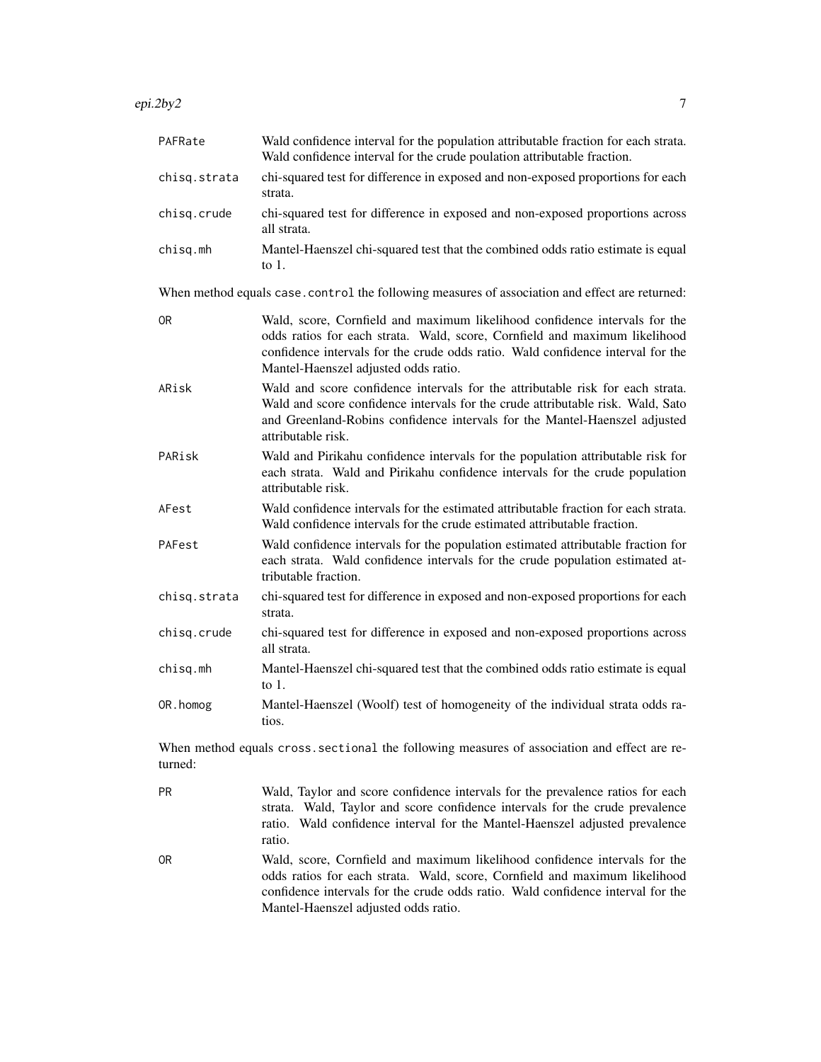| | |
|---|---|
| `PAFRate` | Wald confidence interval for the population attributable fraction for each strata. Wald confidence interval for the crude poulation attributable fraction. |
| `chisq.strata` | chi-squared test for difference in exposed and non-exposed proportions for each strata. |
| `chisq.crude` | chi-squared test for difference in exposed and non-exposed proportions across all strata. |
| `chisq.mh` | Mantel-Haenszel chi-squared test that the combined odds ratio estimate is equal to 1. |

When method equals `case.control` the following measures of association and effect are returned:

| | |
|---|---|
| `OR` | Wald, score, Cornfield and maximum likelihood confidence intervals for the odds ratios for each strata. Wald, score, Cornfield and maximum likelihood confidence intervals for the crude odds ratio. Wald confidence interval for the Mantel-Haenszel adjusted odds ratio. |
| `ARisk` | Wald and score confidence intervals for the attributable risk for each strata. Wald and score confidence intervals for the crude attributable risk. Wald, Sato and Greenland-Robins confidence intervals for the Mantel-Haenszel adjusted attributable risk. |
| `PARisk` | Wald and Pirikahu confidence intervals for the population attributable risk for each strata. Wald and Pirikahu confidence intervals for the crude population attributable risk. |
| `AFest` | Wald confidence intervals for the estimated attributable fraction for each strata. Wald confidence intervals for the crude estimated attributable fraction. |
| `PAFest` | Wald confidence intervals for the population estimated attributable fraction for each strata. Wald confidence intervals for the crude population estimated attributable fraction. |
| `chisq.strata` | chi-squared test for difference in exposed and non-exposed proportions for each strata. |
| `chisq.crude` | chi-squared test for difference in exposed and non-exposed proportions across all strata. |
| `chisq.mh` | Mantel-Haenszel chi-squared test that the combined odds ratio estimate is equal to 1. |
| `OR.homog` | Mantel-Haenszel (Woolf) test of homogeneity of the individual strata odds ratios. |

When method equals `cross.sectional` the following measures of association and effect are returned:

| | |
|---|---|
| `PR` | Wald, Taylor and score confidence intervals for the prevalence ratios for each strata. Wald, Taylor and score confidence intervals for the crude prevalence ratio. Wald confidence interval for the Mantel-Haenszel adjusted prevalence ratio. |
| `OR` | Wald, score, Cornfield and maximum likelihood confidence intervals for the odds ratios for each strata. Wald, score, Cornfield and maximum likelihood confidence intervals for the crude odds ratio. Wald confidence interval for the Mantel-Haenszel adjusted odds ratio. |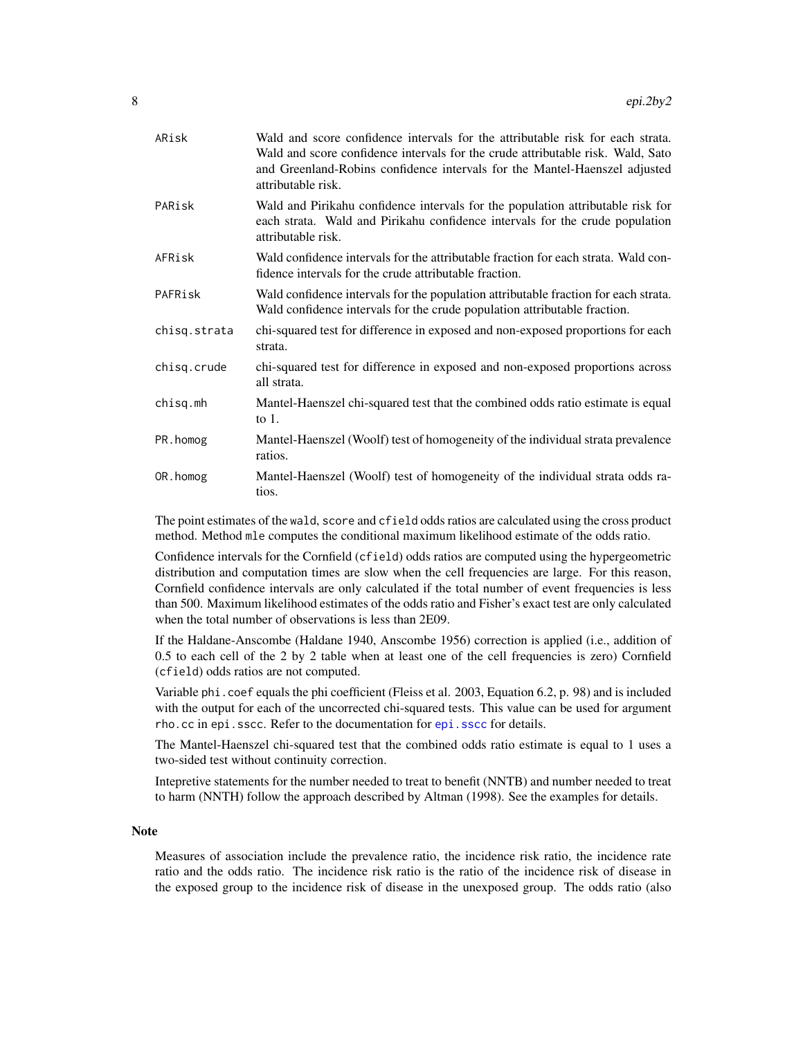| | |
|---|---|
| `ARisk` | Wald and score confidence intervals for the attributable risk for each strata. Wald and score confidence intervals for the crude attributable risk. Wald, Sato and Greenland-Robins confidence intervals for the Mantel-Haenszel adjusted attributable risk. |
| `PARisk` | Wald and Pirikahu confidence intervals for the population attributable risk for each strata. Wald and Pirikahu confidence intervals for the crude population attributable risk. |
| `AFRisk` | Wald confidence intervals for the attributable fraction for each strata. Wald confidence intervals for the crude attributable fraction. |
| `PAFRisk` | Wald confidence intervals for the population attributable fraction for each strata. Wald confidence intervals for the crude population attributable fraction. |
| `chisq.strata` | chi-squared test for difference in exposed and non-exposed proportions for each strata. |
| `chisq.crude` | chi-squared test for difference in exposed and non-exposed proportions across all strata. |
| `chisq.mh` | Mantel-Haenszel chi-squared test that the combined odds ratio estimate is equal to 1. |
| `PR.homog` | Mantel-Haenszel (Woolf) test of homogeneity of the individual strata prevalence ratios. |
| `OR.homog` | Mantel-Haenszel (Woolf) test of homogeneity of the individual strata odds ratios. |

The point estimates of the `wald`, `score` and `cfield` odds ratios are calculated using the cross product method. Method `mle` computes the conditional maximum likelihood estimate of the odds ratio.

Confidence intervals for the Cornfield (`cfield`) odds ratios are computed using the hypergeometric distribution and computation times are slow when the cell frequencies are large. For this reason, Cornfield confidence intervals are only calculated if the total number of event frequencies is less than 500. Maximum likelihood estimates of the odds ratio and Fisher's exact test are only calculated when the total number of observations is less than 2E09.

If the Haldane-Anscombe (Haldane 1940, Anscombe 1956) correction is applied (i.e., addition of 0.5 to each cell of the 2 by 2 table when at least one of the cell frequencies is zero) Cornfield (`cfield`) odds ratios are not computed.

Variable `phi.coef` equals the phi coefficient (Fleiss et al. 2003, Equation 6.2, p. 98) and is included with the output for each of the uncorrected chi-squared tests. This value can be used for argument `rho.cc` in `epi.sscc`. Refer to the documentation for `epi.sscc` for details.

The Mantel-Haenszel chi-squared test that the combined odds ratio estimate is equal to 1 uses a two-sided test without continuity correction.

Intepretive statements for the number needed to treat to benefit (NNTB) and number needed to treat to harm (NNTH) follow the approach described by Altman (1998). See the examples for details.

## Note

Measures of association include the prevalence ratio, the incidence risk ratio, the incidence rate ratio and the odds ratio. The incidence risk ratio is the ratio of the incidence risk of disease in the exposed group to the incidence risk of disease in the unexposed group. The odds ratio (also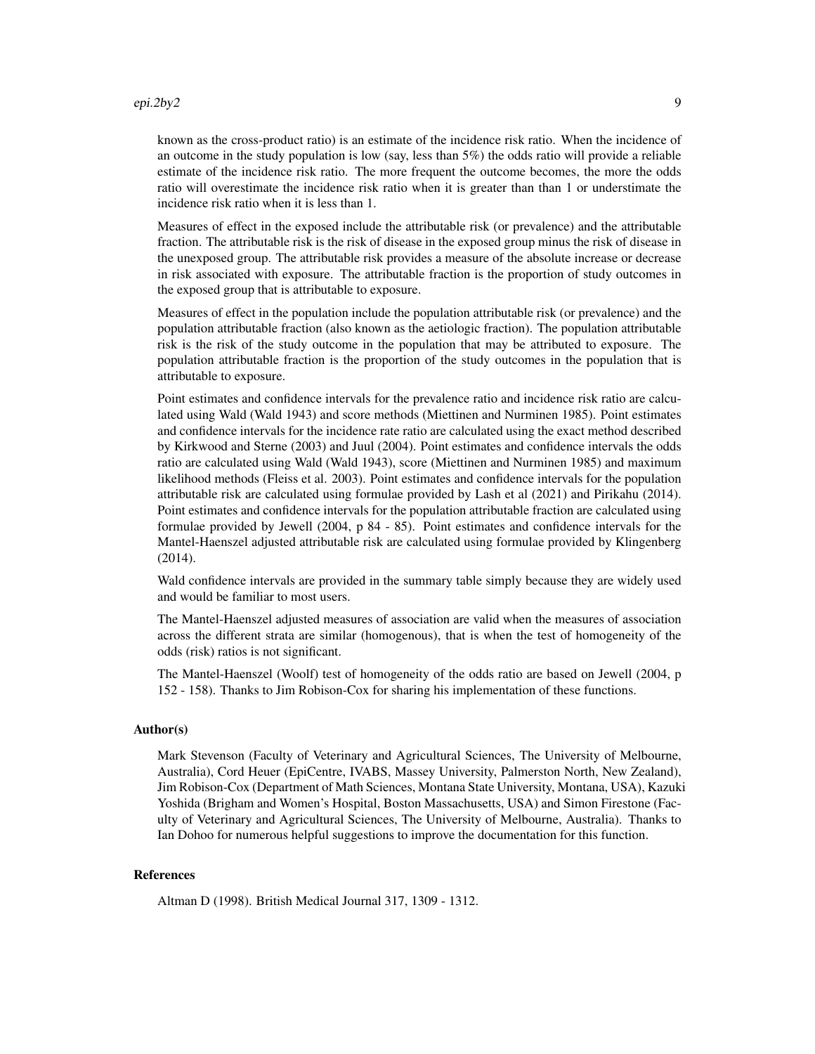known as the cross-product ratio) is an estimate of the incidence risk ratio. When the incidence of an outcome in the study population is low (say, less than 5%) the odds ratio will provide a reliable estimate of the incidence risk ratio. The more frequent the outcome becomes, the more the odds ratio will overestimate the incidence risk ratio when it is greater than than 1 or understimate the incidence risk ratio when it is less than 1.

Measures of effect in the exposed include the attributable risk (or prevalence) and the attributable fraction. The attributable risk is the risk of disease in the exposed group minus the risk of disease in the unexposed group. The attributable risk provides a measure of the absolute increase or decrease in risk associated with exposure. The attributable fraction is the proportion of study outcomes in the exposed group that is attributable to exposure.

Measures of effect in the population include the population attributable risk (or prevalence) and the population attributable fraction (also known as the aetiologic fraction). The population attributable risk is the risk of the study outcome in the population that may be attributed to exposure. The population attributable fraction is the proportion of the study outcomes in the population that is attributable to exposure.

Point estimates and confidence intervals for the prevalence ratio and incidence risk ratio are calculated using Wald (Wald 1943) and score methods (Miettinen and Nurminen 1985). Point estimates and confidence intervals for the incidence rate ratio are calculated using the exact method described by Kirkwood and Sterne (2003) and Juul (2004). Point estimates and confidence intervals the odds ratio are calculated using Wald (Wald 1943), score (Miettinen and Nurminen 1985) and maximum likelihood methods (Fleiss et al. 2003). Point estimates and confidence intervals for the population attributable risk are calculated using formulae provided by Lash et al (2021) and Pirikahu (2014). Point estimates and confidence intervals for the population attributable fraction are calculated using formulae provided by Jewell (2004, p 84 - 85). Point estimates and confidence intervals for the Mantel-Haenszel adjusted attributable risk are calculated using formulae provided by Klingenberg (2014).

Wald confidence intervals are provided in the summary table simply because they are widely used and would be familiar to most users.

The Mantel-Haenszel adjusted measures of association are valid when the measures of association across the different strata are similar (homogenous), that is when the test of homogeneity of the odds (risk) ratios is not significant.

The Mantel-Haenszel (Woolf) test of homogeneity of the odds ratio are based on Jewell (2004, p 152 - 158). Thanks to Jim Robison-Cox for sharing his implementation of these functions.

### Author(s)

Mark Stevenson (Faculty of Veterinary and Agricultural Sciences, The University of Melbourne, Australia), Cord Heuer (EpiCentre, IVABS, Massey University, Palmerston North, New Zealand), Jim Robison-Cox (Department of Math Sciences, Montana State University, Montana, USA), Kazuki Yoshida (Brigham and Women's Hospital, Boston Massachusetts, USA) and Simon Firestone (Faculty of Veterinary and Agricultural Sciences, The University of Melbourne, Australia). Thanks to Ian Dohoo for numerous helpful suggestions to improve the documentation for this function.

### References

Altman D (1998). British Medical Journal 317, 1309 - 1312.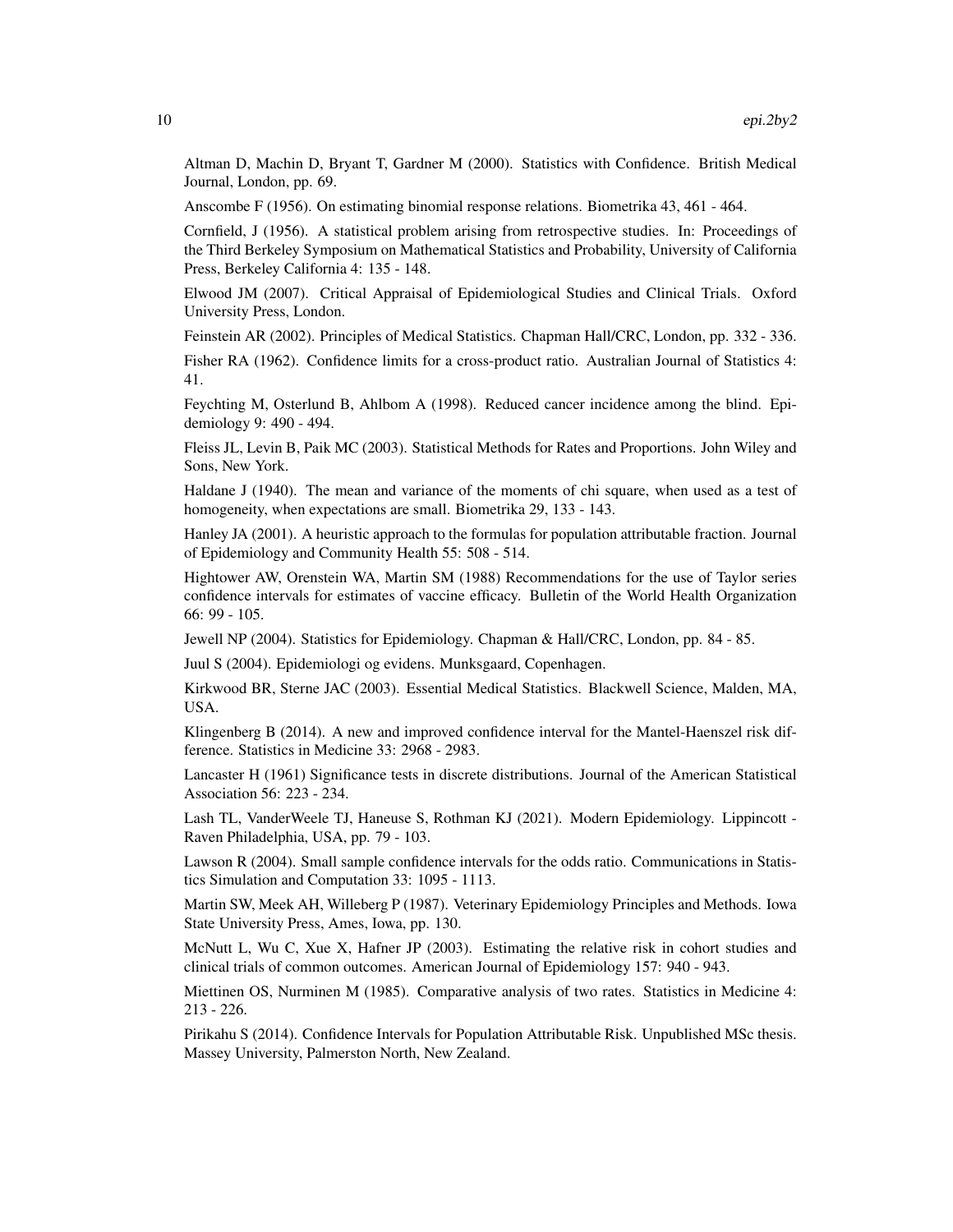Altman D, Machin D, Bryant T, Gardner M (2000). Statistics with Confidence. British Medical Journal, London, pp. 69.

Anscombe F (1956). On estimating binomial response relations. Biometrika 43, 461 - 464.

Cornfield, J (1956). A statistical problem arising from retrospective studies. In: Proceedings of the Third Berkeley Symposium on Mathematical Statistics and Probability, University of California Press, Berkeley California 4: 135 - 148.

Elwood JM (2007). Critical Appraisal of Epidemiological Studies and Clinical Trials. Oxford University Press, London.

Feinstein AR (2002). Principles of Medical Statistics. Chapman Hall/CRC, London, pp. 332 - 336.

Fisher RA (1962). Confidence limits for a cross-product ratio. Australian Journal of Statistics 4: 41.

Feychting M, Osterlund B, Ahlbom A (1998). Reduced cancer incidence among the blind. Epidemiology 9: 490 - 494.

Fleiss JL, Levin B, Paik MC (2003). Statistical Methods for Rates and Proportions. John Wiley and Sons, New York.

Haldane J (1940). The mean and variance of the moments of chi square, when used as a test of homogeneity, when expectations are small. Biometrika 29, 133 - 143.

Hanley JA (2001). A heuristic approach to the formulas for population attributable fraction. Journal of Epidemiology and Community Health 55: 508 - 514.

Hightower AW, Orenstein WA, Martin SM (1988) Recommendations for the use of Taylor series confidence intervals for estimates of vaccine efficacy. Bulletin of the World Health Organization 66: 99 - 105.

Jewell NP (2004). Statistics for Epidemiology. Chapman & Hall/CRC, London, pp. 84 - 85.

Juul S (2004). Epidemiologi og evidens. Munksgaard, Copenhagen.

Kirkwood BR, Sterne JAC (2003). Essential Medical Statistics. Blackwell Science, Malden, MA, USA.

Klingenberg B (2014). A new and improved confidence interval for the Mantel-Haenszel risk difference. Statistics in Medicine 33: 2968 - 2983.

Lancaster H (1961) Significance tests in discrete distributions. Journal of the American Statistical Association 56: 223 - 234.

Lash TL, VanderWeele TJ, Haneuse S, Rothman KJ (2021). Modern Epidemiology. Lippincott - Raven Philadelphia, USA, pp. 79 - 103.

Lawson R (2004). Small sample confidence intervals for the odds ratio. Communications in Statistics Simulation and Computation 33: 1095 - 1113.

Martin SW, Meek AH, Willeberg P (1987). Veterinary Epidemiology Principles and Methods. Iowa State University Press, Ames, Iowa, pp. 130.

McNutt L, Wu C, Xue X, Hafner JP (2003). Estimating the relative risk in cohort studies and clinical trials of common outcomes. American Journal of Epidemiology 157: 940 - 943.

Miettinen OS, Nurminen M (1985). Comparative analysis of two rates. Statistics in Medicine 4: 213 - 226.

Pirikahu S (2014). Confidence Intervals for Population Attributable Risk. Unpublished MSc thesis. Massey University, Palmerston North, New Zealand.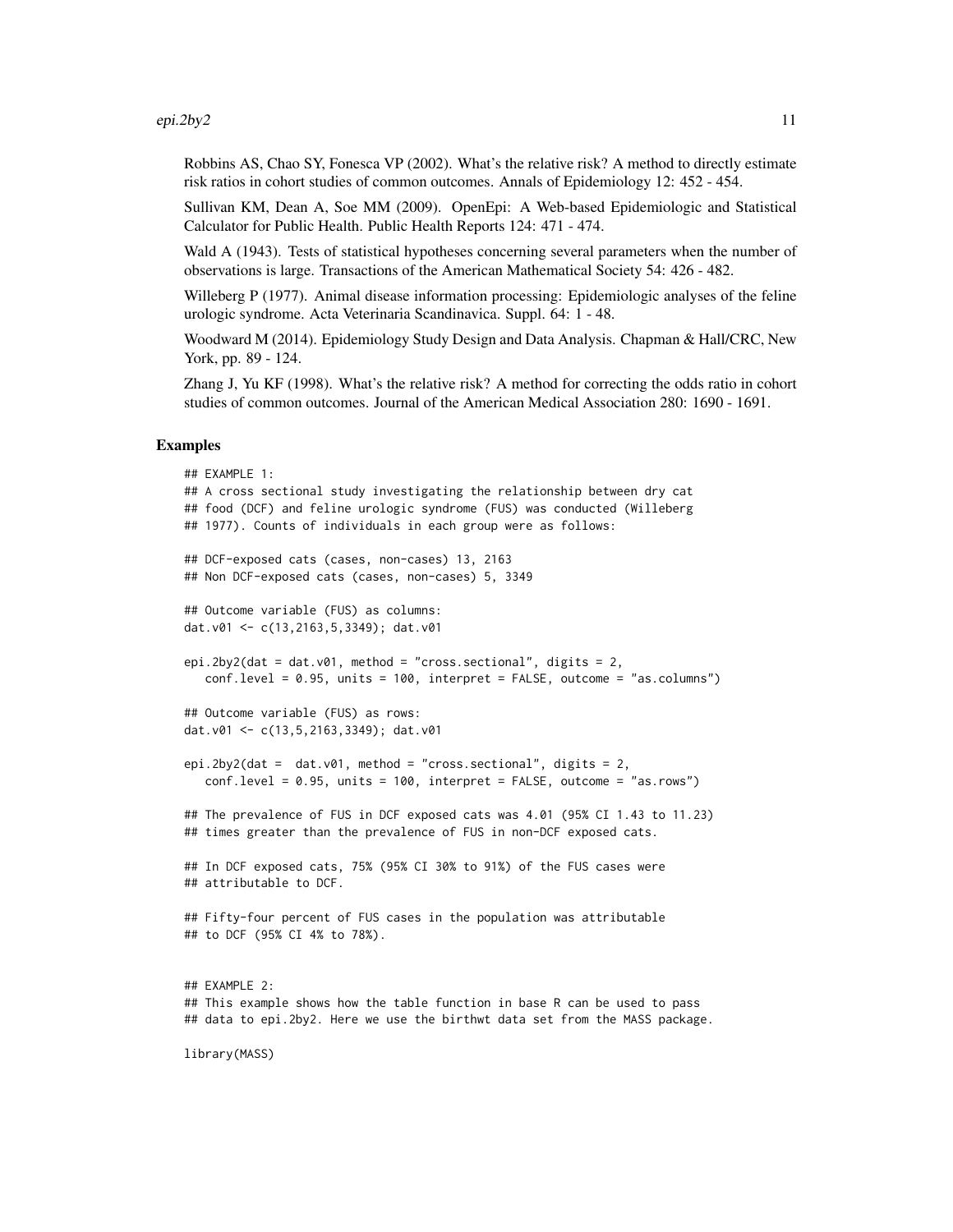Robbins AS, Chao SY, Fonesca VP (2002). What's the relative risk? A method to directly estimate risk ratios in cohort studies of common outcomes. Annals of Epidemiology 12: 452 - 454.

Sullivan KM, Dean A, Soe MM (2009). OpenEpi: A Web-based Epidemiologic and Statistical Calculator for Public Health. Public Health Reports 124: 471 - 474.

Wald A (1943). Tests of statistical hypotheses concerning several parameters when the number of observations is large. Transactions of the American Mathematical Society 54: 426 - 482.

Willeberg P (1977). Animal disease information processing: Epidemiologic analyses of the feline urologic syndrome. Acta Veterinaria Scandinavica. Suppl. 64: 1 - 48.

Woodward M (2014). Epidemiology Study Design and Data Analysis. Chapman & Hall/CRC, New York, pp. 89 - 124.

Zhang J, Yu KF (1998). What's the relative risk? A method for correcting the odds ratio in cohort studies of common outcomes. Journal of the American Medical Association 280: 1690 - 1691.

## Examples

```
## EXAMPLE 1:
## A cross sectional study investigating the relationship between dry cat
## food (DCF) and feline urologic syndrome (FUS) was conducted (Willeberg
## 1977). Counts of individuals in each group were as follows:

## DCF-exposed cats (cases, non-cases) 13, 2163
## Non DCF-exposed cats (cases, non-cases) 5, 3349

## Outcome variable (FUS) as columns:
dat.v01 <- c(13,2163,5,3349); dat.v01

epi.2by2(dat = dat.v01, method = "cross.sectional", digits = 2,
   conf.level = 0.95, units = 100, interpret = FALSE, outcome = "as.columns")

## Outcome variable (FUS) as rows:
dat.v01 <- c(13,5,2163,3349); dat.v01

epi.2by2(dat =  dat.v01, method = "cross.sectional", digits = 2,
   conf.level = 0.95, units = 100, interpret = FALSE, outcome = "as.rows")

## The prevalence of FUS in DCF exposed cats was 4.01 (95% CI 1.43 to 11.23)
## times greater than the prevalence of FUS in non-DCF exposed cats.

## In DCF exposed cats, 75% (95% CI 30% to 91%) of the FUS cases were
## attributable to DCF.

## Fifty-four percent of FUS cases in the population was attributable
## to DCF (95% CI 4% to 78%).


## EXAMPLE 2:
## This example shows how the table function in base R can be used to pass
## data to epi.2by2. Here we use the birthwt data set from the MASS package.

library(MASS)
```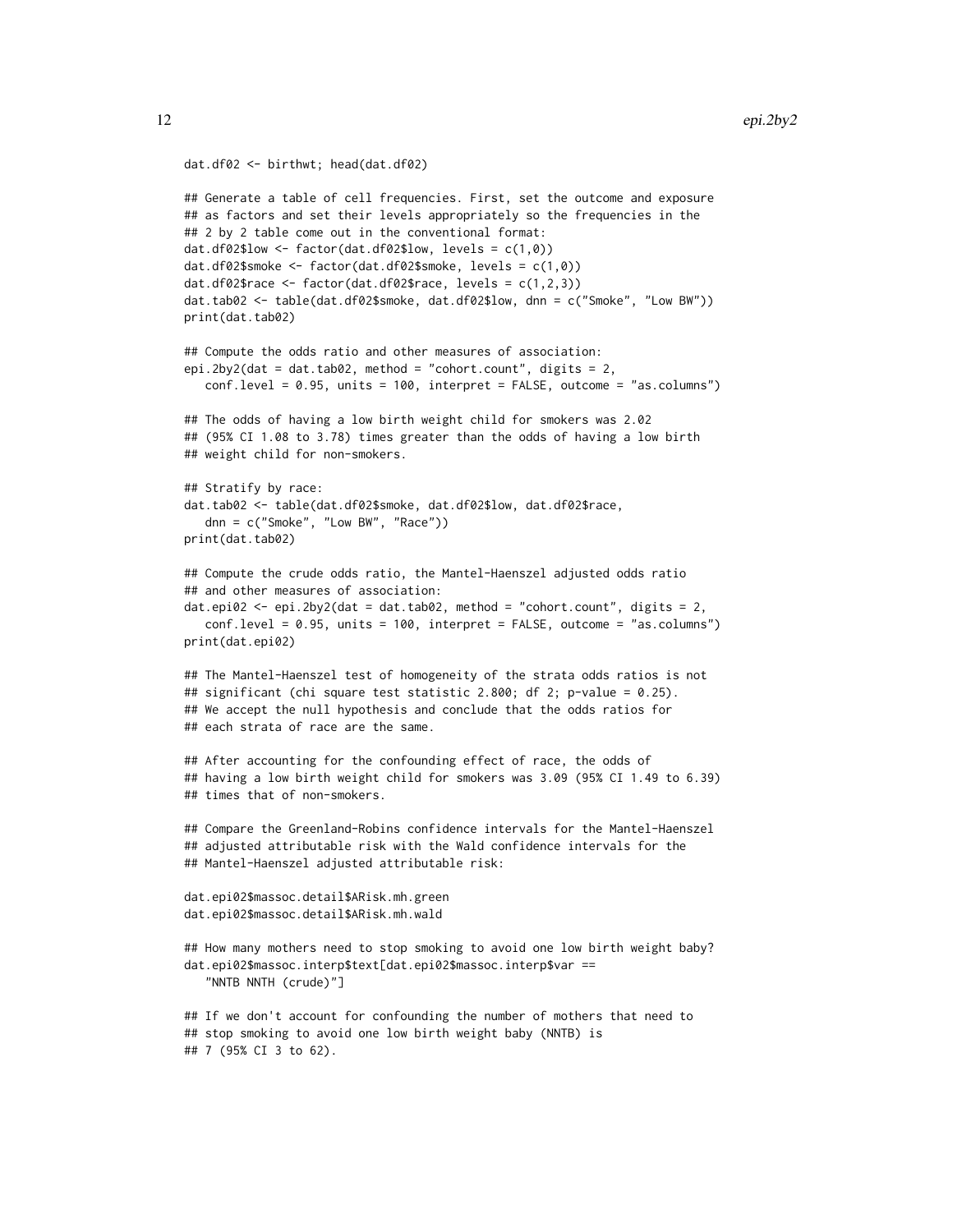```
dat.df02 <- birthwt; head(dat.df02)

## Generate a table of cell frequencies. First, set the outcome and exposure
## as factors and set their levels appropriately so the frequencies in the
## 2 by 2 table come out in the conventional format:
dat.df02$low <- factor(dat.df02$low, levels = c(1,0))
dat.df02$smoke <- factor(dat.df02$smoke, levels = c(1,0))
dat.df02$race <- factor(dat.df02$race, levels = c(1,2,3))
dat.tab02 <- table(dat.df02$smoke, dat.df02$low, dnn = c("Smoke", "Low BW"))
print(dat.tab02)

## Compute the odds ratio and other measures of association:
epi.2by2(dat = dat.tab02, method = "cohort.count", digits = 2,
   conf.level = 0.95, units = 100, interpret = FALSE, outcome = "as.columns")

## The odds of having a low birth weight child for smokers was 2.02
## (95% CI 1.08 to 3.78) times greater than the odds of having a low birth
## weight child for non-smokers.

## Stratify by race:
dat.tab02 <- table(dat.df02$smoke, dat.df02$low, dat.df02$race,
   dnn = c("Smoke", "Low BW", "Race"))
print(dat.tab02)

## Compute the crude odds ratio, the Mantel-Haenszel adjusted odds ratio
## and other measures of association:
dat.epi02 <- epi.2by2(dat = dat.tab02, method = "cohort.count", digits = 2,
   conf.level = 0.95, units = 100, interpret = FALSE, outcome = "as.columns")
print(dat.epi02)

## The Mantel-Haenszel test of homogeneity of the strata odds ratios is not
## significant (chi square test statistic 2.800; df 2; p-value = 0.25).
## We accept the null hypothesis and conclude that the odds ratios for
## each strata of race are the same.

## After accounting for the confounding effect of race, the odds of
## having a low birth weight child for smokers was 3.09 (95% CI 1.49 to 6.39)
## times that of non-smokers.

## Compare the Greenland-Robins confidence intervals for the Mantel-Haenszel
## adjusted attributable risk with the Wald confidence intervals for the
## Mantel-Haenszel adjusted attributable risk:

dat.epi02$massoc.detail$ARisk.mh.green
dat.epi02$massoc.detail$ARisk.mh.wald

## How many mothers need to stop smoking to avoid one low birth weight baby?
dat.epi02$massoc.interp$text[dat.epi02$massoc.interp$var ==
   "NNTB NNTH (crude)"]

## If we don't account for confounding the number of mothers that need to
## stop smoking to avoid one low birth weight baby (NNTB) is
## 7 (95% CI 3 to 62).
```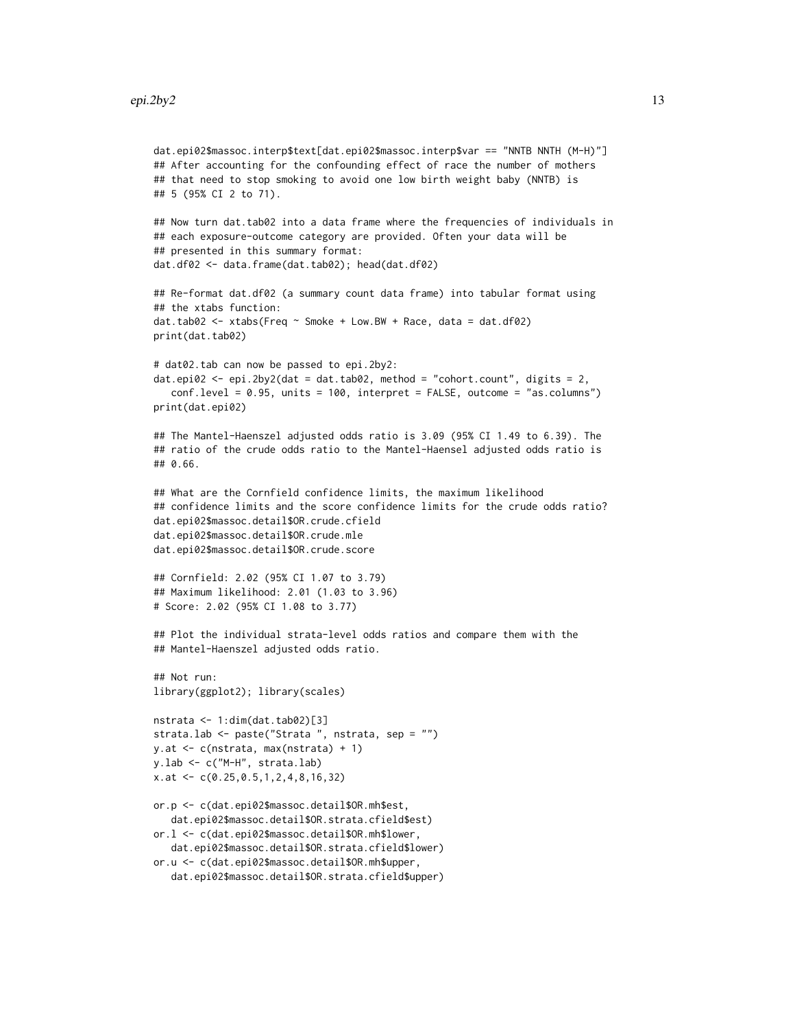```
dat.epi02$massoc.interp$text[dat.epi02$massoc.interp$var == "NNTB NNTH (M-H)"]
## After accounting for the confounding effect of race the number of mothers
## that need to stop smoking to avoid one low birth weight baby (NNTB) is
## 5 (95% CI 2 to 71).

## Now turn dat.tab02 into a data frame where the frequencies of individuals in
## each exposure-outcome category are provided. Often your data will be
## presented in this summary format:
dat.df02 <- data.frame(dat.tab02); head(dat.df02)

## Re-format dat.df02 (a summary count data frame) into tabular format using
## the xtabs function:
dat.tab02 <- xtabs(Freq ~ Smoke + Low.BW + Race, data = dat.df02)
print(dat.tab02)

# dat02.tab can now be passed to epi.2by2:
dat.epi02 <- epi.2by2(dat = dat.tab02, method = "cohort.count", digits = 2,
   conf.level = 0.95, units = 100, interpret = FALSE, outcome = "as.columns")
print(dat.epi02)

## The Mantel-Haenszel adjusted odds ratio is 3.09 (95% CI 1.49 to 6.39). The
## ratio of the crude odds ratio to the Mantel-Haensel adjusted odds ratio is
## 0.66.

## What are the Cornfield confidence limits, the maximum likelihood
## confidence limits and the score confidence limits for the crude odds ratio?
dat.epi02$massoc.detail$OR.crude.cfield
dat.epi02$massoc.detail$OR.crude.mle
dat.epi02$massoc.detail$OR.crude.score

## Cornfield: 2.02 (95% CI 1.07 to 3.79)
## Maximum likelihood: 2.01 (1.03 to 3.96)
# Score: 2.02 (95% CI 1.08 to 3.77)

## Plot the individual strata-level odds ratios and compare them with the
## Mantel-Haenszel adjusted odds ratio.

## Not run:
library(ggplot2); library(scales)

nstrata <- 1:dim(dat.tab02)[3]
strata.lab <- paste("Strata ", nstrata, sep = "")
y.at <- c(nstrata, max(nstrata) + 1)
y.lab <- c("M-H", strata.lab)
x.at <- c(0.25,0.5,1,2,4,8,16,32)

or.p <- c(dat.epi02$massoc.detail$OR.mh$est,
   dat.epi02$massoc.detail$OR.strata.cfield$est)
or.l <- c(dat.epi02$massoc.detail$OR.mh$lower,
   dat.epi02$massoc.detail$OR.strata.cfield$lower)
or.u <- c(dat.epi02$massoc.detail$OR.mh$upper,
   dat.epi02$massoc.detail$OR.strata.cfield$upper)
```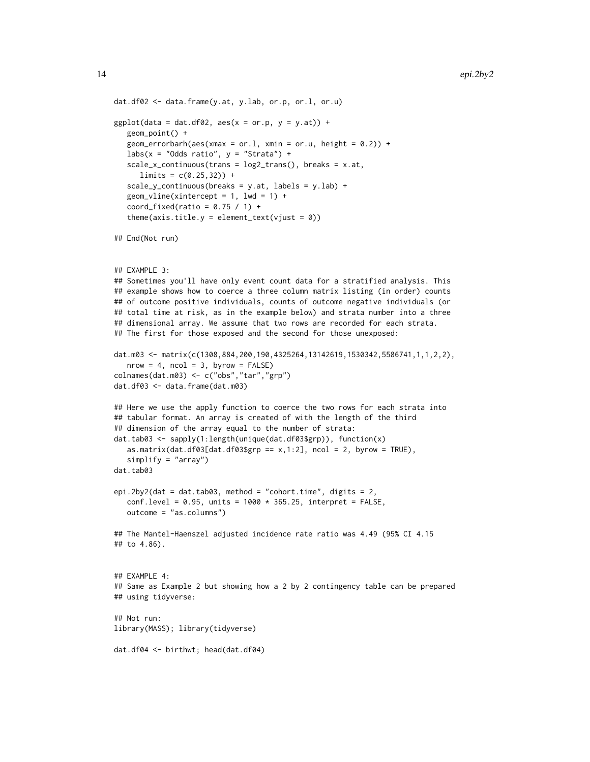```
dat.df02 <- data.frame(y.at, y.lab, or.p, or.l, or.u)

ggplot(data = dat.df02, aes(x = or.p, y = y.at)) +
   geom_point() +
   geom_errorbarh(aes(xmax = or.l, xmin = or.u, height = 0.2)) +
   labs(x = "Odds ratio", y = "Strata") +
   scale_x_continuous(trans = log2_trans(), breaks = x.at,
      limits = c(0.25,32)) +
   scale_y_continuous(breaks = y.at, labels = y.lab) +
   geom_vline(xintercept = 1, lwd = 1) +
   coord_fixed(ratio = 0.75 / 1) +
   theme(axis.title.y = element_text(vjust = 0))

## End(Not run)


## EXAMPLE 3:
## Sometimes you'll have only event count data for a stratified analysis. This
## example shows how to coerce a three column matrix listing (in order) counts
## of outcome positive individuals, counts of outcome negative individuals (or
## total time at risk, as in the example below) and strata number into a three
## dimensional array. We assume that two rows are recorded for each strata.
## The first for those exposed and the second for those unexposed:

dat.m03 <- matrix(c(1308,884,200,190,4325264,13142619,1530342,5586741,1,1,2,2),
   nrow = 4, ncol = 3, byrow = FALSE)
colnames(dat.m03) <- c("obs","tar","grp")
dat.df03 <- data.frame(dat.m03)

## Here we use the apply function to coerce the two rows for each strata into
## tabular format. An array is created of with the length of the third
## dimension of the array equal to the number of strata:
dat.tab03 <- sapply(1:length(unique(dat.df03$grp)), function(x)
   as.matrix(dat.df03[dat.df03$grp == x,1:2], ncol = 2, byrow = TRUE),
   simplify = "array")
dat.tab03

epi.2by2(dat = dat.tab03, method = "cohort.time", digits = 2,
   conf.level = 0.95, units = 1000 * 365.25, interpret = FALSE,
   outcome = "as.columns")

## The Mantel-Haenszel adjusted incidence rate ratio was 4.49 (95% CI 4.15
## to 4.86).


## EXAMPLE 4:
## Same as Example 2 but showing how a 2 by 2 contingency table can be prepared
## using tidyverse:

## Not run:
library(MASS); library(tidyverse)

dat.df04 <- birthwt; head(dat.df04)
```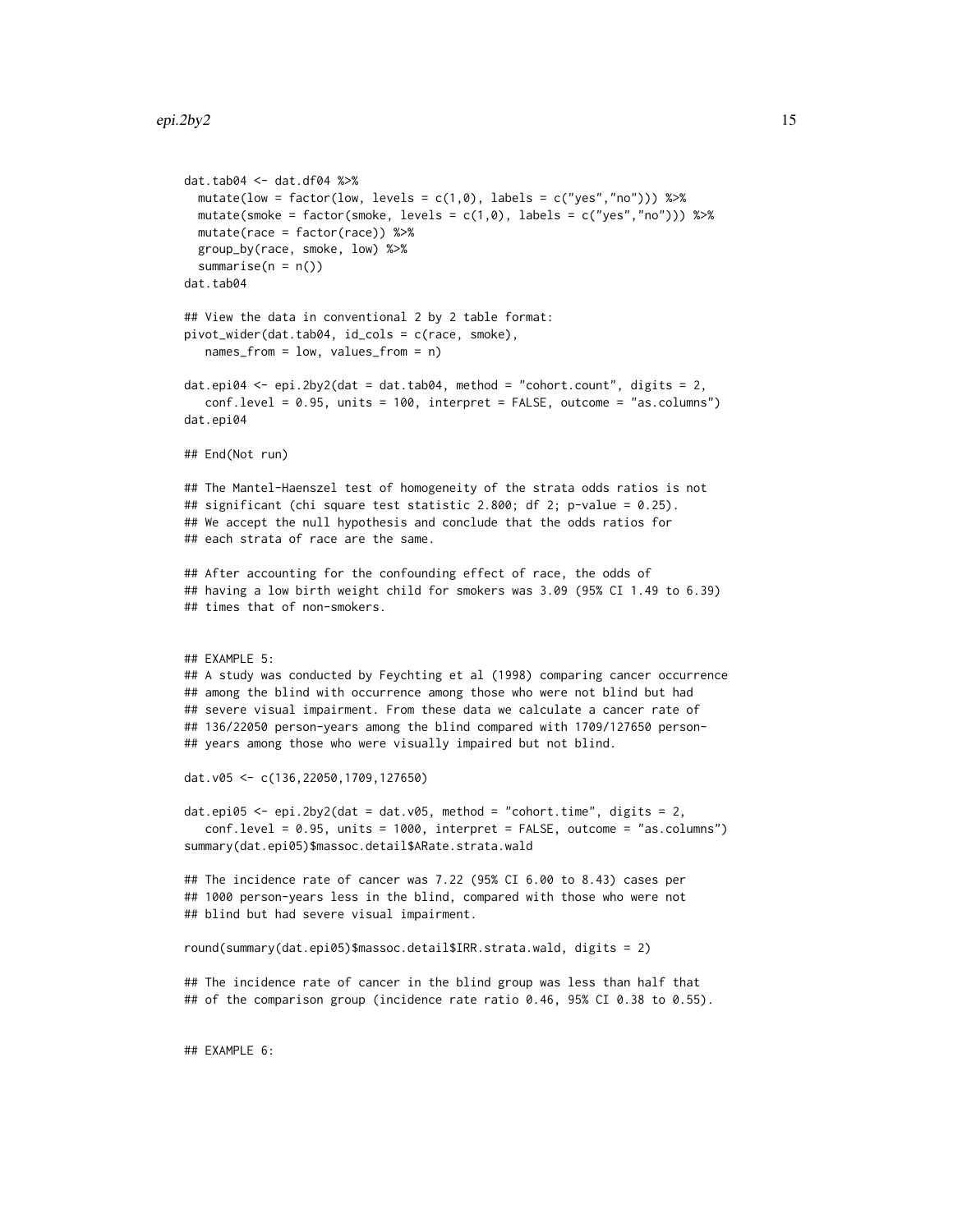```
dat.tab04 <- dat.df04 %>%
  mutate(low = factor(low, levels = c(1,0), labels = c("yes","no"))) %>%
  mutate(smoke = factor(smoke, levels = c(1,0), labels = c("yes","no"))) %>%
  mutate(race = factor(race)) %>%
  group_by(race, smoke, low) %>%
  summarise(n = n())
dat.tab04

## View the data in conventional 2 by 2 table format:
pivot_wider(dat.tab04, id_cols = c(race, smoke),
   names_from = low, values_from = n)

dat.epi04 <- epi.2by2(dat = dat.tab04, method = "cohort.count", digits = 2,
   conf.level = 0.95, units = 100, interpret = FALSE, outcome = "as.columns")
dat.epi04

## End(Not run)

## The Mantel-Haenszel test of homogeneity of the strata odds ratios is not
## significant (chi square test statistic 2.800; df 2; p-value = 0.25).
## We accept the null hypothesis and conclude that the odds ratios for
## each strata of race are the same.

## After accounting for the confounding effect of race, the odds of
## having a low birth weight child for smokers was 3.09 (95% CI 1.49 to 6.39)
## times that of non-smokers.


## EXAMPLE 5:
## A study was conducted by Feychting et al (1998) comparing cancer occurrence
## among the blind with occurrence among those who were not blind but had
## severe visual impairment. From these data we calculate a cancer rate of
## 136/22050 person-years among the blind compared with 1709/127650 person-
## years among those who were visually impaired but not blind.

dat.v05 <- c(136,22050,1709,127650)

dat.epi05 <- epi.2by2(dat = dat.v05, method = "cohort.time", digits = 2,
   conf.level = 0.95, units = 1000, interpret = FALSE, outcome = "as.columns")
summary(dat.epi05)$massoc.detail$ARate.strata.wald

## The incidence rate of cancer was 7.22 (95% CI 6.00 to 8.43) cases per
## 1000 person-years less in the blind, compared with those who were not
## blind but had severe visual impairment.

round(summary(dat.epi05)$massoc.detail$IRR.strata.wald, digits = 2)

## The incidence rate of cancer in the blind group was less than half that
## of the comparison group (incidence rate ratio 0.46, 95% CI 0.38 to 0.55).


## EXAMPLE 6:
```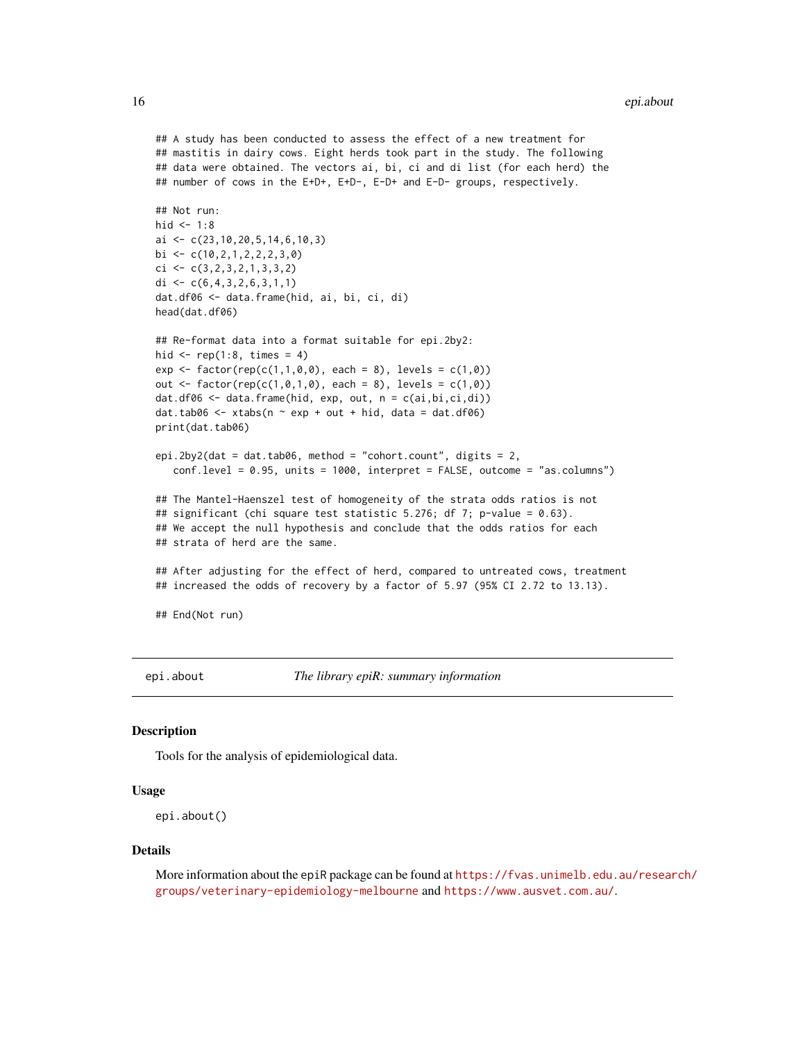```
## A study has been conducted to assess the effect of a new treatment for
## mastitis in dairy cows. Eight herds took part in the study. The following
## data were obtained. The vectors ai, bi, ci and di list (for each herd) the
## number of cows in the E+D+, E+D-, E-D+ and E-D- groups, respectively.

## Not run:
hid <- 1:8
ai <- c(23,10,20,5,14,6,10,3)
bi <- c(10,2,1,2,2,2,3,0)
ci <- c(3,2,3,2,1,3,3,2)
di <- c(6,4,3,2,6,3,1,1)
dat.df06 <- data.frame(hid, ai, bi, ci, di)
head(dat.df06)

## Re-format data into a format suitable for epi.2by2:
hid <- rep(1:8, times = 4)
exp <- factor(rep(c(1,1,0,0), each = 8), levels = c(1,0))
out <- factor(rep(c(1,0,1,0), each = 8), levels = c(1,0))
dat.df06 <- data.frame(hid, exp, out, n = c(ai,bi,ci,di))
dat.tab06 <- xtabs(n ~ exp + out + hid, data = dat.df06)
print(dat.tab06)

epi.2by2(dat = dat.tab06, method = "cohort.count", digits = 2,
   conf.level = 0.95, units = 1000, interpret = FALSE, outcome = "as.columns")

## The Mantel-Haenszel test of homogeneity of the strata odds ratios is not
## significant (chi square test statistic 5.276; df 7; p-value = 0.63).
## We accept the null hypothesis and conclude that the odds ratios for each
## strata of herd are the same.

## After adjusting for the effect of herd, compared to untreated cows, treatment
## increased the odds of recovery by a factor of 5.97 (95% CI 2.72 to 13.13).

## End(Not run)
```

---

`epi.about` *The library epiR: summary information*

---

## Description

Tools for the analysis of epidemiological data.

## Usage

```
epi.about()
```

## Details

More information about the `epiR` package can be found at https://fvas.unimelb.edu.au/research/groups/veterinary-epidemiology-melbourne and https://www.ausvet.com.au/.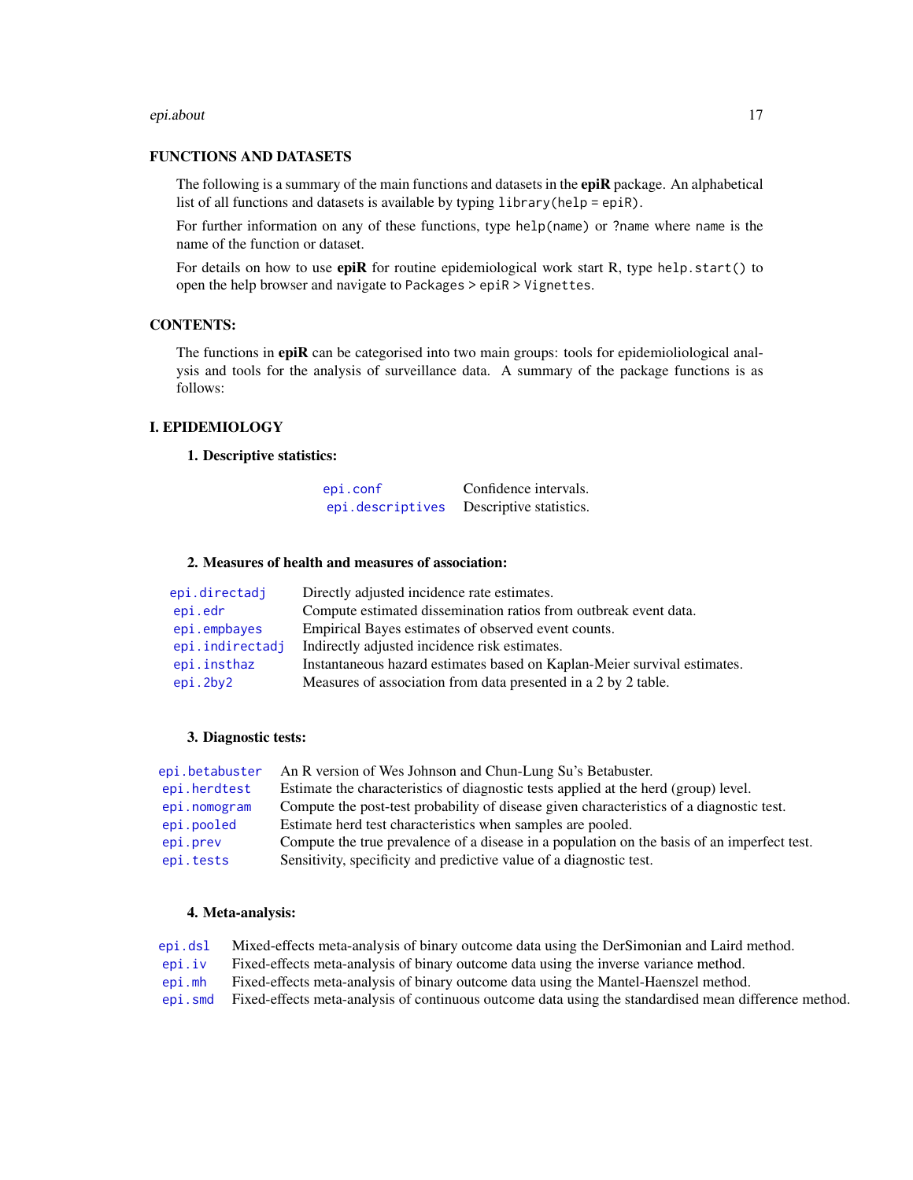## FUNCTIONS AND DATASETS

The following is a summary of the main functions and datasets in the **epiR** package. An alphabetical list of all functions and datasets is available by typing `library(help = epiR)`.

For further information on any of these functions, type `help(name)` or `?name` where `name` is the name of the function or dataset.

For details on how to use **epiR** for routine epidemiological work start R, type `help.start()` to open the help browser and navigate to `Packages > epiR > Vignettes`.

## CONTENTS:

The functions in **epiR** can be categorised into two main groups: tools for epidemioliological analysis and tools for the analysis of surveillance data. A summary of the package functions is as follows:

## I. EPIDEMIOLOGY

### 1. Descriptive statistics:

| | |
|---|---|
| `epi.conf` | Confidence intervals. |
| `epi.descriptives` | Descriptive statistics. |

### 2. Measures of health and measures of association:

| | |
|---|---|
| `epi.directadj` | Directly adjusted incidence rate estimates. |
| `epi.edr` | Compute estimated dissemination ratios from outbreak event data. |
| `epi.empbayes` | Empirical Bayes estimates of observed event counts. |
| `epi.indirectadj` | Indirectly adjusted incidence risk estimates. |
| `epi.insthaz` | Instantaneous hazard estimates based on Kaplan-Meier survival estimates. |
| `epi.2by2` | Measures of association from data presented in a 2 by 2 table. |

### 3. Diagnostic tests:

| | |
|---|---|
| `epi.betabuster` | An R version of Wes Johnson and Chun-Lung Su's Betabuster. |
| `epi.herdtest` | Estimate the characteristics of diagnostic tests applied at the herd (group) level. |
| `epi.nomogram` | Compute the post-test probability of disease given characteristics of a diagnostic test. |
| `epi.pooled` | Estimate herd test characteristics when samples are pooled. |
| `epi.prev` | Compute the true prevalence of a disease in a population on the basis of an imperfect test. |
| `epi.tests` | Sensitivity, specificity and predictive value of a diagnostic test. |

### 4. Meta-analysis:

| | |
|---|---|
| `epi.dsl` | Mixed-effects meta-analysis of binary outcome data using the DerSimonian and Laird method. |
| `epi.iv` | Fixed-effects meta-analysis of binary outcome data using the inverse variance method. |
| `epi.mh` | Fixed-effects meta-analysis of binary outcome data using the Mantel-Haenszel method. |
| `epi.smd` | Fixed-effects meta-analysis of continuous outcome data using the standardised mean difference method. |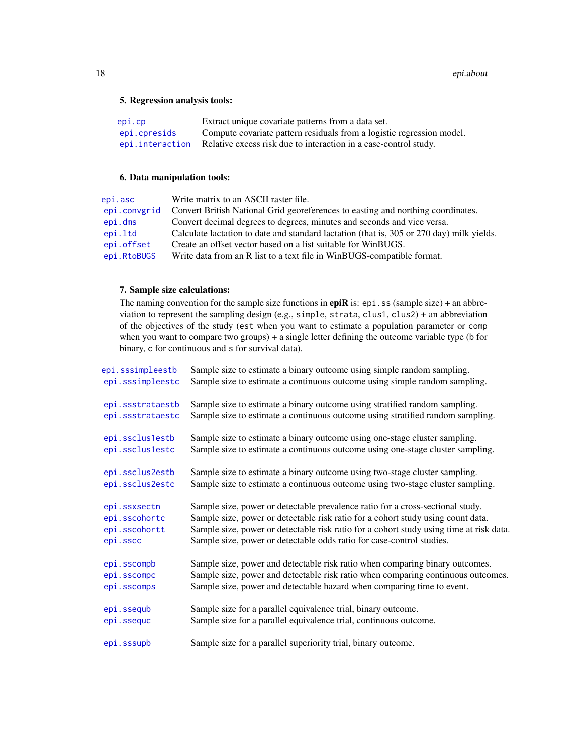**5. Regression analysis tools:**

| | |
|---|---|
| `epi.cp` | Extract unique covariate patterns from a data set. |
| `epi.cpresids` | Compute covariate pattern residuals from a logistic regression model. |
| `epi.interaction` | Relative excess risk due to interaction in a case-control study. |

**6. Data manipulation tools:**

| | |
|---|---|
| `epi.asc` | Write matrix to an ASCII raster file. |
| `epi.convgrid` | Convert British National Grid georeferences to easting and northing coordinates. |
| `epi.dms` | Convert decimal degrees to degrees, minutes and seconds and vice versa. |
| `epi.ltd` | Calculate lactation to date and standard lactation (that is, 305 or 270 day) milk yields. |
| `epi.offset` | Create an offset vector based on a list suitable for WinBUGS. |
| `epi.RtoBUGS` | Write data from an R list to a text file in WinBUGS-compatible format. |

**7. Sample size calculations:**

The naming convention for the sample size functions in **epiR** is: `epi.ss` (sample size) + an abbreviation to represent the sampling design (e.g., `simple`, `strata`, `clus1`, `clus2`) + an abbreviation of the objectives of the study (`est` when you want to estimate a population parameter or `comp` when you want to compare two groups) + a single letter defining the outcome variable type (`b` for binary, `c` for continuous and `s` for survival data).

| | |
|---|---|
| `epi.sssimpleestb` | Sample size to estimate a binary outcome using simple random sampling. |
| `epi.sssimpleestc` | Sample size to estimate a continuous outcome using simple random sampling. |
| `epi.ssstrataestb` | Sample size to estimate a binary outcome using stratified random sampling. |
| `epi.ssstrataestc` | Sample size to estimate a continuous outcome using stratified random sampling. |
| `epi.ssclus1estb` | Sample size to estimate a binary outcome using one-stage cluster sampling. |
| `epi.ssclus1estc` | Sample size to estimate a continuous outcome using one-stage cluster sampling. |
| `epi.ssclus2estb` | Sample size to estimate a binary outcome using two-stage cluster sampling. |
| `epi.ssclus2estc` | Sample size to estimate a continuous outcome using two-stage cluster sampling. |
| `epi.ssxsectn` | Sample size, power or detectable prevalence ratio for a cross-sectional study. |
| `epi.sscohortc` | Sample size, power or detectable risk ratio for a cohort study using count data. |
| `epi.sscohortt` | Sample size, power or detectable risk ratio for a cohort study using time at risk data. |
| `epi.sscc` | Sample size, power or detectable odds ratio for case-control studies. |
| `epi.sscompb` | Sample size, power and detectable risk ratio when comparing binary outcomes. |
| `epi.sscompc` | Sample size, power and detectable risk ratio when comparing continuous outcomes. |
| `epi.sscomps` | Sample size, power and detectable hazard when comparing time to event. |
| `epi.ssequb` | Sample size for a parallel equivalence trial, binary outcome. |
| `epi.ssequc` | Sample size for a parallel equivalence trial, continuous outcome. |
| `epi.sssupb` | Sample size for a parallel superiority trial, binary outcome. |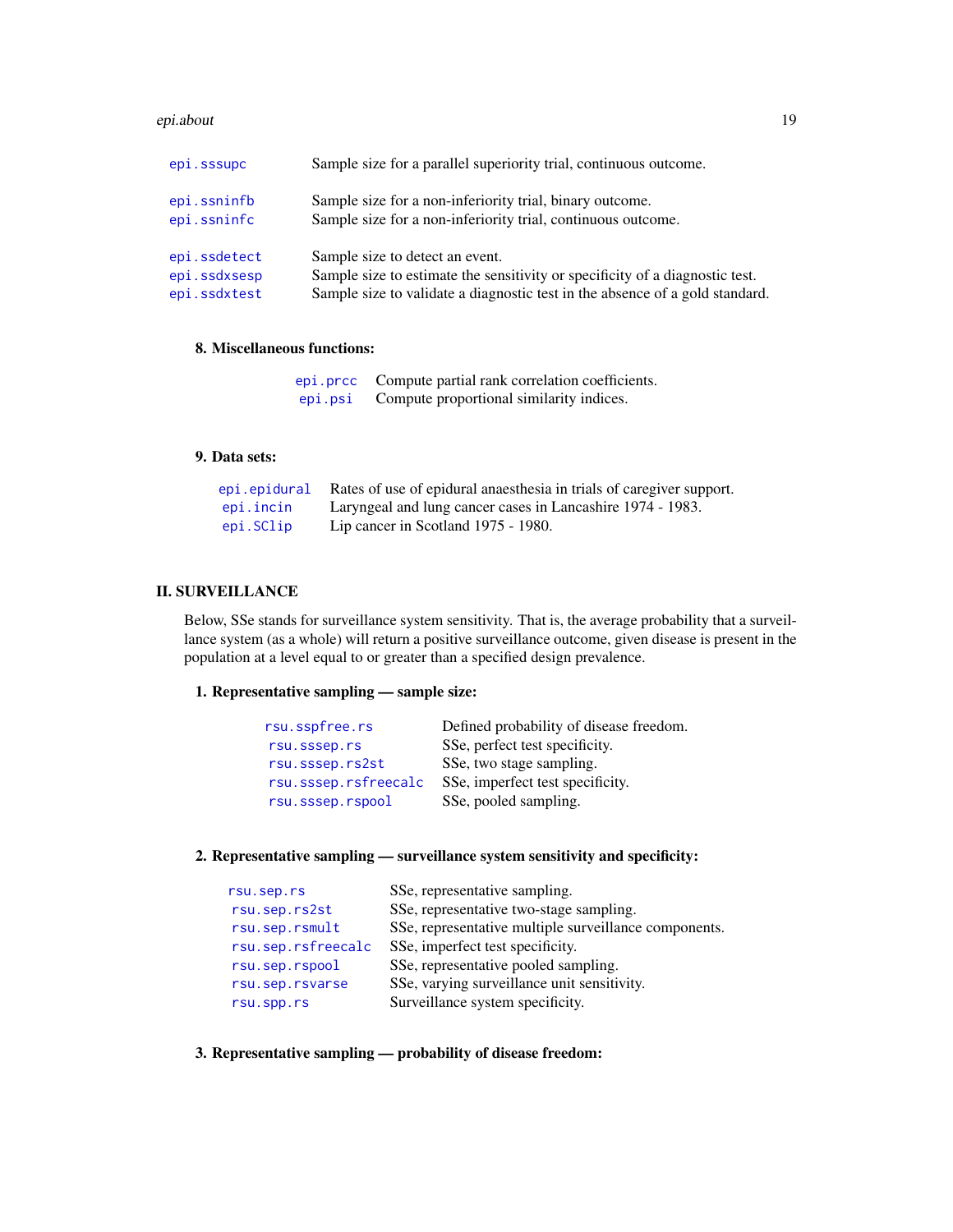| | |
|---|---|
| epi.sssupc | Sample size for a parallel superiority trial, continuous outcome. |
| epi.ssninfb | Sample size for a non-inferiority trial, binary outcome. |
| epi.ssninfc | Sample size for a non-inferiority trial, continuous outcome. |
| epi.ssdetect | Sample size to detect an event. |
| epi.ssdxsesp | Sample size to estimate the sensitivity or specificity of a diagnostic test. |
| epi.ssdxtest | Sample size to validate a diagnostic test in the absence of a gold standard. |

**8. Miscellaneous functions:**

| | |
|---|---|
| epi.prcc | Compute partial rank correlation coefficients. |
| epi.psi | Compute proportional similarity indices. |

**9. Data sets:**

| | |
|---|---|
| epi.epidural | Rates of use of epidural anaesthesia in trials of caregiver support. |
| epi.incin | Laryngeal and lung cancer cases in Lancashire 1974 - 1983. |
| epi.SClip | Lip cancer in Scotland 1975 - 1980. |

## II. SURVEILLANCE

Below, SSe stands for surveillance system sensitivity. That is, the average probability that a surveillance system (as a whole) will return a positive surveillance outcome, given disease is present in the population at a level equal to or greater than a specified design prevalence.

**1. Representative sampling — sample size:**

| | |
|---|---|
| rsu.sspfree.rs | Defined probability of disease freedom. |
| rsu.sssep.rs | SSe, perfect test specificity. |
| rsu.sssep.rs2st | SSe, two stage sampling. |
| rsu.sssep.rsfreecalc | SSe, imperfect test specificity. |
| rsu.sssep.rspool | SSe, pooled sampling. |

**2. Representative sampling — surveillance system sensitivity and specificity:**

| | |
|---|---|
| rsu.sep.rs | SSe, representative sampling. |
| rsu.sep.rs2st | SSe, representative two-stage sampling. |
| rsu.sep.rsmult | SSe, representative multiple surveillance components. |
| rsu.sep.rsfreecalc | SSe, imperfect test specificity. |
| rsu.sep.rspool | SSe, representative pooled sampling. |
| rsu.sep.rsvarse | SSe, varying surveillance unit sensitivity. |
| rsu.spp.rs | Surveillance system specificity. |

**3. Representative sampling — probability of disease freedom:**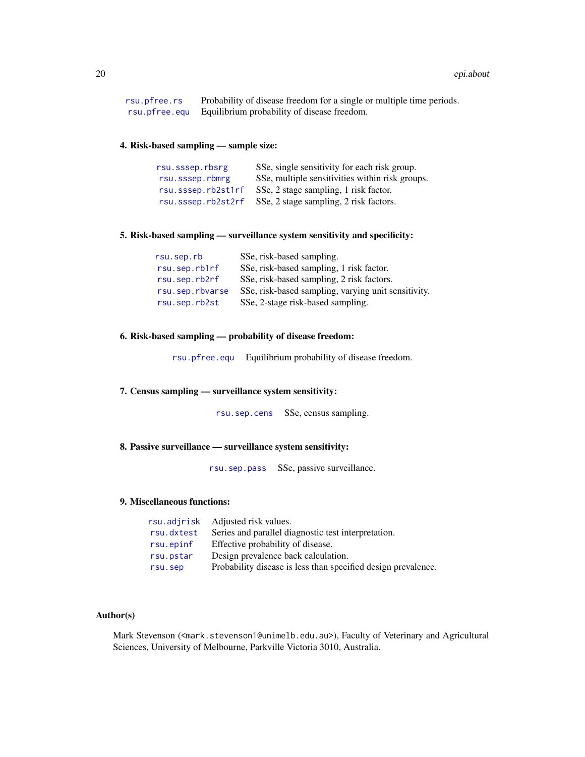| | |
|---|---|
| `rsu.pfree.rs` | Probability of disease freedom for a single or multiple time periods. |
| `rsu.pfree.equ` | Equilibrium probability of disease freedom. |

**4. Risk-based sampling — sample size:**

| | |
|---|---|
| `rsu.sssep.rbsrg` | SSe, single sensitivity for each risk group. |
| `rsu.sssep.rbmrg` | SSe, multiple sensitivities within risk groups. |
| `rsu.sssep.rb2st1rf` | SSe, 2 stage sampling, 1 risk factor. |
| `rsu.sssep.rb2st2rf` | SSe, 2 stage sampling, 2 risk factors. |

**5. Risk-based sampling — surveillance system sensitivity and specificity:**

| | |
|---|---|
| `rsu.sep.rb` | SSe, risk-based sampling. |
| `rsu.sep.rb1rf` | SSe, risk-based sampling, 1 risk factor. |
| `rsu.sep.rb2rf` | SSe, risk-based sampling, 2 risk factors. |
| `rsu.sep.rbvarse` | SSe, risk-based sampling, varying unit sensitivity. |
| `rsu.sep.rb2st` | SSe, 2-stage risk-based sampling. |

**6. Risk-based sampling — probability of disease freedom:**

| | |
|---|---|
| `rsu.pfree.equ` | Equilibrium probability of disease freedom. |

**7. Census sampling — surveillance system sensitivity:**

| | |
|---|---|
| `rsu.sep.cens` | SSe, census sampling. |

**8. Passive surveillance — surveillance system sensitivity:**

| | |
|---|---|
| `rsu.sep.pass` | SSe, passive surveillance. |

**9. Miscellaneous functions:**

| | |
|---|---|
| `rsu.adjrisk` | Adjusted risk values. |
| `rsu.dxtest` | Series and parallel diagnostic test interpretation. |
| `rsu.epinf` | Effective probability of disease. |
| `rsu.pstar` | Design prevalence back calculation. |
| `rsu.sep` | Probability disease is less than specified design prevalence. |

## Author(s)

Mark Stevenson (<mark.stevenson1@unimelb.edu.au>), Faculty of Veterinary and Agricultural Sciences, University of Melbourne, Parkville Victoria 3010, Australia.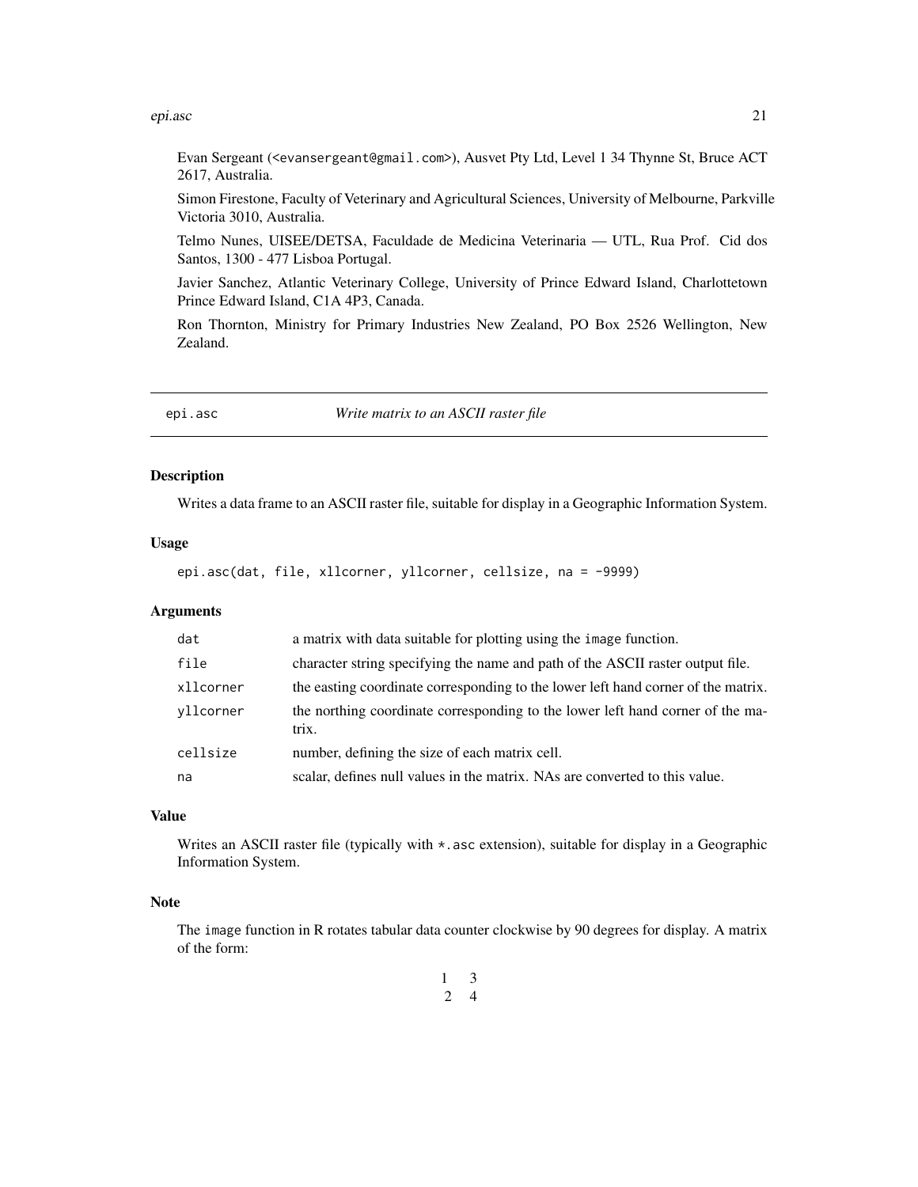Evan Sergeant (<evansergeant@gmail.com>), Ausvet Pty Ltd, Level 1 34 Thynne St, Bruce ACT 2617, Australia.

Simon Firestone, Faculty of Veterinary and Agricultural Sciences, University of Melbourne, Parkville Victoria 3010, Australia.

Telmo Nunes, UISEE/DETSA, Faculdade de Medicina Veterinaria — UTL, Rua Prof. Cid dos Santos, 1300 - 477 Lisboa Portugal.

Javier Sanchez, Atlantic Veterinary College, University of Prince Edward Island, Charlottetown Prince Edward Island, C1A 4P3, Canada.

Ron Thornton, Ministry for Primary Industries New Zealand, PO Box 2526 Wellington, New Zealand.

---

## epi.asc — *Write matrix to an ASCII raster file*

### Description

Writes a data frame to an ASCII raster file, suitable for display in a Geographic Information System.

### Usage

```
epi.asc(dat, file, xllcorner, yllcorner, cellsize, na = -9999)
```

### Arguments

| | |
|---|---|
| `dat` | a matrix with data suitable for plotting using the `image` function. |
| `file` | character string specifying the name and path of the ASCII raster output file. |
| `xllcorner` | the easting coordinate corresponding to the lower left hand corner of the matrix. |
| `yllcorner` | the northing coordinate corresponding to the lower left hand corner of the matrix. |
| `cellsize` | number, defining the size of each matrix cell. |
| `na` | scalar, defines null values in the matrix. NAs are converted to this value. |

### Value

Writes an ASCII raster file (typically with `*.asc` extension), suitable for display in a Geographic Information System.

### Note

The `image` function in R rotates tabular data counter clockwise by 90 degrees for display. A matrix of the form:

$$\begin{matrix} 1 & 3 \\ 2 & 4 \end{matrix}$$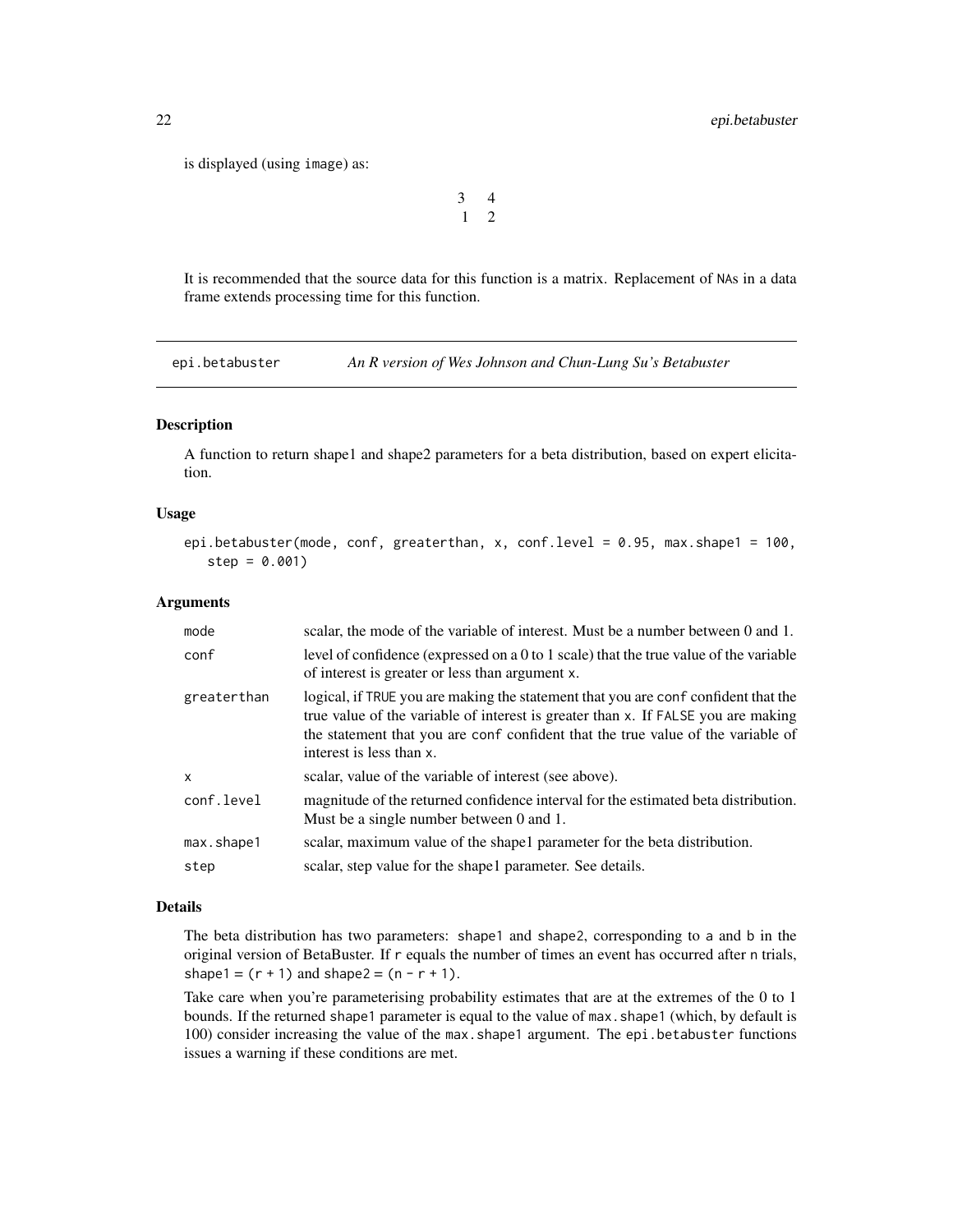is displayed (using image) as:

```
3  4
1  2
```

It is recommended that the source data for this function is a matrix. Replacement of NAs in a data frame extends processing time for this function.

---

## epi.betabuster — *An R version of Wes Johnson and Chun-Lung Su's Betabuster*

### Description

A function to return shape1 and shape2 parameters for a beta distribution, based on expert elicitation.

### Usage

```
epi.betabuster(mode, conf, greaterthan, x, conf.level = 0.95, max.shape1 = 100,
   step = 0.001)
```

### Arguments

| | |
|---|---|
| mode | scalar, the mode of the variable of interest. Must be a number between 0 and 1. |
| conf | level of confidence (expressed on a 0 to 1 scale) that the true value of the variable of interest is greater or less than argument x. |
| greaterthan | logical, if TRUE you are making the statement that you are conf confident that the true value of the variable of interest is greater than x. If FALSE you are making the statement that you are conf confident that the true value of the variable of interest is less than x. |
| x | scalar, value of the variable of interest (see above). |
| conf.level | magnitude of the returned confidence interval for the estimated beta distribution. Must be a single number between 0 and 1. |
| max.shape1 | scalar, maximum value of the shape1 parameter for the beta distribution. |
| step | scalar, step value for the shape1 parameter. See details. |

### Details

The beta distribution has two parameters: shape1 and shape2, corresponding to a and b in the original version of BetaBuster. If r equals the number of times an event has occurred after n trials, shape1 = (r + 1) and shape2 = (n - r + 1).

Take care when you're parameterising probability estimates that are at the extremes of the 0 to 1 bounds. If the returned shape1 parameter is equal to the value of max.shape1 (which, by default is 100) consider increasing the value of the max.shape1 argument. The epi.betabuster functions issues a warning if these conditions are met.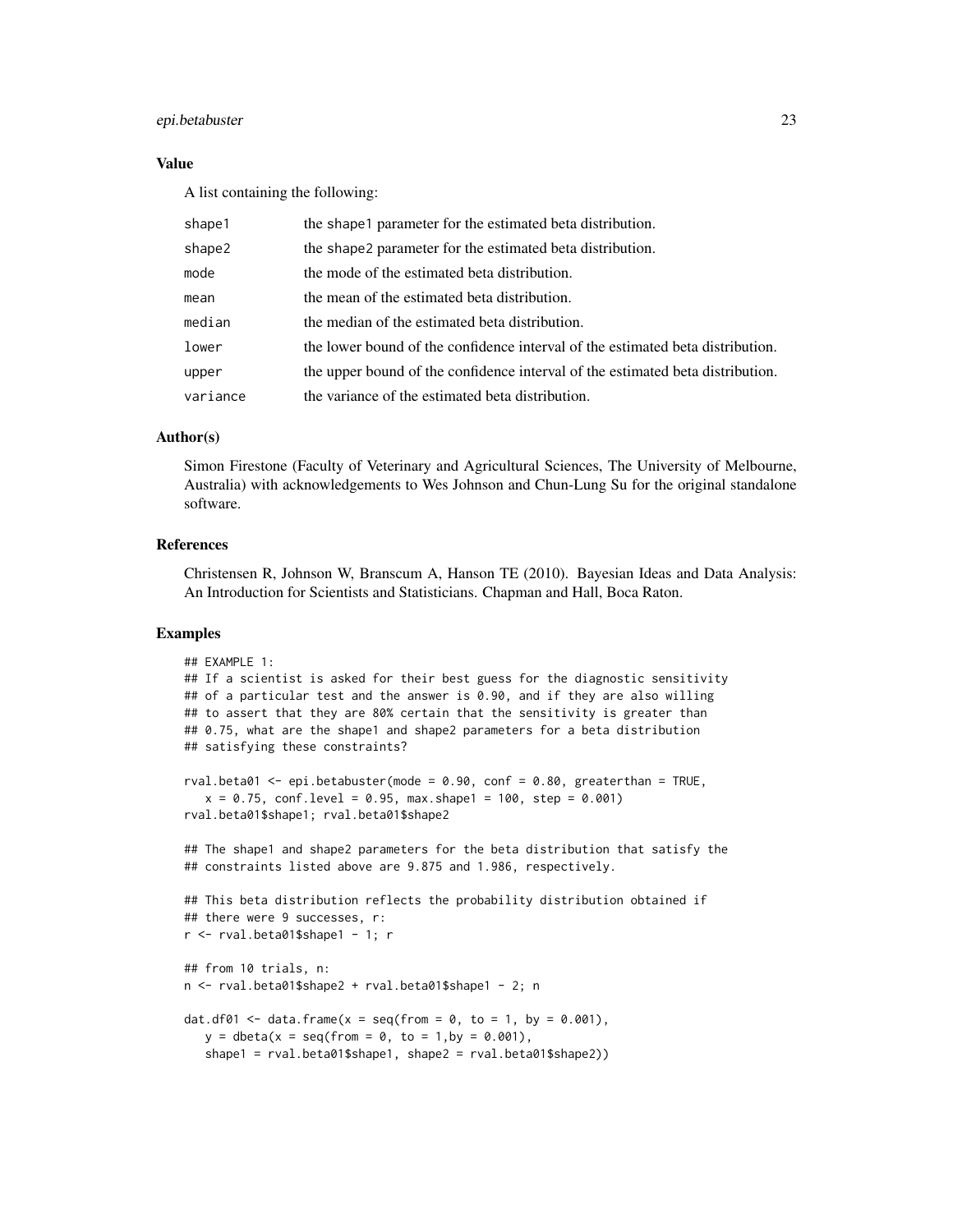### Value

A list containing the following:

| | |
|---|---|
| shape1 | the shape1 parameter for the estimated beta distribution. |
| shape2 | the shape2 parameter for the estimated beta distribution. |
| mode | the mode of the estimated beta distribution. |
| mean | the mean of the estimated beta distribution. |
| median | the median of the estimated beta distribution. |
| lower | the lower bound of the confidence interval of the estimated beta distribution. |
| upper | the upper bound of the confidence interval of the estimated beta distribution. |
| variance | the variance of the estimated beta distribution. |

### Author(s)

Simon Firestone (Faculty of Veterinary and Agricultural Sciences, The University of Melbourne, Australia) with acknowledgements to Wes Johnson and Chun-Lung Su for the original standalone software.

### References

Christensen R, Johnson W, Branscum A, Hanson TE (2010). Bayesian Ideas and Data Analysis: An Introduction for Scientists and Statisticians. Chapman and Hall, Boca Raton.

### Examples

```
## EXAMPLE 1:
## If a scientist is asked for their best guess for the diagnostic sensitivity
## of a particular test and the answer is 0.90, and if they are also willing
## to assert that they are 80% certain that the sensitivity is greater than
## 0.75, what are the shape1 and shape2 parameters for a beta distribution
## satisfying these constraints?

rval.beta01 <- epi.betabuster(mode = 0.90, conf = 0.80, greaterthan = TRUE,
   x = 0.75, conf.level = 0.95, max.shape1 = 100, step = 0.001)
rval.beta01$shape1; rval.beta01$shape2

## The shape1 and shape2 parameters for the beta distribution that satisfy the
## constraints listed above are 9.875 and 1.986, respectively.

## This beta distribution reflects the probability distribution obtained if
## there were 9 successes, r:
r <- rval.beta01$shape1 - 1; r

## from 10 trials, n:
n <- rval.beta01$shape2 + rval.beta01$shape1 - 2; n

dat.df01 <- data.frame(x = seq(from = 0, to = 1, by = 0.001),
   y = dbeta(x = seq(from = 0, to = 1,by = 0.001),
   shape1 = rval.beta01$shape1, shape2 = rval.beta01$shape2))
```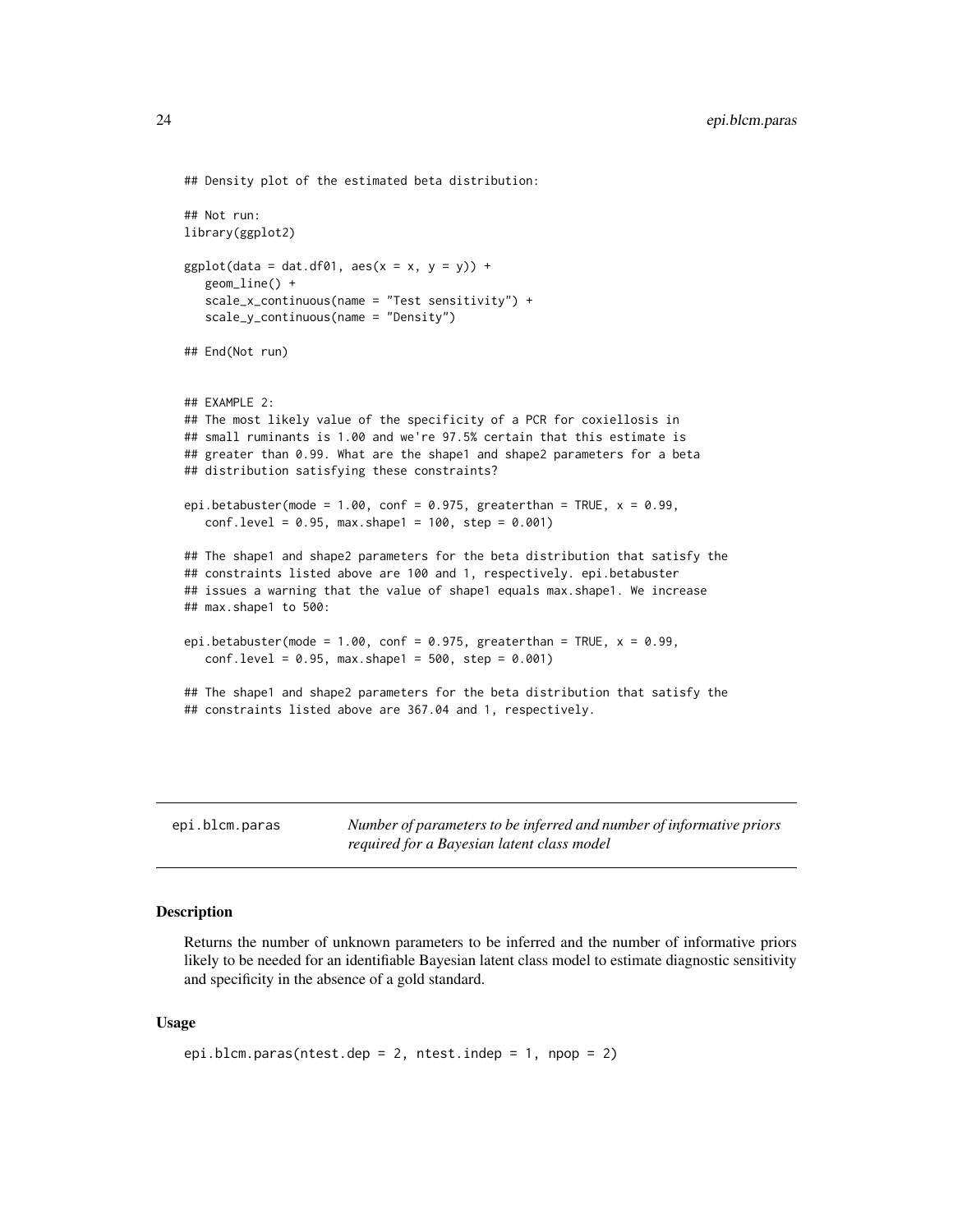```
## Density plot of the estimated beta distribution:

## Not run:
library(ggplot2)

ggplot(data = dat.df01, aes(x = x, y = y)) +
   geom_line() +
   scale_x_continuous(name = "Test sensitivity") +
   scale_y_continuous(name = "Density")

## End(Not run)


## EXAMPLE 2:
## The most likely value of the specificity of a PCR for coxiellosis in
## small ruminants is 1.00 and we're 97.5% certain that this estimate is
## greater than 0.99. What are the shape1 and shape2 parameters for a beta
## distribution satisfying these constraints?

epi.betabuster(mode = 1.00, conf = 0.975, greaterthan = TRUE, x = 0.99,
   conf.level = 0.95, max.shape1 = 100, step = 0.001)

## The shape1 and shape2 parameters for the beta distribution that satisfy the
## constraints listed above are 100 and 1, respectively. epi.betabuster
## issues a warning that the value of shape1 equals max.shape1. We increase
## max.shape1 to 500:

epi.betabuster(mode = 1.00, conf = 0.975, greaterthan = TRUE, x = 0.99,
   conf.level = 0.95, max.shape1 = 500, step = 0.001)

## The shape1 and shape2 parameters for the beta distribution that satisfy the
## constraints listed above are 367.04 and 1, respectively.
```

---

epi.blcm.paras    *Number of parameters to be inferred and number of informative priors required for a Bayesian latent class model*

---

## Description

Returns the number of unknown parameters to be inferred and the number of informative priors likely to be needed for an identifiable Bayesian latent class model to estimate diagnostic sensitivity and specificity in the absence of a gold standard.

## Usage

```
epi.blcm.paras(ntest.dep = 2, ntest.indep = 1, npop = 2)
```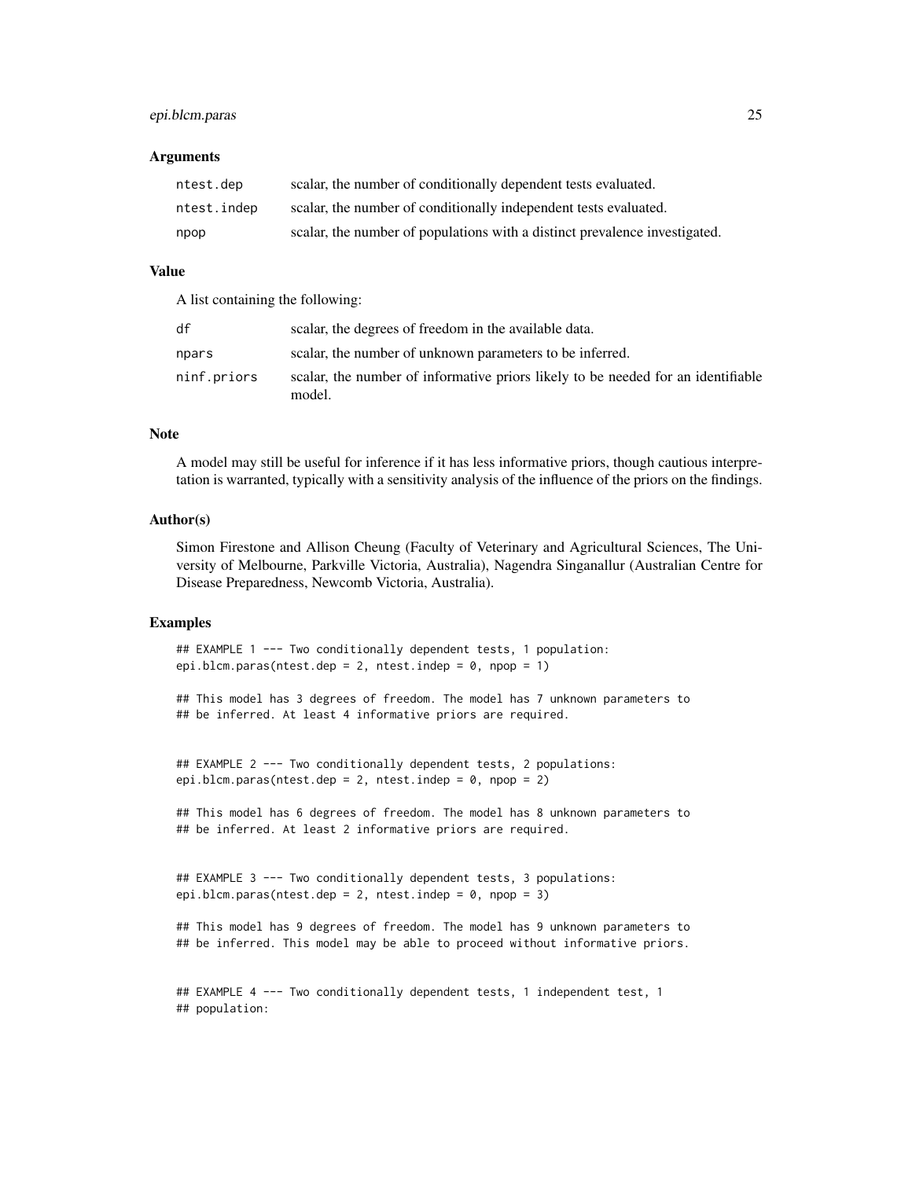### Arguments

| | |
|---|---|
| `ntest.dep` | scalar, the number of conditionally dependent tests evaluated. |
| `ntest.indep` | scalar, the number of conditionally independent tests evaluated. |
| `npop` | scalar, the number of populations with a distinct prevalence investigated. |

### Value

A list containing the following:

| | |
|---|---|
| `df` | scalar, the degrees of freedom in the available data. |
| `npars` | scalar, the number of unknown parameters to be inferred. |
| `ninf.priors` | scalar, the number of informative priors likely to be needed for an identifiable model. |

### Note

A model may still be useful for inference if it has less informative priors, though cautious interpretation is warranted, typically with a sensitivity analysis of the influence of the priors on the findings.

### Author(s)

Simon Firestone and Allison Cheung (Faculty of Veterinary and Agricultural Sciences, The University of Melbourne, Parkville Victoria, Australia), Nagendra Singanallur (Australian Centre for Disease Preparedness, Newcomb Victoria, Australia).

### Examples

```
## EXAMPLE 1 --- Two conditionally dependent tests, 1 population:
epi.blcm.paras(ntest.dep = 2, ntest.indep = 0, npop = 1)

## This model has 3 degrees of freedom. The model has 7 unknown parameters to
## be inferred. At least 4 informative priors are required.


## EXAMPLE 2 --- Two conditionally dependent tests, 2 populations:
epi.blcm.paras(ntest.dep = 2, ntest.indep = 0, npop = 2)

## This model has 6 degrees of freedom. The model has 8 unknown parameters to
## be inferred. At least 2 informative priors are required.


## EXAMPLE 3 --- Two conditionally dependent tests, 3 populations:
epi.blcm.paras(ntest.dep = 2, ntest.indep = 0, npop = 3)

## This model has 9 degrees of freedom. The model has 9 unknown parameters to
## be inferred. This model may be able to proceed without informative priors.


## EXAMPLE 4 --- Two conditionally dependent tests, 1 independent test, 1
## population:
```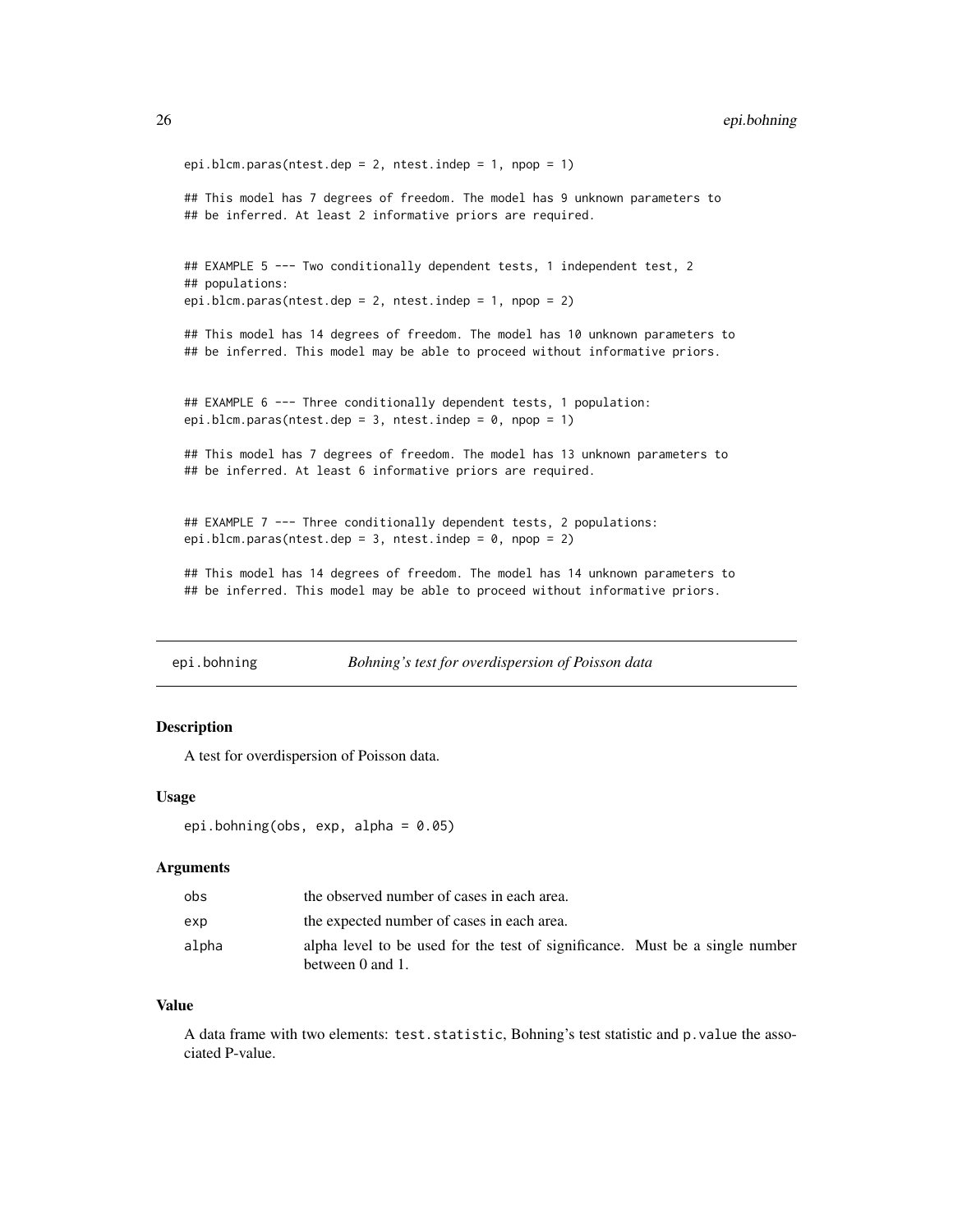```
epi.blcm.paras(ntest.dep = 2, ntest.indep = 1, npop = 1)

## This model has 7 degrees of freedom. The model has 9 unknown parameters to
## be inferred. At least 2 informative priors are required.


## EXAMPLE 5 --- Two conditionally dependent tests, 1 independent test, 2
## populations:
epi.blcm.paras(ntest.dep = 2, ntest.indep = 1, npop = 2)

## This model has 14 degrees of freedom. The model has 10 unknown parameters to
## be inferred. This model may be able to proceed without informative priors.


## EXAMPLE 6 --- Three conditionally dependent tests, 1 population:
epi.blcm.paras(ntest.dep = 3, ntest.indep = 0, npop = 1)

## This model has 7 degrees of freedom. The model has 13 unknown parameters to
## be inferred. At least 6 informative priors are required.


## EXAMPLE 7 --- Three conditionally dependent tests, 2 populations:
epi.blcm.paras(ntest.dep = 3, ntest.indep = 0, npop = 2)

## This model has 14 degrees of freedom. The model has 14 unknown parameters to
## be inferred. This model may be able to proceed without informative priors.
```

---

# epi.bohning — *Bohning's test for overdispersion of Poisson data*

## Description

A test for overdispersion of Poisson data.

## Usage

```
epi.bohning(obs, exp, alpha = 0.05)
```

## Arguments

| | |
|---|---|
| obs | the observed number of cases in each area. |
| exp | the expected number of cases in each area. |
| alpha | alpha level to be used for the test of significance. Must be a single number between 0 and 1. |

## Value

A data frame with two elements: `test.statistic`, Bohning's test statistic and `p.value` the associated P-value.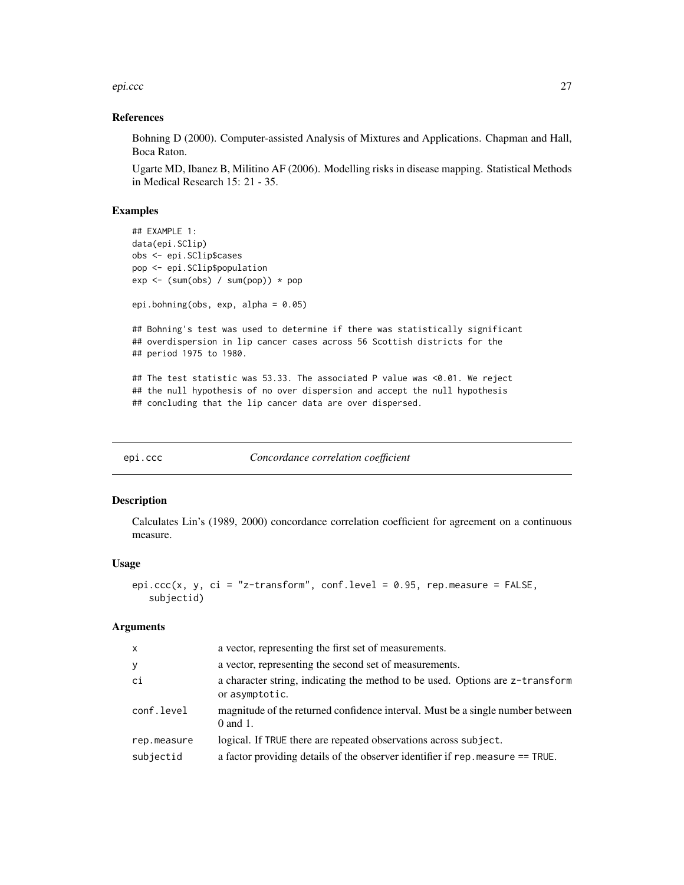## References

Bohning D (2000). Computer-assisted Analysis of Mixtures and Applications. Chapman and Hall, Boca Raton.

Ugarte MD, Ibanez B, Militino AF (2006). Modelling risks in disease mapping. Statistical Methods in Medical Research 15: 21 - 35.

## Examples

```
## EXAMPLE 1:
data(epi.SClip)
obs <- epi.SClip$cases
pop <- epi.SClip$population
exp <- (sum(obs) / sum(pop)) * pop

epi.bohning(obs, exp, alpha = 0.05)

## Bohning's test was used to determine if there was statistically significant
## overdispersion in lip cancer cases across 56 Scottish districts for the
## period 1975 to 1980.

## The test statistic was 53.33. The associated P value was <0.01. We reject
## the null hypothesis of no over dispersion and accept the null hypothesis
## concluding that the lip cancer data are over dispersed.
```

---

# epi.ccc *Concordance correlation coefficient*

---

## Description

Calculates Lin's (1989, 2000) concordance correlation coefficient for agreement on a continuous measure.

## Usage

```
epi.ccc(x, y, ci = "z-transform", conf.level = 0.95, rep.measure = FALSE,
   subjectid)
```

## Arguments

| | |
|---|---|
| x | a vector, representing the first set of measurements. |
| y | a vector, representing the second set of measurements. |
| ci | a character string, indicating the method to be used. Options are z-transform or asymptotic. |
| conf.level | magnitude of the returned confidence interval. Must be a single number between 0 and 1. |
| rep.measure | logical. If TRUE there are repeated observations across subject. |
| subjectid | a factor providing details of the observer identifier if rep.measure == TRUE. |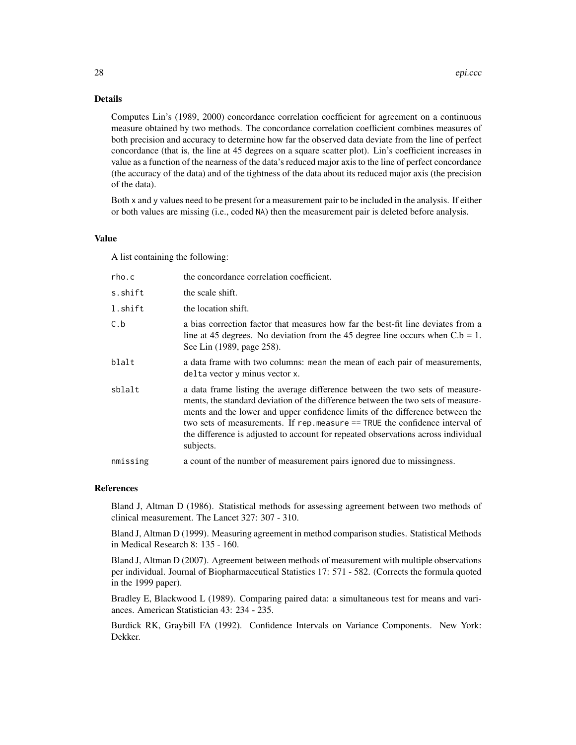## Details

Computes Lin's (1989, 2000) concordance correlation coefficient for agreement on a continuous measure obtained by two methods. The concordance correlation coefficient combines measures of both precision and accuracy to determine how far the observed data deviate from the line of perfect concordance (that is, the line at 45 degrees on a square scatter plot). Lin's coefficient increases in value as a function of the nearness of the data's reduced major axis to the line of perfect concordance (the accuracy of the data) and of the tightness of the data about its reduced major axis (the precision of the data).

Both `x` and `y` values need to be present for a measurement pair to be included in the analysis. If either or both values are missing (i.e., coded `NA`) then the measurement pair is deleted before analysis.

## Value

A list containing the following:

| | |
|---|---|
| `rho.c` | the concordance correlation coefficient. |
| `s.shift` | the scale shift. |
| `l.shift` | the location shift. |
| `C.b` | a bias correction factor that measures how far the best-fit line deviates from a line at 45 degrees. No deviation from the 45 degree line occurs when C.b = 1. See Lin (1989, page 258). |
| `blalt` | a data frame with two columns: `mean` the mean of each pair of measurements, `delta` vector `y` minus vector `x`. |
| `sblalt` | a data frame listing the average difference between the two sets of measurements, the standard deviation of the difference between the two sets of measurements and the lower and upper confidence limits of the difference between the two sets of measurements. If `rep.measure == TRUE` the confidence interval of the difference is adjusted to account for repeated observations across individual subjects. |
| `nmissing` | a count of the number of measurement pairs ignored due to missingness. |

## References

Bland J, Altman D (1986). Statistical methods for assessing agreement between two methods of clinical measurement. The Lancet 327: 307 - 310.

Bland J, Altman D (1999). Measuring agreement in method comparison studies. Statistical Methods in Medical Research 8: 135 - 160.

Bland J, Altman D (2007). Agreement between methods of measurement with multiple observations per individual. Journal of Biopharmaceutical Statistics 17: 571 - 582. (Corrects the formula quoted in the 1999 paper).

Bradley E, Blackwood L (1989). Comparing paired data: a simultaneous test for means and variances. American Statistician 43: 234 - 235.

Burdick RK, Graybill FA (1992). Confidence Intervals on Variance Components. New York: Dekker.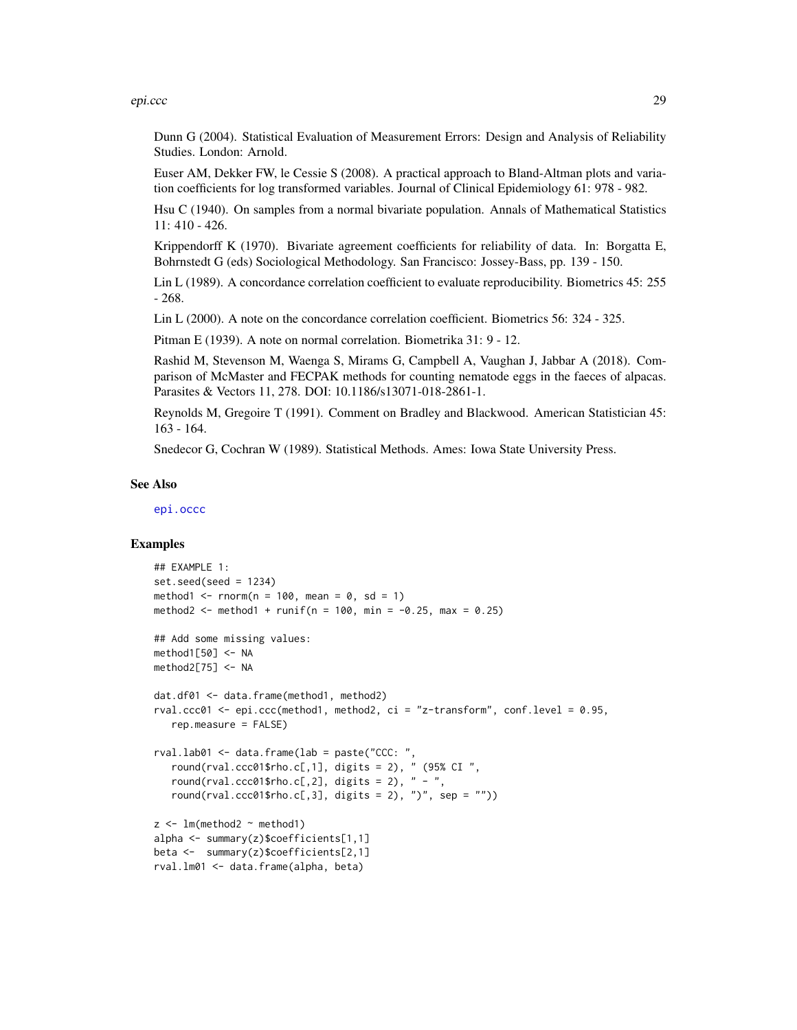Dunn G (2004). Statistical Evaluation of Measurement Errors: Design and Analysis of Reliability Studies. London: Arnold.

Euser AM, Dekker FW, le Cessie S (2008). A practical approach to Bland-Altman plots and variation coefficients for log transformed variables. Journal of Clinical Epidemiology 61: 978 - 982.

Hsu C (1940). On samples from a normal bivariate population. Annals of Mathematical Statistics 11: 410 - 426.

Krippendorff K (1970). Bivariate agreement coefficients for reliability of data. In: Borgatta E, Bohrnstedt G (eds) Sociological Methodology. San Francisco: Jossey-Bass, pp. 139 - 150.

Lin L (1989). A concordance correlation coefficient to evaluate reproducibility. Biometrics 45: 255 - 268.

Lin L (2000). A note on the concordance correlation coefficient. Biometrics 56: 324 - 325.

Pitman E (1939). A note on normal correlation. Biometrika 31: 9 - 12.

Rashid M, Stevenson M, Waenga S, Mirams G, Campbell A, Vaughan J, Jabbar A (2018). Comparison of McMaster and FECPAK methods for counting nematode eggs in the faeces of alpacas. Parasites & Vectors 11, 278. DOI: 10.1186/s13071-018-2861-1.

Reynolds M, Gregoire T (1991). Comment on Bradley and Blackwood. American Statistician 45: 163 - 164.

Snedecor G, Cochran W (1989). Statistical Methods. Ames: Iowa State University Press.

## See Also

epi.occc

## Examples

```
## EXAMPLE 1:
set.seed(seed = 1234)
method1 <- rnorm(n = 100, mean = 0, sd = 1)
method2 <- method1 + runif(n = 100, min = -0.25, max = 0.25)

## Add some missing values:
method1[50] <- NA
method2[75] <- NA

dat.df01 <- data.frame(method1, method2)
rval.ccc01 <- epi.ccc(method1, method2, ci = "z-transform", conf.level = 0.95,
   rep.measure = FALSE)

rval.lab01 <- data.frame(lab = paste("CCC: ",
   round(rval.ccc01$rho.c[,1], digits = 2), " (95% CI ",
   round(rval.ccc01$rho.c[,2], digits = 2), " - ",
   round(rval.ccc01$rho.c[,3], digits = 2), ")", sep = ""))

z <- lm(method2 ~ method1)
alpha <- summary(z)$coefficients[1,1]
beta <-  summary(z)$coefficients[2,1]
rval.lm01 <- data.frame(alpha, beta)
```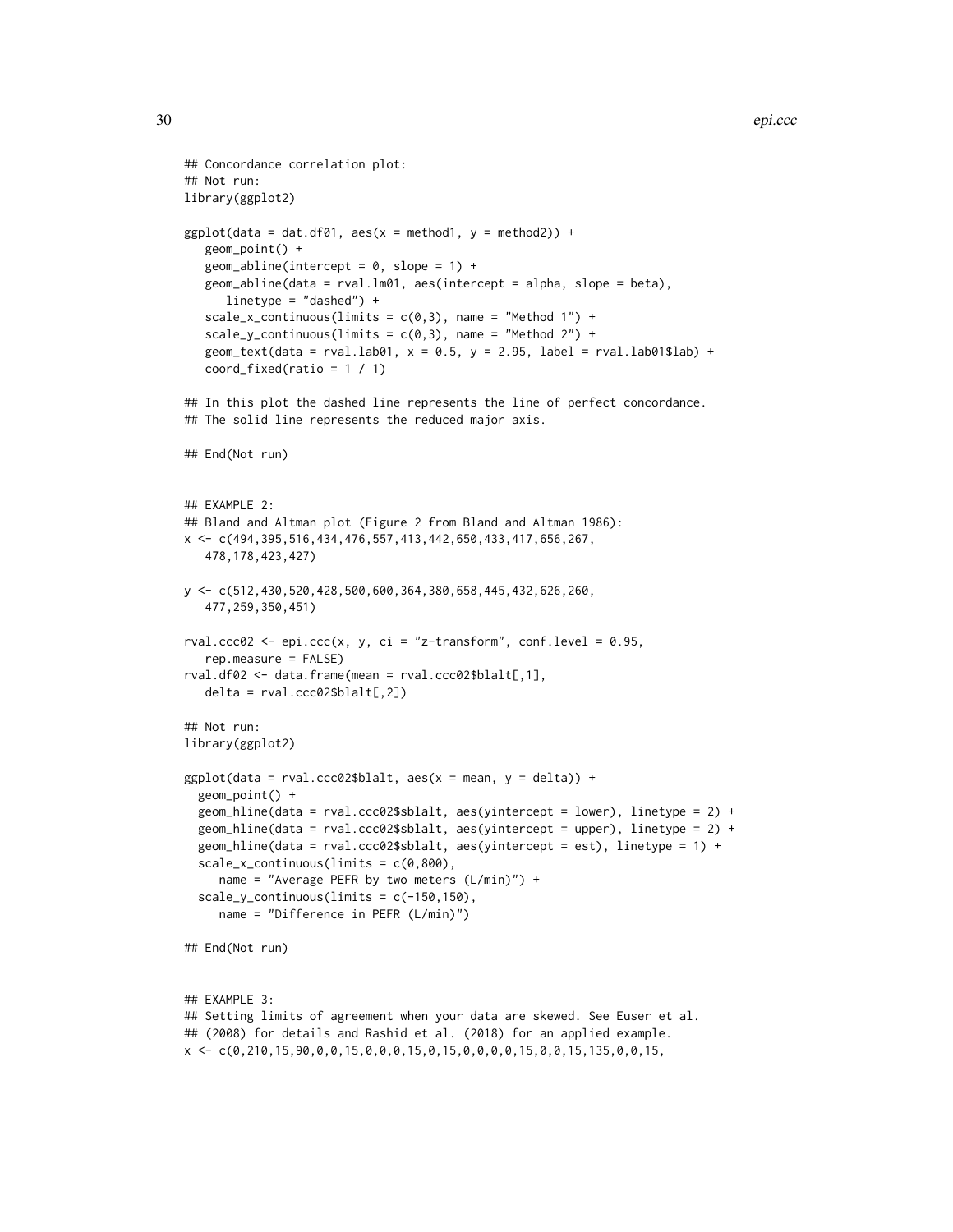```
## Concordance correlation plot:
## Not run:
library(ggplot2)

ggplot(data = dat.df01, aes(x = method1, y = method2)) +
   geom_point() +
   geom_abline(intercept = 0, slope = 1) +
   geom_abline(data = rval.lm01, aes(intercept = alpha, slope = beta),
      linetype = "dashed") +
   scale_x_continuous(limits = c(0,3), name = "Method 1") +
   scale_y_continuous(limits = c(0,3), name = "Method 2") +
   geom_text(data = rval.lab01, x = 0.5, y = 2.95, label = rval.lab01$lab) +
   coord_fixed(ratio = 1 / 1)

## In this plot the dashed line represents the line of perfect concordance.
## The solid line represents the reduced major axis.

## End(Not run)


## EXAMPLE 2:
## Bland and Altman plot (Figure 2 from Bland and Altman 1986):
x <- c(494,395,516,434,476,557,413,442,650,433,417,656,267,
   478,178,423,427)

y <- c(512,430,520,428,500,600,364,380,658,445,432,626,260,
   477,259,350,451)

rval.ccc02 <- epi.ccc(x, y, ci = "z-transform", conf.level = 0.95,
   rep.measure = FALSE)
rval.df02 <- data.frame(mean = rval.ccc02$blalt[,1],
   delta = rval.ccc02$blalt[,2])

## Not run:
library(ggplot2)

ggplot(data = rval.ccc02$blalt, aes(x = mean, y = delta)) +
  geom_point() +
  geom_hline(data = rval.ccc02$sblalt, aes(yintercept = lower), linetype = 2) +
  geom_hline(data = rval.ccc02$sblalt, aes(yintercept = upper), linetype = 2) +
  geom_hline(data = rval.ccc02$sblalt, aes(yintercept = est), linetype = 1) +
  scale_x_continuous(limits = c(0,800),
     name = "Average PEFR by two meters (L/min)") +
  scale_y_continuous(limits = c(-150,150),
     name = "Difference in PEFR (L/min)")

## End(Not run)


## EXAMPLE 3:
## Setting limits of agreement when your data are skewed. See Euser et al.
## (2008) for details and Rashid et al. (2018) for an applied example.
x <- c(0,210,15,90,0,0,15,0,0,0,15,0,15,0,0,0,0,15,0,0,15,135,0,0,15,
```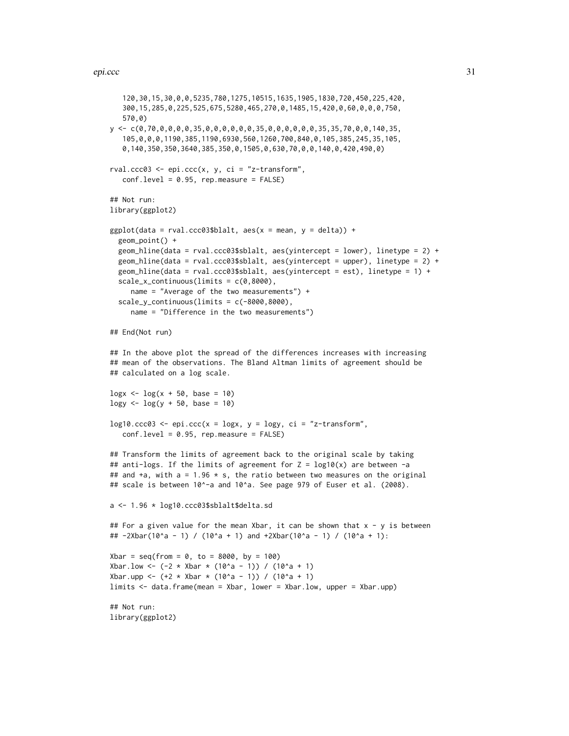```
   120,30,15,30,0,0,5235,780,1275,10515,1635,1905,1830,720,450,225,420,
   300,15,285,0,225,525,675,5280,465,270,0,1485,15,420,0,60,0,0,0,750,
   570,0)
y <- c(0,70,0,0,0,0,35,0,0,0,0,0,0,35,0,0,0,0,0,0,35,35,70,0,0,140,35,
   105,0,0,0,1190,385,1190,6930,560,1260,700,840,0,105,385,245,35,105,
   0,140,350,350,3640,385,350,0,1505,0,630,70,0,0,140,0,420,490,0)

rval.ccc03 <- epi.ccc(x, y, ci = "z-transform",
   conf.level = 0.95, rep.measure = FALSE)

## Not run:
library(ggplot2)

ggplot(data = rval.ccc03$blalt, aes(x = mean, y = delta)) +
  geom_point() +
  geom_hline(data = rval.ccc03$sblalt, aes(yintercept = lower), linetype = 2) +
  geom_hline(data = rval.ccc03$sblalt, aes(yintercept = upper), linetype = 2) +
  geom_hline(data = rval.ccc03$sblalt, aes(yintercept = est), linetype = 1) +
  scale_x_continuous(limits = c(0,8000),
     name = "Average of the two measurements") +
  scale_y_continuous(limits = c(-8000,8000),
     name = "Difference in the two measurements")

## End(Not run)

## In the above plot the spread of the differences increases with increasing
## mean of the observations. The Bland Altman limits of agreement should be
## calculated on a log scale.

logx <- log(x + 50, base = 10)
logy <- log(y + 50, base = 10)

log10.ccc03 <- epi.ccc(x = logx, y = logy, ci = "z-transform",
   conf.level = 0.95, rep.measure = FALSE)

## Transform the limits of agreement back to the original scale by taking
## anti-logs. If the limits of agreement for Z = log10(x) are between -a
## and +a, with a = 1.96 * s, the ratio between two measures on the original
## scale is between 10^-a and 10^a. See page 979 of Euser et al. (2008).

a <- 1.96 * log10.ccc03$sblalt$delta.sd

## For a given value for the mean Xbar, it can be shown that x - y is between
## -2Xbar(10^a - 1) / (10^a + 1) and +2Xbar(10^a - 1) / (10^a + 1):

Xbar = seq(from = 0, to = 8000, by = 100)
Xbar.low <- (-2 * Xbar * (10^a - 1)) / (10^a + 1)
Xbar.upp <- (+2 * Xbar * (10^a - 1)) / (10^a + 1)
limits <- data.frame(mean = Xbar, lower = Xbar.low, upper = Xbar.upp)

## Not run:
library(ggplot2)
```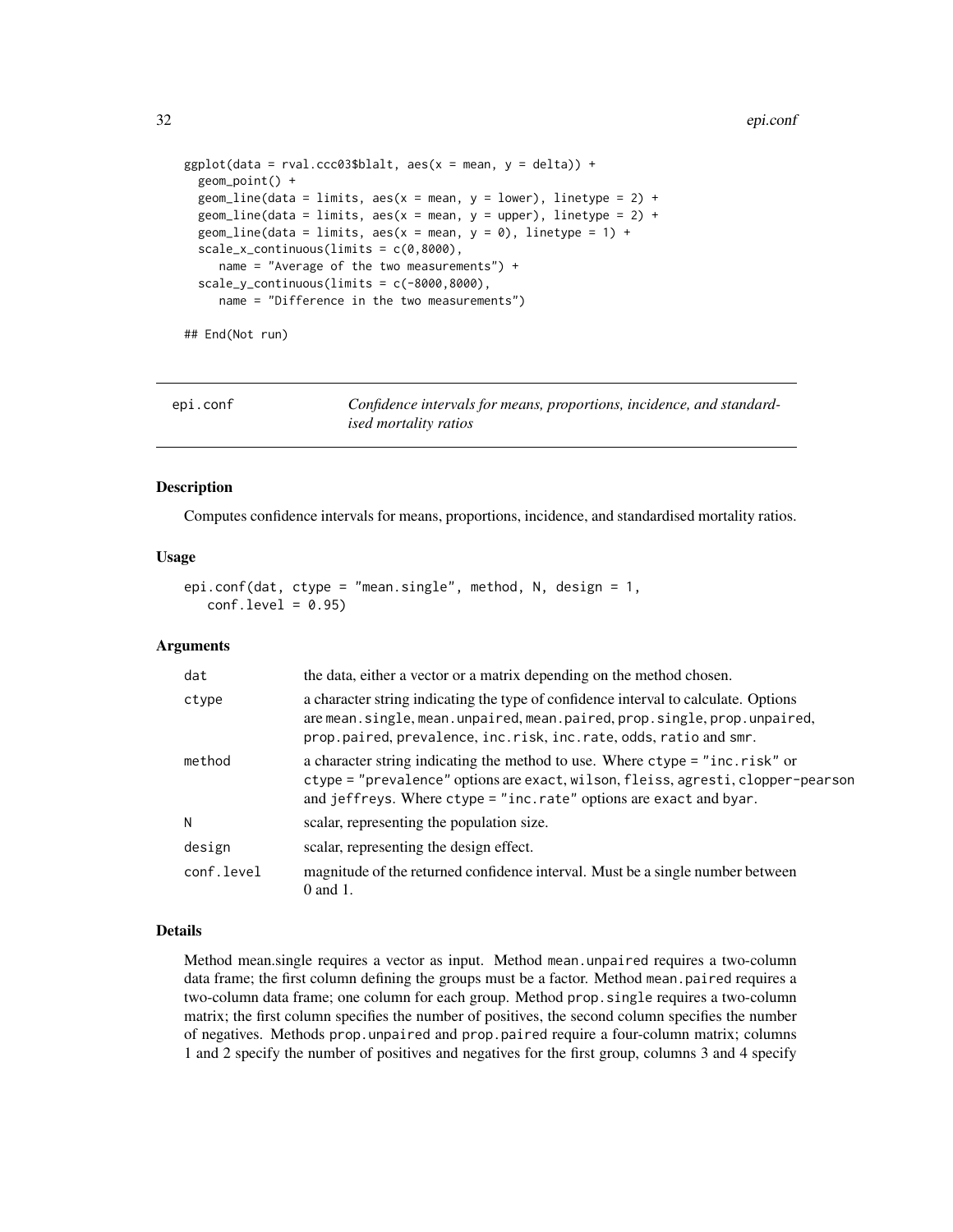```
ggplot(data = rval.ccc03$blalt, aes(x = mean, y = delta)) +
  geom_point() +
  geom_line(data = limits, aes(x = mean, y = lower), linetype = 2) +
  geom_line(data = limits, aes(x = mean, y = upper), linetype = 2) +
  geom_line(data = limits, aes(x = mean, y = 0), linetype = 1) +
  scale_x_continuous(limits = c(0,8000),
     name = "Average of the two measurements") +
  scale_y_continuous(limits = c(-8000,8000),
     name = "Difference in the two measurements")

## End(Not run)
```

---

## epi.conf — *Confidence intervals for means, proportions, incidence, and standardised mortality ratios*

---

### Description

Computes confidence intervals for means, proportions, incidence, and standardised mortality ratios.

### Usage

```
epi.conf(dat, ctype = "mean.single", method, N, design = 1,
   conf.level = 0.95)
```

### Arguments

| | |
|---|---|
| `dat` | the data, either a vector or a matrix depending on the method chosen. |
| `ctype` | a character string indicating the type of confidence interval to calculate. Options are `mean.single`, `mean.unpaired`, `mean.paired`, `prop.single`, `prop.unpaired`, `prop.paired`, `prevalence`, `inc.risk`, `inc.rate`, `odds`, `ratio` and `smr`. |
| `method` | a character string indicating the method to use. Where `ctype = "inc.risk"` or `ctype = "prevalence"` options are `exact`, `wilson`, `fleiss`, `agresti`, `clopper-pearson` and `jeffreys`. Where `ctype = "inc.rate"` options are `exact` and `byar`. |
| `N` | scalar, representing the population size. |
| `design` | scalar, representing the design effect. |
| `conf.level` | magnitude of the returned confidence interval. Must be a single number between 0 and 1. |

### Details

Method mean.single requires a vector as input. Method `mean.unpaired` requires a two-column data frame; the first column defining the groups must be a factor. Method `mean.paired` requires a two-column data frame; one column for each group. Method `prop.single` requires a two-column matrix; the first column specifies the number of positives, the second column specifies the number of negatives. Methods `prop.unpaired` and `prop.paired` require a four-column matrix; columns 1 and 2 specify the number of positives and negatives for the first group, columns 3 and 4 specify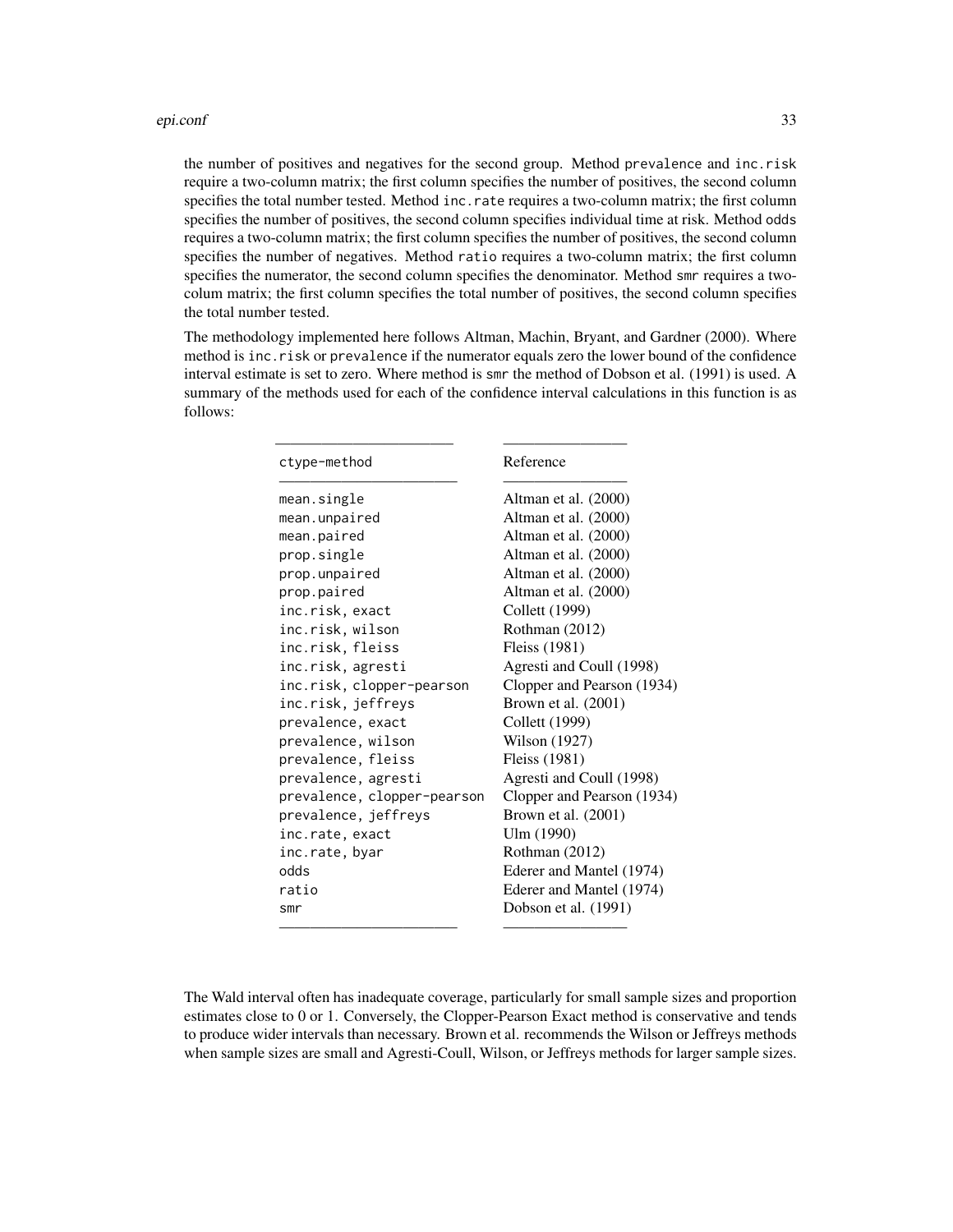the number of positives and negatives for the second group. Method `prevalence` and `inc.risk` require a two-column matrix; the first column specifies the number of positives, the second column specifies the total number tested. Method `inc.rate` requires a two-column matrix; the first column specifies the number of positives, the second column specifies individual time at risk. Method `odds` requires a two-column matrix; the first column specifies the number of positives, the second column specifies the number of negatives. Method `ratio` requires a two-column matrix; the first column specifies the numerator, the second column specifies the denominator. Method `smr` requires a two-colum matrix; the first column specifies the total number of positives, the second column specifies the total number tested.

The methodology implemented here follows Altman, Machin, Bryant, and Gardner (2000). Where method is `inc.risk` or `prevalence` if the numerator equals zero the lower bound of the confidence interval estimate is set to zero. Where method is `smr` the method of Dobson et al. (1991) is used. A summary of the methods used for each of the confidence interval calculations in this function is as follows:

| ctype-method | Reference |
|---|---|
| `mean.single` | Altman et al. (2000) |
| `mean.unpaired` | Altman et al. (2000) |
| `mean.paired` | Altman et al. (2000) |
| `prop.single` | Altman et al. (2000) |
| `prop.unpaired` | Altman et al. (2000) |
| `prop.paired` | Altman et al. (2000) |
| `inc.risk, exact` | Collett (1999) |
| `inc.risk, wilson` | Rothman (2012) |
| `inc.risk, fleiss` | Fleiss (1981) |
| `inc.risk, agresti` | Agresti and Coull (1998) |
| `inc.risk, clopper-pearson` | Clopper and Pearson (1934) |
| `inc.risk, jeffreys` | Brown et al. (2001) |
| `prevalence, exact` | Collett (1999) |
| `prevalence, wilson` | Wilson (1927) |
| `prevalence, fleiss` | Fleiss (1981) |
| `prevalence, agresti` | Agresti and Coull (1998) |
| `prevalence, clopper-pearson` | Clopper and Pearson (1934) |
| `prevalence, jeffreys` | Brown et al. (2001) |
| `inc.rate, exact` | Ulm (1990) |
| `inc.rate, byar` | Rothman (2012) |
| `odds` | Ederer and Mantel (1974) |
| `ratio` | Ederer and Mantel (1974) |
| `smr` | Dobson et al. (1991) |

The Wald interval often has inadequate coverage, particularly for small sample sizes and proportion estimates close to 0 or 1. Conversely, the Clopper-Pearson Exact method is conservative and tends to produce wider intervals than necessary. Brown et al. recommends the Wilson or Jeffreys methods when sample sizes are small and Agresti-Coull, Wilson, or Jeffreys methods for larger sample sizes.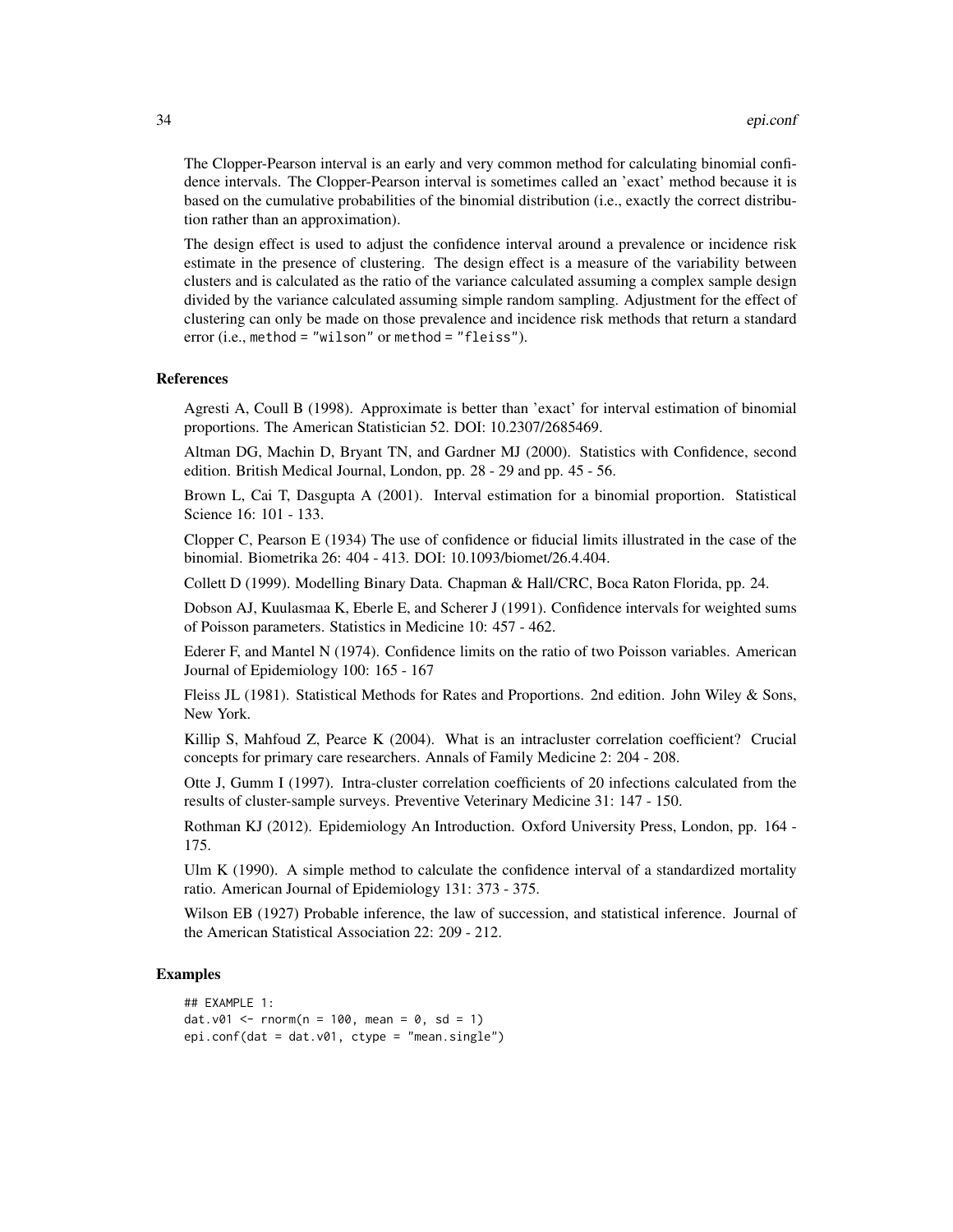The Clopper-Pearson interval is an early and very common method for calculating binomial confidence intervals. The Clopper-Pearson interval is sometimes called an 'exact' method because it is based on the cumulative probabilities of the binomial distribution (i.e., exactly the correct distribution rather than an approximation).

The design effect is used to adjust the confidence interval around a prevalence or incidence risk estimate in the presence of clustering. The design effect is a measure of the variability between clusters and is calculated as the ratio of the variance calculated assuming a complex sample design divided by the variance calculated assuming simple random sampling. Adjustment for the effect of clustering can only be made on those prevalence and incidence risk methods that return a standard error (i.e., `method = "wilson"` or `method = "fleiss"`).

## References

Agresti A, Coull B (1998). Approximate is better than 'exact' for interval estimation of binomial proportions. The American Statistician 52. DOI: 10.2307/2685469.

Altman DG, Machin D, Bryant TN, and Gardner MJ (2000). Statistics with Confidence, second edition. British Medical Journal, London, pp. 28 - 29 and pp. 45 - 56.

Brown L, Cai T, Dasgupta A (2001). Interval estimation for a binomial proportion. Statistical Science 16: 101 - 133.

Clopper C, Pearson E (1934) The use of confidence or fiducial limits illustrated in the case of the binomial. Biometrika 26: 404 - 413. DOI: 10.1093/biomet/26.4.404.

Collett D (1999). Modelling Binary Data. Chapman & Hall/CRC, Boca Raton Florida, pp. 24.

Dobson AJ, Kuulasmaa K, Eberle E, and Scherer J (1991). Confidence intervals for weighted sums of Poisson parameters. Statistics in Medicine 10: 457 - 462.

Ederer F, and Mantel N (1974). Confidence limits on the ratio of two Poisson variables. American Journal of Epidemiology 100: 165 - 167

Fleiss JL (1981). Statistical Methods for Rates and Proportions. 2nd edition. John Wiley & Sons, New York.

Killip S, Mahfoud Z, Pearce K (2004). What is an intracluster correlation coefficient? Crucial concepts for primary care researchers. Annals of Family Medicine 2: 204 - 208.

Otte J, Gumm I (1997). Intra-cluster correlation coefficients of 20 infections calculated from the results of cluster-sample surveys. Preventive Veterinary Medicine 31: 147 - 150.

Rothman KJ (2012). Epidemiology An Introduction. Oxford University Press, London, pp. 164 - 175.

Ulm K (1990). A simple method to calculate the confidence interval of a standardized mortality ratio. American Journal of Epidemiology 131: 373 - 375.

Wilson EB (1927) Probable inference, the law of succession, and statistical inference. Journal of the American Statistical Association 22: 209 - 212.

## Examples

```
## EXAMPLE 1:
dat.v01 <- rnorm(n = 100, mean = 0, sd = 1)
epi.conf(dat = dat.v01, ctype = "mean.single")
```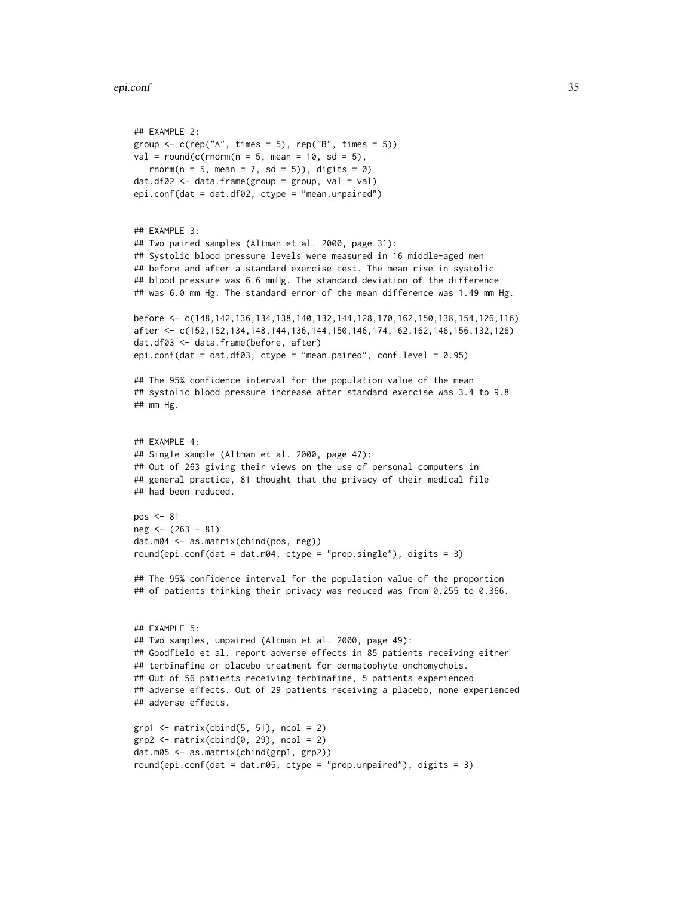```
## EXAMPLE 2:
group <- c(rep("A", times = 5), rep("B", times = 5))
val = round(c(rnorm(n = 5, mean = 10, sd = 5),
   rnorm(n = 5, mean = 7, sd = 5)), digits = 0)
dat.df02 <- data.frame(group = group, val = val)
epi.conf(dat = dat.df02, ctype = "mean.unpaired")


## EXAMPLE 3:
## Two paired samples (Altman et al. 2000, page 31):
## Systolic blood pressure levels were measured in 16 middle-aged men
## before and after a standard exercise test. The mean rise in systolic
## blood pressure was 6.6 mmHg. The standard deviation of the difference
## was 6.0 mm Hg. The standard error of the mean difference was 1.49 mm Hg.

before <- c(148,142,136,134,138,140,132,144,128,170,162,150,138,154,126,116)
after <- c(152,152,134,148,144,136,144,150,146,174,162,162,146,156,132,126)
dat.df03 <- data.frame(before, after)
epi.conf(dat = dat.df03, ctype = "mean.paired", conf.level = 0.95)

## The 95% confidence interval for the population value of the mean
## systolic blood pressure increase after standard exercise was 3.4 to 9.8
## mm Hg.


## EXAMPLE 4:
## Single sample (Altman et al. 2000, page 47):
## Out of 263 giving their views on the use of personal computers in
## general practice, 81 thought that the privacy of their medical file
## had been reduced.

pos <- 81
neg <- (263 - 81)
dat.m04 <- as.matrix(cbind(pos, neg))
round(epi.conf(dat = dat.m04, ctype = "prop.single"), digits = 3)

## The 95% confidence interval for the population value of the proportion
## of patients thinking their privacy was reduced was from 0.255 to 0.366.


## EXAMPLE 5:
## Two samples, unpaired (Altman et al. 2000, page 49):
## Goodfield et al. report adverse effects in 85 patients receiving either
## terbinafine or placebo treatment for dermatophyte onchomychois.
## Out of 56 patients receiving terbinafine, 5 patients experienced
## adverse effects. Out of 29 patients receiving a placebo, none experienced
## adverse effects.

grp1 <- matrix(cbind(5, 51), ncol = 2)
grp2 <- matrix(cbind(0, 29), ncol = 2)
dat.m05 <- as.matrix(cbind(grp1, grp2))
round(epi.conf(dat = dat.m05, ctype = "prop.unpaired"), digits = 3)
```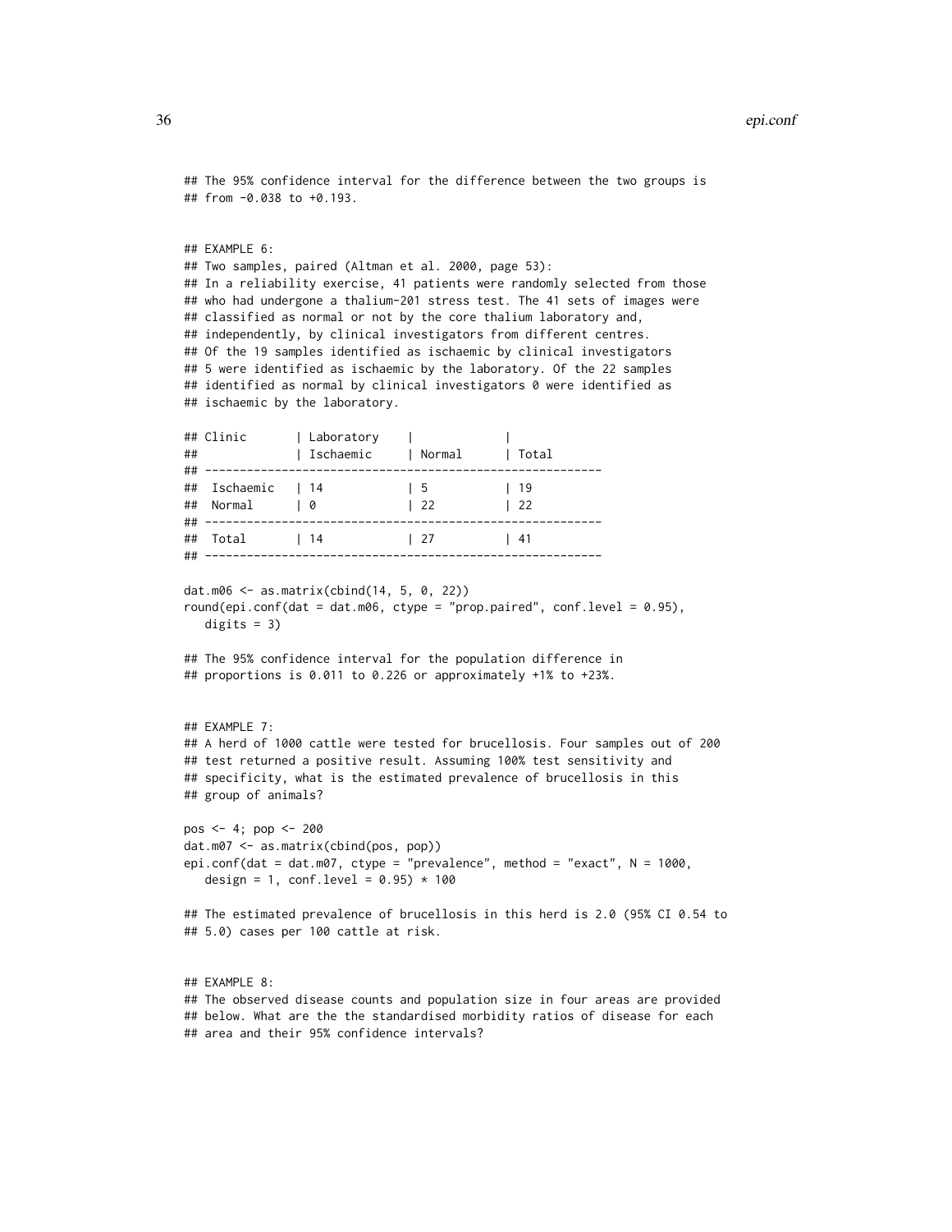```
## The 95% confidence interval for the difference between the two groups is
## from -0.038 to +0.193.


## EXAMPLE 6:
## Two samples, paired (Altman et al. 2000, page 53):
## In a reliability exercise, 41 patients were randomly selected from those
## who had undergone a thalium-201 stress test. The 41 sets of images were
## classified as normal or not by the core thalium laboratory and,
## independently, by clinical investigators from different centres.
## Of the 19 samples identified as ischaemic by clinical investigators
## 5 were identified as ischaemic by the laboratory. Of the 22 samples
## identified as normal by clinical investigators 0 were identified as
## ischaemic by the laboratory.

## Clinic       | Laboratory    |             |
##              | Ischaemic     | Normal      | Total
## ---------------------------------------------------------
##  Ischaemic   | 14            | 5           | 19
##  Normal      | 0             | 22          | 22
## ---------------------------------------------------------
##  Total       | 14            | 27          | 41
## ---------------------------------------------------------

dat.m06 <- as.matrix(cbind(14, 5, 0, 22))
round(epi.conf(dat = dat.m06, ctype = "prop.paired", conf.level = 0.95),
   digits = 3)

## The 95% confidence interval for the population difference in
## proportions is 0.011 to 0.226 or approximately +1% to +23%.


## EXAMPLE 7:
## A herd of 1000 cattle were tested for brucellosis. Four samples out of 200
## test returned a positive result. Assuming 100% test sensitivity and
## specificity, what is the estimated prevalence of brucellosis in this
## group of animals?

pos <- 4; pop <- 200
dat.m07 <- as.matrix(cbind(pos, pop))
epi.conf(dat = dat.m07, ctype = "prevalence", method = "exact", N = 1000,
   design = 1, conf.level = 0.95) * 100

## The estimated prevalence of brucellosis in this herd is 2.0 (95% CI 0.54 to
## 5.0) cases per 100 cattle at risk.


## EXAMPLE 8:
## The observed disease counts and population size in four areas are provided
## below. What are the the standardised morbidity ratios of disease for each
## area and their 95% confidence intervals?
```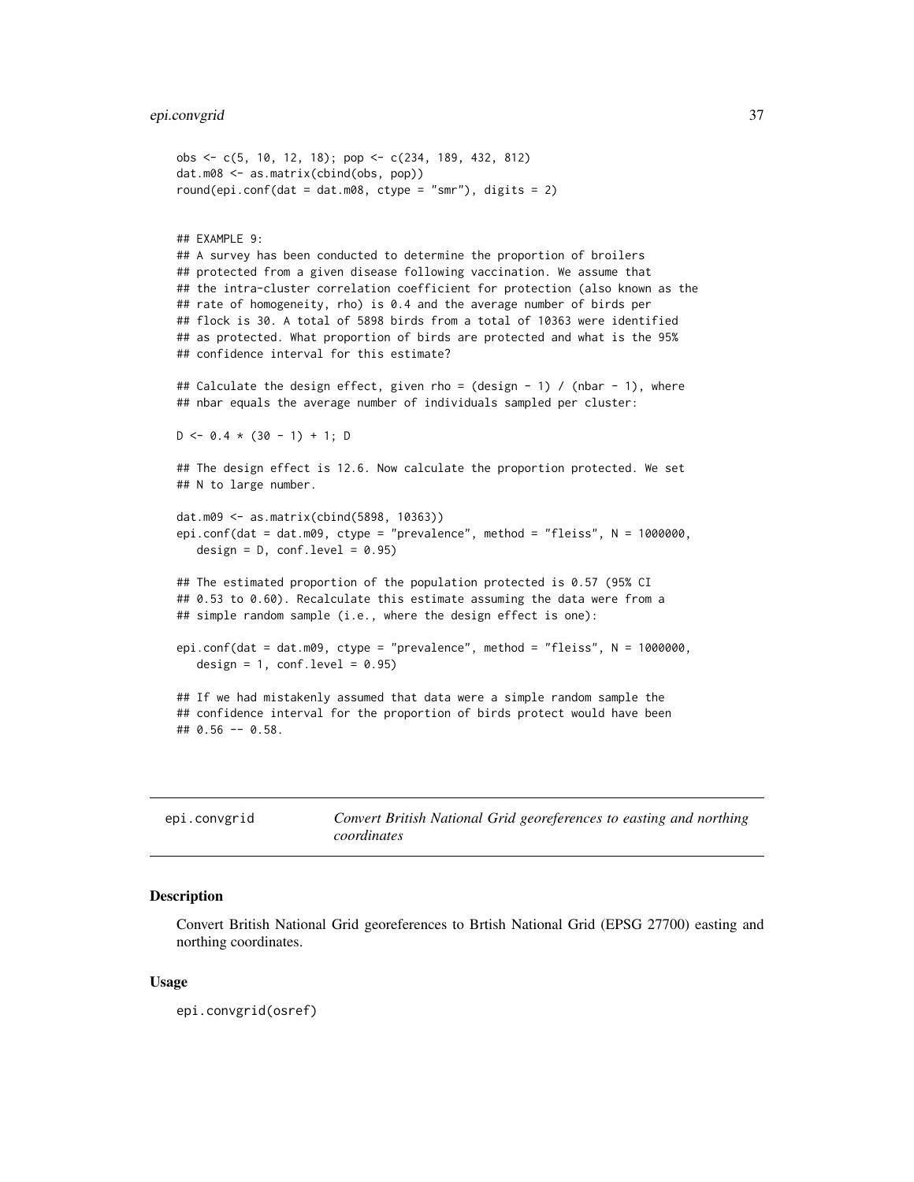```
obs <- c(5, 10, 12, 18); pop <- c(234, 189, 432, 812)
dat.m08 <- as.matrix(cbind(obs, pop))
round(epi.conf(dat = dat.m08, ctype = "smr"), digits = 2)


## EXAMPLE 9:
## A survey has been conducted to determine the proportion of broilers
## protected from a given disease following vaccination. We assume that
## the intra-cluster correlation coefficient for protection (also known as the
## rate of homogeneity, rho) is 0.4 and the average number of birds per
## flock is 30. A total of 5898 birds from a total of 10363 were identified
## as protected. What proportion of birds are protected and what is the 95%
## confidence interval for this estimate?

## Calculate the design effect, given rho = (design - 1) / (nbar - 1), where
## nbar equals the average number of individuals sampled per cluster:

D <- 0.4 * (30 - 1) + 1; D

## The design effect is 12.6. Now calculate the proportion protected. We set
## N to large number.

dat.m09 <- as.matrix(cbind(5898, 10363))
epi.conf(dat = dat.m09, ctype = "prevalence", method = "fleiss", N = 1000000,
   design = D, conf.level = 0.95)

## The estimated proportion of the population protected is 0.57 (95% CI
## 0.53 to 0.60). Recalculate this estimate assuming the data were from a
## simple random sample (i.e., where the design effect is one):

epi.conf(dat = dat.m09, ctype = "prevalence", method = "fleiss", N = 1000000,
   design = 1, conf.level = 0.95)

## If we had mistakenly assumed that data were a simple random sample the
## confidence interval for the proportion of birds protect would have been
## 0.56 -- 0.58.
```

---

# epi.convgrid — *Convert British National Grid georeferences to easting and northing coordinates*

## Description

Convert British National Grid georeferences to Brtish National Grid (EPSG 27700) easting and northing coordinates.

## Usage

```
epi.convgrid(osref)
```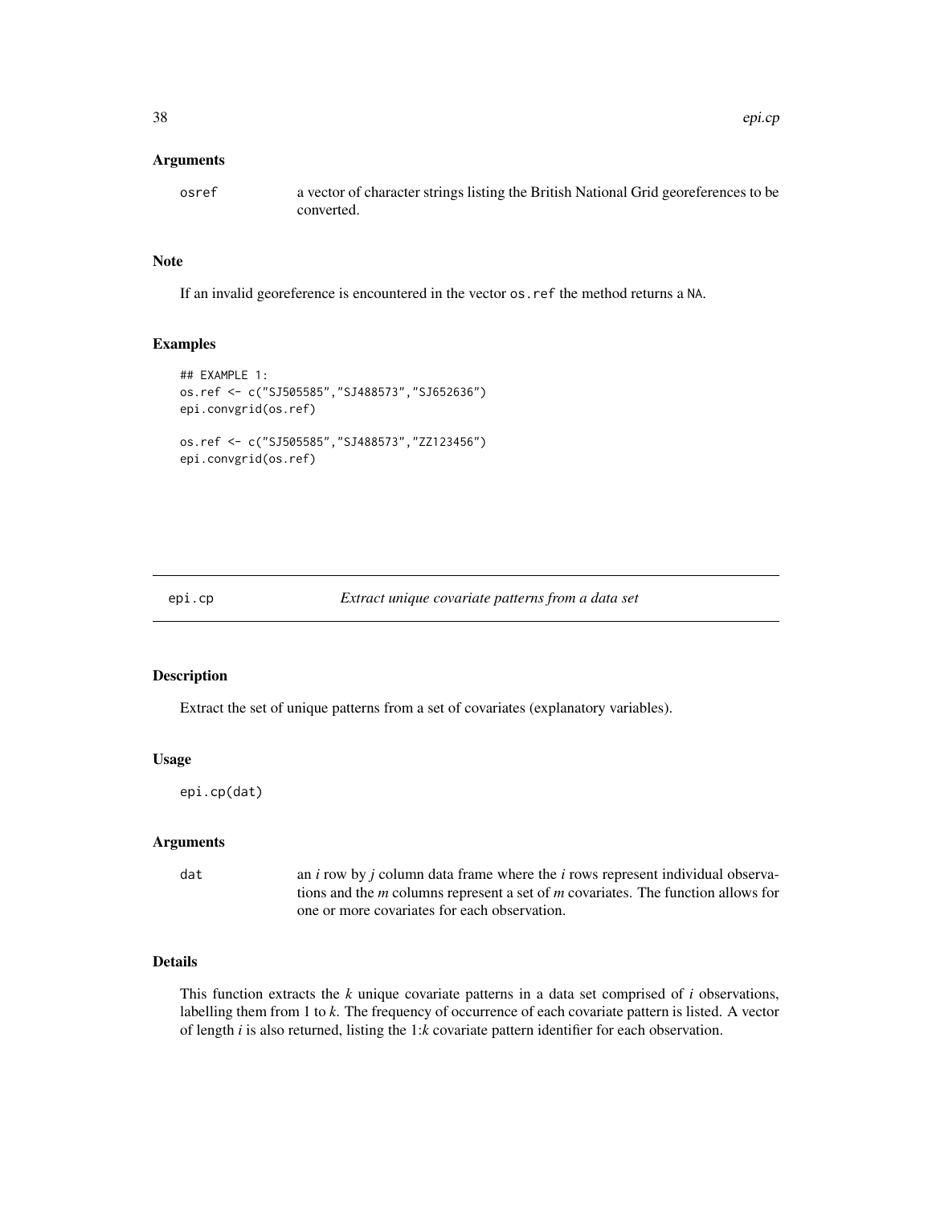## Arguments

`osref` a vector of character strings listing the British National Grid georeferences to be converted.

## Note

If an invalid georeference is encountered in the vector `os.ref` the method returns a `NA`.

## Examples

```
## EXAMPLE 1:
os.ref <- c("SJ505585","SJ488573","SJ652636")
epi.convgrid(os.ref)

os.ref <- c("SJ505585","SJ488573","ZZ123456")
epi.convgrid(os.ref)
```

---

# epi.cp *Extract unique covariate patterns from a data set*

## Description

Extract the set of unique patterns from a set of covariates (explanatory variables).

## Usage

```
epi.cp(dat)
```

## Arguments

`dat` an *i* row by *j* column data frame where the *i* rows represent individual observations and the *m* columns represent a set of *m* covariates. The function allows for one or more covariates for each observation.

## Details

This function extracts the *k* unique covariate patterns in a data set comprised of *i* observations, labelling them from 1 to *k*. The frequency of occurrence of each covariate pattern is listed. A vector of length *i* is also returned, listing the 1:*k* covariate pattern identifier for each observation.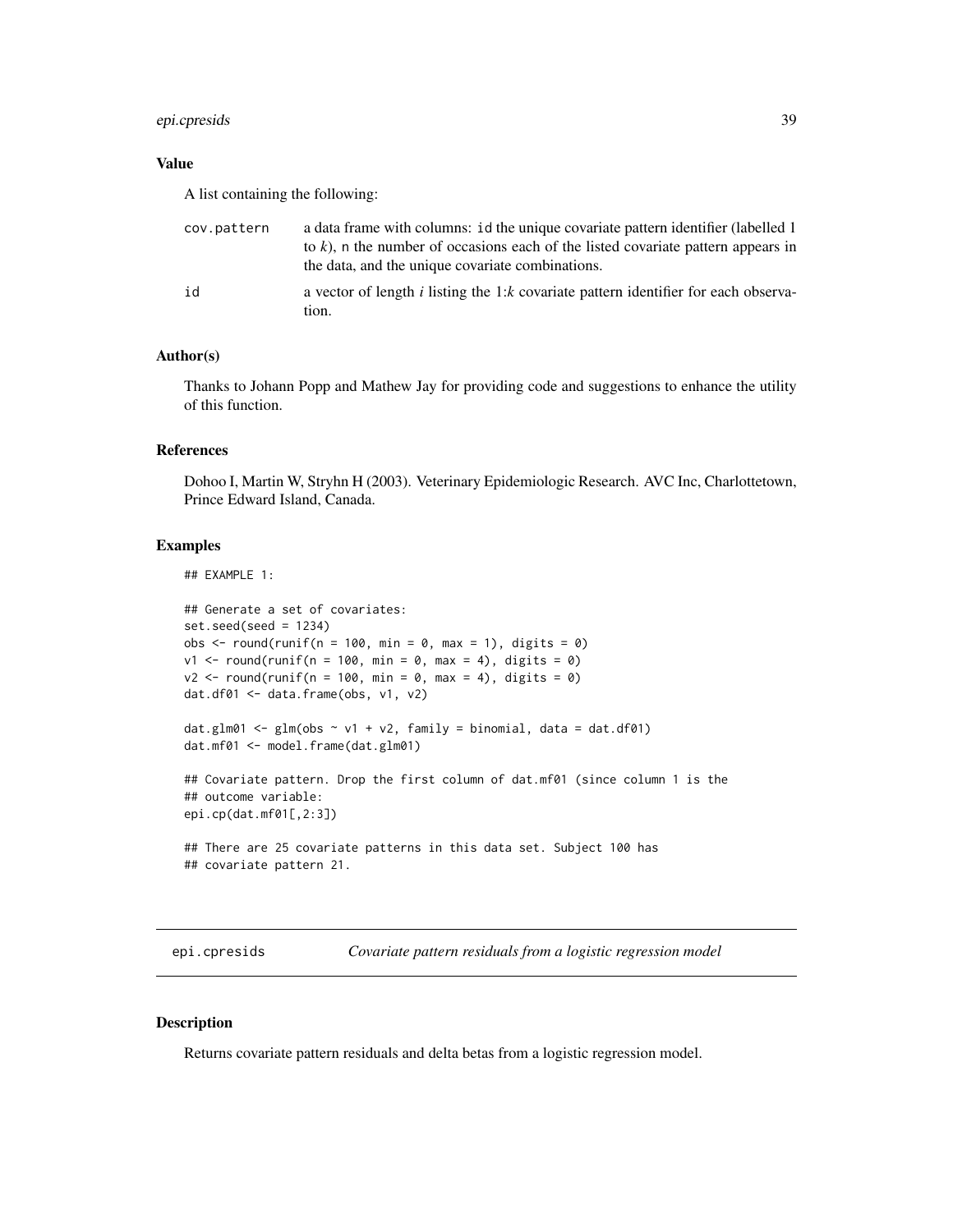## Value

A list containing the following:

| | |
|---|---|
| cov.pattern | a data frame with columns: id the unique covariate pattern identifier (labelled 1 to $k$), n the number of occasions each of the listed covariate pattern appears in the data, and the unique covariate combinations. |
| id | a vector of length $i$ listing the 1:$k$ covariate pattern identifier for each observation. |

## Author(s)

Thanks to Johann Popp and Mathew Jay for providing code and suggestions to enhance the utility of this function.

## References

Dohoo I, Martin W, Stryhn H (2003). Veterinary Epidemiologic Research. AVC Inc, Charlottetown, Prince Edward Island, Canada.

## Examples

```
## EXAMPLE 1:

## Generate a set of covariates:
set.seed(seed = 1234)
obs <- round(runif(n = 100, min = 0, max = 1), digits = 0)
v1 <- round(runif(n = 100, min = 0, max = 4), digits = 0)
v2 <- round(runif(n = 100, min = 0, max = 4), digits = 0)
dat.df01 <- data.frame(obs, v1, v2)

dat.glm01 <- glm(obs ~ v1 + v2, family = binomial, data = dat.df01)
dat.mf01 <- model.frame(dat.glm01)

## Covariate pattern. Drop the first column of dat.mf01 (since column 1 is the
## outcome variable:
epi.cp(dat.mf01[,2:3])

## There are 25 covariate patterns in this data set. Subject 100 has
## covariate pattern 21.
```

---

# epi.cpresids — *Covariate pattern residuals from a logistic regression model*

## Description

Returns covariate pattern residuals and delta betas from a logistic regression model.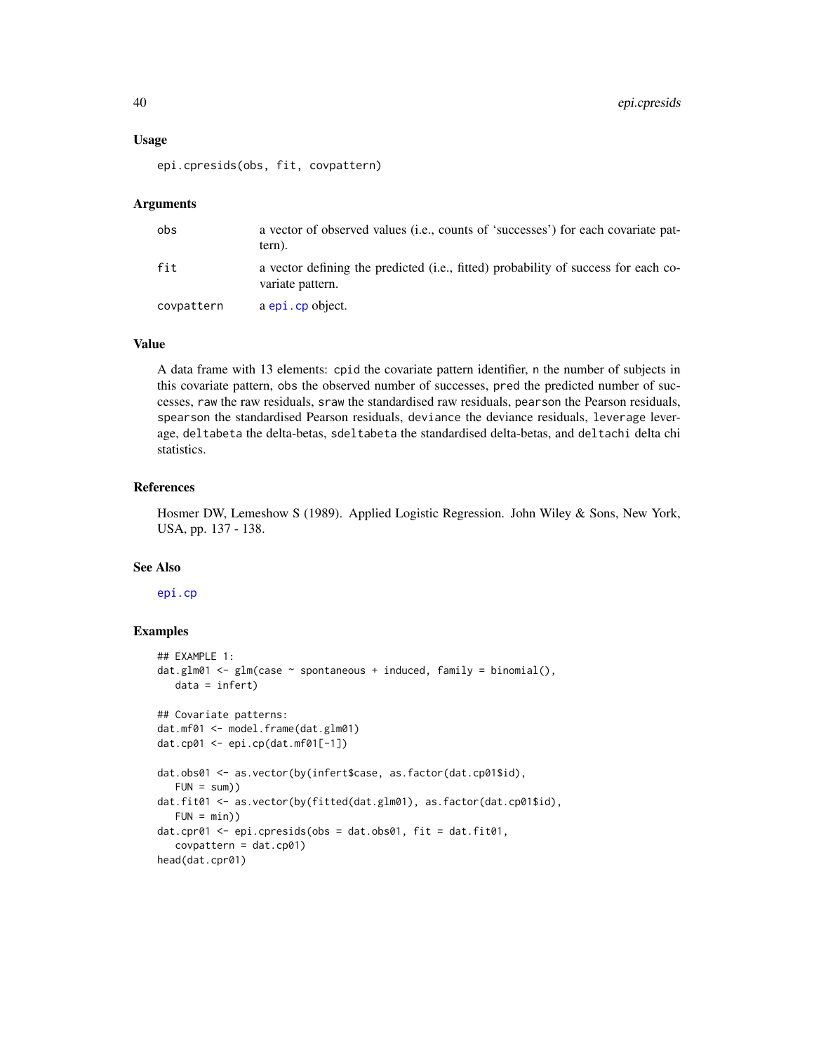## Usage

```
epi.cpresids(obs, fit, covpattern)
```

## Arguments

| | |
|---|---|
| obs | a vector of observed values (i.e., counts of 'successes') for each covariate pattern). |
| fit | a vector defining the predicted (i.e., fitted) probability of success for each covariate pattern. |
| covpattern | a epi.cp object. |

## Value

A data frame with 13 elements: cpid the covariate pattern identifier, n the number of subjects in this covariate pattern, obs the observed number of successes, pred the predicted number of successes, raw the raw residuals, sraw the standardised raw residuals, pearson the Pearson residuals, spearson the standardised Pearson residuals, deviance the deviance residuals, leverage leverage, deltabeta the delta-betas, sdeltabeta the standardised delta-betas, and deltachi delta chi statistics.

## References

Hosmer DW, Lemeshow S (1989). Applied Logistic Regression. John Wiley & Sons, New York, USA, pp. 137 - 138.

## See Also

epi.cp

## Examples

```
## EXAMPLE 1:
dat.glm01 <- glm(case ~ spontaneous + induced, family = binomial(),
   data = infert)

## Covariate patterns:
dat.mf01 <- model.frame(dat.glm01)
dat.cp01 <- epi.cp(dat.mf01[-1])

dat.obs01 <- as.vector(by(infert$case, as.factor(dat.cp01$id),
   FUN = sum))
dat.fit01 <- as.vector(by(fitted(dat.glm01), as.factor(dat.cp01$id),
   FUN = min))
dat.cpr01 <- epi.cpresids(obs = dat.obs01, fit = dat.fit01,
   covpattern = dat.cp01)
head(dat.cpr01)
```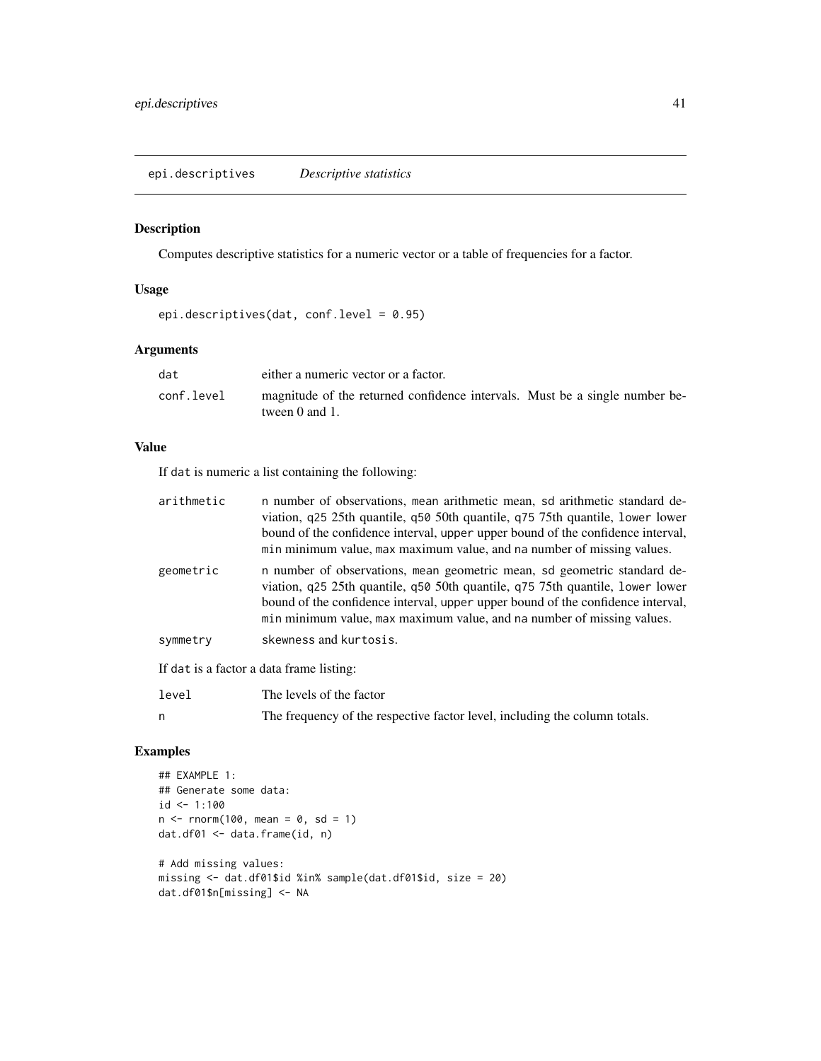## epi.descriptives *Descriptive statistics*

### Description

Computes descriptive statistics for a numeric vector or a table of frequencies for a factor.

### Usage

```
epi.descriptives(dat, conf.level = 0.95)
```

### Arguments

| | |
|---|---|
| `dat` | either a numeric vector or a factor. |
| `conf.level` | magnitude of the returned confidence intervals. Must be a single number between 0 and 1. |

### Value

If `dat` is numeric a list containing the following:

| | |
|---|---|
| `arithmetic` | `n` number of observations, `mean` arithmetic mean, `sd` arithmetic standard deviation, `q25` 25th quantile, `q50` 50th quantile, `q75` 75th quantile, `lower` lower bound of the confidence interval, `upper` upper bound of the confidence interval, `min` minimum value, `max` maximum value, and `na` number of missing values. |
| `geometric` | `n` number of observations, `mean` geometric mean, `sd` geometric standard deviation, `q25` 25th quantile, `q50` 50th quantile, `q75` 75th quantile, `lower` lower bound of the confidence interval, `upper` upper bound of the confidence interval, `min` minimum value, `max` maximum value, and `na` number of missing values. |
| `symmetry` | `skewness` and `kurtosis`. |

If `dat` is a factor a data frame listing:

| | |
|---|---|
| `level` | The levels of the factor |
| `n` | The frequency of the respective factor level, including the column totals. |

### Examples

```
## EXAMPLE 1:
## Generate some data:
id <- 1:100
n <- rnorm(100, mean = 0, sd = 1)
dat.df01 <- data.frame(id, n)

# Add missing values:
missing <- dat.df01$id %in% sample(dat.df01$id, size = 20)
dat.df01$n[missing] <- NA
```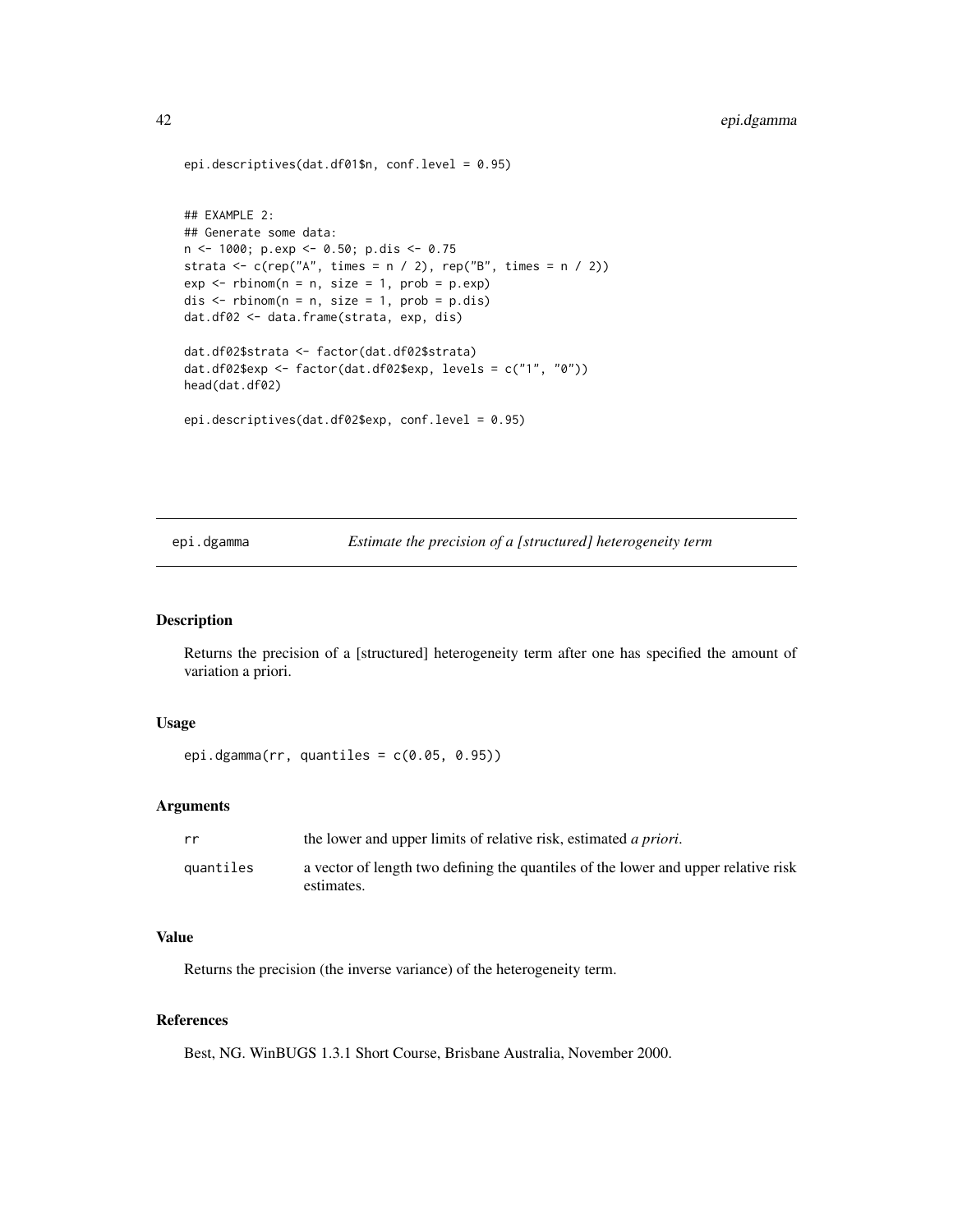```
epi.descriptives(dat.df01$n, conf.level = 0.95)


## EXAMPLE 2:
## Generate some data:
n <- 1000; p.exp <- 0.50; p.dis <- 0.75
strata <- c(rep("A", times = n / 2), rep("B", times = n / 2))
exp <- rbinom(n = n, size = 1, prob = p.exp)
dis <- rbinom(n = n, size = 1, prob = p.dis)
dat.df02 <- data.frame(strata, exp, dis)

dat.df02$strata <- factor(dat.df02$strata)
dat.df02$exp <- factor(dat.df02$exp, levels = c("1", "0"))
head(dat.df02)

epi.descriptives(dat.df02$exp, conf.level = 0.95)
```

---

`epi.dgamma` *Estimate the precision of a [structured] heterogeneity term*

---

## Description

Returns the precision of a [structured] heterogeneity term after one has specified the amount of variation a priori.

## Usage

```
epi.dgamma(rr, quantiles = c(0.05, 0.95))
```

## Arguments

| | |
|---|---|
| `rr` | the lower and upper limits of relative risk, estimated *a priori*. |
| `quantiles` | a vector of length two defining the quantiles of the lower and upper relative risk estimates. |

## Value

Returns the precision (the inverse variance) of the heterogeneity term.

## References

Best, NG. WinBUGS 1.3.1 Short Course, Brisbane Australia, November 2000.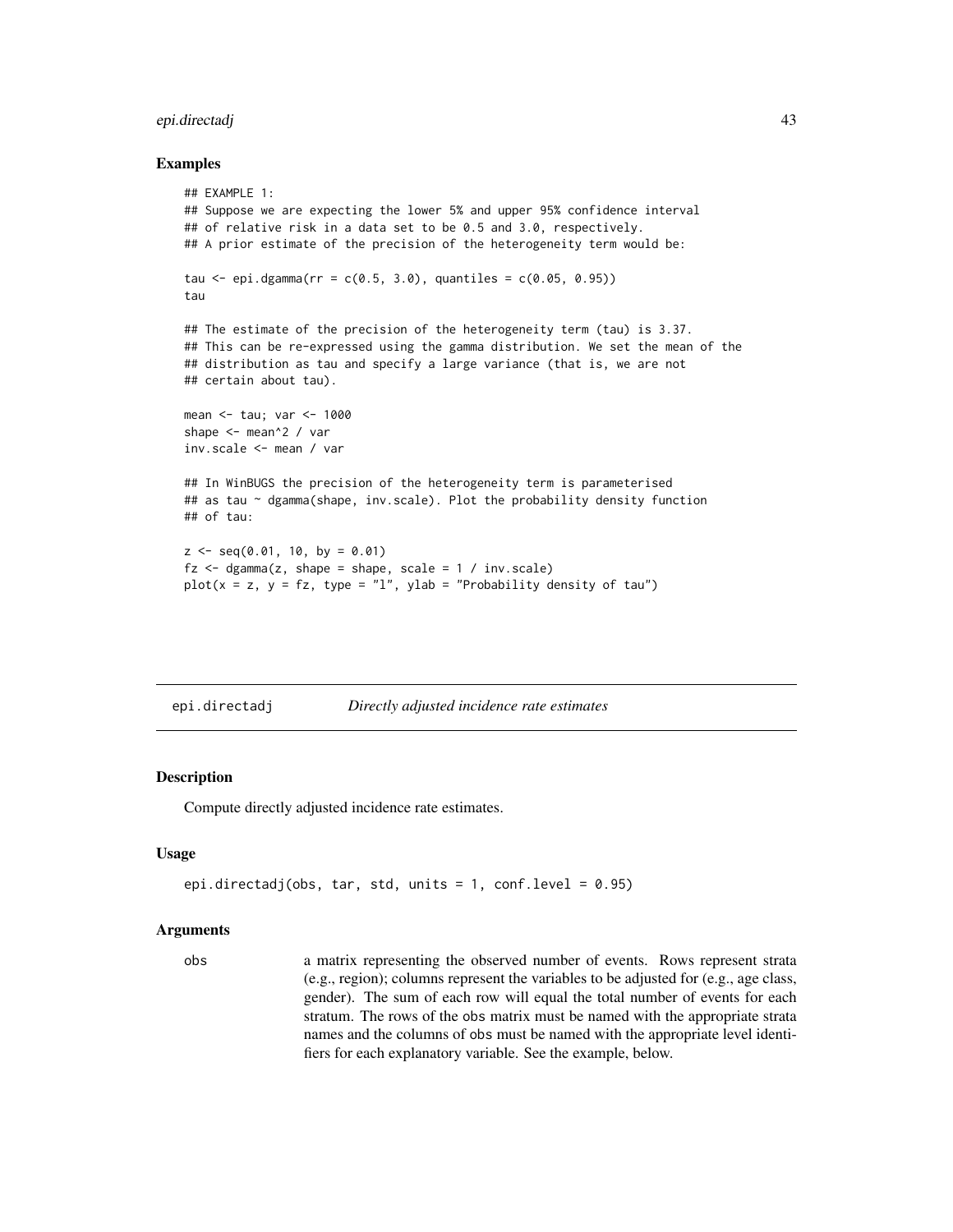### Examples

```
## EXAMPLE 1:
## Suppose we are expecting the lower 5% and upper 95% confidence interval
## of relative risk in a data set to be 0.5 and 3.0, respectively.
## A prior estimate of the precision of the heterogeneity term would be:

tau <- epi.dgamma(rr = c(0.5, 3.0), quantiles = c(0.05, 0.95))
tau

## The estimate of the precision of the heterogeneity term (tau) is 3.37.
## This can be re-expressed using the gamma distribution. We set the mean of the
## distribution as tau and specify a large variance (that is, we are not
## certain about tau).

mean <- tau; var <- 1000
shape <- mean^2 / var
inv.scale <- mean / var

## In WinBUGS the precision of the heterogeneity term is parameterised
## as tau ~ dgamma(shape, inv.scale). Plot the probability density function
## of tau:

z <- seq(0.01, 10, by = 0.01)
fz <- dgamma(z, shape = shape, scale = 1 / inv.scale)
plot(x = z, y = fz, type = "l", ylab = "Probability density of tau")
```

---

## epi.directadj — *Directly adjusted incidence rate estimates*

### Description

Compute directly adjusted incidence rate estimates.

### Usage

```
epi.directadj(obs, tar, std, units = 1, conf.level = 0.95)
```

### Arguments

`obs` a matrix representing the observed number of events. Rows represent strata (e.g., region); columns represent the variables to be adjusted for (e.g., age class, gender). The sum of each row will equal the total number of events for each stratum. The rows of the obs matrix must be named with the appropriate strata names and the columns of obs must be named with the appropriate level identifiers for each explanatory variable. See the example, below.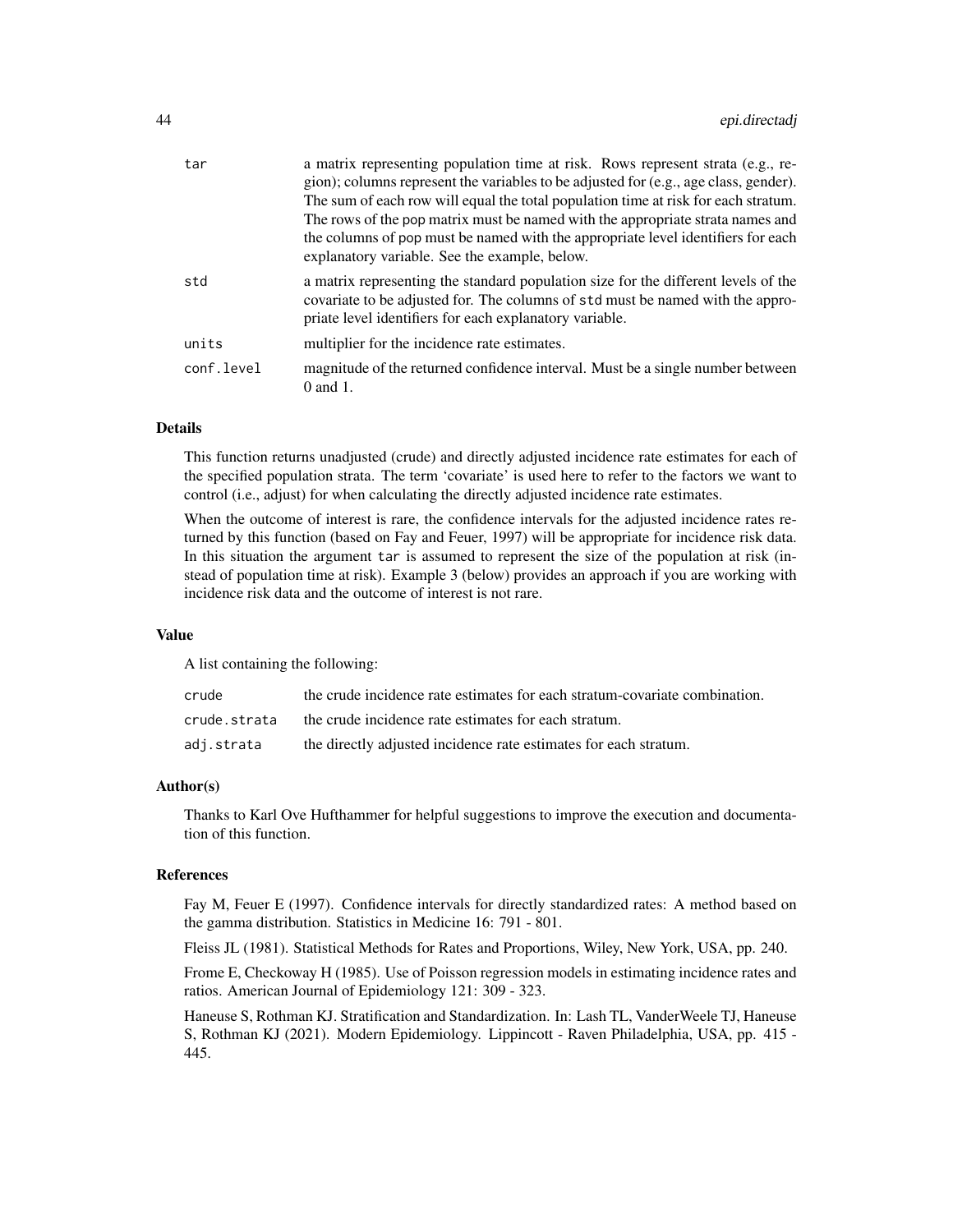| | |
|---|---|
| tar | a matrix representing population time at risk. Rows represent strata (e.g., region); columns represent the variables to be adjusted for (e.g., age class, gender). The sum of each row will equal the total population time at risk for each stratum. The rows of the pop matrix must be named with the appropriate strata names and the columns of pop must be named with the appropriate level identifiers for each explanatory variable. See the example, below. |
| std | a matrix representing the standard population size for the different levels of the covariate to be adjusted for. The columns of std must be named with the appropriate level identifiers for each explanatory variable. |
| units | multiplier for the incidence rate estimates. |
| conf.level | magnitude of the returned confidence interval. Must be a single number between 0 and 1. |

### Details

This function returns unadjusted (crude) and directly adjusted incidence rate estimates for each of the specified population strata. The term 'covariate' is used here to refer to the factors we want to control (i.e., adjust) for when calculating the directly adjusted incidence rate estimates.

When the outcome of interest is rare, the confidence intervals for the adjusted incidence rates returned by this function (based on Fay and Feuer, 1997) will be appropriate for incidence risk data. In this situation the argument tar is assumed to represent the size of the population at risk (instead of population time at risk). Example 3 (below) provides an approach if you are working with incidence risk data and the outcome of interest is not rare.

### Value

A list containing the following:

| | |
|---|---|
| crude | the crude incidence rate estimates for each stratum-covariate combination. |
| crude.strata | the crude incidence rate estimates for each stratum. |
| adj.strata | the directly adjusted incidence rate estimates for each stratum. |

### Author(s)

Thanks to Karl Ove Hufthammer for helpful suggestions to improve the execution and documentation of this function.

### References

Fay M, Feuer E (1997). Confidence intervals for directly standardized rates: A method based on the gamma distribution. Statistics in Medicine 16: 791 - 801.

Fleiss JL (1981). Statistical Methods for Rates and Proportions, Wiley, New York, USA, pp. 240.

Frome E, Checkoway H (1985). Use of Poisson regression models in estimating incidence rates and ratios. American Journal of Epidemiology 121: 309 - 323.

Haneuse S, Rothman KJ. Stratification and Standardization. In: Lash TL, VanderWeele TJ, Haneuse S, Rothman KJ (2021). Modern Epidemiology. Lippincott - Raven Philadelphia, USA, pp. 415 - 445.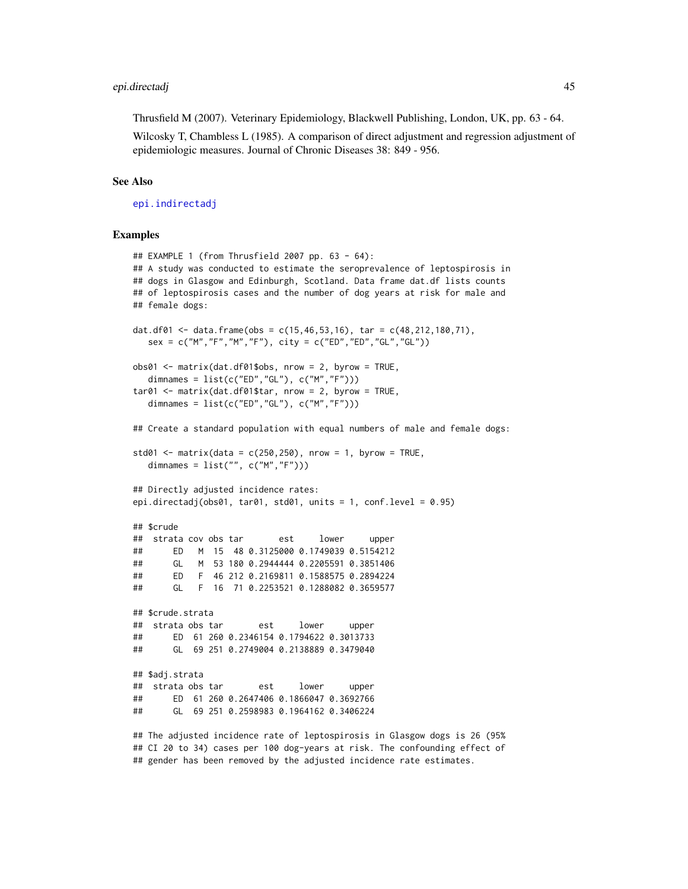Thrusfield M (2007). Veterinary Epidemiology, Blackwell Publishing, London, UK, pp. 63 - 64.

Wilcosky T, Chambless L (1985). A comparison of direct adjustment and regression adjustment of epidemiologic measures. Journal of Chronic Diseases 38: 849 - 956.

### See Also

epi.indirectadj

### Examples

```
## EXAMPLE 1 (from Thrusfield 2007 pp. 63 - 64):
## A study was conducted to estimate the seroprevalence of leptospirosis in
## dogs in Glasgow and Edinburgh, Scotland. Data frame dat.df lists counts
## of leptospirosis cases and the number of dog years at risk for male and
## female dogs:

dat.df01 <- data.frame(obs = c(15,46,53,16), tar = c(48,212,180,71),
   sex = c("M","F","M","F"), city = c("ED","ED","GL","GL"))

obs01 <- matrix(dat.df01$obs, nrow = 2, byrow = TRUE,
   dimnames = list(c("ED","GL"), c("M","F")))
tar01 <- matrix(dat.df01$tar, nrow = 2, byrow = TRUE,
   dimnames = list(c("ED","GL"), c("M","F")))

## Create a standard population with equal numbers of male and female dogs:

std01 <- matrix(data = c(250,250), nrow = 1, byrow = TRUE,
   dimnames = list("", c("M","F")))

## Directly adjusted incidence rates:
epi.directadj(obs01, tar01, std01, units = 1, conf.level = 0.95)

## $crude
##  strata cov obs tar       est     lower     upper
##      ED   M  15  48 0.3125000 0.1749039 0.5154212
##      GL   M  53 180 0.2944444 0.2205591 0.3851406
##      ED   F  46 212 0.2169811 0.1588575 0.2894224
##      GL   F  16  71 0.2253521 0.1288082 0.3659577

## $crude.strata
##  strata obs tar       est     lower     upper
##      ED  61 260 0.2346154 0.1794622 0.3013733
##      GL  69 251 0.2749004 0.2138889 0.3479040

## $adj.strata
##  strata obs tar       est     lower     upper
##      ED  61 260 0.2647406 0.1866047 0.3692766
##      GL  69 251 0.2598983 0.1964162 0.3406224

## The adjusted incidence rate of leptospirosis in Glasgow dogs is 26 (95%
## CI 20 to 34) cases per 100 dog-years at risk. The confounding effect of
## gender has been removed by the adjusted incidence rate estimates.
```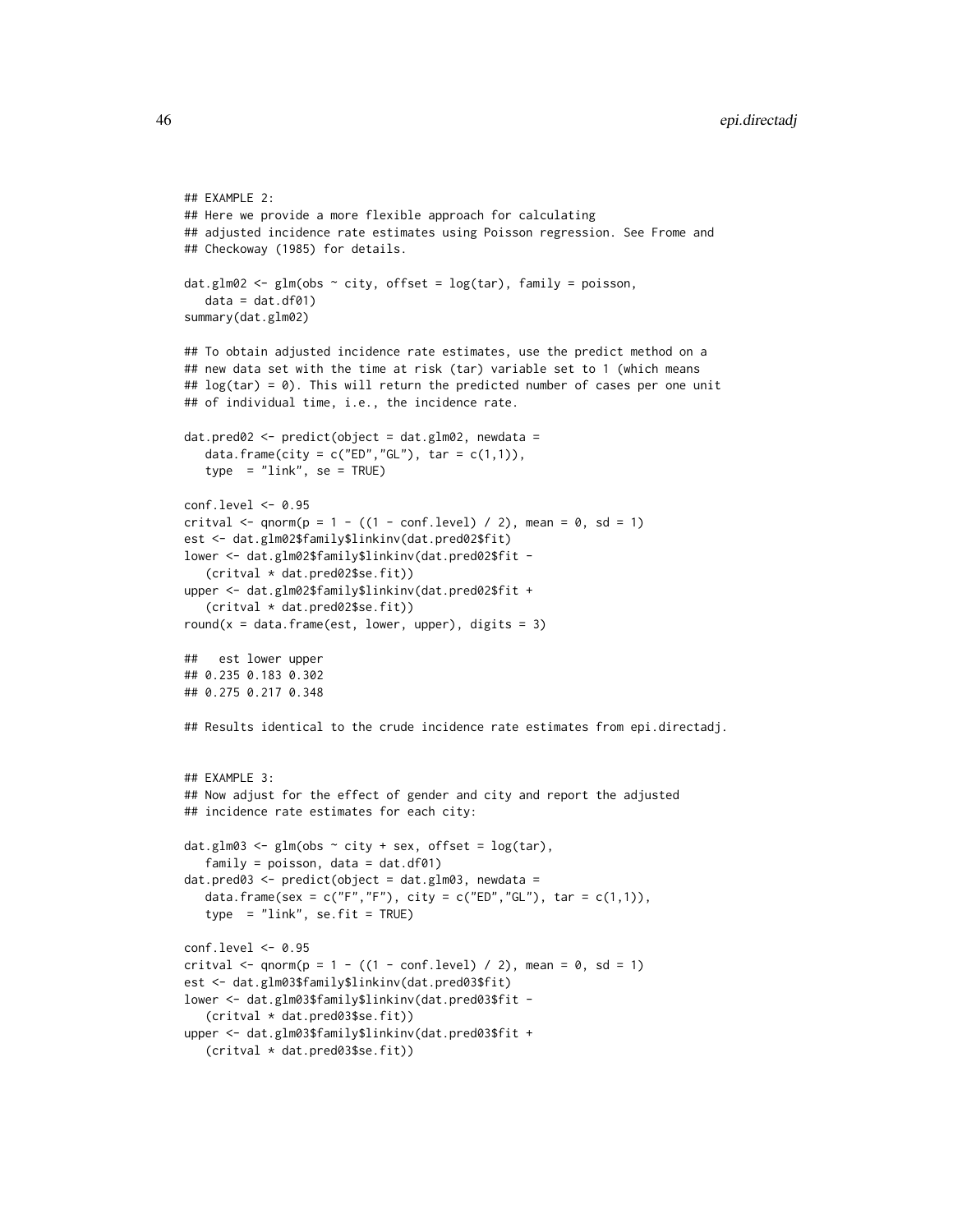```
## EXAMPLE 2:
## Here we provide a more flexible approach for calculating
## adjusted incidence rate estimates using Poisson regression. See Frome and
## Checkoway (1985) for details.

dat.glm02 <- glm(obs ~ city, offset = log(tar), family = poisson,
   data = dat.df01)
summary(dat.glm02)

## To obtain adjusted incidence rate estimates, use the predict method on a
## new data set with the time at risk (tar) variable set to 1 (which means
## log(tar) = 0). This will return the predicted number of cases per one unit
## of individual time, i.e., the incidence rate.

dat.pred02 <- predict(object = dat.glm02, newdata =
   data.frame(city = c("ED","GL"), tar = c(1,1)),
   type  = "link", se = TRUE)

conf.level <- 0.95
critval <- qnorm(p = 1 - ((1 - conf.level) / 2), mean = 0, sd = 1)
est <- dat.glm02$family$linkinv(dat.pred02$fit)
lower <- dat.glm02$family$linkinv(dat.pred02$fit -
   (critval * dat.pred02$se.fit))
upper <- dat.glm02$family$linkinv(dat.pred02$fit +
   (critval * dat.pred02$se.fit))
round(x = data.frame(est, lower, upper), digits = 3)

##   est lower upper
## 0.235 0.183 0.302
## 0.275 0.217 0.348

## Results identical to the crude incidence rate estimates from epi.directadj.


## EXAMPLE 3:
## Now adjust for the effect of gender and city and report the adjusted
## incidence rate estimates for each city:

dat.glm03 <- glm(obs ~ city + sex, offset = log(tar),
   family = poisson, data = dat.df01)
dat.pred03 <- predict(object = dat.glm03, newdata =
   data.frame(sex = c("F","F"), city = c("ED","GL"), tar = c(1,1)),
   type  = "link", se.fit = TRUE)

conf.level <- 0.95
critval <- qnorm(p = 1 - ((1 - conf.level) / 2), mean = 0, sd = 1)
est <- dat.glm03$family$linkinv(dat.pred03$fit)
lower <- dat.glm03$family$linkinv(dat.pred03$fit -
   (critval * dat.pred03$se.fit))
upper <- dat.glm03$family$linkinv(dat.pred03$fit +
   (critval * dat.pred03$se.fit))
```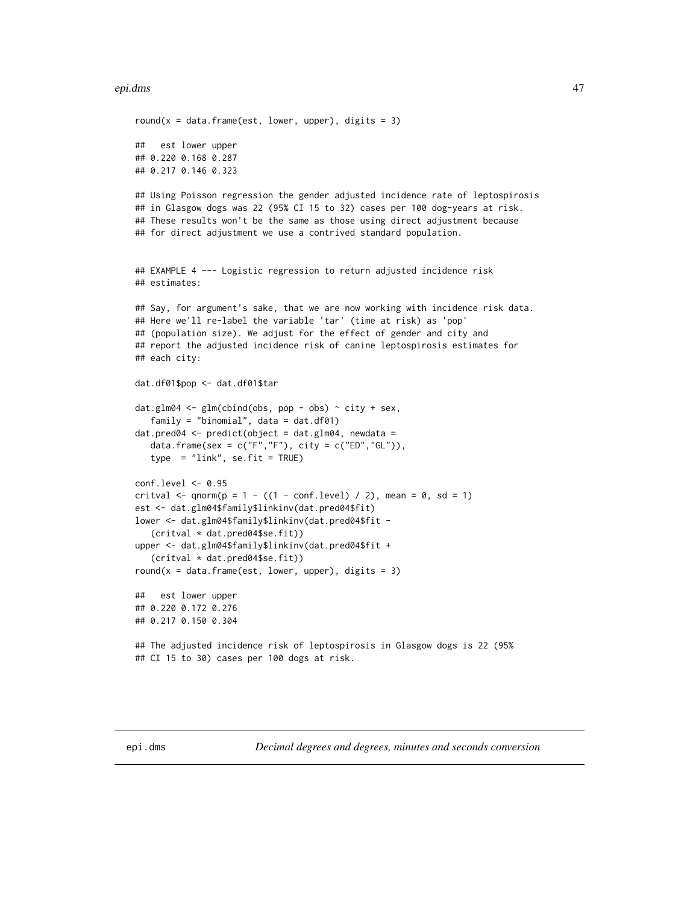```
round(x = data.frame(est, lower, upper), digits = 3)

##   est lower upper
## 0.220 0.168 0.287
## 0.217 0.146 0.323

## Using Poisson regression the gender adjusted incidence rate of leptospirosis
## in Glasgow dogs was 22 (95% CI 15 to 32) cases per 100 dog-years at risk.
## These results won't be the same as those using direct adjustment because
## for direct adjustment we use a contrived standard population.


## EXAMPLE 4 --- Logistic regression to return adjusted incidence risk
## estimates:

## Say, for argument's sake, that we are now working with incidence risk data.
## Here we'll re-label the variable 'tar' (time at risk) as 'pop'
## (population size). We adjust for the effect of gender and city and
## report the adjusted incidence risk of canine leptospirosis estimates for
## each city:

dat.df01$pop <- dat.df01$tar

dat.glm04 <- glm(cbind(obs, pop - obs) ~ city + sex,
   family = "binomial", data = dat.df01)
dat.pred04 <- predict(object = dat.glm04, newdata =
   data.frame(sex = c("F","F"), city = c("ED","GL")),
   type  = "link", se.fit = TRUE)

conf.level <- 0.95
critval <- qnorm(p = 1 - ((1 - conf.level) / 2), mean = 0, sd = 1)
est <- dat.glm04$family$linkinv(dat.pred04$fit)
lower <- dat.glm04$family$linkinv(dat.pred04$fit -
   (critval * dat.pred04$se.fit))
upper <- dat.glm04$family$linkinv(dat.pred04$fit +
   (critval * dat.pred04$se.fit))
round(x = data.frame(est, lower, upper), digits = 3)

##   est lower upper
## 0.220 0.172 0.276
## 0.217 0.150 0.304

## The adjusted incidence risk of leptospirosis in Glasgow dogs is 22 (95%
## CI 15 to 30) cases per 100 dogs at risk.
```

---

epi.dms *Decimal degrees and degrees, minutes and seconds conversion*

---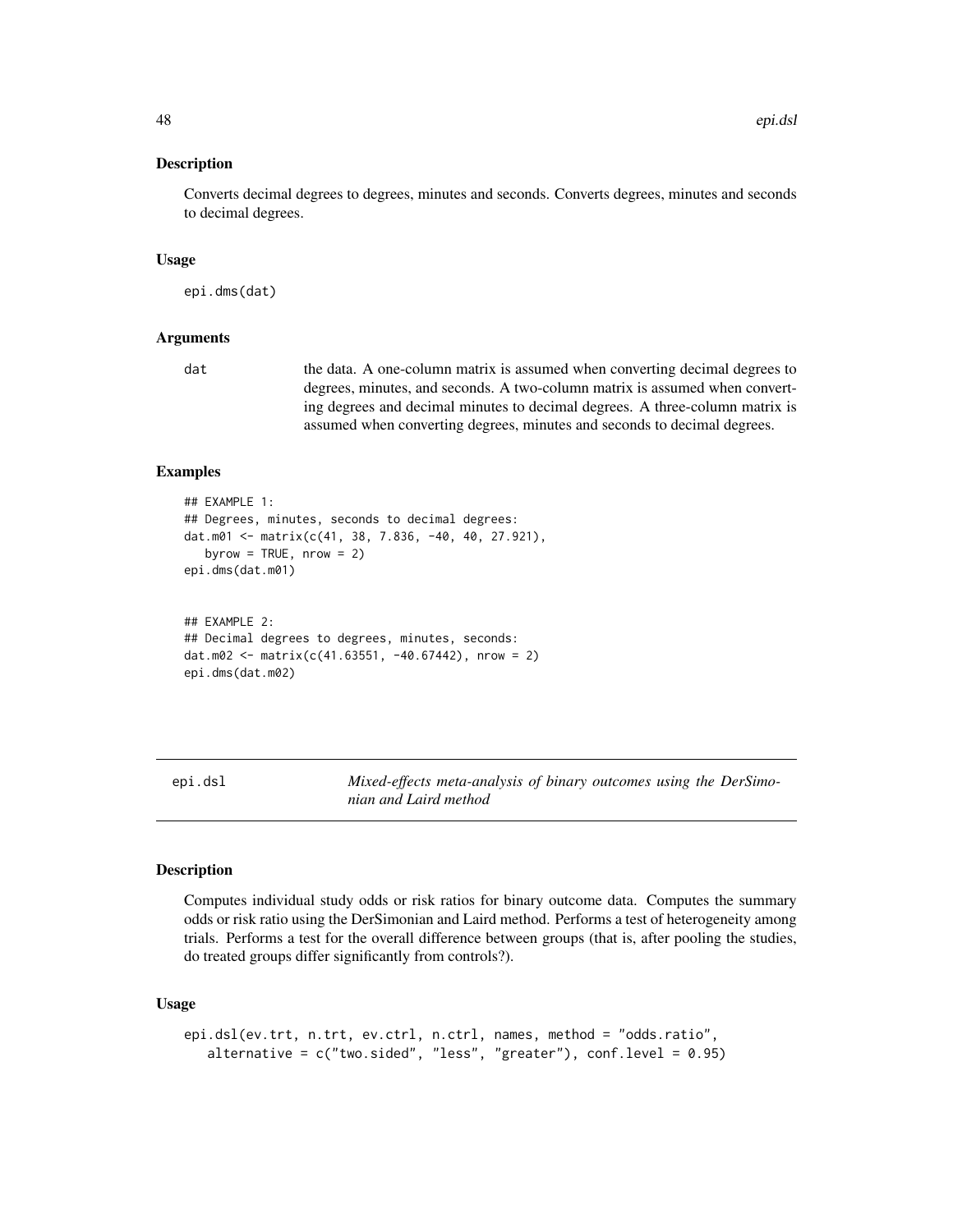## Description

Converts decimal degrees to degrees, minutes and seconds. Converts degrees, minutes and seconds to decimal degrees.

## Usage

```
epi.dms(dat)
```

## Arguments

| | |
|---|---|
| dat | the data. A one-column matrix is assumed when converting decimal degrees to degrees, minutes, and seconds. A two-column matrix is assumed when converting degrees and decimal minutes to decimal degrees. A three-column matrix is assumed when converting degrees, minutes and seconds to decimal degrees. |

## Examples

```
## EXAMPLE 1:
## Degrees, minutes, seconds to decimal degrees:
dat.m01 <- matrix(c(41, 38, 7.836, -40, 40, 27.921),
   byrow = TRUE, nrow = 2)
epi.dms(dat.m01)


## EXAMPLE 2:
## Decimal degrees to degrees, minutes, seconds:
dat.m02 <- matrix(c(41.63551, -40.67442), nrow = 2)
epi.dms(dat.m02)
```

---

# epi.dsl — *Mixed-effects meta-analysis of binary outcomes using the DerSimonian and Laird method*

## Description

Computes individual study odds or risk ratios for binary outcome data. Computes the summary odds or risk ratio using the DerSimonian and Laird method. Performs a test of heterogeneity among trials. Performs a test for the overall difference between groups (that is, after pooling the studies, do treated groups differ significantly from controls?).

## Usage

```
epi.dsl(ev.trt, n.trt, ev.ctrl, n.ctrl, names, method = "odds.ratio",
   alternative = c("two.sided", "less", "greater"), conf.level = 0.95)
```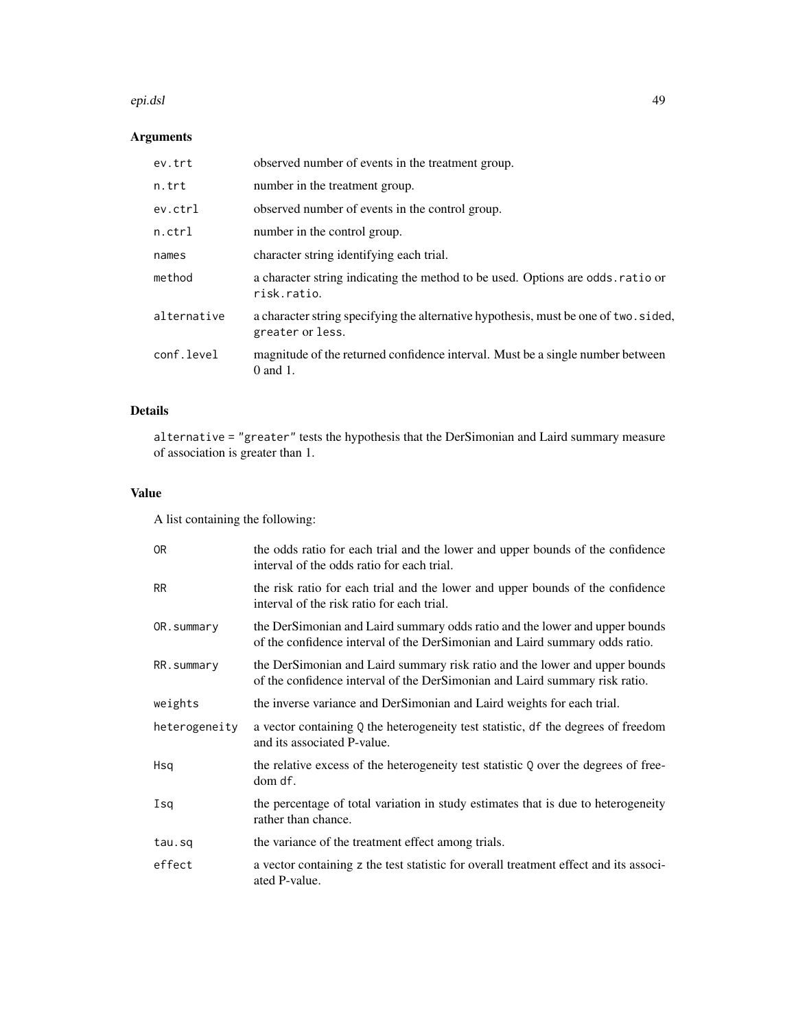## Arguments

| | |
|---|---|
| `ev.trt` | observed number of events in the treatment group. |
| `n.trt` | number in the treatment group. |
| `ev.ctrl` | observed number of events in the control group. |
| `n.ctrl` | number in the control group. |
| `names` | character string identifying each trial. |
| `method` | a character string indicating the method to be used. Options are `odds.ratio` or `risk.ratio`. |
| `alternative` | a character string specifying the alternative hypothesis, must be one of `two.sided`, `greater` or `less`. |
| `conf.level` | magnitude of the returned confidence interval. Must be a single number between 0 and 1. |

## Details

`alternative = "greater"` tests the hypothesis that the DerSimonian and Laird summary measure of association is greater than 1.

## Value

A list containing the following:

| | |
|---|---|
| `OR` | the odds ratio for each trial and the lower and upper bounds of the confidence interval of the odds ratio for each trial. |
| `RR` | the risk ratio for each trial and the lower and upper bounds of the confidence interval of the risk ratio for each trial. |
| `OR.summary` | the DerSimonian and Laird summary odds ratio and the lower and upper bounds of the confidence interval of the DerSimonian and Laird summary odds ratio. |
| `RR.summary` | the DerSimonian and Laird summary risk ratio and the lower and upper bounds of the confidence interval of the DerSimonian and Laird summary risk ratio. |
| `weights` | the inverse variance and DerSimonian and Laird weights for each trial. |
| `heterogeneity` | a vector containing `Q` the heterogeneity test statistic, `df` the degrees of freedom and its associated P-value. |
| `Hsq` | the relative excess of the heterogeneity test statistic `Q` over the degrees of freedom `df`. |
| `Isq` | the percentage of total variation in study estimates that is due to heterogeneity rather than chance. |
| `tau.sq` | the variance of the treatment effect among trials. |
| `effect` | a vector containing `z` the test statistic for overall treatment effect and its associated P-value. |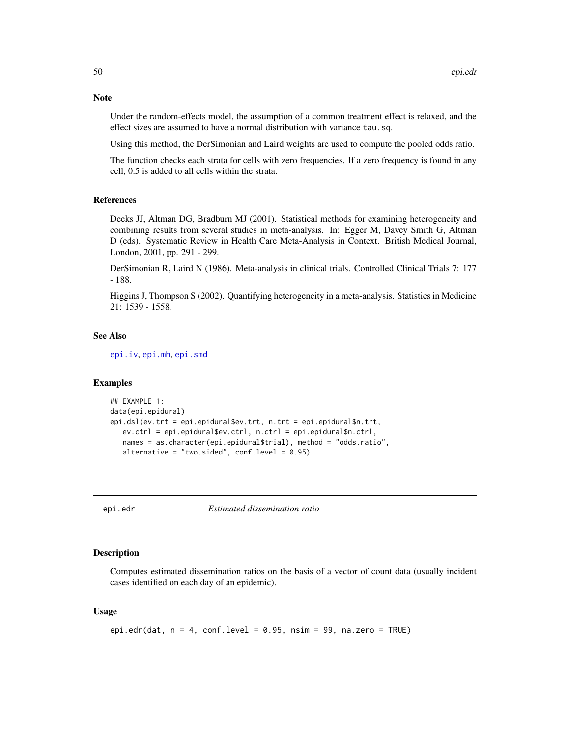### Note

Under the random-effects model, the assumption of a common treatment effect is relaxed, and the effect sizes are assumed to have a normal distribution with variance `tau.sq`.

Using this method, the DerSimonian and Laird weights are used to compute the pooled odds ratio.

The function checks each strata for cells with zero frequencies. If a zero frequency is found in any cell, 0.5 is added to all cells within the strata.

### References

Deeks JJ, Altman DG, Bradburn MJ (2001). Statistical methods for examining heterogeneity and combining results from several studies in meta-analysis. In: Egger M, Davey Smith G, Altman D (eds). Systematic Review in Health Care Meta-Analysis in Context. British Medical Journal, London, 2001, pp. 291 - 299.

DerSimonian R, Laird N (1986). Meta-analysis in clinical trials. Controlled Clinical Trials 7: 177 - 188.

Higgins J, Thompson S (2002). Quantifying heterogeneity in a meta-analysis. Statistics in Medicine 21: 1539 - 1558.

### See Also

`epi.iv`, `epi.mh`, `epi.smd`

### Examples

```
## EXAMPLE 1:
data(epi.epidural)
epi.dsl(ev.trt = epi.epidural$ev.trt, n.trt = epi.epidural$n.trt,
   ev.ctrl = epi.epidural$ev.ctrl, n.ctrl = epi.epidural$n.ctrl,
   names = as.character(epi.epidural$trial), method = "odds.ratio",
   alternative = "two.sided", conf.level = 0.95)
```

---

## epi.edr — *Estimated dissemination ratio*

### Description

Computes estimated dissemination ratios on the basis of a vector of count data (usually incident cases identified on each day of an epidemic).

### Usage

```
epi.edr(dat, n = 4, conf.level = 0.95, nsim = 99, na.zero = TRUE)
```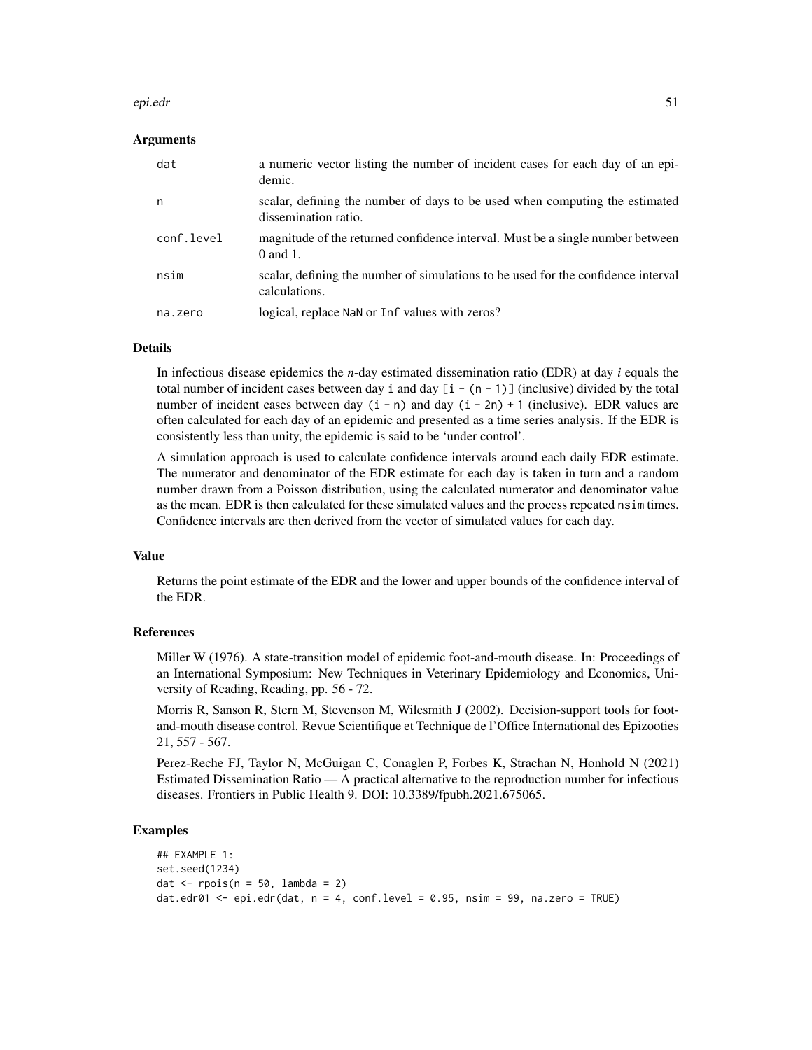### Arguments

| | |
|---|---|
| `dat` | a numeric vector listing the number of incident cases for each day of an epidemic. |
| `n` | scalar, defining the number of days to be used when computing the estimated dissemination ratio. |
| `conf.level` | magnitude of the returned confidence interval. Must be a single number between 0 and 1. |
| `nsim` | scalar, defining the number of simulations to be used for the confidence interval calculations. |
| `na.zero` | logical, replace `NaN` or `Inf` values with zeros? |

### Details

In infectious disease epidemics the *n*-day estimated dissemination ratio (EDR) at day *i* equals the total number of incident cases between day `i` and day `[i - (n - 1)]` (inclusive) divided by the total number of incident cases between day `(i - n)` and day `(i - 2n) + 1` (inclusive). EDR values are often calculated for each day of an epidemic and presented as a time series analysis. If the EDR is consistently less than unity, the epidemic is said to be 'under control'.

A simulation approach is used to calculate confidence intervals around each daily EDR estimate. The numerator and denominator of the EDR estimate for each day is taken in turn and a random number drawn from a Poisson distribution, using the calculated numerator and denominator value as the mean. EDR is then calculated for these simulated values and the process repeated `nsim` times. Confidence intervals are then derived from the vector of simulated values for each day.

### Value

Returns the point estimate of the EDR and the lower and upper bounds of the confidence interval of the EDR.

### References

Miller W (1976). A state-transition model of epidemic foot-and-mouth disease. In: Proceedings of an International Symposium: New Techniques in Veterinary Epidemiology and Economics, University of Reading, Reading, pp. 56 - 72.

Morris R, Sanson R, Stern M, Stevenson M, Wilesmith J (2002). Decision-support tools for foot-and-mouth disease control. Revue Scientifique et Technique de l'Office International des Epizooties 21, 557 - 567.

Perez-Reche FJ, Taylor N, McGuigan C, Conaglen P, Forbes K, Strachan N, Honhold N (2021) Estimated Dissemination Ratio — A practical alternative to the reproduction number for infectious diseases. Frontiers in Public Health 9. DOI: 10.3389/fpubh.2021.675065.

### Examples

```
## EXAMPLE 1:
set.seed(1234)
dat <- rpois(n = 50, lambda = 2)
dat.edr01 <- epi.edr(dat, n = 4, conf.level = 0.95, nsim = 99, na.zero = TRUE)
```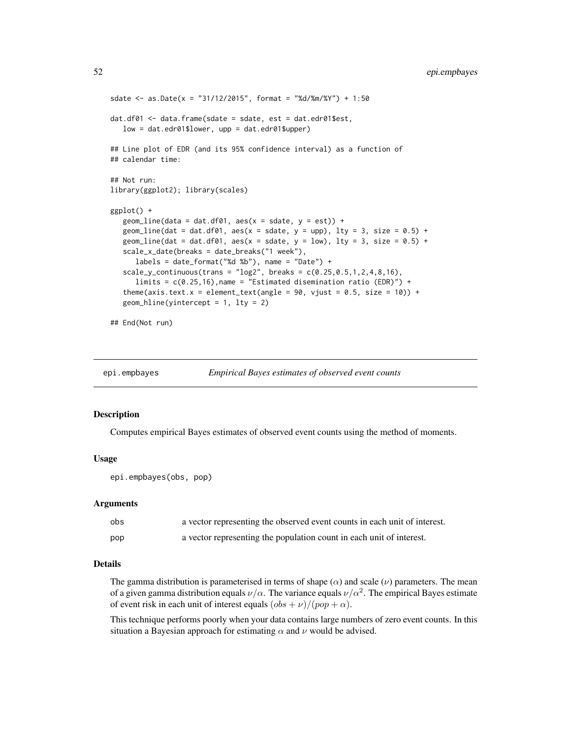```
sdate <- as.Date(x = "31/12/2015", format = "%d/%m/%Y") + 1:50

dat.df01 <- data.frame(sdate = sdate, est = dat.edr01$est,
   low = dat.edr01$lower, upp = dat.edr01$upper)

## Line plot of EDR (and its 95% confidence interval) as a function of
## calendar time:

## Not run:
library(ggplot2); library(scales)

ggplot() +
   geom_line(data = dat.df01, aes(x = sdate, y = est)) +
   geom_line(dat = dat.df01, aes(x = sdate, y = upp), lty = 3, size = 0.5) +
   geom_line(dat = dat.df01, aes(x = sdate, y = low), lty = 3, size = 0.5) +
   scale_x_date(breaks = date_breaks("1 week"),
      labels = date_format("%d %b"), name = "Date") +
   scale_y_continuous(trans = "log2", breaks = c(0.25,0.5,1,2,4,8,16),
      limits = c(0.25,16),name = "Estimated disemination ratio (EDR)") +
   theme(axis.text.x = element_text(angle = 90, vjust = 0.5, size = 10)) +
   geom_hline(yintercept = 1, lty = 2)

## End(Not run)
```

---

# epi.empbayes — *Empirical Bayes estimates of observed event counts*

## Description

Computes empirical Bayes estimates of observed event counts using the method of moments.

## Usage

```
epi.empbayes(obs, pop)
```

## Arguments

| | |
|---|---|
| `obs` | a vector representing the observed event counts in each unit of interest. |
| `pop` | a vector representing the population count in each unit of interest. |

## Details

The gamma distribution is parameterised in terms of shape ($\alpha$) and scale ($\nu$) parameters. The mean of a given gamma distribution equals $\nu/\alpha$. The variance equals $\nu/\alpha^2$. The empirical Bayes estimate of event risk in each unit of interest equals $(obs + \nu)/(pop + \alpha)$.

This technique performs poorly when your data contains large numbers of zero event counts. In this situation a Bayesian approach for estimating $\alpha$ and $\nu$ would be advised.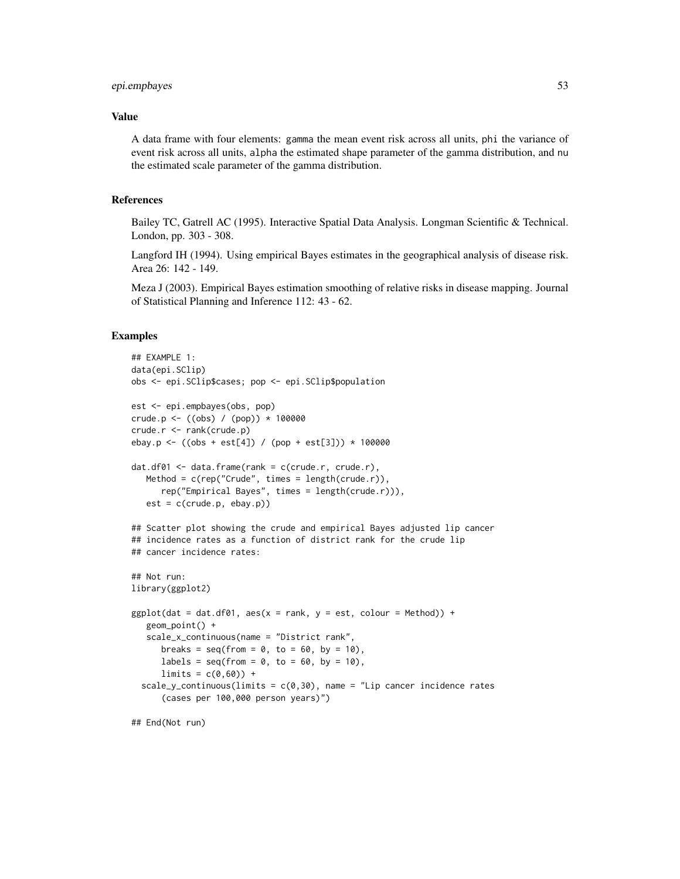### Value

A data frame with four elements: `gamma` the mean event risk across all units, `phi` the variance of event risk across all units, `alpha` the estimated shape parameter of the gamma distribution, and `nu` the estimated scale parameter of the gamma distribution.

### References

Bailey TC, Gatrell AC (1995). Interactive Spatial Data Analysis. Longman Scientific & Technical. London, pp. 303 - 308.

Langford IH (1994). Using empirical Bayes estimates in the geographical analysis of disease risk. Area 26: 142 - 149.

Meza J (2003). Empirical Bayes estimation smoothing of relative risks in disease mapping. Journal of Statistical Planning and Inference 112: 43 - 62.

### Examples

```
## EXAMPLE 1:
data(epi.SClip)
obs <- epi.SClip$cases; pop <- epi.SClip$population

est <- epi.empbayes(obs, pop)
crude.p <- ((obs) / (pop)) * 100000
crude.r <- rank(crude.p)
ebay.p <- ((obs + est[4]) / (pop + est[3])) * 100000

dat.df01 <- data.frame(rank = c(crude.r, crude.r),
   Method = c(rep("Crude", times = length(crude.r)),
      rep("Empirical Bayes", times = length(crude.r))),
   est = c(crude.p, ebay.p))

## Scatter plot showing the crude and empirical Bayes adjusted lip cancer
## incidence rates as a function of district rank for the crude lip
## cancer incidence rates:

## Not run:
library(ggplot2)

ggplot(dat = dat.df01, aes(x = rank, y = est, colour = Method)) +
   geom_point() +
   scale_x_continuous(name = "District rank",
      breaks = seq(from = 0, to = 60, by = 10),
      labels = seq(from = 0, to = 60, by = 10),
      limits = c(0,60)) +
  scale_y_continuous(limits = c(0,30), name = "Lip cancer incidence rates
      (cases per 100,000 person years)")

## End(Not run)
```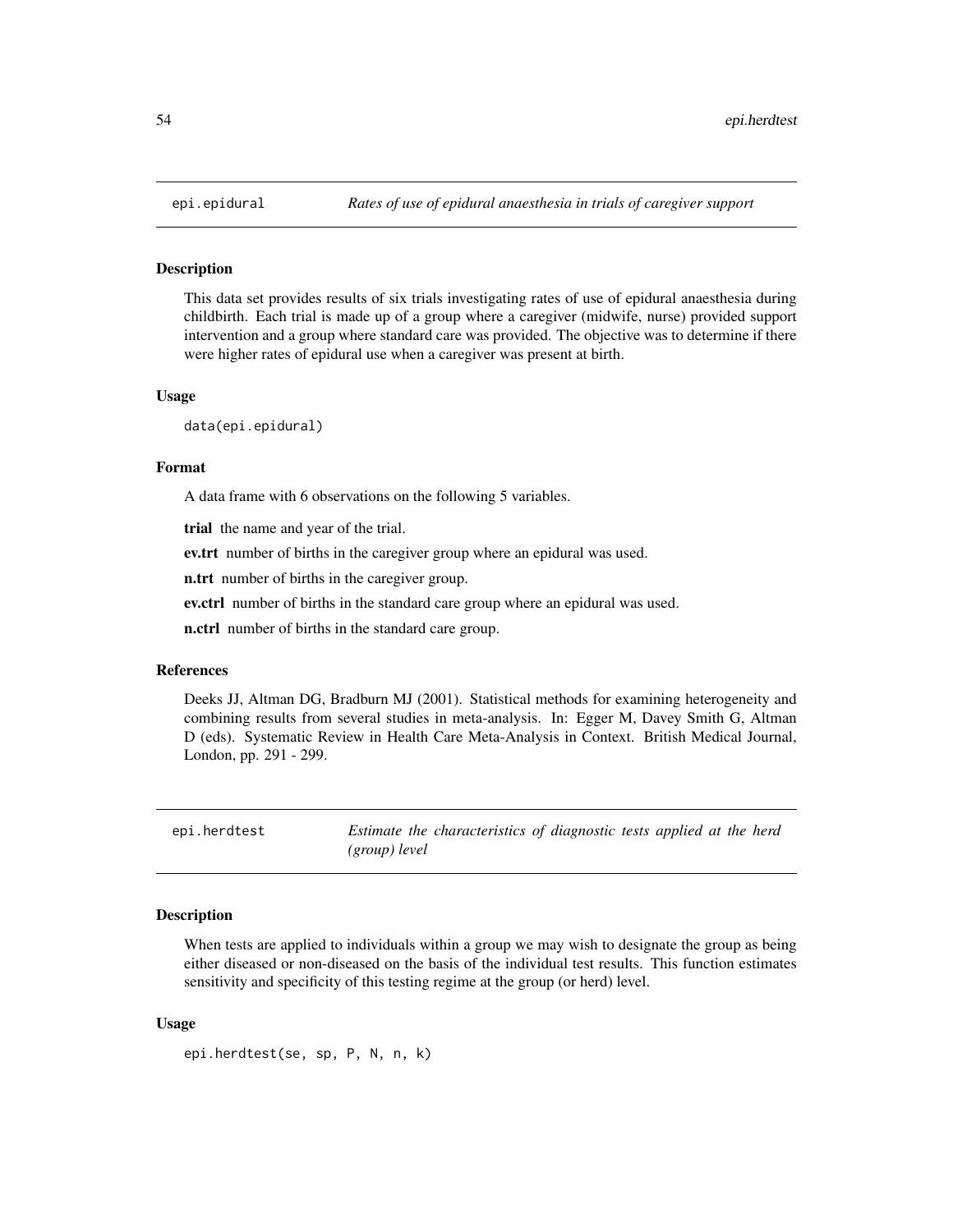## epi.epidural — *Rates of use of epidural anaesthesia in trials of caregiver support*

### Description

This data set provides results of six trials investigating rates of use of epidural anaesthesia during childbirth. Each trial is made up of a group where a caregiver (midwife, nurse) provided support intervention and a group where standard care was provided. The objective was to determine if there were higher rates of epidural use when a caregiver was present at birth.

### Usage

```
data(epi.epidural)
```

### Format

A data frame with 6 observations on the following 5 variables.

**trial** the name and year of the trial.

**ev.trt** number of births in the caregiver group where an epidural was used.

**n.trt** number of births in the caregiver group.

**ev.ctrl** number of births in the standard care group where an epidural was used.

**n.ctrl** number of births in the standard care group.

### References

Deeks JJ, Altman DG, Bradburn MJ (2001). Statistical methods for examining heterogeneity and combining results from several studies in meta-analysis. In: Egger M, Davey Smith G, Altman D (eds). Systematic Review in Health Care Meta-Analysis in Context. British Medical Journal, London, pp. 291 - 299.

## epi.herdtest — *Estimate the characteristics of diagnostic tests applied at the herd (group) level*

### Description

When tests are applied to individuals within a group we may wish to designate the group as being either diseased or non-diseased on the basis of the individual test results. This function estimates sensitivity and specificity of this testing regime at the group (or herd) level.

### Usage

```
epi.herdtest(se, sp, P, N, n, k)
```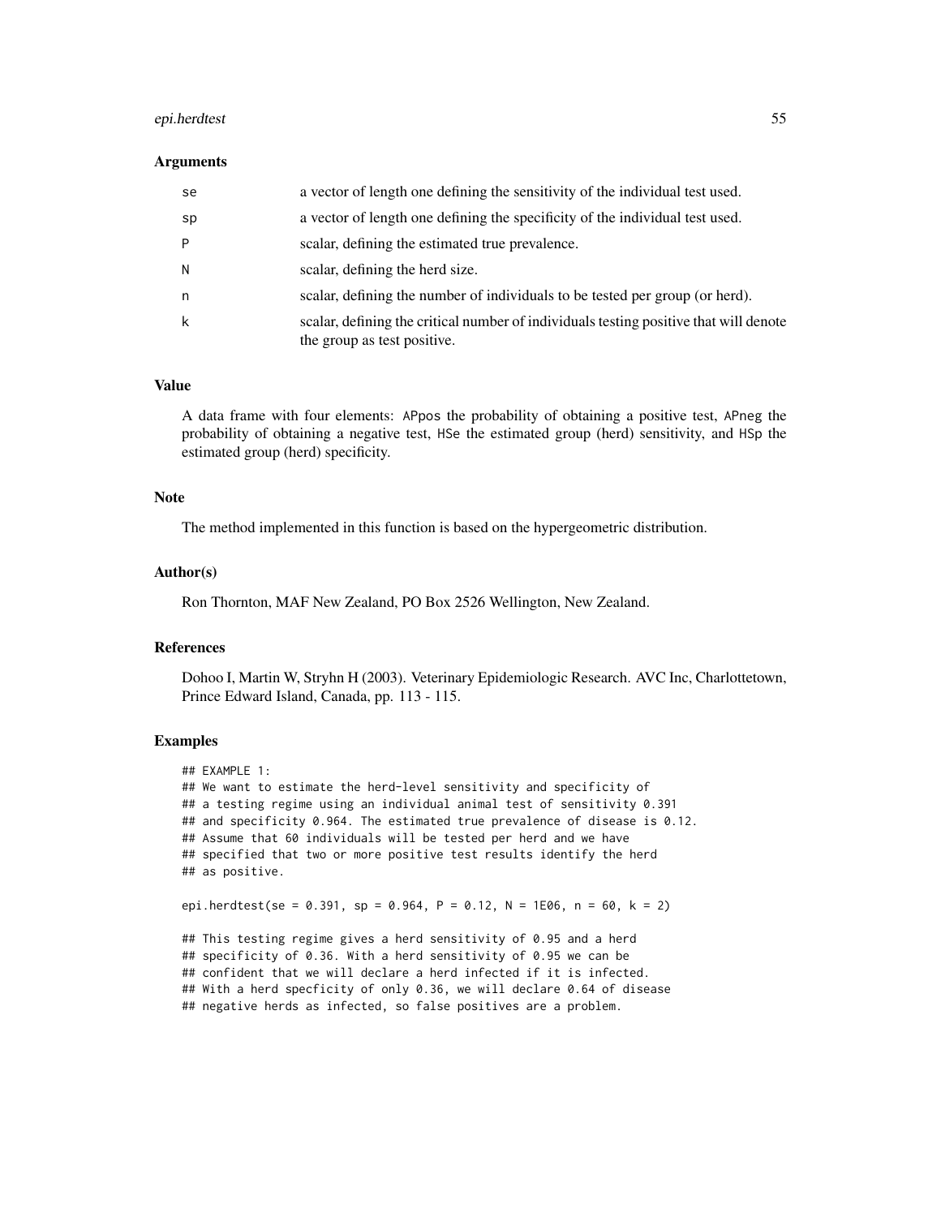## Arguments

| | |
|---|---|
| se | a vector of length one defining the sensitivity of the individual test used. |
| sp | a vector of length one defining the specificity of the individual test used. |
| P | scalar, defining the estimated true prevalence. |
| N | scalar, defining the herd size. |
| n | scalar, defining the number of individuals to be tested per group (or herd). |
| k | scalar, defining the critical number of individuals testing positive that will denote the group as test positive. |

## Value

A data frame with four elements: APpos the probability of obtaining a positive test, APneg the probability of obtaining a negative test, HSe the estimated group (herd) sensitivity, and HSp the estimated group (herd) specificity.

## Note

The method implemented in this function is based on the hypergeometric distribution.

## Author(s)

Ron Thornton, MAF New Zealand, PO Box 2526 Wellington, New Zealand.

## References

Dohoo I, Martin W, Stryhn H (2003). Veterinary Epidemiologic Research. AVC Inc, Charlottetown, Prince Edward Island, Canada, pp. 113 - 115.

## Examples

```
## EXAMPLE 1:
## We want to estimate the herd-level sensitivity and specificity of
## a testing regime using an individual animal test of sensitivity 0.391
## and specificity 0.964. The estimated true prevalence of disease is 0.12.
## Assume that 60 individuals will be tested per herd and we have
## specified that two or more positive test results identify the herd
## as positive.

epi.herdtest(se = 0.391, sp = 0.964, P = 0.12, N = 1E06, n = 60, k = 2)

## This testing regime gives a herd sensitivity of 0.95 and a herd
## specificity of 0.36. With a herd sensitivity of 0.95 we can be
## confident that we will declare a herd infected if it is infected.
## With a herd specficity of only 0.36, we will declare 0.64 of disease
## negative herds as infected, so false positives are a problem.
```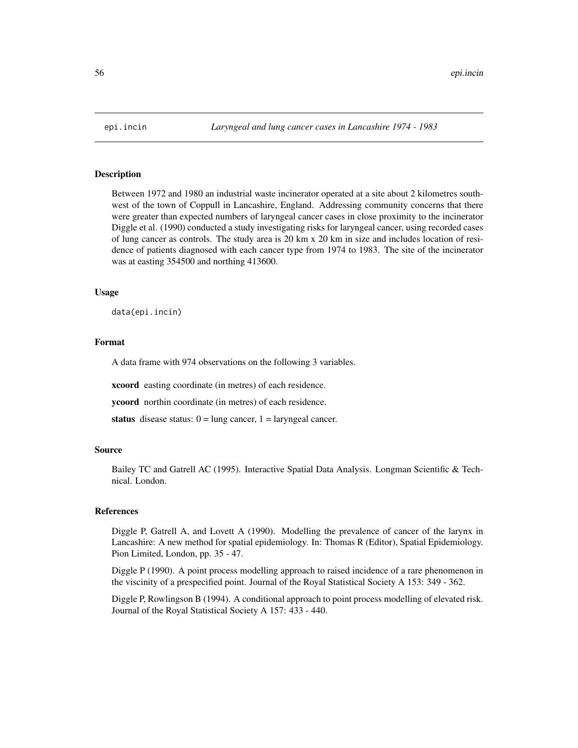# epi.incin — *Laryngeal and lung cancer cases in Lancashire 1974 - 1983*

## Description

Between 1972 and 1980 an industrial waste incinerator operated at a site about 2 kilometres southwest of the town of Coppull in Lancashire, England. Addressing community concerns that there were greater than expected numbers of laryngeal cancer cases in close proximity to the incinerator Diggle et al. (1990) conducted a study investigating risks for laryngeal cancer, using recorded cases of lung cancer as controls. The study area is 20 km x 20 km in size and includes location of residence of patients diagnosed with each cancer type from 1974 to 1983. The site of the incinerator was at easting 354500 and northing 413600.

## Usage

```
data(epi.incin)
```

## Format

A data frame with 974 observations on the following 3 variables.

**xcoord** easting coordinate (in metres) of each residence.

**ycoord** northin coordinate (in metres) of each residence.

**status** disease status: 0 = lung cancer, 1 = laryngeal cancer.

## Source

Bailey TC and Gatrell AC (1995). Interactive Spatial Data Analysis. Longman Scientific & Technical. London.

## References

Diggle P, Gatrell A, and Lovett A (1990). Modelling the prevalence of cancer of the larynx in Lancashire: A new method for spatial epidemiology. In: Thomas R (Editor), Spatial Epidemiology. Pion Limited, London, pp. 35 - 47.

Diggle P (1990). A point process modelling approach to raised incidence of a rare phenomenon in the viscinity of a prespecified point. Journal of the Royal Statistical Society A 153: 349 - 362.

Diggle P, Rowlingson B (1994). A conditional approach to point process modelling of elevated risk. Journal of the Royal Statistical Society A 157: 433 - 440.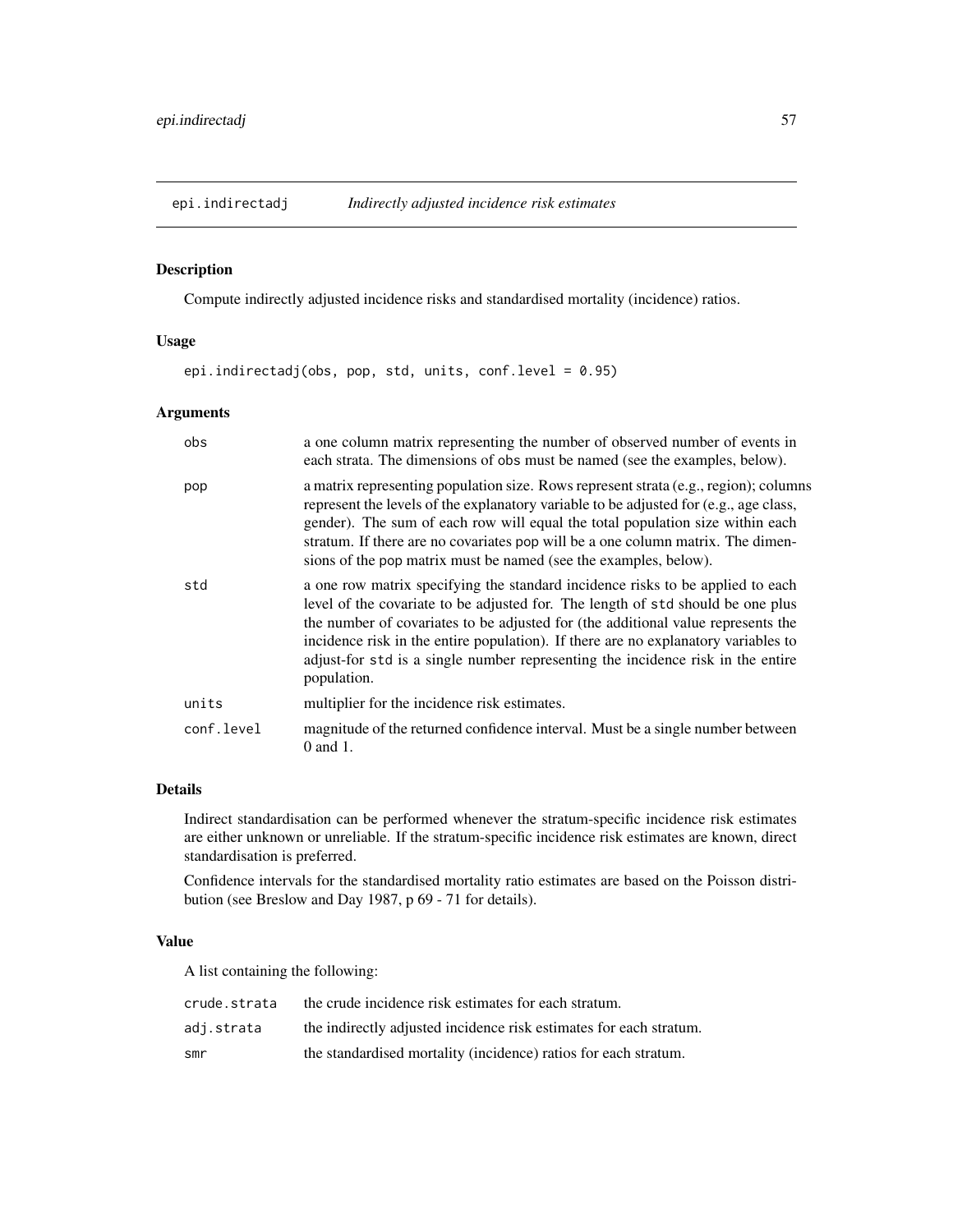## epi.indirectadj — *Indirectly adjusted incidence risk estimates*

### Description

Compute indirectly adjusted incidence risks and standardised mortality (incidence) ratios.

### Usage

```
epi.indirectadj(obs, pop, std, units, conf.level = 0.95)
```

### Arguments

| | |
|---|---|
| `obs` | a one column matrix representing the number of observed number of events in each strata. The dimensions of `obs` must be named (see the examples, below). |
| `pop` | a matrix representing population size. Rows represent strata (e.g., region); columns represent the levels of the explanatory variable to be adjusted for (e.g., age class, gender). The sum of each row will equal the total population size within each stratum. If there are no covariates `pop` will be a one column matrix. The dimensions of the `pop` matrix must be named (see the examples, below). |
| `std` | a one row matrix specifying the standard incidence risks to be applied to each level of the covariate to be adjusted for. The length of `std` should be one plus the number of covariates to be adjusted for (the additional value represents the incidence risk in the entire population). If there are no explanatory variables to adjust-for `std` is a single number representing the incidence risk in the entire population. |
| `units` | multiplier for the incidence risk estimates. |
| `conf.level` | magnitude of the returned confidence interval. Must be a single number between 0 and 1. |

### Details

Indirect standardisation can be performed whenever the stratum-specific incidence risk estimates are either unknown or unreliable. If the stratum-specific incidence risk estimates are known, direct standardisation is preferred.

Confidence intervals for the standardised mortality ratio estimates are based on the Poisson distribution (see Breslow and Day 1987, p 69 - 71 for details).

### Value

A list containing the following:

| | |
|---|---|
| `crude.strata` | the crude incidence risk estimates for each stratum. |
| `adj.strata` | the indirectly adjusted incidence risk estimates for each stratum. |
| `smr` | the standardised mortality (incidence) ratios for each stratum. |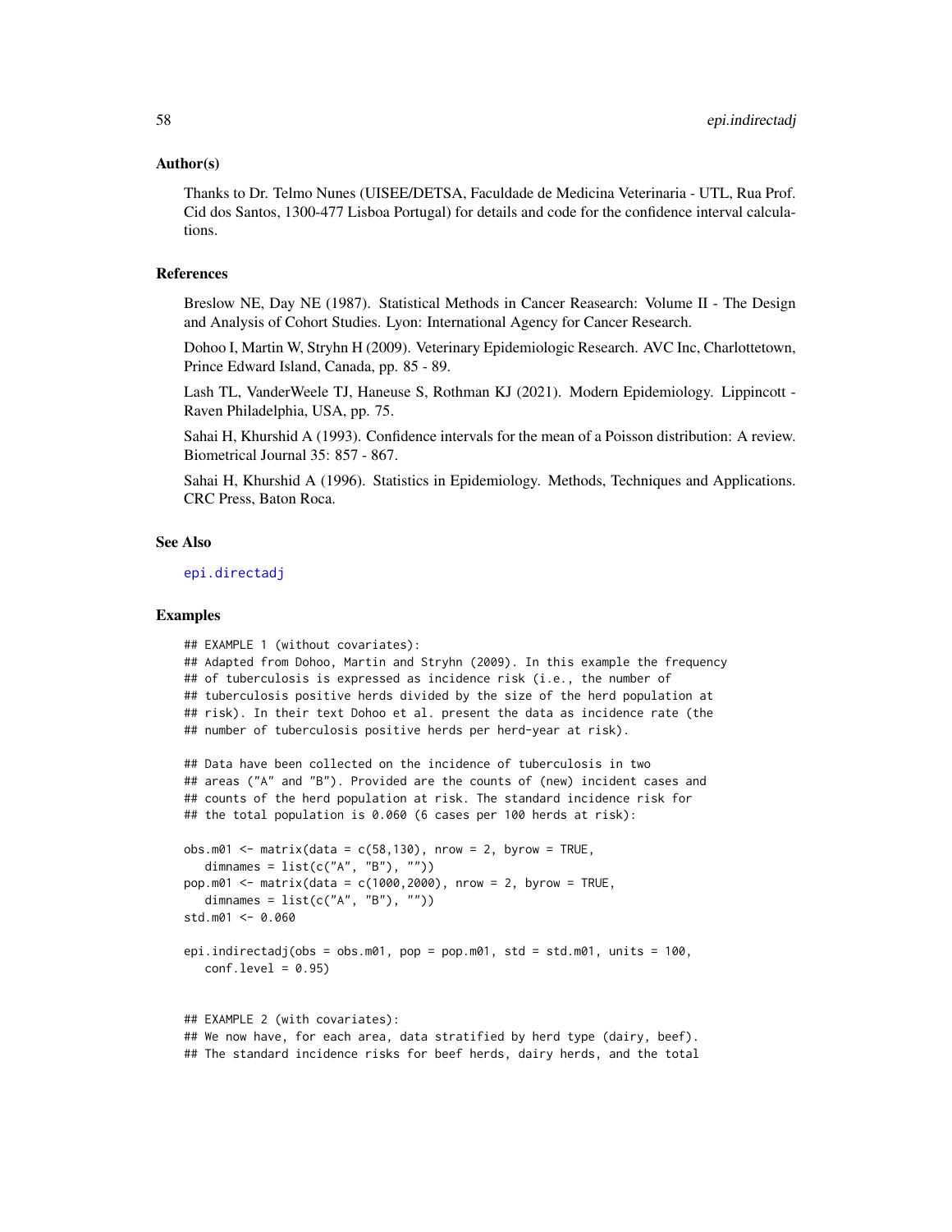## Author(s)

Thanks to Dr. Telmo Nunes (UISEE/DETSA, Faculdade de Medicina Veterinaria - UTL, Rua Prof. Cid dos Santos, 1300-477 Lisboa Portugal) for details and code for the confidence interval calculations.

## References

Breslow NE, Day NE (1987). Statistical Methods in Cancer Reasearch: Volume II - The Design and Analysis of Cohort Studies. Lyon: International Agency for Cancer Research.

Dohoo I, Martin W, Stryhn H (2009). Veterinary Epidemiologic Research. AVC Inc, Charlottetown, Prince Edward Island, Canada, pp. 85 - 89.

Lash TL, VanderWeele TJ, Haneuse S, Rothman KJ (2021). Modern Epidemiology. Lippincott - Raven Philadelphia, USA, pp. 75.

Sahai H, Khurshid A (1993). Confidence intervals for the mean of a Poisson distribution: A review. Biometrical Journal 35: 857 - 867.

Sahai H, Khurshid A (1996). Statistics in Epidemiology. Methods, Techniques and Applications. CRC Press, Baton Roca.

## See Also

epi.directadj

## Examples

```
## EXAMPLE 1 (without covariates):
## Adapted from Dohoo, Martin and Stryhn (2009). In this example the frequency
## of tuberculosis is expressed as incidence risk (i.e., the number of
## tuberculosis positive herds divided by the size of the herd population at
## risk). In their text Dohoo et al. present the data as incidence rate (the
## number of tuberculosis positive herds per herd-year at risk).

## Data have been collected on the incidence of tuberculosis in two
## areas ("A" and "B"). Provided are the counts of (new) incident cases and
## counts of the herd population at risk. The standard incidence risk for
## the total population is 0.060 (6 cases per 100 herds at risk):

obs.m01 <- matrix(data = c(58,130), nrow = 2, byrow = TRUE,
   dimnames = list(c("A", "B"), ""))
pop.m01 <- matrix(data = c(1000,2000), nrow = 2, byrow = TRUE,
   dimnames = list(c("A", "B"), ""))
std.m01 <- 0.060

epi.indirectadj(obs = obs.m01, pop = pop.m01, std = std.m01, units = 100,
   conf.level = 0.95)


## EXAMPLE 2 (with covariates):
## We now have, for each area, data stratified by herd type (dairy, beef).
## The standard incidence risks for beef herds, dairy herds, and the total
```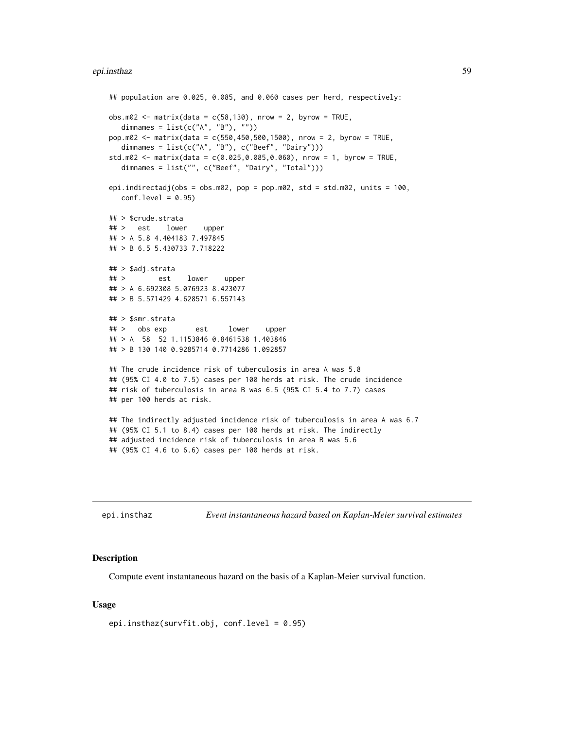```
## population are 0.025, 0.085, and 0.060 cases per herd, respectively:

obs.m02 <- matrix(data = c(58,130), nrow = 2, byrow = TRUE,
   dimnames = list(c("A", "B"), ""))
pop.m02 <- matrix(data = c(550,450,500,1500), nrow = 2, byrow = TRUE,
   dimnames = list(c("A", "B"), c("Beef", "Dairy")))
std.m02 <- matrix(data = c(0.025,0.085,0.060), nrow = 1, byrow = TRUE,
   dimnames = list("", c("Beef", "Dairy", "Total")))

epi.indirectadj(obs = obs.m02, pop = pop.m02, std = std.m02, units = 100,
   conf.level = 0.95)

## > $crude.strata
## >   est    lower    upper
## > A 5.8 4.404183 7.497845
## > B 6.5 5.430733 7.718222

## > $adj.strata
## >        est    lower    upper
## > A 6.692308 5.076923 8.423077
## > B 5.571429 4.628571 6.557143

## > $smr.strata
## >   obs exp       est     lower    upper
## > A  58  52 1.1153846 0.8461538 1.403846
## > B 130 140 0.9285714 0.7714286 1.092857

## The crude incidence risk of tuberculosis in area A was 5.8
## (95% CI 4.0 to 7.5) cases per 100 herds at risk. The crude incidence
## risk of tuberculosis in area B was 6.5 (95% CI 5.4 to 7.7) cases
## per 100 herds at risk.

## The indirectly adjusted incidence risk of tuberculosis in area A was 6.7
## (95% CI 5.1 to 8.4) cases per 100 herds at risk. The indirectly
## adjusted incidence risk of tuberculosis in area B was 5.6
## (95% CI 4.6 to 6.6) cases per 100 herds at risk.
```

---

`epi.insthaz` *Event instantaneous hazard based on Kaplan-Meier survival estimates*

---

### Description

Compute event instantaneous hazard on the basis of a Kaplan-Meier survival function.

### Usage

```
epi.insthaz(survfit.obj, conf.level = 0.95)
```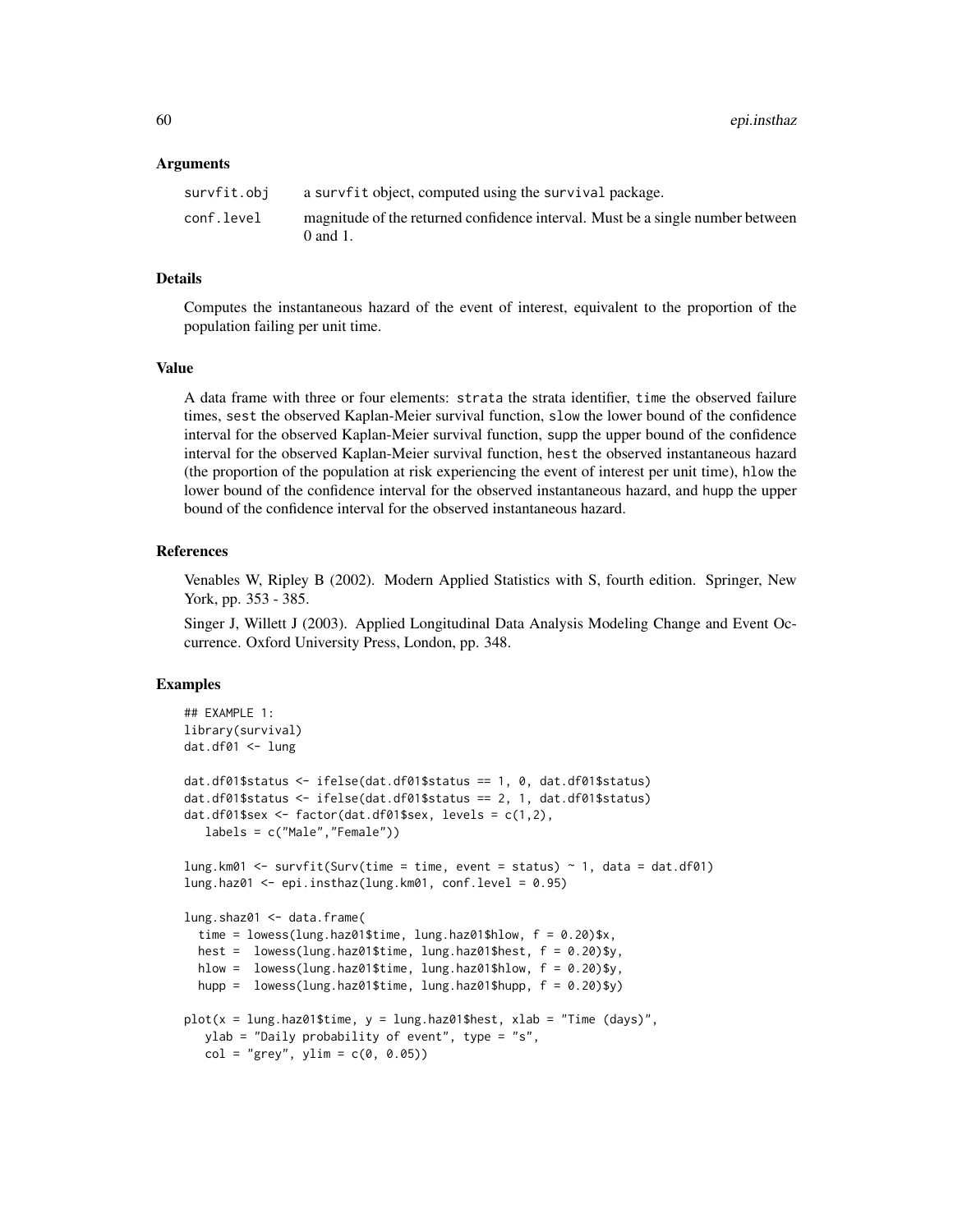### Arguments

| | |
|---|---|
| survfit.obj | a survfit object, computed using the survival package. |
| conf.level | magnitude of the returned confidence interval. Must be a single number between 0 and 1. |

### Details

Computes the instantaneous hazard of the event of interest, equivalent to the proportion of the population failing per unit time.

### Value

A data frame with three or four elements: strata the strata identifier, time the observed failure times, sest the observed Kaplan-Meier survival function, slow the lower bound of the confidence interval for the observed Kaplan-Meier survival function, supp the upper bound of the confidence interval for the observed Kaplan-Meier survival function, hest the observed instantaneous hazard (the proportion of the population at risk experiencing the event of interest per unit time), hlow the lower bound of the confidence interval for the observed instantaneous hazard, and hupp the upper bound of the confidence interval for the observed instantaneous hazard.

### References

Venables W, Ripley B (2002). Modern Applied Statistics with S, fourth edition. Springer, New York, pp. 353 - 385.

Singer J, Willett J (2003). Applied Longitudinal Data Analysis Modeling Change and Event Occurrence. Oxford University Press, London, pp. 348.

### Examples

```
## EXAMPLE 1:
library(survival)
dat.df01 <- lung

dat.df01$status <- ifelse(dat.df01$status == 1, 0, dat.df01$status)
dat.df01$status <- ifelse(dat.df01$status == 2, 1, dat.df01$status)
dat.df01$sex <- factor(dat.df01$sex, levels = c(1,2),
   labels = c("Male","Female"))

lung.km01 <- survfit(Surv(time = time, event = status) ~ 1, data = dat.df01)
lung.haz01 <- epi.insthaz(lung.km01, conf.level = 0.95)

lung.shaz01 <- data.frame(
  time = lowess(lung.haz01$time, lung.haz01$hlow, f = 0.20)$x,
  hest =  lowess(lung.haz01$time, lung.haz01$hest, f = 0.20)$y,
  hlow =  lowess(lung.haz01$time, lung.haz01$hlow, f = 0.20)$y,
  hupp =  lowess(lung.haz01$time, lung.haz01$hupp, f = 0.20)$y)

plot(x = lung.haz01$time, y = lung.haz01$hest, xlab = "Time (days)",
   ylab = "Daily probability of event", type = "s",
   col = "grey", ylim = c(0, 0.05))
```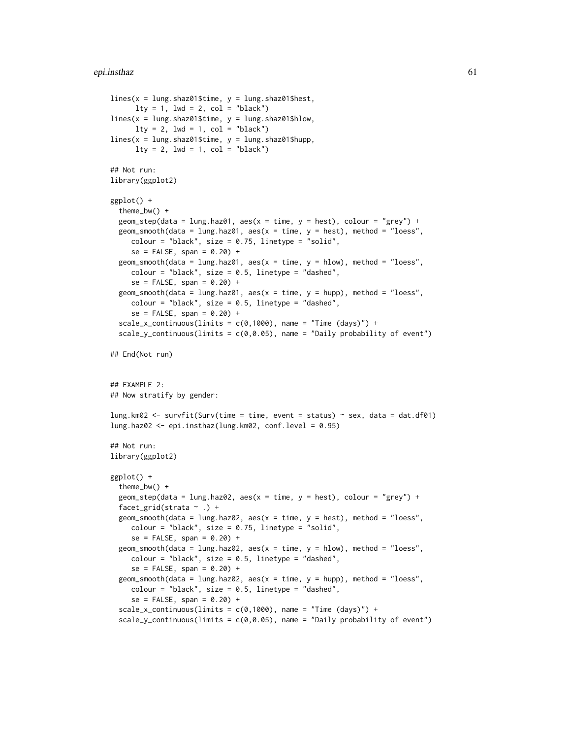```
lines(x = lung.shaz01$time, y = lung.shaz01$hest,
      lty = 1, lwd = 2, col = "black")
lines(x = lung.shaz01$time, y = lung.shaz01$hlow,
      lty = 2, lwd = 1, col = "black")
lines(x = lung.shaz01$time, y = lung.shaz01$hupp,
      lty = 2, lwd = 1, col = "black")

## Not run:
library(ggplot2)

ggplot() +
  theme_bw() +
  geom_step(data = lung.haz01, aes(x = time, y = hest), colour = "grey") +
  geom_smooth(data = lung.haz01, aes(x = time, y = hest), method = "loess",
     colour = "black", size = 0.75, linetype = "solid",
     se = FALSE, span = 0.20) +
  geom_smooth(data = lung.haz01, aes(x = time, y = hlow), method = "loess",
     colour = "black", size = 0.5, linetype = "dashed",
     se = FALSE, span = 0.20) +
  geom_smooth(data = lung.haz01, aes(x = time, y = hupp), method = "loess",
     colour = "black", size = 0.5, linetype = "dashed",
     se = FALSE, span = 0.20) +
  scale_x_continuous(limits = c(0,1000), name = "Time (days)") +
  scale_y_continuous(limits = c(0,0.05), name = "Daily probability of event")

## End(Not run)


## EXAMPLE 2:
## Now stratify by gender:

lung.km02 <- survfit(Surv(time = time, event = status) ~ sex, data = dat.df01)
lung.haz02 <- epi.insthaz(lung.km02, conf.level = 0.95)

## Not run:
library(ggplot2)

ggplot() +
  theme_bw() +
  geom_step(data = lung.haz02, aes(x = time, y = hest), colour = "grey") +
  facet_grid(strata ~ .) +
  geom_smooth(data = lung.haz02, aes(x = time, y = hest), method = "loess",
     colour = "black", size = 0.75, linetype = "solid",
     se = FALSE, span = 0.20) +
  geom_smooth(data = lung.haz02, aes(x = time, y = hlow), method = "loess",
     colour = "black", size = 0.5, linetype = "dashed",
     se = FALSE, span = 0.20) +
  geom_smooth(data = lung.haz02, aes(x = time, y = hupp), method = "loess",
     colour = "black", size = 0.5, linetype = "dashed",
     se = FALSE, span = 0.20) +
  scale_x_continuous(limits = c(0,1000), name = "Time (days)") +
  scale_y_continuous(limits = c(0,0.05), name = "Daily probability of event")
```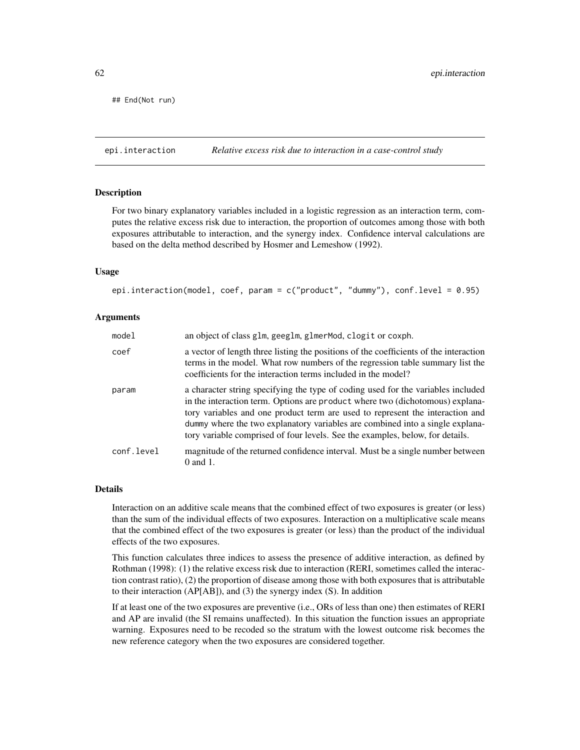```
## End(Not run)
```

---

epi.interaction *Relative excess risk due to interaction in a case-control study*

---

### Description

For two binary explanatory variables included in a logistic regression as an interaction term, computes the relative excess risk due to interaction, the proportion of outcomes among those with both exposures attributable to interaction, and the synergy index. Confidence interval calculations are based on the delta method described by Hosmer and Lemeshow (1992).

### Usage

```
epi.interaction(model, coef, param = c("product", "dummy"), conf.level = 0.95)
```

### Arguments

| | |
|---|---|
| model | an object of class glm, geeglm, glmerMod, clogit or coxph. |
| coef | a vector of length three listing the positions of the coefficients of the interaction terms in the model. What row numbers of the regression table summary list the coefficients for the interaction terms included in the model? |
| param | a character string specifying the type of coding used for the variables included in the interaction term. Options are product where two (dichotomous) explanatory variables and one product term are used to represent the interaction and dummy where the two explanatory variables are combined into a single explanatory variable comprised of four levels. See the examples, below, for details. |
| conf.level | magnitude of the returned confidence interval. Must be a single number between 0 and 1. |

### Details

Interaction on an additive scale means that the combined effect of two exposures is greater (or less) than the sum of the individual effects of two exposures. Interaction on a multiplicative scale means that the combined effect of the two exposures is greater (or less) than the product of the individual effects of the two exposures.

This function calculates three indices to assess the presence of additive interaction, as defined by Rothman (1998): (1) the relative excess risk due to interaction (RERI, sometimes called the interaction contrast ratio), (2) the proportion of disease among those with both exposures that is attributable to their interaction (AP[AB]), and (3) the synergy index (S). In addition

If at least one of the two exposures are preventive (i.e., ORs of less than one) then estimates of RERI and AP are invalid (the SI remains unaffected). In this situation the function issues an appropriate warning. Exposures need to be recoded so the stratum with the lowest outcome risk becomes the new reference category when the two exposures are considered together.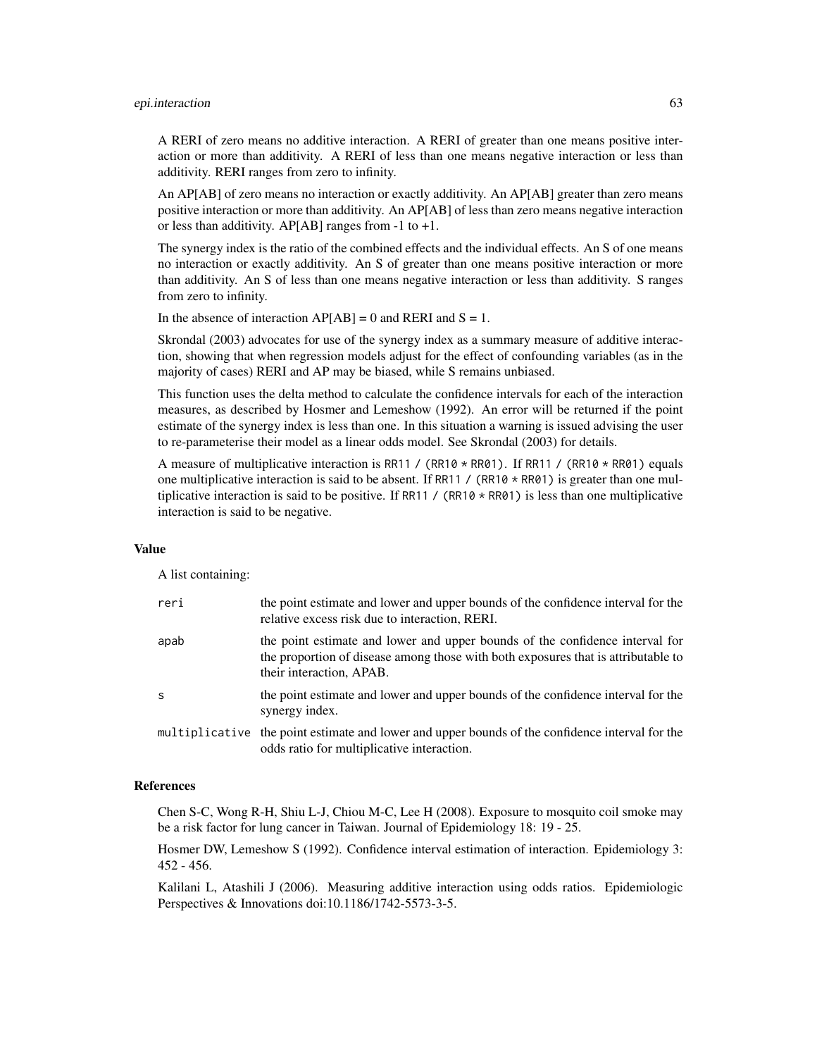A RERI of zero means no additive interaction. A RERI of greater than one means positive interaction or more than additivity. A RERI of less than one means negative interaction or less than additivity. RERI ranges from zero to infinity.

An AP[AB] of zero means no interaction or exactly additivity. An AP[AB] greater than zero means positive interaction or more than additivity. An AP[AB] of less than zero means negative interaction or less than additivity. AP[AB] ranges from -1 to +1.

The synergy index is the ratio of the combined effects and the individual effects. An S of one means no interaction or exactly additivity. An S of greater than one means positive interaction or more than additivity. An S of less than one means negative interaction or less than additivity. S ranges from zero to infinity.

In the absence of interaction AP[AB] = 0 and RERI and S = 1.

Skrondal (2003) advocates for use of the synergy index as a summary measure of additive interaction, showing that when regression models adjust for the effect of confounding variables (as in the majority of cases) RERI and AP may be biased, while S remains unbiased.

This function uses the delta method to calculate the confidence intervals for each of the interaction measures, as described by Hosmer and Lemeshow (1992). An error will be returned if the point estimate of the synergy index is less than one. In this situation a warning is issued advising the user to re-parameterise their model as a linear odds model. See Skrondal (2003) for details.

A measure of multiplicative interaction is `RR11 / (RR10 * RR01)`. If `RR11 / (RR10 * RR01)` equals one multiplicative interaction is said to be absent. If `RR11 / (RR10 * RR01)` is greater than one multiplicative interaction is said to be positive. If `RR11 / (RR10 * RR01)` is less than one multiplicative interaction is said to be negative.

### Value

A list containing:

| | |
|---|---|
| `reri` | the point estimate and lower and upper bounds of the confidence interval for the relative excess risk due to interaction, RERI. |
| `apab` | the point estimate and lower and upper bounds of the confidence interval for the proportion of disease among those with both exposures that is attributable to their interaction, APAB. |
| `s` | the point estimate and lower and upper bounds of the confidence interval for the synergy index. |
| `multiplicative` | the point estimate and lower and upper bounds of the confidence interval for the odds ratio for multiplicative interaction. |

### References

Chen S-C, Wong R-H, Shiu L-J, Chiou M-C, Lee H (2008). Exposure to mosquito coil smoke may be a risk factor for lung cancer in Taiwan. Journal of Epidemiology 18: 19 - 25.

Hosmer DW, Lemeshow S (1992). Confidence interval estimation of interaction. Epidemiology 3: 452 - 456.

Kalilani L, Atashili J (2006). Measuring additive interaction using odds ratios. Epidemiologic Perspectives & Innovations doi:10.1186/1742-5573-3-5.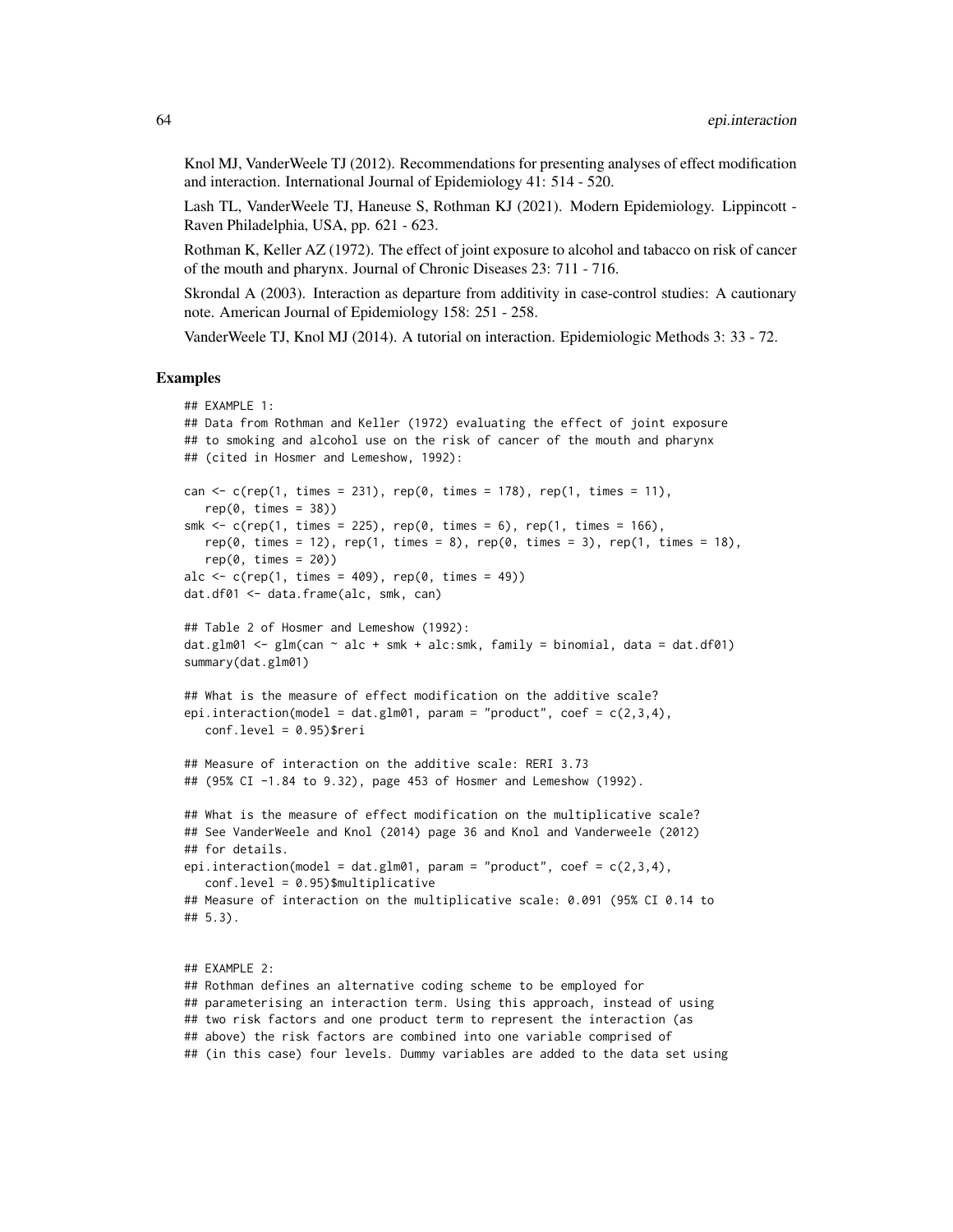Knol MJ, VanderWeele TJ (2012). Recommendations for presenting analyses of effect modification and interaction. International Journal of Epidemiology 41: 514 - 520.

Lash TL, VanderWeele TJ, Haneuse S, Rothman KJ (2021). Modern Epidemiology. Lippincott - Raven Philadelphia, USA, pp. 621 - 623.

Rothman K, Keller AZ (1972). The effect of joint exposure to alcohol and tabacco on risk of cancer of the mouth and pharynx. Journal of Chronic Diseases 23: 711 - 716.

Skrondal A (2003). Interaction as departure from additivity in case-control studies: A cautionary note. American Journal of Epidemiology 158: 251 - 258.

VanderWeele TJ, Knol MJ (2014). A tutorial on interaction. Epidemiologic Methods 3: 33 - 72.

## Examples

```
## EXAMPLE 1:
## Data from Rothman and Keller (1972) evaluating the effect of joint exposure
## to smoking and alcohol use on the risk of cancer of the mouth and pharynx
## (cited in Hosmer and Lemeshow, 1992):

can <- c(rep(1, times = 231), rep(0, times = 178), rep(1, times = 11),
   rep(0, times = 38))
smk <- c(rep(1, times = 225), rep(0, times = 6), rep(1, times = 166),
   rep(0, times = 12), rep(1, times = 8), rep(0, times = 3), rep(1, times = 18),
   rep(0, times = 20))
alc <- c(rep(1, times = 409), rep(0, times = 49))
dat.df01 <- data.frame(alc, smk, can)

## Table 2 of Hosmer and Lemeshow (1992):
dat.glm01 <- glm(can ~ alc + smk + alc:smk, family = binomial, data = dat.df01)
summary(dat.glm01)

## What is the measure of effect modification on the additive scale?
epi.interaction(model = dat.glm01, param = "product", coef = c(2,3,4),
   conf.level = 0.95)$reri

## Measure of interaction on the additive scale: RERI 3.73
## (95% CI -1.84 to 9.32), page 453 of Hosmer and Lemeshow (1992).

## What is the measure of effect modification on the multiplicative scale?
## See VanderWeele and Knol (2014) page 36 and Knol and Vanderweele (2012)
## for details.
epi.interaction(model = dat.glm01, param = "product", coef = c(2,3,4),
   conf.level = 0.95)$multiplicative
## Measure of interaction on the multiplicative scale: 0.091 (95% CI 0.14 to
## 5.3).


## EXAMPLE 2:
## Rothman defines an alternative coding scheme to be employed for
## parameterising an interaction term. Using this approach, instead of using
## two risk factors and one product term to represent the interaction (as
## above) the risk factors are combined into one variable comprised of
## (in this case) four levels. Dummy variables are added to the data set using
```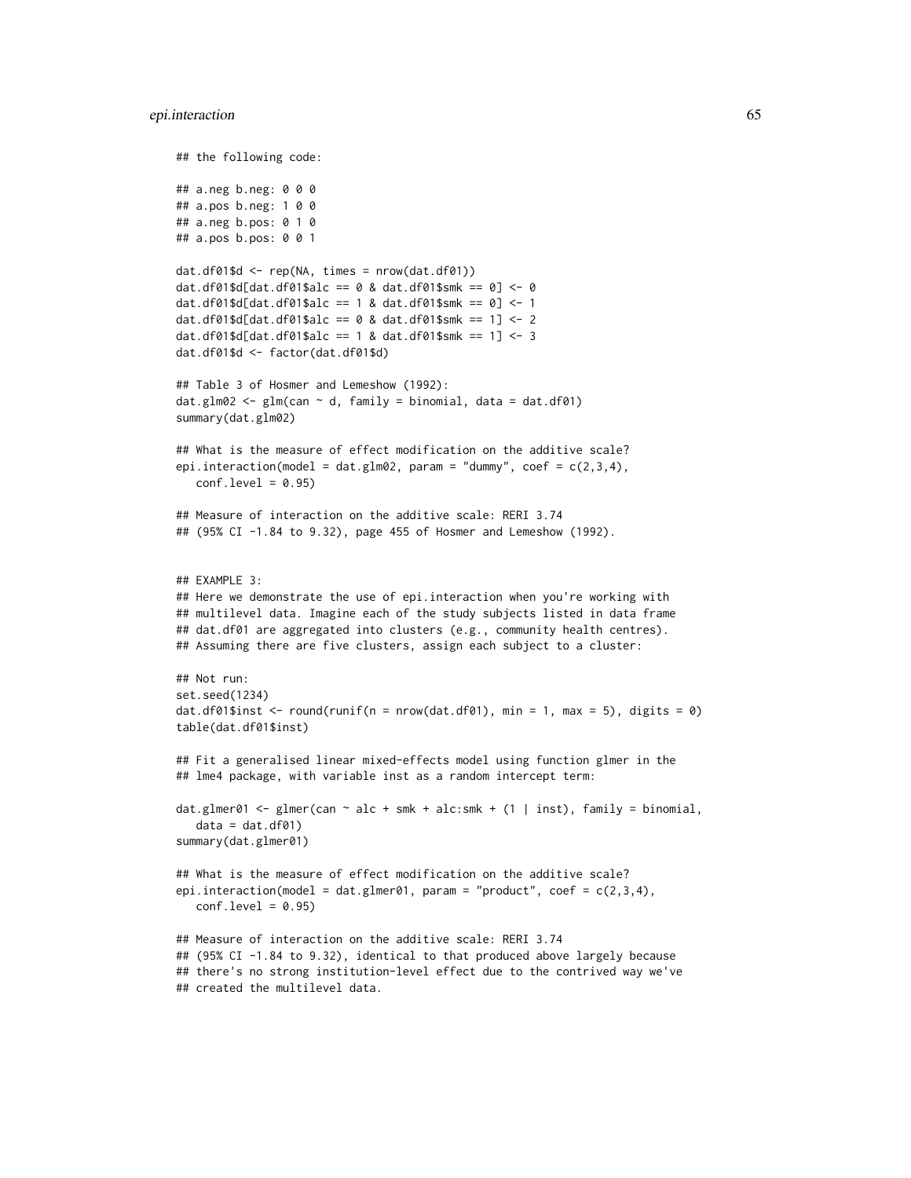```
## the following code:

## a.neg b.neg: 0 0 0
## a.pos b.neg: 1 0 0
## a.neg b.pos: 0 1 0
## a.pos b.pos: 0 0 1

dat.df01$d <- rep(NA, times = nrow(dat.df01))
dat.df01$d[dat.df01$alc == 0 & dat.df01$smk == 0] <- 0
dat.df01$d[dat.df01$alc == 1 & dat.df01$smk == 0] <- 1
dat.df01$d[dat.df01$alc == 0 & dat.df01$smk == 1] <- 2
dat.df01$d[dat.df01$alc == 1 & dat.df01$smk == 1] <- 3
dat.df01$d <- factor(dat.df01$d)

## Table 3 of Hosmer and Lemeshow (1992):
dat.glm02 <- glm(can ~ d, family = binomial, data = dat.df01)
summary(dat.glm02)

## What is the measure of effect modification on the additive scale?
epi.interaction(model = dat.glm02, param = "dummy", coef = c(2,3,4),
   conf.level = 0.95)

## Measure of interaction on the additive scale: RERI 3.74
## (95% CI -1.84 to 9.32), page 455 of Hosmer and Lemeshow (1992).


## EXAMPLE 3:
## Here we demonstrate the use of epi.interaction when you're working with
## multilevel data. Imagine each of the study subjects listed in data frame
## dat.df01 are aggregated into clusters (e.g., community health centres).
## Assuming there are five clusters, assign each subject to a cluster:

## Not run:
set.seed(1234)
dat.df01$inst <- round(runif(n = nrow(dat.df01), min = 1, max = 5), digits = 0)
table(dat.df01$inst)

## Fit a generalised linear mixed-effects model using function glmer in the
## lme4 package, with variable inst as a random intercept term:

dat.glmer01 <- glmer(can ~ alc + smk + alc:smk + (1 | inst), family = binomial,
   data = dat.df01)
summary(dat.glmer01)

## What is the measure of effect modification on the additive scale?
epi.interaction(model = dat.glmer01, param = "product", coef = c(2,3,4),
   conf.level = 0.95)

## Measure of interaction on the additive scale: RERI 3.74
## (95% CI -1.84 to 9.32), identical to that produced above largely because
## there's no strong institution-level effect due to the contrived way we've
## created the multilevel data.
```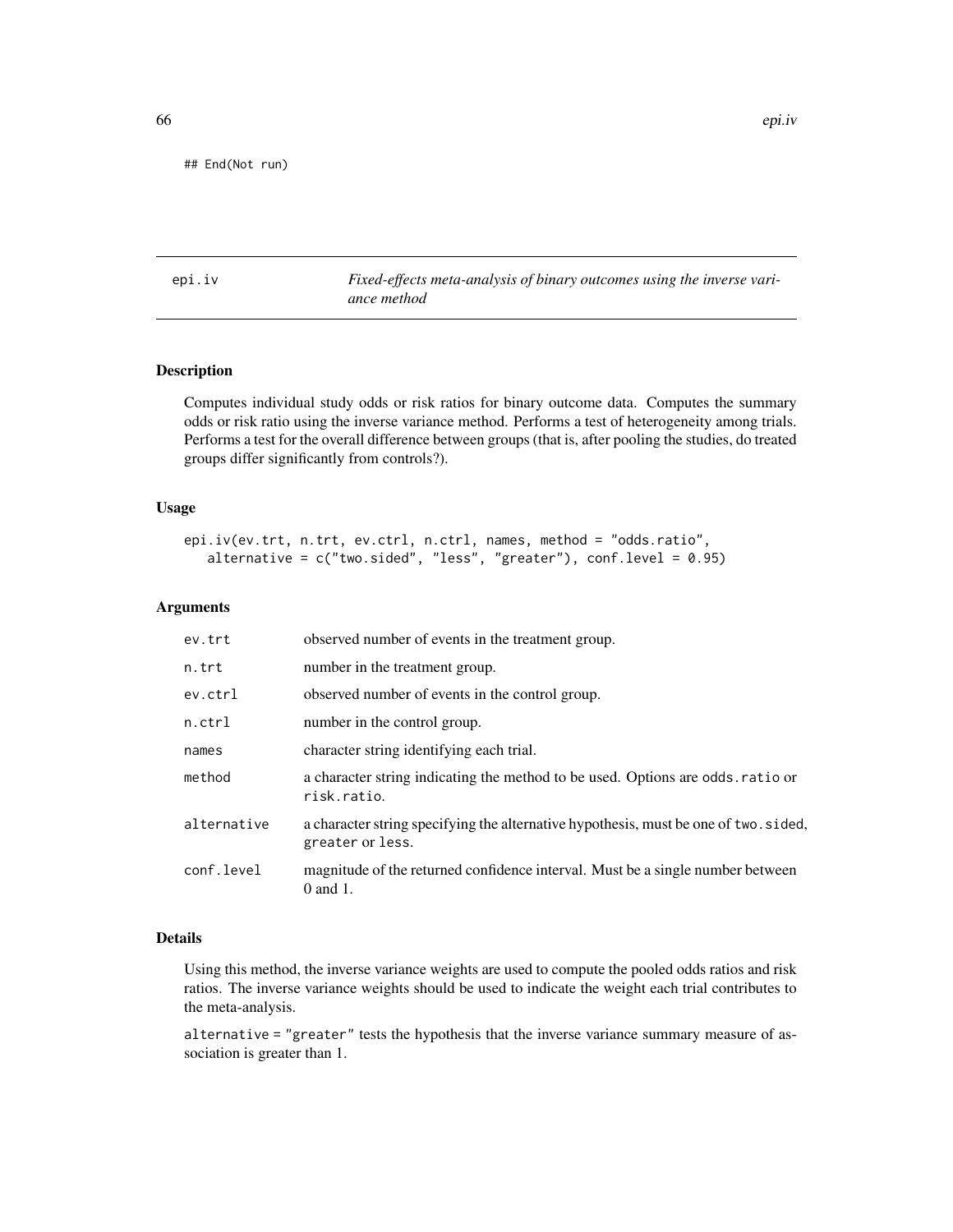```
## End(Not run)
```

## epi.iv

*Fixed-effects meta-analysis of binary outcomes using the inverse variance method*

### Description

Computes individual study odds or risk ratios for binary outcome data. Computes the summary odds or risk ratio using the inverse variance method. Performs a test of heterogeneity among trials. Performs a test for the overall difference between groups (that is, after pooling the studies, do treated groups differ significantly from controls?).

### Usage

```
epi.iv(ev.trt, n.trt, ev.ctrl, n.ctrl, names, method = "odds.ratio",
   alternative = c("two.sided", "less", "greater"), conf.level = 0.95)
```

### Arguments

| | |
|---|---|
| `ev.trt` | observed number of events in the treatment group. |
| `n.trt` | number in the treatment group. |
| `ev.ctrl` | observed number of events in the control group. |
| `n.ctrl` | number in the control group. |
| `names` | character string identifying each trial. |
| `method` | a character string indicating the method to be used. Options are `odds.ratio` or `risk.ratio`. |
| `alternative` | a character string specifying the alternative hypothesis, must be one of `two.sided`, `greater` or `less`. |
| `conf.level` | magnitude of the returned confidence interval. Must be a single number between 0 and 1. |

### Details

Using this method, the inverse variance weights are used to compute the pooled odds ratios and risk ratios. The inverse variance weights should be used to indicate the weight each trial contributes to the meta-analysis.

`alternative = "greater"` tests the hypothesis that the inverse variance summary measure of association is greater than 1.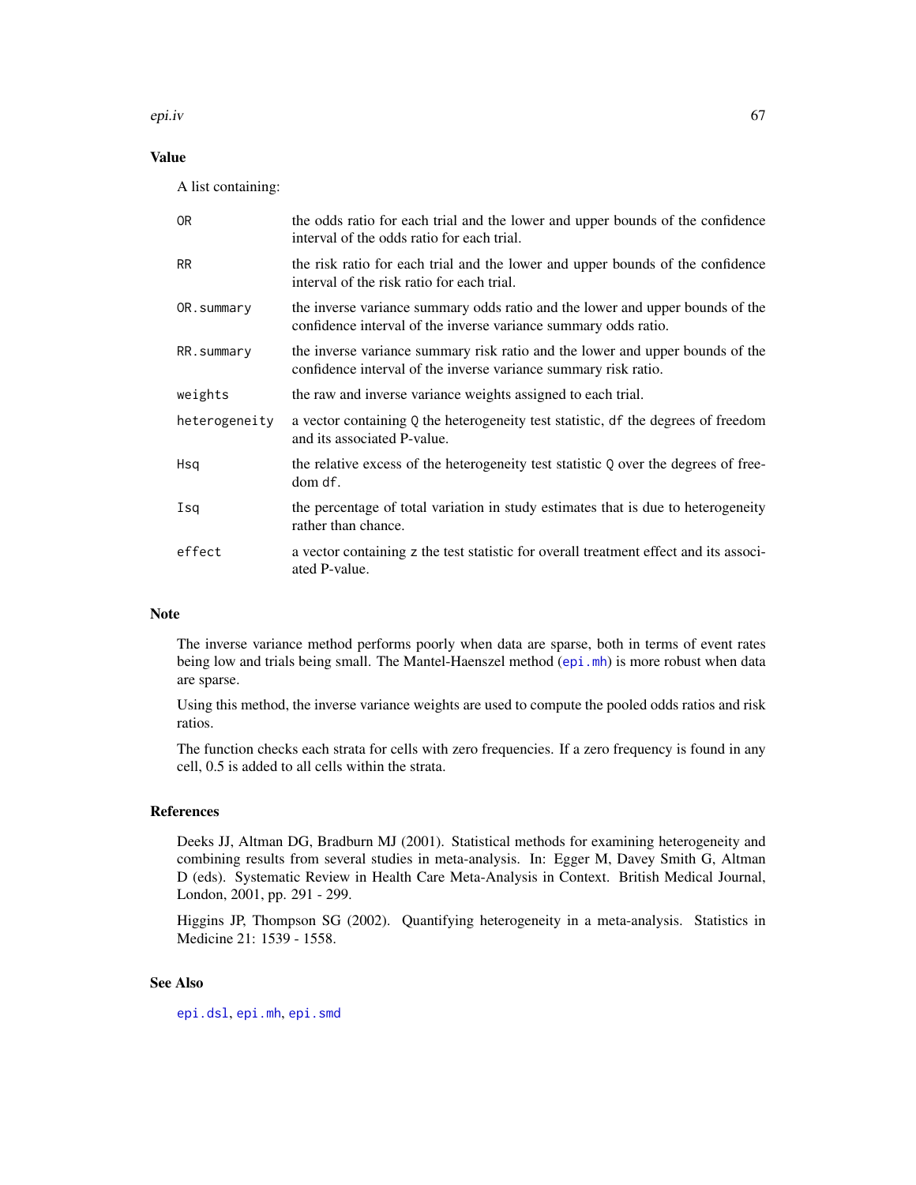## Value

A list containing:

| | |
|---|---|
| `OR` | the odds ratio for each trial and the lower and upper bounds of the confidence interval of the odds ratio for each trial. |
| `RR` | the risk ratio for each trial and the lower and upper bounds of the confidence interval of the risk ratio for each trial. |
| `OR.summary` | the inverse variance summary odds ratio and the lower and upper bounds of the confidence interval of the inverse variance summary odds ratio. |
| `RR.summary` | the inverse variance summary risk ratio and the lower and upper bounds of the confidence interval of the inverse variance summary risk ratio. |
| `weights` | the raw and inverse variance weights assigned to each trial. |
| `heterogeneity` | a vector containing `Q` the heterogeneity test statistic, `df` the degrees of freedom and its associated P-value. |
| `Hsq` | the relative excess of the heterogeneity test statistic `Q` over the degrees of freedom `df`. |
| `Isq` | the percentage of total variation in study estimates that is due to heterogeneity rather than chance. |
| `effect` | a vector containing `z` the test statistic for overall treatment effect and its associated P-value. |

## Note

The inverse variance method performs poorly when data are sparse, both in terms of event rates being low and trials being small. The Mantel-Haenszel method (`epi.mh`) is more robust when data are sparse.

Using this method, the inverse variance weights are used to compute the pooled odds ratios and risk ratios.

The function checks each strata for cells with zero frequencies. If a zero frequency is found in any cell, 0.5 is added to all cells within the strata.

## References

Deeks JJ, Altman DG, Bradburn MJ (2001). Statistical methods for examining heterogeneity and combining results from several studies in meta-analysis. In: Egger M, Davey Smith G, Altman D (eds). Systematic Review in Health Care Meta-Analysis in Context. British Medical Journal, London, 2001, pp. 291 - 299.

Higgins JP, Thompson SG (2002). Quantifying heterogeneity in a meta-analysis. Statistics in Medicine 21: 1539 - 1558.

## See Also

`epi.dsl`, `epi.mh`, `epi.smd`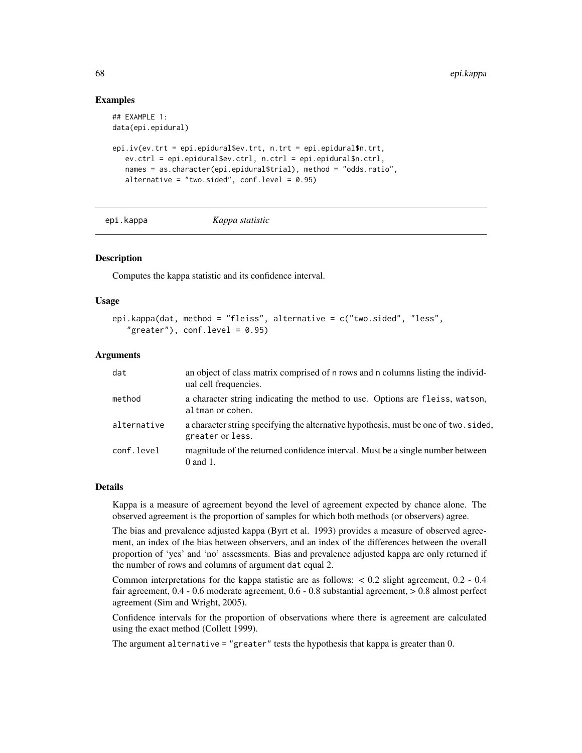## Examples

```
## EXAMPLE 1:
data(epi.epidural)

epi.iv(ev.trt = epi.epidural$ev.trt, n.trt = epi.epidural$n.trt,
   ev.ctrl = epi.epidural$ev.ctrl, n.ctrl = epi.epidural$n.ctrl,
   names = as.character(epi.epidural$trial), method = "odds.ratio",
   alternative = "two.sided", conf.level = 0.95)
```

---

# epi.kappa *Kappa statistic*

---

## Description

Computes the kappa statistic and its confidence interval.

## Usage

```
epi.kappa(dat, method = "fleiss", alternative = c("two.sided", "less",
   "greater"), conf.level = 0.95)
```

## Arguments

| | |
|---|---|
| `dat` | an object of class matrix comprised of n rows and n columns listing the individual cell frequencies. |
| `method` | a character string indicating the method to use. Options are `fleiss`, `watson`, `altman` or `cohen`. |
| `alternative` | a character string specifying the alternative hypothesis, must be one of `two.sided`, `greater` or `less`. |
| `conf.level` | magnitude of the returned confidence interval. Must be a single number between 0 and 1. |

## Details

Kappa is a measure of agreement beyond the level of agreement expected by chance alone. The observed agreement is the proportion of samples for which both methods (or observers) agree.

The bias and prevalence adjusted kappa (Byrt et al. 1993) provides a measure of observed agreement, an index of the bias between observers, and an index of the differences between the overall proportion of 'yes' and 'no' assessments. Bias and prevalence adjusted kappa are only returned if the number of rows and columns of argument `dat` equal 2.

Common interpretations for the kappa statistic are as follows: < 0.2 slight agreement, 0.2 - 0.4 fair agreement, 0.4 - 0.6 moderate agreement, 0.6 - 0.8 substantial agreement, > 0.8 almost perfect agreement (Sim and Wright, 2005).

Confidence intervals for the proportion of observations where there is agreement are calculated using the exact method (Collett 1999).

The argument `alternative = "greater"` tests the hypothesis that kappa is greater than 0.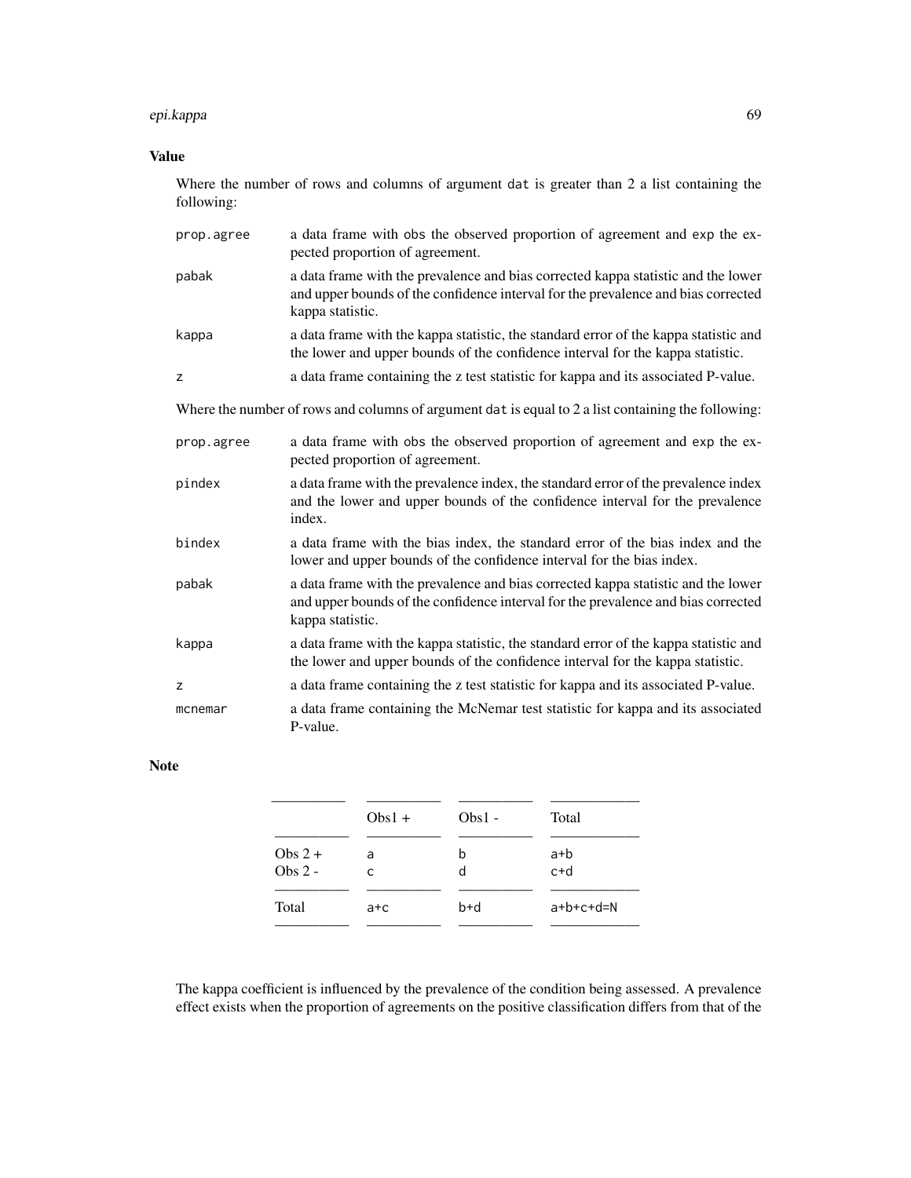## Value

Where the number of rows and columns of argument `dat` is greater than 2 a list containing the following:

- `prop.agree` — a data frame with `obs` the observed proportion of agreement and `exp` the expected proportion of agreement.
- `pabak` — a data frame with the prevalence and bias corrected kappa statistic and the lower and upper bounds of the confidence interval for the prevalence and bias corrected kappa statistic.
- `kappa` — a data frame with the kappa statistic, the standard error of the kappa statistic and the lower and upper bounds of the confidence interval for the kappa statistic.
- `z` — a data frame containing the z test statistic for kappa and its associated P-value.

Where the number of rows and columns of argument `dat` is equal to 2 a list containing the following:

- `prop.agree` — a data frame with `obs` the observed proportion of agreement and `exp` the expected proportion of agreement.
- `pindex` — a data frame with the prevalence index, the standard error of the prevalence index and the lower and upper bounds of the confidence interval for the prevalence index.
- `bindex` — a data frame with the bias index, the standard error of the bias index and the lower and upper bounds of the confidence interval for the bias index.
- `pabak` — a data frame with the prevalence and bias corrected kappa statistic and the lower and upper bounds of the confidence interval for the prevalence and bias corrected kappa statistic.
- `kappa` — a data frame with the kappa statistic, the standard error of the kappa statistic and the lower and upper bounds of the confidence interval for the kappa statistic.
- `z` — a data frame containing the z test statistic for kappa and its associated P-value.
- `mcnemar` — a data frame containing the McNemar test statistic for kappa and its associated P-value.

## Note

| | Obs1 + | Obs1 - | Total |
|---|---|---|---|
| Obs 2 + | a | b | a+b |
| Obs 2 - | c | d | c+d |
| Total | a+c | b+d | a+b+c+d=N |

The kappa coefficient is influenced by the prevalence of the condition being assessed. A prevalence effect exists when the proportion of agreements on the positive classification differs from that of the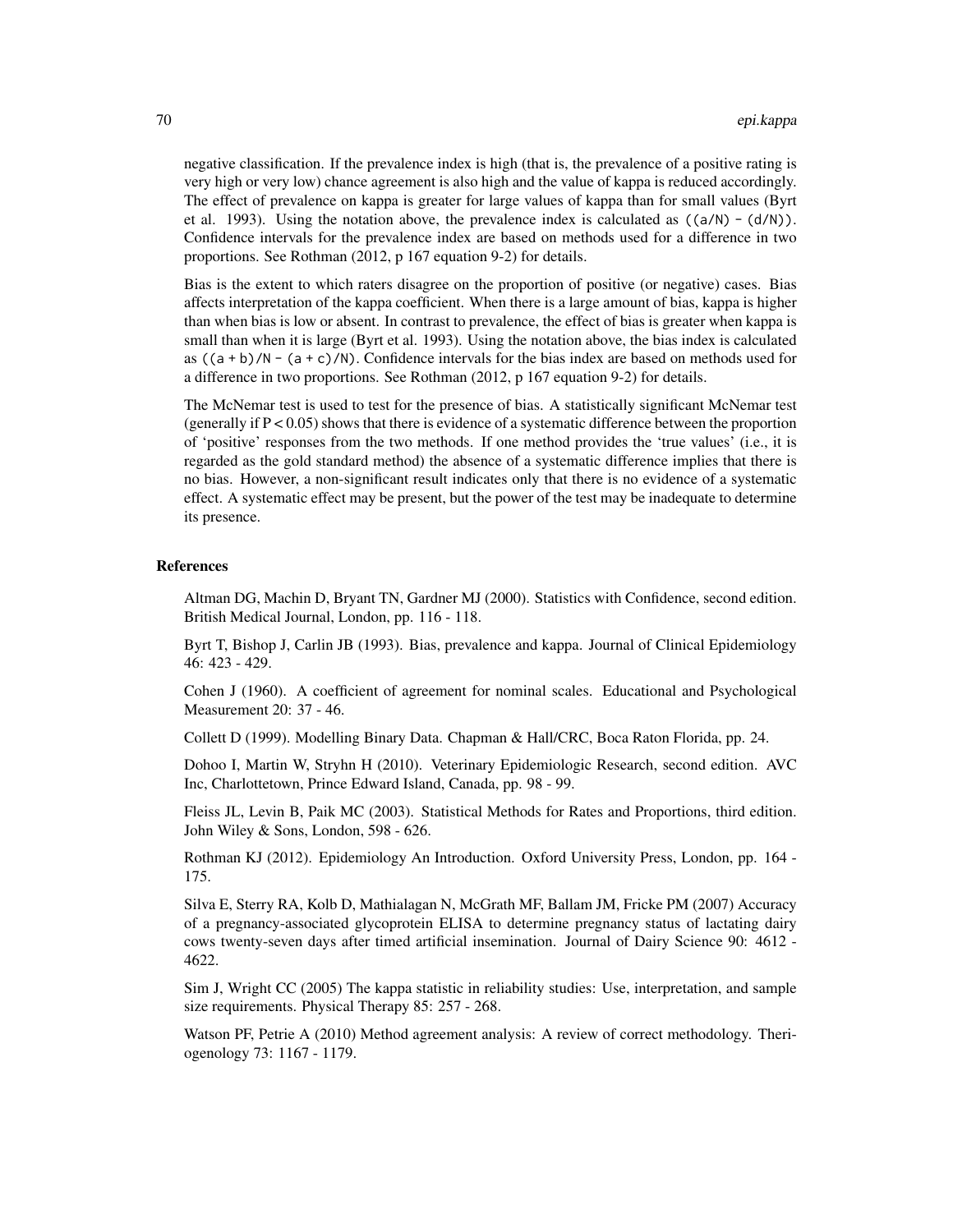negative classification. If the prevalence index is high (that is, the prevalence of a positive rating is very high or very low) chance agreement is also high and the value of kappa is reduced accordingly. The effect of prevalence on kappa is greater for large values of kappa than for small values (Byrt et al. 1993). Using the notation above, the prevalence index is calculated as `((a/N) - (d/N))`. Confidence intervals for the prevalence index are based on methods used for a difference in two proportions. See Rothman (2012, p 167 equation 9-2) for details.

Bias is the extent to which raters disagree on the proportion of positive (or negative) cases. Bias affects interpretation of the kappa coefficient. When there is a large amount of bias, kappa is higher than when bias is low or absent. In contrast to prevalence, the effect of bias is greater when kappa is small than when it is large (Byrt et al. 1993). Using the notation above, the bias index is calculated as `((a + b)/N - (a + c)/N)`. Confidence intervals for the bias index are based on methods used for a difference in two proportions. See Rothman (2012, p 167 equation 9-2) for details.

The McNemar test is used to test for the presence of bias. A statistically significant McNemar test (generally if $P < 0.05$) shows that there is evidence of a systematic difference between the proportion of 'positive' responses from the two methods. If one method provides the 'true values' (i.e., it is regarded as the gold standard method) the absence of a systematic difference implies that there is no bias. However, a non-significant result indicates only that there is no evidence of a systematic effect. A systematic effect may be present, but the power of the test may be inadequate to determine its presence.

### References

Altman DG, Machin D, Bryant TN, Gardner MJ (2000). Statistics with Confidence, second edition. British Medical Journal, London, pp. 116 - 118.

Byrt T, Bishop J, Carlin JB (1993). Bias, prevalence and kappa. Journal of Clinical Epidemiology 46: 423 - 429.

Cohen J (1960). A coefficient of agreement for nominal scales. Educational and Psychological Measurement 20: 37 - 46.

Collett D (1999). Modelling Binary Data. Chapman & Hall/CRC, Boca Raton Florida, pp. 24.

Dohoo I, Martin W, Stryhn H (2010). Veterinary Epidemiologic Research, second edition. AVC Inc, Charlottetown, Prince Edward Island, Canada, pp. 98 - 99.

Fleiss JL, Levin B, Paik MC (2003). Statistical Methods for Rates and Proportions, third edition. John Wiley & Sons, London, 598 - 626.

Rothman KJ (2012). Epidemiology An Introduction. Oxford University Press, London, pp. 164 - 175.

Silva E, Sterry RA, Kolb D, Mathialagan N, McGrath MF, Ballam JM, Fricke PM (2007) Accuracy of a pregnancy-associated glycoprotein ELISA to determine pregnancy status of lactating dairy cows twenty-seven days after timed artificial insemination. Journal of Dairy Science 90: 4612 - 4622.

Sim J, Wright CC (2005) The kappa statistic in reliability studies: Use, interpretation, and sample size requirements. Physical Therapy 85: 257 - 268.

Watson PF, Petrie A (2010) Method agreement analysis: A review of correct methodology. Theriogenology 73: 1167 - 1179.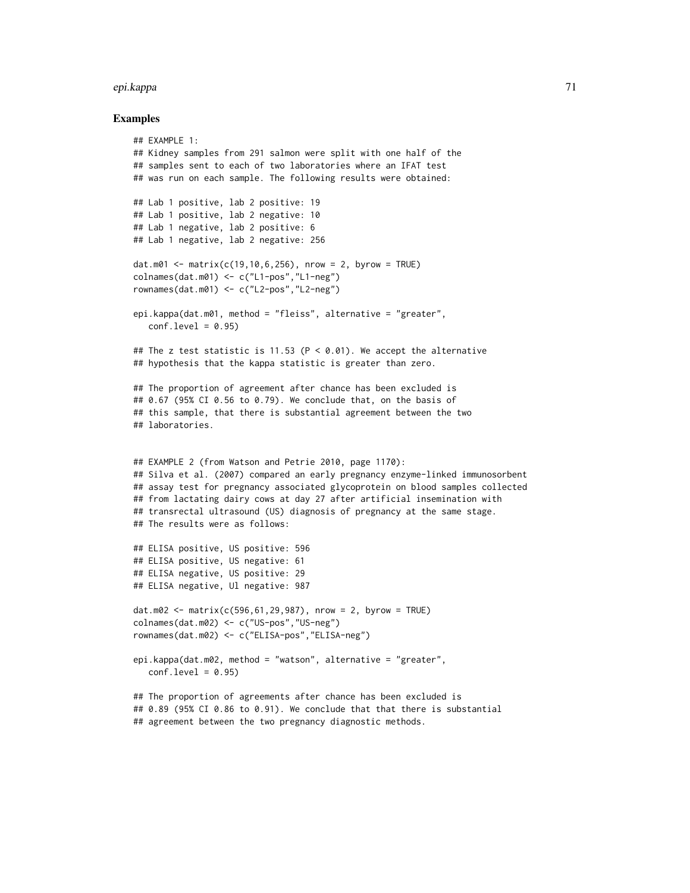## Examples

```
## EXAMPLE 1:
## Kidney samples from 291 salmon were split with one half of the
## samples sent to each of two laboratories where an IFAT test
## was run on each sample. The following results were obtained:

## Lab 1 positive, lab 2 positive: 19
## Lab 1 positive, lab 2 negative: 10
## Lab 1 negative, lab 2 positive: 6
## Lab 1 negative, lab 2 negative: 256

dat.m01 <- matrix(c(19,10,6,256), nrow = 2, byrow = TRUE)
colnames(dat.m01) <- c("L1-pos","L1-neg")
rownames(dat.m01) <- c("L2-pos","L2-neg")

epi.kappa(dat.m01, method = "fleiss", alternative = "greater",
   conf.level = 0.95)

## The z test statistic is 11.53 (P < 0.01). We accept the alternative
## hypothesis that the kappa statistic is greater than zero.

## The proportion of agreement after chance has been excluded is
## 0.67 (95% CI 0.56 to 0.79). We conclude that, on the basis of
## this sample, that there is substantial agreement between the two
## laboratories.


## EXAMPLE 2 (from Watson and Petrie 2010, page 1170):
## Silva et al. (2007) compared an early pregnancy enzyme-linked immunosorbent
## assay test for pregnancy associated glycoprotein on blood samples collected
## from lactating dairy cows at day 27 after artificial insemination with
## transrectal ultrasound (US) diagnosis of pregnancy at the same stage.
## The results were as follows:

## ELISA positive, US positive: 596
## ELISA positive, US negative: 61
## ELISA negative, US positive: 29
## ELISA negative, Ul negative: 987

dat.m02 <- matrix(c(596,61,29,987), nrow = 2, byrow = TRUE)
colnames(dat.m02) <- c("US-pos","US-neg")
rownames(dat.m02) <- c("ELISA-pos","ELISA-neg")

epi.kappa(dat.m02, method = "watson", alternative = "greater",
   conf.level = 0.95)

## The proportion of agreements after chance has been excluded is
## 0.89 (95% CI 0.86 to 0.91). We conclude that that there is substantial
## agreement between the two pregnancy diagnostic methods.
```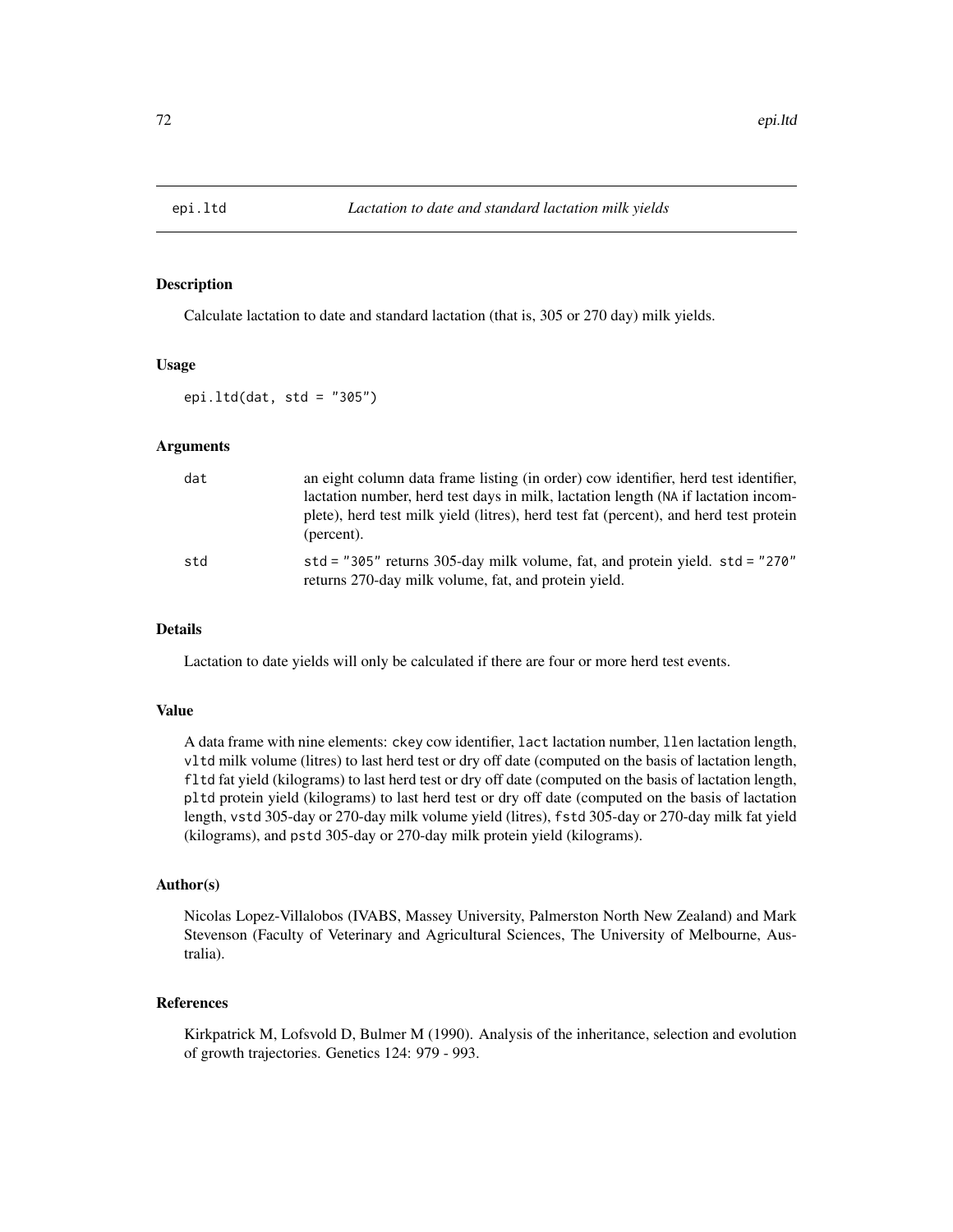epi.ltd *Lactation to date and standard lactation milk yields*

## Description

Calculate lactation to date and standard lactation (that is, 305 or 270 day) milk yields.

## Usage

```
epi.ltd(dat, std = "305")
```

## Arguments

| | |
|---|---|
| dat | an eight column data frame listing (in order) cow identifier, herd test identifier, lactation number, herd test days in milk, lactation length (NA if lactation incomplete), herd test milk yield (litres), herd test fat (percent), and herd test protein (percent). |
| std | std = "305" returns 305-day milk volume, fat, and protein yield. std = "270" returns 270-day milk volume, fat, and protein yield. |

## Details

Lactation to date yields will only be calculated if there are four or more herd test events.

## Value

A data frame with nine elements: ckey cow identifier, lact lactation number, llen lactation length, vltd milk volume (litres) to last herd test or dry off date (computed on the basis of lactation length, fltd fat yield (kilograms) to last herd test or dry off date (computed on the basis of lactation length, pltd protein yield (kilograms) to last herd test or dry off date (computed on the basis of lactation length, vstd 305-day or 270-day milk volume yield (litres), fstd 305-day or 270-day milk fat yield (kilograms), and pstd 305-day or 270-day milk protein yield (kilograms).

## Author(s)

Nicolas Lopez-Villalobos (IVABS, Massey University, Palmerston North New Zealand) and Mark Stevenson (Faculty of Veterinary and Agricultural Sciences, The University of Melbourne, Australia).

## References

Kirkpatrick M, Lofsvold D, Bulmer M (1990). Analysis of the inheritance, selection and evolution of growth trajectories. Genetics 124: 979 - 993.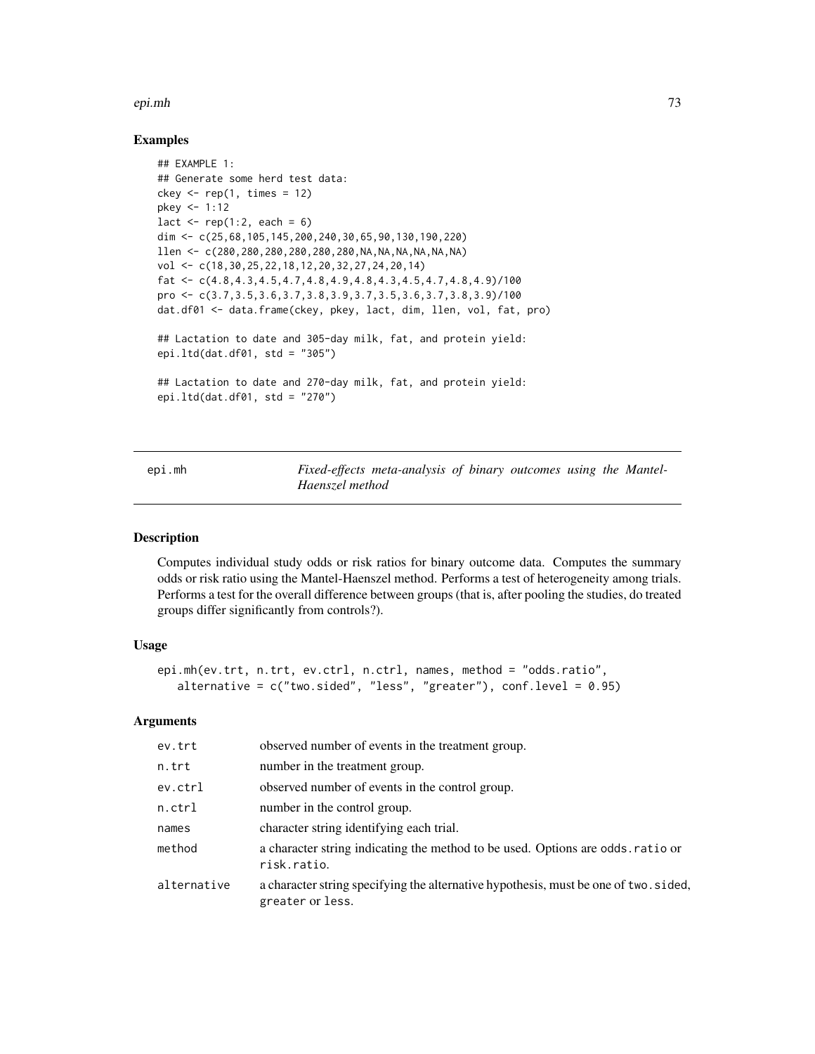## Examples

```
## EXAMPLE 1:
## Generate some herd test data:
ckey <- rep(1, times = 12)
pkey <- 1:12
lact <- rep(1:2, each = 6)
dim <- c(25,68,105,145,200,240,30,65,90,130,190,220)
llen <- c(280,280,280,280,280,280,NA,NA,NA,NA,NA,NA)
vol <- c(18,30,25,22,18,12,20,32,27,24,20,14)
fat <- c(4.8,4.3,4.5,4.7,4.8,4.9,4.8,4.3,4.5,4.7,4.8,4.9)/100
pro <- c(3.7,3.5,3.6,3.7,3.8,3.9,3.7,3.5,3.6,3.7,3.8,3.9)/100
dat.df01 <- data.frame(ckey, pkey, lact, dim, llen, vol, fat, pro)

## Lactation to date and 305-day milk, fat, and protein yield:
epi.ltd(dat.df01, std = "305")

## Lactation to date and 270-day milk, fat, and protein yield:
epi.ltd(dat.df01, std = "270")
```

---

# epi.mh — *Fixed-effects meta-analysis of binary outcomes using the Mantel-Haenszel method*

---

## Description

Computes individual study odds or risk ratios for binary outcome data. Computes the summary odds or risk ratio using the Mantel-Haenszel method. Performs a test of heterogeneity among trials. Performs a test for the overall difference between groups (that is, after pooling the studies, do treated groups differ significantly from controls?).

## Usage

```
epi.mh(ev.trt, n.trt, ev.ctrl, n.ctrl, names, method = "odds.ratio",
   alternative = c("two.sided", "less", "greater"), conf.level = 0.95)
```

## Arguments

| | |
|---|---|
| `ev.trt` | observed number of events in the treatment group. |
| `n.trt` | number in the treatment group. |
| `ev.ctrl` | observed number of events in the control group. |
| `n.ctrl` | number in the control group. |
| `names` | character string identifying each trial. |
| `method` | a character string indicating the method to be used. Options are `odds.ratio` or `risk.ratio`. |
| `alternative` | a character string specifying the alternative hypothesis, must be one of `two.sided`, `greater` or `less`. |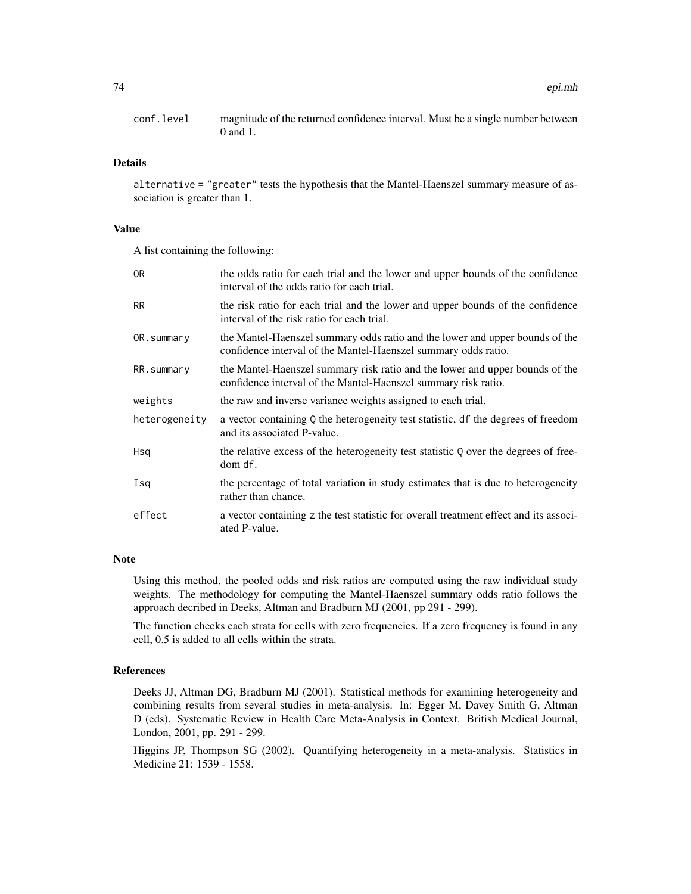| | |
|---|---|
| conf.level | magnitude of the returned confidence interval. Must be a single number between 0 and 1. |

## Details

alternative = "greater" tests the hypothesis that the Mantel-Haenszel summary measure of association is greater than 1.

## Value

A list containing the following:

| | |
|---|---|
| OR | the odds ratio for each trial and the lower and upper bounds of the confidence interval of the odds ratio for each trial. |
| RR | the risk ratio for each trial and the lower and upper bounds of the confidence interval of the risk ratio for each trial. |
| OR.summary | the Mantel-Haenszel summary odds ratio and the lower and upper bounds of the confidence interval of the Mantel-Haenszel summary odds ratio. |
| RR.summary | the Mantel-Haenszel summary risk ratio and the lower and upper bounds of the confidence interval of the Mantel-Haenszel summary risk ratio. |
| weights | the raw and inverse variance weights assigned to each trial. |
| heterogeneity | a vector containing Q the heterogeneity test statistic, df the degrees of freedom and its associated P-value. |
| Hsq | the relative excess of the heterogeneity test statistic Q over the degrees of freedom df. |
| Isq | the percentage of total variation in study estimates that is due to heterogeneity rather than chance. |
| effect | a vector containing z the test statistic for overall treatment effect and its associated P-value. |

## Note

Using this method, the pooled odds and risk ratios are computed using the raw individual study weights. The methodology for computing the Mantel-Haenszel summary odds ratio follows the approach decribed in Deeks, Altman and Bradburn MJ (2001, pp 291 - 299).

The function checks each strata for cells with zero frequencies. If a zero frequency is found in any cell, 0.5 is added to all cells within the strata.

## References

Deeks JJ, Altman DG, Bradburn MJ (2001). Statistical methods for examining heterogeneity and combining results from several studies in meta-analysis. In: Egger M, Davey Smith G, Altman D (eds). Systematic Review in Health Care Meta-Analysis in Context. British Medical Journal, London, 2001, pp. 291 - 299.

Higgins JP, Thompson SG (2002). Quantifying heterogeneity in a meta-analysis. Statistics in Medicine 21: 1539 - 1558.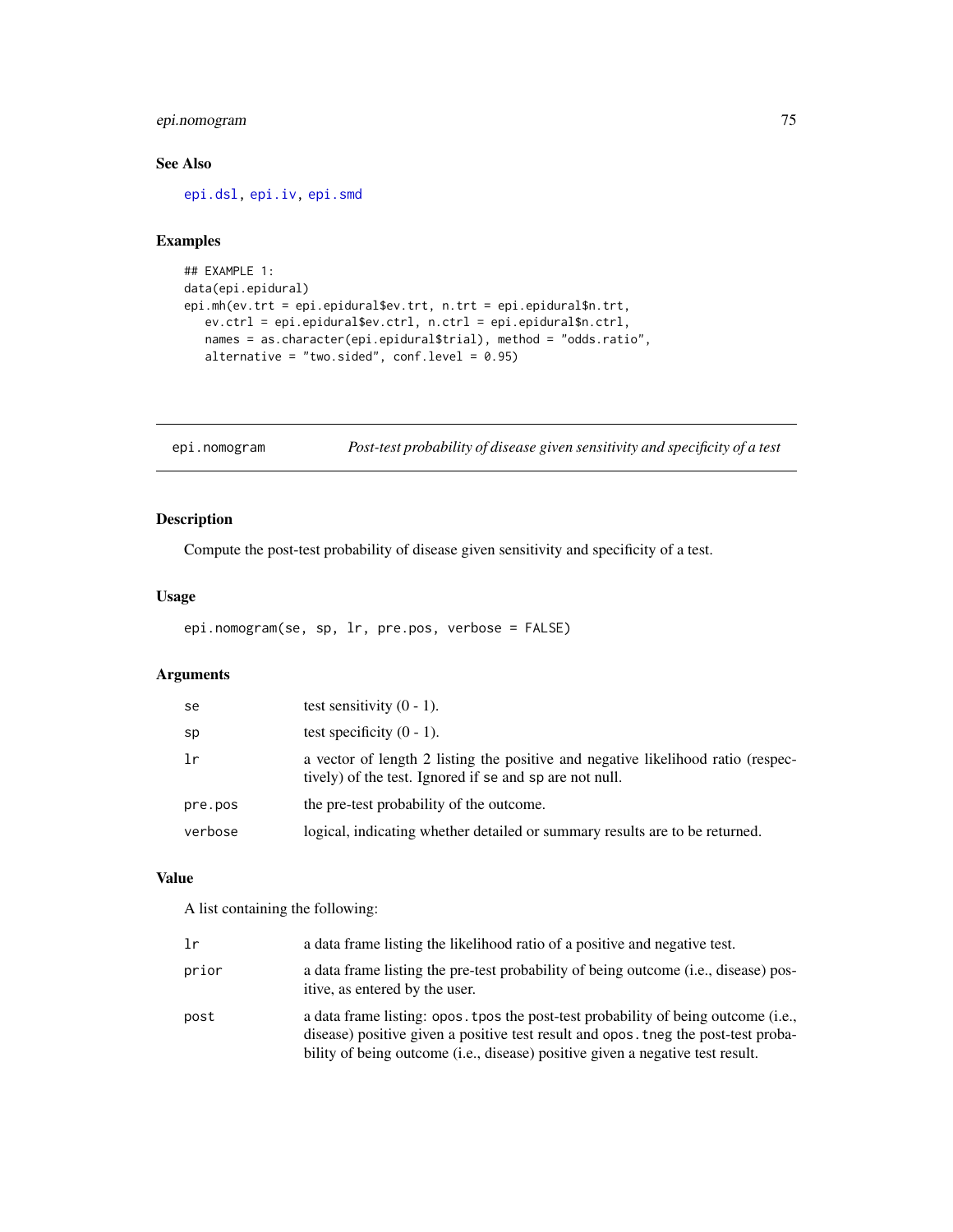## See Also

epi.dsl, epi.iv, epi.smd

## Examples

```
## EXAMPLE 1:
data(epi.epidural)
epi.mh(ev.trt = epi.epidural$ev.trt, n.trt = epi.epidural$n.trt,
   ev.ctrl = epi.epidural$ev.ctrl, n.ctrl = epi.epidural$n.ctrl,
   names = as.character(epi.epidural$trial), method = "odds.ratio",
   alternative = "two.sided", conf.level = 0.95)
```

---

# epi.nomogram *Post-test probability of disease given sensitivity and specificity of a test*

---

## Description

Compute the post-test probability of disease given sensitivity and specificity of a test.

## Usage

```
epi.nomogram(se, sp, lr, pre.pos, verbose = FALSE)
```

## Arguments

| | |
|---|---|
| `se` | test sensitivity (0 - 1). |
| `sp` | test specificity (0 - 1). |
| `lr` | a vector of length 2 listing the positive and negative likelihood ratio (respectively) of the test. Ignored if `se` and `sp` are not null. |
| `pre.pos` | the pre-test probability of the outcome. |
| `verbose` | logical, indicating whether detailed or summary results are to be returned. |

## Value

A list containing the following:

| | |
|---|---|
| `lr` | a data frame listing the likelihood ratio of a positive and negative test. |
| `prior` | a data frame listing the pre-test probability of being outcome (i.e., disease) positive, as entered by the user. |
| `post` | a data frame listing: `opos.tpos` the post-test probability of being outcome (i.e., disease) positive given a positive test result and `opos.tneg` the post-test probability of being outcome (i.e., disease) positive given a negative test result. |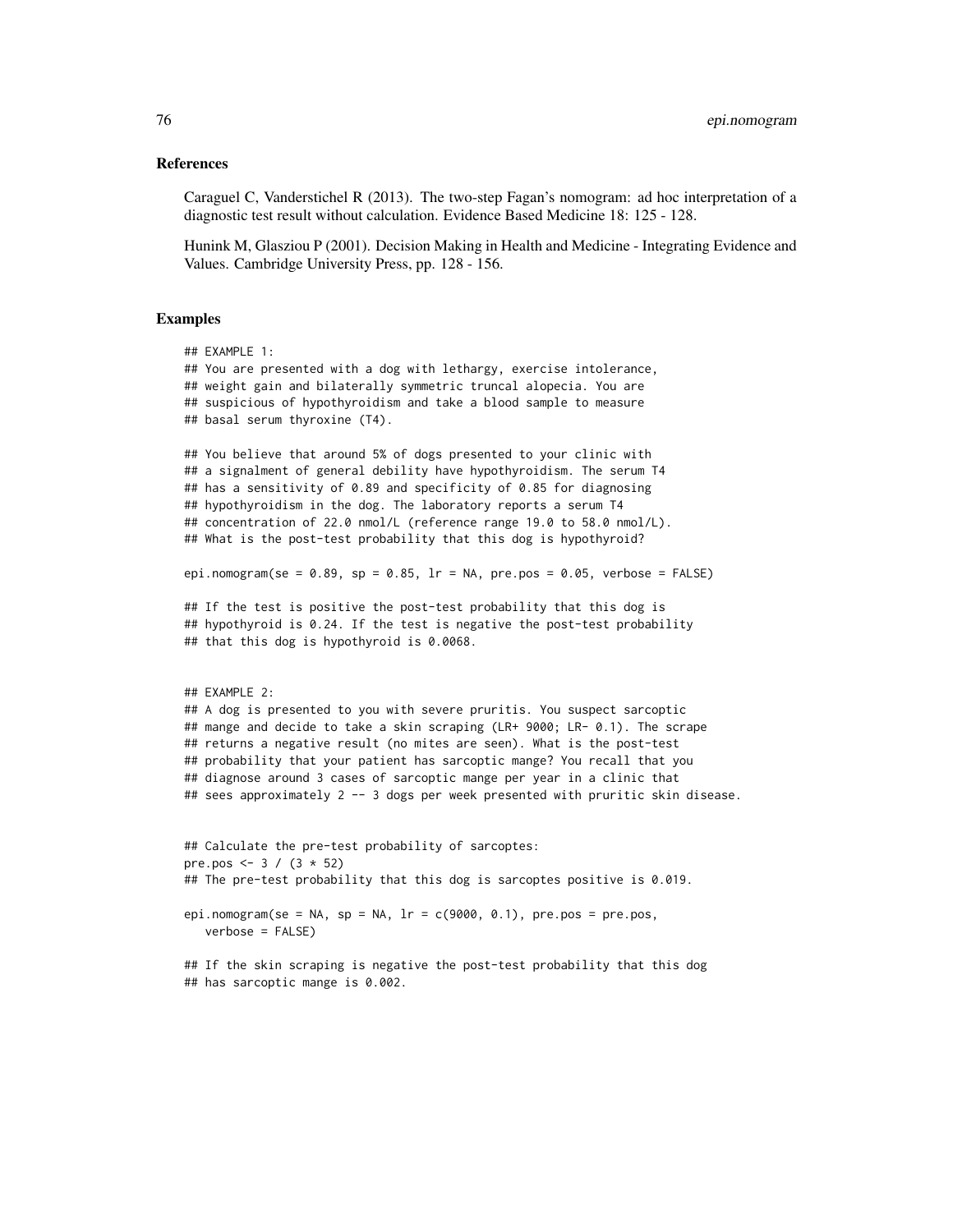## References

Caraguel C, Vanderstichel R (2013). The two-step Fagan's nomogram: ad hoc interpretation of a diagnostic test result without calculation. Evidence Based Medicine 18: 125 - 128.

Hunink M, Glasziou P (2001). Decision Making in Health and Medicine - Integrating Evidence and Values. Cambridge University Press, pp. 128 - 156.

## Examples

```
## EXAMPLE 1:
## You are presented with a dog with lethargy, exercise intolerance,
## weight gain and bilaterally symmetric truncal alopecia. You are
## suspicious of hypothyroidism and take a blood sample to measure
## basal serum thyroxine (T4).

## You believe that around 5% of dogs presented to your clinic with
## a signalment of general debility have hypothyroidism. The serum T4
## has a sensitivity of 0.89 and specificity of 0.85 for diagnosing
## hypothyroidism in the dog. The laboratory reports a serum T4
## concentration of 22.0 nmol/L (reference range 19.0 to 58.0 nmol/L).
## What is the post-test probability that this dog is hypothyroid?

epi.nomogram(se = 0.89, sp = 0.85, lr = NA, pre.pos = 0.05, verbose = FALSE)

## If the test is positive the post-test probability that this dog is
## hypothyroid is 0.24. If the test is negative the post-test probability
## that this dog is hypothyroid is 0.0068.


## EXAMPLE 2:
## A dog is presented to you with severe pruritis. You suspect sarcoptic
## mange and decide to take a skin scraping (LR+ 9000; LR- 0.1). The scrape
## returns a negative result (no mites are seen). What is the post-test
## probability that your patient has sarcoptic mange? You recall that you
## diagnose around 3 cases of sarcoptic mange per year in a clinic that
## sees approximately 2 -- 3 dogs per week presented with pruritic skin disease.


## Calculate the pre-test probability of sarcoptes:
pre.pos <- 3 / (3 * 52)
## The pre-test probability that this dog is sarcoptes positive is 0.019.

epi.nomogram(se = NA, sp = NA, lr = c(9000, 0.1), pre.pos = pre.pos,
   verbose = FALSE)

## If the skin scraping is negative the post-test probability that this dog
## has sarcoptic mange is 0.002.
```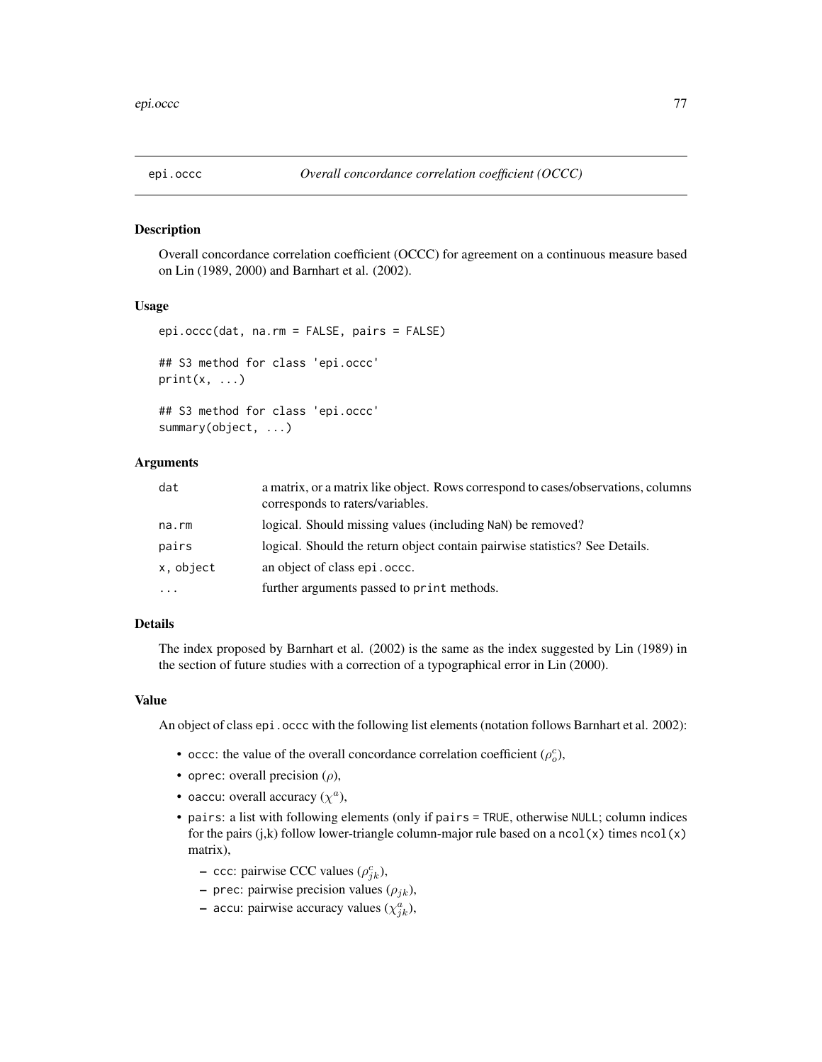## epi.occc — *Overall concordance correlation coefficient (OCCC)*

### Description

Overall concordance correlation coefficient (OCCC) for agreement on a continuous measure based on Lin (1989, 2000) and Barnhart et al. (2002).

### Usage

```
epi.occc(dat, na.rm = FALSE, pairs = FALSE)

## S3 method for class 'epi.occc'
print(x, ...)

## S3 method for class 'epi.occc'
summary(object, ...)
```

### Arguments

| | |
|---|---|
| `dat` | a matrix, or a matrix like object. Rows correspond to cases/observations, columns corresponds to raters/variables. |
| `na.rm` | logical. Should missing values (including `NaN`) be removed? |
| `pairs` | logical. Should the return object contain pairwise statistics? See Details. |
| `x, object` | an object of class `epi.occc`. |
| `...` | further arguments passed to `print` methods. |

### Details

The index proposed by Barnhart et al. (2002) is the same as the index suggested by Lin (1989) in the section of future studies with a correction of a typographical error in Lin (2000).

### Value

An object of class `epi.occc` with the following list elements (notation follows Barnhart et al. 2002):

- `occc`: the value of the overall concordance correlation coefficient ($\rho_o^c$),
- `oprec`: overall precision ($\rho$),
- `oaccu`: overall accuracy ($\chi^a$),
- `pairs`: a list with following elements (only if `pairs = TRUE`, otherwise `NULL`; column indices for the pairs (j,k) follow lower-triangle column-major rule based on a `ncol(x)` times `ncol(x)` matrix),
  - `ccc`: pairwise CCC values ($\rho_{jk}^c$),
  - `prec`: pairwise precision values ($\rho_{jk}$),
  - `accu`: pairwise accuracy values ($\chi_{jk}^a$),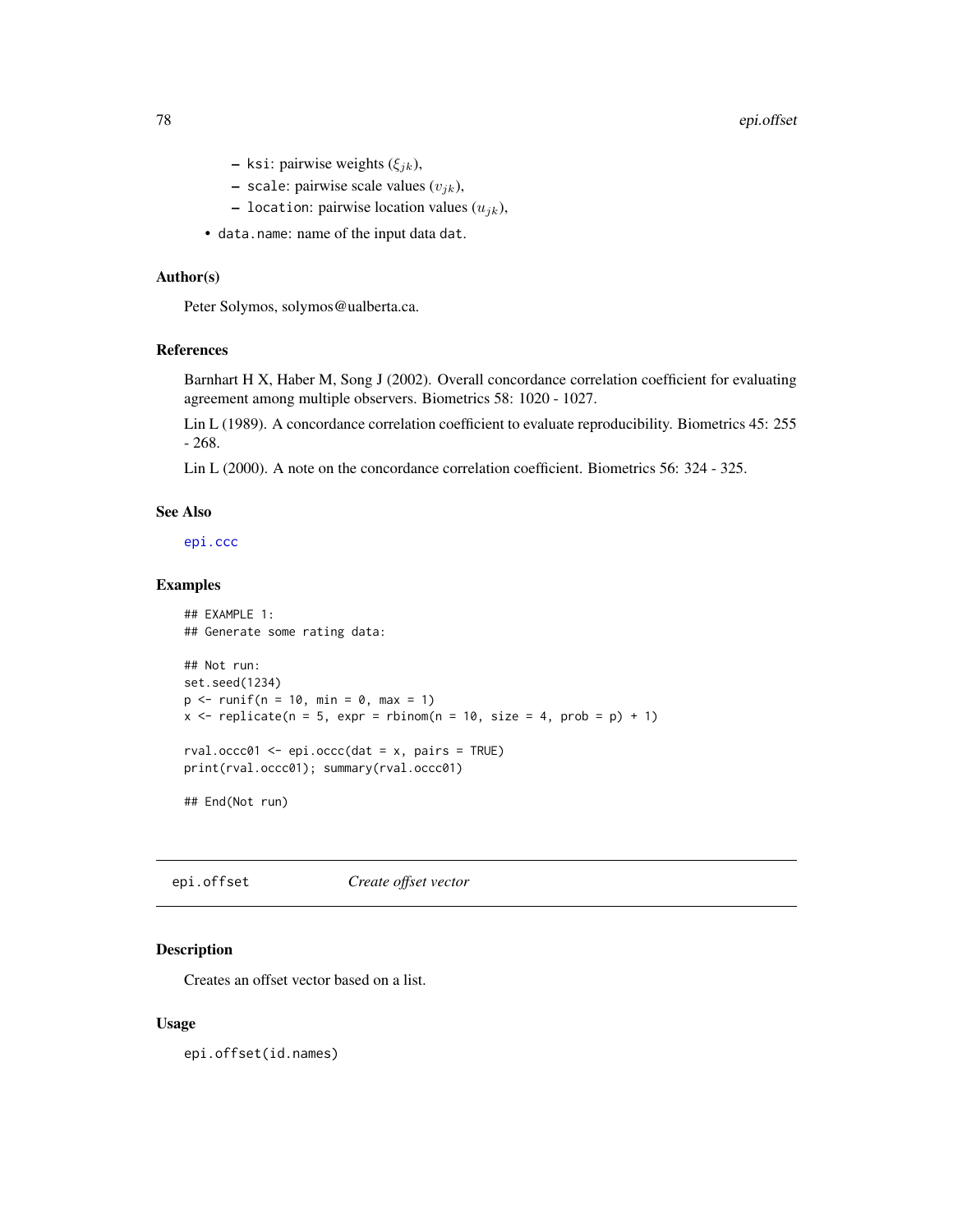- `ksi`: pairwise weights ($\xi_{jk}$),
  - `scale`: pairwise scale values ($v_{jk}$),
  - `location`: pairwise location values ($u_{jk}$),
- `data.name`: name of the input data `dat`.

### Author(s)

Peter Solymos, solymos@ualberta.ca.

### References

Barnhart H X, Haber M, Song J (2002). Overall concordance correlation coefficient for evaluating agreement among multiple observers. Biometrics 58: 1020 - 1027.

Lin L (1989). A concordance correlation coefficient to evaluate reproducibility. Biometrics 45: 255 - 268.

Lin L (2000). A note on the concordance correlation coefficient. Biometrics 56: 324 - 325.

### See Also

epi.ccc

### Examples

```
## EXAMPLE 1:
## Generate some rating data:

## Not run:
set.seed(1234)
p <- runif(n = 10, min = 0, max = 1)
x <- replicate(n = 5, expr = rbinom(n = 10, size = 4, prob = p) + 1)

rval.occc01 <- epi.occc(dat = x, pairs = TRUE)
print(rval.occc01); summary(rval.occc01)

## End(Not run)
```

---

## epi.offset &nbsp;&nbsp;&nbsp; *Create offset vector*

### Description

Creates an offset vector based on a list.

### Usage

```
epi.offset(id.names)
```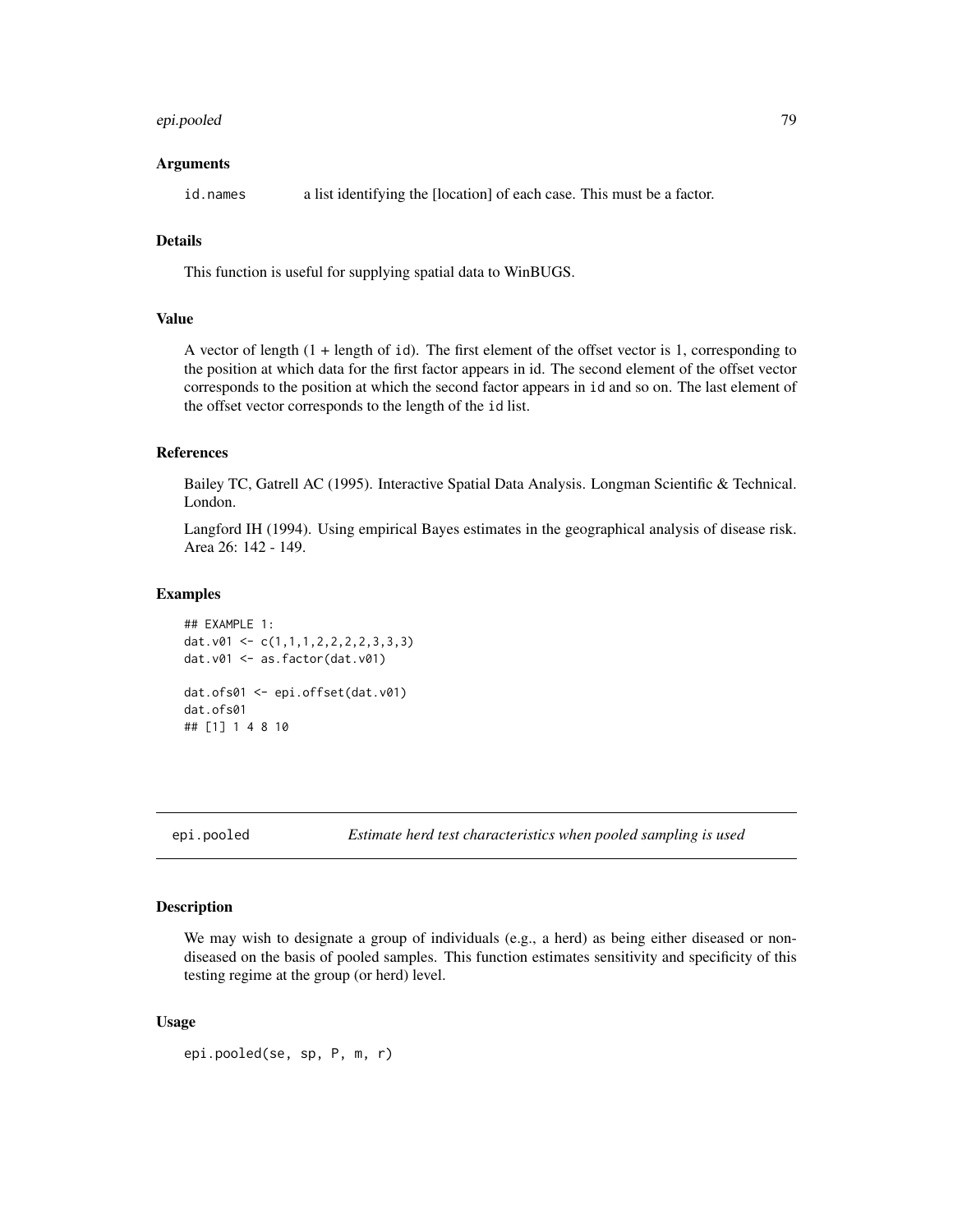## Arguments

| | |
|---|---|
| id.names | a list identifying the [location] of each case. This must be a factor. |

## Details

This function is useful for supplying spatial data to WinBUGS.

## Value

A vector of length (1 + length of id). The first element of the offset vector is 1, corresponding to the position at which data for the first factor appears in id. The second element of the offset vector corresponds to the position at which the second factor appears in id and so on. The last element of the offset vector corresponds to the length of the id list.

## References

Bailey TC, Gatrell AC (1995). Interactive Spatial Data Analysis. Longman Scientific & Technical. London.

Langford IH (1994). Using empirical Bayes estimates in the geographical analysis of disease risk. Area 26: 142 - 149.

## Examples

```
## EXAMPLE 1:
dat.v01 <- c(1,1,1,2,2,2,2,3,3,3)
dat.v01 <- as.factor(dat.v01)

dat.ofs01 <- epi.offset(dat.v01)
dat.ofs01
## [1] 1 4 8 10
```

---

# epi.pooled *Estimate herd test characteristics when pooled sampling is used*

## Description

We may wish to designate a group of individuals (e.g., a herd) as being either diseased or non-diseased on the basis of pooled samples. This function estimates sensitivity and specificity of this testing regime at the group (or herd) level.

## Usage

```
epi.pooled(se, sp, P, m, r)
```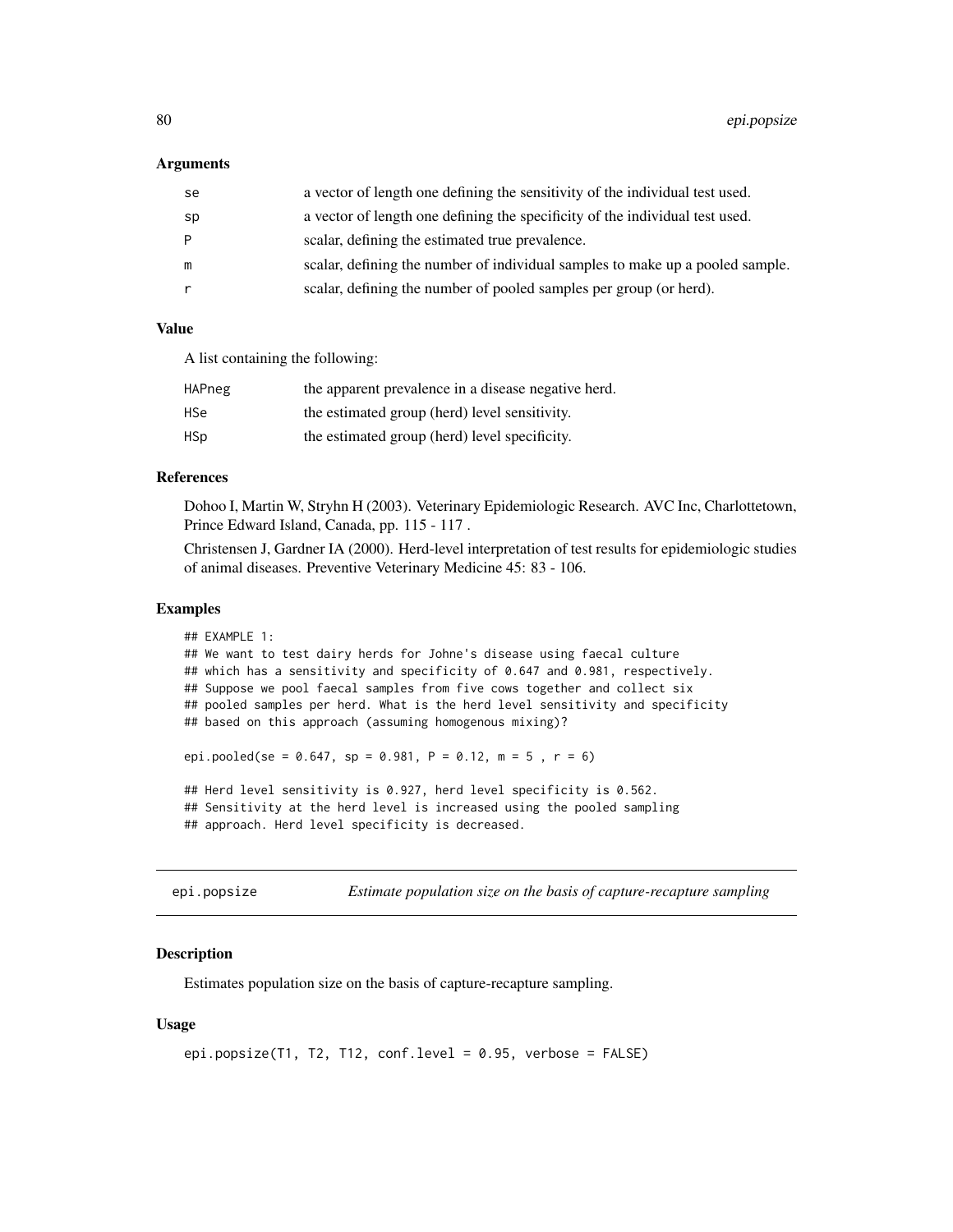### Arguments

| | |
|---|---|
| se | a vector of length one defining the sensitivity of the individual test used. |
| sp | a vector of length one defining the specificity of the individual test used. |
| P | scalar, defining the estimated true prevalence. |
| m | scalar, defining the number of individual samples to make up a pooled sample. |
| r | scalar, defining the number of pooled samples per group (or herd). |

### Value

A list containing the following:

| | |
|---|---|
| HAPneg | the apparent prevalence in a disease negative herd. |
| HSe | the estimated group (herd) level sensitivity. |
| HSp | the estimated group (herd) level specificity. |

### References

Dohoo I, Martin W, Stryhn H (2003). Veterinary Epidemiologic Research. AVC Inc, Charlottetown, Prince Edward Island, Canada, pp. 115 - 117 .

Christensen J, Gardner IA (2000). Herd-level interpretation of test results for epidemiologic studies of animal diseases. Preventive Veterinary Medicine 45: 83 - 106.

### Examples

```
## EXAMPLE 1:
## We want to test dairy herds for Johne's disease using faecal culture
## which has a sensitivity and specificity of 0.647 and 0.981, respectively.
## Suppose we pool faecal samples from five cows together and collect six
## pooled samples per herd. What is the herd level sensitivity and specificity
## based on this approach (assuming homogenous mixing)?

epi.pooled(se = 0.647, sp = 0.981, P = 0.12, m = 5 , r = 6)

## Herd level sensitivity is 0.927, herd level specificity is 0.562.
## Sensitivity at the herd level is increased using the pooled sampling
## approach. Herd level specificity is decreased.
```

---

## epi.popsize *Estimate population size on the basis of capture-recapture sampling*

### Description

Estimates population size on the basis of capture-recapture sampling.

### Usage

```
epi.popsize(T1, T2, T12, conf.level = 0.95, verbose = FALSE)
```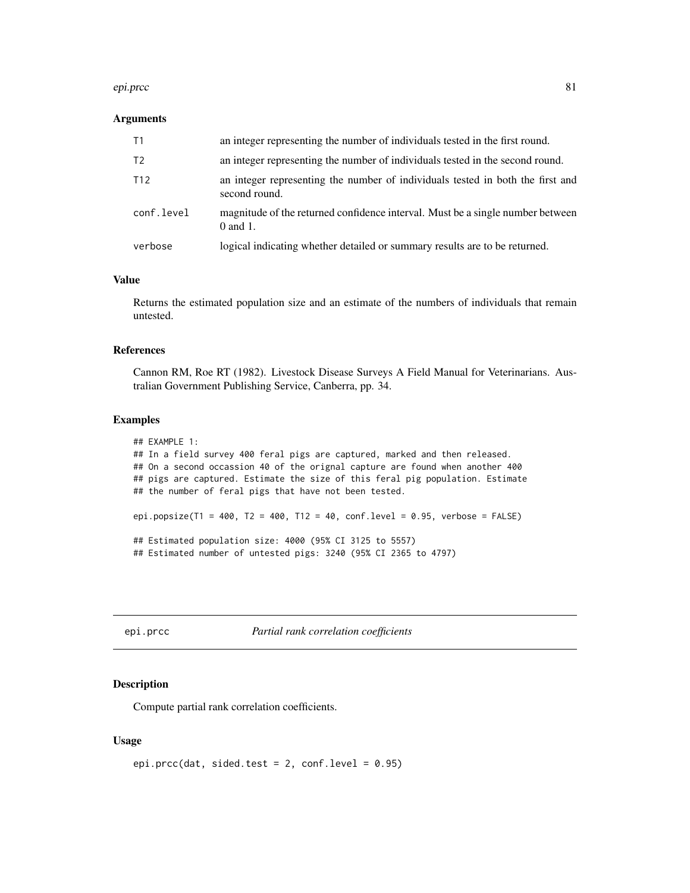### Arguments

| | |
|---|---|
| T1 | an integer representing the number of individuals tested in the first round. |
| T2 | an integer representing the number of individuals tested in the second round. |
| T12 | an integer representing the number of individuals tested in both the first and second round. |
| conf.level | magnitude of the returned confidence interval. Must be a single number between 0 and 1. |
| verbose | logical indicating whether detailed or summary results are to be returned. |

### Value

Returns the estimated population size and an estimate of the numbers of individuals that remain untested.

### References

Cannon RM, Roe RT (1982). Livestock Disease Surveys A Field Manual for Veterinarians. Australian Government Publishing Service, Canberra, pp. 34.

### Examples

```
## EXAMPLE 1:
## In a field survey 400 feral pigs are captured, marked and then released.
## On a second occassion 40 of the orignal capture are found when another 400
## pigs are captured. Estimate the size of this feral pig population. Estimate
## the number of feral pigs that have not been tested.

epi.popsize(T1 = 400, T2 = 400, T12 = 40, conf.level = 0.95, verbose = FALSE)

## Estimated population size: 4000 (95% CI 3125 to 5557)
## Estimated number of untested pigs: 3240 (95% CI 2365 to 4797)
```

---

## epi.prcc *Partial rank correlation coefficients*

---

### Description

Compute partial rank correlation coefficients.

### Usage

```
epi.prcc(dat, sided.test = 2, conf.level = 0.95)
```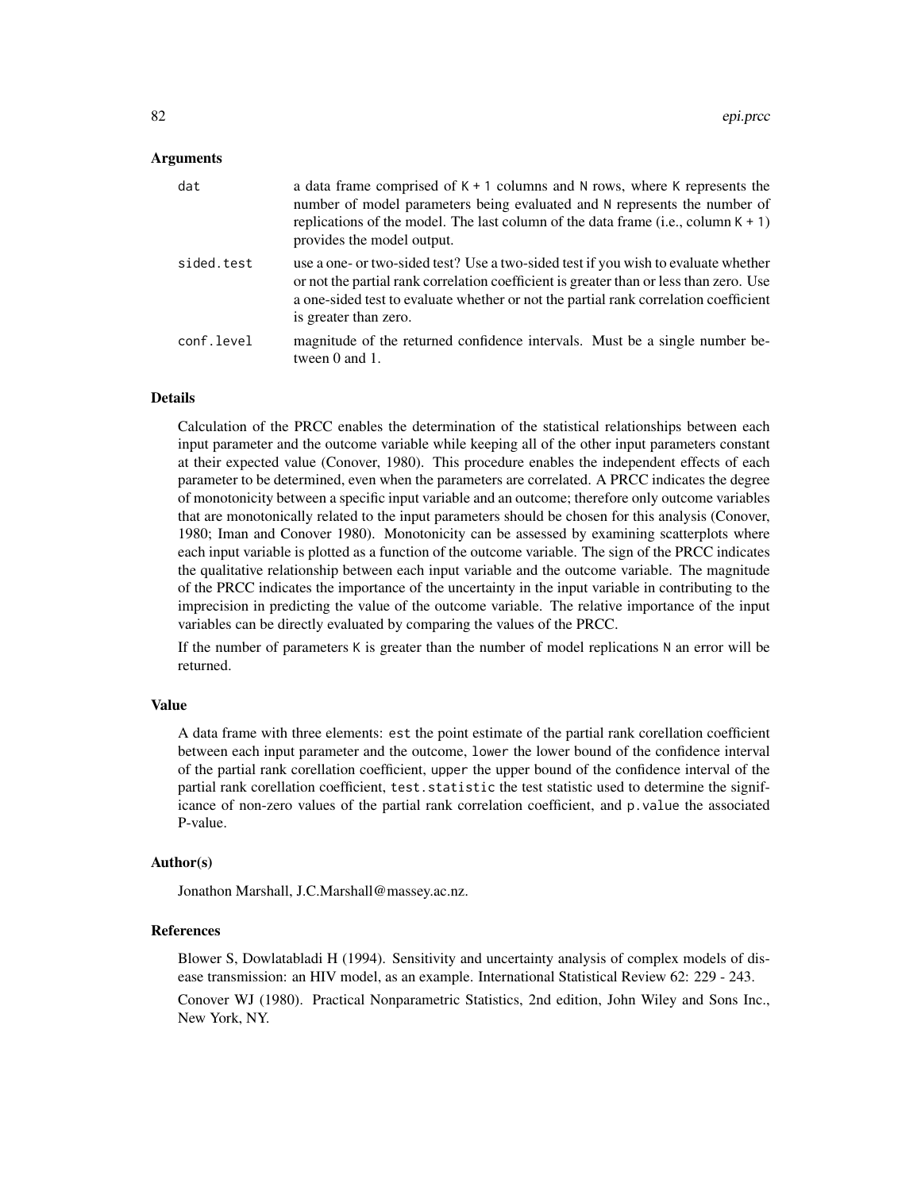## Arguments

| | |
|---|---|
| `dat` | a data frame comprised of `K + 1` columns and `N` rows, where `K` represents the number of model parameters being evaluated and `N` represents the number of replications of the model. The last column of the data frame (i.e., column `K + 1`) provides the model output. |
| `sided.test` | use a one- or two-sided test? Use a two-sided test if you wish to evaluate whether or not the partial rank correlation coefficient is greater than or less than zero. Use a one-sided test to evaluate whether or not the partial rank correlation coefficient is greater than zero. |
| `conf.level` | magnitude of the returned confidence intervals. Must be a single number between 0 and 1. |

## Details

Calculation of the PRCC enables the determination of the statistical relationships between each input parameter and the outcome variable while keeping all of the other input parameters constant at their expected value (Conover, 1980). This procedure enables the independent effects of each parameter to be determined, even when the parameters are correlated. A PRCC indicates the degree of monotonicity between a specific input variable and an outcome; therefore only outcome variables that are monotonically related to the input parameters should be chosen for this analysis (Conover, 1980; Iman and Conover 1980). Monotonicity can be assessed by examining scatterplots where each input variable is plotted as a function of the outcome variable. The sign of the PRCC indicates the qualitative relationship between each input variable and the outcome variable. The magnitude of the PRCC indicates the importance of the uncertainty in the input variable in contributing to the imprecision in predicting the value of the outcome variable. The relative importance of the input variables can be directly evaluated by comparing the values of the PRCC.

If the number of parameters `K` is greater than the number of model replications `N` an error will be returned.

## Value

A data frame with three elements: `est` the point estimate of the partial rank corellation coefficient between each input parameter and the outcome, `lower` the lower bound of the confidence interval of the partial rank corellation coefficient, `upper` the upper bound of the confidence interval of the partial rank corellation coefficient, `test.statistic` the test statistic used to determine the significance of non-zero values of the partial rank correlation coefficient, and `p.value` the associated P-value.

## Author(s)

Jonathon Marshall, J.C.Marshall@massey.ac.nz.

## References

Blower S, Dowlatabladi H (1994). Sensitivity and uncertainty analysis of complex models of disease transmission: an HIV model, as an example. International Statistical Review 62: 229 - 243.

Conover WJ (1980). Practical Nonparametric Statistics, 2nd edition, John Wiley and Sons Inc., New York, NY.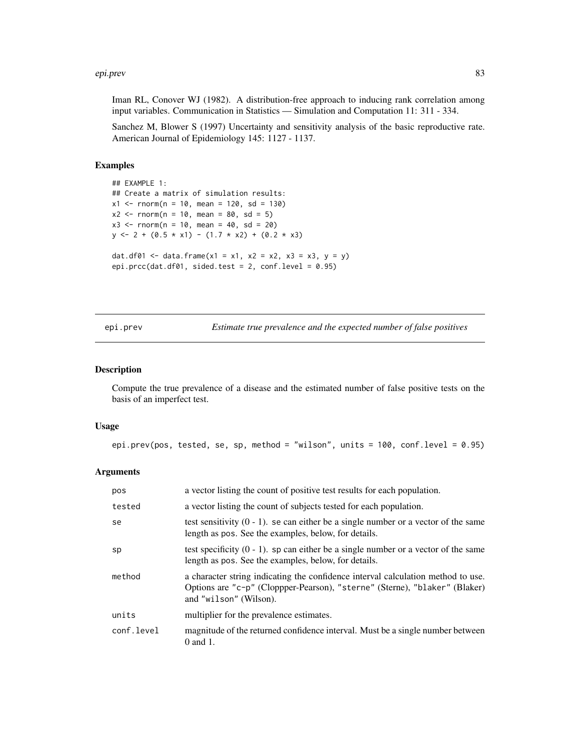Iman RL, Conover WJ (1982). A distribution-free approach to inducing rank correlation among input variables. Communication in Statistics — Simulation and Computation 11: 311 - 334.

Sanchez M, Blower S (1997) Uncertainty and sensitivity analysis of the basic reproductive rate. American Journal of Epidemiology 145: 1127 - 1137.

## Examples

```
## EXAMPLE 1:
## Create a matrix of simulation results:
x1 <- rnorm(n = 10, mean = 120, sd = 130)
x2 <- rnorm(n = 10, mean = 80, sd = 5)
x3 <- rnorm(n = 10, mean = 40, sd = 20)
y <- 2 + (0.5 * x1) - (1.7 * x2) + (0.2 * x3)

dat.df01 <- data.frame(x1 = x1, x2 = x2, x3 = x3, y = y)
epi.prcc(dat.df01, sided.test = 2, conf.level = 0.95)
```

---

# epi.prev — *Estimate true prevalence and the expected number of false positives*

---

## Description

Compute the true prevalence of a disease and the estimated number of false positive tests on the basis of an imperfect test.

## Usage

```
epi.prev(pos, tested, se, sp, method = "wilson", units = 100, conf.level = 0.95)
```

## Arguments

| | |
|---|---|
| pos | a vector listing the count of positive test results for each population. |
| tested | a vector listing the count of subjects tested for each population. |
| se | test sensitivity (0 - 1). se can either be a single number or a vector of the same length as pos. See the examples, below, for details. |
| sp | test specificity (0 - 1). sp can either be a single number or a vector of the same length as pos. See the examples, below, for details. |
| method | a character string indicating the confidence interval calculation method to use. Options are "c-p" (Cloppper-Pearson), "sterne" (Sterne), "blaker" (Blaker) and "wilson" (Wilson). |
| units | multiplier for the prevalence estimates. |
| conf.level | magnitude of the returned confidence interval. Must be a single number between 0 and 1. |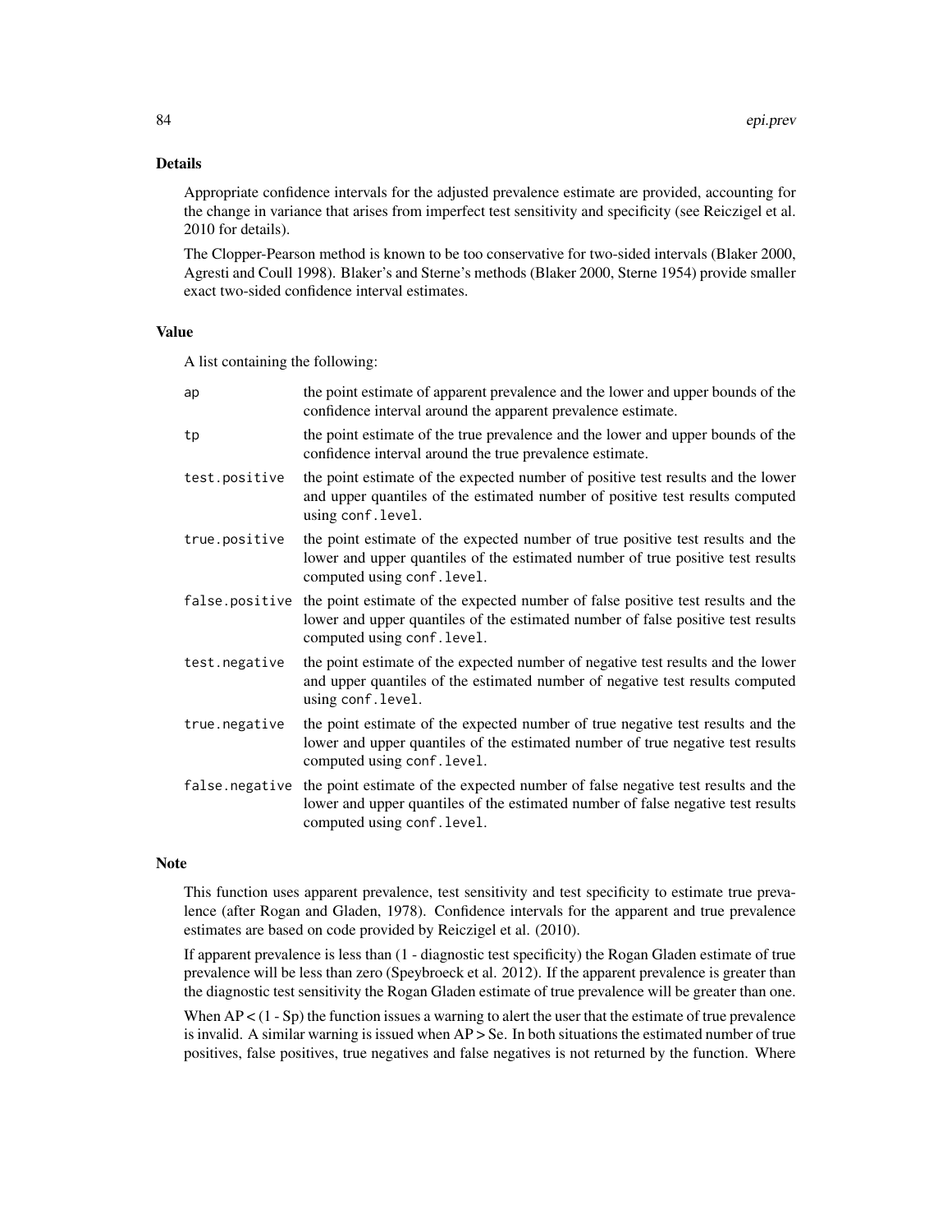## Details

Appropriate confidence intervals for the adjusted prevalence estimate are provided, accounting for the change in variance that arises from imperfect test sensitivity and specificity (see Reiczigel et al. 2010 for details).

The Clopper-Pearson method is known to be too conservative for two-sided intervals (Blaker 2000, Agresti and Coull 1998). Blaker's and Sterne's methods (Blaker 2000, Sterne 1954) provide smaller exact two-sided confidence interval estimates.

## Value

A list containing the following:

| | |
|---|---|
| `ap` | the point estimate of apparent prevalence and the lower and upper bounds of the confidence interval around the apparent prevalence estimate. |
| `tp` | the point estimate of the true prevalence and the lower and upper bounds of the confidence interval around the true prevalence estimate. |
| `test.positive` | the point estimate of the expected number of positive test results and the lower and upper quantiles of the estimated number of positive test results computed using `conf.level`. |
| `true.positive` | the point estimate of the expected number of true positive test results and the lower and upper quantiles of the estimated number of true positive test results computed using `conf.level`. |
| `false.positive` | the point estimate of the expected number of false positive test results and the lower and upper quantiles of the estimated number of false positive test results computed using `conf.level`. |
| `test.negative` | the point estimate of the expected number of negative test results and the lower and upper quantiles of the estimated number of negative test results computed using `conf.level`. |
| `true.negative` | the point estimate of the expected number of true negative test results and the lower and upper quantiles of the estimated number of true negative test results computed using `conf.level`. |
| `false.negative` | the point estimate of the expected number of false negative test results and the lower and upper quantiles of the estimated number of false negative test results computed using `conf.level`. |

## Note

This function uses apparent prevalence, test sensitivity and test specificity to estimate true prevalence (after Rogan and Gladen, 1978). Confidence intervals for the apparent and true prevalence estimates are based on code provided by Reiczigel et al. (2010).

If apparent prevalence is less than (1 - diagnostic test specificity) the Rogan Gladen estimate of true prevalence will be less than zero (Speybroeck et al. 2012). If the apparent prevalence is greater than the diagnostic test sensitivity the Rogan Gladen estimate of true prevalence will be greater than one.

When $AP < (1 - Sp)$ the function issues a warning to alert the user that the estimate of true prevalence is invalid. A similar warning is issued when $AP > Se$. In both situations the estimated number of true positives, false positives, true negatives and false negatives is not returned by the function. Where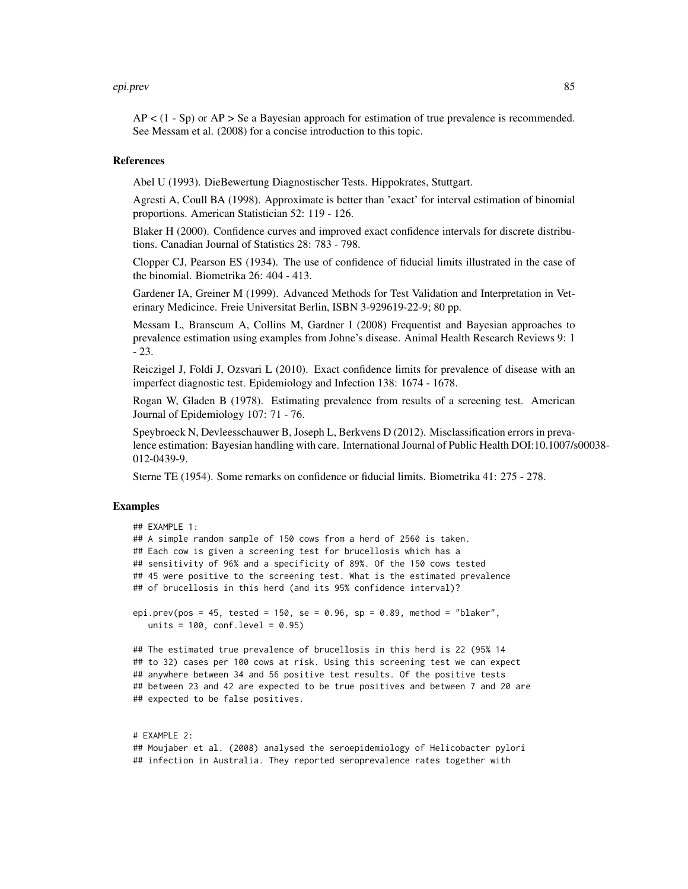AP < (1 - Sp) or AP > Se a Bayesian approach for estimation of true prevalence is recommended. See Messam et al. (2008) for a concise introduction to this topic.

### References

Abel U (1993). DieBewertung Diagnostischer Tests. Hippokrates, Stuttgart.

Agresti A, Coull BA (1998). Approximate is better than 'exact' for interval estimation of binomial proportions. American Statistician 52: 119 - 126.

Blaker H (2000). Confidence curves and improved exact confidence intervals for discrete distributions. Canadian Journal of Statistics 28: 783 - 798.

Clopper CJ, Pearson ES (1934). The use of confidence of fiducial limits illustrated in the case of the binomial. Biometrika 26: 404 - 413.

Gardener IA, Greiner M (1999). Advanced Methods for Test Validation and Interpretation in Veterinary Medicince. Freie Universitat Berlin, ISBN 3-929619-22-9; 80 pp.

Messam L, Branscum A, Collins M, Gardner I (2008) Frequentist and Bayesian approaches to prevalence estimation using examples from Johne's disease. Animal Health Research Reviews 9: 1 - 23.

Reiczigel J, Foldi J, Ozsvari L (2010). Exact confidence limits for prevalence of disease with an imperfect diagnostic test. Epidemiology and Infection 138: 1674 - 1678.

Rogan W, Gladen B (1978). Estimating prevalence from results of a screening test. American Journal of Epidemiology 107: 71 - 76.

Speybroeck N, Devleesschauwer B, Joseph L, Berkvens D (2012). Misclassification errors in prevalence estimation: Bayesian handling with care. International Journal of Public Health DOI:10.1007/s00038-012-0439-9.

Sterne TE (1954). Some remarks on confidence or fiducial limits. Biometrika 41: 275 - 278.

### Examples

```
## EXAMPLE 1:
## A simple random sample of 150 cows from a herd of 2560 is taken.
## Each cow is given a screening test for brucellosis which has a
## sensitivity of 96% and a specificity of 89%. Of the 150 cows tested
## 45 were positive to the screening test. What is the estimated prevalence
## of brucellosis in this herd (and its 95% confidence interval)?

epi.prev(pos = 45, tested = 150, se = 0.96, sp = 0.89, method = "blaker",
   units = 100, conf.level = 0.95)

## The estimated true prevalence of brucellosis in this herd is 22 (95% 14
## to 32) cases per 100 cows at risk. Using this screening test we can expect
## anywhere between 34 and 56 positive test results. Of the positive tests
## between 23 and 42 are expected to be true positives and between 7 and 20 are
## expected to be false positives.


# EXAMPLE 2:
## Moujaber et al. (2008) analysed the seroepidemiology of Helicobacter pylori
## infection in Australia. They reported seroprevalence rates together with
```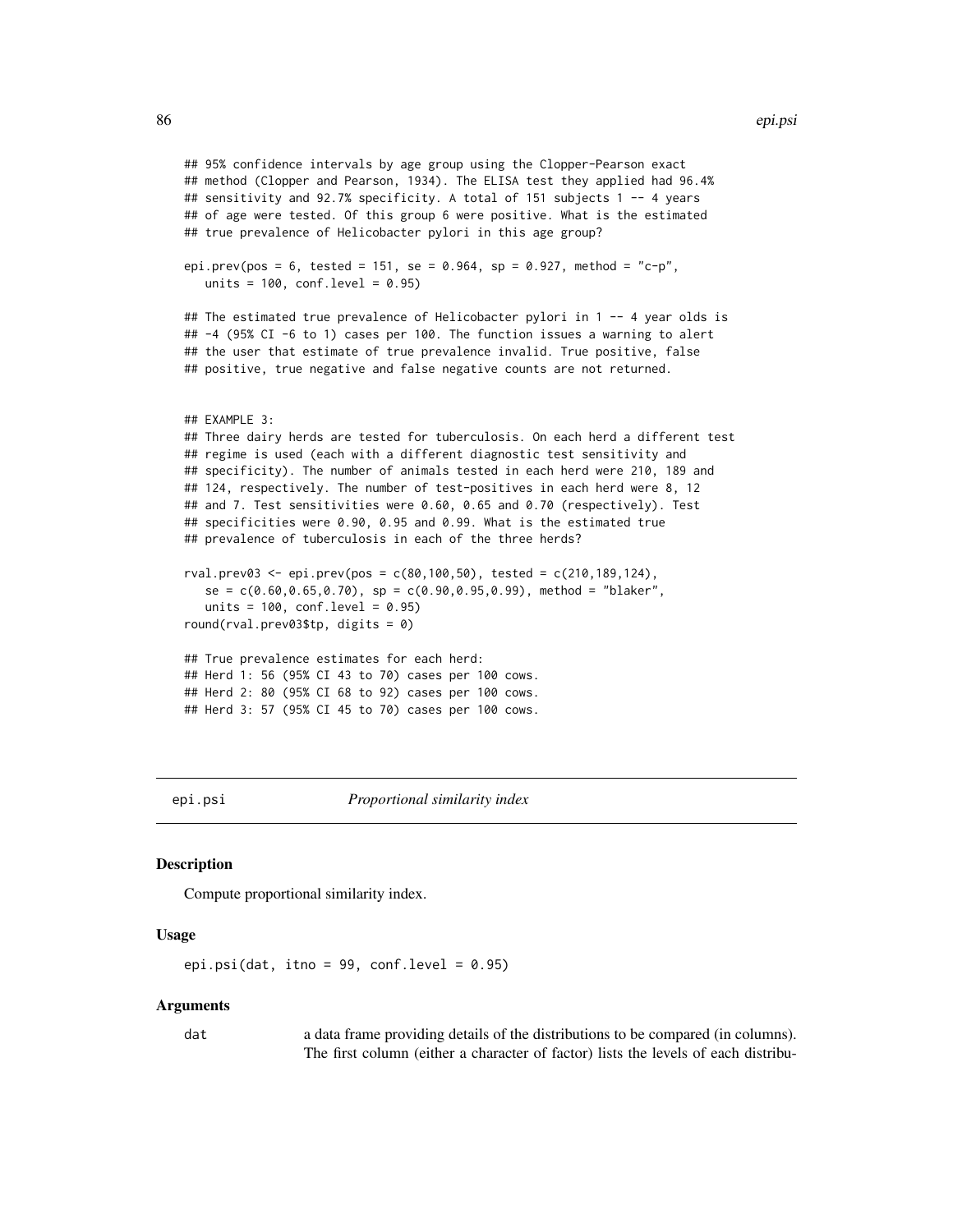```
## 95% confidence intervals by age group using the Clopper-Pearson exact
## method (Clopper and Pearson, 1934). The ELISA test they applied had 96.4%
## sensitivity and 92.7% specificity. A total of 151 subjects 1 -- 4 years
## of age were tested. Of this group 6 were positive. What is the estimated
## true prevalence of Helicobacter pylori in this age group?

epi.prev(pos = 6, tested = 151, se = 0.964, sp = 0.927, method = "c-p",
   units = 100, conf.level = 0.95)

## The estimated true prevalence of Helicobacter pylori in 1 -- 4 year olds is
## -4 (95% CI -6 to 1) cases per 100. The function issues a warning to alert
## the user that estimate of true prevalence invalid. True positive, false
## positive, true negative and false negative counts are not returned.


## EXAMPLE 3:
## Three dairy herds are tested for tuberculosis. On each herd a different test
## regime is used (each with a different diagnostic test sensitivity and
## specificity). The number of animals tested in each herd were 210, 189 and
## 124, respectively. The number of test-positives in each herd were 8, 12
## and 7. Test sensitivities were 0.60, 0.65 and 0.70 (respectively). Test
## specificities were 0.90, 0.95 and 0.99. What is the estimated true
## prevalence of tuberculosis in each of the three herds?

rval.prev03 <- epi.prev(pos = c(80,100,50), tested = c(210,189,124),
   se = c(0.60,0.65,0.70), sp = c(0.90,0.95,0.99), method = "blaker",
   units = 100, conf.level = 0.95)
round(rval.prev03$tp, digits = 0)

## True prevalence estimates for each herd:
## Herd 1: 56 (95% CI 43 to 70) cases per 100 cows.
## Herd 2: 80 (95% CI 68 to 92) cases per 100 cows.
## Herd 3: 57 (95% CI 45 to 70) cases per 100 cows.
```

---

# epi.psi — *Proportional similarity index*

## Description

Compute proportional similarity index.

## Usage

```
epi.psi(dat, itno = 99, conf.level = 0.95)
```

## Arguments

`dat` — a data frame providing details of the distributions to be compared (in columns). The first column (either a character of factor) lists the levels of each distribu-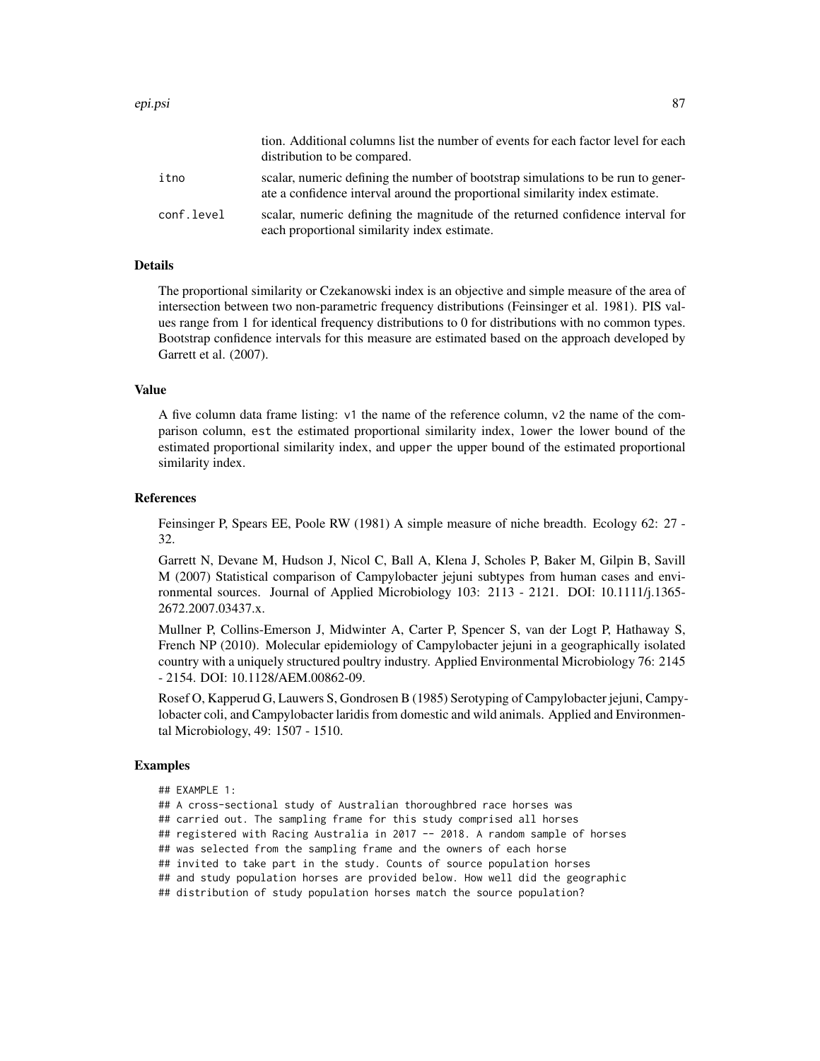tion. Additional columns list the number of events for each factor level for each distribution to be compared.

`itno` scalar, numeric defining the number of bootstrap simulations to be run to generate a confidence interval around the proportional similarity index estimate.

`conf.level` scalar, numeric defining the magnitude of the returned confidence interval for each proportional similarity index estimate.

## Details

The proportional similarity or Czekanowski index is an objective and simple measure of the area of intersection between two non-parametric frequency distributions (Feinsinger et al. 1981). PIS values range from 1 for identical frequency distributions to 0 for distributions with no common types. Bootstrap confidence intervals for this measure are estimated based on the approach developed by Garrett et al. (2007).

## Value

A five column data frame listing: `v1` the name of the reference column, `v2` the name of the comparison column, `est` the estimated proportional similarity index, `lower` the lower bound of the estimated proportional similarity index, and `upper` the upper bound of the estimated proportional similarity index.

## References

Feinsinger P, Spears EE, Poole RW (1981) A simple measure of niche breadth. Ecology 62: 27 - 32.

Garrett N, Devane M, Hudson J, Nicol C, Ball A, Klena J, Scholes P, Baker M, Gilpin B, Savill M (2007) Statistical comparison of Campylobacter jejuni subtypes from human cases and environmental sources. Journal of Applied Microbiology 103: 2113 - 2121. DOI: 10.1111/j.1365-2672.2007.03437.x.

Mullner P, Collins-Emerson J, Midwinter A, Carter P, Spencer S, van der Logt P, Hathaway S, French NP (2010). Molecular epidemiology of Campylobacter jejuni in a geographically isolated country with a uniquely structured poultry industry. Applied Environmental Microbiology 76: 2145 - 2154. DOI: 10.1128/AEM.00862-09.

Rosef O, Kapperud G, Lauwers S, Gondrosen B (1985) Serotyping of Campylobacter jejuni, Campylobacter coli, and Campylobacter laridis from domestic and wild animals. Applied and Environmental Microbiology, 49: 1507 - 1510.

## Examples

```
## EXAMPLE 1:
## A cross-sectional study of Australian thoroughbred race horses was
## carried out. The sampling frame for this study comprised all horses
## registered with Racing Australia in 2017 -- 2018. A random sample of horses
## was selected from the sampling frame and the owners of each horse
## invited to take part in the study. Counts of source population horses
## and study population horses are provided below. How well did the geographic
## distribution of study population horses match the source population?
```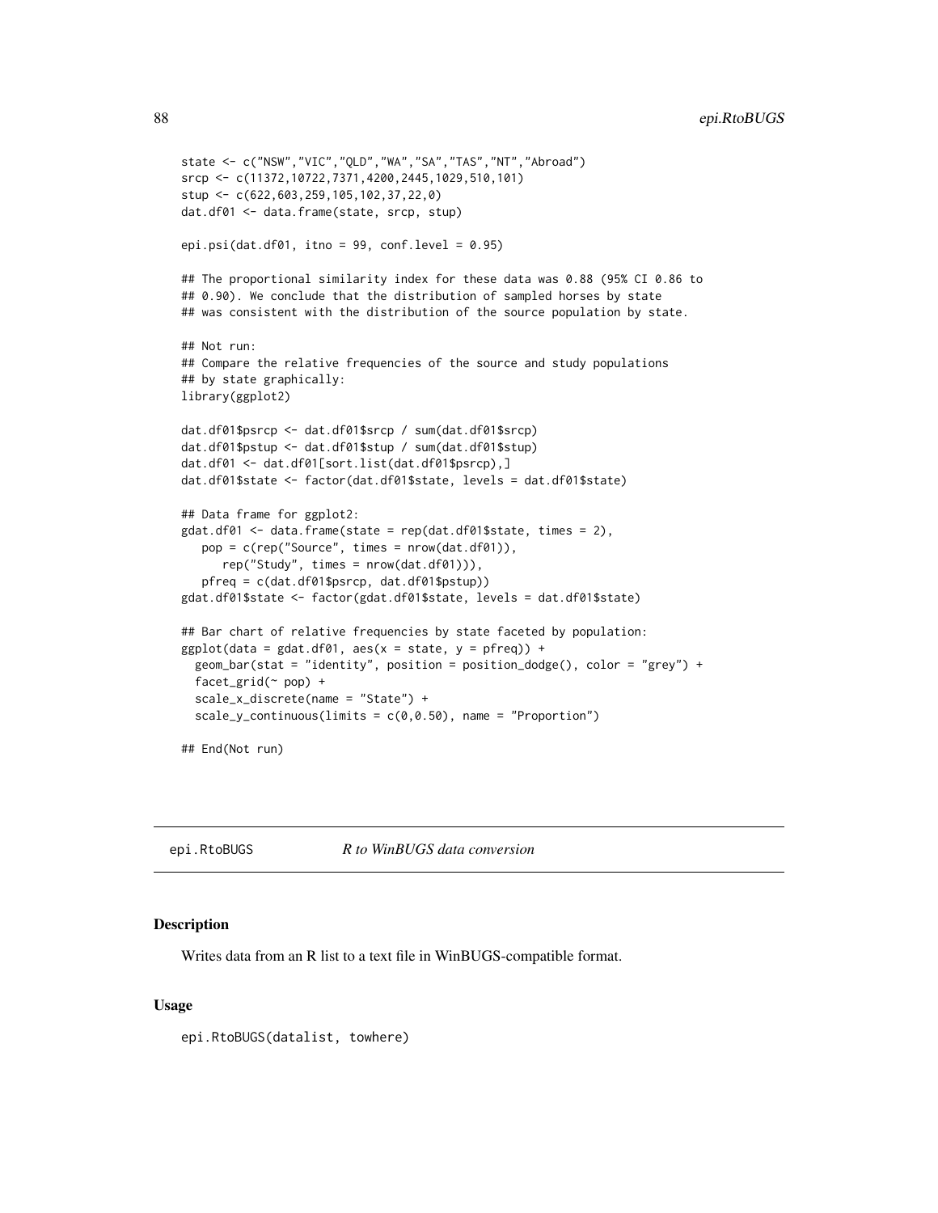```
state <- c("NSW","VIC","QLD","WA","SA","TAS","NT","Abroad")
srcp <- c(11372,10722,7371,4200,2445,1029,510,101)
stup <- c(622,603,259,105,102,37,22,0)
dat.df01 <- data.frame(state, srcp, stup)

epi.psi(dat.df01, itno = 99, conf.level = 0.95)

## The proportional similarity index for these data was 0.88 (95% CI 0.86 to
## 0.90). We conclude that the distribution of sampled horses by state
## was consistent with the distribution of the source population by state.

## Not run:
## Compare the relative frequencies of the source and study populations
## by state graphically:
library(ggplot2)

dat.df01$psrcp <- dat.df01$srcp / sum(dat.df01$srcp)
dat.df01$pstup <- dat.df01$stup / sum(dat.df01$stup)
dat.df01 <- dat.df01[sort.list(dat.df01$psrcp),]
dat.df01$state <- factor(dat.df01$state, levels = dat.df01$state)

## Data frame for ggplot2:
gdat.df01 <- data.frame(state = rep(dat.df01$state, times = 2),
   pop = c(rep("Source", times = nrow(dat.df01)),
      rep("Study", times = nrow(dat.df01))),
   pfreq = c(dat.df01$psrcp, dat.df01$pstup))
gdat.df01$state <- factor(gdat.df01$state, levels = dat.df01$state)

## Bar chart of relative frequencies by state faceted by population:
ggplot(data = gdat.df01, aes(x = state, y = pfreq)) +
  geom_bar(stat = "identity", position = position_dodge(), color = "grey") +
  facet_grid(~ pop) +
  scale_x_discrete(name = "State") +
  scale_y_continuous(limits = c(0,0.50), name = "Proportion")

## End(Not run)
```

---

## epi.RtoBUGS *R to WinBUGS data conversion*

### Description

Writes data from an R list to a text file in WinBUGS-compatible format.

### Usage

```
epi.RtoBUGS(datalist, towhere)
```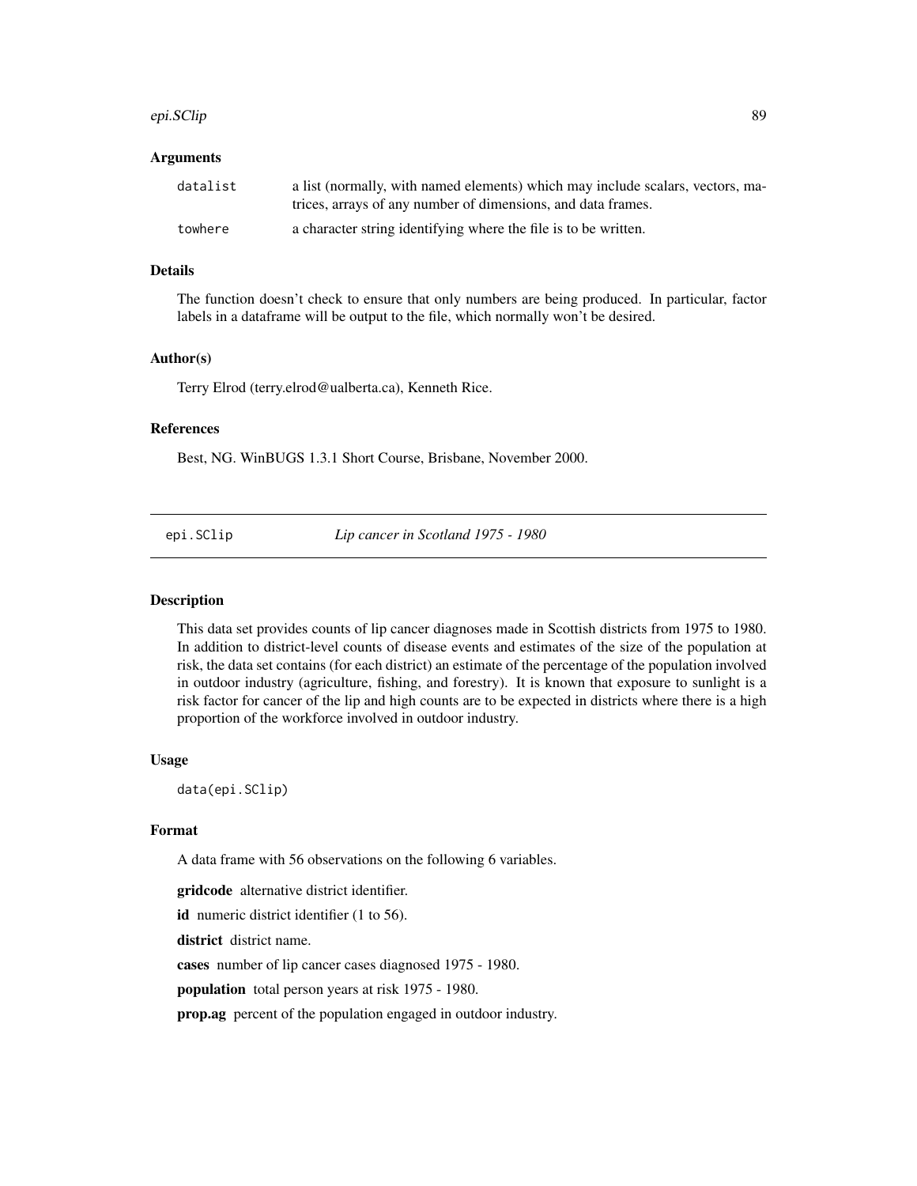### Arguments

| | |
|---|---|
| datalist | a list (normally, with named elements) which may include scalars, vectors, matrices, arrays of any number of dimensions, and data frames. |
| towhere | a character string identifying where the file is to be written. |

### Details

The function doesn't check to ensure that only numbers are being produced. In particular, factor labels in a dataframe will be output to the file, which normally won't be desired.

### Author(s)

Terry Elrod (terry.elrod@ualberta.ca), Kenneth Rice.

### References

Best, NG. WinBUGS 1.3.1 Short Course, Brisbane, November 2000.

---

## epi.SClip *Lip cancer in Scotland 1975 - 1980*

---

### Description

This data set provides counts of lip cancer diagnoses made in Scottish districts from 1975 to 1980. In addition to district-level counts of disease events and estimates of the size of the population at risk, the data set contains (for each district) an estimate of the percentage of the population involved in outdoor industry (agriculture, fishing, and forestry). It is known that exposure to sunlight is a risk factor for cancer of the lip and high counts are to be expected in districts where there is a high proportion of the workforce involved in outdoor industry.

### Usage

```
data(epi.SClip)
```

### Format

A data frame with 56 observations on the following 6 variables.

**gridcode** alternative district identifier.

**id** numeric district identifier (1 to 56).

**district** district name.

**cases** number of lip cancer cases diagnosed 1975 - 1980.

**population** total person years at risk 1975 - 1980.

**prop.ag** percent of the population engaged in outdoor industry.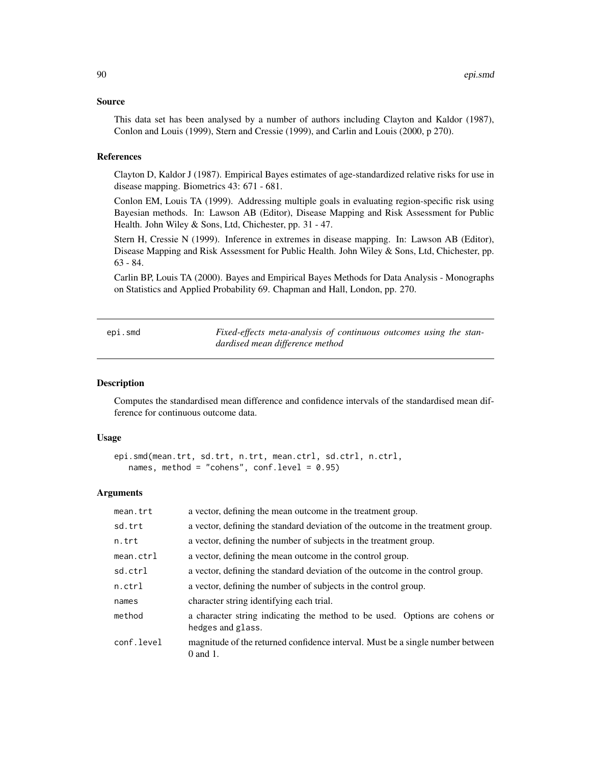## Source

This data set has been analysed by a number of authors including Clayton and Kaldor (1987), Conlon and Louis (1999), Stern and Cressie (1999), and Carlin and Louis (2000, p 270).

## References

Clayton D, Kaldor J (1987). Empirical Bayes estimates of age-standardized relative risks for use in disease mapping. Biometrics 43: 671 - 681.

Conlon EM, Louis TA (1999). Addressing multiple goals in evaluating region-specific risk using Bayesian methods. In: Lawson AB (Editor), Disease Mapping and Risk Assessment for Public Health. John Wiley & Sons, Ltd, Chichester, pp. 31 - 47.

Stern H, Cressie N (1999). Inference in extremes in disease mapping. In: Lawson AB (Editor), Disease Mapping and Risk Assessment for Public Health. John Wiley & Sons, Ltd, Chichester, pp. 63 - 84.

Carlin BP, Louis TA (2000). Bayes and Empirical Bayes Methods for Data Analysis - Monographs on Statistics and Applied Probability 69. Chapman and Hall, London, pp. 270.

---

# epi.smd — *Fixed-effects meta-analysis of continuous outcomes using the standardised mean difference method*

## Description

Computes the standardised mean difference and confidence intervals of the standardised mean difference for continuous outcome data.

## Usage

```
epi.smd(mean.trt, sd.trt, n.trt, mean.ctrl, sd.ctrl, n.ctrl,
   names, method = "cohens", conf.level = 0.95)
```

## Arguments

| | |
|---|---|
| `mean.trt` | a vector, defining the mean outcome in the treatment group. |
| `sd.trt` | a vector, defining the standard deviation of the outcome in the treatment group. |
| `n.trt` | a vector, defining the number of subjects in the treatment group. |
| `mean.ctrl` | a vector, defining the mean outcome in the control group. |
| `sd.ctrl` | a vector, defining the standard deviation of the outcome in the control group. |
| `n.ctrl` | a vector, defining the number of subjects in the control group. |
| `names` | character string identifying each trial. |
| `method` | a character string indicating the method to be used. Options are `cohens` or `hedges` and `glass`. |
| `conf.level` | magnitude of the returned confidence interval. Must be a single number between 0 and 1. |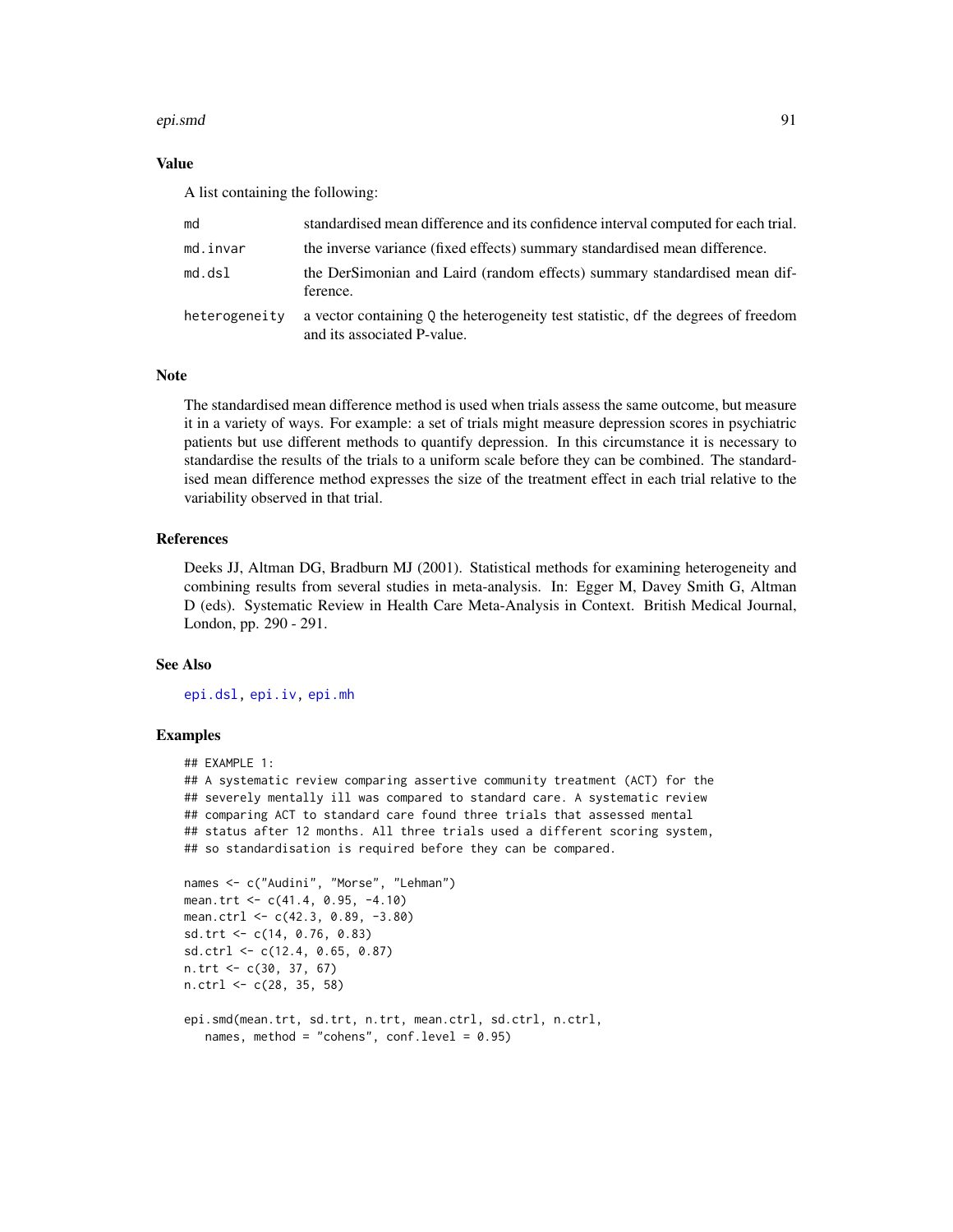## Value

A list containing the following:

| | |
|---|---|
| `md` | standardised mean difference and its confidence interval computed for each trial. |
| `md.invar` | the inverse variance (fixed effects) summary standardised mean difference. |
| `md.dsl` | the DerSimonian and Laird (random effects) summary standardised mean difference. |
| `heterogeneity` | a vector containing `Q` the heterogeneity test statistic, `df` the degrees of freedom and its associated P-value. |

## Note

The standardised mean difference method is used when trials assess the same outcome, but measure it in a variety of ways. For example: a set of trials might measure depression scores in psychiatric patients but use different methods to quantify depression. In this circumstance it is necessary to standardise the results of the trials to a uniform scale before they can be combined. The standardised mean difference method expresses the size of the treatment effect in each trial relative to the variability observed in that trial.

## References

Deeks JJ, Altman DG, Bradburn MJ (2001). Statistical methods for examining heterogeneity and combining results from several studies in meta-analysis. In: Egger M, Davey Smith G, Altman D (eds). Systematic Review in Health Care Meta-Analysis in Context. British Medical Journal, London, pp. 290 - 291.

## See Also

`epi.dsl`, `epi.iv`, `epi.mh`

## Examples

```
## EXAMPLE 1:
## A systematic review comparing assertive community treatment (ACT) for the
## severely mentally ill was compared to standard care. A systematic review
## comparing ACT to standard care found three trials that assessed mental
## status after 12 months. All three trials used a different scoring system,
## so standardisation is required before they can be compared.

names <- c("Audini", "Morse", "Lehman")
mean.trt <- c(41.4, 0.95, -4.10)
mean.ctrl <- c(42.3, 0.89, -3.80)
sd.trt <- c(14, 0.76, 0.83)
sd.ctrl <- c(12.4, 0.65, 0.87)
n.trt <- c(30, 37, 67)
n.ctrl <- c(28, 35, 58)

epi.smd(mean.trt, sd.trt, n.trt, mean.ctrl, sd.ctrl, n.ctrl,
   names, method = "cohens", conf.level = 0.95)
```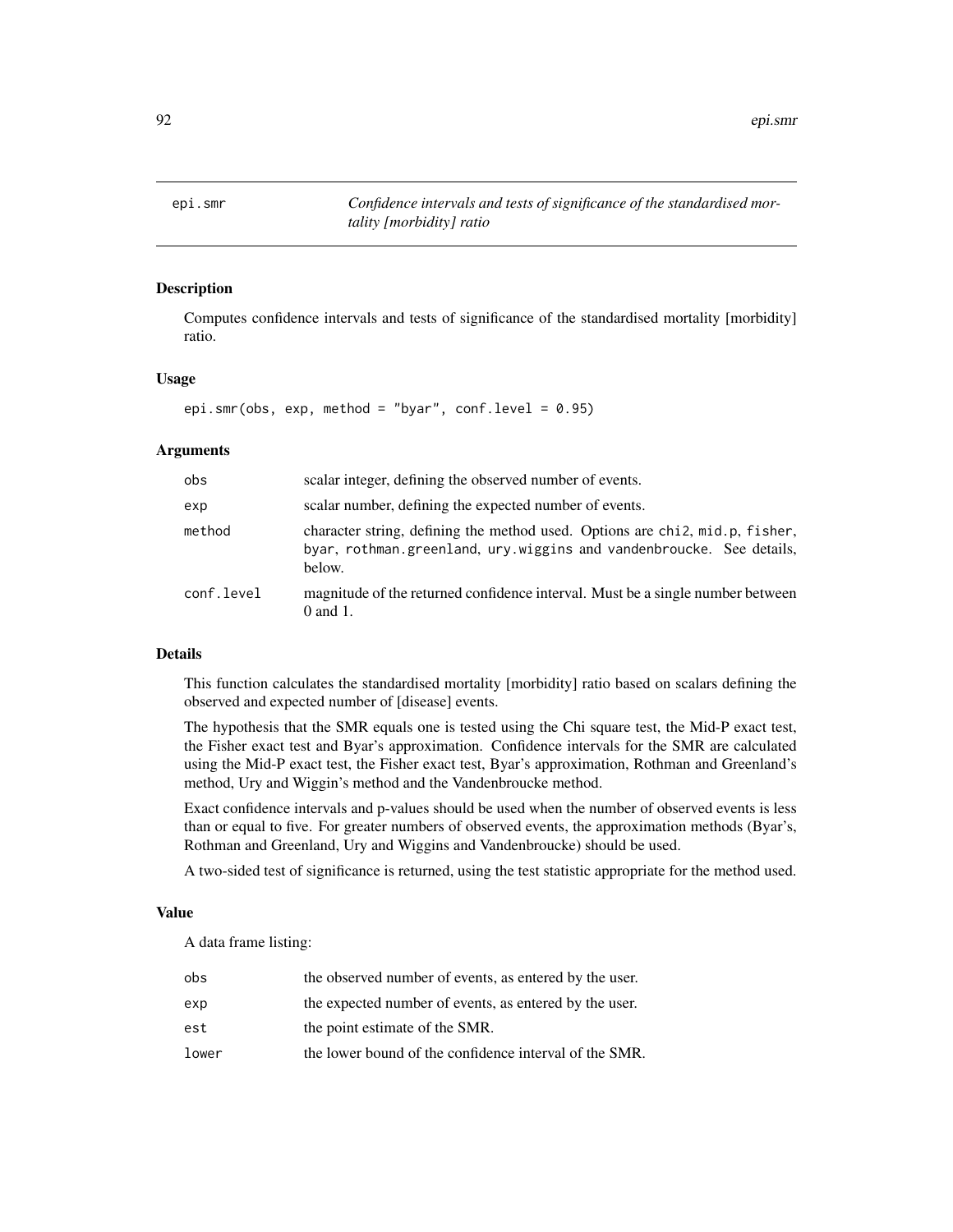# epi.smr

*Confidence intervals and tests of significance of the standardised mortality [morbidity] ratio*

## Description

Computes confidence intervals and tests of significance of the standardised mortality [morbidity] ratio.

## Usage

```
epi.smr(obs, exp, method = "byar", conf.level = 0.95)
```

## Arguments

| | |
|---|---|
| `obs` | scalar integer, defining the observed number of events. |
| `exp` | scalar number, defining the expected number of events. |
| `method` | character string, defining the method used. Options are `chi2`, `mid.p`, `fisher`, `byar`, `rothman.greenland`, `ury.wiggins` and `vandenbroucke`. See details, below. |
| `conf.level` | magnitude of the returned confidence interval. Must be a single number between 0 and 1. |

## Details

This function calculates the standardised mortality [morbidity] ratio based on scalars defining the observed and expected number of [disease] events.

The hypothesis that the SMR equals one is tested using the Chi square test, the Mid-P exact test, the Fisher exact test and Byar's approximation. Confidence intervals for the SMR are calculated using the Mid-P exact test, the Fisher exact test, Byar's approximation, Rothman and Greenland's method, Ury and Wiggin's method and the Vandenbroucke method.

Exact confidence intervals and p-values should be used when the number of observed events is less than or equal to five. For greater numbers of observed events, the approximation methods (Byar's, Rothman and Greenland, Ury and Wiggins and Vandenbroucke) should be used.

A two-sided test of significance is returned, using the test statistic appropriate for the method used.

## Value

A data frame listing:

| | |
|---|---|
| `obs` | the observed number of events, as entered by the user. |
| `exp` | the expected number of events, as entered by the user. |
| `est` | the point estimate of the SMR. |
| `lower` | the lower bound of the confidence interval of the SMR. |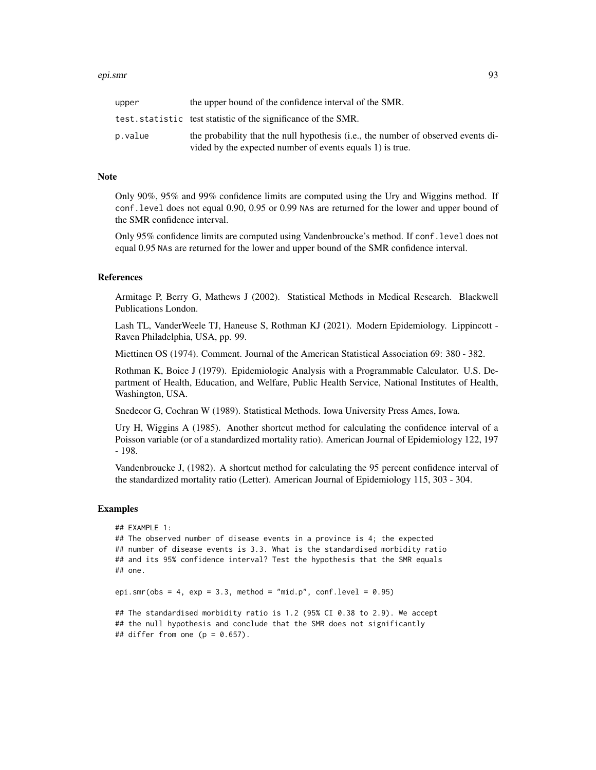| | |
|---|---|
| upper | the upper bound of the confidence interval of the SMR. |
| test.statistic | test statistic of the significance of the SMR. |
| p.value | the probability that the null hypothesis (i.e., the number of observed events divided by the expected number of events equals 1) is true. |

## Note

Only 90%, 95% and 99% confidence limits are computed using the Ury and Wiggins method. If `conf.level` does not equal 0.90, 0.95 or 0.99 `NA`s are returned for the lower and upper bound of the SMR confidence interval.

Only 95% confidence limits are computed using Vandenbroucke's method. If `conf.level` does not equal 0.95 `NA`s are returned for the lower and upper bound of the SMR confidence interval.

## References

Armitage P, Berry G, Mathews J (2002). Statistical Methods in Medical Research. Blackwell Publications London.

Lash TL, VanderWeele TJ, Haneuse S, Rothman KJ (2021). Modern Epidemiology. Lippincott - Raven Philadelphia, USA, pp. 99.

Miettinen OS (1974). Comment. Journal of the American Statistical Association 69: 380 - 382.

Rothman K, Boice J (1979). Epidemiologic Analysis with a Programmable Calculator. U.S. Department of Health, Education, and Welfare, Public Health Service, National Institutes of Health, Washington, USA.

Snedecor G, Cochran W (1989). Statistical Methods. Iowa University Press Ames, Iowa.

Ury H, Wiggins A (1985). Another shortcut method for calculating the confidence interval of a Poisson variable (or of a standardized mortality ratio). American Journal of Epidemiology 122, 197 - 198.

Vandenbroucke J, (1982). A shortcut method for calculating the 95 percent confidence interval of the standardized mortality ratio (Letter). American Journal of Epidemiology 115, 303 - 304.

## Examples

```
## EXAMPLE 1:
## The observed number of disease events in a province is 4; the expected
## number of disease events is 3.3. What is the standardised morbidity ratio
## and its 95% confidence interval? Test the hypothesis that the SMR equals
## one.

epi.smr(obs = 4, exp = 3.3, method = "mid.p", conf.level = 0.95)

## The standardised morbidity ratio is 1.2 (95% CI 0.38 to 2.9). We accept
## the null hypothesis and conclude that the SMR does not significantly
## differ from one (p = 0.657).
```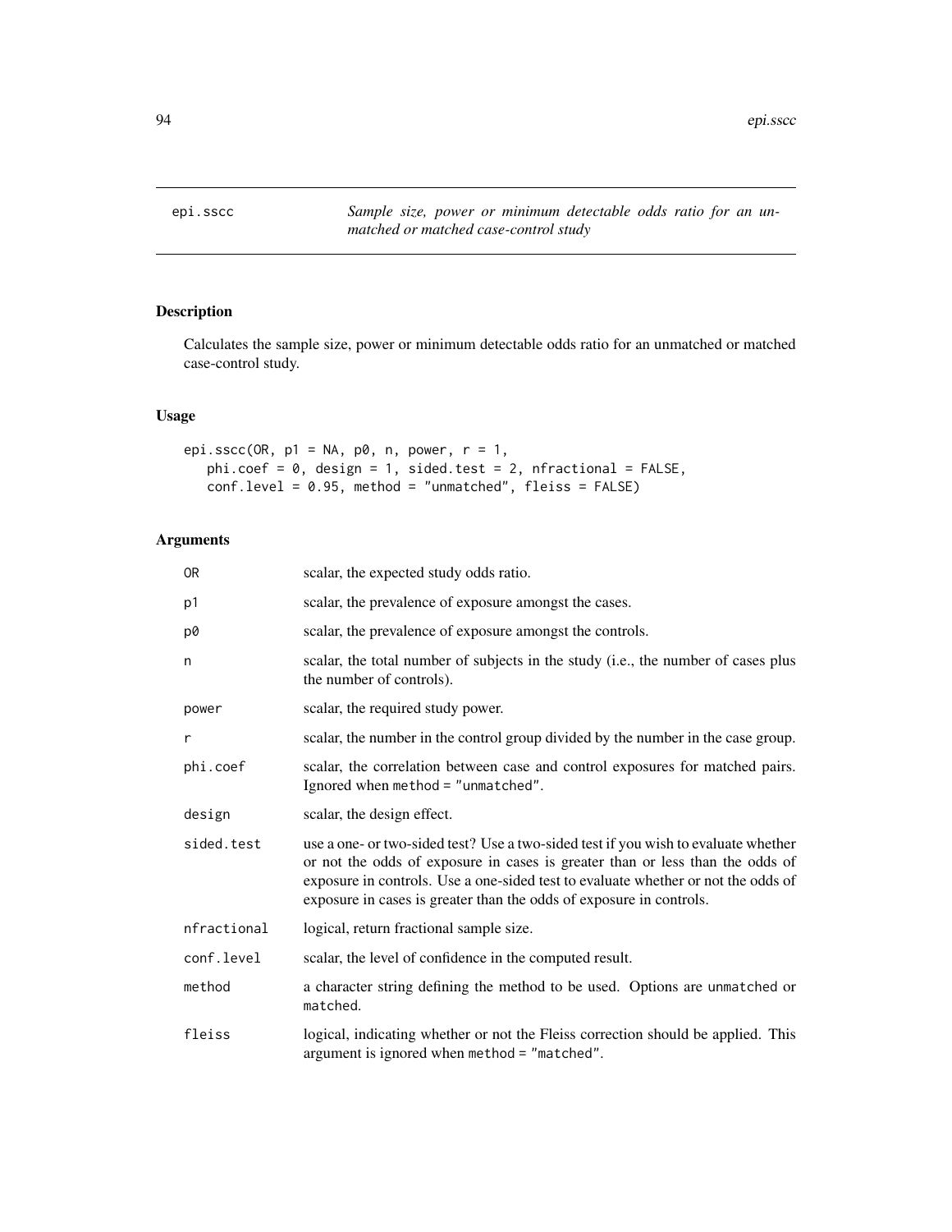epi.sscc *Sample size, power or minimum detectable odds ratio for an unmatched or matched case-control study*

## Description

Calculates the sample size, power or minimum detectable odds ratio for an unmatched or matched case-control study.

## Usage

```
epi.sscc(OR, p1 = NA, p0, n, power, r = 1,
   phi.coef = 0, design = 1, sided.test = 2, nfractional = FALSE,
   conf.level = 0.95, method = "unmatched", fleiss = FALSE)
```

## Arguments

| | |
|---|---|
| OR | scalar, the expected study odds ratio. |
| p1 | scalar, the prevalence of exposure amongst the cases. |
| p0 | scalar, the prevalence of exposure amongst the controls. |
| n | scalar, the total number of subjects in the study (i.e., the number of cases plus the number of controls). |
| power | scalar, the required study power. |
| r | scalar, the number in the control group divided by the number in the case group. |
| phi.coef | scalar, the correlation between case and control exposures for matched pairs. Ignored when `method = "unmatched"`. |
| design | scalar, the design effect. |
| sided.test | use a one- or two-sided test? Use a two-sided test if you wish to evaluate whether or not the odds of exposure in cases is greater than or less than the odds of exposure in controls. Use a one-sided test to evaluate whether or not the odds of exposure in cases is greater than the odds of exposure in controls. |
| nfractional | logical, return fractional sample size. |
| conf.level | scalar, the level of confidence in the computed result. |
| method | a character string defining the method to be used. Options are `unmatched` or `matched`. |
| fleiss | logical, indicating whether or not the Fleiss correction should be applied. This argument is ignored when `method = "matched"`. |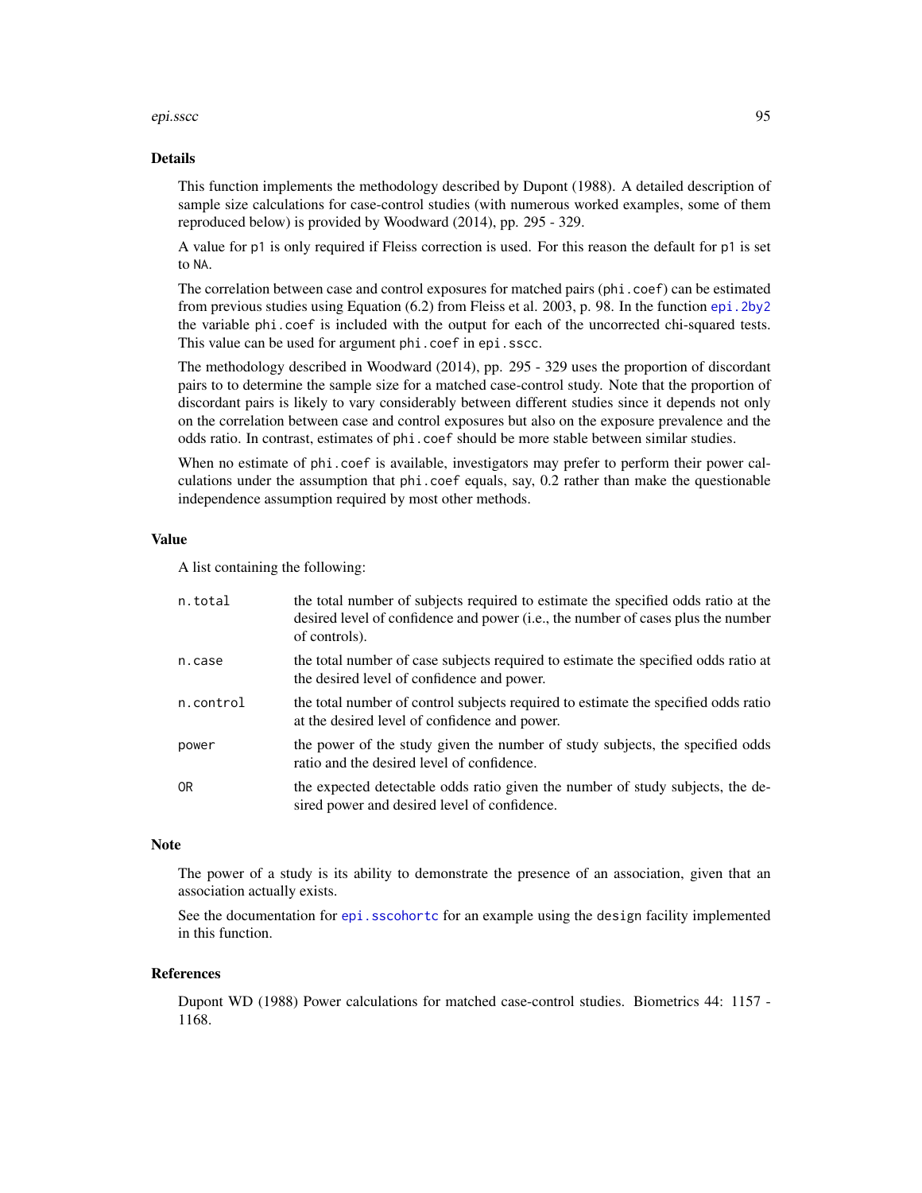## Details

This function implements the methodology described by Dupont (1988). A detailed description of sample size calculations for case-control studies (with numerous worked examples, some of them reproduced below) is provided by Woodward (2014), pp. 295 - 329.

A value for `p1` is only required if Fleiss correction is used. For this reason the default for `p1` is set to `NA`.

The correlation between case and control exposures for matched pairs (`phi.coef`) can be estimated from previous studies using Equation (6.2) from Fleiss et al. 2003, p. 98. In the function `epi.2by2` the variable `phi.coef` is included with the output for each of the uncorrected chi-squared tests. This value can be used for argument `phi.coef` in `epi.sscc`.

The methodology described in Woodward (2014), pp. 295 - 329 uses the proportion of discordant pairs to to determine the sample size for a matched case-control study. Note that the proportion of discordant pairs is likely to vary considerably between different studies since it depends not only on the correlation between case and control exposures but also on the exposure prevalence and the odds ratio. In contrast, estimates of `phi.coef` should be more stable between similar studies.

When no estimate of `phi.coef` is available, investigators may prefer to perform their power calculations under the assumption that `phi.coef` equals, say, 0.2 rather than make the questionable independence assumption required by most other methods.

## Value

A list containing the following:

| | |
|---|---|
| `n.total` | the total number of subjects required to estimate the specified odds ratio at the desired level of confidence and power (i.e., the number of cases plus the number of controls). |
| `n.case` | the total number of case subjects required to estimate the specified odds ratio at the desired level of confidence and power. |
| `n.control` | the total number of control subjects required to estimate the specified odds ratio at the desired level of confidence and power. |
| `power` | the power of the study given the number of study subjects, the specified odds ratio and the desired level of confidence. |
| `OR` | the expected detectable odds ratio given the number of study subjects, the desired power and desired level of confidence. |

## Note

The power of a study is its ability to demonstrate the presence of an association, given that an association actually exists.

See the documentation for `epi.sscohortc` for an example using the `design` facility implemented in this function.

## References

Dupont WD (1988) Power calculations for matched case-control studies. Biometrics 44: 1157 - 1168.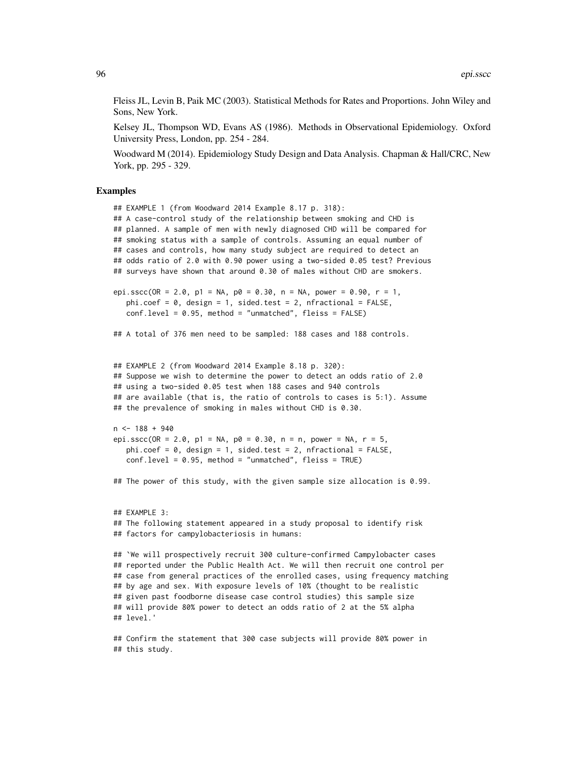Fleiss JL, Levin B, Paik MC (2003). Statistical Methods for Rates and Proportions. John Wiley and Sons, New York.

Kelsey JL, Thompson WD, Evans AS (1986). Methods in Observational Epidemiology. Oxford University Press, London, pp. 254 - 284.

Woodward M (2014). Epidemiology Study Design and Data Analysis. Chapman & Hall/CRC, New York, pp. 295 - 329.

### Examples

```
## EXAMPLE 1 (from Woodward 2014 Example 8.17 p. 318):
## A case-control study of the relationship between smoking and CHD is
## planned. A sample of men with newly diagnosed CHD will be compared for
## smoking status with a sample of controls. Assuming an equal number of
## cases and controls, how many study subject are required to detect an
## odds ratio of 2.0 with 0.90 power using a two-sided 0.05 test? Previous
## surveys have shown that around 0.30 of males without CHD are smokers.

epi.sscc(OR = 2.0, p1 = NA, p0 = 0.30, n = NA, power = 0.90, r = 1,
   phi.coef = 0, design = 1, sided.test = 2, nfractional = FALSE,
   conf.level = 0.95, method = "unmatched", fleiss = FALSE)

## A total of 376 men need to be sampled: 188 cases and 188 controls.


## EXAMPLE 2 (from Woodward 2014 Example 8.18 p. 320):
## Suppose we wish to determine the power to detect an odds ratio of 2.0
## using a two-sided 0.05 test when 188 cases and 940 controls
## are available (that is, the ratio of controls to cases is 5:1). Assume
## the prevalence of smoking in males without CHD is 0.30.

n <- 188 + 940
epi.sscc(OR = 2.0, p1 = NA, p0 = 0.30, n = n, power = NA, r = 5,
   phi.coef = 0, design = 1, sided.test = 2, nfractional = FALSE,
   conf.level = 0.95, method = "unmatched", fleiss = TRUE)

## The power of this study, with the given sample size allocation is 0.99.


## EXAMPLE 3:
## The following statement appeared in a study proposal to identify risk
## factors for campylobacteriosis in humans:

## `We will prospectively recruit 300 culture-confirmed Campylobacter cases
## reported under the Public Health Act. We will then recruit one control per
## case from general practices of the enrolled cases, using frequency matching
## by age and sex. With exposure levels of 10% (thought to be realistic
## given past foodborne disease case control studies) this sample size
## will provide 80% power to detect an odds ratio of 2 at the 5% alpha
## level.'

## Confirm the statement that 300 case subjects will provide 80% power in
## this study.
```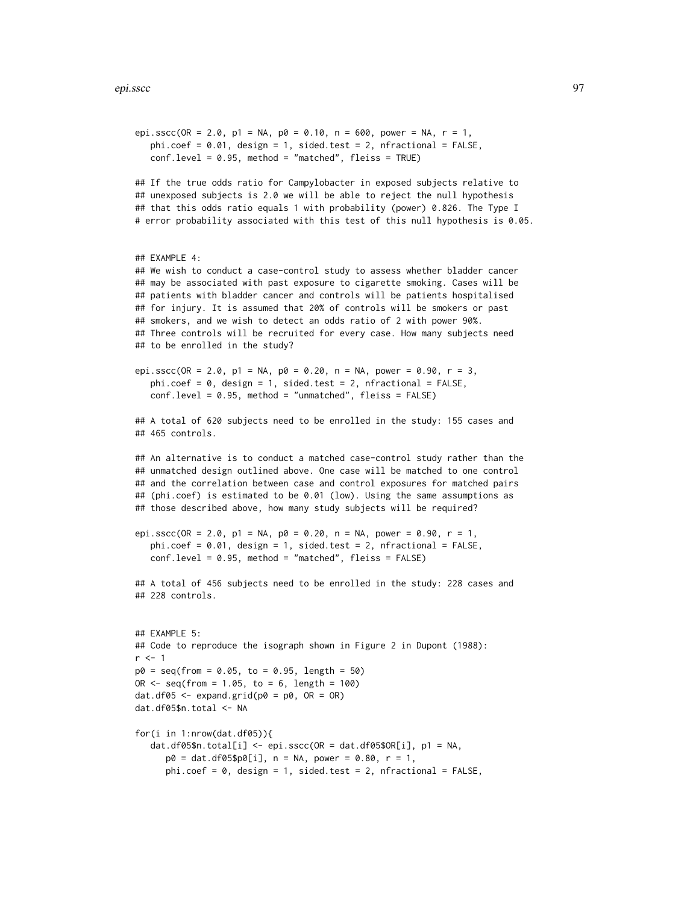```
epi.sscc(OR = 2.0, p1 = NA, p0 = 0.10, n = 600, power = NA, r = 1,
   phi.coef = 0.01, design = 1, sided.test = 2, nfractional = FALSE,
   conf.level = 0.95, method = "matched", fleiss = TRUE)

## If the true odds ratio for Campylobacter in exposed subjects relative to
## unexposed subjects is 2.0 we will be able to reject the null hypothesis
## that this odds ratio equals 1 with probability (power) 0.826. The Type I
# error probability associated with this test of this null hypothesis is 0.05.


## EXAMPLE 4:
## We wish to conduct a case-control study to assess whether bladder cancer
## may be associated with past exposure to cigarette smoking. Cases will be
## patients with bladder cancer and controls will be patients hospitalised
## for injury. It is assumed that 20% of controls will be smokers or past
## smokers, and we wish to detect an odds ratio of 2 with power 90%.
## Three controls will be recruited for every case. How many subjects need
## to be enrolled in the study?

epi.sscc(OR = 2.0, p1 = NA, p0 = 0.20, n = NA, power = 0.90, r = 3,
   phi.coef = 0, design = 1, sided.test = 2, nfractional = FALSE,
   conf.level = 0.95, method = "unmatched", fleiss = FALSE)

## A total of 620 subjects need to be enrolled in the study: 155 cases and
## 465 controls.

## An alternative is to conduct a matched case-control study rather than the
## unmatched design outlined above. One case will be matched to one control
## and the correlation between case and control exposures for matched pairs
## (phi.coef) is estimated to be 0.01 (low). Using the same assumptions as
## those described above, how many study subjects will be required?

epi.sscc(OR = 2.0, p1 = NA, p0 = 0.20, n = NA, power = 0.90, r = 1,
   phi.coef = 0.01, design = 1, sided.test = 2, nfractional = FALSE,
   conf.level = 0.95, method = "matched", fleiss = FALSE)

## A total of 456 subjects need to be enrolled in the study: 228 cases and
## 228 controls.


## EXAMPLE 5:
## Code to reproduce the isograph shown in Figure 2 in Dupont (1988):
r <- 1
p0 = seq(from = 0.05, to = 0.95, length = 50)
OR <- seq(from = 1.05, to = 6, length = 100)
dat.df05 <- expand.grid(p0 = p0, OR = OR)
dat.df05$n.total <- NA

for(i in 1:nrow(dat.df05)){
   dat.df05$n.total[i] <- epi.sscc(OR = dat.df05$OR[i], p1 = NA,
      p0 = dat.df05$p0[i], n = NA, power = 0.80, r = 1,
      phi.coef = 0, design = 1, sided.test = 2, nfractional = FALSE,
```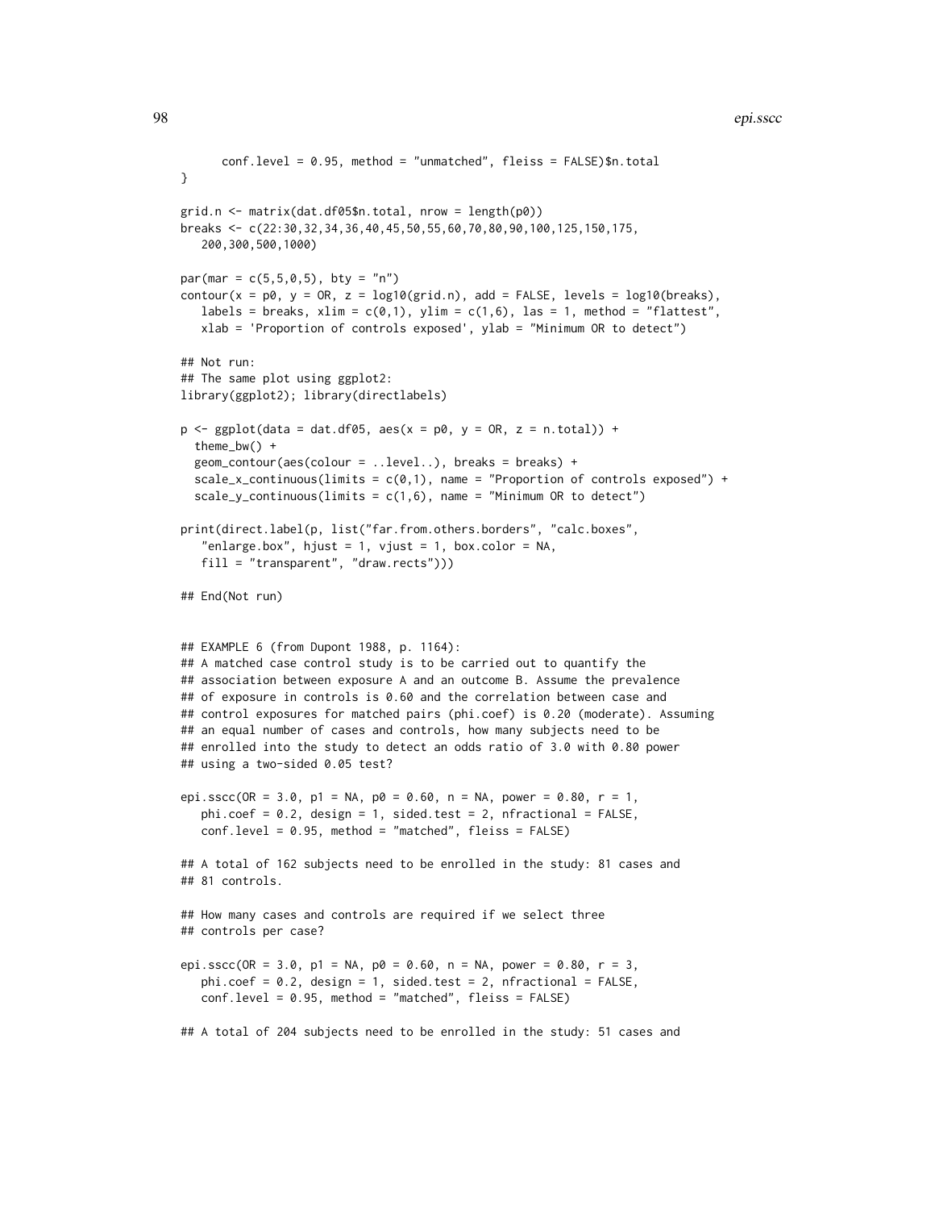```
      conf.level = 0.95, method = "unmatched", fleiss = FALSE)$n.total
}

grid.n <- matrix(dat.df05$n.total, nrow = length(p0))
breaks <- c(22:30,32,34,36,40,45,50,55,60,70,80,90,100,125,150,175,
   200,300,500,1000)

par(mar = c(5,5,0,5), bty = "n")
contour(x = p0, y = OR, z = log10(grid.n), add = FALSE, levels = log10(breaks),
   labels = breaks, xlim = c(0,1), ylim = c(1,6), las = 1, method = "flattest",
   xlab = 'Proportion of controls exposed', ylab = "Minimum OR to detect")

## Not run:
## The same plot using ggplot2:
library(ggplot2); library(directlabels)

p <- ggplot(data = dat.df05, aes(x = p0, y = OR, z = n.total)) +
  theme_bw() +
  geom_contour(aes(colour = ..level..), breaks = breaks) +
  scale_x_continuous(limits = c(0,1), name = "Proportion of controls exposed") +
  scale_y_continuous(limits = c(1,6), name = "Minimum OR to detect")

print(direct.label(p, list("far.from.others.borders", "calc.boxes",
   "enlarge.box", hjust = 1, vjust = 1, box.color = NA,
   fill = "transparent", "draw.rects")))

## End(Not run)


## EXAMPLE 6 (from Dupont 1988, p. 1164):
## A matched case control study is to be carried out to quantify the
## association between exposure A and an outcome B. Assume the prevalence
## of exposure in controls is 0.60 and the correlation between case and
## control exposures for matched pairs (phi.coef) is 0.20 (moderate). Assuming
## an equal number of cases and controls, how many subjects need to be
## enrolled into the study to detect an odds ratio of 3.0 with 0.80 power
## using a two-sided 0.05 test?

epi.sscc(OR = 3.0, p1 = NA, p0 = 0.60, n = NA, power = 0.80, r = 1,
   phi.coef = 0.2, design = 1, sided.test = 2, nfractional = FALSE,
   conf.level = 0.95, method = "matched", fleiss = FALSE)

## A total of 162 subjects need to be enrolled in the study: 81 cases and
## 81 controls.

## How many cases and controls are required if we select three
## controls per case?

epi.sscc(OR = 3.0, p1 = NA, p0 = 0.60, n = NA, power = 0.80, r = 3,
   phi.coef = 0.2, design = 1, sided.test = 2, nfractional = FALSE,
   conf.level = 0.95, method = "matched", fleiss = FALSE)

## A total of 204 subjects need to be enrolled in the study: 51 cases and
```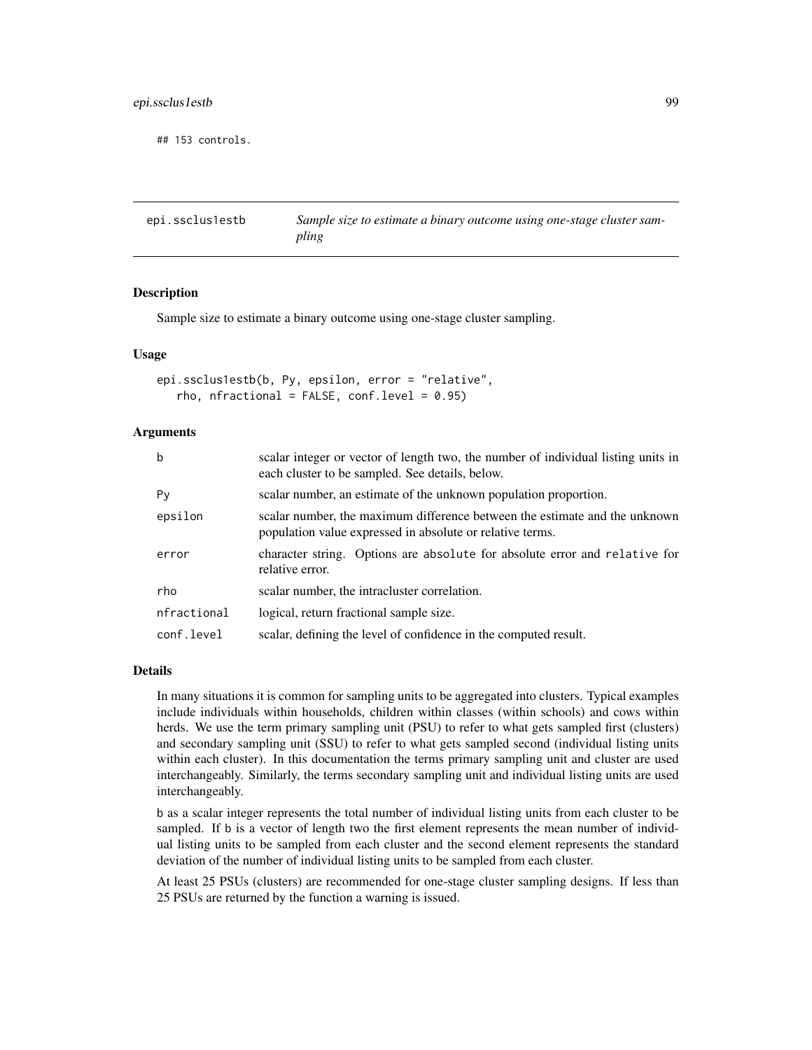```
## 153 controls.
```

---

epi.ssclus1estb — *Sample size to estimate a binary outcome using one-stage cluster sampling*

---

## Description

Sample size to estimate a binary outcome using one-stage cluster sampling.

## Usage

```
epi.ssclus1estb(b, Py, epsilon, error = "relative",
   rho, nfractional = FALSE, conf.level = 0.95)
```

## Arguments

| | |
|---|---|
| b | scalar integer or vector of length two, the number of individual listing units in each cluster to be sampled. See details, below. |
| Py | scalar number, an estimate of the unknown population proportion. |
| epsilon | scalar number, the maximum difference between the estimate and the unknown population value expressed in absolute or relative terms. |
| error | character string. Options are absolute for absolute error and relative for relative error. |
| rho | scalar number, the intracluster correlation. |
| nfractional | logical, return fractional sample size. |
| conf.level | scalar, defining the level of confidence in the computed result. |

## Details

In many situations it is common for sampling units to be aggregated into clusters. Typical examples include individuals within households, children within classes (within schools) and cows within herds. We use the term primary sampling unit (PSU) to refer to what gets sampled first (clusters) and secondary sampling unit (SSU) to refer to what gets sampled second (individual listing units within each cluster). In this documentation the terms primary sampling unit and cluster are used interchangeably. Similarly, the terms secondary sampling unit and individual listing units are used interchangeably.

b as a scalar integer represents the total number of individual listing units from each cluster to be sampled. If b is a vector of length two the first element represents the mean number of individual listing units to be sampled from each cluster and the second element represents the standard deviation of the number of individual listing units to be sampled from each cluster.

At least 25 PSUs (clusters) are recommended for one-stage cluster sampling designs. If less than 25 PSUs are returned by the function a warning is issued.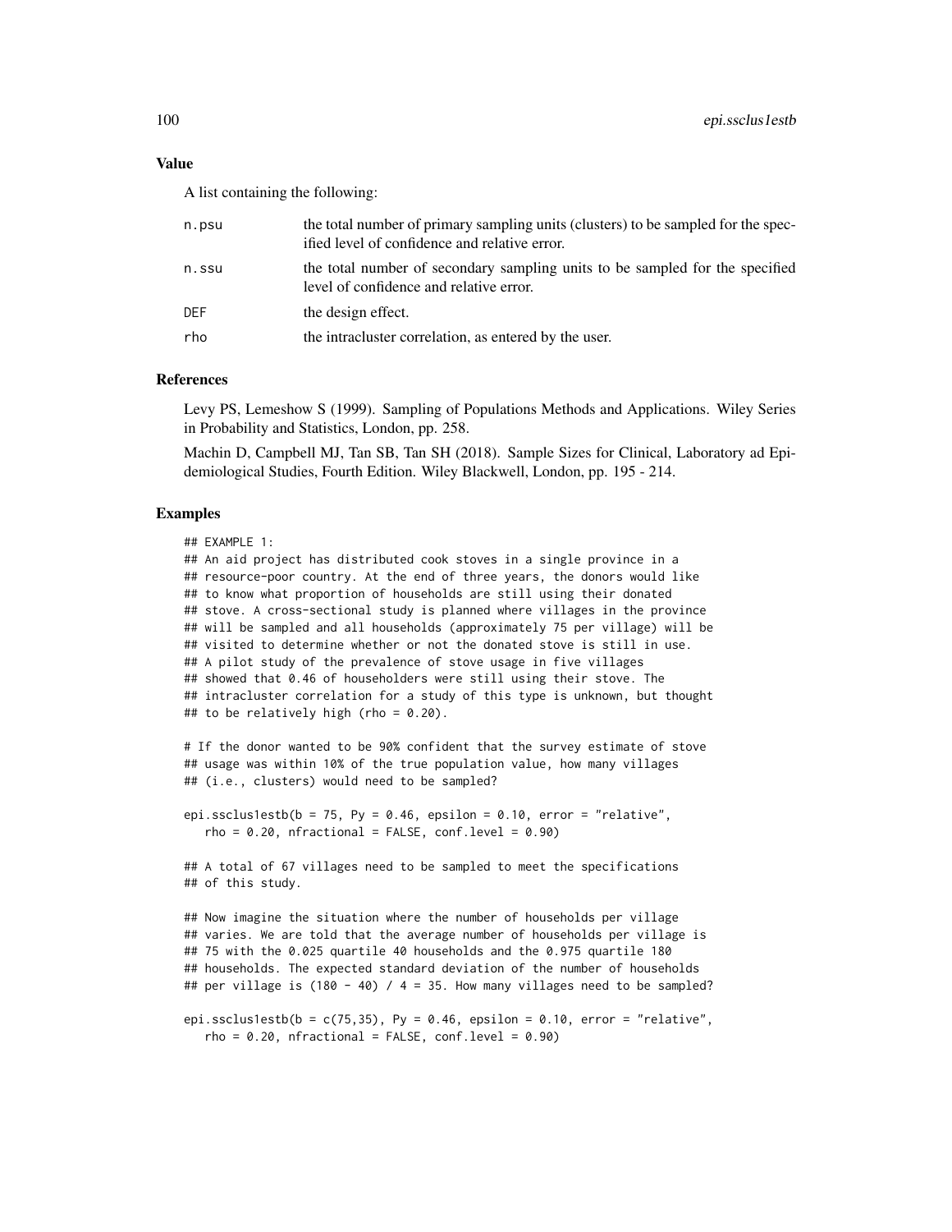## Value

A list containing the following:

| | |
|---|---|
| n.psu | the total number of primary sampling units (clusters) to be sampled for the specified level of confidence and relative error. |
| n.ssu | the total number of secondary sampling units to be sampled for the specified level of confidence and relative error. |
| DEF | the design effect. |
| rho | the intracluster correlation, as entered by the user. |

## References

Levy PS, Lemeshow S (1999). Sampling of Populations Methods and Applications. Wiley Series in Probability and Statistics, London, pp. 258.

Machin D, Campbell MJ, Tan SB, Tan SH (2018). Sample Sizes for Clinical, Laboratory ad Epidemiological Studies, Fourth Edition. Wiley Blackwell, London, pp. 195 - 214.

## Examples

```
## EXAMPLE 1:
## An aid project has distributed cook stoves in a single province in a
## resource-poor country. At the end of three years, the donors would like
## to know what proportion of households are still using their donated
## stove. A cross-sectional study is planned where villages in the province
## will be sampled and all households (approximately 75 per village) will be
## visited to determine whether or not the donated stove is still in use.
## A pilot study of the prevalence of stove usage in five villages
## showed that 0.46 of householders were still using their stove. The
## intracluster correlation for a study of this type is unknown, but thought
## to be relatively high (rho = 0.20).

# If the donor wanted to be 90% confident that the survey estimate of stove
## usage was within 10% of the true population value, how many villages
## (i.e., clusters) would need to be sampled?

epi.ssclus1estb(b = 75, Py = 0.46, epsilon = 0.10, error = "relative",
   rho = 0.20, nfractional = FALSE, conf.level = 0.90)

## A total of 67 villages need to be sampled to meet the specifications
## of this study.

## Now imagine the situation where the number of households per village
## varies. We are told that the average number of households per village is
## 75 with the 0.025 quartile 40 households and the 0.975 quartile 180
## households. The expected standard deviation of the number of households
## per village is (180 - 40) / 4 = 35. How many villages need to be sampled?

epi.ssclus1estb(b = c(75,35), Py = 0.46, epsilon = 0.10, error = "relative",
   rho = 0.20, nfractional = FALSE, conf.level = 0.90)
```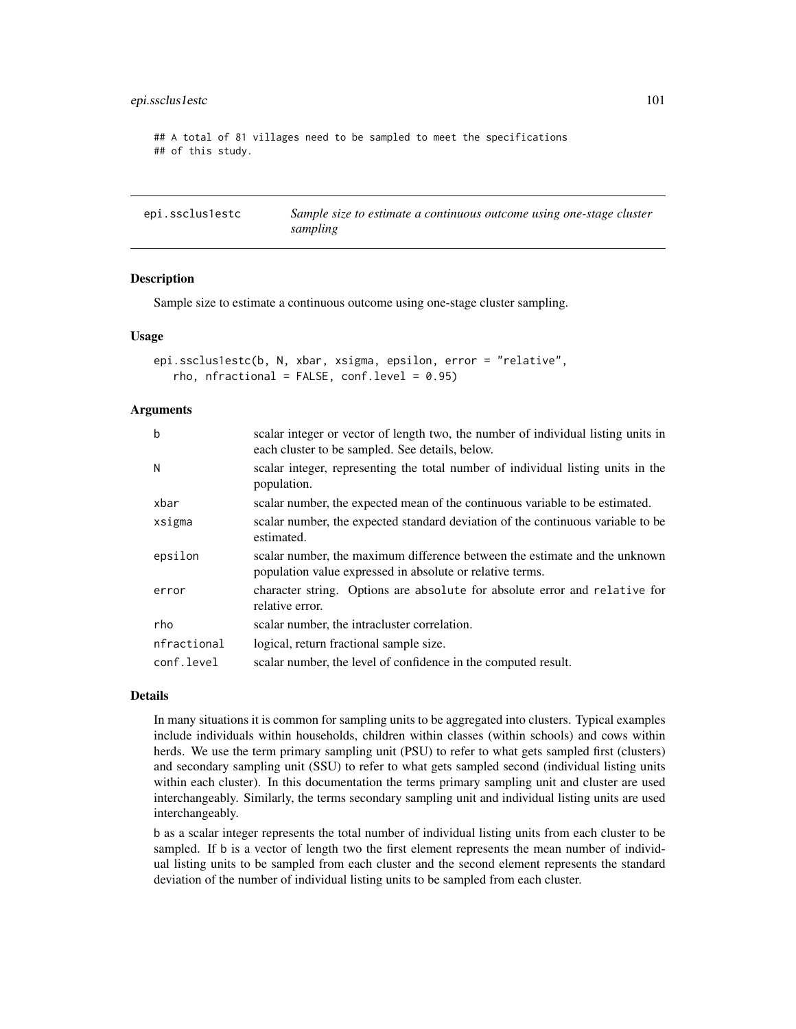```
## A total of 81 villages need to be sampled to meet the specifications
## of this study.
```

---

## epi.ssclus1estc — *Sample size to estimate a continuous outcome using one-stage cluster sampling*

---

### Description

Sample size to estimate a continuous outcome using one-stage cluster sampling.

### Usage

```
epi.ssclus1estc(b, N, xbar, xsigma, epsilon, error = "relative",
   rho, nfractional = FALSE, conf.level = 0.95)
```

### Arguments

| | |
|---|---|
| b | scalar integer or vector of length two, the number of individual listing units in each cluster to be sampled. See details, below. |
| N | scalar integer, representing the total number of individual listing units in the population. |
| xbar | scalar number, the expected mean of the continuous variable to be estimated. |
| xsigma | scalar number, the expected standard deviation of the continuous variable to be estimated. |
| epsilon | scalar number, the maximum difference between the estimate and the unknown population value expressed in absolute or relative terms. |
| error | character string. Options are absolute for absolute error and relative for relative error. |
| rho | scalar number, the intracluster correlation. |
| nfractional | logical, return fractional sample size. |
| conf.level | scalar number, the level of confidence in the computed result. |

### Details

In many situations it is common for sampling units to be aggregated into clusters. Typical examples include individuals within households, children within classes (within schools) and cows within herds. We use the term primary sampling unit (PSU) to refer to what gets sampled first (clusters) and secondary sampling unit (SSU) to refer to what gets sampled second (individual listing units within each cluster). In this documentation the terms primary sampling unit and cluster are used interchangeably. Similarly, the terms secondary sampling unit and individual listing units are used interchangeably.

b as a scalar integer represents the total number of individual listing units from each cluster to be sampled. If b is a vector of length two the first element represents the mean number of individual listing units to be sampled from each cluster and the second element represents the standard deviation of the number of individual listing units to be sampled from each cluster.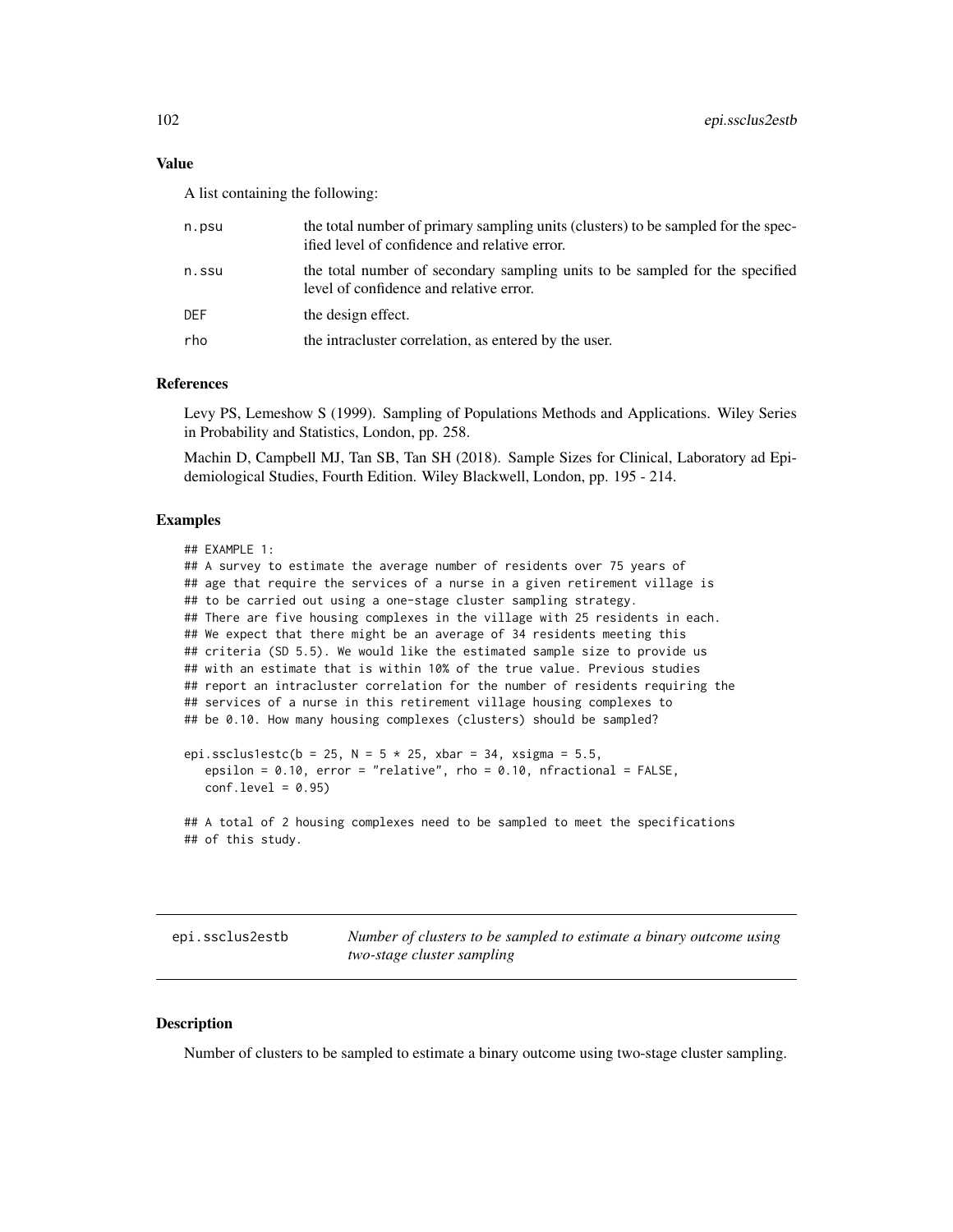### Value

A list containing the following:

| | |
|---|---|
| `n.psu` | the total number of primary sampling units (clusters) to be sampled for the specified level of confidence and relative error. |
| `n.ssu` | the total number of secondary sampling units to be sampled for the specified level of confidence and relative error. |
| `DEF` | the design effect. |
| `rho` | the intracluster correlation, as entered by the user. |

### References

Levy PS, Lemeshow S (1999). Sampling of Populations Methods and Applications. Wiley Series in Probability and Statistics, London, pp. 258.

Machin D, Campbell MJ, Tan SB, Tan SH (2018). Sample Sizes for Clinical, Laboratory ad Epidemiological Studies, Fourth Edition. Wiley Blackwell, London, pp. 195 - 214.

### Examples

```
## EXAMPLE 1:
## A survey to estimate the average number of residents over 75 years of
## age that require the services of a nurse in a given retirement village is
## to be carried out using a one-stage cluster sampling strategy.
## There are five housing complexes in the village with 25 residents in each.
## We expect that there might be an average of 34 residents meeting this
## criteria (SD 5.5). We would like the estimated sample size to provide us
## with an estimate that is within 10% of the true value. Previous studies
## report an intracluster correlation for the number of residents requiring the
## services of a nurse in this retirement village housing complexes to
## be 0.10. How many housing complexes (clusters) should be sampled?

epi.ssclus1estc(b = 25, N = 5 * 25, xbar = 34, xsigma = 5.5,
   epsilon = 0.10, error = "relative", rho = 0.10, nfractional = FALSE,
   conf.level = 0.95)

## A total of 2 housing complexes need to be sampled to meet the specifications
## of this study.
```

---

## epi.ssclus2estb — *Number of clusters to be sampled to estimate a binary outcome using two-stage cluster sampling*

### Description

Number of clusters to be sampled to estimate a binary outcome using two-stage cluster sampling.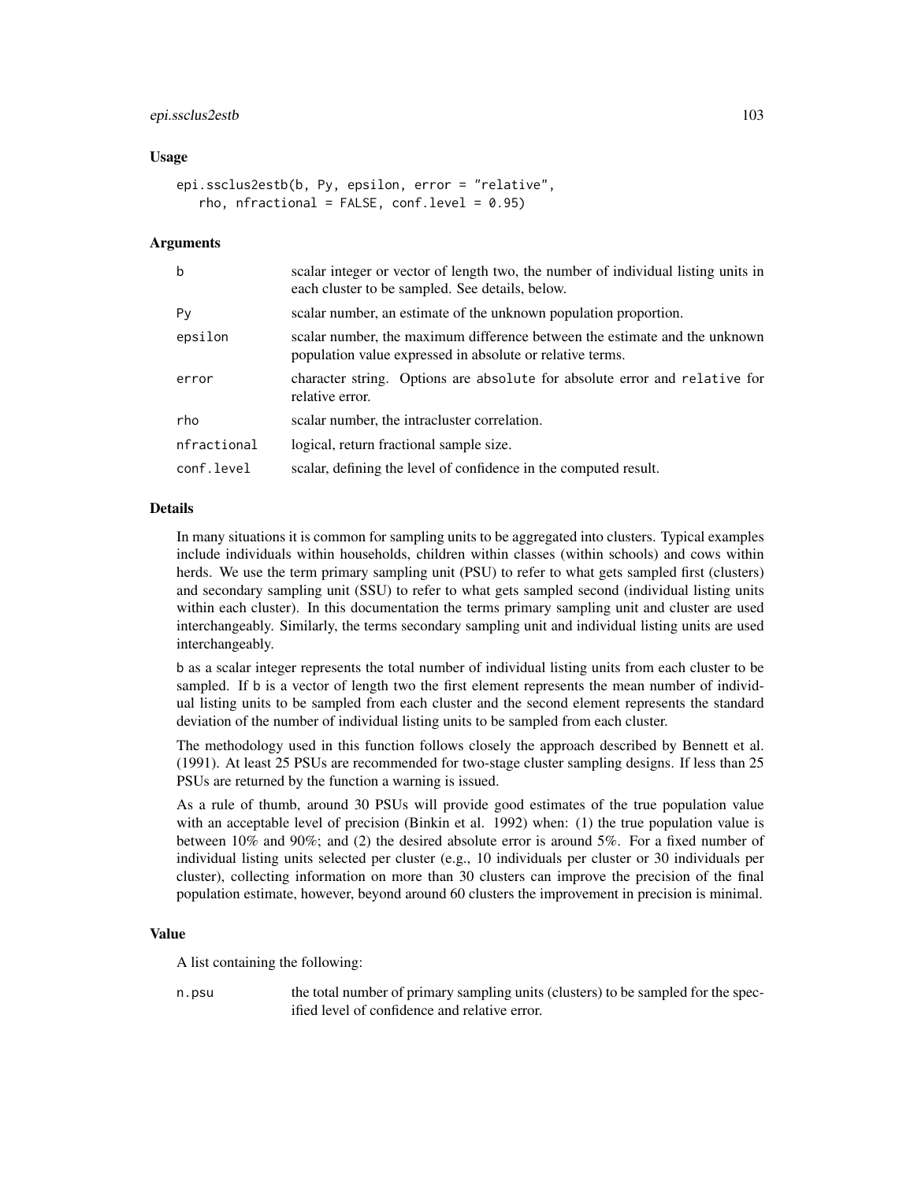### Usage

```
epi.ssclus2estb(b, Py, epsilon, error = "relative",
   rho, nfractional = FALSE, conf.level = 0.95)
```

### Arguments

| | |
|---|---|
| b | scalar integer or vector of length two, the number of individual listing units in each cluster to be sampled. See details, below. |
| Py | scalar number, an estimate of the unknown population proportion. |
| epsilon | scalar number, the maximum difference between the estimate and the unknown population value expressed in absolute or relative terms. |
| error | character string. Options are absolute for absolute error and relative for relative error. |
| rho | scalar number, the intracluster correlation. |
| nfractional | logical, return fractional sample size. |
| conf.level | scalar, defining the level of confidence in the computed result. |

### Details

In many situations it is common for sampling units to be aggregated into clusters. Typical examples include individuals within households, children within classes (within schools) and cows within herds. We use the term primary sampling unit (PSU) to refer to what gets sampled first (clusters) and secondary sampling unit (SSU) to refer to what gets sampled second (individual listing units within each cluster). In this documentation the terms primary sampling unit and cluster are used interchangeably. Similarly, the terms secondary sampling unit and individual listing units are used interchangeably.

b as a scalar integer represents the total number of individual listing units from each cluster to be sampled. If b is a vector of length two the first element represents the mean number of individual listing units to be sampled from each cluster and the second element represents the standard deviation of the number of individual listing units to be sampled from each cluster.

The methodology used in this function follows closely the approach described by Bennett et al. (1991). At least 25 PSUs are recommended for two-stage cluster sampling designs. If less than 25 PSUs are returned by the function a warning is issued.

As a rule of thumb, around 30 PSUs will provide good estimates of the true population value with an acceptable level of precision (Binkin et al. 1992) when: (1) the true population value is between 10% and 90%; and (2) the desired absolute error is around 5%. For a fixed number of individual listing units selected per cluster (e.g., 10 individuals per cluster or 30 individuals per cluster), collecting information on more than 30 clusters can improve the precision of the final population estimate, however, beyond around 60 clusters the improvement in precision is minimal.

### Value

A list containing the following:

| | |
|---|---|
| n.psu | the total number of primary sampling units (clusters) to be sampled for the specified level of confidence and relative error. |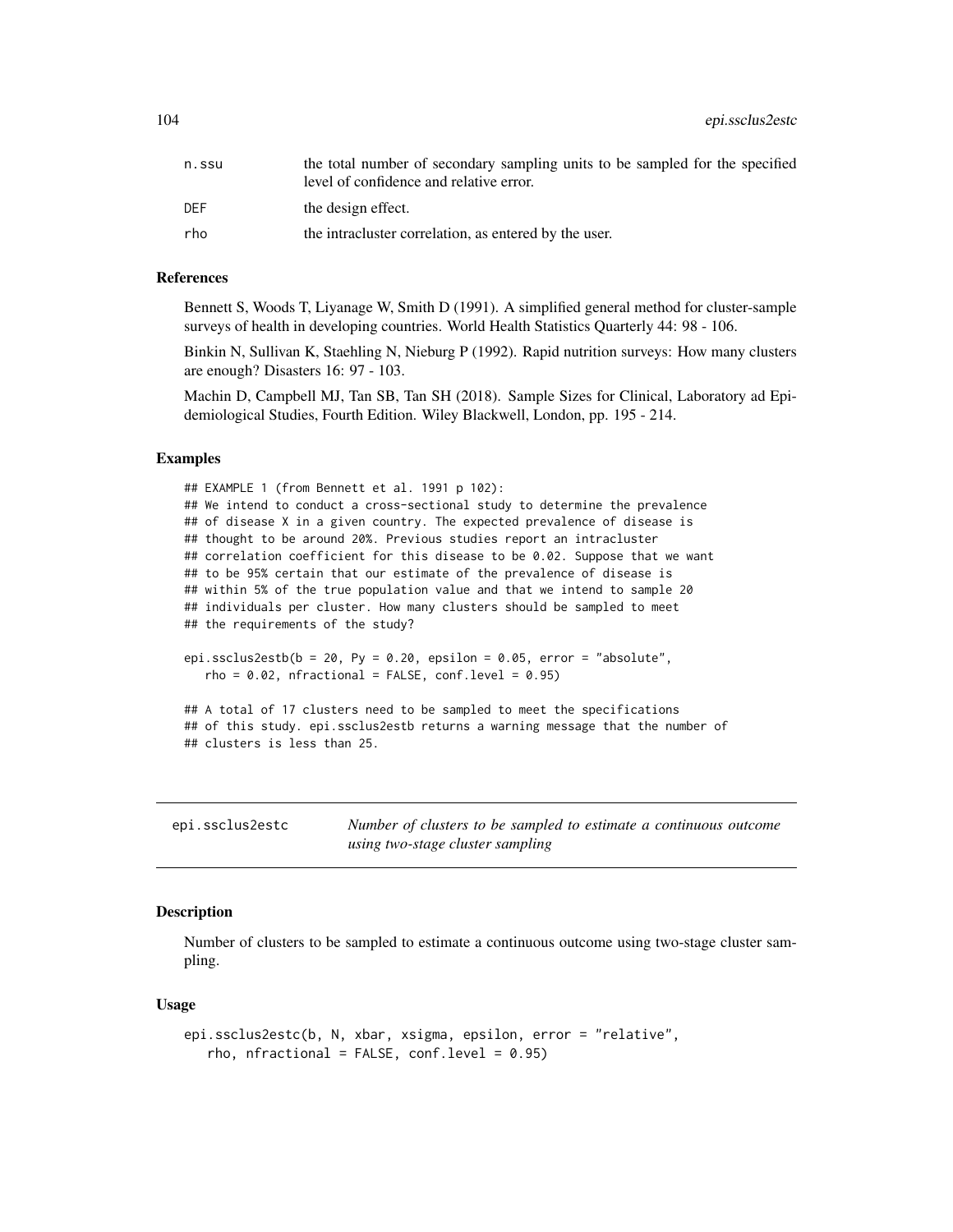| | |
|---|---|
| n.ssu | the total number of secondary sampling units to be sampled for the specified level of confidence and relative error. |
| DEF | the design effect. |
| rho | the intracluster correlation, as entered by the user. |

### References

Bennett S, Woods T, Liyanage W, Smith D (1991). A simplified general method for cluster-sample surveys of health in developing countries. World Health Statistics Quarterly 44: 98 - 106.

Binkin N, Sullivan K, Staehling N, Nieburg P (1992). Rapid nutrition surveys: How many clusters are enough? Disasters 16: 97 - 103.

Machin D, Campbell MJ, Tan SB, Tan SH (2018). Sample Sizes for Clinical, Laboratory ad Epidemiological Studies, Fourth Edition. Wiley Blackwell, London, pp. 195 - 214.

### Examples

```
## EXAMPLE 1 (from Bennett et al. 1991 p 102):
## We intend to conduct a cross-sectional study to determine the prevalence
## of disease X in a given country. The expected prevalence of disease is
## thought to be around 20%. Previous studies report an intracluster
## correlation coefficient for this disease to be 0.02. Suppose that we want
## to be 95% certain that our estimate of the prevalence of disease is
## within 5% of the true population value and that we intend to sample 20
## individuals per cluster. How many clusters should be sampled to meet
## the requirements of the study?

epi.ssclus2estb(b = 20, Py = 0.20, epsilon = 0.05, error = "absolute",
   rho = 0.02, nfractional = FALSE, conf.level = 0.95)

## A total of 17 clusters need to be sampled to meet the specifications
## of this study. epi.ssclus2estb returns a warning message that the number of
## clusters is less than 25.
```

---

## epi.ssclus2estc — *Number of clusters to be sampled to estimate a continuous outcome using two-stage cluster sampling*

### Description

Number of clusters to be sampled to estimate a continuous outcome using two-stage cluster sampling.

### Usage

```
epi.ssclus2estc(b, N, xbar, xsigma, epsilon, error = "relative",
   rho, nfractional = FALSE, conf.level = 0.95)
```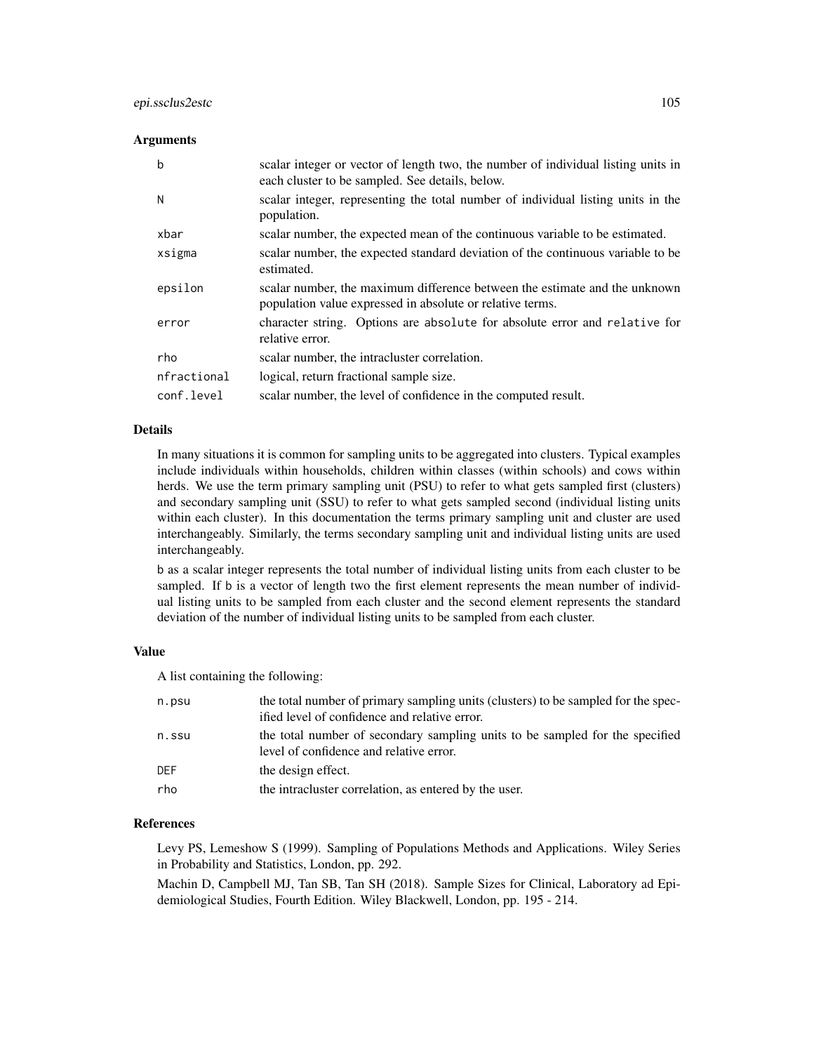### Arguments

| | |
|---|---|
| `b` | scalar integer or vector of length two, the number of individual listing units in each cluster to be sampled. See details, below. |
| `N` | scalar integer, representing the total number of individual listing units in the population. |
| `xbar` | scalar number, the expected mean of the continuous variable to be estimated. |
| `xsigma` | scalar number, the expected standard deviation of the continuous variable to be estimated. |
| `epsilon` | scalar number, the maximum difference between the estimate and the unknown population value expressed in absolute or relative terms. |
| `error` | character string. Options are `absolute` for absolute error and `relative` for relative error. |
| `rho` | scalar number, the intracluster correlation. |
| `nfractional` | logical, return fractional sample size. |
| `conf.level` | scalar number, the level of confidence in the computed result. |

### Details

In many situations it is common for sampling units to be aggregated into clusters. Typical examples include individuals within households, children within classes (within schools) and cows within herds. We use the term primary sampling unit (PSU) to refer to what gets sampled first (clusters) and secondary sampling unit (SSU) to refer to what gets sampled second (individual listing units within each cluster). In this documentation the terms primary sampling unit and cluster are used interchangeably. Similarly, the terms secondary sampling unit and individual listing units are used interchangeably.

`b` as a scalar integer represents the total number of individual listing units from each cluster to be sampled. If `b` is a vector of length two the first element represents the mean number of individual listing units to be sampled from each cluster and the second element represents the standard deviation of the number of individual listing units to be sampled from each cluster.

### Value

A list containing the following:

| | |
|---|---|
| `n.psu` | the total number of primary sampling units (clusters) to be sampled for the specified level of confidence and relative error. |
| `n.ssu` | the total number of secondary sampling units to be sampled for the specified level of confidence and relative error. |
| `DEF` | the design effect. |
| `rho` | the intracluster correlation, as entered by the user. |

### References

Levy PS, Lemeshow S (1999). Sampling of Populations Methods and Applications. Wiley Series in Probability and Statistics, London, pp. 292.

Machin D, Campbell MJ, Tan SB, Tan SH (2018). Sample Sizes for Clinical, Laboratory ad Epidemiological Studies, Fourth Edition. Wiley Blackwell, London, pp. 195 - 214.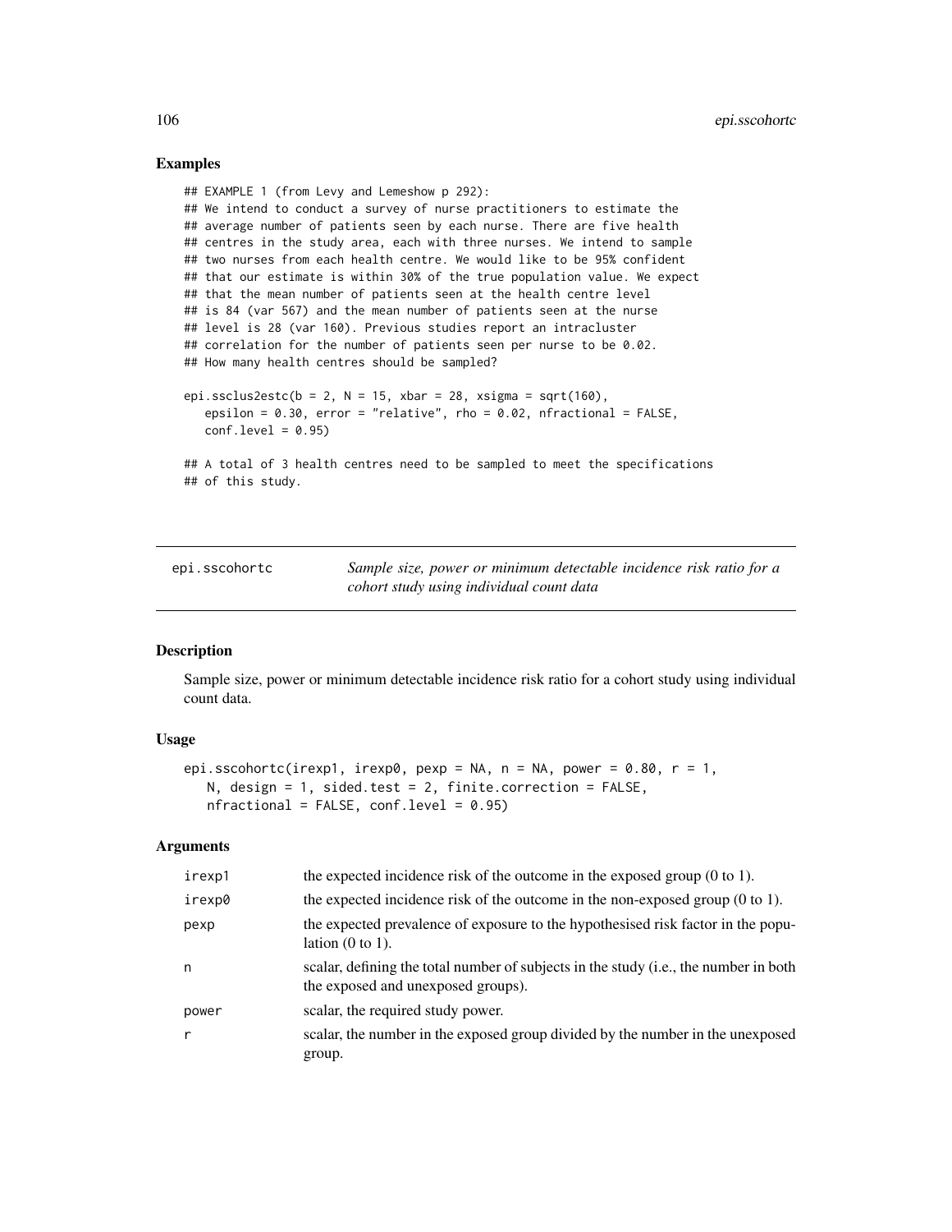## Examples

```
## EXAMPLE 1 (from Levy and Lemeshow p 292):
## We intend to conduct a survey of nurse practitioners to estimate the
## average number of patients seen by each nurse. There are five health
## centres in the study area, each with three nurses. We intend to sample
## two nurses from each health centre. We would like to be 95% confident
## that our estimate is within 30% of the true population value. We expect
## that the mean number of patients seen at the health centre level
## is 84 (var 567) and the mean number of patients seen at the nurse
## level is 28 (var 160). Previous studies report an intracluster
## correlation for the number of patients seen per nurse to be 0.02.
## How many health centres should be sampled?

epi.ssclus2estc(b = 2, N = 15, xbar = 28, xsigma = sqrt(160),
   epsilon = 0.30, error = "relative", rho = 0.02, nfractional = FALSE,
   conf.level = 0.95)

## A total of 3 health centres need to be sampled to meet the specifications
## of this study.
```

---

`epi.sscohortc` *Sample size, power or minimum detectable incidence risk ratio for a cohort study using individual count data*

---

## Description

Sample size, power or minimum detectable incidence risk ratio for a cohort study using individual count data.

## Usage

```
epi.sscohortc(irexp1, irexp0, pexp = NA, n = NA, power = 0.80, r = 1,
   N, design = 1, sided.test = 2, finite.correction = FALSE,
   nfractional = FALSE, conf.level = 0.95)
```

## Arguments

| | |
|---|---|
| irexp1 | the expected incidence risk of the outcome in the exposed group (0 to 1). |
| irexp0 | the expected incidence risk of the outcome in the non-exposed group (0 to 1). |
| pexp | the expected prevalence of exposure to the hypothesised risk factor in the population (0 to 1). |
| n | scalar, defining the total number of subjects in the study (i.e., the number in both the exposed and unexposed groups). |
| power | scalar, the required study power. |
| r | scalar, the number in the exposed group divided by the number in the unexposed group. |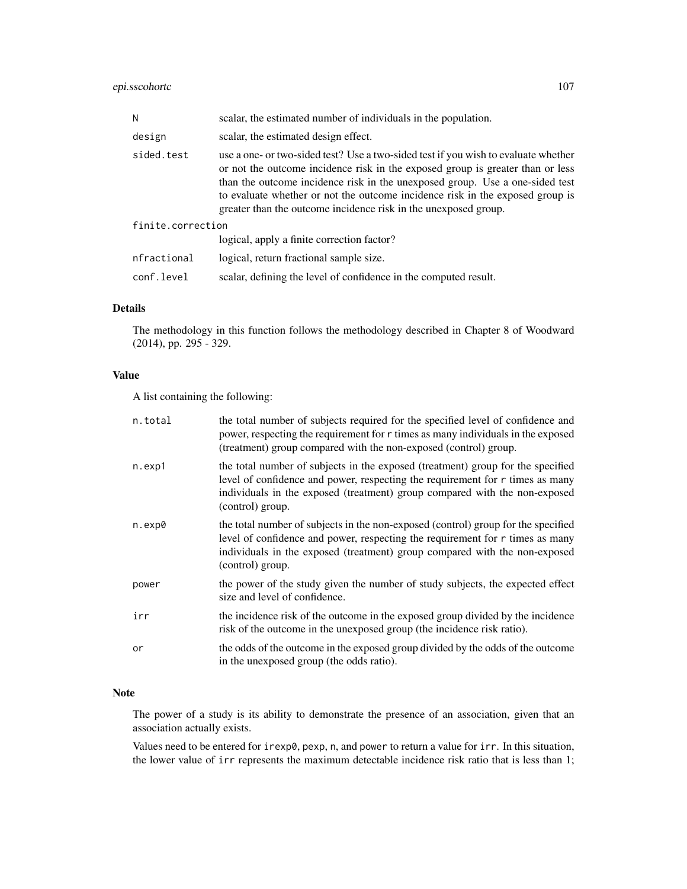| | |
|---|---|
| N | scalar, the estimated number of individuals in the population. |
| design | scalar, the estimated design effect. |
| sided.test | use a one- or two-sided test? Use a two-sided test if you wish to evaluate whether or not the outcome incidence risk in the exposed group is greater than or less than the outcome incidence risk in the unexposed group. Use a one-sided test to evaluate whether or not the outcome incidence risk in the exposed group is greater than the outcome incidence risk in the unexposed group. |
| finite.correction | logical, apply a finite correction factor? |
| nfractional | logical, return fractional sample size. |
| conf.level | scalar, defining the level of confidence in the computed result. |

## Details

The methodology in this function follows the methodology described in Chapter 8 of Woodward (2014), pp. 295 - 329.

## Value

A list containing the following:

| | |
|---|---|
| n.total | the total number of subjects required for the specified level of confidence and power, respecting the requirement for r times as many individuals in the exposed (treatment) group compared with the non-exposed (control) group. |
| n.exp1 | the total number of subjects in the exposed (treatment) group for the specified level of confidence and power, respecting the requirement for r times as many individuals in the exposed (treatment) group compared with the non-exposed (control) group. |
| n.exp0 | the total number of subjects in the non-exposed (control) group for the specified level of confidence and power, respecting the requirement for r times as many individuals in the exposed (treatment) group compared with the non-exposed (control) group. |
| power | the power of the study given the number of study subjects, the expected effect size and level of confidence. |
| irr | the incidence risk of the outcome in the exposed group divided by the incidence risk of the outcome in the unexposed group (the incidence risk ratio). |
| or | the odds of the outcome in the exposed group divided by the odds of the outcome in the unexposed group (the odds ratio). |

## Note

The power of a study is its ability to demonstrate the presence of an association, given that an association actually exists.

Values need to be entered for irexp0, pexp, n, and power to return a value for irr. In this situation, the lower value of irr represents the maximum detectable incidence risk ratio that is less than 1;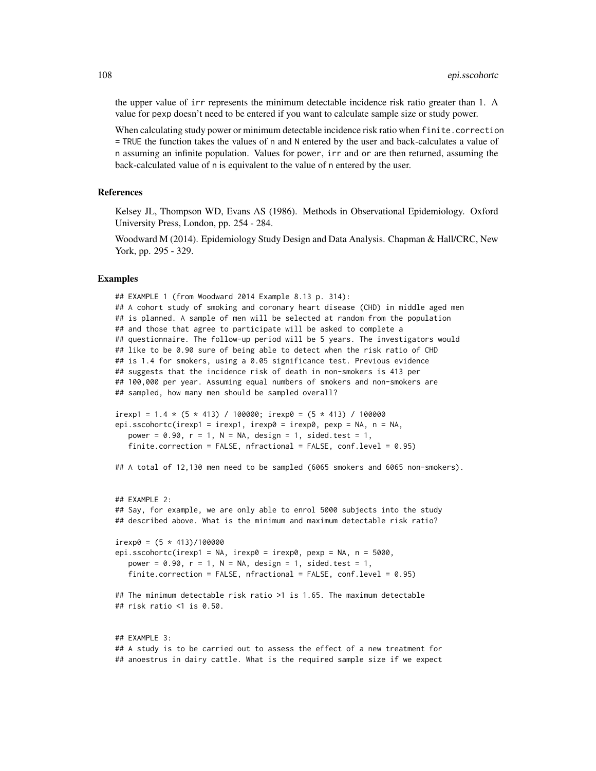the upper value of `irr` represents the minimum detectable incidence risk ratio greater than 1. A value for `pexp` doesn't need to be entered if you want to calculate sample size or study power.

When calculating study power or minimum detectable incidence risk ratio when `finite.correction = TRUE` the function takes the values of `n` and `N` entered by the user and back-calculates a value of `n` assuming an infinite population. Values for `power`, `irr` and `or` are then returned, assuming the back-calculated value of `n` is equivalent to the value of `n` entered by the user.

### References

Kelsey JL, Thompson WD, Evans AS (1986). Methods in Observational Epidemiology. Oxford University Press, London, pp. 254 - 284.

Woodward M (2014). Epidemiology Study Design and Data Analysis. Chapman & Hall/CRC, New York, pp. 295 - 329.

### Examples

```
## EXAMPLE 1 (from Woodward 2014 Example 8.13 p. 314):
## A cohort study of smoking and coronary heart disease (CHD) in middle aged men
## is planned. A sample of men will be selected at random from the population
## and those that agree to participate will be asked to complete a
## questionnaire. The follow-up period will be 5 years. The investigators would
## like to be 0.90 sure of being able to detect when the risk ratio of CHD
## is 1.4 for smokers, using a 0.05 significance test. Previous evidence
## suggests that the incidence risk of death in non-smokers is 413 per
## 100,000 per year. Assuming equal numbers of smokers and non-smokers are
## sampled, how many men should be sampled overall?

irexp1 = 1.4 * (5 * 413) / 100000; irexp0 = (5 * 413) / 100000
epi.sscohortc(irexp1 = irexp1, irexp0 = irexp0, pexp = NA, n = NA,
   power = 0.90, r = 1, N = NA, design = 1, sided.test = 1,
   finite.correction = FALSE, nfractional = FALSE, conf.level = 0.95)

## A total of 12,130 men need to be sampled (6065 smokers and 6065 non-smokers).


## EXAMPLE 2:
## Say, for example, we are only able to enrol 5000 subjects into the study
## described above. What is the minimum and maximum detectable risk ratio?

irexp0 = (5 * 413)/100000
epi.sscohortc(irexp1 = NA, irexp0 = irexp0, pexp = NA, n = 5000,
   power = 0.90, r = 1, N = NA, design = 1, sided.test = 1,
   finite.correction = FALSE, nfractional = FALSE, conf.level = 0.95)

## The minimum detectable risk ratio >1 is 1.65. The maximum detectable
## risk ratio <1 is 0.50.


## EXAMPLE 3:
## A study is to be carried out to assess the effect of a new treatment for
## anoestrus in dairy cattle. What is the required sample size if we expect
```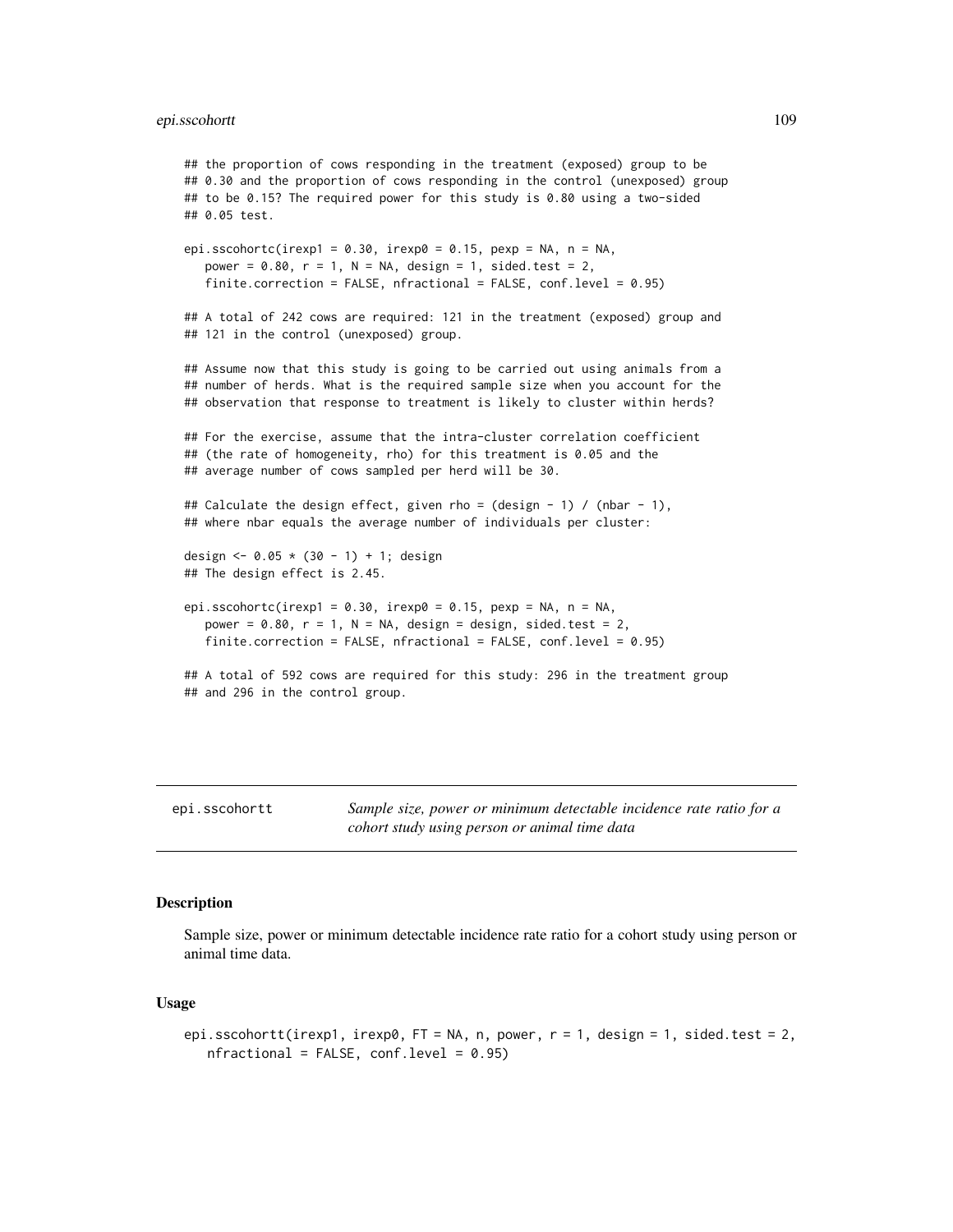```
## the proportion of cows responding in the treatment (exposed) group to be
## 0.30 and the proportion of cows responding in the control (unexposed) group
## to be 0.15? The required power for this study is 0.80 using a two-sided
## 0.05 test.

epi.sscohortc(irexp1 = 0.30, irexp0 = 0.15, pexp = NA, n = NA,
   power = 0.80, r = 1, N = NA, design = 1, sided.test = 2,
   finite.correction = FALSE, nfractional = FALSE, conf.level = 0.95)

## A total of 242 cows are required: 121 in the treatment (exposed) group and
## 121 in the control (unexposed) group.

## Assume now that this study is going to be carried out using animals from a
## number of herds. What is the required sample size when you account for the
## observation that response to treatment is likely to cluster within herds?

## For the exercise, assume that the intra-cluster correlation coefficient
## (the rate of homogeneity, rho) for this treatment is 0.05 and the
## average number of cows sampled per herd will be 30.

## Calculate the design effect, given rho = (design - 1) / (nbar - 1),
## where nbar equals the average number of individuals per cluster:

design <- 0.05 * (30 - 1) + 1; design
## The design effect is 2.45.

epi.sscohortc(irexp1 = 0.30, irexp0 = 0.15, pexp = NA, n = NA,
   power = 0.80, r = 1, N = NA, design = design, sided.test = 2,
   finite.correction = FALSE, nfractional = FALSE, conf.level = 0.95)

## A total of 592 cows are required for this study: 296 in the treatment group
## and 296 in the control group.
```

---

`epi.sscohortt` *Sample size, power or minimum detectable incidence rate ratio for a cohort study using person or animal time data*

---

### Description

Sample size, power or minimum detectable incidence rate ratio for a cohort study using person or animal time data.

### Usage

```
epi.sscohortt(irexp1, irexp0, FT = NA, n, power, r = 1, design = 1, sided.test = 2,
   nfractional = FALSE, conf.level = 0.95)
```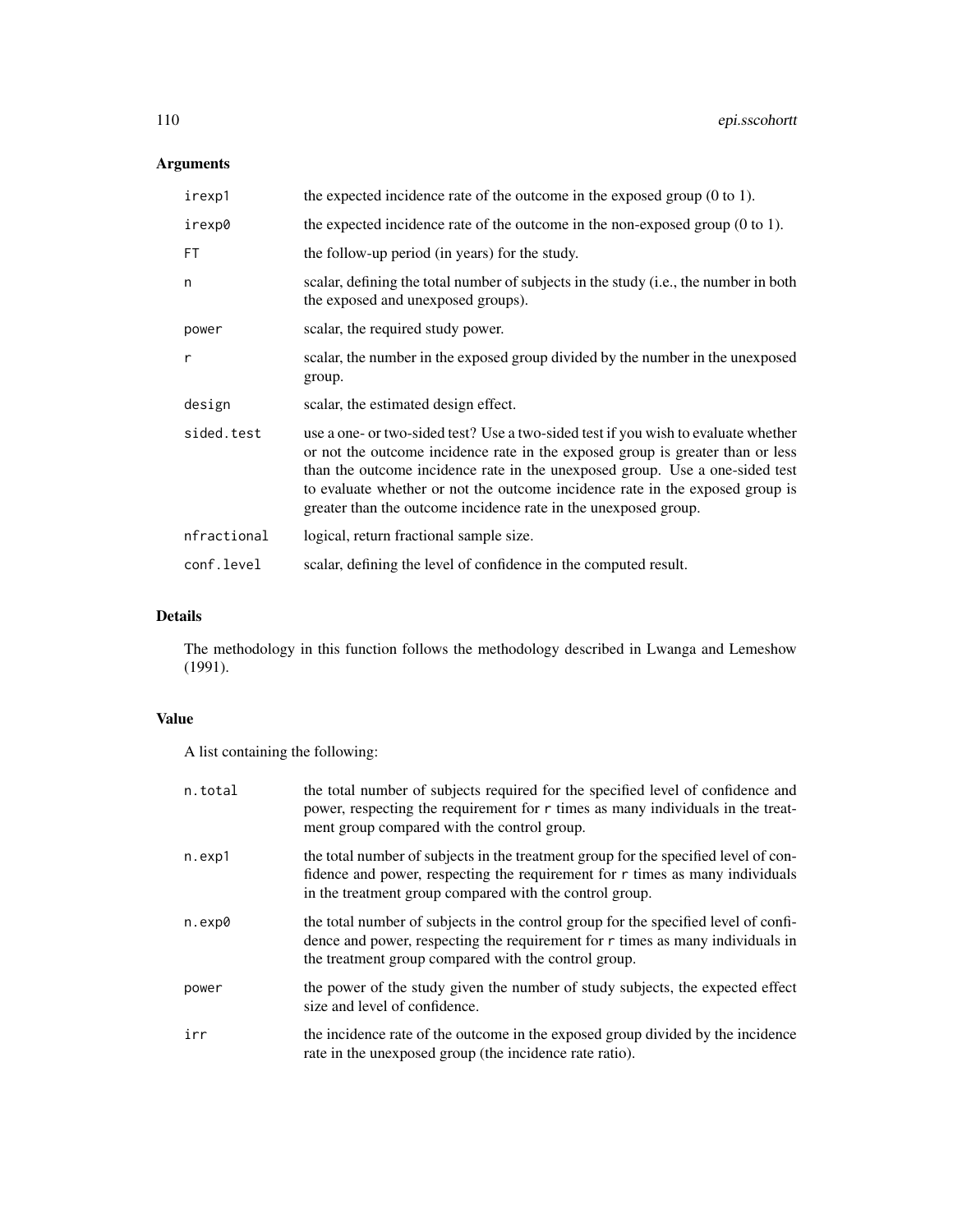## Arguments

| | |
|---|---|
| `irexp1` | the expected incidence rate of the outcome in the exposed group (0 to 1). |
| `irexp0` | the expected incidence rate of the outcome in the non-exposed group (0 to 1). |
| `FT` | the follow-up period (in years) for the study. |
| `n` | scalar, defining the total number of subjects in the study (i.e., the number in both the exposed and unexposed groups). |
| `power` | scalar, the required study power. |
| `r` | scalar, the number in the exposed group divided by the number in the unexposed group. |
| `design` | scalar, the estimated design effect. |
| `sided.test` | use a one- or two-sided test? Use a two-sided test if you wish to evaluate whether or not the outcome incidence rate in the exposed group is greater than or less than the outcome incidence rate in the unexposed group. Use a one-sided test to evaluate whether or not the outcome incidence rate in the exposed group is greater than the outcome incidence rate in the unexposed group. |
| `nfractional` | logical, return fractional sample size. |
| `conf.level` | scalar, defining the level of confidence in the computed result. |

## Details

The methodology in this function follows the methodology described in Lwanga and Lemeshow (1991).

## Value

A list containing the following:

| | |
|---|---|
| `n.total` | the total number of subjects required for the specified level of confidence and power, respecting the requirement for `r` times as many individuals in the treatment group compared with the control group. |
| `n.exp1` | the total number of subjects in the treatment group for the specified level of confidence and power, respecting the requirement for `r` times as many individuals in the treatment group compared with the control group. |
| `n.exp0` | the total number of subjects in the control group for the specified level of confidence and power, respecting the requirement for `r` times as many individuals in the treatment group compared with the control group. |
| `power` | the power of the study given the number of study subjects, the expected effect size and level of confidence. |
| `irr` | the incidence rate of the outcome in the exposed group divided by the incidence rate in the unexposed group (the incidence rate ratio). |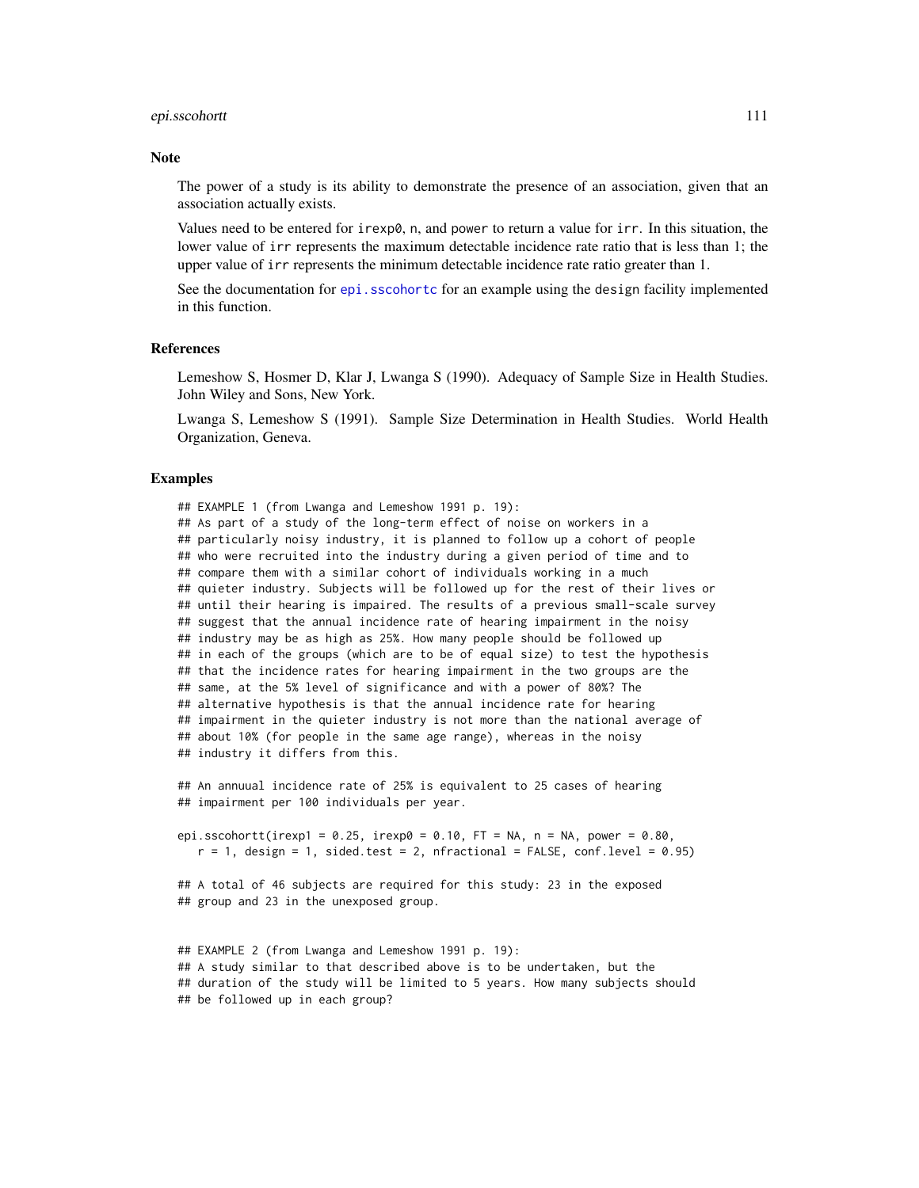## Note

The power of a study is its ability to demonstrate the presence of an association, given that an association actually exists.

Values need to be entered for `irexp0`, `n`, and `power` to return a value for `irr`. In this situation, the lower value of `irr` represents the maximum detectable incidence rate ratio that is less than 1; the upper value of `irr` represents the minimum detectable incidence rate ratio greater than 1.

See the documentation for `epi.sscohortc` for an example using the `design` facility implemented in this function.

## References

Lemeshow S, Hosmer D, Klar J, Lwanga S (1990). Adequacy of Sample Size in Health Studies. John Wiley and Sons, New York.

Lwanga S, Lemeshow S (1991). Sample Size Determination in Health Studies. World Health Organization, Geneva.

## Examples

```
## EXAMPLE 1 (from Lwanga and Lemeshow 1991 p. 19):
## As part of a study of the long-term effect of noise on workers in a
## particularly noisy industry, it is planned to follow up a cohort of people
## who were recruited into the industry during a given period of time and to
## compare them with a similar cohort of individuals working in a much
## quieter industry. Subjects will be followed up for the rest of their lives or
## until their hearing is impaired. The results of a previous small-scale survey
## suggest that the annual incidence rate of hearing impairment in the noisy
## industry may be as high as 25%. How many people should be followed up
## in each of the groups (which are to be of equal size) to test the hypothesis
## that the incidence rates for hearing impairment in the two groups are the
## same, at the 5% level of significance and with a power of 80%? The
## alternative hypothesis is that the annual incidence rate for hearing
## impairment in the quieter industry is not more than the national average of
## about 10% (for people in the same age range), whereas in the noisy
## industry it differs from this.

## An annuual incidence rate of 25% is equivalent to 25 cases of hearing
## impairment per 100 individuals per year.

epi.sscohortt(irexp1 = 0.25, irexp0 = 0.10, FT = NA, n = NA, power = 0.80,
   r = 1, design = 1, sided.test = 2, nfractional = FALSE, conf.level = 0.95)

## A total of 46 subjects are required for this study: 23 in the exposed
## group and 23 in the unexposed group.


## EXAMPLE 2 (from Lwanga and Lemeshow 1991 p. 19):
## A study similar to that described above is to be undertaken, but the
## duration of the study will be limited to 5 years. How many subjects should
## be followed up in each group?
```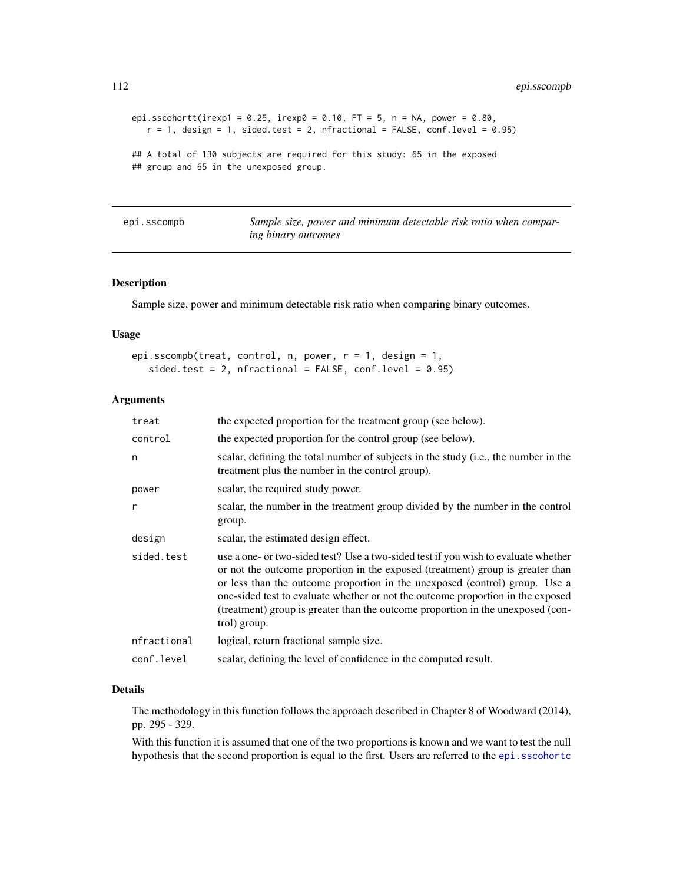```
epi.sscohortt(irexp1 = 0.25, irexp0 = 0.10, FT = 5, n = NA, power = 0.80,
   r = 1, design = 1, sided.test = 2, nfractional = FALSE, conf.level = 0.95)

## A total of 130 subjects are required for this study: 65 in the exposed
## group and 65 in the unexposed group.
```

---

## epi.sscompb — *Sample size, power and minimum detectable risk ratio when comparing binary outcomes*

---

### Description

Sample size, power and minimum detectable risk ratio when comparing binary outcomes.

### Usage

```
epi.sscompb(treat, control, n, power, r = 1, design = 1,
   sided.test = 2, nfractional = FALSE, conf.level = 0.95)
```

### Arguments

| | |
|---|---|
| treat | the expected proportion for the treatment group (see below). |
| control | the expected proportion for the control group (see below). |
| n | scalar, defining the total number of subjects in the study (i.e., the number in the treatment plus the number in the control group). |
| power | scalar, the required study power. |
| r | scalar, the number in the treatment group divided by the number in the control group. |
| design | scalar, the estimated design effect. |
| sided.test | use a one- or two-sided test? Use a two-sided test if you wish to evaluate whether or not the outcome proportion in the exposed (treatment) group is greater than or less than the outcome proportion in the unexposed (control) group. Use a one-sided test to evaluate whether or not the outcome proportion in the exposed (treatment) group is greater than the outcome proportion in the unexposed (control) group. |
| nfractional | logical, return fractional sample size. |
| conf.level | scalar, defining the level of confidence in the computed result. |

### Details

The methodology in this function follows the approach described in Chapter 8 of Woodward (2014), pp. 295 - 329.

With this function it is assumed that one of the two proportions is known and we want to test the null hypothesis that the second proportion is equal to the first. Users are referred to the epi.sscohortc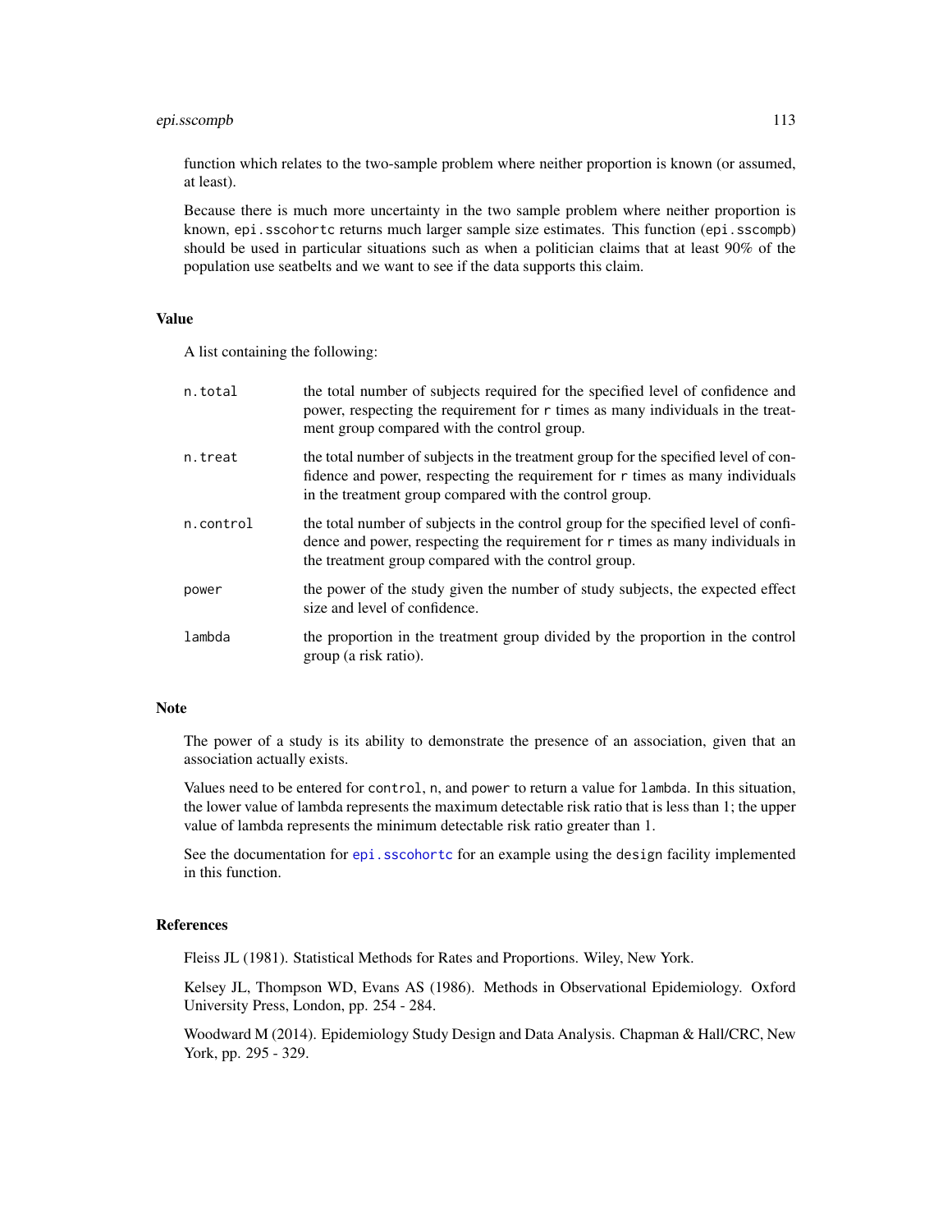function which relates to the two-sample problem where neither proportion is known (or assumed, at least).

Because there is much more uncertainty in the two sample problem where neither proportion is known, `epi.sscohortc` returns much larger sample size estimates. This function (`epi.sscompb`) should be used in particular situations such as when a politician claims that at least 90% of the population use seatbelts and we want to see if the data supports this claim.

## Value

A list containing the following:

| | |
|---|---|
| `n.total` | the total number of subjects required for the specified level of confidence and power, respecting the requirement for `r` times as many individuals in the treatment group compared with the control group. |
| `n.treat` | the total number of subjects in the treatment group for the specified level of confidence and power, respecting the requirement for `r` times as many individuals in the treatment group compared with the control group. |
| `n.control` | the total number of subjects in the control group for the specified level of confidence and power, respecting the requirement for `r` times as many individuals in the treatment group compared with the control group. |
| `power` | the power of the study given the number of study subjects, the expected effect size and level of confidence. |
| `lambda` | the proportion in the treatment group divided by the proportion in the control group (a risk ratio). |

## Note

The power of a study is its ability to demonstrate the presence of an association, given that an association actually exists.

Values need to be entered for `control`, `n`, and `power` to return a value for `lambda`. In this situation, the lower value of lambda represents the maximum detectable risk ratio that is less than 1; the upper value of lambda represents the minimum detectable risk ratio greater than 1.

See the documentation for `epi.sscohortc` for an example using the `design` facility implemented in this function.

## References

Fleiss JL (1981). Statistical Methods for Rates and Proportions. Wiley, New York.

Kelsey JL, Thompson WD, Evans AS (1986). Methods in Observational Epidemiology. Oxford University Press, London, pp. 254 - 284.

Woodward M (2014). Epidemiology Study Design and Data Analysis. Chapman & Hall/CRC, New York, pp. 295 - 329.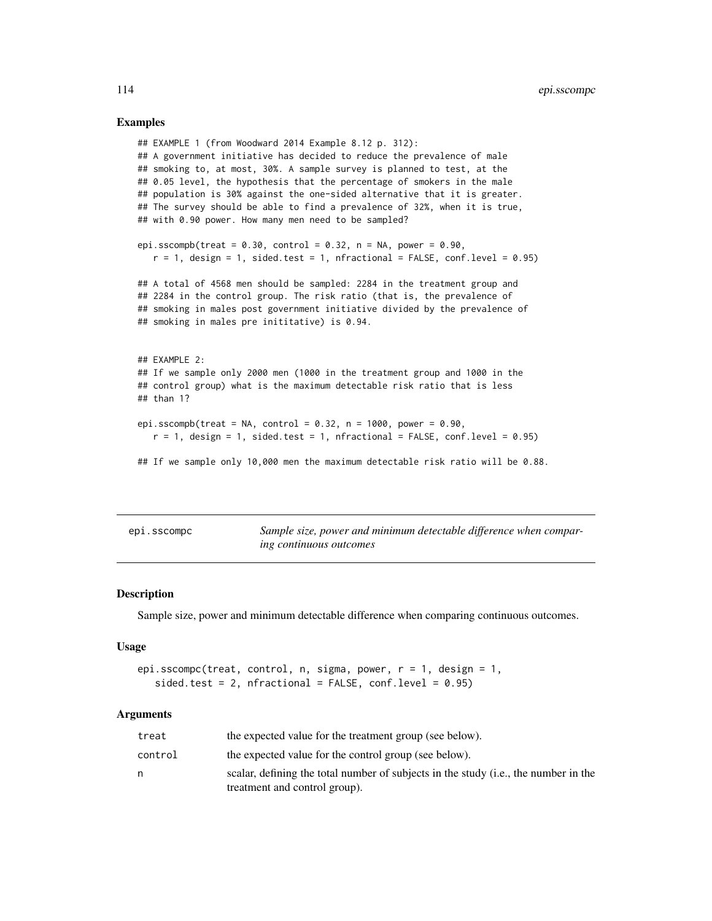## Examples

```
## EXAMPLE 1 (from Woodward 2014 Example 8.12 p. 312):
## A government initiative has decided to reduce the prevalence of male
## smoking to, at most, 30%. A sample survey is planned to test, at the
## 0.05 level, the hypothesis that the percentage of smokers in the male
## population is 30% against the one-sided alternative that it is greater.
## The survey should be able to find a prevalence of 32%, when it is true,
## with 0.90 power. How many men need to be sampled?

epi.sscompb(treat = 0.30, control = 0.32, n = NA, power = 0.90,
   r = 1, design = 1, sided.test = 1, nfractional = FALSE, conf.level = 0.95)

## A total of 4568 men should be sampled: 2284 in the treatment group and
## 2284 in the control group. The risk ratio (that is, the prevalence of
## smoking in males post government initiative divided by the prevalence of
## smoking in males pre inititative) is 0.94.


## EXAMPLE 2:
## If we sample only 2000 men (1000 in the treatment group and 1000 in the
## control group) what is the maximum detectable risk ratio that is less
## than 1?

epi.sscompb(treat = NA, control = 0.32, n = 1000, power = 0.90,
   r = 1, design = 1, sided.test = 1, nfractional = FALSE, conf.level = 0.95)

## If we sample only 10,000 men the maximum detectable risk ratio will be 0.88.
```

---

# epi.sscompc — *Sample size, power and minimum detectable difference when comparing continuous outcomes*

## Description

Sample size, power and minimum detectable difference when comparing continuous outcomes.

## Usage

```
epi.sscompc(treat, control, n, sigma, power, r = 1, design = 1,
   sided.test = 2, nfractional = FALSE, conf.level = 0.95)
```

## Arguments

| | |
|---|---|
| treat | the expected value for the treatment group (see below). |
| control | the expected value for the control group (see below). |
| n | scalar, defining the total number of subjects in the study (i.e., the number in the treatment and control group). |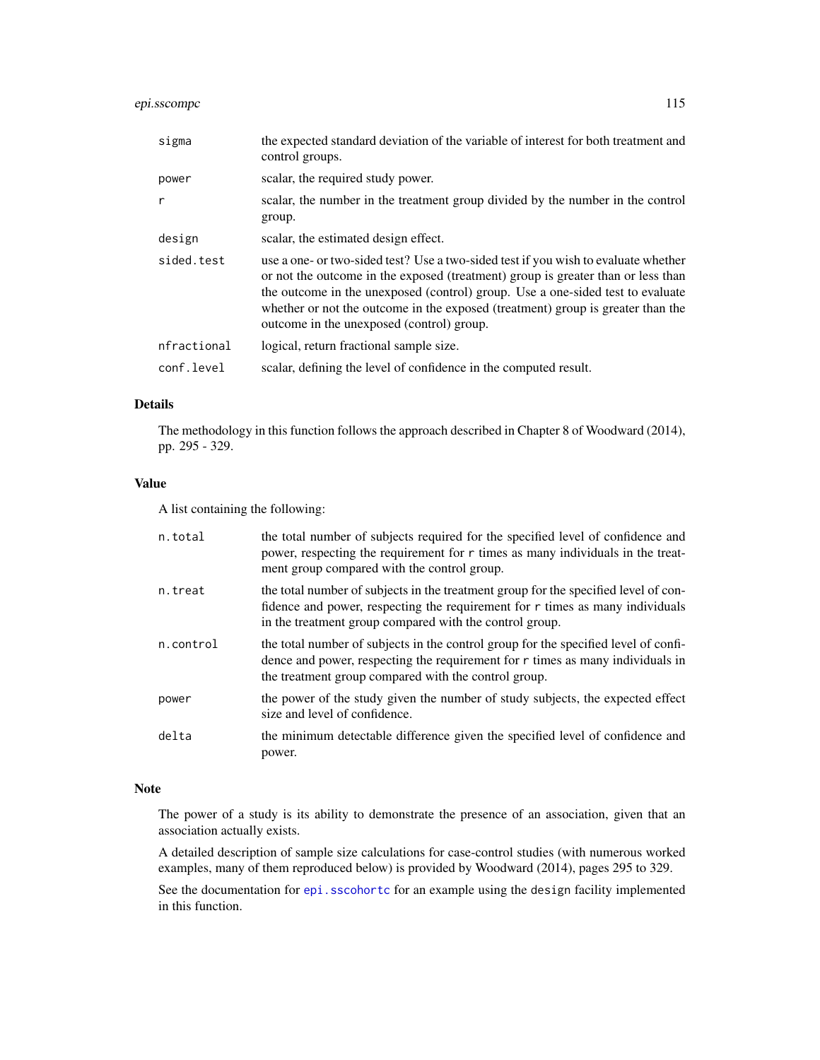| | |
|---|---|
| `sigma` | the expected standard deviation of the variable of interest for both treatment and control groups. |
| `power` | scalar, the required study power. |
| `r` | scalar, the number in the treatment group divided by the number in the control group. |
| `design` | scalar, the estimated design effect. |
| `sided.test` | use a one- or two-sided test? Use a two-sided test if you wish to evaluate whether or not the outcome in the exposed (treatment) group is greater than or less than the outcome in the unexposed (control) group. Use a one-sided test to evaluate whether or not the outcome in the exposed (treatment) group is greater than the outcome in the unexposed (control) group. |
| `nfractional` | logical, return fractional sample size. |
| `conf.level` | scalar, defining the level of confidence in the computed result. |

## Details

The methodology in this function follows the approach described in Chapter 8 of Woodward (2014), pp. 295 - 329.

## Value

A list containing the following:

| | |
|---|---|
| `n.total` | the total number of subjects required for the specified level of confidence and power, respecting the requirement for `r` times as many individuals in the treatment group compared with the control group. |
| `n.treat` | the total number of subjects in the treatment group for the specified level of confidence and power, respecting the requirement for `r` times as many individuals in the treatment group compared with the control group. |
| `n.control` | the total number of subjects in the control group for the specified level of confidence and power, respecting the requirement for `r` times as many individuals in the treatment group compared with the control group. |
| `power` | the power of the study given the number of study subjects, the expected effect size and level of confidence. |
| `delta` | the minimum detectable difference given the specified level of confidence and power. |

## Note

The power of a study is its ability to demonstrate the presence of an association, given that an association actually exists.

A detailed description of sample size calculations for case-control studies (with numerous worked examples, many of them reproduced below) is provided by Woodward (2014), pages 295 to 329.

See the documentation for `epi.sscohortc` for an example using the `design` facility implemented in this function.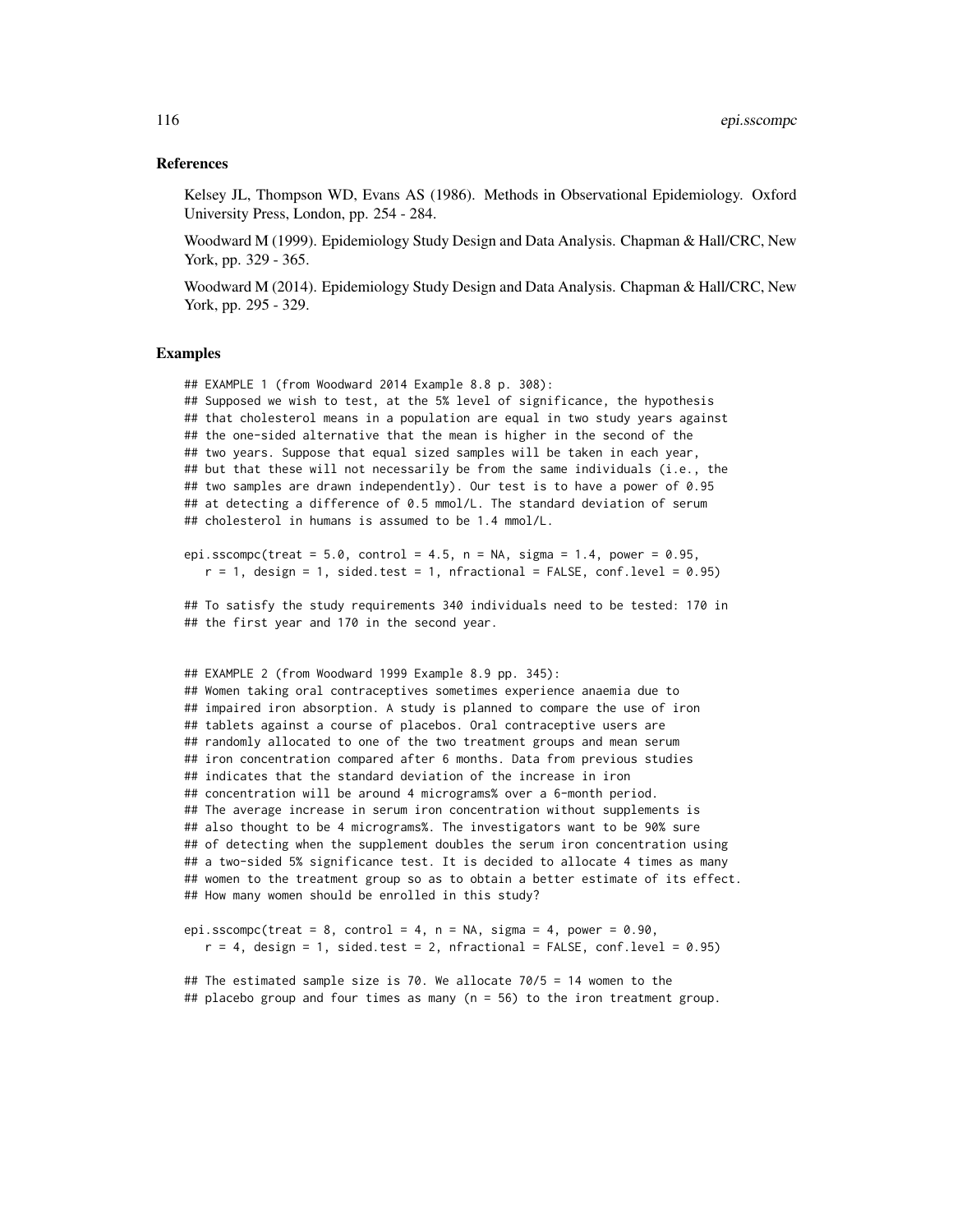## References

Kelsey JL, Thompson WD, Evans AS (1986). Methods in Observational Epidemiology. Oxford University Press, London, pp. 254 - 284.

Woodward M (1999). Epidemiology Study Design and Data Analysis. Chapman & Hall/CRC, New York, pp. 329 - 365.

Woodward M (2014). Epidemiology Study Design and Data Analysis. Chapman & Hall/CRC, New York, pp. 295 - 329.

## Examples

```
## EXAMPLE 1 (from Woodward 2014 Example 8.8 p. 308):
## Supposed we wish to test, at the 5% level of significance, the hypothesis
## that cholesterol means in a population are equal in two study years against
## the one-sided alternative that the mean is higher in the second of the
## two years. Suppose that equal sized samples will be taken in each year,
## but that these will not necessarily be from the same individuals (i.e., the
## two samples are drawn independently). Our test is to have a power of 0.95
## at detecting a difference of 0.5 mmol/L. The standard deviation of serum
## cholesterol in humans is assumed to be 1.4 mmol/L.

epi.sscompc(treat = 5.0, control = 4.5, n = NA, sigma = 1.4, power = 0.95,
   r = 1, design = 1, sided.test = 1, nfractional = FALSE, conf.level = 0.95)

## To satisfy the study requirements 340 individuals need to be tested: 170 in
## the first year and 170 in the second year.


## EXAMPLE 2 (from Woodward 1999 Example 8.9 pp. 345):
## Women taking oral contraceptives sometimes experience anaemia due to
## impaired iron absorption. A study is planned to compare the use of iron
## tablets against a course of placebos. Oral contraceptive users are
## randomly allocated to one of the two treatment groups and mean serum
## iron concentration compared after 6 months. Data from previous studies
## indicates that the standard deviation of the increase in iron
## concentration will be around 4 micrograms% over a 6-month period.
## The average increase in serum iron concentration without supplements is
## also thought to be 4 micrograms%. The investigators want to be 90% sure
## of detecting when the supplement doubles the serum iron concentration using
## a two-sided 5% significance test. It is decided to allocate 4 times as many
## women to the treatment group so as to obtain a better estimate of its effect.
## How many women should be enrolled in this study?

epi.sscompc(treat = 8, control = 4, n = NA, sigma = 4, power = 0.90,
   r = 4, design = 1, sided.test = 2, nfractional = FALSE, conf.level = 0.95)

## The estimated sample size is 70. We allocate 70/5 = 14 women to the
## placebo group and four times as many (n = 56) to the iron treatment group.
```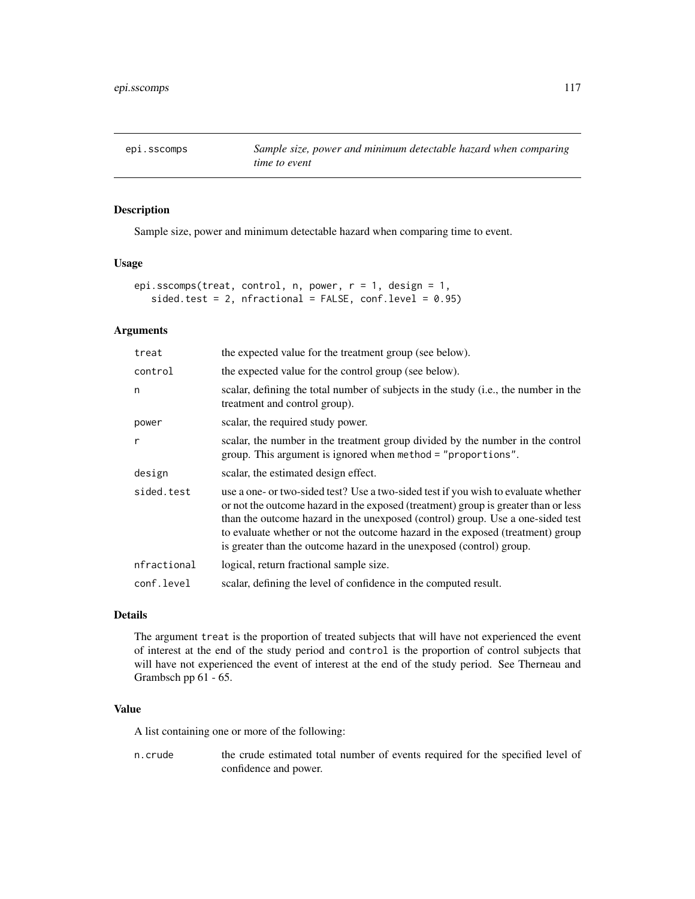## epi.sscomps

*Sample size, power and minimum detectable hazard when comparing time to event*

### Description

Sample size, power and minimum detectable hazard when comparing time to event.

### Usage

```
epi.sscomps(treat, control, n, power, r = 1, design = 1,
   sided.test = 2, nfractional = FALSE, conf.level = 0.95)
```

### Arguments

| | |
|---|---|
| `treat` | the expected value for the treatment group (see below). |
| `control` | the expected value for the control group (see below). |
| `n` | scalar, defining the total number of subjects in the study (i.e., the number in the treatment and control group). |
| `power` | scalar, the required study power. |
| `r` | scalar, the number in the treatment group divided by the number in the control group. This argument is ignored when `method = "proportions"`. |
| `design` | scalar, the estimated design effect. |
| `sided.test` | use a one- or two-sided test? Use a two-sided test if you wish to evaluate whether or not the outcome hazard in the exposed (treatment) group is greater than or less than the outcome hazard in the unexposed (control) group. Use a one-sided test to evaluate whether or not the outcome hazard in the exposed (treatment) group is greater than the outcome hazard in the unexposed (control) group. |
| `nfractional` | logical, return fractional sample size. |
| `conf.level` | scalar, defining the level of confidence in the computed result. |

### Details

The argument `treat` is the proportion of treated subjects that will have not experienced the event of interest at the end of the study period and `control` is the proportion of control subjects that will have not experienced the event of interest at the end of the study period. See Therneau and Grambsch pp 61 - 65.

### Value

A list containing one or more of the following:

| | |
|---|---|
| `n.crude` | the crude estimated total number of events required for the specified level of confidence and power. |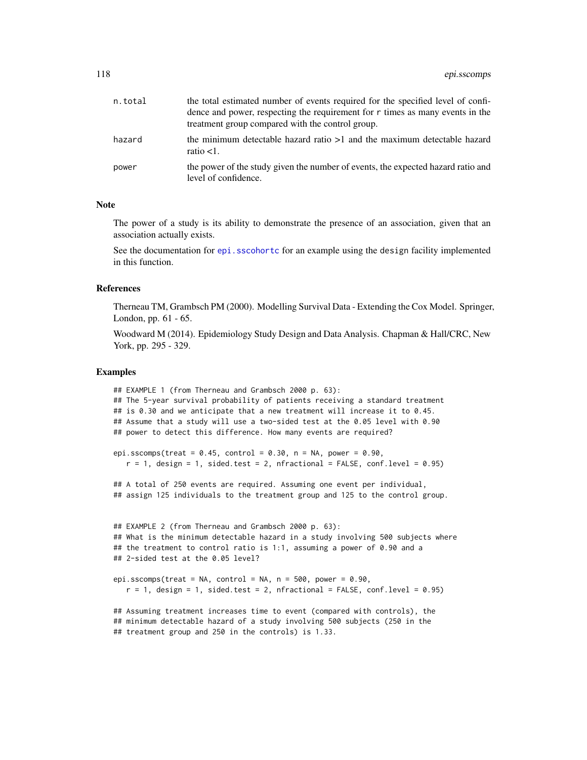| | |
|---|---|
| n.total | the total estimated number of events required for the specified level of confidence and power, respecting the requirement for r times as many events in the treatment group compared with the control group. |
| hazard | the minimum detectable hazard ratio >1 and the maximum detectable hazard ratio <1. |
| power | the power of the study given the number of events, the expected hazard ratio and level of confidence. |

## Note

The power of a study is its ability to demonstrate the presence of an association, given that an association actually exists.

See the documentation for epi.sscohortc for an example using the design facility implemented in this function.

## References

Therneau TM, Grambsch PM (2000). Modelling Survival Data - Extending the Cox Model. Springer, London, pp. 61 - 65.

Woodward M (2014). Epidemiology Study Design and Data Analysis. Chapman & Hall/CRC, New York, pp. 295 - 329.

## Examples

```
## EXAMPLE 1 (from Therneau and Grambsch 2000 p. 63):
## The 5-year survival probability of patients receiving a standard treatment
## is 0.30 and we anticipate that a new treatment will increase it to 0.45.
## Assume that a study will use a two-sided test at the 0.05 level with 0.90
## power to detect this difference. How many events are required?

epi.sscomps(treat = 0.45, control = 0.30, n = NA, power = 0.90,
   r = 1, design = 1, sided.test = 2, nfractional = FALSE, conf.level = 0.95)

## A total of 250 events are required. Assuming one event per individual,
## assign 125 individuals to the treatment group and 125 to the control group.


## EXAMPLE 2 (from Therneau and Grambsch 2000 p. 63):
## What is the minimum detectable hazard in a study involving 500 subjects where
## the treatment to control ratio is 1:1, assuming a power of 0.90 and a
## 2-sided test at the 0.05 level?

epi.sscomps(treat = NA, control = NA, n = 500, power = 0.90,
   r = 1, design = 1, sided.test = 2, nfractional = FALSE, conf.level = 0.95)

## Assuming treatment increases time to event (compared with controls), the
## minimum detectable hazard of a study involving 500 subjects (250 in the
## treatment group and 250 in the controls) is 1.33.
```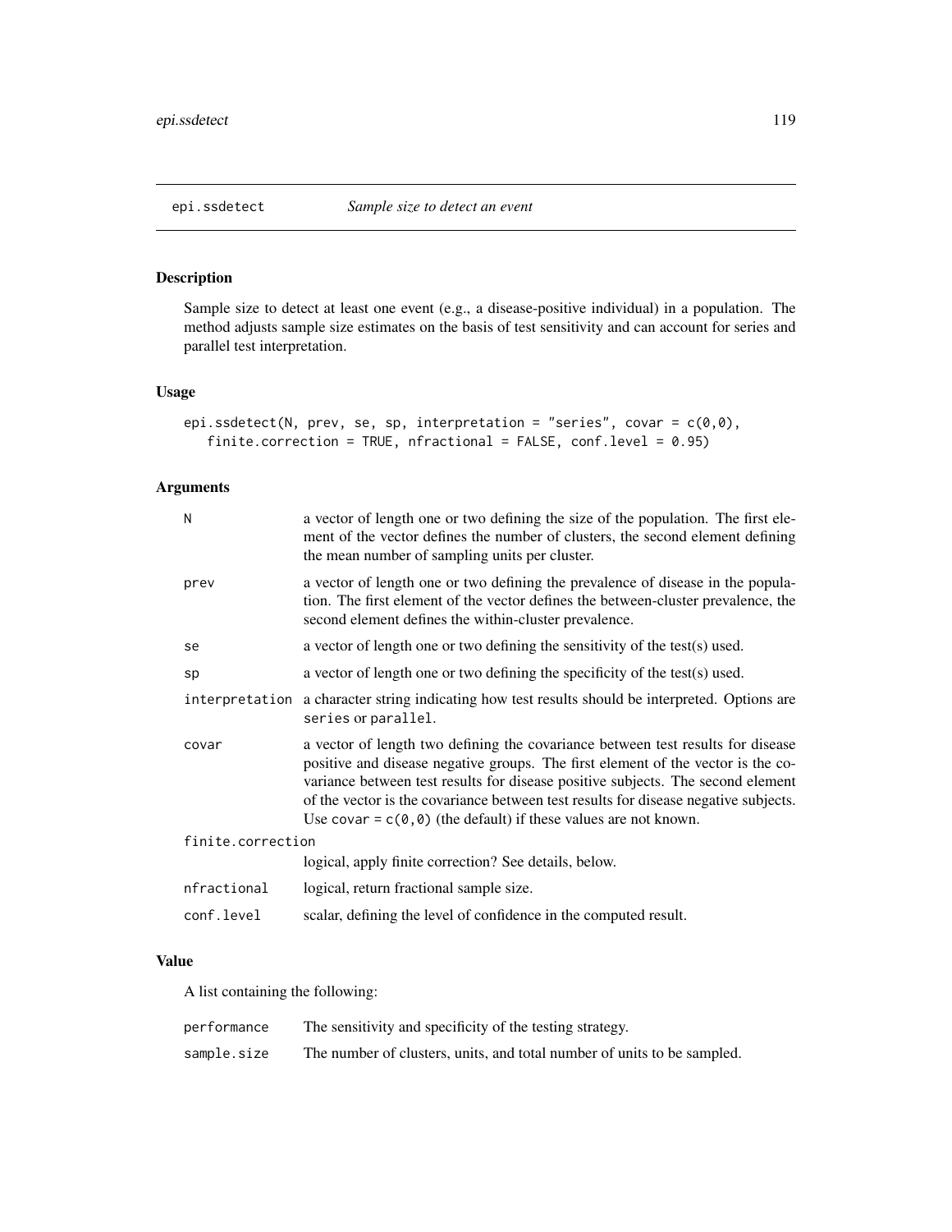## epi.ssdetect — *Sample size to detect an event*

### Description

Sample size to detect at least one event (e.g., a disease-positive individual) in a population. The method adjusts sample size estimates on the basis of test sensitivity and can account for series and parallel test interpretation.

### Usage

```
epi.ssdetect(N, prev, se, sp, interpretation = "series", covar = c(0,0),
   finite.correction = TRUE, nfractional = FALSE, conf.level = 0.95)
```

### Arguments

| | |
|---|---|
| `N` | a vector of length one or two defining the size of the population. The first element of the vector defines the number of clusters, the second element defining the mean number of sampling units per cluster. |
| `prev` | a vector of length one or two defining the prevalence of disease in the population. The first element of the vector defines the between-cluster prevalence, the second element defines the within-cluster prevalence. |
| `se` | a vector of length one or two defining the sensitivity of the test(s) used. |
| `sp` | a vector of length one or two defining the specificity of the test(s) used. |
| `interpretation` | a character string indicating how test results should be interpreted. Options are `series` or `parallel`. |
| `covar` | a vector of length two defining the covariance between test results for disease positive and disease negative groups. The first element of the vector is the covariance between test results for disease positive subjects. The second element of the vector is the covariance between test results for disease negative subjects. Use `covar = c(0,0)` (the default) if these values are not known. |
| `finite.correction` | logical, apply finite correction? See details, below. |
| `nfractional` | logical, return fractional sample size. |
| `conf.level` | scalar, defining the level of confidence in the computed result. |

### Value

A list containing the following:

| | |
|---|---|
| `performance` | The sensitivity and specificity of the testing strategy. |
| `sample.size` | The number of clusters, units, and total number of units to be sampled. |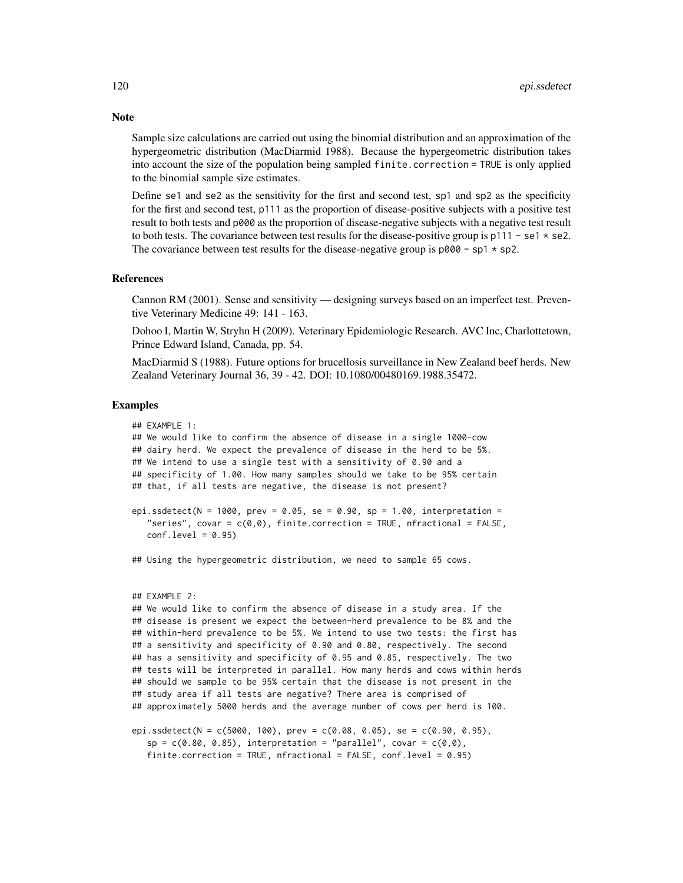## Note

Sample size calculations are carried out using the binomial distribution and an approximation of the hypergeometric distribution (MacDiarmid 1988). Because the hypergeometric distribution takes into account the size of the population being sampled `finite.correction = TRUE` is only applied to the binomial sample size estimates.

Define `se1` and `se2` as the sensitivity for the first and second test, `sp1` and `sp2` as the specificity for the first and second test, `p111` as the proportion of disease-positive subjects with a positive test result to both tests and `p000` as the proportion of disease-negative subjects with a negative test result to both tests. The covariance between test results for the disease-positive group is `p111 - se1 * se2`. The covariance between test results for the disease-negative group is `p000 - sp1 * sp2`.

## References

Cannon RM (2001). Sense and sensitivity — designing surveys based on an imperfect test. Preventive Veterinary Medicine 49: 141 - 163.

Dohoo I, Martin W, Stryhn H (2009). Veterinary Epidemiologic Research. AVC Inc, Charlottetown, Prince Edward Island, Canada, pp. 54.

MacDiarmid S (1988). Future options for brucellosis surveillance in New Zealand beef herds. New Zealand Veterinary Journal 36, 39 - 42. DOI: 10.1080/00480169.1988.35472.

## Examples

```
## EXAMPLE 1:
## We would like to confirm the absence of disease in a single 1000-cow
## dairy herd. We expect the prevalence of disease in the herd to be 5%.
## We intend to use a single test with a sensitivity of 0.90 and a
## specificity of 1.00. How many samples should we take to be 95% certain
## that, if all tests are negative, the disease is not present?

epi.ssdetect(N = 1000, prev = 0.05, se = 0.90, sp = 1.00, interpretation =
   "series", covar = c(0,0), finite.correction = TRUE, nfractional = FALSE,
   conf.level = 0.95)

## Using the hypergeometric distribution, we need to sample 65 cows.


## EXAMPLE 2:
## We would like to confirm the absence of disease in a study area. If the
## disease is present we expect the between-herd prevalence to be 8% and the
## within-herd prevalence to be 5%. We intend to use two tests: the first has
## a sensitivity and specificity of 0.90 and 0.80, respectively. The second
## has a sensitivity and specificity of 0.95 and 0.85, respectively. The two
## tests will be interpreted in parallel. How many herds and cows within herds
## should we sample to be 95% certain that the disease is not present in the
## study area if all tests are negative? There area is comprised of
## approximately 5000 herds and the average number of cows per herd is 100.

epi.ssdetect(N = c(5000, 100), prev = c(0.08, 0.05), se = c(0.90, 0.95),
   sp = c(0.80, 0.85), interpretation = "parallel", covar = c(0,0),
   finite.correction = TRUE, nfractional = FALSE, conf.level = 0.95)
```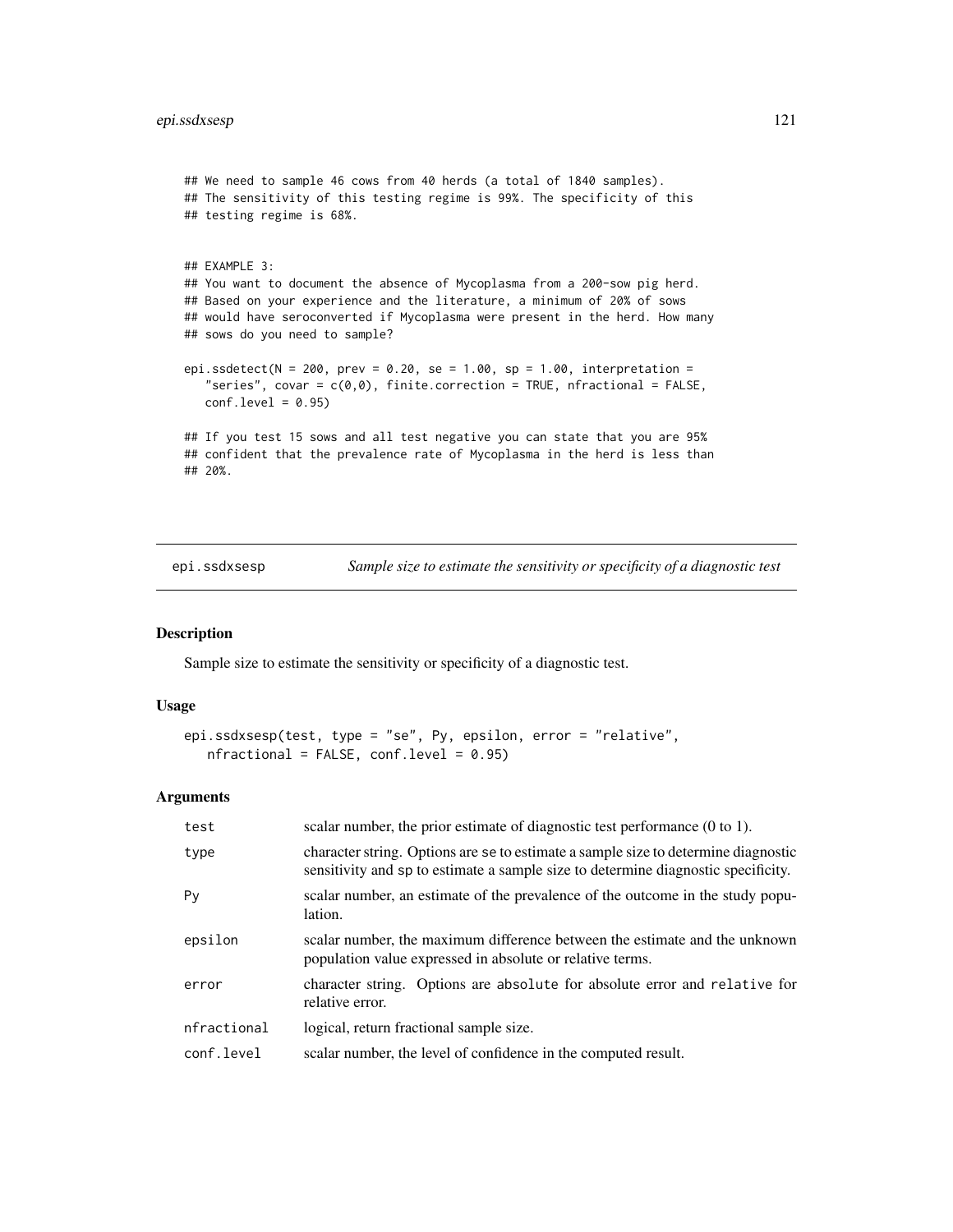```
## We need to sample 46 cows from 40 herds (a total of 1840 samples).
## The sensitivity of this testing regime is 99%. The specificity of this
## testing regime is 68%.


## EXAMPLE 3:
## You want to document the absence of Mycoplasma from a 200-sow pig herd.
## Based on your experience and the literature, a minimum of 20% of sows
## would have seroconverted if Mycoplasma were present in the herd. How many
## sows do you need to sample?

epi.ssdetect(N = 200, prev = 0.20, se = 1.00, sp = 1.00, interpretation =
   "series", covar = c(0,0), finite.correction = TRUE, nfractional = FALSE,
   conf.level = 0.95)

## If you test 15 sows and all test negative you can state that you are 95%
## confident that the prevalence rate of Mycoplasma in the herd is less than
## 20%.
```

---

## epi.ssdxsesp — *Sample size to estimate the sensitivity or specificity of a diagnostic test*

### Description

Sample size to estimate the sensitivity or specificity of a diagnostic test.

### Usage

```
epi.ssdxsesp(test, type = "se", Py, epsilon, error = "relative",
   nfractional = FALSE, conf.level = 0.95)
```

### Arguments

| | |
|---|---|
| `test` | scalar number, the prior estimate of diagnostic test performance (0 to 1). |
| `type` | character string. Options are `se` to estimate a sample size to determine diagnostic sensitivity and `sp` to estimate a sample size to determine diagnostic specificity. |
| `Py` | scalar number, an estimate of the prevalence of the outcome in the study population. |
| `epsilon` | scalar number, the maximum difference between the estimate and the unknown population value expressed in absolute or relative terms. |
| `error` | character string. Options are `absolute` for absolute error and `relative` for relative error. |
| `nfractional` | logical, return fractional sample size. |
| `conf.level` | scalar number, the level of confidence in the computed result. |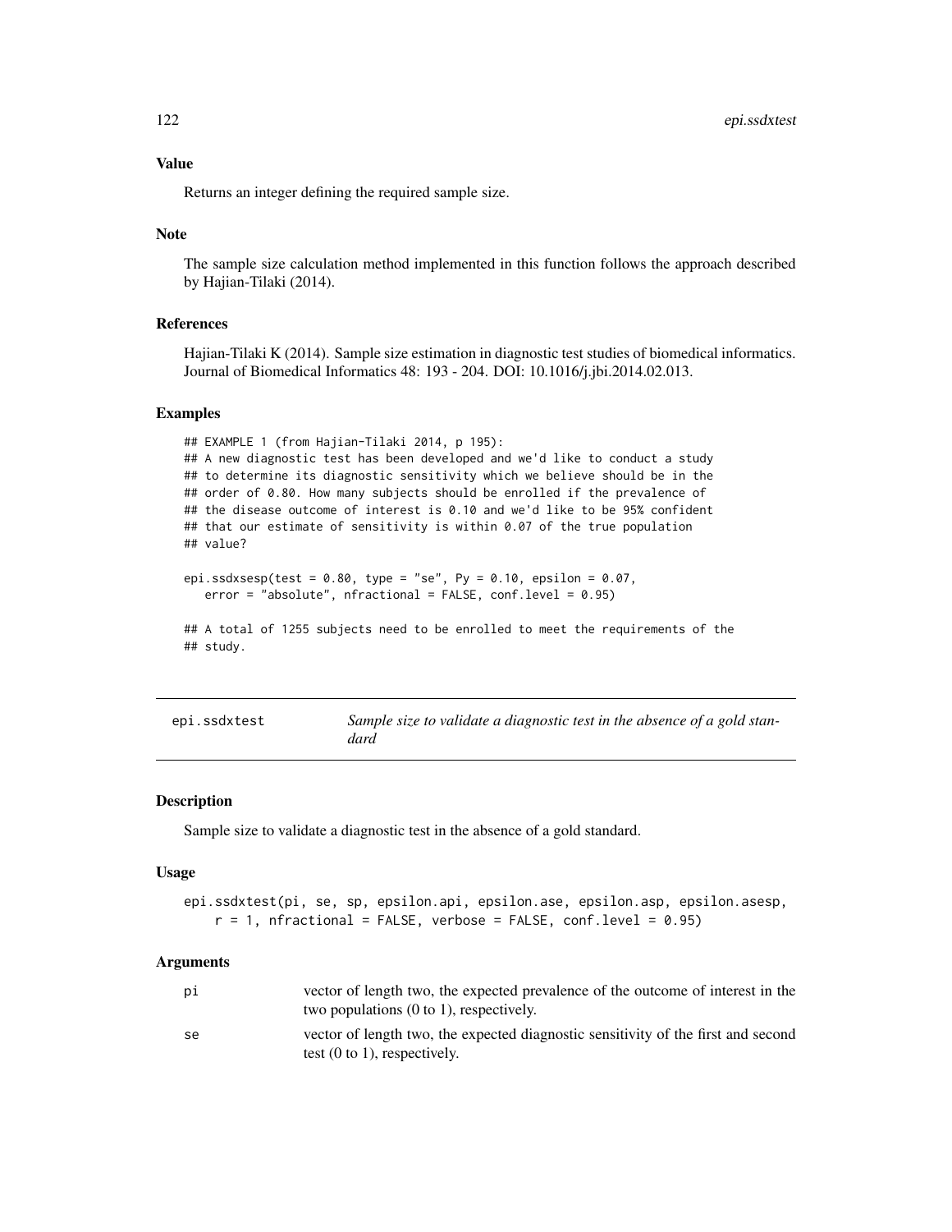### Value

Returns an integer defining the required sample size.

### Note

The sample size calculation method implemented in this function follows the approach described by Hajian-Tilaki (2014).

### References

Hajian-Tilaki K (2014). Sample size estimation in diagnostic test studies of biomedical informatics. Journal of Biomedical Informatics 48: 193 - 204. DOI: 10.1016/j.jbi.2014.02.013.

### Examples

```
## EXAMPLE 1 (from Hajian-Tilaki 2014, p 195):
## A new diagnostic test has been developed and we'd like to conduct a study
## to determine its diagnostic sensitivity which we believe should be in the
## order of 0.80. How many subjects should be enrolled if the prevalence of
## the disease outcome of interest is 0.10 and we'd like to be 95% confident
## that our estimate of sensitivity is within 0.07 of the true population
## value?

epi.ssdxsesp(test = 0.80, type = "se", Py = 0.10, epsilon = 0.07,
   error = "absolute", nfractional = FALSE, conf.level = 0.95)

## A total of 1255 subjects need to be enrolled to meet the requirements of the
## study.
```

---

## epi.ssdxtest — *Sample size to validate a diagnostic test in the absence of a gold standard*

### Description

Sample size to validate a diagnostic test in the absence of a gold standard.

### Usage

```
epi.ssdxtest(pi, se, sp, epsilon.api, epsilon.ase, epsilon.asp, epsilon.asesp,
    r = 1, nfractional = FALSE, verbose = FALSE, conf.level = 0.95)
```

### Arguments

| | |
|---|---|
| pi | vector of length two, the expected prevalence of the outcome of interest in the two populations (0 to 1), respectively. |
| se | vector of length two, the expected diagnostic sensitivity of the first and second test (0 to 1), respectively. |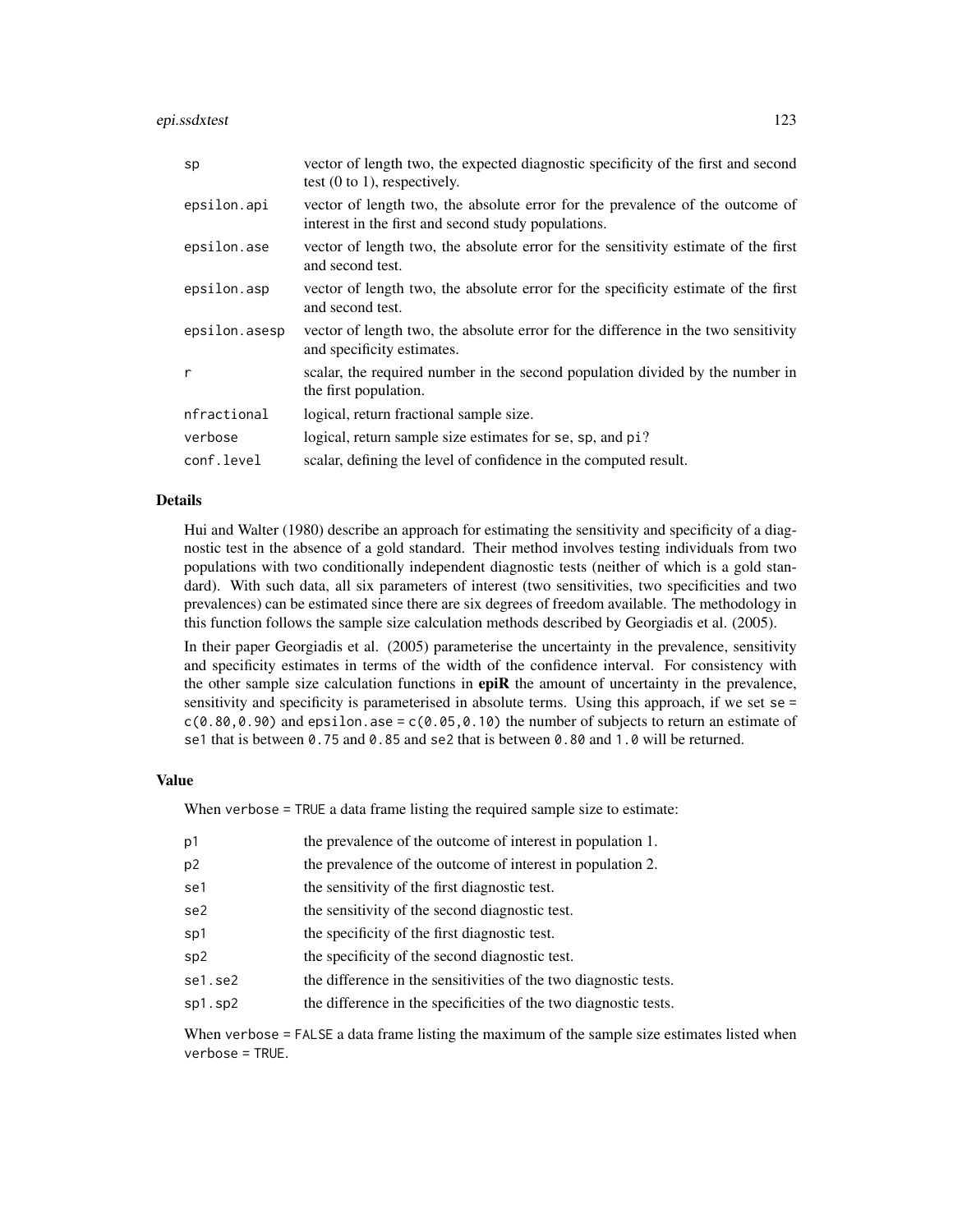| | |
|---|---|
| sp | vector of length two, the expected diagnostic specificity of the first and second test (0 to 1), respectively. |
| epsilon.api | vector of length two, the absolute error for the prevalence of the outcome of interest in the first and second study populations. |
| epsilon.ase | vector of length two, the absolute error for the sensitivity estimate of the first and second test. |
| epsilon.asp | vector of length two, the absolute error for the specificity estimate of the first and second test. |
| epsilon.asesp | vector of length two, the absolute error for the difference in the two sensitivity and specificity estimates. |
| r | scalar, the required number in the second population divided by the number in the first population. |
| nfractional | logical, return fractional sample size. |
| verbose | logical, return sample size estimates for `se`, `sp`, and `pi`? |
| conf.level | scalar, defining the level of confidence in the computed result. |

## Details

Hui and Walter (1980) describe an approach for estimating the sensitivity and specificity of a diagnostic test in the absence of a gold standard. Their method involves testing individuals from two populations with two conditionally independent diagnostic tests (neither of which is a gold standard). With such data, all six parameters of interest (two sensitivities, two specificities and two prevalences) can be estimated since there are six degrees of freedom available. The methodology in this function follows the sample size calculation methods described by Georgiadis et al. (2005).

In their paper Georgiadis et al. (2005) parameterise the uncertainty in the prevalence, sensitivity and specificity estimates in terms of the width of the confidence interval. For consistency with the other sample size calculation functions in **epiR** the amount of uncertainty in the prevalence, sensitivity and specificity is parameterised in absolute terms. Using this approach, if we set `se = c(0.80,0.90)` and `epsilon.ase = c(0.05,0.10)` the number of subjects to return an estimate of `se1` that is between `0.75` and `0.85` and `se2` that is between `0.80` and `1.0` will be returned.

## Value

When `verbose = TRUE` a data frame listing the required sample size to estimate:

| | |
|---|---|
| p1 | the prevalence of the outcome of interest in population 1. |
| p2 | the prevalence of the outcome of interest in population 2. |
| se1 | the sensitivity of the first diagnostic test. |
| se2 | the sensitivity of the second diagnostic test. |
| sp1 | the specificity of the first diagnostic test. |
| sp2 | the specificity of the second diagnostic test. |
| se1.se2 | the difference in the sensitivities of the two diagnostic tests. |
| sp1.sp2 | the difference in the specificities of the two diagnostic tests. |

When `verbose = FALSE` a data frame listing the maximum of the sample size estimates listed when `verbose = TRUE`.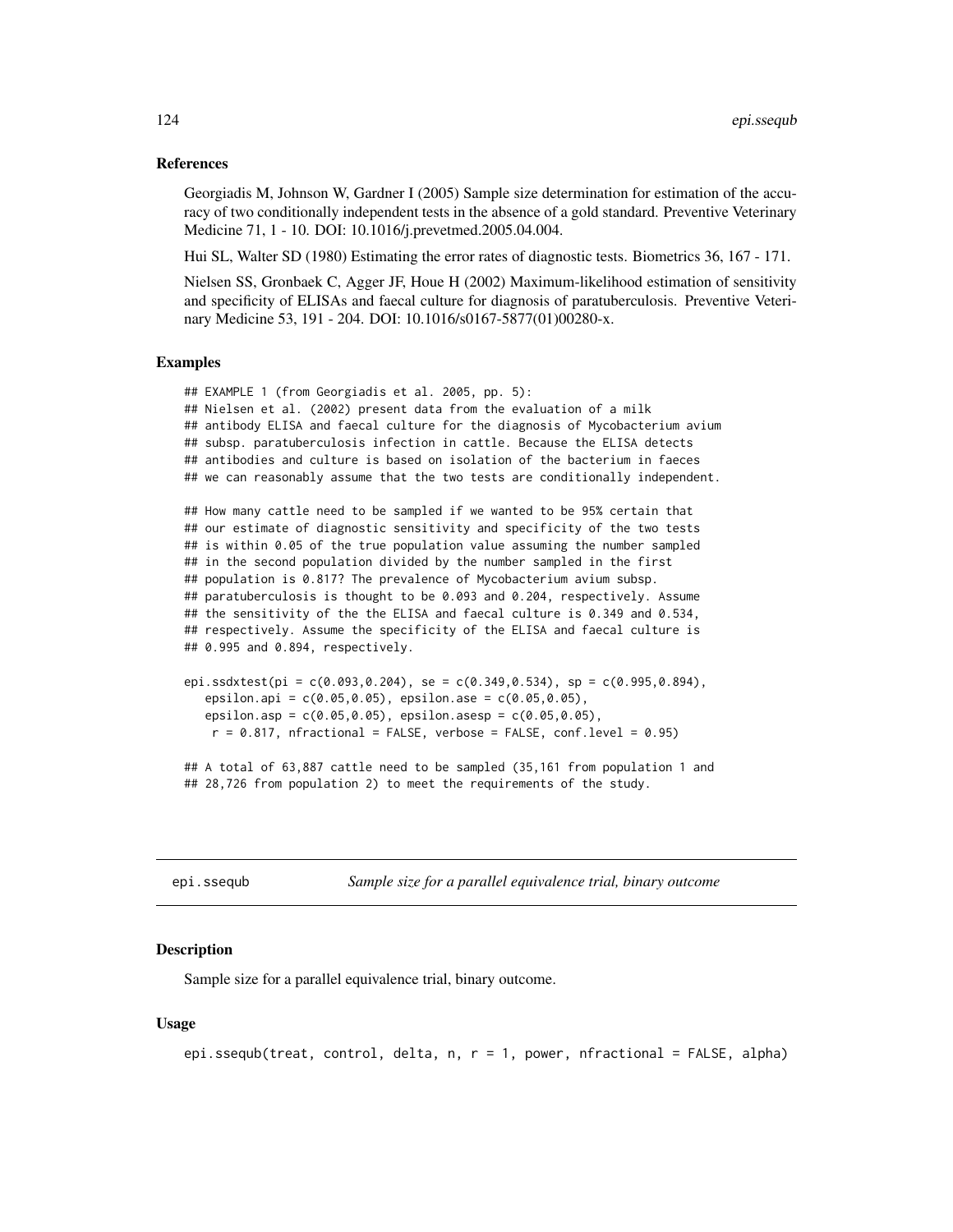### References

Georgiadis M, Johnson W, Gardner I (2005) Sample size determination for estimation of the accuracy of two conditionally independent tests in the absence of a gold standard. Preventive Veterinary Medicine 71, 1 - 10. DOI: 10.1016/j.prevetmed.2005.04.004.

Hui SL, Walter SD (1980) Estimating the error rates of diagnostic tests. Biometrics 36, 167 - 171.

Nielsen SS, Gronbaek C, Agger JF, Houe H (2002) Maximum-likelihood estimation of sensitivity and specificity of ELISAs and faecal culture for diagnosis of paratuberculosis. Preventive Veterinary Medicine 53, 191 - 204. DOI: 10.1016/s0167-5877(01)00280-x.

### Examples

```
## EXAMPLE 1 (from Georgiadis et al. 2005, pp. 5):
## Nielsen et al. (2002) present data from the evaluation of a milk
## antibody ELISA and faecal culture for the diagnosis of Mycobacterium avium
## subsp. paratuberculosis infection in cattle. Because the ELISA detects
## antibodies and culture is based on isolation of the bacterium in faeces
## we can reasonably assume that the two tests are conditionally independent.

## How many cattle need to be sampled if we wanted to be 95% certain that
## our estimate of diagnostic sensitivity and specificity of the two tests
## is within 0.05 of the true population value assuming the number sampled
## in the second population divided by the number sampled in the first
## population is 0.817? The prevalence of Mycobacterium avium subsp.
## paratuberculosis is thought to be 0.093 and 0.204, respectively. Assume
## the sensitivity of the the ELISA and faecal culture is 0.349 and 0.534,
## respectively. Assume the specificity of the ELISA and faecal culture is
## 0.995 and 0.894, respectively.

epi.ssdxtest(pi = c(0.093,0.204), se = c(0.349,0.534), sp = c(0.995,0.894),
   epsilon.api = c(0.05,0.05), epsilon.ase = c(0.05,0.05),
   epsilon.asp = c(0.05,0.05), epsilon.asesp = c(0.05,0.05),
    r = 0.817, nfractional = FALSE, verbose = FALSE, conf.level = 0.95)

## A total of 63,887 cattle need to be sampled (35,161 from population 1 and
## 28,726 from population 2) to meet the requirements of the study.
```

---

## epi.ssequb — *Sample size for a parallel equivalence trial, binary outcome*

### Description

Sample size for a parallel equivalence trial, binary outcome.

### Usage

```
epi.ssequb(treat, control, delta, n, r = 1, power, nfractional = FALSE, alpha)
```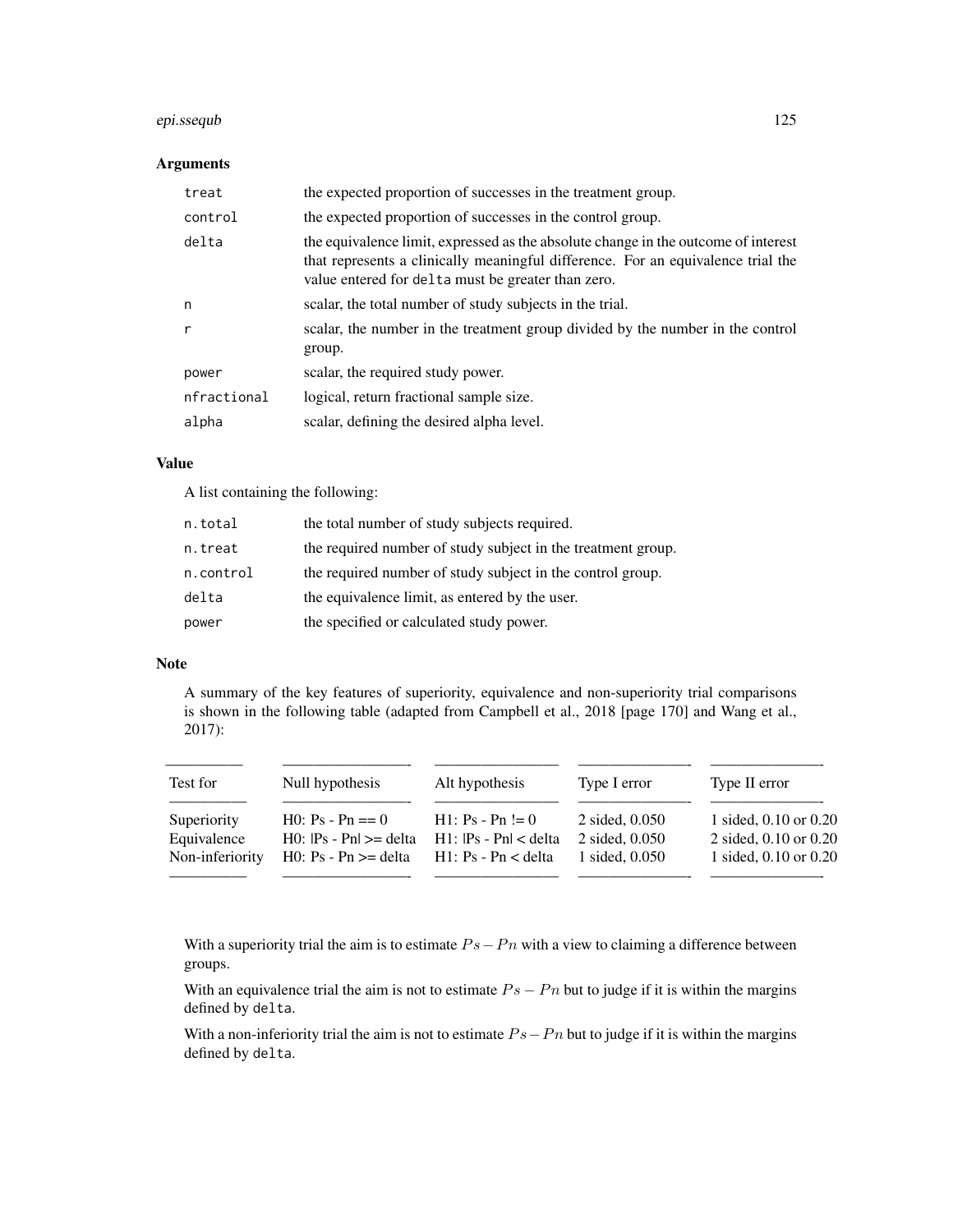## Arguments

| | |
|---|---|
| `treat` | the expected proportion of successes in the treatment group. |
| `control` | the expected proportion of successes in the control group. |
| `delta` | the equivalence limit, expressed as the absolute change in the outcome of interest that represents a clinically meaningful difference. For an equivalence trial the value entered for `delta` must be greater than zero. |
| `n` | scalar, the total number of study subjects in the trial. |
| `r` | scalar, the number in the treatment group divided by the number in the control group. |
| `power` | scalar, the required study power. |
| `nfractional` | logical, return fractional sample size. |
| `alpha` | scalar, defining the desired alpha level. |

## Value

A list containing the following:

| | |
|---|---|
| `n.total` | the total number of study subjects required. |
| `n.treat` | the required number of study subject in the treatment group. |
| `n.control` | the required number of study subject in the control group. |
| `delta` | the equivalence limit, as entered by the user. |
| `power` | the specified or calculated study power. |

## Note

A summary of the key features of superiority, equivalence and non-superiority trial comparisons is shown in the following table (adapted from Campbell et al., 2018 [page 170] and Wang et al., 2017):

| Test for | Null hypothesis | Alt hypothesis | Type I error | Type II error |
|---|---|---|---|---|
| Superiority | H0: Ps - Pn == 0 | H1: Ps - Pn != 0 | 2 sided, 0.050 | 1 sided, 0.10 or 0.20 |
| Equivalence | H0: \|Ps - Pn\| >= delta | H1: \|Ps - Pn\| < delta | 2 sided, 0.050 | 2 sided, 0.10 or 0.20 |
| Non-inferiority | H0: Ps - Pn >= delta | H1: Ps - Pn < delta | 1 sided, 0.050 | 1 sided, 0.10 or 0.20 |

With a superiority trial the aim is to estimate $Ps - Pn$ with a view to claiming a difference between groups.

With an equivalence trial the aim is not to estimate $Ps - Pn$ but to judge if it is within the margins defined by `delta`.

With a non-inferiority trial the aim is not to estimate $Ps - Pn$ but to judge if it is within the margins defined by `delta`.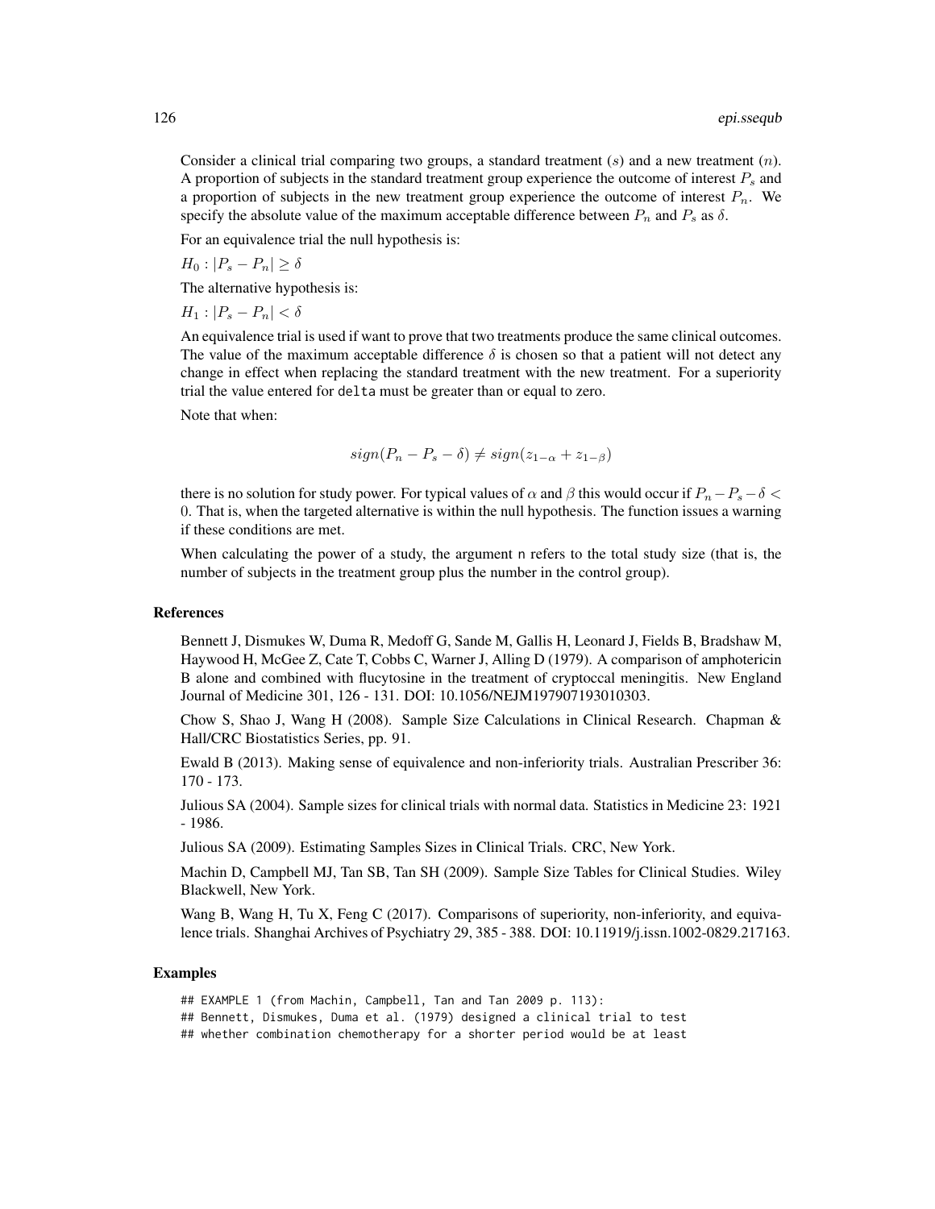Consider a clinical trial comparing two groups, a standard treatment ($s$) and a new treatment ($n$). A proportion of subjects in the standard treatment group experience the outcome of interest $P_s$ and a proportion of subjects in the new treatment group experience the outcome of interest $P_n$. We specify the absolute value of the maximum acceptable difference between $P_n$ and $P_s$ as $\delta$.

For an equivalence trial the null hypothesis is:

$H_0 : |P_s - P_n| \geq \delta$

The alternative hypothesis is:

$H_1 : |P_s - P_n| < \delta$

An equivalence trial is used if want to prove that two treatments produce the same clinical outcomes. The value of the maximum acceptable difference $\delta$ is chosen so that a patient will not detect any change in effect when replacing the standard treatment with the new treatment. For a superiority trial the value entered for `delta` must be greater than or equal to zero.

Note that when:

$$sign(P_n - P_s - \delta) \neq sign(z_{1-\alpha} + z_{1-\beta})$$

there is no solution for study power. For typical values of $\alpha$ and $\beta$ this would occur if $P_n - P_s - \delta < 0$. That is, when the targeted alternative is within the null hypothesis. The function issues a warning if these conditions are met.

When calculating the power of a study, the argument `n` refers to the total study size (that is, the number of subjects in the treatment group plus the number in the control group).

### References

Bennett J, Dismukes W, Duma R, Medoff G, Sande M, Gallis H, Leonard J, Fields B, Bradshaw M, Haywood H, McGee Z, Cate T, Cobbs C, Warner J, Alling D (1979). A comparison of amphotericin B alone and combined with flucytosine in the treatment of cryptoccal meningitis. New England Journal of Medicine 301, 126 - 131. DOI: 10.1056/NEJM197907193010303.

Chow S, Shao J, Wang H (2008). Sample Size Calculations in Clinical Research. Chapman & Hall/CRC Biostatistics Series, pp. 91.

Ewald B (2013). Making sense of equivalence and non-inferiority trials. Australian Prescriber 36: 170 - 173.

Julious SA (2004). Sample sizes for clinical trials with normal data. Statistics in Medicine 23: 1921 - 1986.

Julious SA (2009). Estimating Samples Sizes in Clinical Trials. CRC, New York.

Machin D, Campbell MJ, Tan SB, Tan SH (2009). Sample Size Tables for Clinical Studies. Wiley Blackwell, New York.

Wang B, Wang H, Tu X, Feng C (2017). Comparisons of superiority, non-inferiority, and equivalence trials. Shanghai Archives of Psychiatry 29, 385 - 388. DOI: 10.11919/j.issn.1002-0829.217163.

### Examples

```
## EXAMPLE 1 (from Machin, Campbell, Tan and Tan 2009 p. 113):
## Bennett, Dismukes, Duma et al. (1979) designed a clinical trial to test
## whether combination chemotherapy for a shorter period would be at least
```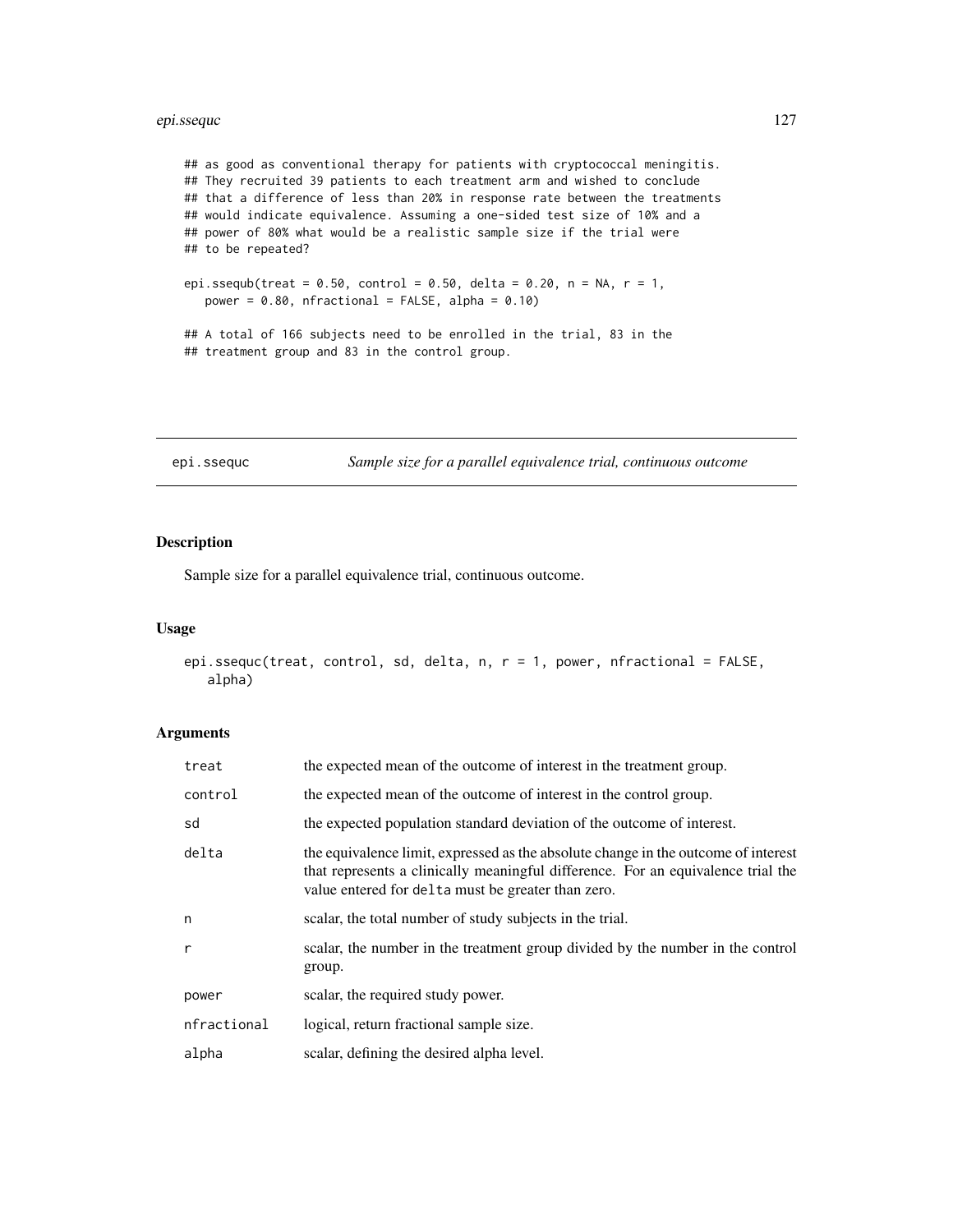```
## as good as conventional therapy for patients with cryptococcal meningitis.
## They recruited 39 patients to each treatment arm and wished to conclude
## that a difference of less than 20% in response rate between the treatments
## would indicate equivalence. Assuming a one-sided test size of 10% and a
## power of 80% what would be a realistic sample size if the trial were
## to be repeated?

epi.ssequb(treat = 0.50, control = 0.50, delta = 0.20, n = NA, r = 1,
   power = 0.80, nfractional = FALSE, alpha = 0.10)

## A total of 166 subjects need to be enrolled in the trial, 83 in the
## treatment group and 83 in the control group.
```

---

## epi.ssequc — *Sample size for a parallel equivalence trial, continuous outcome*

### Description

Sample size for a parallel equivalence trial, continuous outcome.

### Usage

```
epi.ssequc(treat, control, sd, delta, n, r = 1, power, nfractional = FALSE,
   alpha)
```

### Arguments

| Argument | Description |
|---|---|
| treat | the expected mean of the outcome of interest in the treatment group. |
| control | the expected mean of the outcome of interest in the control group. |
| sd | the expected population standard deviation of the outcome of interest. |
| delta | the equivalence limit, expressed as the absolute change in the outcome of interest that represents a clinically meaningful difference. For an equivalence trial the value entered for delta must be greater than zero. |
| n | scalar, the total number of study subjects in the trial. |
| r | scalar, the number in the treatment group divided by the number in the control group. |
| power | scalar, the required study power. |
| nfractional | logical, return fractional sample size. |
| alpha | scalar, defining the desired alpha level. |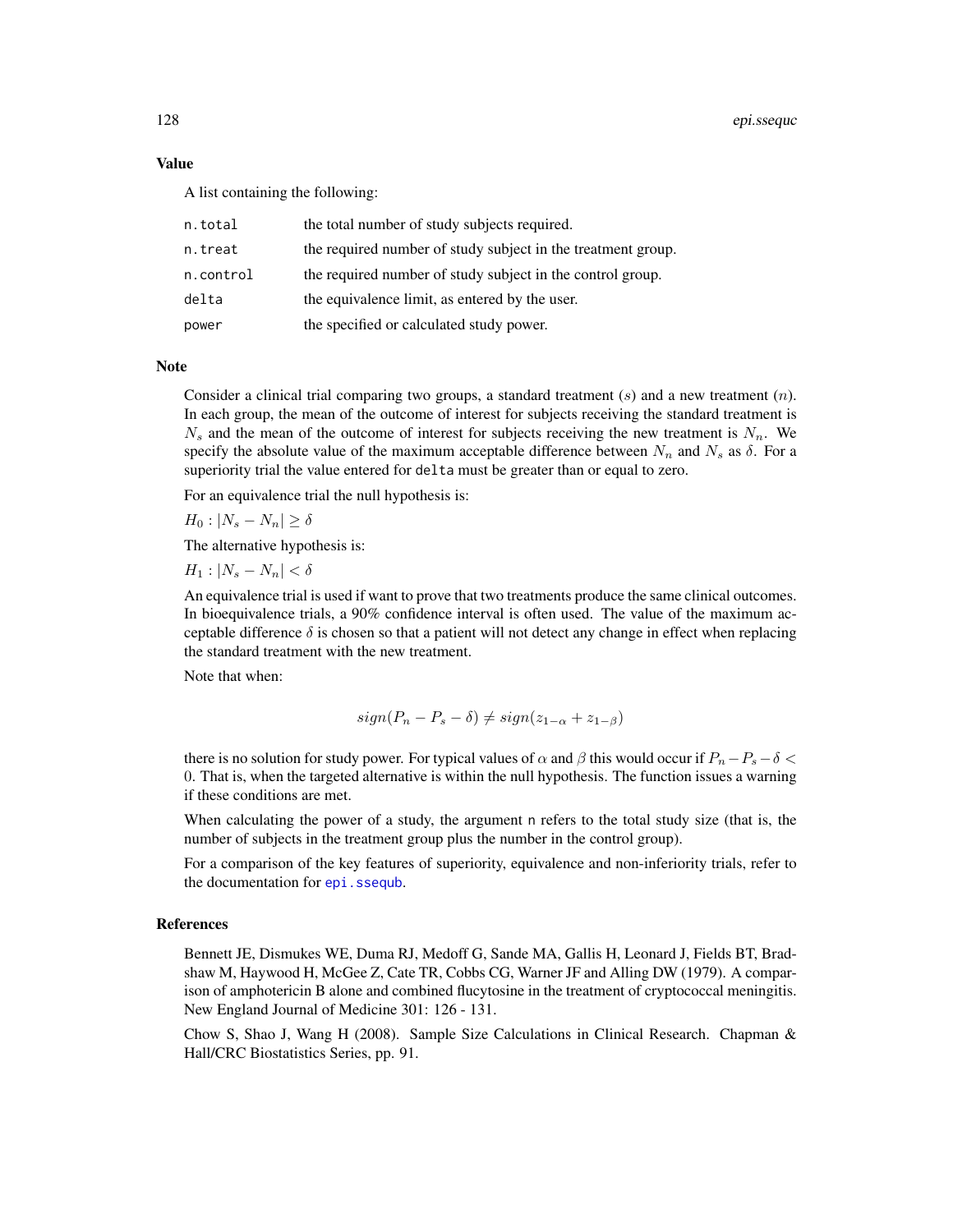## Value

A list containing the following:

| | |
|---|---|
| `n.total` | the total number of study subjects required. |
| `n.treat` | the required number of study subject in the treatment group. |
| `n.control` | the required number of study subject in the control group. |
| `delta` | the equivalence limit, as entered by the user. |
| `power` | the specified or calculated study power. |

## Note

Consider a clinical trial comparing two groups, a standard treatment ($s$) and a new treatment ($n$). In each group, the mean of the outcome of interest for subjects receiving the standard treatment is $N_s$ and the mean of the outcome of interest for subjects receiving the new treatment is $N_n$. We specify the absolute value of the maximum acceptable difference between $N_n$ and $N_s$ as $\delta$. For a superiority trial the value entered for `delta` must be greater than or equal to zero.

For an equivalence trial the null hypothesis is:

$H_0 : |N_s - N_n| \geq \delta$

The alternative hypothesis is:

$H_1 : |N_s - N_n| < \delta$

An equivalence trial is used if want to prove that two treatments produce the same clinical outcomes. In bioequivalence trials, a 90% confidence interval is often used. The value of the maximum acceptable difference $\delta$ is chosen so that a patient will not detect any change in effect when replacing the standard treatment with the new treatment.

Note that when:

$$sign(P_n - P_s - \delta) \neq sign(z_{1-\alpha} + z_{1-\beta})$$

there is no solution for study power. For typical values of $\alpha$ and $\beta$ this would occur if $P_n - P_s - \delta < 0$. That is, when the targeted alternative is within the null hypothesis. The function issues a warning if these conditions are met.

When calculating the power of a study, the argument `n` refers to the total study size (that is, the number of subjects in the treatment group plus the number in the control group).

For a comparison of the key features of superiority, equivalence and non-inferiority trials, refer to the documentation for `epi.ssequb`.

## References

Bennett JE, Dismukes WE, Duma RJ, Medoff G, Sande MA, Gallis H, Leonard J, Fields BT, Bradshaw M, Haywood H, McGee Z, Cate TR, Cobbs CG, Warner JF and Alling DW (1979). A comparison of amphotericin B alone and combined flucytosine in the treatment of cryptococcal meningitis. New England Journal of Medicine 301: 126 - 131.

Chow S, Shao J, Wang H (2008). Sample Size Calculations in Clinical Research. Chapman & Hall/CRC Biostatistics Series, pp. 91.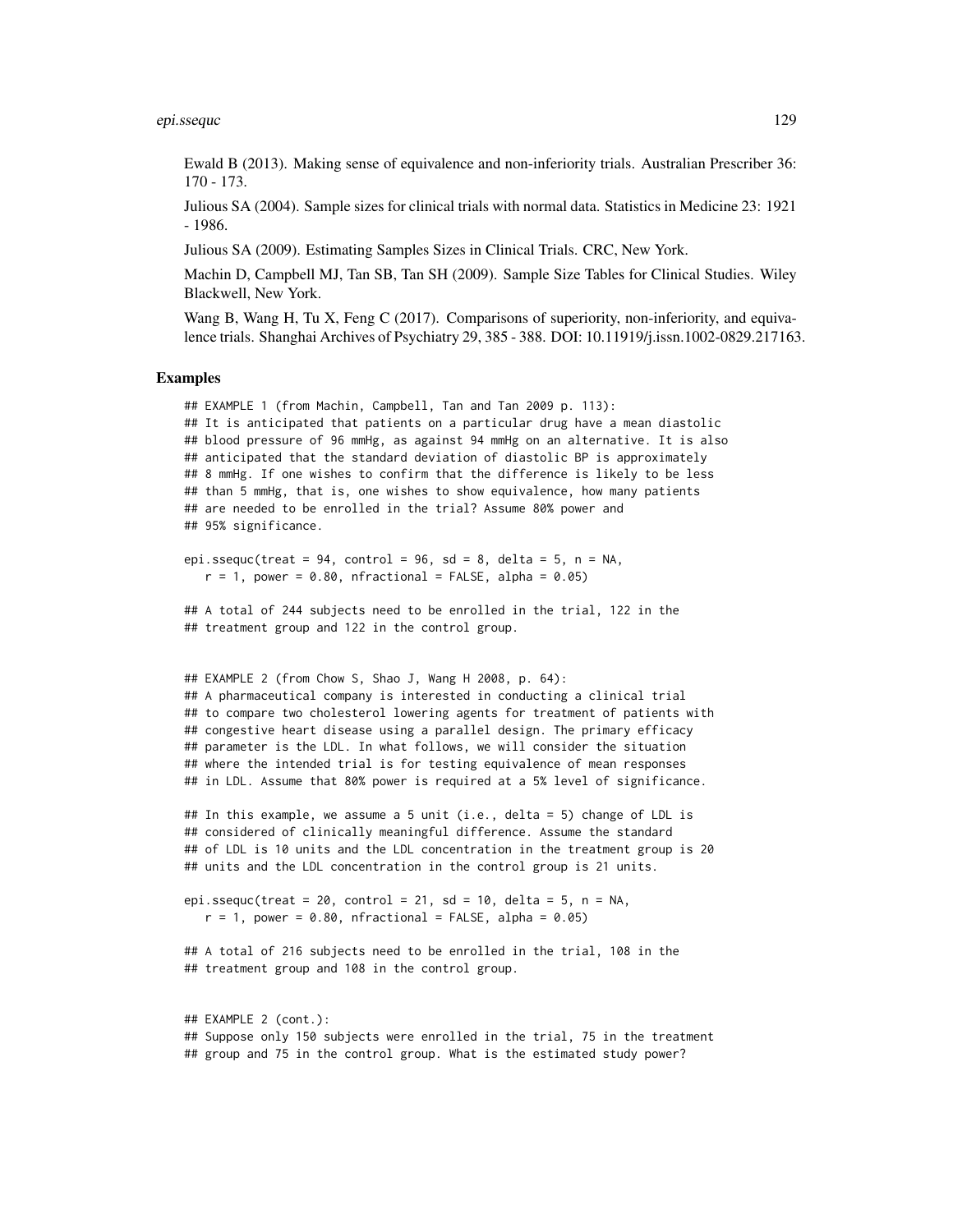Ewald B (2013). Making sense of equivalence and non-inferiority trials. Australian Prescriber 36: 170 - 173.

Julious SA (2004). Sample sizes for clinical trials with normal data. Statistics in Medicine 23: 1921 - 1986.

Julious SA (2009). Estimating Samples Sizes in Clinical Trials. CRC, New York.

Machin D, Campbell MJ, Tan SB, Tan SH (2009). Sample Size Tables for Clinical Studies. Wiley Blackwell, New York.

Wang B, Wang H, Tu X, Feng C (2017). Comparisons of superiority, non-inferiority, and equivalence trials. Shanghai Archives of Psychiatry 29, 385 - 388. DOI: 10.11919/j.issn.1002-0829.217163.

## Examples

```
## EXAMPLE 1 (from Machin, Campbell, Tan and Tan 2009 p. 113):
## It is anticipated that patients on a particular drug have a mean diastolic
## blood pressure of 96 mmHg, as against 94 mmHg on an alternative. It is also
## anticipated that the standard deviation of diastolic BP is approximately
## 8 mmHg. If one wishes to confirm that the difference is likely to be less
## than 5 mmHg, that is, one wishes to show equivalence, how many patients
## are needed to be enrolled in the trial? Assume 80% power and
## 95% significance.

epi.ssequc(treat = 94, control = 96, sd = 8, delta = 5, n = NA,
   r = 1, power = 0.80, nfractional = FALSE, alpha = 0.05)

## A total of 244 subjects need to be enrolled in the trial, 122 in the
## treatment group and 122 in the control group.


## EXAMPLE 2 (from Chow S, Shao J, Wang H 2008, p. 64):
## A pharmaceutical company is interested in conducting a clinical trial
## to compare two cholesterol lowering agents for treatment of patients with
## congestive heart disease using a parallel design. The primary efficacy
## parameter is the LDL. In what follows, we will consider the situation
## where the intended trial is for testing equivalence of mean responses
## in LDL. Assume that 80% power is required at a 5% level of significance.

## In this example, we assume a 5 unit (i.e., delta = 5) change of LDL is
## considered of clinically meaningful difference. Assume the standard
## of LDL is 10 units and the LDL concentration in the treatment group is 20
## units and the LDL concentration in the control group is 21 units.

epi.ssequc(treat = 20, control = 21, sd = 10, delta = 5, n = NA,
   r = 1, power = 0.80, nfractional = FALSE, alpha = 0.05)

## A total of 216 subjects need to be enrolled in the trial, 108 in the
## treatment group and 108 in the control group.


## EXAMPLE 2 (cont.):
## Suppose only 150 subjects were enrolled in the trial, 75 in the treatment
## group and 75 in the control group. What is the estimated study power?
```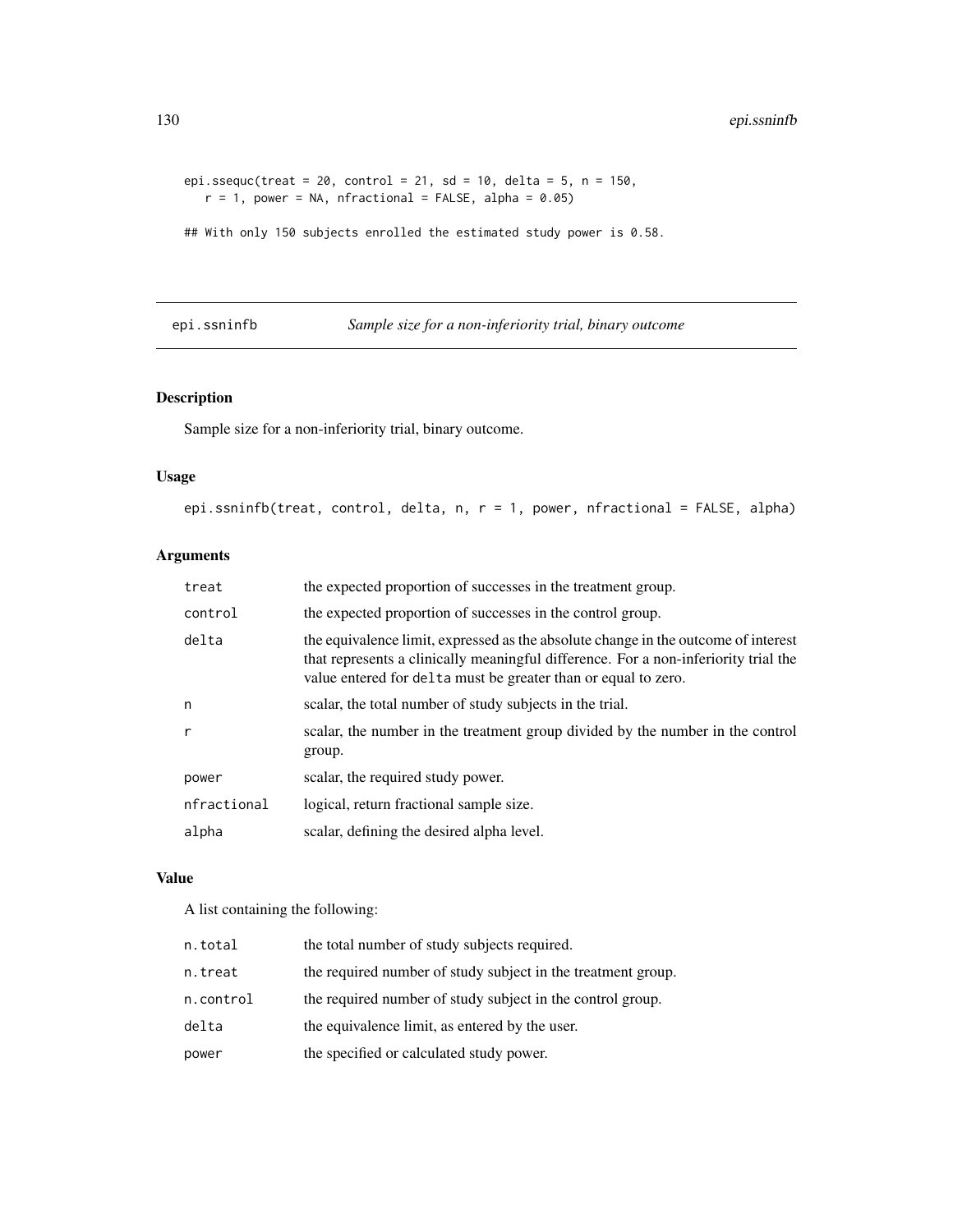```
epi.ssequc(treat = 20, control = 21, sd = 10, delta = 5, n = 150,
   r = 1, power = NA, nfractional = FALSE, alpha = 0.05)

## With only 150 subjects enrolled the estimated study power is 0.58.
```

## epi.ssninfb *Sample size for a non-inferiority trial, binary outcome*

### Description

Sample size for a non-inferiority trial, binary outcome.

### Usage

```
epi.ssninfb(treat, control, delta, n, r = 1, power, nfractional = FALSE, alpha)
```

### Arguments

| | |
|---|---|
| treat | the expected proportion of successes in the treatment group. |
| control | the expected proportion of successes in the control group. |
| delta | the equivalence limit, expressed as the absolute change in the outcome of interest that represents a clinically meaningful difference. For a non-inferiority trial the value entered for delta must be greater than or equal to zero. |
| n | scalar, the total number of study subjects in the trial. |
| r | scalar, the number in the treatment group divided by the number in the control group. |
| power | scalar, the required study power. |
| nfractional | logical, return fractional sample size. |
| alpha | scalar, defining the desired alpha level. |

### Value

A list containing the following:

| | |
|---|---|
| n.total | the total number of study subjects required. |
| n.treat | the required number of study subject in the treatment group. |
| n.control | the required number of study subject in the control group. |
| delta | the equivalence limit, as entered by the user. |
| power | the specified or calculated study power. |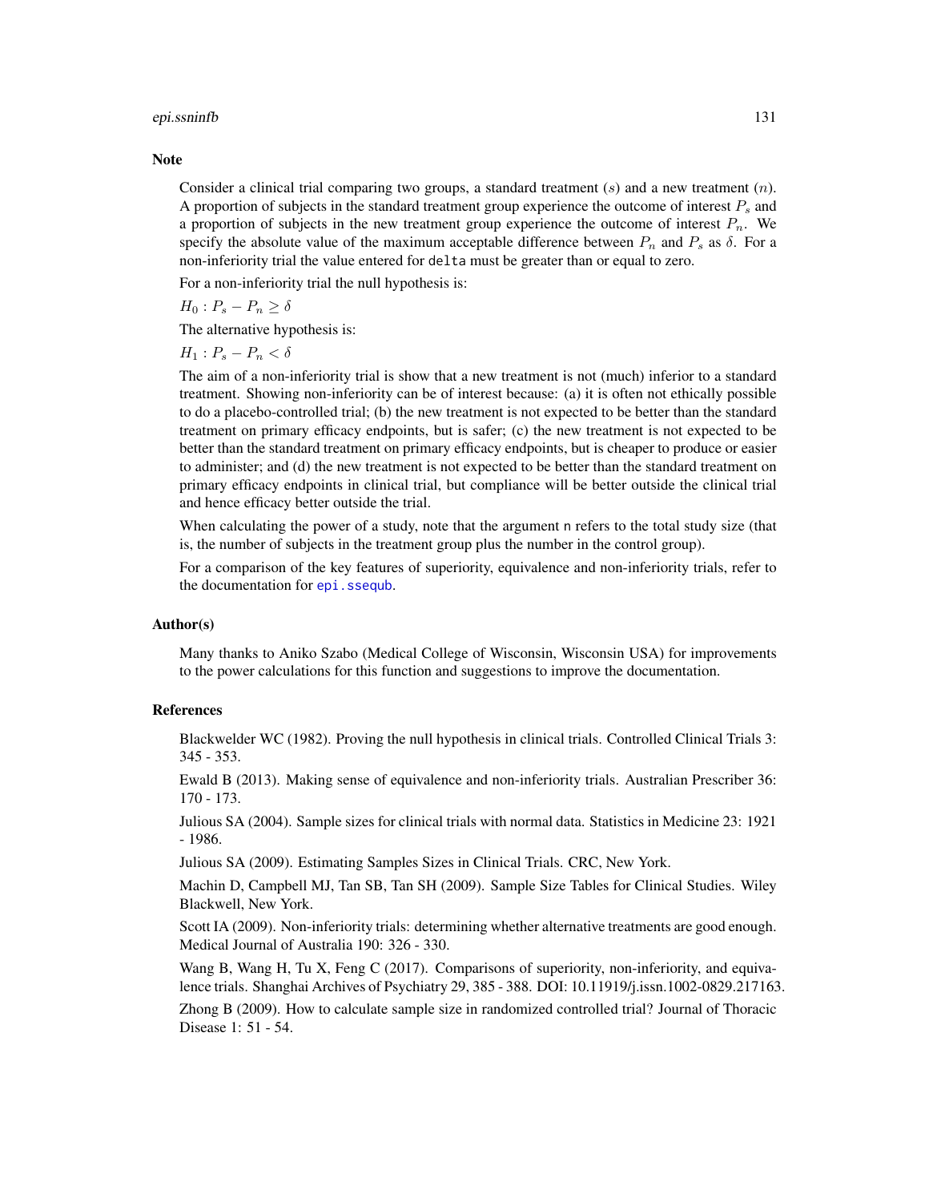## Note

Consider a clinical trial comparing two groups, a standard treatment ($s$) and a new treatment ($n$). A proportion of subjects in the standard treatment group experience the outcome of interest $P_s$ and a proportion of subjects in the new treatment group experience the outcome of interest $P_n$. We specify the absolute value of the maximum acceptable difference between $P_n$ and $P_s$ as $\delta$. For a non-inferiority trial the value entered for `delta` must be greater than or equal to zero.

For a non-inferiority trial the null hypothesis is:

$H_0 : P_s - P_n \geq \delta$

The alternative hypothesis is:

$H_1 : P_s - P_n < \delta$

The aim of a non-inferiority trial is show that a new treatment is not (much) inferior to a standard treatment. Showing non-inferiority can be of interest because: (a) it is often not ethically possible to do a placebo-controlled trial; (b) the new treatment is not expected to be better than the standard treatment on primary efficacy endpoints, but is safer; (c) the new treatment is not expected to be better than the standard treatment on primary efficacy endpoints, but is cheaper to produce or easier to administer; and (d) the new treatment is not expected to be better than the standard treatment on primary efficacy endpoints in clinical trial, but compliance will be better outside the clinical trial and hence efficacy better outside the trial.

When calculating the power of a study, note that the argument `n` refers to the total study size (that is, the number of subjects in the treatment group plus the number in the control group).

For a comparison of the key features of superiority, equivalence and non-inferiority trials, refer to the documentation for `epi.ssequb`.

## Author(s)

Many thanks to Aniko Szabo (Medical College of Wisconsin, Wisconsin USA) for improvements to the power calculations for this function and suggestions to improve the documentation.

## References

Blackwelder WC (1982). Proving the null hypothesis in clinical trials. Controlled Clinical Trials 3: 345 - 353.

Ewald B (2013). Making sense of equivalence and non-inferiority trials. Australian Prescriber 36: 170 - 173.

Julious SA (2004). Sample sizes for clinical trials with normal data. Statistics in Medicine 23: 1921 - 1986.

Julious SA (2009). Estimating Samples Sizes in Clinical Trials. CRC, New York.

Machin D, Campbell MJ, Tan SB, Tan SH (2009). Sample Size Tables for Clinical Studies. Wiley Blackwell, New York.

Scott IA (2009). Non-inferiority trials: determining whether alternative treatments are good enough. Medical Journal of Australia 190: 326 - 330.

Wang B, Wang H, Tu X, Feng C (2017). Comparisons of superiority, non-inferiority, and equivalence trials. Shanghai Archives of Psychiatry 29, 385 - 388. DOI: 10.11919/j.issn.1002-0829.217163.

Zhong B (2009). How to calculate sample size in randomized controlled trial? Journal of Thoracic Disease 1: 51 - 54.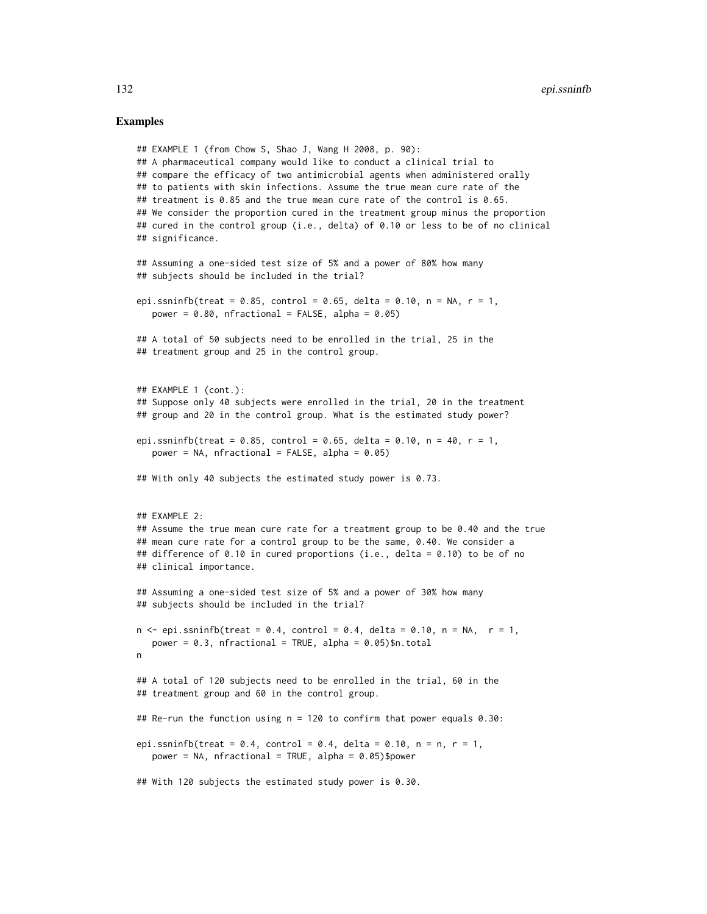## Examples

```
## EXAMPLE 1 (from Chow S, Shao J, Wang H 2008, p. 90):
## A pharmaceutical company would like to conduct a clinical trial to
## compare the efficacy of two antimicrobial agents when administered orally
## to patients with skin infections. Assume the true mean cure rate of the
## treatment is 0.85 and the true mean cure rate of the control is 0.65.
## We consider the proportion cured in the treatment group minus the proportion
## cured in the control group (i.e., delta) of 0.10 or less to be of no clinical
## significance.

## Assuming a one-sided test size of 5% and a power of 80% how many
## subjects should be included in the trial?

epi.ssninfb(treat = 0.85, control = 0.65, delta = 0.10, n = NA, r = 1,
   power = 0.80, nfractional = FALSE, alpha = 0.05)

## A total of 50 subjects need to be enrolled in the trial, 25 in the
## treatment group and 25 in the control group.


## EXAMPLE 1 (cont.):
## Suppose only 40 subjects were enrolled in the trial, 20 in the treatment
## group and 20 in the control group. What is the estimated study power?

epi.ssninfb(treat = 0.85, control = 0.65, delta = 0.10, n = 40, r = 1,
   power = NA, nfractional = FALSE, alpha = 0.05)

## With only 40 subjects the estimated study power is 0.73.


## EXAMPLE 2:
## Assume the true mean cure rate for a treatment group to be 0.40 and the true
## mean cure rate for a control group to be the same, 0.40. We consider a
## difference of 0.10 in cured proportions (i.e., delta = 0.10) to be of no
## clinical importance.

## Assuming a one-sided test size of 5% and a power of 30% how many
## subjects should be included in the trial?

n <- epi.ssninfb(treat = 0.4, control = 0.4, delta = 0.10, n = NA,  r = 1,
   power = 0.3, nfractional = TRUE, alpha = 0.05)$n.total
n

## A total of 120 subjects need to be enrolled in the trial, 60 in the
## treatment group and 60 in the control group.

## Re-run the function using n = 120 to confirm that power equals 0.30:

epi.ssninfb(treat = 0.4, control = 0.4, delta = 0.10, n = n, r = 1,
   power = NA, nfractional = TRUE, alpha = 0.05)$power

## With 120 subjects the estimated study power is 0.30.
```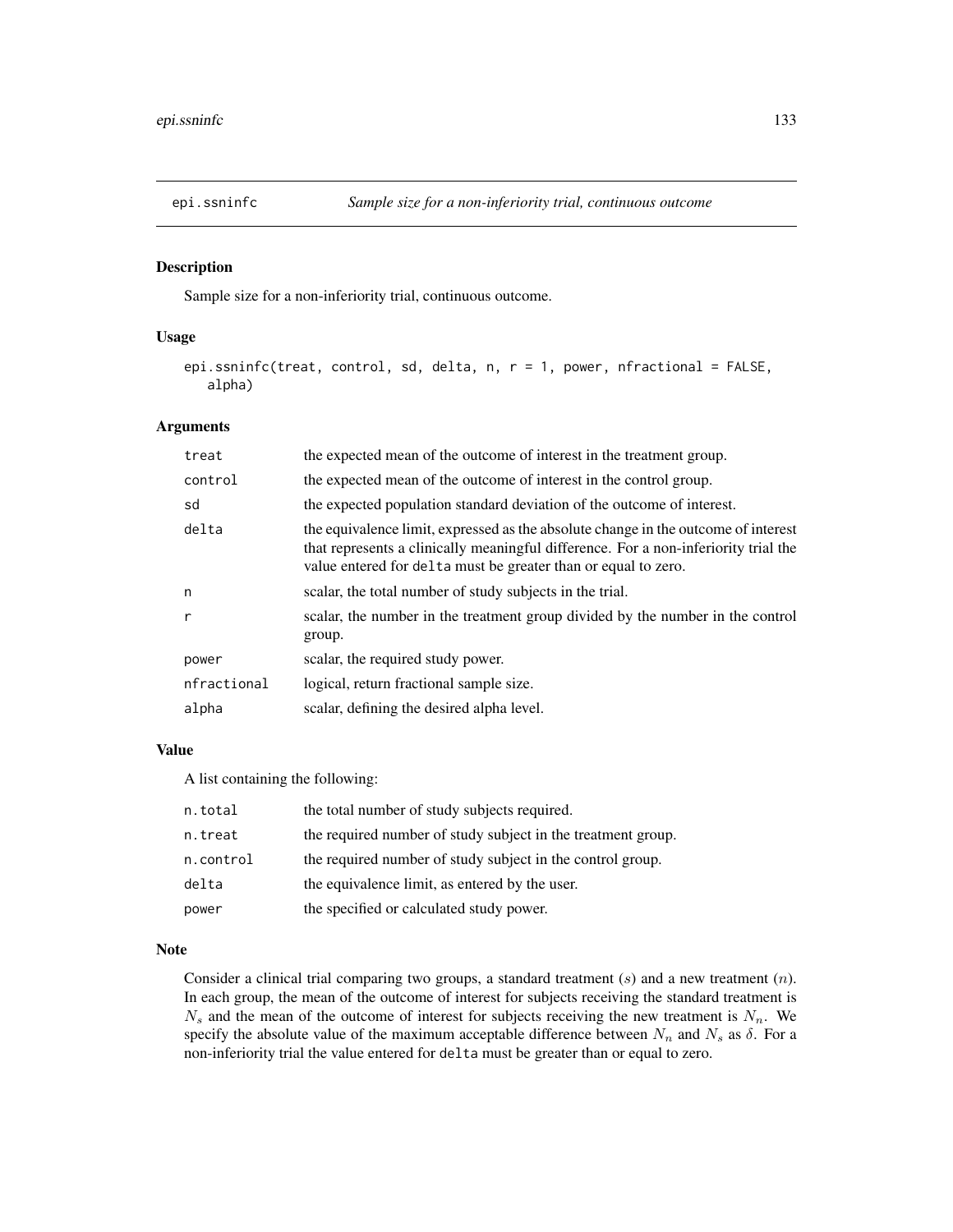# epi.ssninfc *Sample size for a non-inferiority trial, continuous outcome*

## Description

Sample size for a non-inferiority trial, continuous outcome.

## Usage

```
epi.ssninfc(treat, control, sd, delta, n, r = 1, power, nfractional = FALSE,
   alpha)
```

## Arguments

| | |
|---|---|
| treat | the expected mean of the outcome of interest in the treatment group. |
| control | the expected mean of the outcome of interest in the control group. |
| sd | the expected population standard deviation of the outcome of interest. |
| delta | the equivalence limit, expressed as the absolute change in the outcome of interest that represents a clinically meaningful difference. For a non-inferiority trial the value entered for delta must be greater than or equal to zero. |
| n | scalar, the total number of study subjects in the trial. |
| r | scalar, the number in the treatment group divided by the number in the control group. |
| power | scalar, the required study power. |
| nfractional | logical, return fractional sample size. |
| alpha | scalar, defining the desired alpha level. |

## Value

A list containing the following:

| | |
|---|---|
| n.total | the total number of study subjects required. |
| n.treat | the required number of study subject in the treatment group. |
| n.control | the required number of study subject in the control group. |
| delta | the equivalence limit, as entered by the user. |
| power | the specified or calculated study power. |

## Note

Consider a clinical trial comparing two groups, a standard treatment ($s$) and a new treatment ($n$). In each group, the mean of the outcome of interest for subjects receiving the standard treatment is $N_s$ and the mean of the outcome of interest for subjects receiving the new treatment is $N_n$. We specify the absolute value of the maximum acceptable difference between $N_n$ and $N_s$ as $\delta$. For a non-inferiority trial the value entered for delta must be greater than or equal to zero.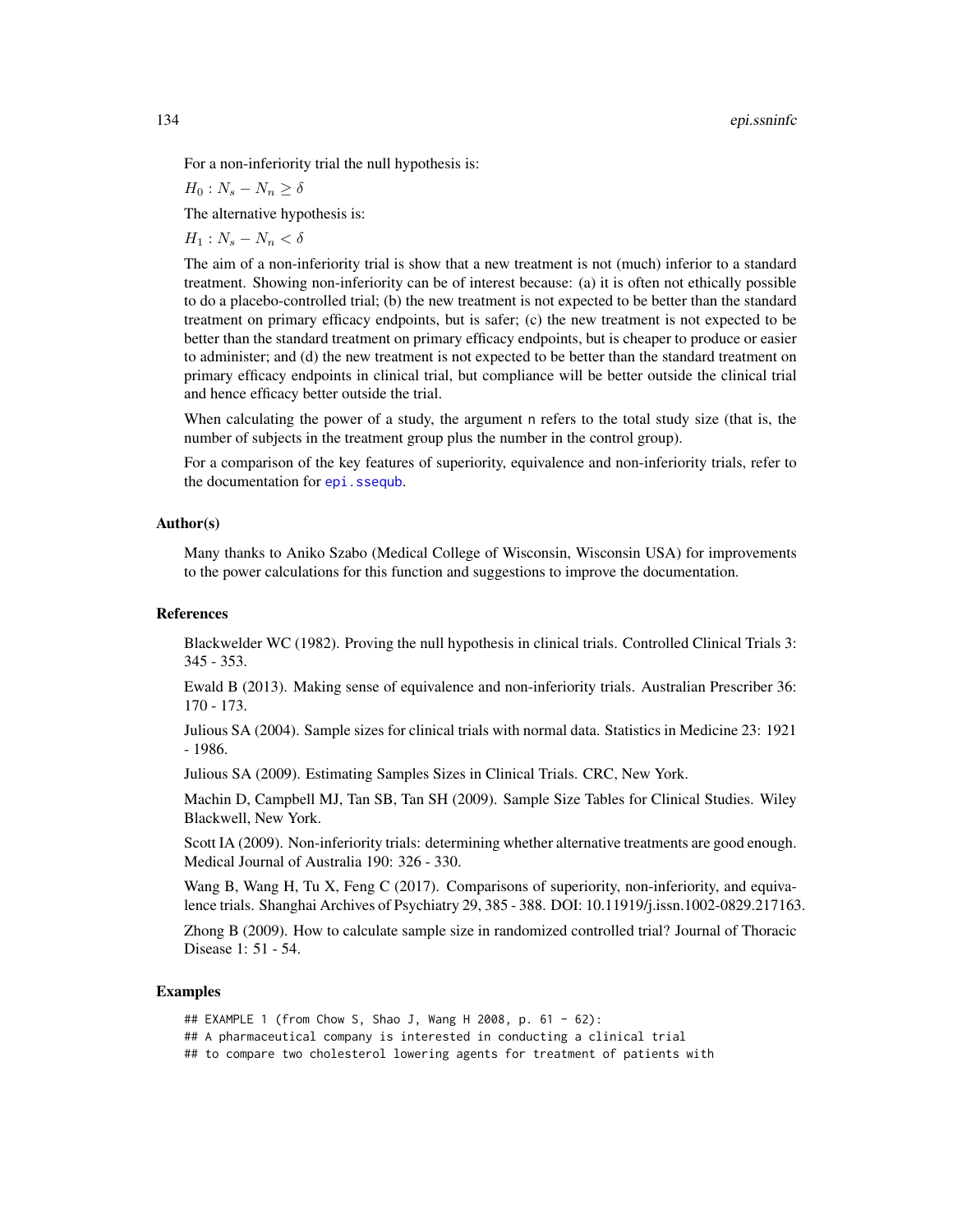For a non-inferiority trial the null hypothesis is:

$H_0 : N_s - N_n \geq \delta$

The alternative hypothesis is:

$H_1 : N_s - N_n < \delta$

The aim of a non-inferiority trial is show that a new treatment is not (much) inferior to a standard treatment. Showing non-inferiority can be of interest because: (a) it is often not ethically possible to do a placebo-controlled trial; (b) the new treatment is not expected to be better than the standard treatment on primary efficacy endpoints, but is safer; (c) the new treatment is not expected to be better than the standard treatment on primary efficacy endpoints, but is cheaper to produce or easier to administer; and (d) the new treatment is not expected to be better than the standard treatment on primary efficacy endpoints in clinical trial, but compliance will be better outside the clinical trial and hence efficacy better outside the trial.

When calculating the power of a study, the argument `n` refers to the total study size (that is, the number of subjects in the treatment group plus the number in the control group).

For a comparison of the key features of superiority, equivalence and non-inferiority trials, refer to the documentation for `epi.ssequb`.

### Author(s)

Many thanks to Aniko Szabo (Medical College of Wisconsin, Wisconsin USA) for improvements to the power calculations for this function and suggestions to improve the documentation.

### References

Blackwelder WC (1982). Proving the null hypothesis in clinical trials. Controlled Clinical Trials 3: 345 - 353.

Ewald B (2013). Making sense of equivalence and non-inferiority trials. Australian Prescriber 36: 170 - 173.

Julious SA (2004). Sample sizes for clinical trials with normal data. Statistics in Medicine 23: 1921 - 1986.

Julious SA (2009). Estimating Samples Sizes in Clinical Trials. CRC, New York.

Machin D, Campbell MJ, Tan SB, Tan SH (2009). Sample Size Tables for Clinical Studies. Wiley Blackwell, New York.

Scott IA (2009). Non-inferiority trials: determining whether alternative treatments are good enough. Medical Journal of Australia 190: 326 - 330.

Wang B, Wang H, Tu X, Feng C (2017). Comparisons of superiority, non-inferiority, and equivalence trials. Shanghai Archives of Psychiatry 29, 385 - 388. DOI: 10.11919/j.issn.1002-0829.217163.

Zhong B (2009). How to calculate sample size in randomized controlled trial? Journal of Thoracic Disease 1: 51 - 54.

### Examples

```
## EXAMPLE 1 (from Chow S, Shao J, Wang H 2008, p. 61 - 62):
## A pharmaceutical company is interested in conducting a clinical trial
## to compare two cholesterol lowering agents for treatment of patients with
```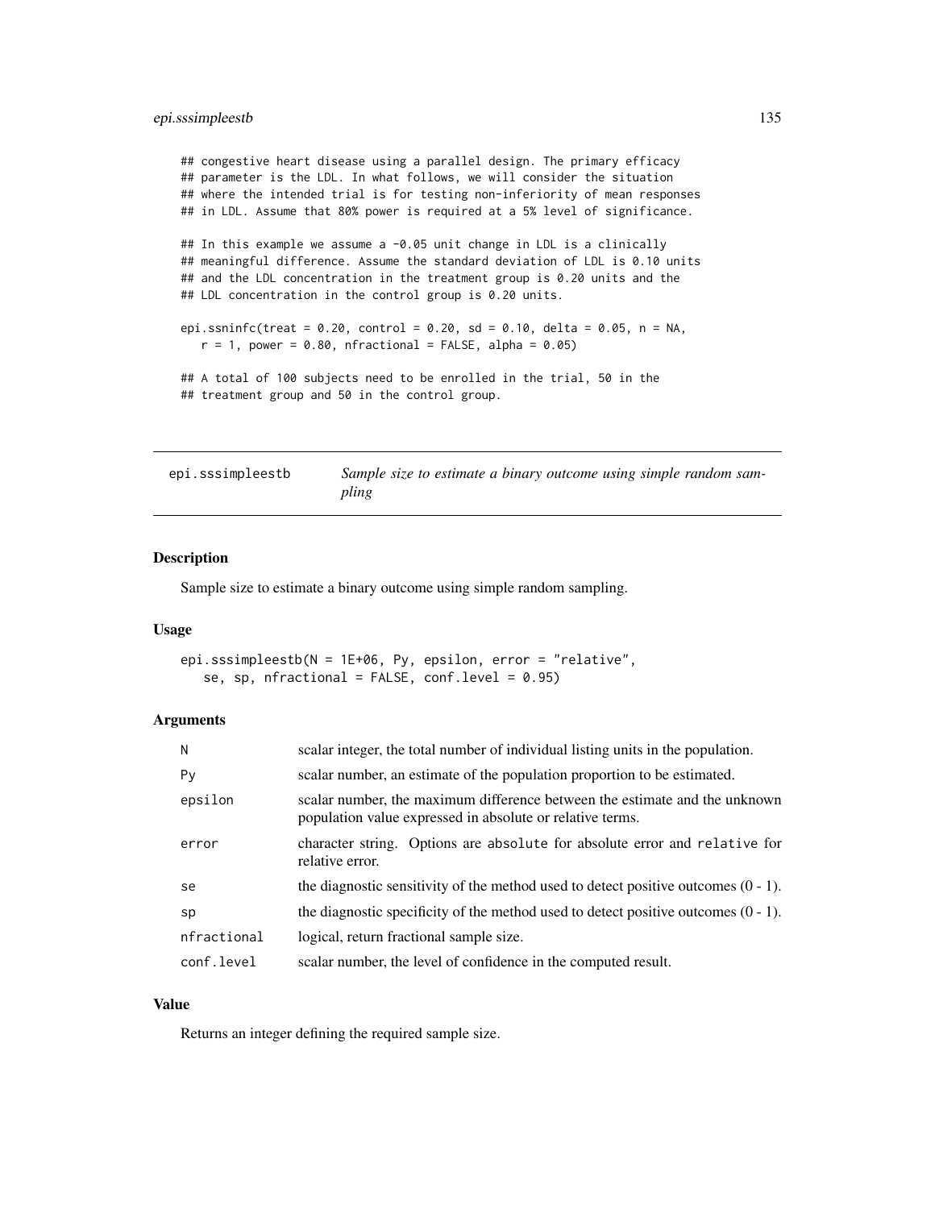```
## congestive heart disease using a parallel design. The primary efficacy
## parameter is the LDL. In what follows, we will consider the situation
## where the intended trial is for testing non-inferiority of mean responses
## in LDL. Assume that 80% power is required at a 5% level of significance.

## In this example we assume a -0.05 unit change in LDL is a clinically
## meaningful difference. Assume the standard deviation of LDL is 0.10 units
## and the LDL concentration in the treatment group is 0.20 units and the
## LDL concentration in the control group is 0.20 units.

epi.ssninfc(treat = 0.20, control = 0.20, sd = 0.10, delta = 0.05, n = NA,
   r = 1, power = 0.80, nfractional = FALSE, alpha = 0.05)

## A total of 100 subjects need to be enrolled in the trial, 50 in the
## treatment group and 50 in the control group.
```

---

## epi.sssimpleestb — *Sample size to estimate a binary outcome using simple random sampling*

---

### Description

Sample size to estimate a binary outcome using simple random sampling.

### Usage

```
epi.sssimpleestb(N = 1E+06, Py, epsilon, error = "relative",
   se, sp, nfractional = FALSE, conf.level = 0.95)
```

### Arguments

| | |
|---|---|
| `N` | scalar integer, the total number of individual listing units in the population. |
| `Py` | scalar number, an estimate of the population proportion to be estimated. |
| `epsilon` | scalar number, the maximum difference between the estimate and the unknown population value expressed in absolute or relative terms. |
| `error` | character string. Options are `absolute` for absolute error and `relative` for relative error. |
| `se` | the diagnostic sensitivity of the method used to detect positive outcomes (0 - 1). |
| `sp` | the diagnostic specificity of the method used to detect positive outcomes (0 - 1). |
| `nfractional` | logical, return fractional sample size. |
| `conf.level` | scalar number, the level of confidence in the computed result. |

### Value

Returns an integer defining the required sample size.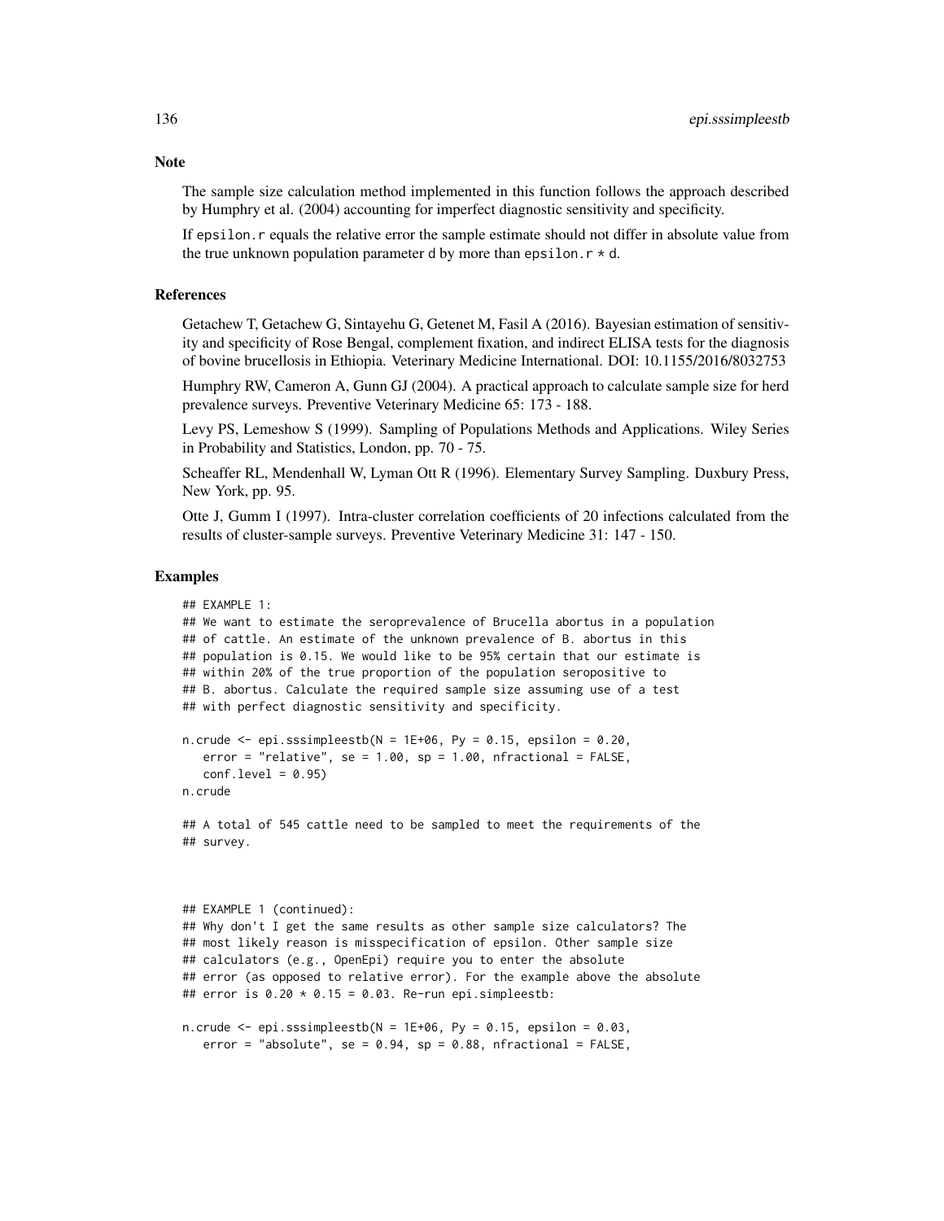## Note

The sample size calculation method implemented in this function follows the approach described by Humphry et al. (2004) accounting for imperfect diagnostic sensitivity and specificity.

If epsilon.r equals the relative error the sample estimate should not differ in absolute value from the true unknown population parameter d by more than epsilon.r * d.

## References

Getachew T, Getachew G, Sintayehu G, Getenet M, Fasil A (2016). Bayesian estimation of sensitivity and specificity of Rose Bengal, complement fixation, and indirect ELISA tests for the diagnosis of bovine brucellosis in Ethiopia. Veterinary Medicine International. DOI: 10.1155/2016/8032753

Humphry RW, Cameron A, Gunn GJ (2004). A practical approach to calculate sample size for herd prevalence surveys. Preventive Veterinary Medicine 65: 173 - 188.

Levy PS, Lemeshow S (1999). Sampling of Populations Methods and Applications. Wiley Series in Probability and Statistics, London, pp. 70 - 75.

Scheaffer RL, Mendenhall W, Lyman Ott R (1996). Elementary Survey Sampling. Duxbury Press, New York, pp. 95.

Otte J, Gumm I (1997). Intra-cluster correlation coefficients of 20 infections calculated from the results of cluster-sample surveys. Preventive Veterinary Medicine 31: 147 - 150.

## Examples

```
## EXAMPLE 1:
## We want to estimate the seroprevalence of Brucella abortus in a population
## of cattle. An estimate of the unknown prevalence of B. abortus in this
## population is 0.15. We would like to be 95% certain that our estimate is
## within 20% of the true proportion of the population seropositive to
## B. abortus. Calculate the required sample size assuming use of a test
## with perfect diagnostic sensitivity and specificity.

n.crude <- epi.sssimpleestb(N = 1E+06, Py = 0.15, epsilon = 0.20,
   error = "relative", se = 1.00, sp = 1.00, nfractional = FALSE,
   conf.level = 0.95)
n.crude

## A total of 545 cattle need to be sampled to meet the requirements of the
## survey.



## EXAMPLE 1 (continued):
## Why don't I get the same results as other sample size calculators? The
## most likely reason is misspecification of epsilon. Other sample size
## calculators (e.g., OpenEpi) require you to enter the absolute
## error (as opposed to relative error). For the example above the absolute
## error is 0.20 * 0.15 = 0.03. Re-run epi.simpleestb:

n.crude <- epi.sssimpleestb(N = 1E+06, Py = 0.15, epsilon = 0.03,
   error = "absolute", se = 0.94, sp = 0.88, nfractional = FALSE,
```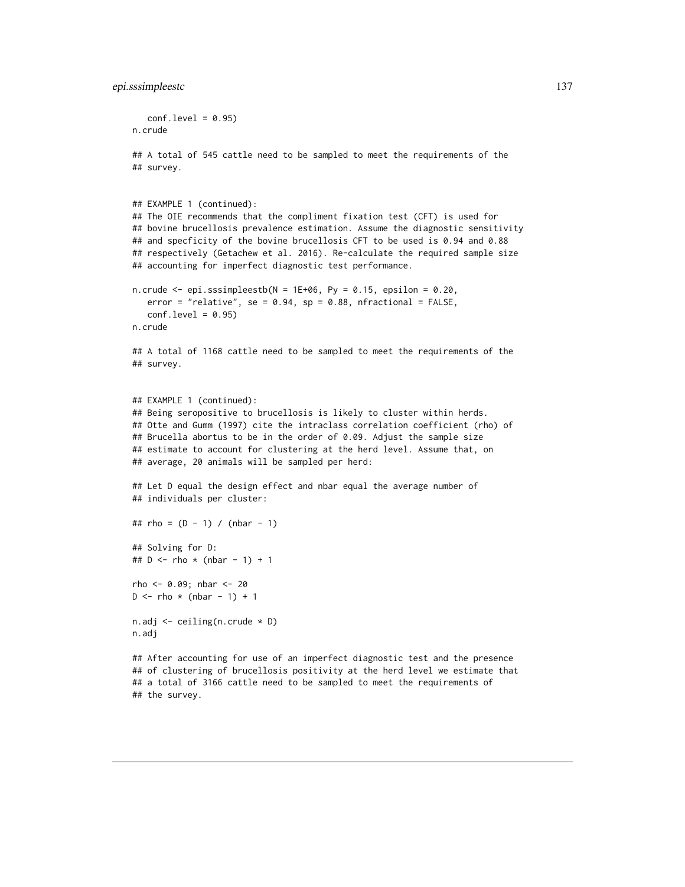```
   conf.level = 0.95)
n.crude

## A total of 545 cattle need to be sampled to meet the requirements of the
## survey.


## EXAMPLE 1 (continued):
## The OIE recommends that the compliment fixation test (CFT) is used for
## bovine brucellosis prevalence estimation. Assume the diagnostic sensitivity
## and specficity of the bovine brucellosis CFT to be used is 0.94 and 0.88
## respectively (Getachew et al. 2016). Re-calculate the required sample size
## accounting for imperfect diagnostic test performance.

n.crude <- epi.sssimpleestb(N = 1E+06, Py = 0.15, epsilon = 0.20,
   error = "relative", se = 0.94, sp = 0.88, nfractional = FALSE,
   conf.level = 0.95)
n.crude

## A total of 1168 cattle need to be sampled to meet the requirements of the
## survey.


## EXAMPLE 1 (continued):
## Being seropositive to brucellosis is likely to cluster within herds.
## Otte and Gumm (1997) cite the intraclass correlation coefficient (rho) of
## Brucella abortus to be in the order of 0.09. Adjust the sample size
## estimate to account for clustering at the herd level. Assume that, on
## average, 20 animals will be sampled per herd:

## Let D equal the design effect and nbar equal the average number of
## individuals per cluster:

## rho = (D - 1) / (nbar - 1)

## Solving for D:
## D <- rho * (nbar - 1) + 1

rho <- 0.09; nbar <- 20
D <- rho * (nbar - 1) + 1

n.adj <- ceiling(n.crude * D)
n.adj

## After accounting for use of an imperfect diagnostic test and the presence
## of clustering of brucellosis positivity at the herd level we estimate that
## a total of 3166 cattle need to be sampled to meet the requirements of
## the survey.
```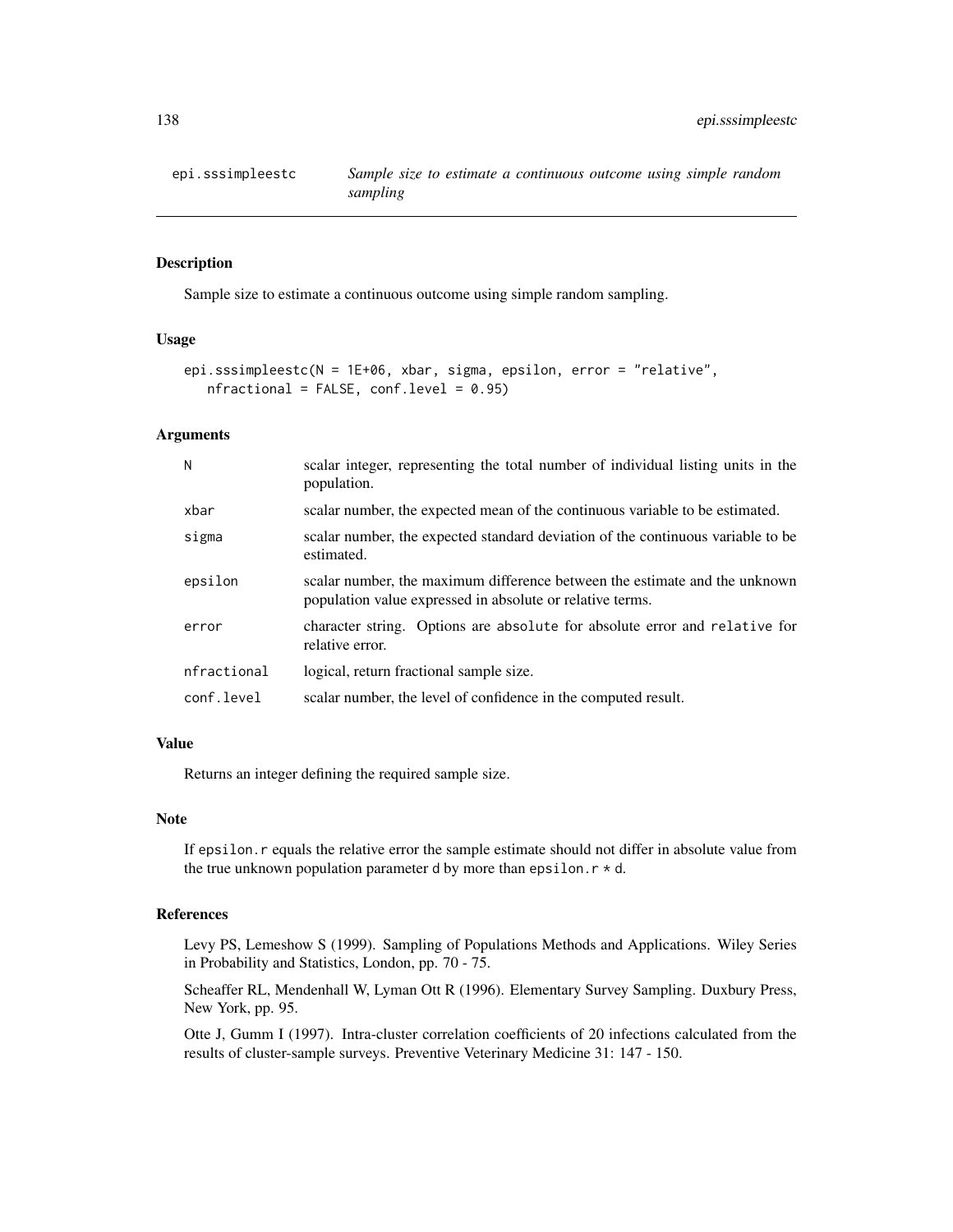## epi.sssimpleestc — *Sample size to estimate a continuous outcome using simple random sampling*

### Description

Sample size to estimate a continuous outcome using simple random sampling.

### Usage

```
epi.sssimpleestc(N = 1E+06, xbar, sigma, epsilon, error = "relative",
   nfractional = FALSE, conf.level = 0.95)
```

### Arguments

| | |
|---|---|
| N | scalar integer, representing the total number of individual listing units in the population. |
| xbar | scalar number, the expected mean of the continuous variable to be estimated. |
| sigma | scalar number, the expected standard deviation of the continuous variable to be estimated. |
| epsilon | scalar number, the maximum difference between the estimate and the unknown population value expressed in absolute or relative terms. |
| error | character string. Options are absolute for absolute error and relative for relative error. |
| nfractional | logical, return fractional sample size. |
| conf.level | scalar number, the level of confidence in the computed result. |

### Value

Returns an integer defining the required sample size.

### Note

If epsilon.r equals the relative error the sample estimate should not differ in absolute value from the true unknown population parameter d by more than epsilon.r * d.

### References

Levy PS, Lemeshow S (1999). Sampling of Populations Methods and Applications. Wiley Series in Probability and Statistics, London, pp. 70 - 75.

Scheaffer RL, Mendenhall W, Lyman Ott R (1996). Elementary Survey Sampling. Duxbury Press, New York, pp. 95.

Otte J, Gumm I (1997). Intra-cluster correlation coefficients of 20 infections calculated from the results of cluster-sample surveys. Preventive Veterinary Medicine 31: 147 - 150.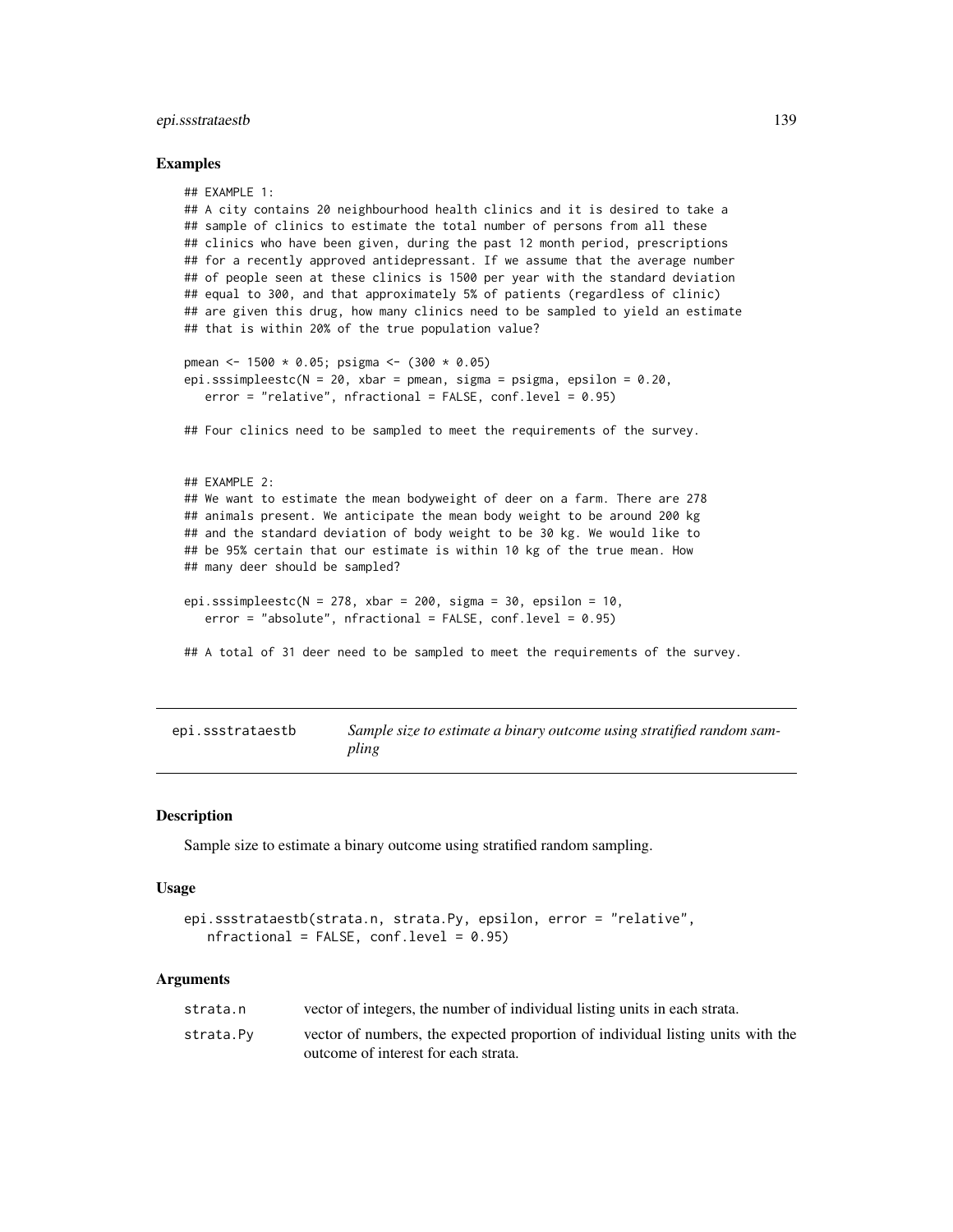### Examples

```
## EXAMPLE 1:
## A city contains 20 neighbourhood health clinics and it is desired to take a
## sample of clinics to estimate the total number of persons from all these
## clinics who have been given, during the past 12 month period, prescriptions
## for a recently approved antidepressant. If we assume that the average number
## of people seen at these clinics is 1500 per year with the standard deviation
## equal to 300, and that approximately 5% of patients (regardless of clinic)
## are given this drug, how many clinics need to be sampled to yield an estimate
## that is within 20% of the true population value?

pmean <- 1500 * 0.05; psigma <- (300 * 0.05)
epi.sssimpleestc(N = 20, xbar = pmean, sigma = psigma, epsilon = 0.20,
   error = "relative", nfractional = FALSE, conf.level = 0.95)

## Four clinics need to be sampled to meet the requirements of the survey.


## EXAMPLE 2:
## We want to estimate the mean bodyweight of deer on a farm. There are 278
## animals present. We anticipate the mean body weight to be around 200 kg
## and the standard deviation of body weight to be 30 kg. We would like to
## be 95% certain that our estimate is within 10 kg of the true mean. How
## many deer should be sampled?

epi.sssimpleestc(N = 278, xbar = 200, sigma = 30, epsilon = 10,
   error = "absolute", nfractional = FALSE, conf.level = 0.95)

## A total of 31 deer need to be sampled to meet the requirements of the survey.
```

---

## epi.ssstrataestb — *Sample size to estimate a binary outcome using stratified random sampling*

---

### Description

Sample size to estimate a binary outcome using stratified random sampling.

### Usage

```
epi.ssstrataestb(strata.n, strata.Py, epsilon, error = "relative",
   nfractional = FALSE, conf.level = 0.95)
```

### Arguments

| | |
|---|---|
| `strata.n` | vector of integers, the number of individual listing units in each strata. |
| `strata.Py` | vector of numbers, the expected proportion of individual listing units with the outcome of interest for each strata. |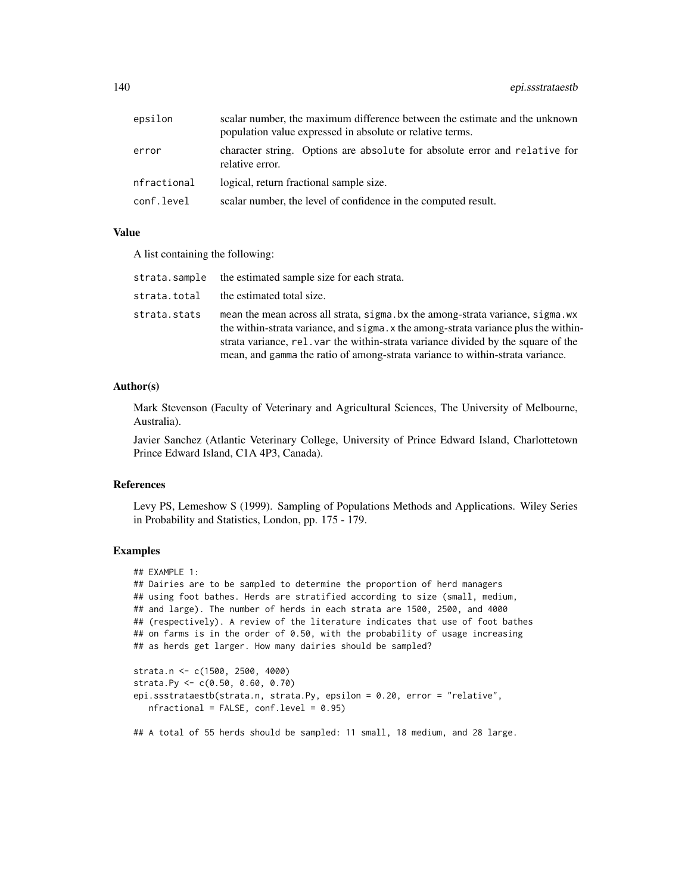| | |
|---|---|
| epsilon | scalar number, the maximum difference between the estimate and the unknown population value expressed in absolute or relative terms. |
| error | character string. Options are absolute for absolute error and relative for relative error. |
| nfractional | logical, return fractional sample size. |
| conf.level | scalar number, the level of confidence in the computed result. |

### Value

A list containing the following:

| | |
|---|---|
| strata.sample | the estimated sample size for each strata. |
| strata.total | the estimated total size. |
| strata.stats | mean the mean across all strata, sigma.bx the among-strata variance, sigma.wx the within-strata variance, and sigma.x the among-strata variance plus the within-strata variance, rel.var the within-strata variance divided by the square of the mean, and gamma the ratio of among-strata variance to within-strata variance. |

### Author(s)

Mark Stevenson (Faculty of Veterinary and Agricultural Sciences, The University of Melbourne, Australia).

Javier Sanchez (Atlantic Veterinary College, University of Prince Edward Island, Charlottetown Prince Edward Island, C1A 4P3, Canada).

### References

Levy PS, Lemeshow S (1999). Sampling of Populations Methods and Applications. Wiley Series in Probability and Statistics, London, pp. 175 - 179.

### Examples

```
## EXAMPLE 1:
## Dairies are to be sampled to determine the proportion of herd managers
## using foot bathes. Herds are stratified according to size (small, medium,
## and large). The number of herds in each strata are 1500, 2500, and 4000
## (respectively). A review of the literature indicates that use of foot bathes
## on farms is in the order of 0.50, with the probability of usage increasing
## as herds get larger. How many dairies should be sampled?

strata.n <- c(1500, 2500, 4000)
strata.Py <- c(0.50, 0.60, 0.70)
epi.ssstrataestb(strata.n, strata.Py, epsilon = 0.20, error = "relative",
   nfractional = FALSE, conf.level = 0.95)

## A total of 55 herds should be sampled: 11 small, 18 medium, and 28 large.
```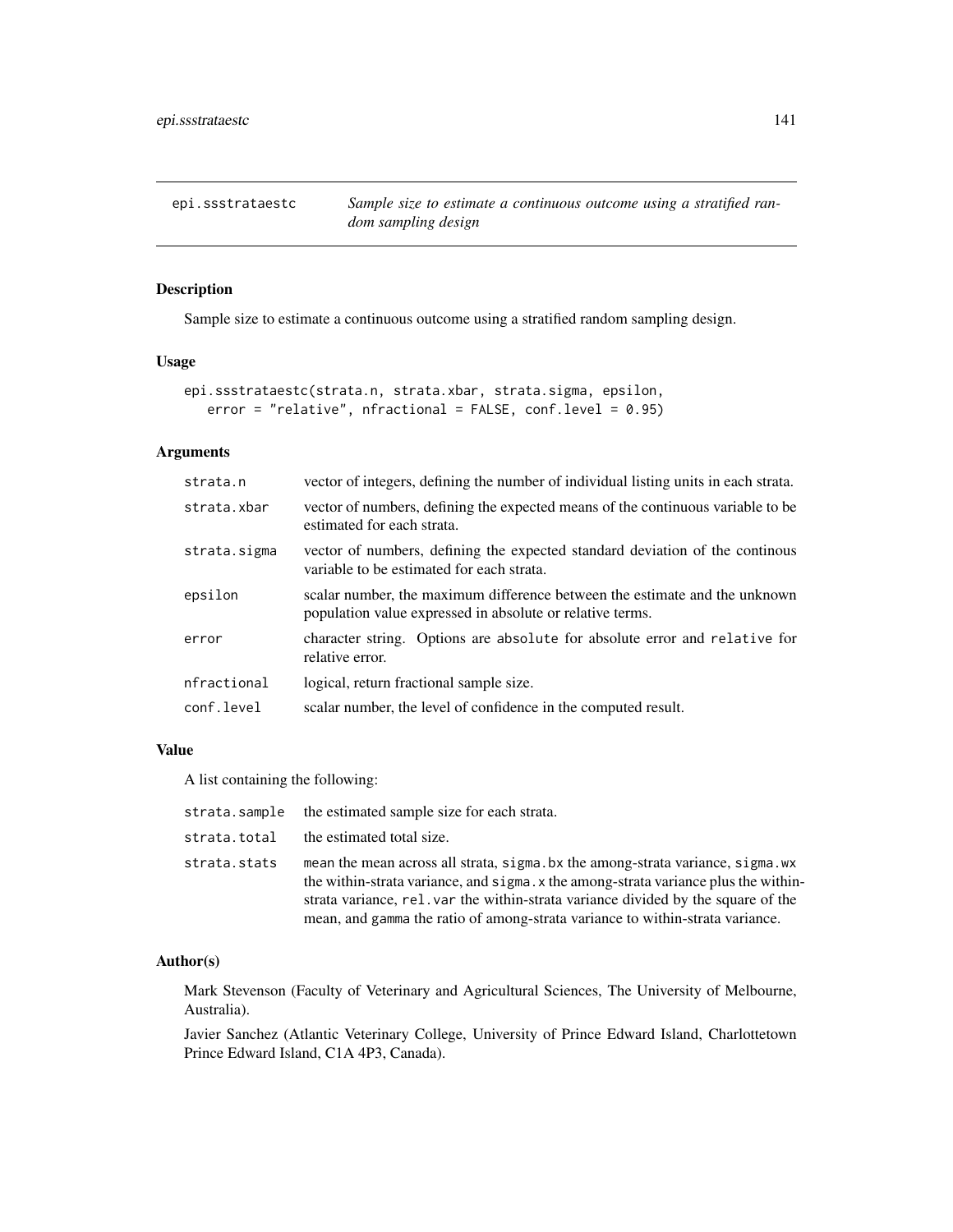## epi.ssstrataestc — *Sample size to estimate a continuous outcome using a stratified random sampling design*

### Description

Sample size to estimate a continuous outcome using a stratified random sampling design.

### Usage

```
epi.ssstrataestc(strata.n, strata.xbar, strata.sigma, epsilon,
   error = "relative", nfractional = FALSE, conf.level = 0.95)
```

### Arguments

| | |
|---|---|
| `strata.n` | vector of integers, defining the number of individual listing units in each strata. |
| `strata.xbar` | vector of numbers, defining the expected means of the continuous variable to be estimated for each strata. |
| `strata.sigma` | vector of numbers, defining the expected standard deviation of the continous variable to be estimated for each strata. |
| `epsilon` | scalar number, the maximum difference between the estimate and the unknown population value expressed in absolute or relative terms. |
| `error` | character string. Options are `absolute` for absolute error and `relative` for relative error. |
| `nfractional` | logical, return fractional sample size. |
| `conf.level` | scalar number, the level of confidence in the computed result. |

### Value

A list containing the following:

| | |
|---|---|
| `strata.sample` | the estimated sample size for each strata. |
| `strata.total` | the estimated total size. |
| `strata.stats` | `mean` the mean across all strata, `sigma.bx` the among-strata variance, `sigma.wx` the within-strata variance, and `sigma.x` the among-strata variance plus the within-strata variance, `rel.var` the within-strata variance divided by the square of the mean, and `gamma` the ratio of among-strata variance to within-strata variance. |

### Author(s)

Mark Stevenson (Faculty of Veterinary and Agricultural Sciences, The University of Melbourne, Australia).

Javier Sanchez (Atlantic Veterinary College, University of Prince Edward Island, Charlottetown Prince Edward Island, C1A 4P3, Canada).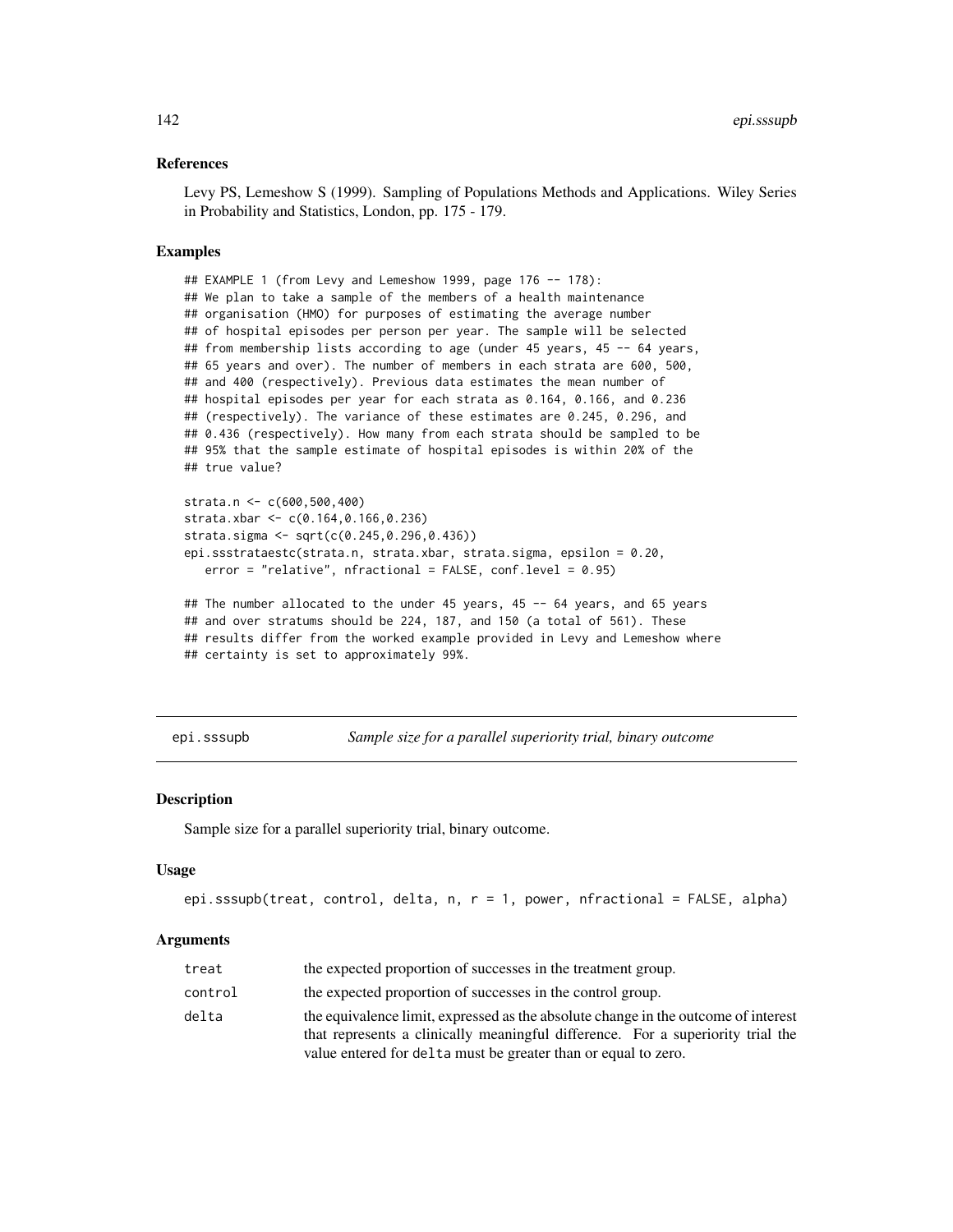### References

Levy PS, Lemeshow S (1999). Sampling of Populations Methods and Applications. Wiley Series in Probability and Statistics, London, pp. 175 - 179.

### Examples

```
## EXAMPLE 1 (from Levy and Lemeshow 1999, page 176 -- 178):
## We plan to take a sample of the members of a health maintenance
## organisation (HMO) for purposes of estimating the average number
## of hospital episodes per person per year. The sample will be selected
## from membership lists according to age (under 45 years, 45 -- 64 years,
## 65 years and over). The number of members in each strata are 600, 500,
## and 400 (respectively). Previous data estimates the mean number of
## hospital episodes per year for each strata as 0.164, 0.166, and 0.236
## (respectively). The variance of these estimates are 0.245, 0.296, and
## 0.436 (respectively). How many from each strata should be sampled to be
## 95% that the sample estimate of hospital episodes is within 20% of the
## true value?

strata.n <- c(600,500,400)
strata.xbar <- c(0.164,0.166,0.236)
strata.sigma <- sqrt(c(0.245,0.296,0.436))
epi.ssstrataestc(strata.n, strata.xbar, strata.sigma, epsilon = 0.20,
   error = "relative", nfractional = FALSE, conf.level = 0.95)

## The number allocated to the under 45 years, 45 -- 64 years, and 65 years
## and over stratums should be 224, 187, and 150 (a total of 561). These
## results differ from the worked example provided in Levy and Lemeshow where
## certainty is set to approximately 99%.
```

---

## epi.sssupb *Sample size for a parallel superiority trial, binary outcome*

### Description

Sample size for a parallel superiority trial, binary outcome.

### Usage

```
epi.sssupb(treat, control, delta, n, r = 1, power, nfractional = FALSE, alpha)
```

### Arguments

| | |
|---|---|
| treat | the expected proportion of successes in the treatment group. |
| control | the expected proportion of successes in the control group. |
| delta | the equivalence limit, expressed as the absolute change in the outcome of interest that represents a clinically meaningful difference. For a superiority trial the value entered for delta must be greater than or equal to zero. |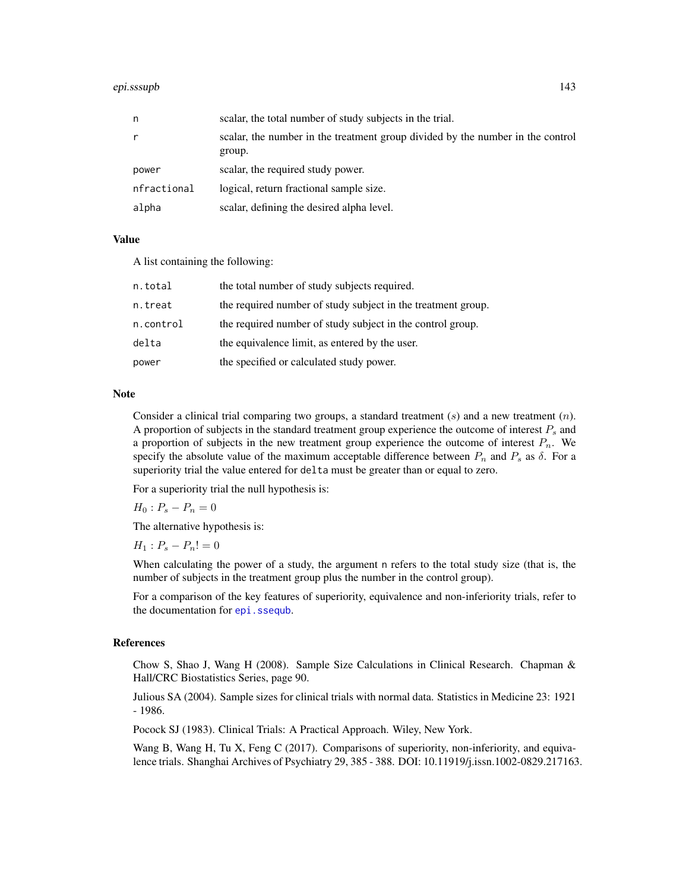| | |
|---|---|
| n | scalar, the total number of study subjects in the trial. |
| r | scalar, the number in the treatment group divided by the number in the control group. |
| power | scalar, the required study power. |
| nfractional | logical, return fractional sample size. |
| alpha | scalar, defining the desired alpha level. |

## Value

A list containing the following:

| | |
|---|---|
| n.total | the total number of study subjects required. |
| n.treat | the required number of study subject in the treatment group. |
| n.control | the required number of study subject in the control group. |
| delta | the equivalence limit, as entered by the user. |
| power | the specified or calculated study power. |

## Note

Consider a clinical trial comparing two groups, a standard treatment ($s$) and a new treatment ($n$). A proportion of subjects in the standard treatment group experience the outcome of interest $P_s$ and a proportion of subjects in the new treatment group experience the outcome of interest $P_n$. We specify the absolute value of the maximum acceptable difference between $P_n$ and $P_s$ as $\delta$. For a superiority trial the value entered for `delta` must be greater than or equal to zero.

For a superiority trial the null hypothesis is:

$H_0 : P_s - P_n = 0$

The alternative hypothesis is:

$H_1 : P_s - P_n ! = 0$

When calculating the power of a study, the argument `n` refers to the total study size (that is, the number of subjects in the treatment group plus the number in the control group).

For a comparison of the key features of superiority, equivalence and non-inferiority trials, refer to the documentation for `epi.ssequb`.

## References

Chow S, Shao J, Wang H (2008). Sample Size Calculations in Clinical Research. Chapman & Hall/CRC Biostatistics Series, page 90.

Julious SA (2004). Sample sizes for clinical trials with normal data. Statistics in Medicine 23: 1921 - 1986.

Pocock SJ (1983). Clinical Trials: A Practical Approach. Wiley, New York.

Wang B, Wang H, Tu X, Feng C (2017). Comparisons of superiority, non-inferiority, and equivalence trials. Shanghai Archives of Psychiatry 29, 385 - 388. DOI: 10.11919/j.issn.1002-0829.217163.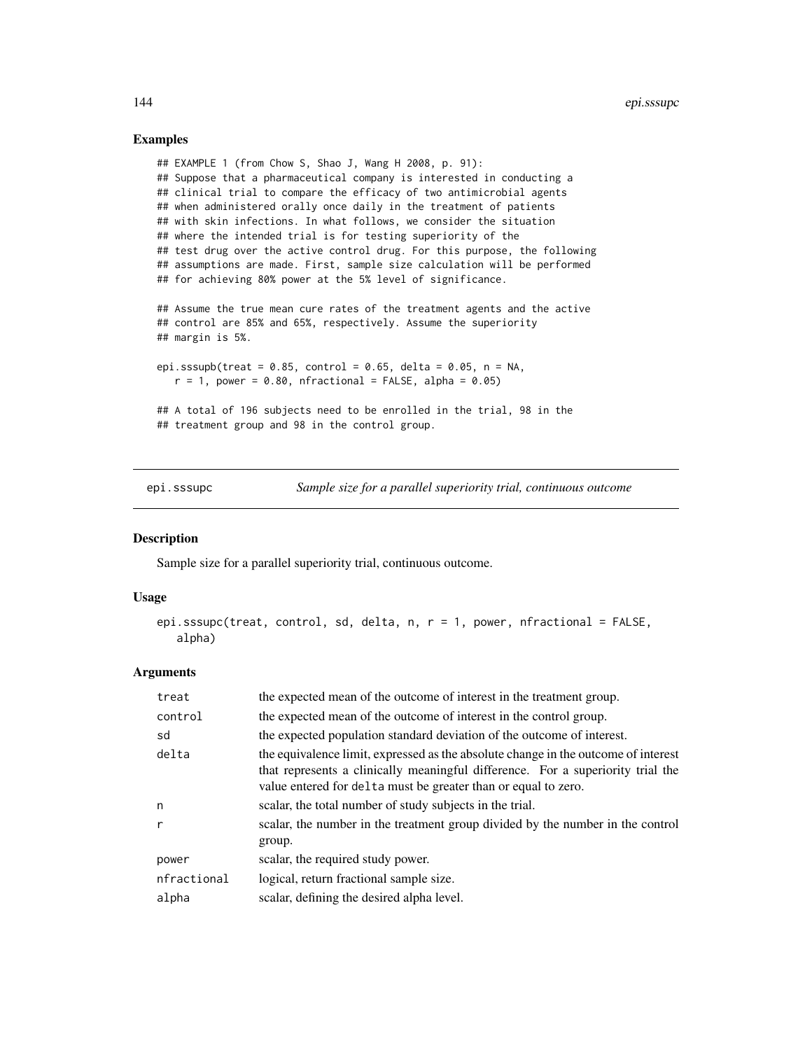## Examples

```
## EXAMPLE 1 (from Chow S, Shao J, Wang H 2008, p. 91):
## Suppose that a pharmaceutical company is interested in conducting a
## clinical trial to compare the efficacy of two antimicrobial agents
## when administered orally once daily in the treatment of patients
## with skin infections. In what follows, we consider the situation
## where the intended trial is for testing superiority of the
## test drug over the active control drug. For this purpose, the following
## assumptions are made. First, sample size calculation will be performed
## for achieving 80% power at the 5% level of significance.

## Assume the true mean cure rates of the treatment agents and the active
## control are 85% and 65%, respectively. Assume the superiority
## margin is 5%.

epi.sssupb(treat = 0.85, control = 0.65, delta = 0.05, n = NA,
   r = 1, power = 0.80, nfractional = FALSE, alpha = 0.05)

## A total of 196 subjects need to be enrolled in the trial, 98 in the
## treatment group and 98 in the control group.
```

---

# epi.sssupc — *Sample size for a parallel superiority trial, continuous outcome*

## Description

Sample size for a parallel superiority trial, continuous outcome.

## Usage

```
epi.sssupc(treat, control, sd, delta, n, r = 1, power, nfractional = FALSE,
   alpha)
```

## Arguments

| | |
|---|---|
| treat | the expected mean of the outcome of interest in the treatment group. |
| control | the expected mean of the outcome of interest in the control group. |
| sd | the expected population standard deviation of the outcome of interest. |
| delta | the equivalence limit, expressed as the absolute change in the outcome of interest that represents a clinically meaningful difference. For a superiority trial the value entered for delta must be greater than or equal to zero. |
| n | scalar, the total number of study subjects in the trial. |
| r | scalar, the number in the treatment group divided by the number in the control group. |
| power | scalar, the required study power. |
| nfractional | logical, return fractional sample size. |
| alpha | scalar, defining the desired alpha level. |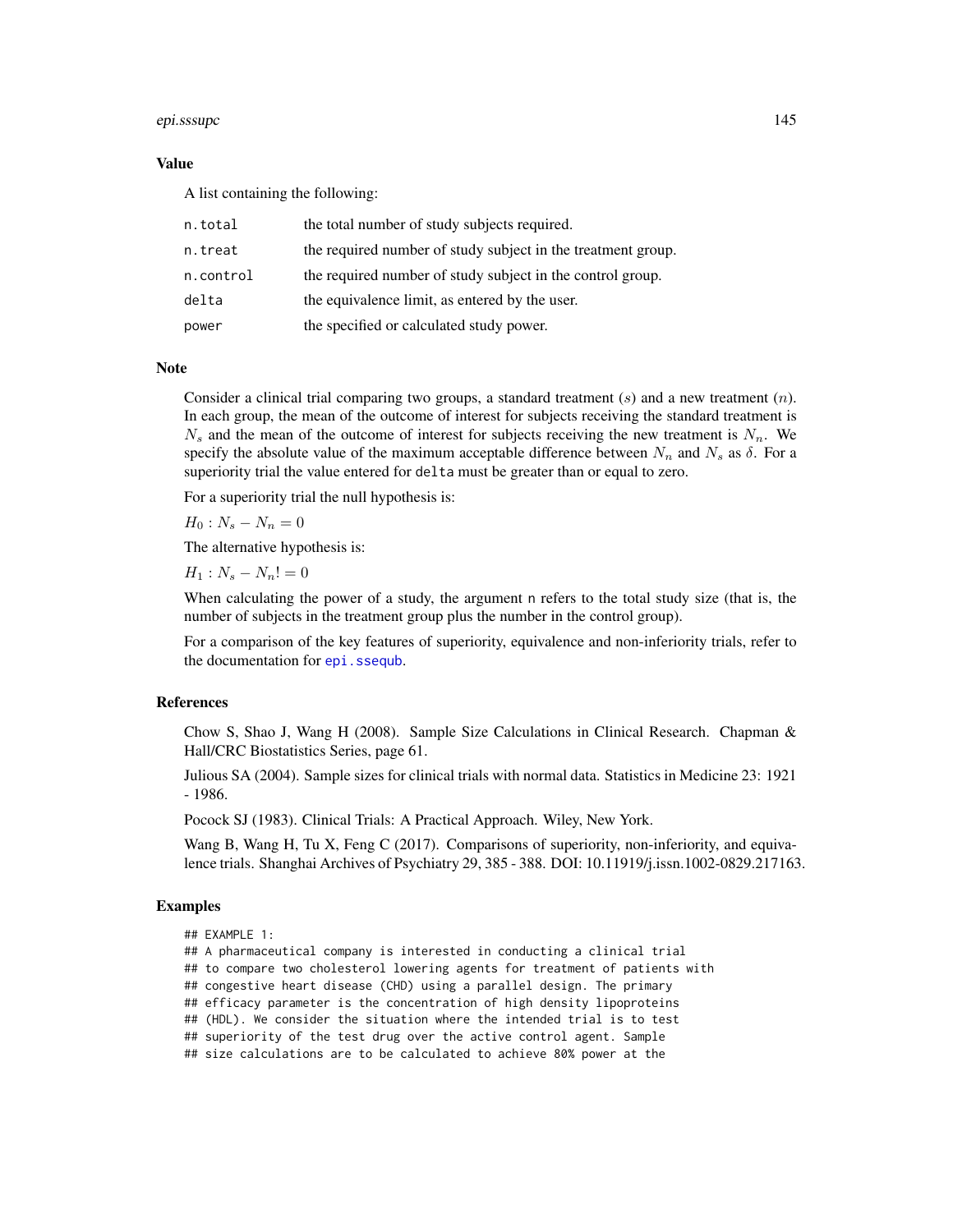## Value

A list containing the following:

| | |
|---|---|
| `n.total` | the total number of study subjects required. |
| `n.treat` | the required number of study subject in the treatment group. |
| `n.control` | the required number of study subject in the control group. |
| `delta` | the equivalence limit, as entered by the user. |
| `power` | the specified or calculated study power. |

## Note

Consider a clinical trial comparing two groups, a standard treatment ($s$) and a new treatment ($n$). In each group, the mean of the outcome of interest for subjects receiving the standard treatment is $N_s$ and the mean of the outcome of interest for subjects receiving the new treatment is $N_n$. We specify the absolute value of the maximum acceptable difference between $N_n$ and $N_s$ as $\delta$. For a superiority trial the value entered for `delta` must be greater than or equal to zero.

For a superiority trial the null hypothesis is:

$H_0 : N_s - N_n = 0$

The alternative hypothesis is:

$H_1 : N_s - N_n ! = 0$

When calculating the power of a study, the argument `n` refers to the total study size (that is, the number of subjects in the treatment group plus the number in the control group).

For a comparison of the key features of superiority, equivalence and non-inferiority trials, refer to the documentation for `epi.ssequb`.

## References

Chow S, Shao J, Wang H (2008). Sample Size Calculations in Clinical Research. Chapman & Hall/CRC Biostatistics Series, page 61.

Julious SA (2004). Sample sizes for clinical trials with normal data. Statistics in Medicine 23: 1921 - 1986.

Pocock SJ (1983). Clinical Trials: A Practical Approach. Wiley, New York.

Wang B, Wang H, Tu X, Feng C (2017). Comparisons of superiority, non-inferiority, and equivalence trials. Shanghai Archives of Psychiatry 29, 385 - 388. DOI: 10.11919/j.issn.1002-0829.217163.

## Examples

```
## EXAMPLE 1:
## A pharmaceutical company is interested in conducting a clinical trial
## to compare two cholesterol lowering agents for treatment of patients with
## congestive heart disease (CHD) using a parallel design. The primary
## efficacy parameter is the concentration of high density lipoproteins
## (HDL). We consider the situation where the intended trial is to test
## superiority of the test drug over the active control agent. Sample
## size calculations are to be calculated to achieve 80% power at the
```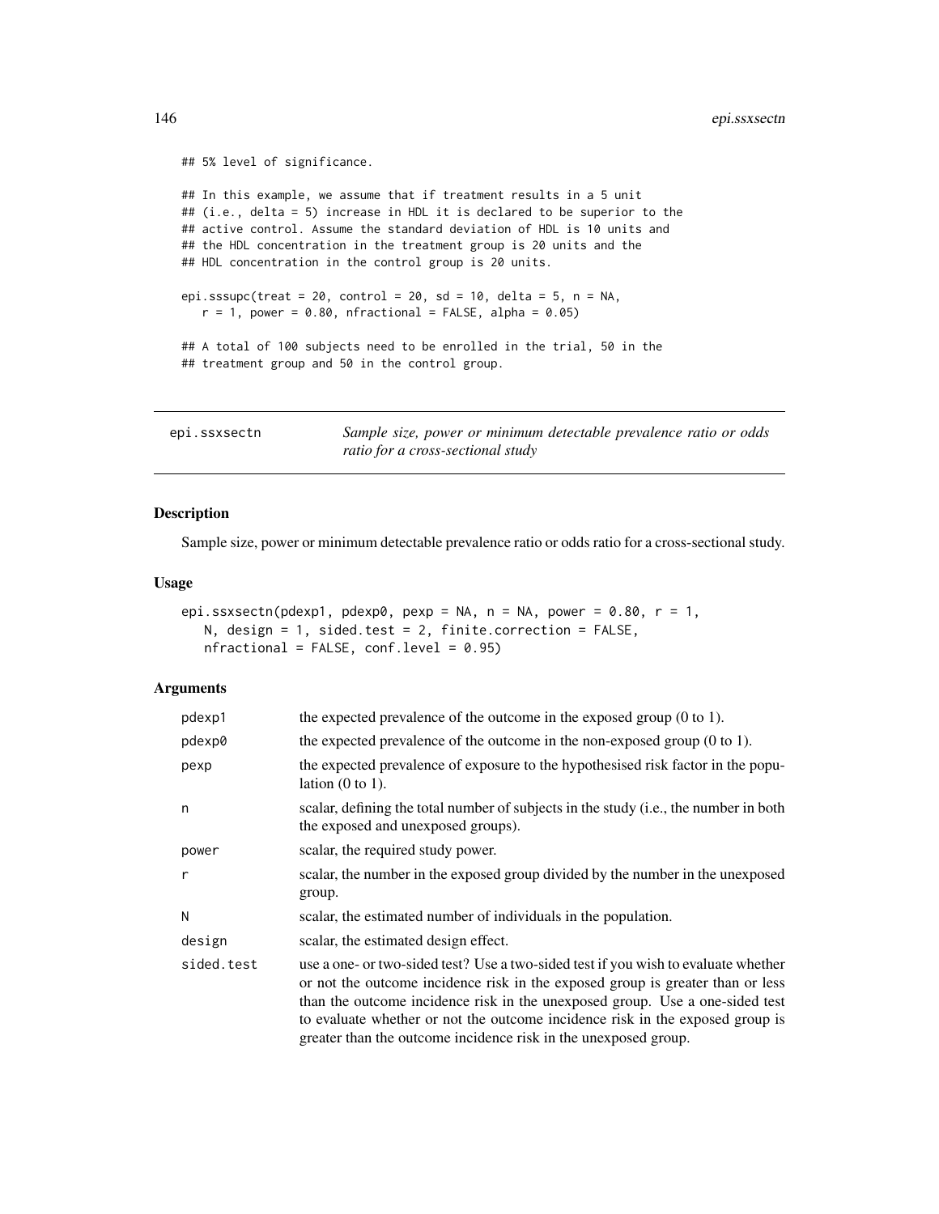```
## 5% level of significance.

## In this example, we assume that if treatment results in a 5 unit
## (i.e., delta = 5) increase in HDL it is declared to be superior to the
## active control. Assume the standard deviation of HDL is 10 units and
## the HDL concentration in the treatment group is 20 units and the
## HDL concentration in the control group is 20 units.

epi.sssupc(treat = 20, control = 20, sd = 10, delta = 5, n = NA,
   r = 1, power = 0.80, nfractional = FALSE, alpha = 0.05)

## A total of 100 subjects need to be enrolled in the trial, 50 in the
## treatment group and 50 in the control group.
```

---

## epi.ssxsectn — *Sample size, power or minimum detectable prevalence ratio or odds ratio for a cross-sectional study*

---

### Description

Sample size, power or minimum detectable prevalence ratio or odds ratio for a cross-sectional study.

### Usage

```
epi.ssxsectn(pdexp1, pdexp0, pexp = NA, n = NA, power = 0.80, r = 1,
   N, design = 1, sided.test = 2, finite.correction = FALSE,
   nfractional = FALSE, conf.level = 0.95)
```

### Arguments

| | |
|---|---|
| pdexp1 | the expected prevalence of the outcome in the exposed group (0 to 1). |
| pdexp0 | the expected prevalence of the outcome in the non-exposed group (0 to 1). |
| pexp | the expected prevalence of exposure to the hypothesised risk factor in the population (0 to 1). |
| n | scalar, defining the total number of subjects in the study (i.e., the number in both the exposed and unexposed groups). |
| power | scalar, the required study power. |
| r | scalar, the number in the exposed group divided by the number in the unexposed group. |
| N | scalar, the estimated number of individuals in the population. |
| design | scalar, the estimated design effect. |
| sided.test | use a one- or two-sided test? Use a two-sided test if you wish to evaluate whether or not the outcome incidence risk in the exposed group is greater than or less than the outcome incidence risk in the unexposed group. Use a one-sided test to evaluate whether or not the outcome incidence risk in the exposed group is greater than the outcome incidence risk in the unexposed group. |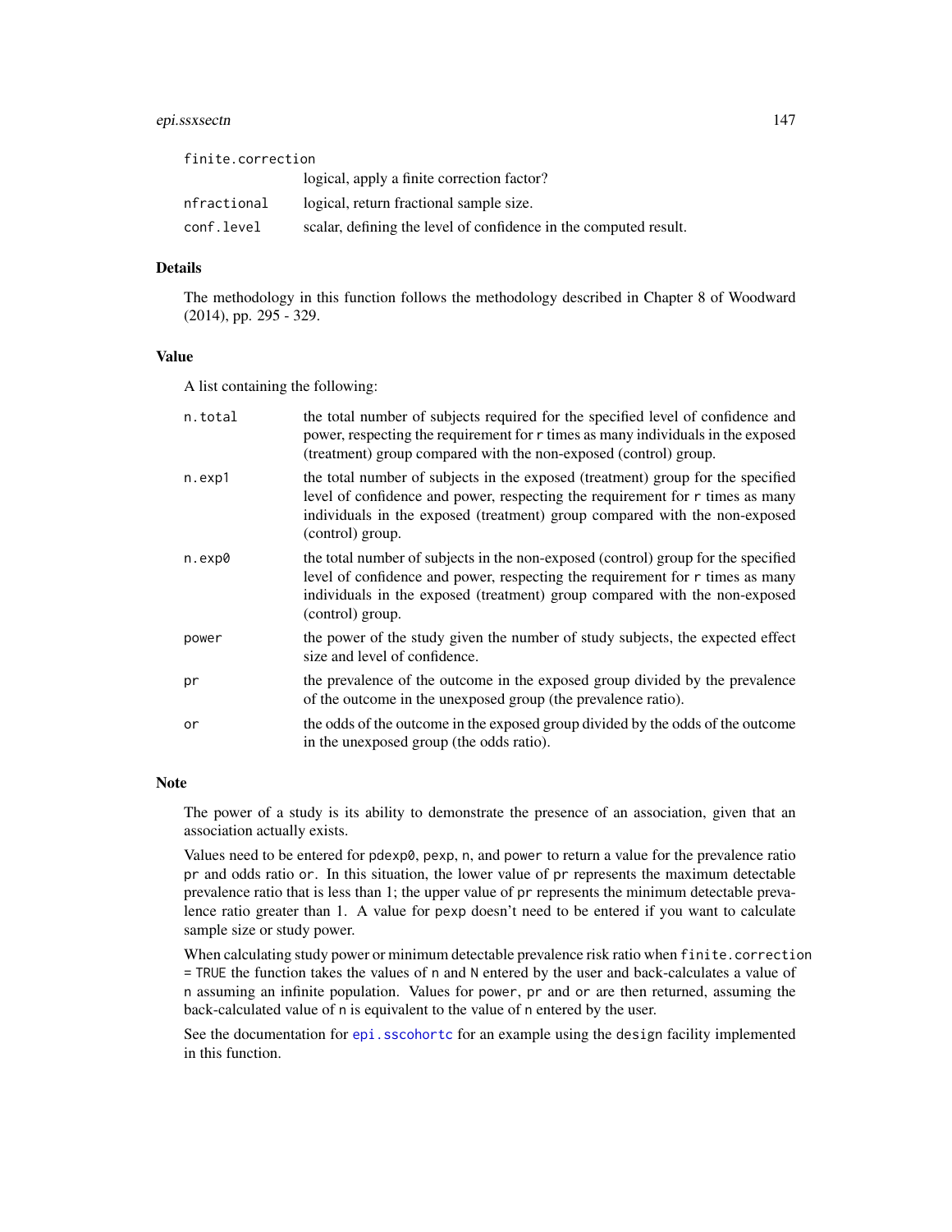| | |
|---|---|
| finite.correction | logical, apply a finite correction factor? |
| nfractional | logical, return fractional sample size. |
| conf.level | scalar, defining the level of confidence in the computed result. |

## Details

The methodology in this function follows the methodology described in Chapter 8 of Woodward (2014), pp. 295 - 329.

## Value

A list containing the following:

| | |
|---|---|
| n.total | the total number of subjects required for the specified level of confidence and power, respecting the requirement for r times as many individuals in the exposed (treatment) group compared with the non-exposed (control) group. |
| n.exp1 | the total number of subjects in the exposed (treatment) group for the specified level of confidence and power, respecting the requirement for r times as many individuals in the exposed (treatment) group compared with the non-exposed (control) group. |
| n.exp0 | the total number of subjects in the non-exposed (control) group for the specified level of confidence and power, respecting the requirement for r times as many individuals in the exposed (treatment) group compared with the non-exposed (control) group. |
| power | the power of the study given the number of study subjects, the expected effect size and level of confidence. |
| pr | the prevalence of the outcome in the exposed group divided by the prevalence of the outcome in the unexposed group (the prevalence ratio). |
| or | the odds of the outcome in the exposed group divided by the odds of the outcome in the unexposed group (the odds ratio). |

## Note

The power of a study is its ability to demonstrate the presence of an association, given that an association actually exists.

Values need to be entered for pdexp0, pexp, n, and power to return a value for the prevalence ratio pr and odds ratio or. In this situation, the lower value of pr represents the maximum detectable prevalence ratio that is less than 1; the upper value of pr represents the minimum detectable prevalence ratio greater than 1. A value for pexp doesn't need to be entered if you want to calculate sample size or study power.

When calculating study power or minimum detectable prevalence risk ratio when finite.correction = TRUE the function takes the values of n and N entered by the user and back-calculates a value of n assuming an infinite population. Values for power, pr and or are then returned, assuming the back-calculated value of n is equivalent to the value of n entered by the user.

See the documentation for epi.sscohortc for an example using the design facility implemented in this function.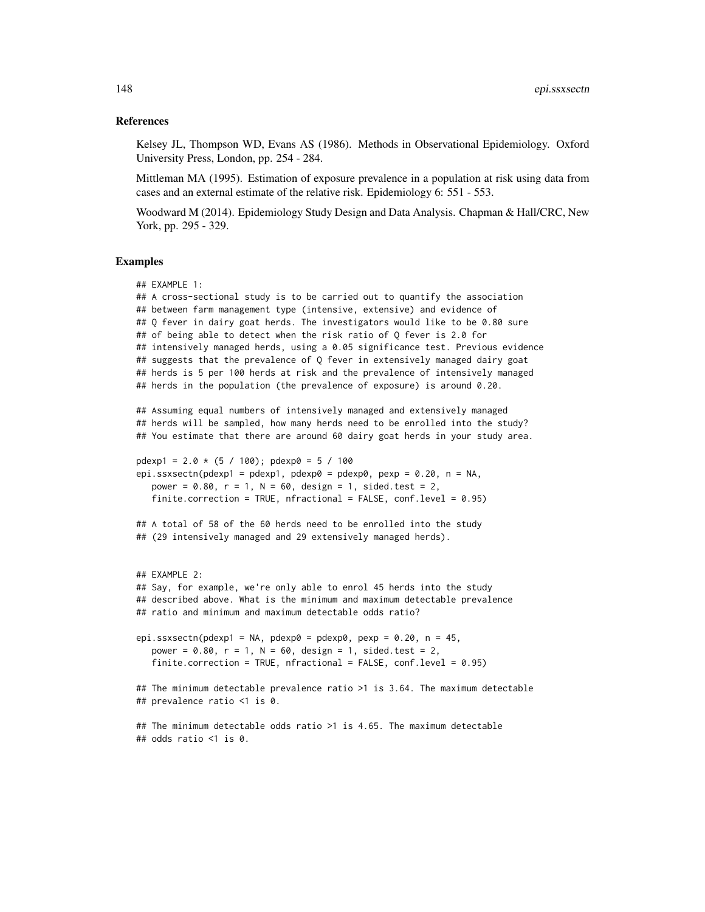## References

Kelsey JL, Thompson WD, Evans AS (1986). Methods in Observational Epidemiology. Oxford University Press, London, pp. 254 - 284.

Mittleman MA (1995). Estimation of exposure prevalence in a population at risk using data from cases and an external estimate of the relative risk. Epidemiology 6: 551 - 553.

Woodward M (2014). Epidemiology Study Design and Data Analysis. Chapman & Hall/CRC, New York, pp. 295 - 329.

## Examples

```
## EXAMPLE 1:
## A cross-sectional study is to be carried out to quantify the association
## between farm management type (intensive, extensive) and evidence of
## Q fever in dairy goat herds. The investigators would like to be 0.80 sure
## of being able to detect when the risk ratio of Q fever is 2.0 for
## intensively managed herds, using a 0.05 significance test. Previous evidence
## suggests that the prevalence of Q fever in extensively managed dairy goat
## herds is 5 per 100 herds at risk and the prevalence of intensively managed
## herds in the population (the prevalence of exposure) is around 0.20.

## Assuming equal numbers of intensively managed and extensively managed
## herds will be sampled, how many herds need to be enrolled into the study?
## You estimate that there are around 60 dairy goat herds in your study area.

pdexp1 = 2.0 * (5 / 100); pdexp0 = 5 / 100
epi.ssxsectn(pdexp1 = pdexp1, pdexp0 = pdexp0, pexp = 0.20, n = NA,
   power = 0.80, r = 1, N = 60, design = 1, sided.test = 2,
   finite.correction = TRUE, nfractional = FALSE, conf.level = 0.95)

## A total of 58 of the 60 herds need to be enrolled into the study
## (29 intensively managed and 29 extensively managed herds).


## EXAMPLE 2:
## Say, for example, we're only able to enrol 45 herds into the study
## described above. What is the minimum and maximum detectable prevalence
## ratio and minimum and maximum detectable odds ratio?

epi.ssxsectn(pdexp1 = NA, pdexp0 = pdexp0, pexp = 0.20, n = 45,
   power = 0.80, r = 1, N = 60, design = 1, sided.test = 2,
   finite.correction = TRUE, nfractional = FALSE, conf.level = 0.95)

## The minimum detectable prevalence ratio >1 is 3.64. The maximum detectable
## prevalence ratio <1 is 0.

## The minimum detectable odds ratio >1 is 4.65. The maximum detectable
## odds ratio <1 is 0.
```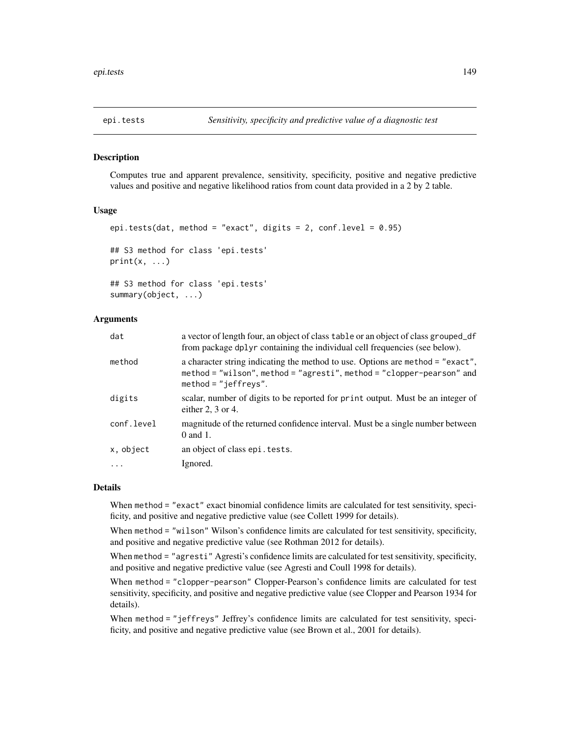## epi.tests *Sensitivity, specificity and predictive value of a diagnostic test*

### Description

Computes true and apparent prevalence, sensitivity, specificity, positive and negative predictive values and positive and negative likelihood ratios from count data provided in a 2 by 2 table.

### Usage

```
epi.tests(dat, method = "exact", digits = 2, conf.level = 0.95)

## S3 method for class 'epi.tests'
print(x, ...)

## S3 method for class 'epi.tests'
summary(object, ...)
```

### Arguments

| | |
|---|---|
| dat | a vector of length four, an object of class `table` or an object of class `grouped_df` from package `dplyr` containing the individual cell frequencies (see below). |
| method | a character string indicating the method to use. Options are `method = "exact"`, `method = "wilson"`, `method = "agresti"`, `method = "clopper-pearson"` and `method = "jeffreys"`. |
| digits | scalar, number of digits to be reported for `print` output. Must be an integer of either 2, 3 or 4. |
| conf.level | magnitude of the returned confidence interval. Must be a single number between 0 and 1. |
| x, object | an object of class `epi.tests`. |
| ... | Ignored. |

### Details

When `method = "exact"` exact binomial confidence limits are calculated for test sensitivity, specificity, and positive and negative predictive value (see Collett 1999 for details).

When `method = "wilson"` Wilson's confidence limits are calculated for test sensitivity, specificity, and positive and negative predictive value (see Rothman 2012 for details).

When `method = "agresti"` Agresti's confidence limits are calculated for test sensitivity, specificity, and positive and negative predictive value (see Agresti and Coull 1998 for details).

When `method = "clopper-pearson"` Clopper-Pearson's confidence limits are calculated for test sensitivity, specificity, and positive and negative predictive value (see Clopper and Pearson 1934 for details).

When `method = "jeffreys"` Jeffrey's confidence limits are calculated for test sensitivity, specificity, and positive and negative predictive value (see Brown et al., 2001 for details).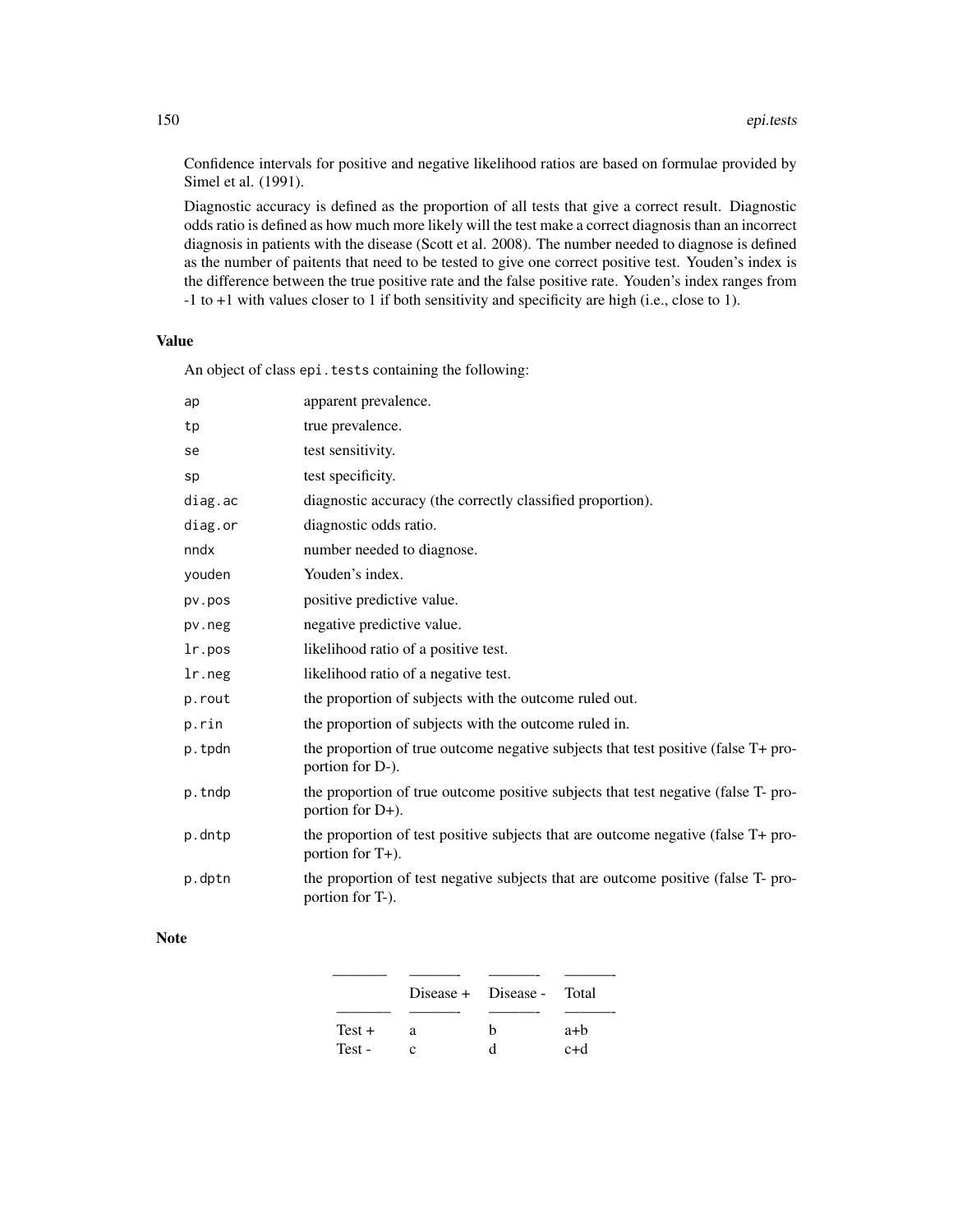Confidence intervals for positive and negative likelihood ratios are based on formulae provided by Simel et al. (1991).

Diagnostic accuracy is defined as the proportion of all tests that give a correct result. Diagnostic odds ratio is defined as how much more likely will the test make a correct diagnosis than an incorrect diagnosis in patients with the disease (Scott et al. 2008). The number needed to diagnose is defined as the number of paitents that need to be tested to give one correct positive test. Youden's index is the difference between the true positive rate and the false positive rate. Youden's index ranges from -1 to +1 with values closer to 1 if both sensitivity and specificity are high (i.e., close to 1).

## Value

An object of class `epi.tests` containing the following:

| | |
|---|---|
| `ap` | apparent prevalence. |
| `tp` | true prevalence. |
| `se` | test sensitivity. |
| `sp` | test specificity. |
| `diag.ac` | diagnostic accuracy (the correctly classified proportion). |
| `diag.or` | diagnostic odds ratio. |
| `nndx` | number needed to diagnose. |
| `youden` | Youden's index. |
| `pv.pos` | positive predictive value. |
| `pv.neg` | negative predictive value. |
| `lr.pos` | likelihood ratio of a positive test. |
| `lr.neg` | likelihood ratio of a negative test. |
| `p.rout` | the proportion of subjects with the outcome ruled out. |
| `p.rin` | the proportion of subjects with the outcome ruled in. |
| `p.tpdn` | the proportion of true outcome negative subjects that test positive (false T+ proportion for D-). |
| `p.tndp` | the proportion of true outcome positive subjects that test negative (false T- proportion for D+). |
| `p.dntp` | the proportion of test positive subjects that are outcome negative (false T+ proportion for T+). |
| `p.dptn` | the proportion of test negative subjects that are outcome positive (false T- proportion for T-). |

## Note

| | Disease + | Disease - | Total |
|---|---|---|---|
| Test + | a | b | a+b |
| Test - | c | d | c+d |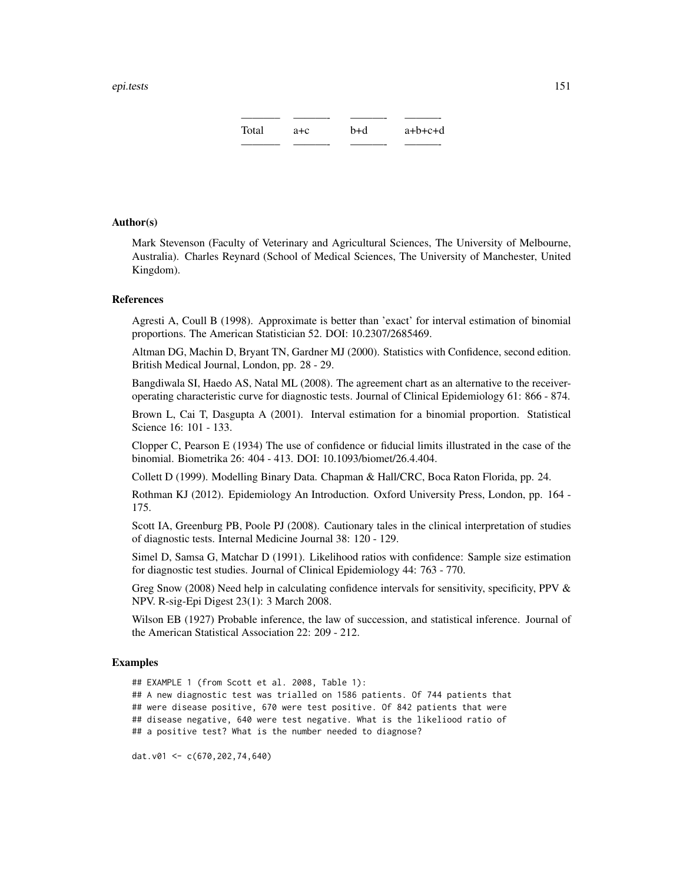| | | | |
|---|---|---|---|
| Total | a+c | b+d | a+b+c+d |

### Author(s)

Mark Stevenson (Faculty of Veterinary and Agricultural Sciences, The University of Melbourne, Australia). Charles Reynard (School of Medical Sciences, The University of Manchester, United Kingdom).

### References

Agresti A, Coull B (1998). Approximate is better than 'exact' for interval estimation of binomial proportions. The American Statistician 52. DOI: 10.2307/2685469.

Altman DG, Machin D, Bryant TN, Gardner MJ (2000). Statistics with Confidence, second edition. British Medical Journal, London, pp. 28 - 29.

Bangdiwala SI, Haedo AS, Natal ML (2008). The agreement chart as an alternative to the receiver-operating characteristic curve for diagnostic tests. Journal of Clinical Epidemiology 61: 866 - 874.

Brown L, Cai T, Dasgupta A (2001). Interval estimation for a binomial proportion. Statistical Science 16: 101 - 133.

Clopper C, Pearson E (1934) The use of confidence or fiducial limits illustrated in the case of the binomial. Biometrika 26: 404 - 413. DOI: 10.1093/biomet/26.4.404.

Collett D (1999). Modelling Binary Data. Chapman & Hall/CRC, Boca Raton Florida, pp. 24.

Rothman KJ (2012). Epidemiology An Introduction. Oxford University Press, London, pp. 164 - 175.

Scott IA, Greenburg PB, Poole PJ (2008). Cautionary tales in the clinical interpretation of studies of diagnostic tests. Internal Medicine Journal 38: 120 - 129.

Simel D, Samsa G, Matchar D (1991). Likelihood ratios with confidence: Sample size estimation for diagnostic test studies. Journal of Clinical Epidemiology 44: 763 - 770.

Greg Snow (2008) Need help in calculating confidence intervals for sensitivity, specificity, PPV & NPV. R-sig-Epi Digest 23(1): 3 March 2008.

Wilson EB (1927) Probable inference, the law of succession, and statistical inference. Journal of the American Statistical Association 22: 209 - 212.

### Examples

```
## EXAMPLE 1 (from Scott et al. 2008, Table 1):
## A new diagnostic test was trialled on 1586 patients. Of 744 patients that
## were disease positive, 670 were test positive. Of 842 patients that were
## disease negative, 640 were test negative. What is the likeliood ratio of
## a positive test? What is the number needed to diagnose?

dat.v01 <- c(670,202,74,640)
```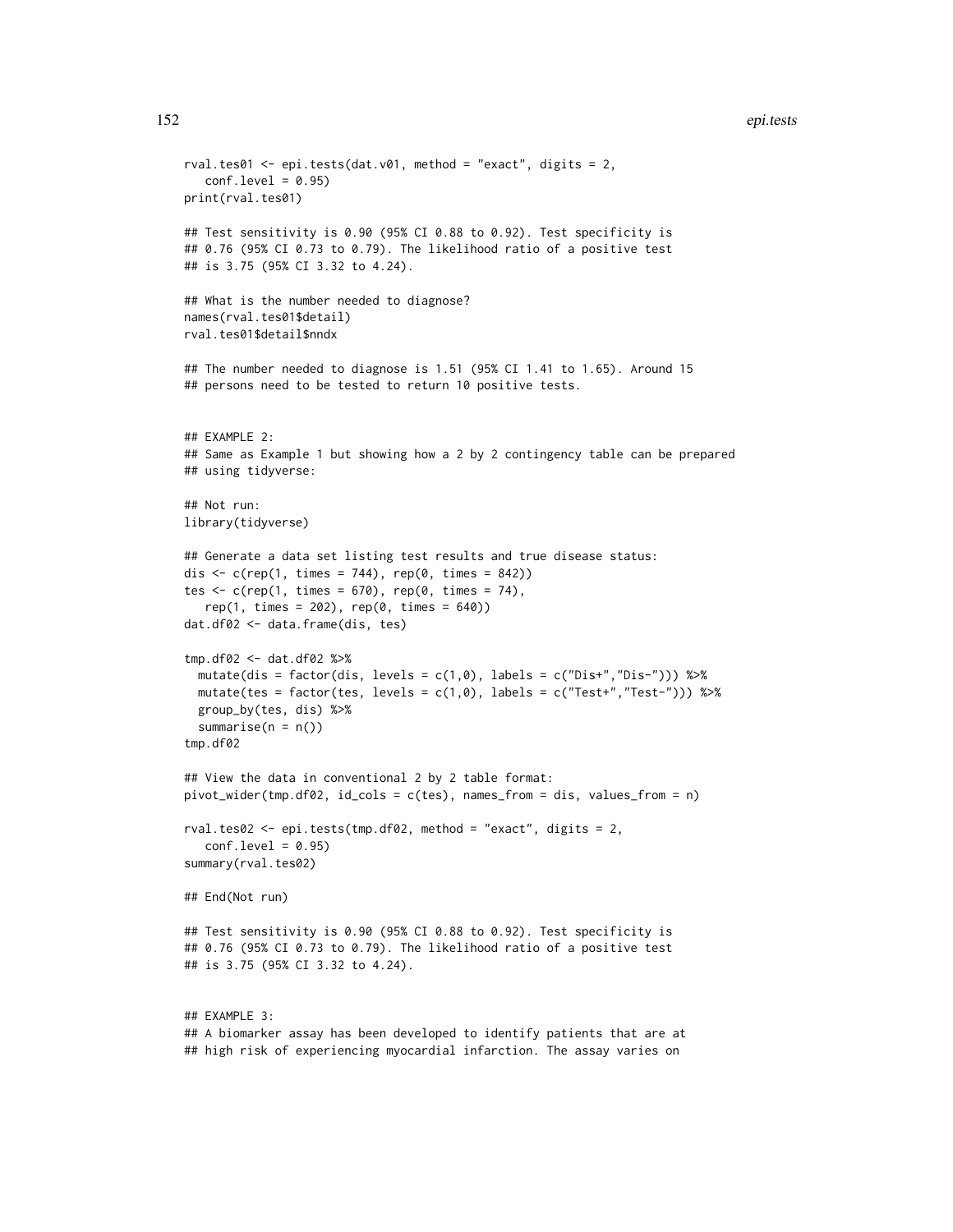```
rval.tes01 <- epi.tests(dat.v01, method = "exact", digits = 2,
   conf.level = 0.95)
print(rval.tes01)

## Test sensitivity is 0.90 (95% CI 0.88 to 0.92). Test specificity is
## 0.76 (95% CI 0.73 to 0.79). The likelihood ratio of a positive test
## is 3.75 (95% CI 3.32 to 4.24).

## What is the number needed to diagnose?
names(rval.tes01$detail)
rval.tes01$detail$nndx

## The number needed to diagnose is 1.51 (95% CI 1.41 to 1.65). Around 15
## persons need to be tested to return 10 positive tests.


## EXAMPLE 2:
## Same as Example 1 but showing how a 2 by 2 contingency table can be prepared
## using tidyverse:

## Not run:
library(tidyverse)

## Generate a data set listing test results and true disease status:
dis <- c(rep(1, times = 744), rep(0, times = 842))
tes <- c(rep(1, times = 670), rep(0, times = 74),
   rep(1, times = 202), rep(0, times = 640))
dat.df02 <- data.frame(dis, tes)

tmp.df02 <- dat.df02 %>%
  mutate(dis = factor(dis, levels = c(1,0), labels = c("Dis+","Dis-"))) %>%
  mutate(tes = factor(tes, levels = c(1,0), labels = c("Test+","Test-"))) %>%
  group_by(tes, dis) %>%
  summarise(n = n())
tmp.df02

## View the data in conventional 2 by 2 table format:
pivot_wider(tmp.df02, id_cols = c(tes), names_from = dis, values_from = n)

rval.tes02 <- epi.tests(tmp.df02, method = "exact", digits = 2,
   conf.level = 0.95)
summary(rval.tes02)

## End(Not run)

## Test sensitivity is 0.90 (95% CI 0.88 to 0.92). Test specificity is
## 0.76 (95% CI 0.73 to 0.79). The likelihood ratio of a positive test
## is 3.75 (95% CI 3.32 to 4.24).


## EXAMPLE 3:
## A biomarker assay has been developed to identify patients that are at
## high risk of experiencing myocardial infarction. The assay varies on
```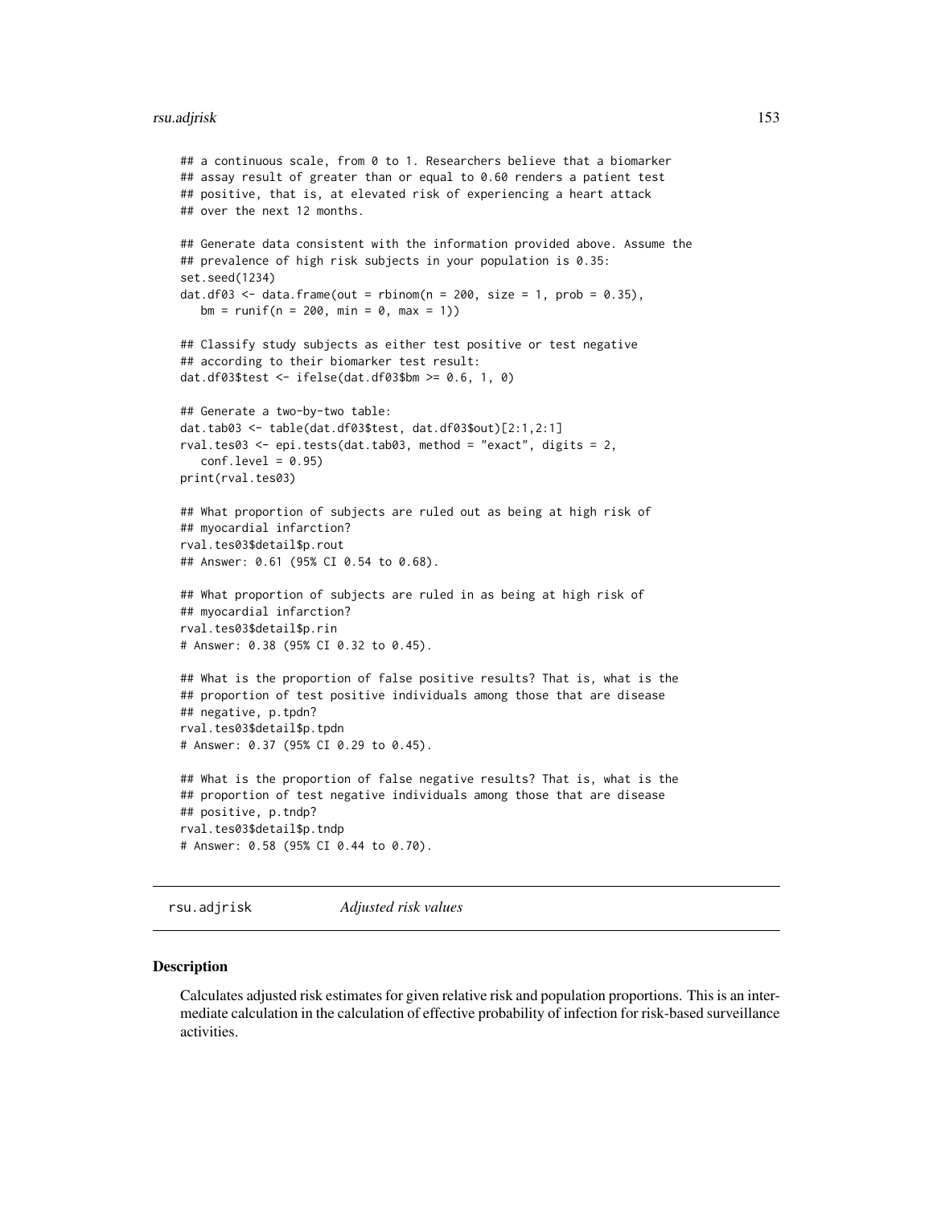```
## a continuous scale, from 0 to 1. Researchers believe that a biomarker
## assay result of greater than or equal to 0.60 renders a patient test
## positive, that is, at elevated risk of experiencing a heart attack
## over the next 12 months.

## Generate data consistent with the information provided above. Assume the
## prevalence of high risk subjects in your population is 0.35:
set.seed(1234)
dat.df03 <- data.frame(out = rbinom(n = 200, size = 1, prob = 0.35),
   bm = runif(n = 200, min = 0, max = 1))

## Classify study subjects as either test positive or test negative
## according to their biomarker test result:
dat.df03$test <- ifelse(dat.df03$bm >= 0.6, 1, 0)

## Generate a two-by-two table:
dat.tab03 <- table(dat.df03$test, dat.df03$out)[2:1,2:1]
rval.tes03 <- epi.tests(dat.tab03, method = "exact", digits = 2,
   conf.level = 0.95)
print(rval.tes03)

## What proportion of subjects are ruled out as being at high risk of
## myocardial infarction?
rval.tes03$detail$p.rout
## Answer: 0.61 (95% CI 0.54 to 0.68).

## What proportion of subjects are ruled in as being at high risk of
## myocardial infarction?
rval.tes03$detail$p.rin
# Answer: 0.38 (95% CI 0.32 to 0.45).

## What is the proportion of false positive results? That is, what is the
## proportion of test positive individuals among those that are disease
## negative, p.tpdn?
rval.tes03$detail$p.tpdn
# Answer: 0.37 (95% CI 0.29 to 0.45).

## What is the proportion of false negative results? That is, what is the
## proportion of test negative individuals among those that are disease
## positive, p.tndp?
rval.tes03$detail$p.tndp
# Answer: 0.58 (95% CI 0.44 to 0.70).
```

## rsu.adjrisk — *Adjusted risk values*

### Description

Calculates adjusted risk estimates for given relative risk and population proportions. This is an intermediate calculation in the calculation of effective probability of infection for risk-based surveillance activities.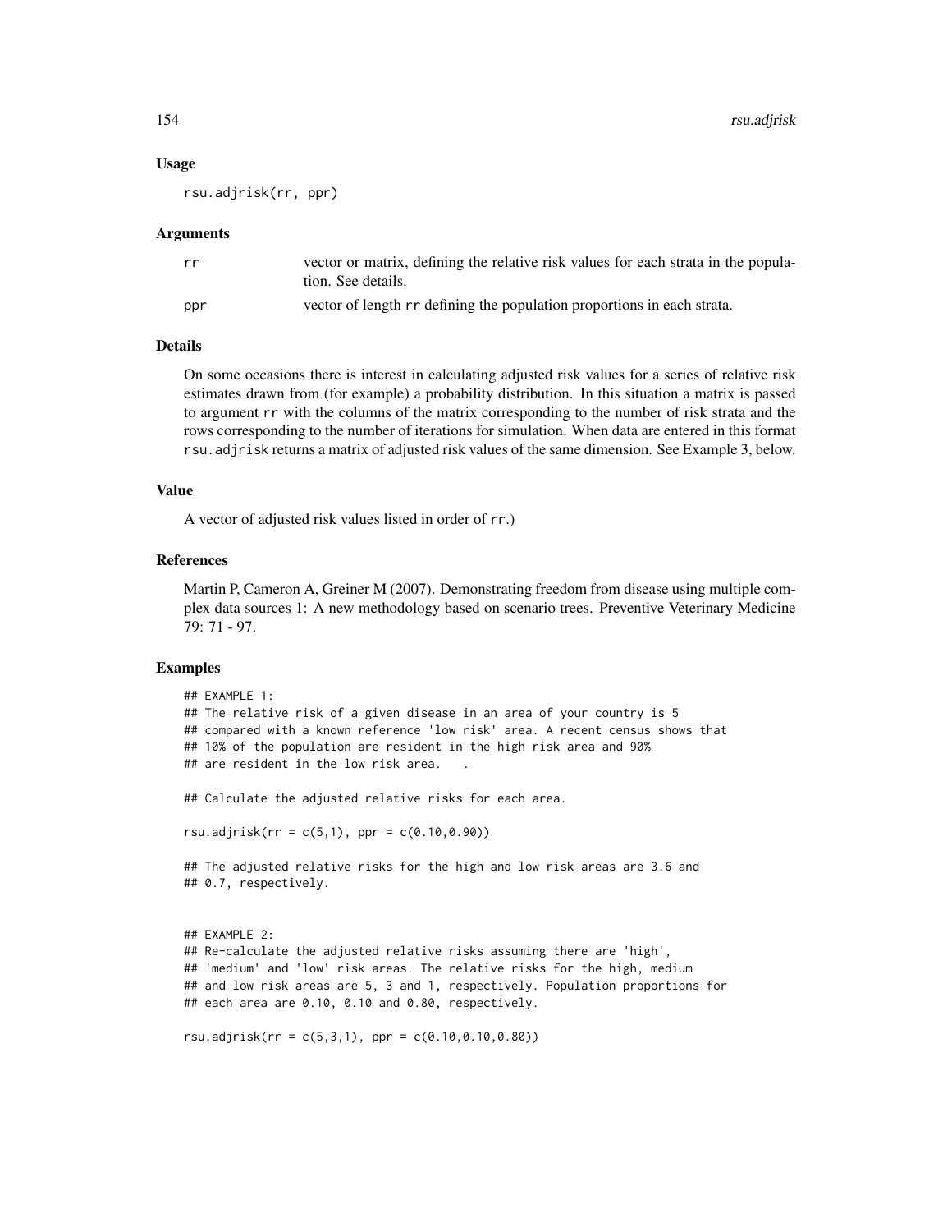### Usage

```
rsu.adjrisk(rr, ppr)
```

### Arguments

| | |
|---|---|
| rr | vector or matrix, defining the relative risk values for each strata in the population. See details. |
| ppr | vector of length rr defining the population proportions in each strata. |

### Details

On some occasions there is interest in calculating adjusted risk values for a series of relative risk estimates drawn from (for example) a probability distribution. In this situation a matrix is passed to argument rr with the columns of the matrix corresponding to the number of risk strata and the rows corresponding to the number of iterations for simulation. When data are entered in this format rsu.adjrisk returns a matrix of adjusted risk values of the same dimension. See Example 3, below.

### Value

A vector of adjusted risk values listed in order of rr.)

### References

Martin P, Cameron A, Greiner M (2007). Demonstrating freedom from disease using multiple complex data sources 1: A new methodology based on scenario trees. Preventive Veterinary Medicine 79: 71 - 97.

### Examples

```
## EXAMPLE 1:
## The relative risk of a given disease in an area of your country is 5
## compared with a known reference 'low risk' area. A recent census shows that
## 10% of the population are resident in the high risk area and 90%
## are resident in the low risk area.   .

## Calculate the adjusted relative risks for each area.

rsu.adjrisk(rr = c(5,1), ppr = c(0.10,0.90))

## The adjusted relative risks for the high and low risk areas are 3.6 and
## 0.7, respectively.


## EXAMPLE 2:
## Re-calculate the adjusted relative risks assuming there are 'high',
## 'medium' and 'low' risk areas. The relative risks for the high, medium
## and low risk areas are 5, 3 and 1, respectively. Population proportions for
## each area are 0.10, 0.10 and 0.80, respectively.

rsu.adjrisk(rr = c(5,3,1), ppr = c(0.10,0.10,0.80))
```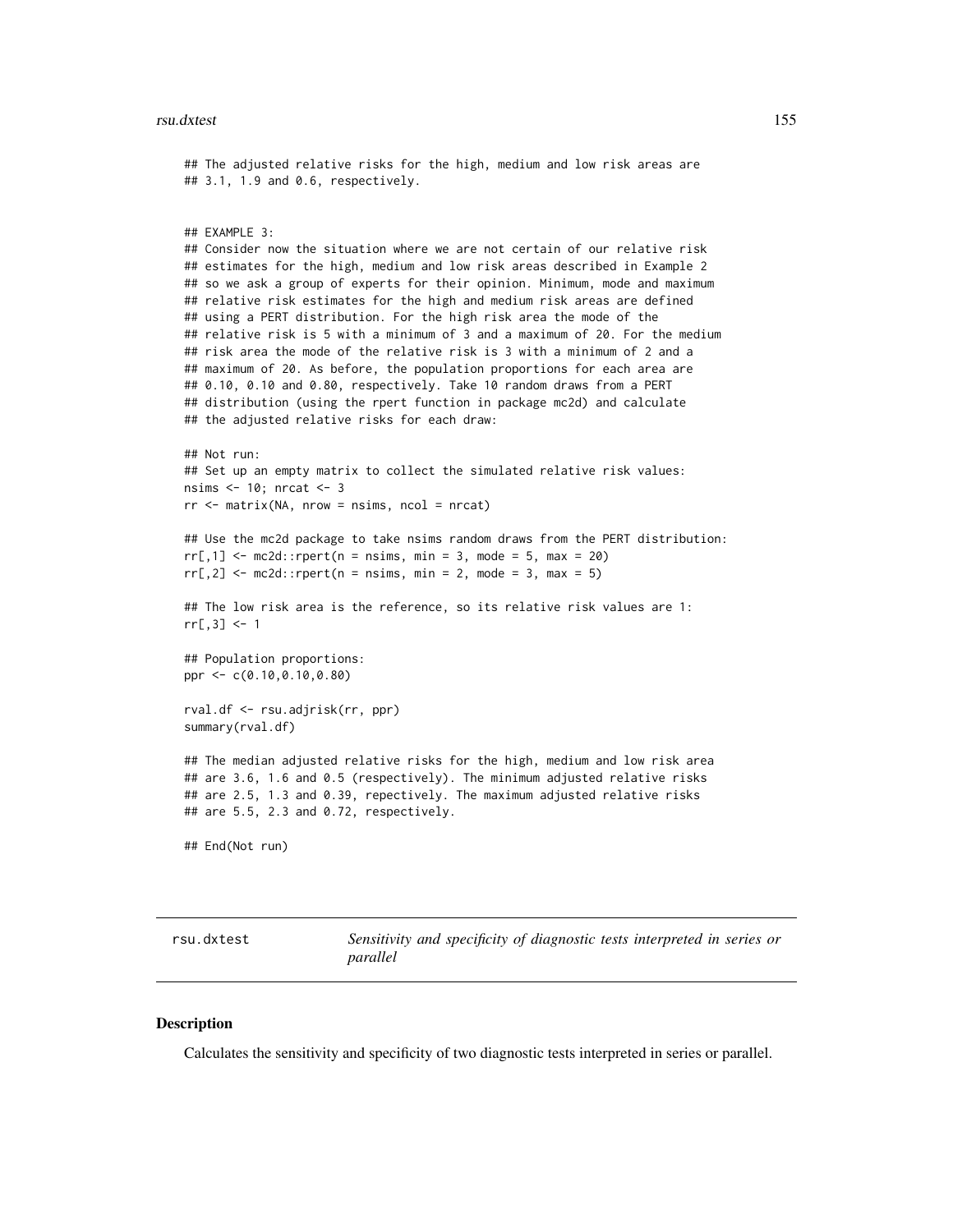```
## The adjusted relative risks for the high, medium and low risk areas are
## 3.1, 1.9 and 0.6, respectively.


## EXAMPLE 3:
## Consider now the situation where we are not certain of our relative risk
## estimates for the high, medium and low risk areas described in Example 2
## so we ask a group of experts for their opinion. Minimum, mode and maximum
## relative risk estimates for the high and medium risk areas are defined
## using a PERT distribution. For the high risk area the mode of the
## relative risk is 5 with a minimum of 3 and a maximum of 20. For the medium
## risk area the mode of the relative risk is 3 with a minimum of 2 and a
## maximum of 20. As before, the population proportions for each area are
## 0.10, 0.10 and 0.80, respectively. Take 10 random draws from a PERT
## distribution (using the rpert function in package mc2d) and calculate
## the adjusted relative risks for each draw:

## Not run:
## Set up an empty matrix to collect the simulated relative risk values:
nsims <- 10; nrcat <- 3
rr <- matrix(NA, nrow = nsims, ncol = nrcat)

## Use the mc2d package to take nsims random draws from the PERT distribution:
rr[,1] <- mc2d::rpert(n = nsims, min = 3, mode = 5, max = 20)
rr[,2] <- mc2d::rpert(n = nsims, min = 2, mode = 3, max = 5)

## The low risk area is the reference, so its relative risk values are 1:
rr[,3] <- 1

## Population proportions:
ppr <- c(0.10,0.10,0.80)

rval.df <- rsu.adjrisk(rr, ppr)
summary(rval.df)

## The median adjusted relative risks for the high, medium and low risk area
## are 3.6, 1.6 and 0.5 (respectively). The minimum adjusted relative risks
## are 2.5, 1.3 and 0.39, repectively. The maximum adjusted relative risks
## are 5.5, 2.3 and 0.72, respectively.

## End(Not run)
```

---

rsu.dxtest — *Sensitivity and specificity of diagnostic tests interpreted in series or parallel*

---

### Description

Calculates the sensitivity and specificity of two diagnostic tests interpreted in series or parallel.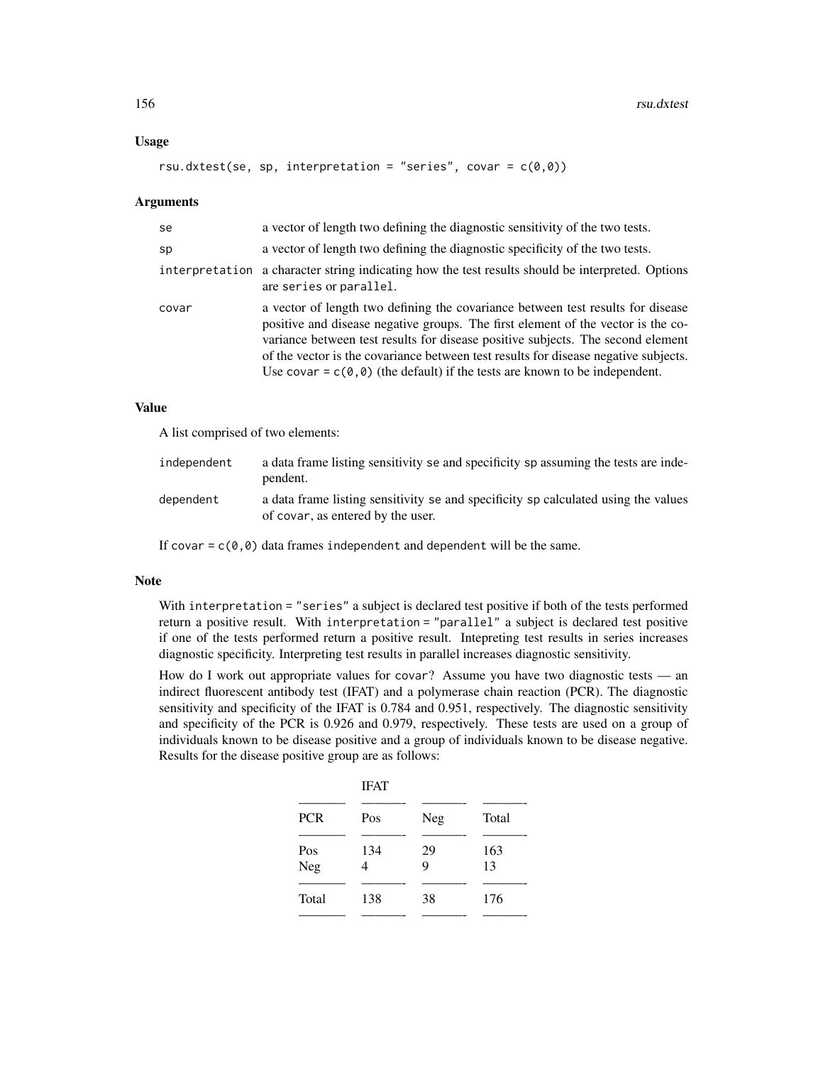## Usage

```
rsu.dxtest(se, sp, interpretation = "series", covar = c(0,0))
```

## Arguments

| | |
|---|---|
| se | a vector of length two defining the diagnostic sensitivity of the two tests. |
| sp | a vector of length two defining the diagnostic specificity of the two tests. |
| interpretation | a character string indicating how the test results should be interpreted. Options are series or parallel. |
| covar | a vector of length two defining the covariance between test results for disease positive and disease negative groups. The first element of the vector is the covariance between test results for disease positive subjects. The second element of the vector is the covariance between test results for disease negative subjects. Use covar = c(0,0) (the default) if the tests are known to be independent. |

## Value

A list comprised of two elements:

| | |
|---|---|
| independent | a data frame listing sensitivity se and specificity sp assuming the tests are independent. |
| dependent | a data frame listing sensitivity se and specificity sp calculated using the values of covar, as entered by the user. |

If covar = c(0,0) data frames independent and dependent will be the same.

## Note

With interpretation = "series" a subject is declared test positive if both of the tests performed return a positive result. With interpretation = "parallel" a subject is declared test positive if one of the tests performed return a positive result. Intepreting test results in series increases diagnostic specificity. Interpreting test results in parallel increases diagnostic sensitivity.

How do I work out appropriate values for covar? Assume you have two diagnostic tests — an indirect fluorescent antibody test (IFAT) and a polymerase chain reaction (PCR). The diagnostic sensitivity and specificity of the IFAT is 0.784 and 0.951, respectively. The diagnostic sensitivity and specificity of the PCR is 0.926 and 0.979, respectively. These tests are used on a group of individuals known to be disease positive and a group of individuals known to be disease negative. Results for the disease positive group are as follows:

| | IFAT | | |
|---|---|---|---|
| PCR | Pos | Neg | Total |
| Pos | 134 | 29 | 163 |
| Neg | 4 | 9 | 13 |
| Total | 138 | 38 | 176 |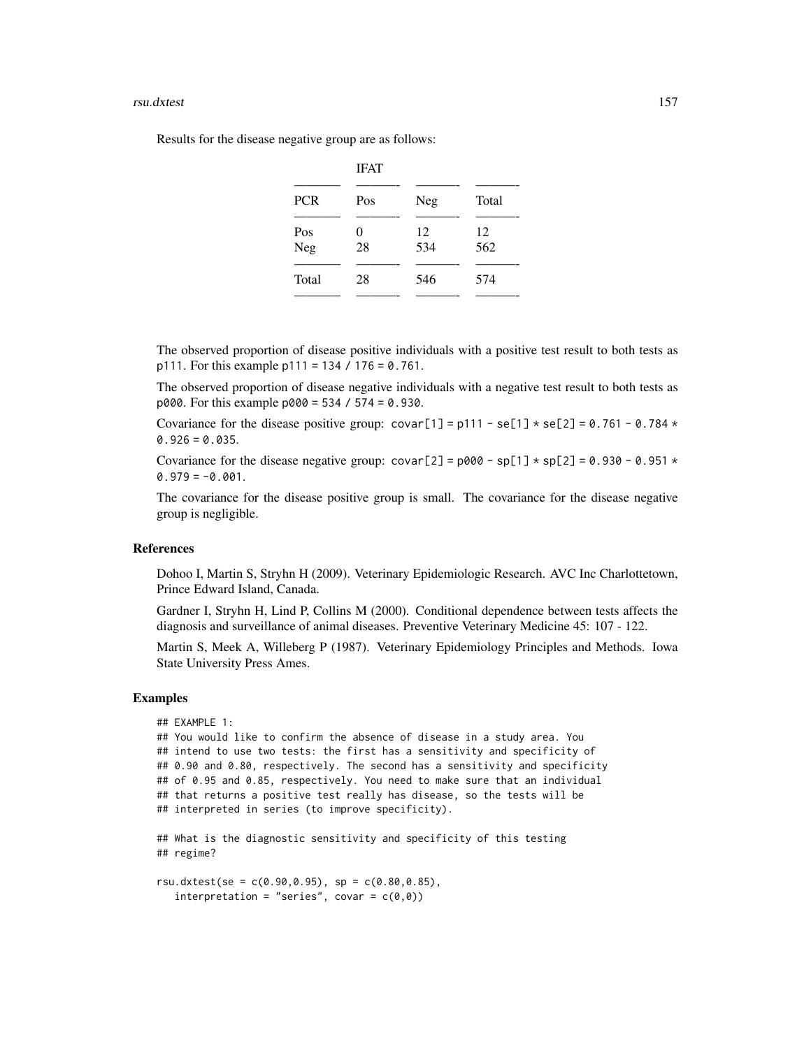Results for the disease negative group are as follows:

| | IFAT | | |
|---|---|---|---|
| PCR | Pos | Neg | Total |
| Pos | 0 | 12 | 12 |
| Neg | 28 | 534 | 562 |
| Total | 28 | 546 | 574 |

The observed proportion of disease positive individuals with a positive test result to both tests as `p111`. For this example `p111 = 134 / 176 = 0.761`.

The observed proportion of disease negative individuals with a negative test result to both tests as `p000`. For this example `p000 = 534 / 574 = 0.930`.

Covariance for the disease positive group: `covar[1] = p111 - se[1] * se[2] = 0.761 - 0.784 * 0.926 = 0.035`.

Covariance for the disease negative group: `covar[2] = p000 - sp[1] * sp[2] = 0.930 - 0.951 * 0.979 = -0.001`.

The covariance for the disease positive group is small. The covariance for the disease negative group is negligible.

### References

Dohoo I, Martin S, Stryhn H (2009). Veterinary Epidemiologic Research. AVC Inc Charlottetown, Prince Edward Island, Canada.

Gardner I, Stryhn H, Lind P, Collins M (2000). Conditional dependence between tests affects the diagnosis and surveillance of animal diseases. Preventive Veterinary Medicine 45: 107 - 122.

Martin S, Meek A, Willeberg P (1987). Veterinary Epidemiology Principles and Methods. Iowa State University Press Ames.

### Examples

```
## EXAMPLE 1:
## You would like to confirm the absence of disease in a study area. You
## intend to use two tests: the first has a sensitivity and specificity of
## 0.90 and 0.80, respectively. The second has a sensitivity and specificity
## of 0.95 and 0.85, respectively. You need to make sure that an individual
## that returns a positive test really has disease, so the tests will be
## interpreted in series (to improve specificity).

## What is the diagnostic sensitivity and specificity of this testing
## regime?

rsu.dxtest(se = c(0.90,0.95), sp = c(0.80,0.85),
   interpretation = "series", covar = c(0,0))
```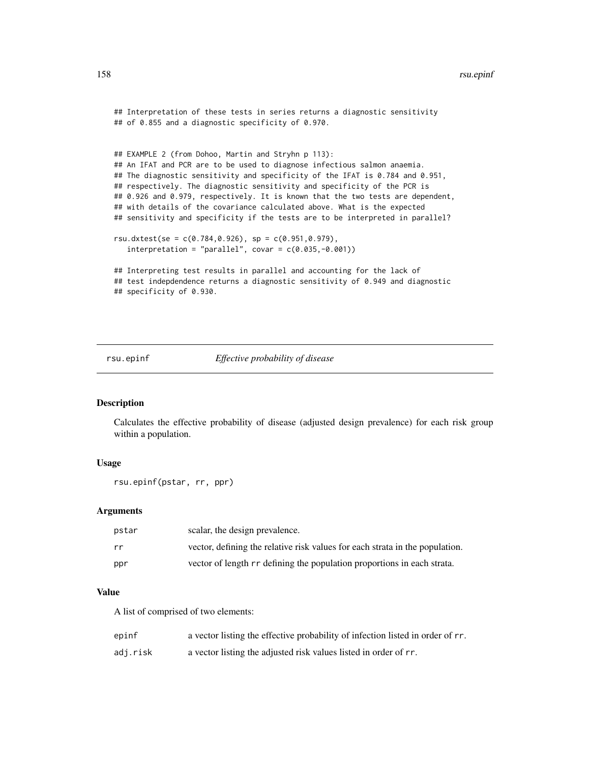```
## Interpretation of these tests in series returns a diagnostic sensitivity
## of 0.855 and a diagnostic specificity of 0.970.


## EXAMPLE 2 (from Dohoo, Martin and Stryhn p 113):
## An IFAT and PCR are to be used to diagnose infectious salmon anaemia.
## The diagnostic sensitivity and specificity of the IFAT is 0.784 and 0.951,
## respectively. The diagnostic sensitivity and specificity of the PCR is
## 0.926 and 0.979, respectively. It is known that the two tests are dependent,
## with details of the covariance calculated above. What is the expected
## sensitivity and specificity if the tests are to be interpreted in parallel?

rsu.dxtest(se = c(0.784,0.926), sp = c(0.951,0.979),
   interpretation = "parallel", covar = c(0.035,-0.001))

## Interpreting test results in parallel and accounting for the lack of
## test indepdendence returns a diagnostic sensitivity of 0.949 and diagnostic
## specificity of 0.930.
```

---

## rsu.epinf — *Effective probability of disease*

### Description

Calculates the effective probability of disease (adjusted design prevalence) for each risk group within a population.

### Usage

```
rsu.epinf(pstar, rr, ppr)
```

### Arguments

| | |
|---|---|
| `pstar` | scalar, the design prevalence. |
| `rr` | vector, defining the relative risk values for each strata in the population. |
| `ppr` | vector of length `rr` defining the population proportions in each strata. |

### Value

A list of comprised of two elements:

| | |
|---|---|
| `epinf` | a vector listing the effective probability of infection listed in order of `rr`. |
| `adj.risk` | a vector listing the adjusted risk values listed in order of `rr`. |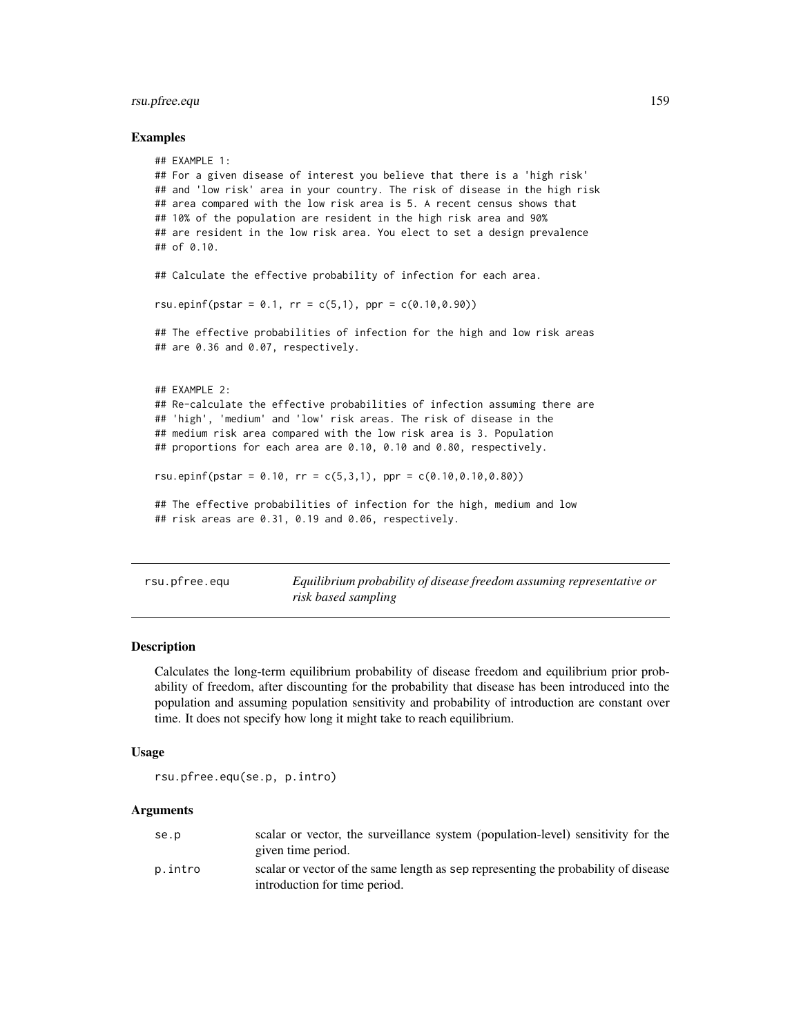## Examples

```
## EXAMPLE 1:
## For a given disease of interest you believe that there is a 'high risk'
## and 'low risk' area in your country. The risk of disease in the high risk
## area compared with the low risk area is 5. A recent census shows that
## 10% of the population are resident in the high risk area and 90%
## are resident in the low risk area. You elect to set a design prevalence
## of 0.10.

## Calculate the effective probability of infection for each area.

rsu.epinf(pstar = 0.1, rr = c(5,1), ppr = c(0.10,0.90))

## The effective probabilities of infection for the high and low risk areas
## are 0.36 and 0.07, respectively.


## EXAMPLE 2:
## Re-calculate the effective probabilities of infection assuming there are
## 'high', 'medium' and 'low' risk areas. The risk of disease in the
## medium risk area compared with the low risk area is 3. Population
## proportions for each area are 0.10, 0.10 and 0.80, respectively.

rsu.epinf(pstar = 0.10, rr = c(5,3,1), ppr = c(0.10,0.10,0.80))

## The effective probabilities of infection for the high, medium and low
## risk areas are 0.31, 0.19 and 0.06, respectively.
```

---

# rsu.pfree.equ — *Equilibrium probability of disease freedom assuming representative or risk based sampling*

---

## Description

Calculates the long-term equilibrium probability of disease freedom and equilibrium prior probability of freedom, after discounting for the probability that disease has been introduced into the population and assuming population sensitivity and probability of introduction are constant over time. It does not specify how long it might take to reach equilibrium.

## Usage

```
rsu.pfree.equ(se.p, p.intro)
```

## Arguments

| | |
|---|---|
| se.p | scalar or vector, the surveillance system (population-level) sensitivity for the given time period. |
| p.intro | scalar or vector of the same length as sep representing the probability of disease introduction for time period. |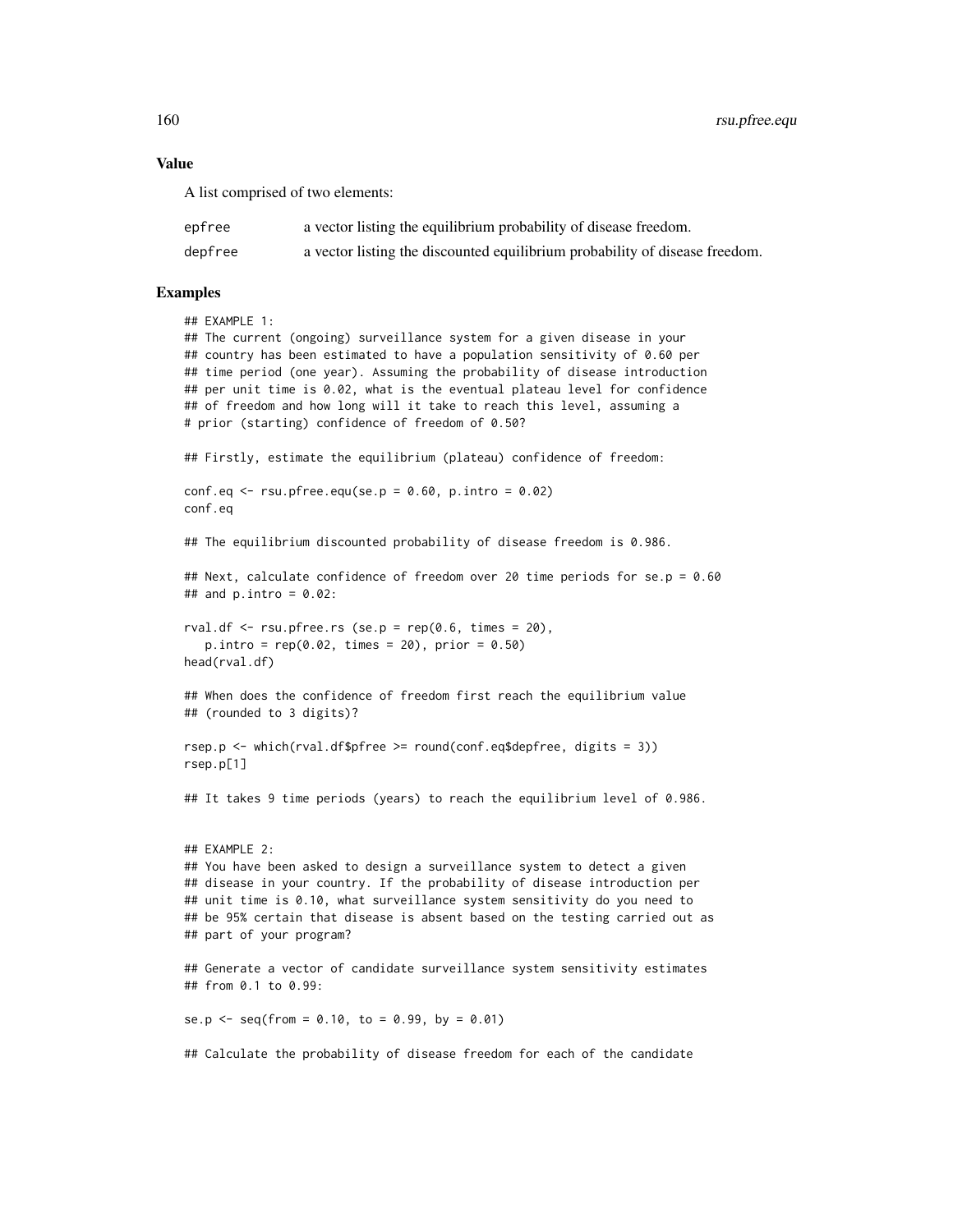### Value

A list comprised of two elements:

| | |
|---|---|
| epfree | a vector listing the equilibrium probability of disease freedom. |
| depfree | a vector listing the discounted equilibrium probability of disease freedom. |

### Examples

```
## EXAMPLE 1:
## The current (ongoing) surveillance system for a given disease in your
## country has been estimated to have a population sensitivity of 0.60 per
## time period (one year). Assuming the probability of disease introduction
## per unit time is 0.02, what is the eventual plateau level for confidence
## of freedom and how long will it take to reach this level, assuming a
# prior (starting) confidence of freedom of 0.50?

## Firstly, estimate the equilibrium (plateau) confidence of freedom:

conf.eq <- rsu.pfree.equ(se.p = 0.60, p.intro = 0.02)
conf.eq

## The equilibrium discounted probability of disease freedom is 0.986.

## Next, calculate confidence of freedom over 20 time periods for se.p = 0.60
## and p.intro = 0.02:

rval.df <- rsu.pfree.rs (se.p = rep(0.6, times = 20),
   p.intro = rep(0.02, times = 20), prior = 0.50)
head(rval.df)

## When does the confidence of freedom first reach the equilibrium value
## (rounded to 3 digits)?

rsep.p <- which(rval.df$pfree >= round(conf.eq$depfree, digits = 3))
rsep.p[1]

## It takes 9 time periods (years) to reach the equilibrium level of 0.986.


## EXAMPLE 2:
## You have been asked to design a surveillance system to detect a given
## disease in your country. If the probability of disease introduction per
## unit time is 0.10, what surveillance system sensitivity do you need to
## be 95% certain that disease is absent based on the testing carried out as
## part of your program?

## Generate a vector of candidate surveillance system sensitivity estimates
## from 0.1 to 0.99:

se.p <- seq(from = 0.10, to = 0.99, by = 0.01)

## Calculate the probability of disease freedom for each of the candidate
```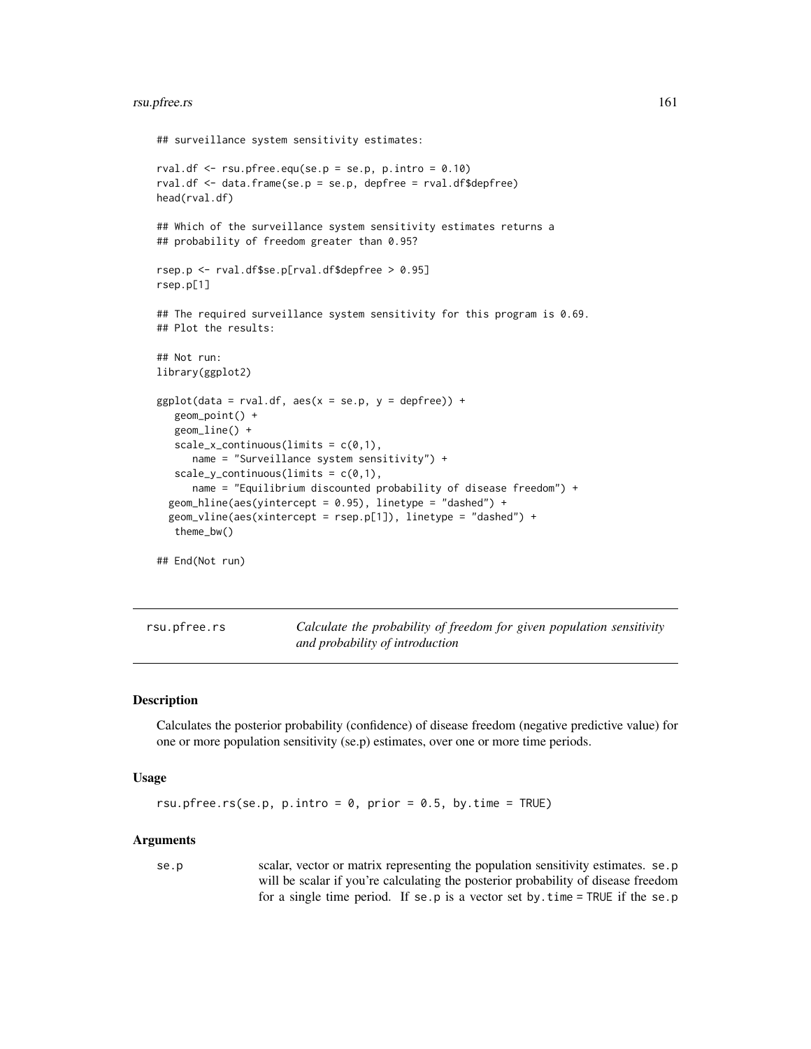```
## surveillance system sensitivity estimates:

rval.df <- rsu.pfree.equ(se.p = se.p, p.intro = 0.10)
rval.df <- data.frame(se.p = se.p, depfree = rval.df$depfree)
head(rval.df)

## Which of the surveillance system sensitivity estimates returns a
## probability of freedom greater than 0.95?

rsep.p <- rval.df$se.p[rval.df$depfree > 0.95]
rsep.p[1]

## The required surveillance system sensitivity for this program is 0.69.
## Plot the results:

## Not run:
library(ggplot2)

ggplot(data = rval.df, aes(x = se.p, y = depfree)) +
   geom_point() +
   geom_line() +
   scale_x_continuous(limits = c(0,1),
      name = "Surveillance system sensitivity") +
   scale_y_continuous(limits = c(0,1),
      name = "Equilibrium discounted probability of disease freedom") +
  geom_hline(aes(yintercept = 0.95), linetype = "dashed") +
  geom_vline(aes(xintercept = rsep.p[1]), linetype = "dashed") +
   theme_bw()

## End(Not run)
```

---

rsu.pfree.rs — *Calculate the probability of freedom for given population sensitivity and probability of introduction*

---

### Description

Calculates the posterior probability (confidence) of disease freedom (negative predictive value) for one or more population sensitivity (se.p) estimates, over one or more time periods.

### Usage

```
rsu.pfree.rs(se.p, p.intro = 0, prior = 0.5, by.time = TRUE)
```

### Arguments

se.p — scalar, vector or matrix representing the population sensitivity estimates. `se.p` will be scalar if you're calculating the posterior probability of disease freedom for a single time period. If `se.p` is a vector set `by.time = TRUE` if the `se.p`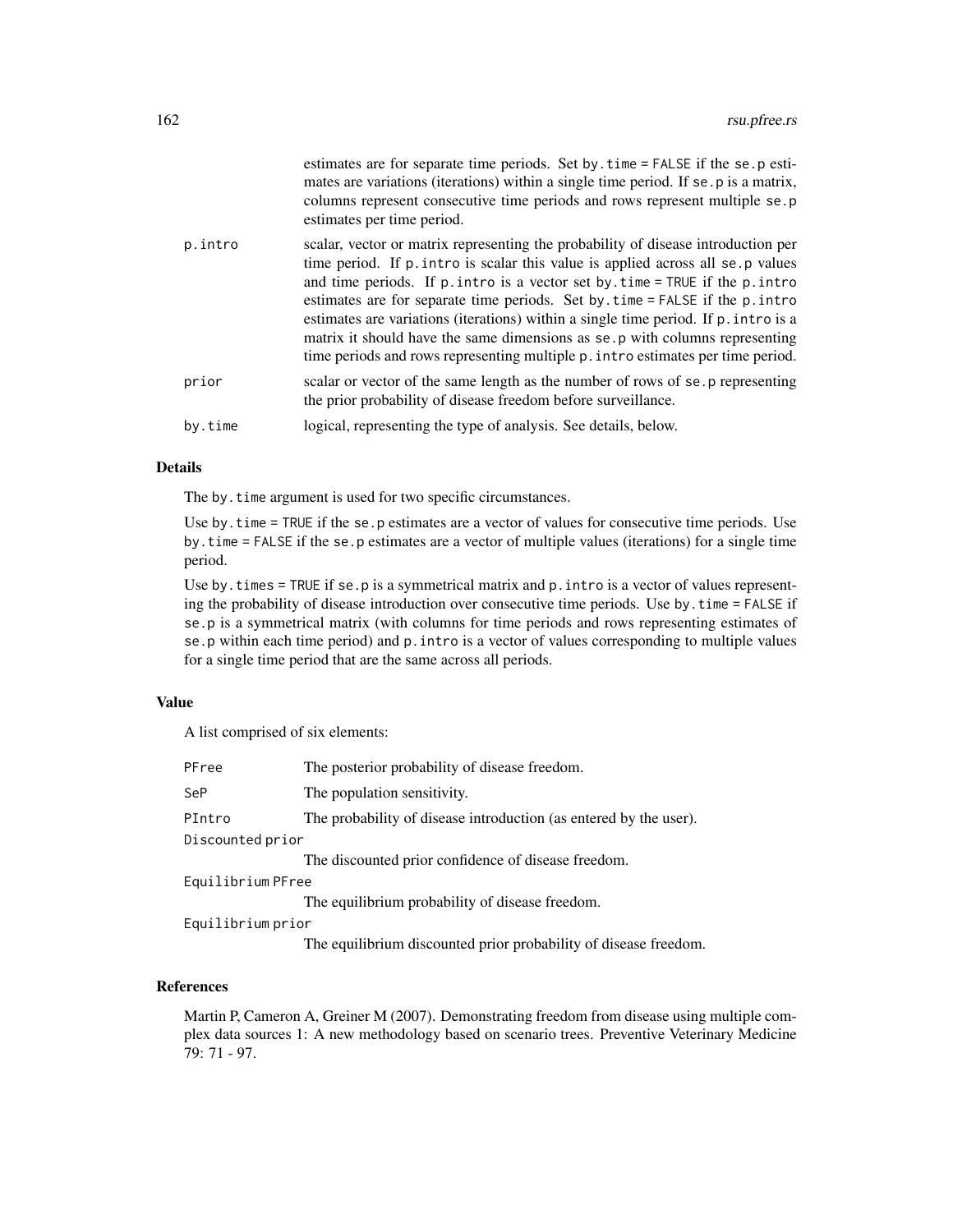estimates are for separate time periods. Set `by.time = FALSE` if the `se.p` estimates are variations (iterations) within a single time period. If `se.p` is a matrix, columns represent consecutive time periods and rows represent multiple `se.p` estimates per time period.

| | |
|---|---|
| `p.intro` | scalar, vector or matrix representing the probability of disease introduction per time period. If `p.intro` is scalar this value is applied across all `se.p` values and time periods. If `p.intro` is a vector set `by.time = TRUE` if the `p.intro` estimates are for separate time periods. Set `by.time = FALSE` if the `p.intro` estimates are variations (iterations) within a single time period. If `p.intro` is a matrix it should have the same dimensions as `se.p` with columns representing time periods and rows representing multiple `p.intro` estimates per time period. |
| `prior` | scalar or vector of the same length as the number of rows of `se.p` representing the prior probability of disease freedom before surveillance. |
| `by.time` | logical, representing the type of analysis. See details, below. |

## Details

The `by.time` argument is used for two specific circumstances.

Use `by.time = TRUE` if the `se.p` estimates are a vector of values for consecutive time periods. Use `by.time = FALSE` if the `se.p` estimates are a vector of multiple values (iterations) for a single time period.

Use `by.times = TRUE` if `se.p` is a symmetrical matrix and `p.intro` is a vector of values representing the probability of disease introduction over consecutive time periods. Use `by.time = FALSE` if `se.p` is a symmetrical matrix (with columns for time periods and rows representing estimates of `se.p` within each time period) and `p.intro` is a vector of values corresponding to multiple values for a single time period that are the same across all periods.

## Value

A list comprised of six elements:

| | |
|---|---|
| `PFree` | The posterior probability of disease freedom. |
| `SeP` | The population sensitivity. |
| `PIntro` | The probability of disease introduction (as entered by the user). |
| `Discounted prior` | The discounted prior confidence of disease freedom. |
| `Equilibrium PFree` | The equilibrium probability of disease freedom. |
| `Equilibrium prior` | The equilibrium discounted prior probability of disease freedom. |

## References

Martin P, Cameron A, Greiner M (2007). Demonstrating freedom from disease using multiple complex data sources 1: A new methodology based on scenario trees. Preventive Veterinary Medicine 79: 71 - 97.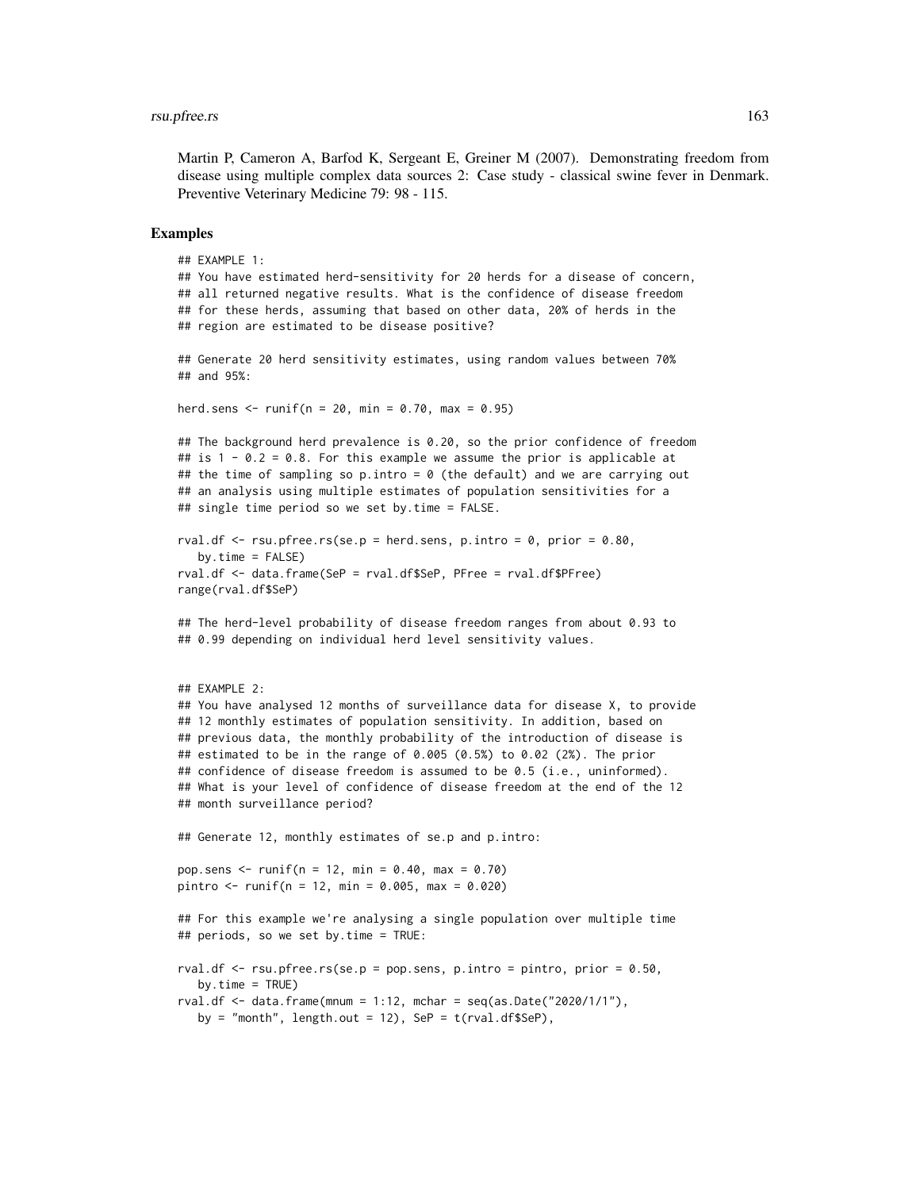Martin P, Cameron A, Barfod K, Sergeant E, Greiner M (2007). Demonstrating freedom from disease using multiple complex data sources 2: Case study - classical swine fever in Denmark. Preventive Veterinary Medicine 79: 98 - 115.

## Examples

```
## EXAMPLE 1:
## You have estimated herd-sensitivity for 20 herds for a disease of concern,
## all returned negative results. What is the confidence of disease freedom
## for these herds, assuming that based on other data, 20% of herds in the
## region are estimated to be disease positive?

## Generate 20 herd sensitivity estimates, using random values between 70%
## and 95%:

herd.sens <- runif(n = 20, min = 0.70, max = 0.95)

## The background herd prevalence is 0.20, so the prior confidence of freedom
## is 1 - 0.2 = 0.8. For this example we assume the prior is applicable at
## the time of sampling so p.intro = 0 (the default) and we are carrying out
## an analysis using multiple estimates of population sensitivities for a
## single time period so we set by.time = FALSE.

rval.df <- rsu.pfree.rs(se.p = herd.sens, p.intro = 0, prior = 0.80,
   by.time = FALSE)
rval.df <- data.frame(SeP = rval.df$SeP, PFree = rval.df$PFree)
range(rval.df$SeP)

## The herd-level probability of disease freedom ranges from about 0.93 to
## 0.99 depending on individual herd level sensitivity values.


## EXAMPLE 2:
## You have analysed 12 months of surveillance data for disease X, to provide
## 12 monthly estimates of population sensitivity. In addition, based on
## previous data, the monthly probability of the introduction of disease is
## estimated to be in the range of 0.005 (0.5%) to 0.02 (2%). The prior
## confidence of disease freedom is assumed to be 0.5 (i.e., uninformed).
## What is your level of confidence of disease freedom at the end of the 12
## month surveillance period?

## Generate 12, monthly estimates of se.p and p.intro:

pop.sens <- runif(n = 12, min = 0.40, max = 0.70)
pintro <- runif(n = 12, min = 0.005, max = 0.020)

## For this example we're analysing a single population over multiple time
## periods, so we set by.time = TRUE:

rval.df <- rsu.pfree.rs(se.p = pop.sens, p.intro = pintro, prior = 0.50,
   by.time = TRUE)
rval.df <- data.frame(mnum = 1:12, mchar = seq(as.Date("2020/1/1"),
   by = "month", length.out = 12), SeP = t(rval.df$SeP),
```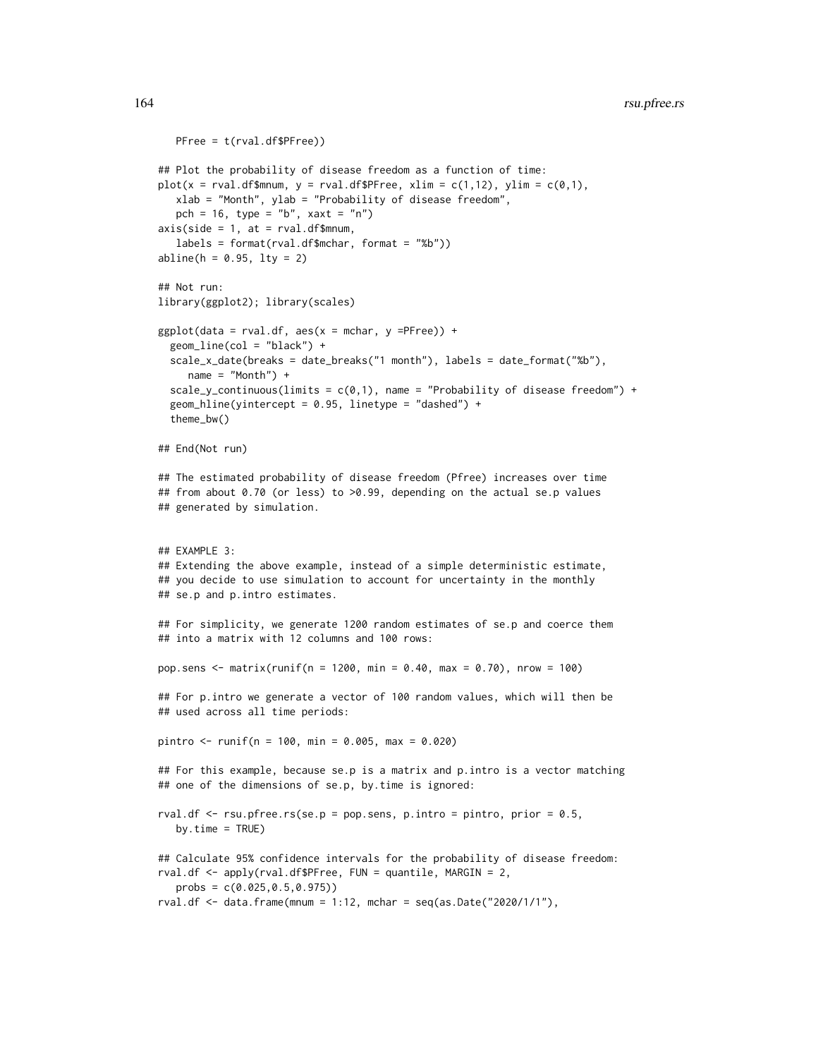```
   PFree = t(rval.df$PFree))

## Plot the probability of disease freedom as a function of time:
plot(x = rval.df$mnum, y = rval.df$PFree, xlim = c(1,12), ylim = c(0,1),
   xlab = "Month", ylab = "Probability of disease freedom",
   pch = 16, type = "b", xaxt = "n")
axis(side = 1, at = rval.df$mnum,
   labels = format(rval.df$mchar, format = "%b"))
abline(h = 0.95, lty = 2)

## Not run:
library(ggplot2); library(scales)

ggplot(data = rval.df, aes(x = mchar, y =PFree)) +
  geom_line(col = "black") +
  scale_x_date(breaks = date_breaks("1 month"), labels = date_format("%b"),
     name = "Month") +
  scale_y_continuous(limits = c(0,1), name = "Probability of disease freedom") +
  geom_hline(yintercept = 0.95, linetype = "dashed") +
  theme_bw()

## End(Not run)

## The estimated probability of disease freedom (Pfree) increases over time
## from about 0.70 (or less) to >0.99, depending on the actual se.p values
## generated by simulation.


## EXAMPLE 3:
## Extending the above example, instead of a simple deterministic estimate,
## you decide to use simulation to account for uncertainty in the monthly
## se.p and p.intro estimates.

## For simplicity, we generate 1200 random estimates of se.p and coerce them
## into a matrix with 12 columns and 100 rows:

pop.sens <- matrix(runif(n = 1200, min = 0.40, max = 0.70), nrow = 100)

## For p.intro we generate a vector of 100 random values, which will then be
## used across all time periods:

pintro <- runif(n = 100, min = 0.005, max = 0.020)

## For this example, because se.p is a matrix and p.intro is a vector matching
## one of the dimensions of se.p, by.time is ignored:

rval.df <- rsu.pfree.rs(se.p = pop.sens, p.intro = pintro, prior = 0.5,
   by.time = TRUE)

## Calculate 95% confidence intervals for the probability of disease freedom:
rval.df <- apply(rval.df$PFree, FUN = quantile, MARGIN = 2,
   probs = c(0.025,0.5,0.975))
rval.df <- data.frame(mnum = 1:12, mchar = seq(as.Date("2020/1/1"),
```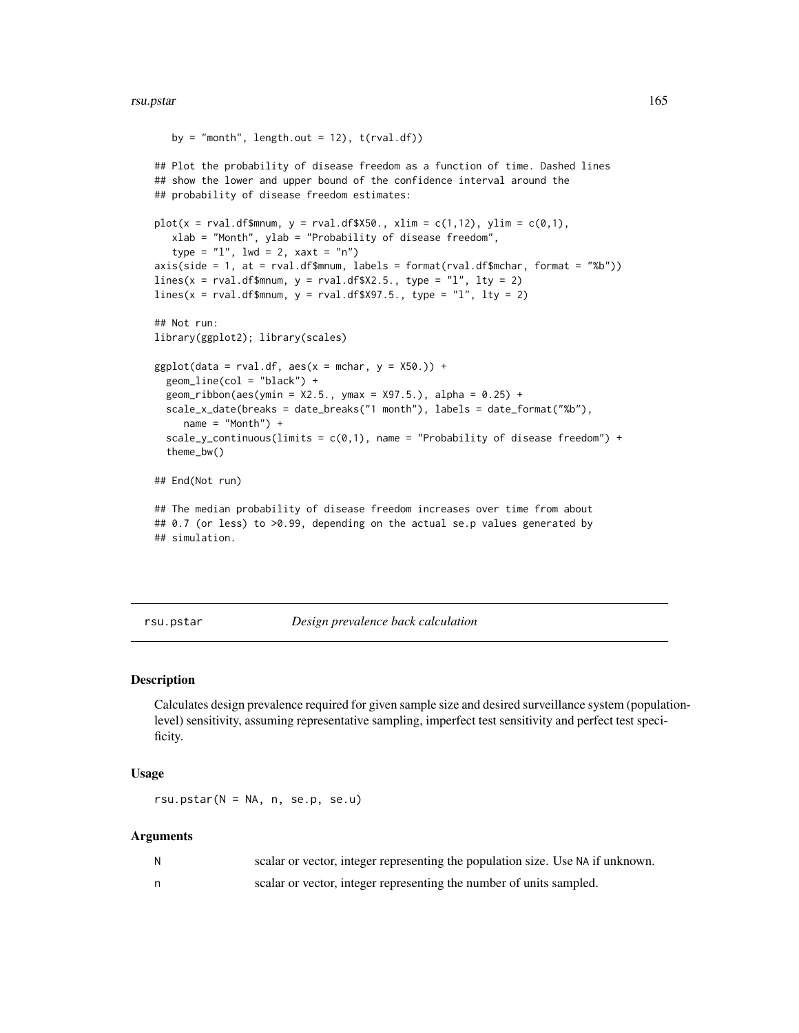```
   by = "month", length.out = 12), t(rval.df))

## Plot the probability of disease freedom as a function of time. Dashed lines
## show the lower and upper bound of the confidence interval around the
## probability of disease freedom estimates:

plot(x = rval.df$mnum, y = rval.df$X50., xlim = c(1,12), ylim = c(0,1),
   xlab = "Month", ylab = "Probability of disease freedom",
   type = "l", lwd = 2, xaxt = "n")
axis(side = 1, at = rval.df$mnum, labels = format(rval.df$mchar, format = "%b"))
lines(x = rval.df$mnum, y = rval.df$X2.5., type = "l", lty = 2)
lines(x = rval.df$mnum, y = rval.df$X97.5., type = "l", lty = 2)

## Not run:
library(ggplot2); library(scales)

ggplot(data = rval.df, aes(x = mchar, y = X50.)) +
  geom_line(col = "black") +
  geom_ribbon(aes(ymin = X2.5., ymax = X97.5.), alpha = 0.25) +
  scale_x_date(breaks = date_breaks("1 month"), labels = date_format("%b"),
     name = "Month") +
  scale_y_continuous(limits = c(0,1), name = "Probability of disease freedom") +
  theme_bw()

## End(Not run)

## The median probability of disease freedom increases over time from about
## 0.7 (or less) to >0.99, depending on the actual se.p values generated by
## simulation.
```

## rsu.pstar — *Design prevalence back calculation*

### Description

Calculates design prevalence required for given sample size and desired surveillance system (population-level) sensitivity, assuming representative sampling, imperfect test sensitivity and perfect test specificity.

### Usage

```
rsu.pstar(N = NA, n, se.p, se.u)
```

### Arguments

| | |
|---|---|
| `N` | scalar or vector, integer representing the population size. Use `NA` if unknown. |
| `n` | scalar or vector, integer representing the number of units sampled. |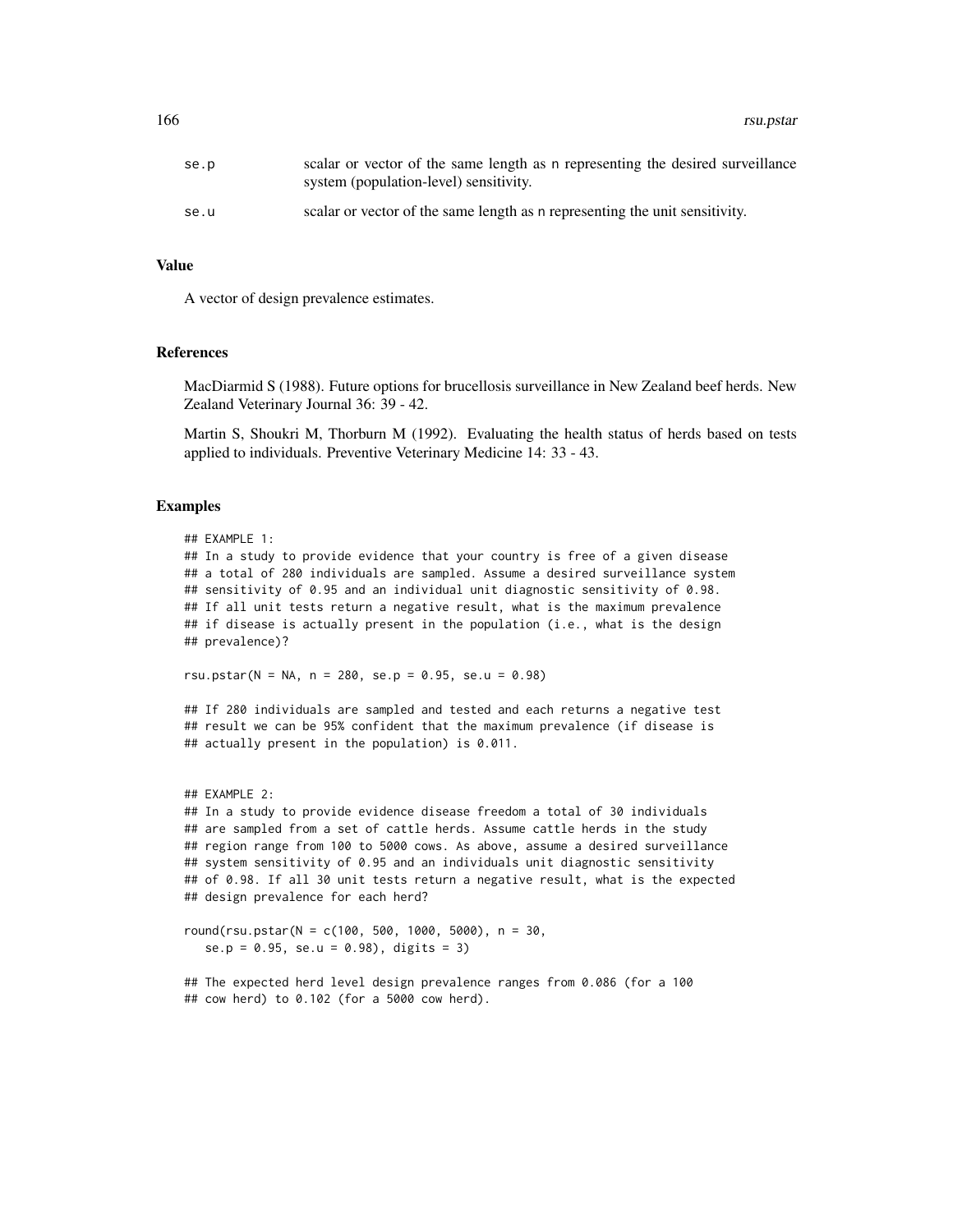| | |
|---|---|
| se.p | scalar or vector of the same length as n representing the desired surveillance system (population-level) sensitivity. |
| se.u | scalar or vector of the same length as n representing the unit sensitivity. |

### Value

A vector of design prevalence estimates.

### References

MacDiarmid S (1988). Future options for brucellosis surveillance in New Zealand beef herds. New Zealand Veterinary Journal 36: 39 - 42.

Martin S, Shoukri M, Thorburn M (1992). Evaluating the health status of herds based on tests applied to individuals. Preventive Veterinary Medicine 14: 33 - 43.

### Examples

```
## EXAMPLE 1:
## In a study to provide evidence that your country is free of a given disease
## a total of 280 individuals are sampled. Assume a desired surveillance system
## sensitivity of 0.95 and an individual unit diagnostic sensitivity of 0.98.
## If all unit tests return a negative result, what is the maximum prevalence
## if disease is actually present in the population (i.e., what is the design
## prevalence)?

rsu.pstar(N = NA, n = 280, se.p = 0.95, se.u = 0.98)

## If 280 individuals are sampled and tested and each returns a negative test
## result we can be 95% confident that the maximum prevalence (if disease is
## actually present in the population) is 0.011.


## EXAMPLE 2:
## In a study to provide evidence disease freedom a total of 30 individuals
## are sampled from a set of cattle herds. Assume cattle herds in the study
## region range from 100 to 5000 cows. As above, assume a desired surveillance
## system sensitivity of 0.95 and an individuals unit diagnostic sensitivity
## of 0.98. If all 30 unit tests return a negative result, what is the expected
## design prevalence for each herd?

round(rsu.pstar(N = c(100, 500, 1000, 5000), n = 30,
   se.p = 0.95, se.u = 0.98), digits = 3)

## The expected herd level design prevalence ranges from 0.086 (for a 100
## cow herd) to 0.102 (for a 5000 cow herd).
```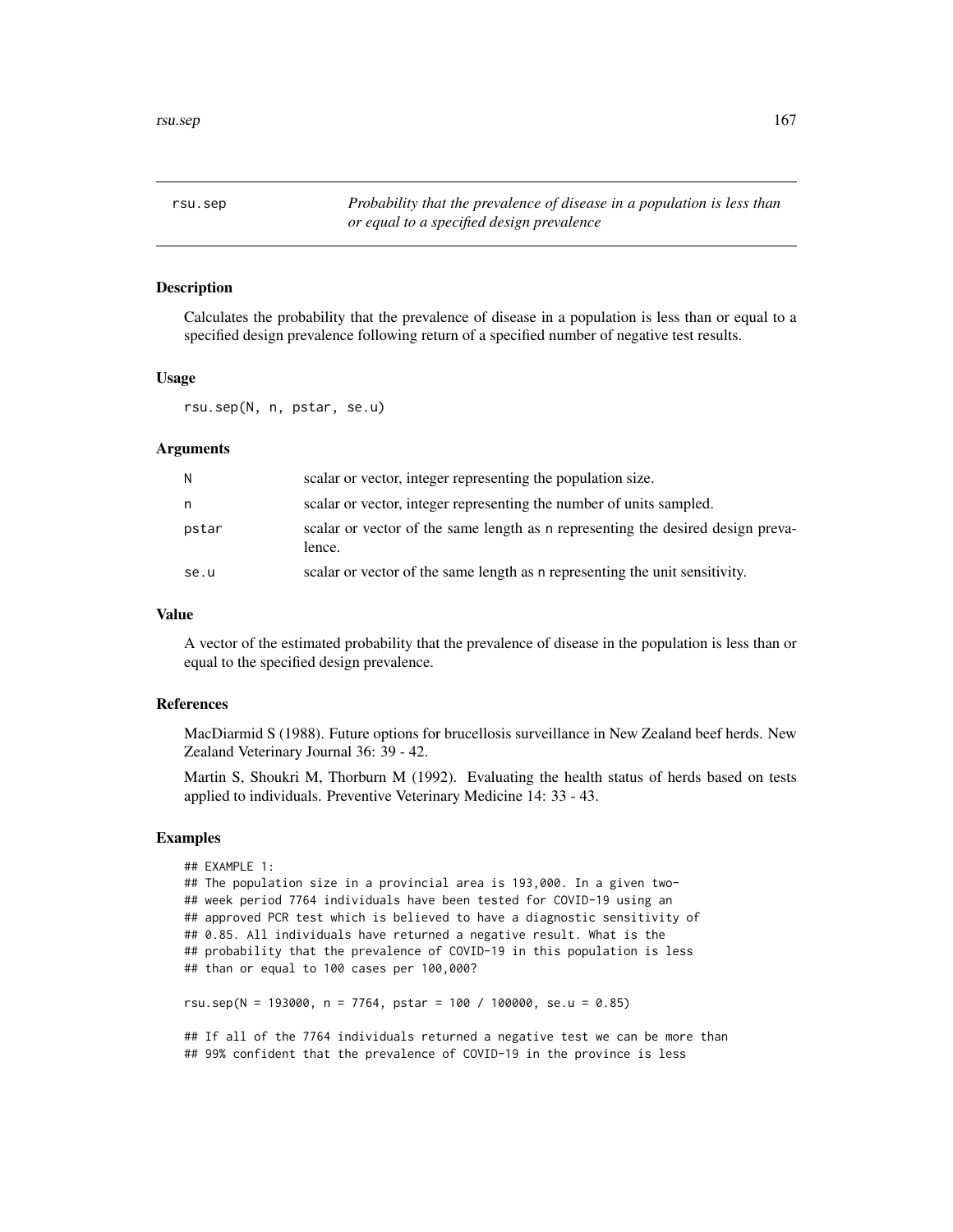# rsu.sep

*Probability that the prevalence of disease in a population is less than or equal to a specified design prevalence*

## Description

Calculates the probability that the prevalence of disease in a population is less than or equal to a specified design prevalence following return of a specified number of negative test results.

## Usage

```
rsu.sep(N, n, pstar, se.u)
```

## Arguments

| | |
|---|---|
| N | scalar or vector, integer representing the population size. |
| n | scalar or vector, integer representing the number of units sampled. |
| pstar | scalar or vector of the same length as n representing the desired design prevalence. |
| se.u | scalar or vector of the same length as n representing the unit sensitivity. |

## Value

A vector of the estimated probability that the prevalence of disease in the population is less than or equal to the specified design prevalence.

## References

MacDiarmid S (1988). Future options for brucellosis surveillance in New Zealand beef herds. New Zealand Veterinary Journal 36: 39 - 42.

Martin S, Shoukri M, Thorburn M (1992). Evaluating the health status of herds based on tests applied to individuals. Preventive Veterinary Medicine 14: 33 - 43.

## Examples

```
## EXAMPLE 1:
## The population size in a provincial area is 193,000. In a given two-
## week period 7764 individuals have been tested for COVID-19 using an
## approved PCR test which is believed to have a diagnostic sensitivity of
## 0.85. All individuals have returned a negative result. What is the
## probability that the prevalence of COVID-19 in this population is less
## than or equal to 100 cases per 100,000?

rsu.sep(N = 193000, n = 7764, pstar = 100 / 100000, se.u = 0.85)

## If all of the 7764 individuals returned a negative test we can be more than
## 99% confident that the prevalence of COVID-19 in the province is less
```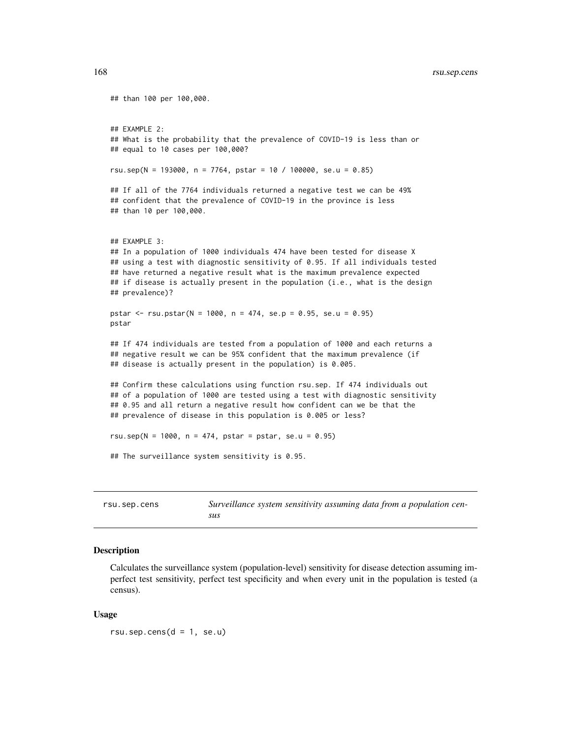```
## than 100 per 100,000.


## EXAMPLE 2:
## What is the probability that the prevalence of COVID-19 is less than or
## equal to 10 cases per 100,000?

rsu.sep(N = 193000, n = 7764, pstar = 10 / 100000, se.u = 0.85)

## If all of the 7764 individuals returned a negative test we can be 49%
## confident that the prevalence of COVID-19 in the province is less
## than 10 per 100,000.


## EXAMPLE 3:
## In a population of 1000 individuals 474 have been tested for disease X
## using a test with diagnostic sensitivity of 0.95. If all individuals tested
## have returned a negative result what is the maximum prevalence expected
## if disease is actually present in the population (i.e., what is the design
## prevalence)?

pstar <- rsu.pstar(N = 1000, n = 474, se.p = 0.95, se.u = 0.95)
pstar

## If 474 individuals are tested from a population of 1000 and each returns a
## negative result we can be 95% confident that the maximum prevalence (if
## disease is actually present in the population) is 0.005.

## Confirm these calculations using function rsu.sep. If 474 individuals out
## of a population of 1000 are tested using a test with diagnostic sensitivity
## 0.95 and all return a negative result how confident can we be that the
## prevalence of disease in this population is 0.005 or less?

rsu.sep(N = 1000, n = 474, pstar = pstar, se.u = 0.95)

## The surveillance system sensitivity is 0.95.
```

# rsu.sep.cens — *Surveillance system sensitivity assuming data from a population census*

## Description

Calculates the surveillance system (population-level) sensitivity for disease detection assuming imperfect test sensitivity, perfect test specificity and when every unit in the population is tested (a census).

## Usage

```
rsu.sep.cens(d = 1, se.u)
```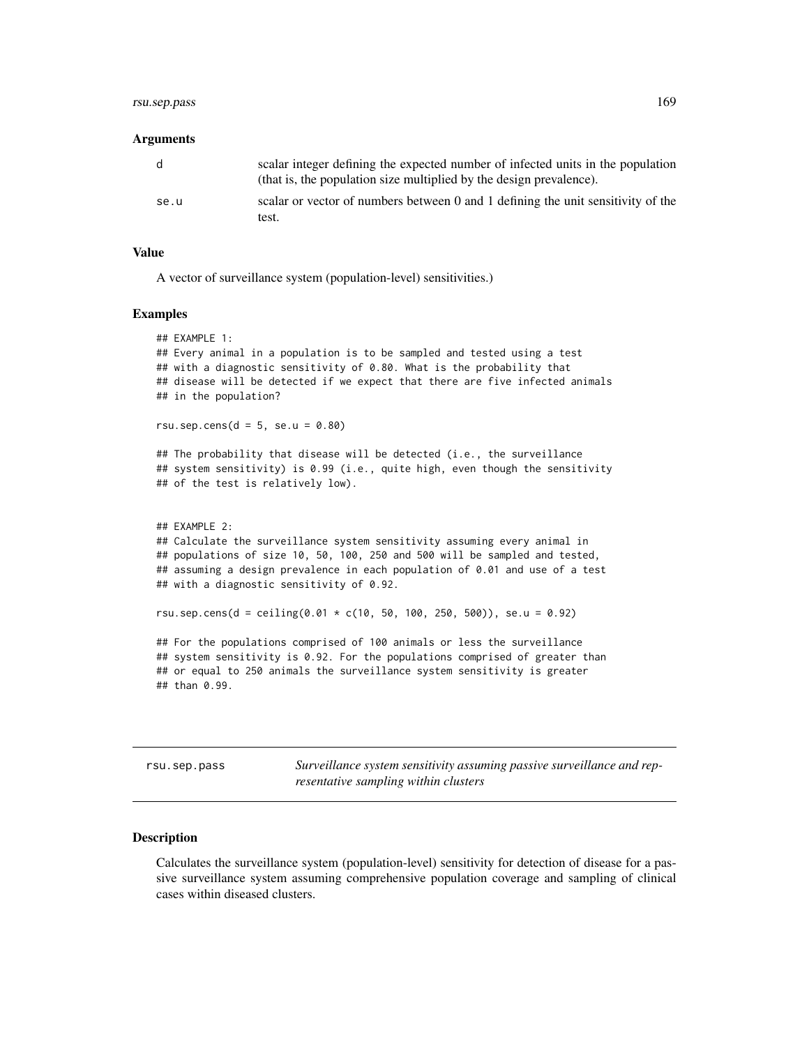### Arguments

| | |
|---|---|
| d | scalar integer defining the expected number of infected units in the population (that is, the population size multiplied by the design prevalence). |
| se.u | scalar or vector of numbers between 0 and 1 defining the unit sensitivity of the test. |

### Value

A vector of surveillance system (population-level) sensitivities.)

### Examples

```
## EXAMPLE 1:
## Every animal in a population is to be sampled and tested using a test
## with a diagnostic sensitivity of 0.80. What is the probability that
## disease will be detected if we expect that there are five infected animals
## in the population?

rsu.sep.cens(d = 5, se.u = 0.80)

## The probability that disease will be detected (i.e., the surveillance
## system sensitivity) is 0.99 (i.e., quite high, even though the sensitivity
## of the test is relatively low).


## EXAMPLE 2:
## Calculate the surveillance system sensitivity assuming every animal in
## populations of size 10, 50, 100, 250 and 500 will be sampled and tested,
## assuming a design prevalence in each population of 0.01 and use of a test
## with a diagnostic sensitivity of 0.92.

rsu.sep.cens(d = ceiling(0.01 * c(10, 50, 100, 250, 500)), se.u = 0.92)

## For the populations comprised of 100 animals or less the surveillance
## system sensitivity is 0.92. For the populations comprised of greater than
## or equal to 250 animals the surveillance system sensitivity is greater
## than 0.99.
```

---

## rsu.sep.pass — *Surveillance system sensitivity assuming passive surveillance and representative sampling within clusters*

---

### Description

Calculates the surveillance system (population-level) sensitivity for detection of disease for a passive surveillance system assuming comprehensive population coverage and sampling of clinical cases within diseased clusters.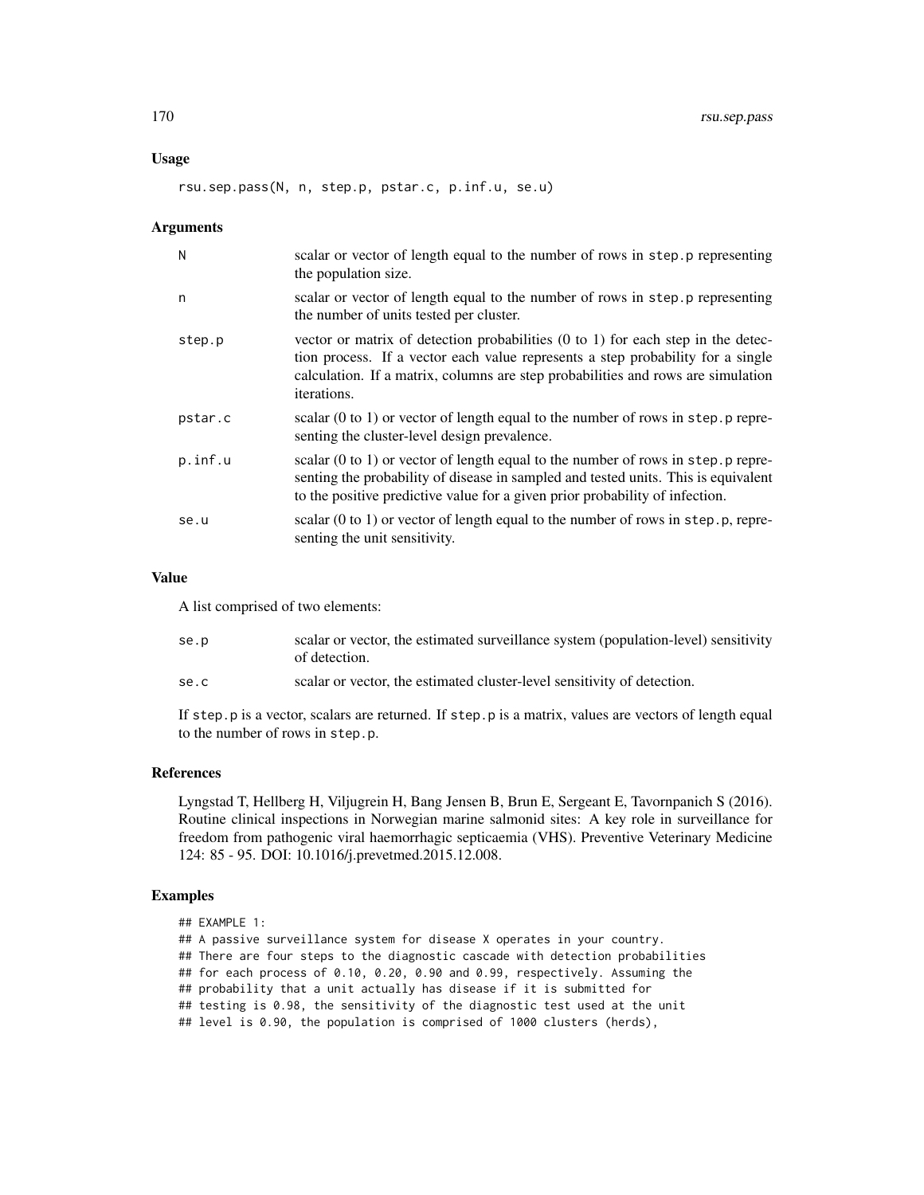## Usage

```
rsu.sep.pass(N, n, step.p, pstar.c, p.inf.u, se.u)
```

## Arguments

| | |
|---|---|
| N | scalar or vector of length equal to the number of rows in step.p representing the population size. |
| n | scalar or vector of length equal to the number of rows in step.p representing the number of units tested per cluster. |
| step.p | vector or matrix of detection probabilities (0 to 1) for each step in the detection process. If a vector each value represents a step probability for a single calculation. If a matrix, columns are step probabilities and rows are simulation iterations. |
| pstar.c | scalar (0 to 1) or vector of length equal to the number of rows in step.p representing the cluster-level design prevalence. |
| p.inf.u | scalar (0 to 1) or vector of length equal to the number of rows in step.p representing the probability of disease in sampled and tested units. This is equivalent to the positive predictive value for a given prior probability of infection. |
| se.u | scalar (0 to 1) or vector of length equal to the number of rows in step.p, representing the unit sensitivity. |

## Value

A list comprised of two elements:

| | |
|---|---|
| se.p | scalar or vector, the estimated surveillance system (population-level) sensitivity of detection. |
| se.c | scalar or vector, the estimated cluster-level sensitivity of detection. |

If step.p is a vector, scalars are returned. If step.p is a matrix, values are vectors of length equal to the number of rows in step.p.

## References

Lyngstad T, Hellberg H, Viljugrein H, Bang Jensen B, Brun E, Sergeant E, Tavornpanich S (2016). Routine clinical inspections in Norwegian marine salmonid sites: A key role in surveillance for freedom from pathogenic viral haemorrhagic septicaemia (VHS). Preventive Veterinary Medicine 124: 85 - 95. DOI: 10.1016/j.prevetmed.2015.12.008.

## Examples

```
## EXAMPLE 1:
## A passive surveillance system for disease X operates in your country.
## There are four steps to the diagnostic cascade with detection probabilities
## for each process of 0.10, 0.20, 0.90 and 0.99, respectively. Assuming the
## probability that a unit actually has disease if it is submitted for
## testing is 0.98, the sensitivity of the diagnostic test used at the unit
## level is 0.90, the population is comprised of 1000 clusters (herds),
```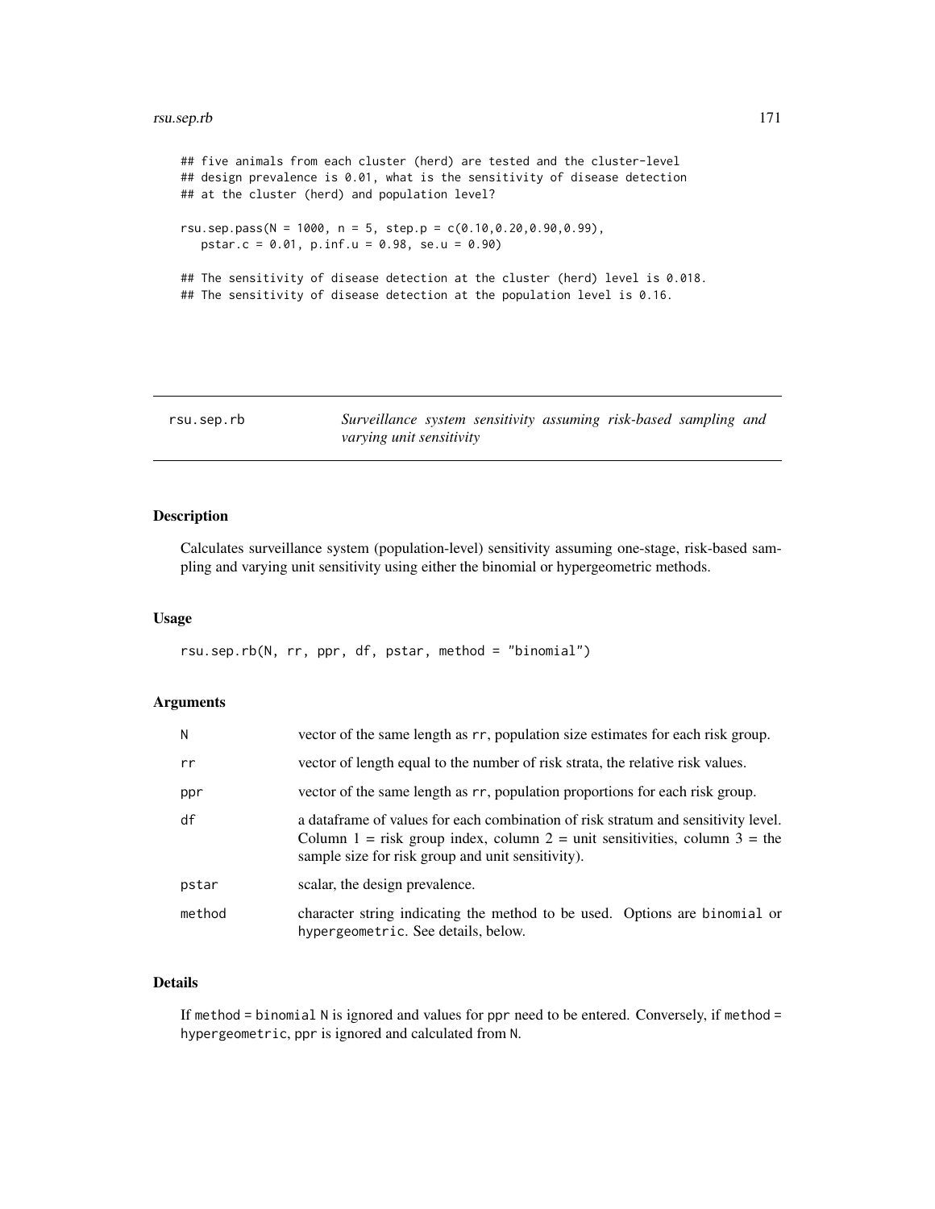```
## five animals from each cluster (herd) are tested and the cluster-level
## design prevalence is 0.01, what is the sensitivity of disease detection
## at the cluster (herd) and population level?

rsu.sep.pass(N = 1000, n = 5, step.p = c(0.10,0.20,0.90,0.99),
   pstar.c = 0.01, p.inf.u = 0.98, se.u = 0.90)

## The sensitivity of disease detection at the cluster (herd) level is 0.018.
## The sensitivity of disease detection at the population level is 0.16.
```

---

rsu.sep.rb — *Surveillance system sensitivity assuming risk-based sampling and varying unit sensitivity*

---

## Description

Calculates surveillance system (population-level) sensitivity assuming one-stage, risk-based sampling and varying unit sensitivity using either the binomial or hypergeometric methods.

## Usage

```
rsu.sep.rb(N, rr, ppr, df, pstar, method = "binomial")
```

## Arguments

| | |
|---|---|
| N | vector of the same length as rr, population size estimates for each risk group. |
| rr | vector of length equal to the number of risk strata, the relative risk values. |
| ppr | vector of the same length as rr, population proportions for each risk group. |
| df | a dataframe of values for each combination of risk stratum and sensitivity level. Column 1 = risk group index, column 2 = unit sensitivities, column 3 = the sample size for risk group and unit sensitivity). |
| pstar | scalar, the design prevalence. |
| method | character string indicating the method to be used. Options are binomial or hypergeometric. See details, below. |

## Details

If method = binomial N is ignored and values for ppr need to be entered. Conversely, if method = hypergeometric, ppr is ignored and calculated from N.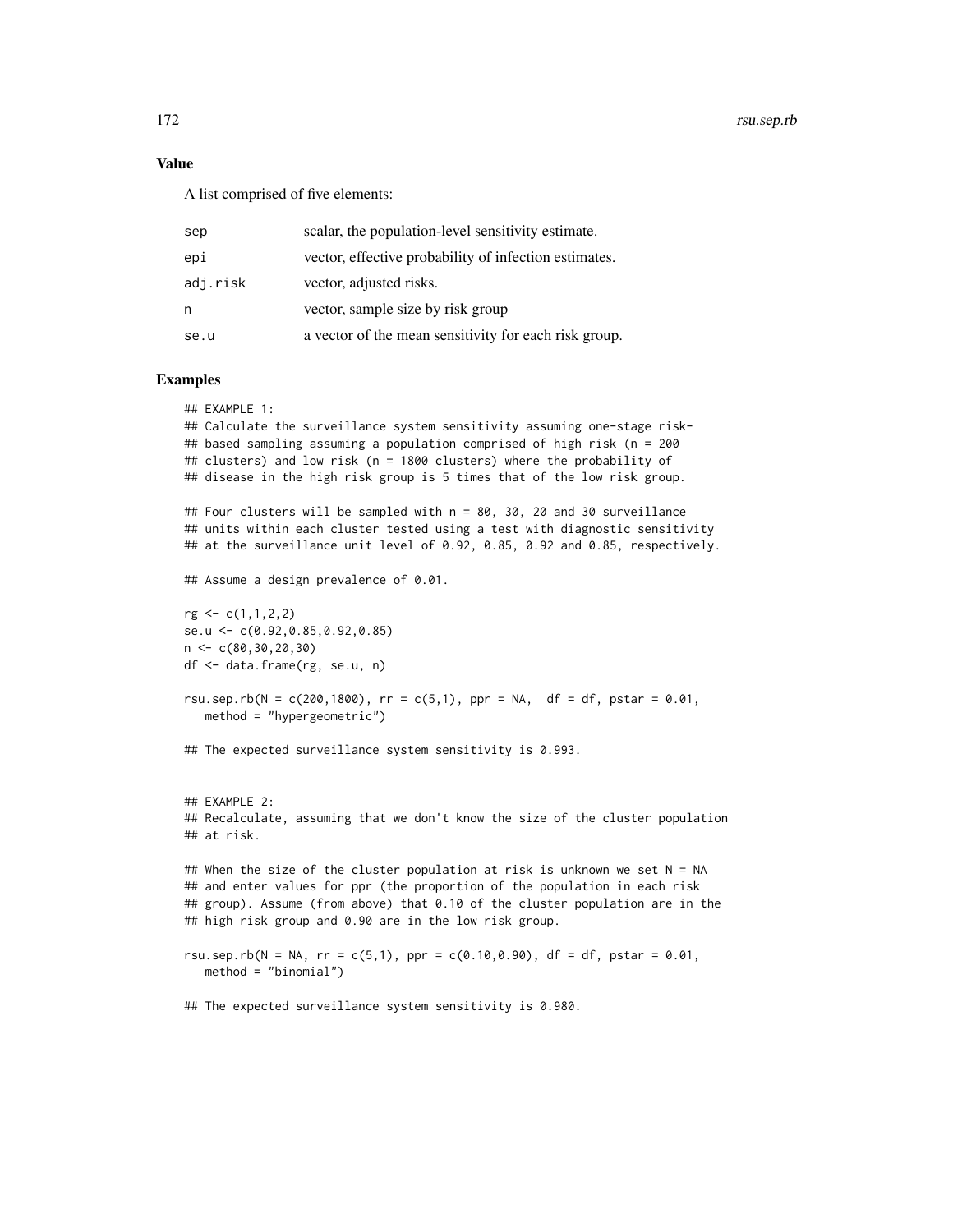## Value

A list comprised of five elements:

| | |
|---|---|
| sep | scalar, the population-level sensitivity estimate. |
| epi | vector, effective probability of infection estimates. |
| adj.risk | vector, adjusted risks. |
| n | vector, sample size by risk group |
| se.u | a vector of the mean sensitivity for each risk group. |

## Examples

```
## EXAMPLE 1:
## Calculate the surveillance system sensitivity assuming one-stage risk-
## based sampling assuming a population comprised of high risk (n = 200
## clusters) and low risk (n = 1800 clusters) where the probability of
## disease in the high risk group is 5 times that of the low risk group.

## Four clusters will be sampled with n = 80, 30, 20 and 30 surveillance
## units within each cluster tested using a test with diagnostic sensitivity
## at the surveillance unit level of 0.92, 0.85, 0.92 and 0.85, respectively.

## Assume a design prevalence of 0.01.

rg <- c(1,1,2,2)
se.u <- c(0.92,0.85,0.92,0.85)
n <- c(80,30,20,30)
df <- data.frame(rg, se.u, n)

rsu.sep.rb(N = c(200,1800), rr = c(5,1), ppr = NA,  df = df, pstar = 0.01,
   method = "hypergeometric")

## The expected surveillance system sensitivity is 0.993.


## EXAMPLE 2:
## Recalculate, assuming that we don't know the size of the cluster population
## at risk.

## When the size of the cluster population at risk is unknown we set N = NA
## and enter values for ppr (the proportion of the population in each risk
## group). Assume (from above) that 0.10 of the cluster population are in the
## high risk group and 0.90 are in the low risk group.

rsu.sep.rb(N = NA, rr = c(5,1), ppr = c(0.10,0.90), df = df, pstar = 0.01,
   method = "binomial")

## The expected surveillance system sensitivity is 0.980.
```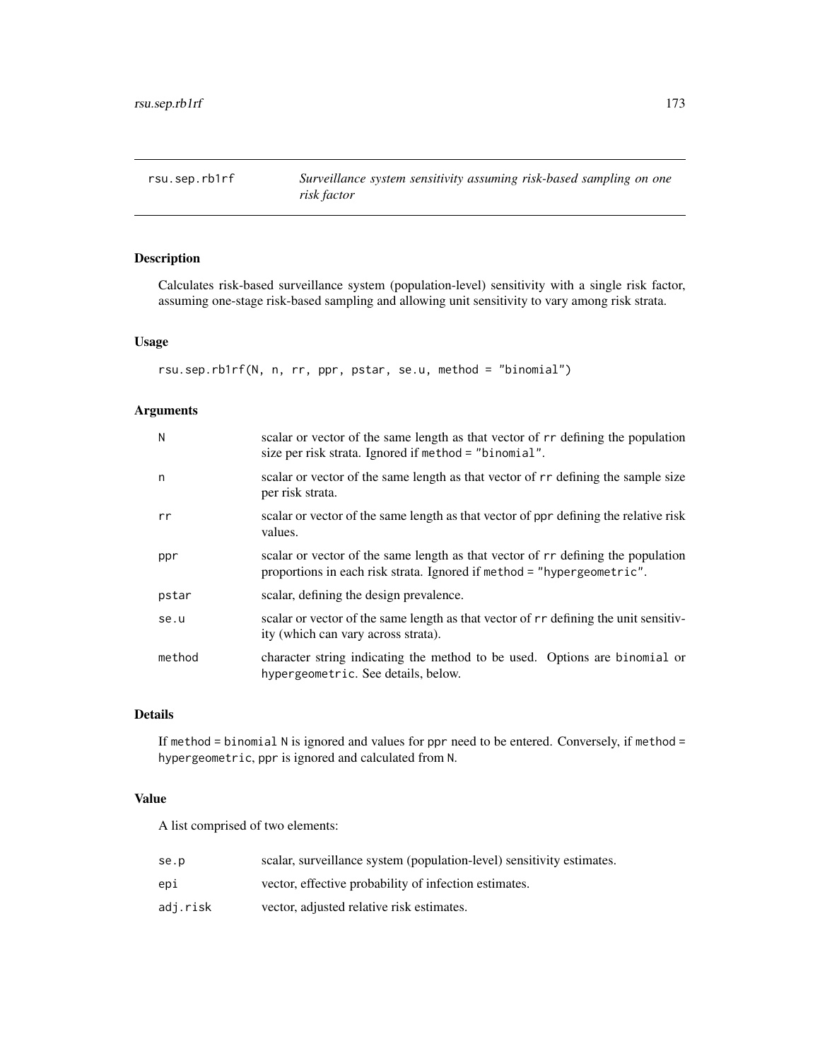rsu.sep.rb1rf *Surveillance system sensitivity assuming risk-based sampling on one risk factor*

## Description

Calculates risk-based surveillance system (population-level) sensitivity with a single risk factor, assuming one-stage risk-based sampling and allowing unit sensitivity to vary among risk strata.

## Usage

```
rsu.sep.rb1rf(N, n, rr, ppr, pstar, se.u, method = "binomial")
```

## Arguments

| | |
|---|---|
| N | scalar or vector of the same length as that vector of rr defining the population size per risk strata. Ignored if method = "binomial". |
| n | scalar or vector of the same length as that vector of rr defining the sample size per risk strata. |
| rr | scalar or vector of the same length as that vector of ppr defining the relative risk values. |
| ppr | scalar or vector of the same length as that vector of rr defining the population proportions in each risk strata. Ignored if method = "hypergeometric". |
| pstar | scalar, defining the design prevalence. |
| se.u | scalar or vector of the same length as that vector of rr defining the unit sensitivity (which can vary across strata). |
| method | character string indicating the method to be used. Options are binomial or hypergeometric. See details, below. |

## Details

If method = binomial N is ignored and values for ppr need to be entered. Conversely, if method = hypergeometric, ppr is ignored and calculated from N.

## Value

A list comprised of two elements:

| | |
|---|---|
| se.p | scalar, surveillance system (population-level) sensitivity estimates. |
| epi | vector, effective probability of infection estimates. |
| adj.risk | vector, adjusted relative risk estimates. |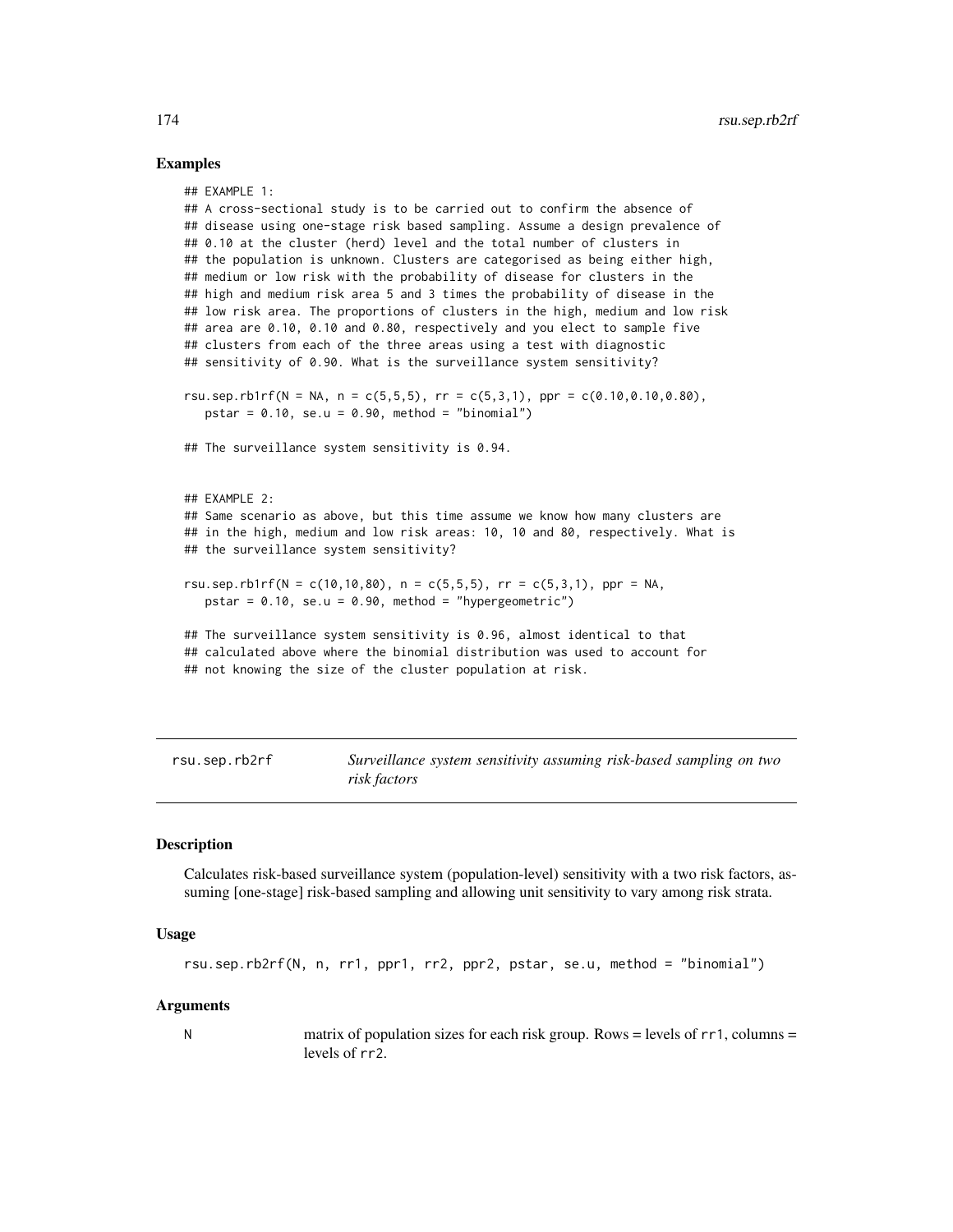## Examples

```
## EXAMPLE 1:
## A cross-sectional study is to be carried out to confirm the absence of
## disease using one-stage risk based sampling. Assume a design prevalence of
## 0.10 at the cluster (herd) level and the total number of clusters in
## the population is unknown. Clusters are categorised as being either high,
## medium or low risk with the probability of disease for clusters in the
## high and medium risk area 5 and 3 times the probability of disease in the
## low risk area. The proportions of clusters in the high, medium and low risk
## area are 0.10, 0.10 and 0.80, respectively and you elect to sample five
## clusters from each of the three areas using a test with diagnostic
## sensitivity of 0.90. What is the surveillance system sensitivity?

rsu.sep.rb1rf(N = NA, n = c(5,5,5), rr = c(5,3,1), ppr = c(0.10,0.10,0.80),
   pstar = 0.10, se.u = 0.90, method = "binomial")

## The surveillance system sensitivity is 0.94.


## EXAMPLE 2:
## Same scenario as above, but this time assume we know how many clusters are
## in the high, medium and low risk areas: 10, 10 and 80, respectively. What is
## the surveillance system sensitivity?

rsu.sep.rb1rf(N = c(10,10,80), n = c(5,5,5), rr = c(5,3,1), ppr = NA,
   pstar = 0.10, se.u = 0.90, method = "hypergeometric")

## The surveillance system sensitivity is 0.96, almost identical to that
## calculated above where the binomial distribution was used to account for
## not knowing the size of the cluster population at risk.
```

---

rsu.sep.rb2rf — *Surveillance system sensitivity assuming risk-based sampling on two risk factors*

---

### Description

Calculates risk-based surveillance system (population-level) sensitivity with a two risk factors, assuming [one-stage] risk-based sampling and allowing unit sensitivity to vary among risk strata.

### Usage

```
rsu.sep.rb2rf(N, n, rr1, ppr1, rr2, ppr2, pstar, se.u, method = "binomial")
```

### Arguments

| | |
|---|---|
| N | matrix of population sizes for each risk group. Rows = levels of rr1, columns = levels of rr2. |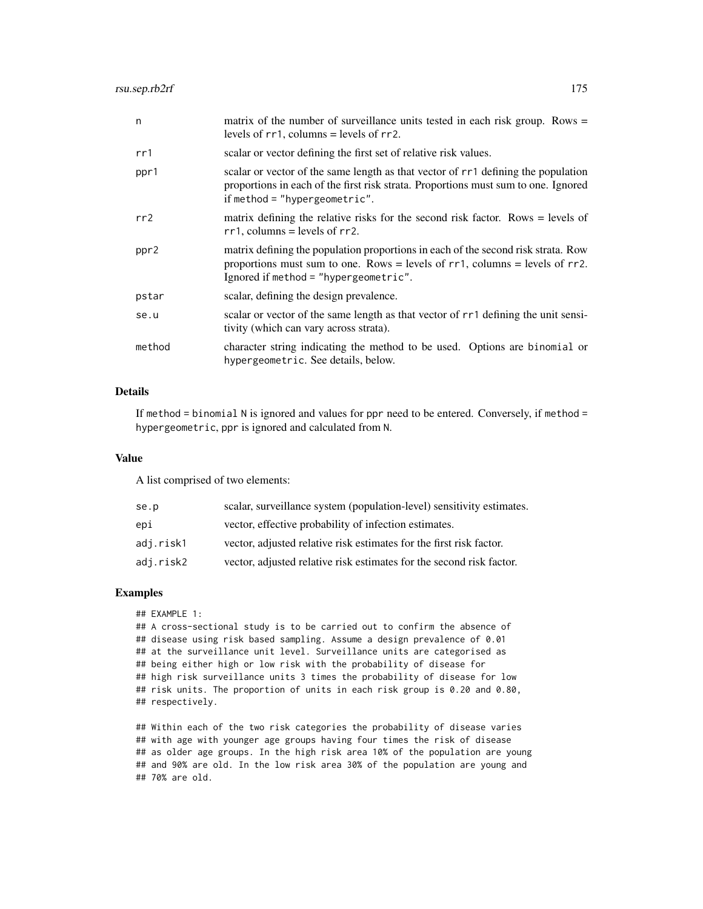| | |
|---|---|
| n | matrix of the number of surveillance units tested in each risk group. Rows = levels of `rr1`, columns = levels of `rr2`. |
| rr1 | scalar or vector defining the first set of relative risk values. |
| ppr1 | scalar or vector of the same length as that vector of `rr1` defining the population proportions in each of the first risk strata. Proportions must sum to one. Ignored if `method = "hypergeometric"`. |
| rr2 | matrix defining the relative risks for the second risk factor. Rows = levels of `rr1`, columns = levels of `rr2`. |
| ppr2 | matrix defining the population proportions in each of the second risk strata. Row proportions must sum to one. Rows = levels of `rr1`, columns = levels of `rr2`. Ignored if `method = "hypergeometric"`. |
| pstar | scalar, defining the design prevalence. |
| se.u | scalar or vector of the same length as that vector of `rr1` defining the unit sensitivity (which can vary across strata). |
| method | character string indicating the method to be used. Options are `binomial` or `hypergeometric`. See details, below. |

## Details

If `method = binomial` `N` is ignored and values for `ppr` need to be entered. Conversely, if `method = hypergeometric`, `ppr` is ignored and calculated from `N`.

## Value

A list comprised of two elements:

| | |
|---|---|
| se.p | scalar, surveillance system (population-level) sensitivity estimates. |
| epi | vector, effective probability of infection estimates. |
| adj.risk1 | vector, adjusted relative risk estimates for the first risk factor. |
| adj.risk2 | vector, adjusted relative risk estimates for the second risk factor. |

## Examples

```
## EXAMPLE 1:
## A cross-sectional study is to be carried out to confirm the absence of
## disease using risk based sampling. Assume a design prevalence of 0.01
## at the surveillance unit level. Surveillance units are categorised as
## being either high or low risk with the probability of disease for
## high risk surveillance units 3 times the probability of disease for low
## risk units. The proportion of units in each risk group is 0.20 and 0.80,
## respectively.

## Within each of the two risk categories the probability of disease varies
## with age with younger age groups having four times the risk of disease
## as older age groups. In the high risk area 10% of the population are young
## and 90% are old. In the low risk area 30% of the population are young and
## 70% are old.
```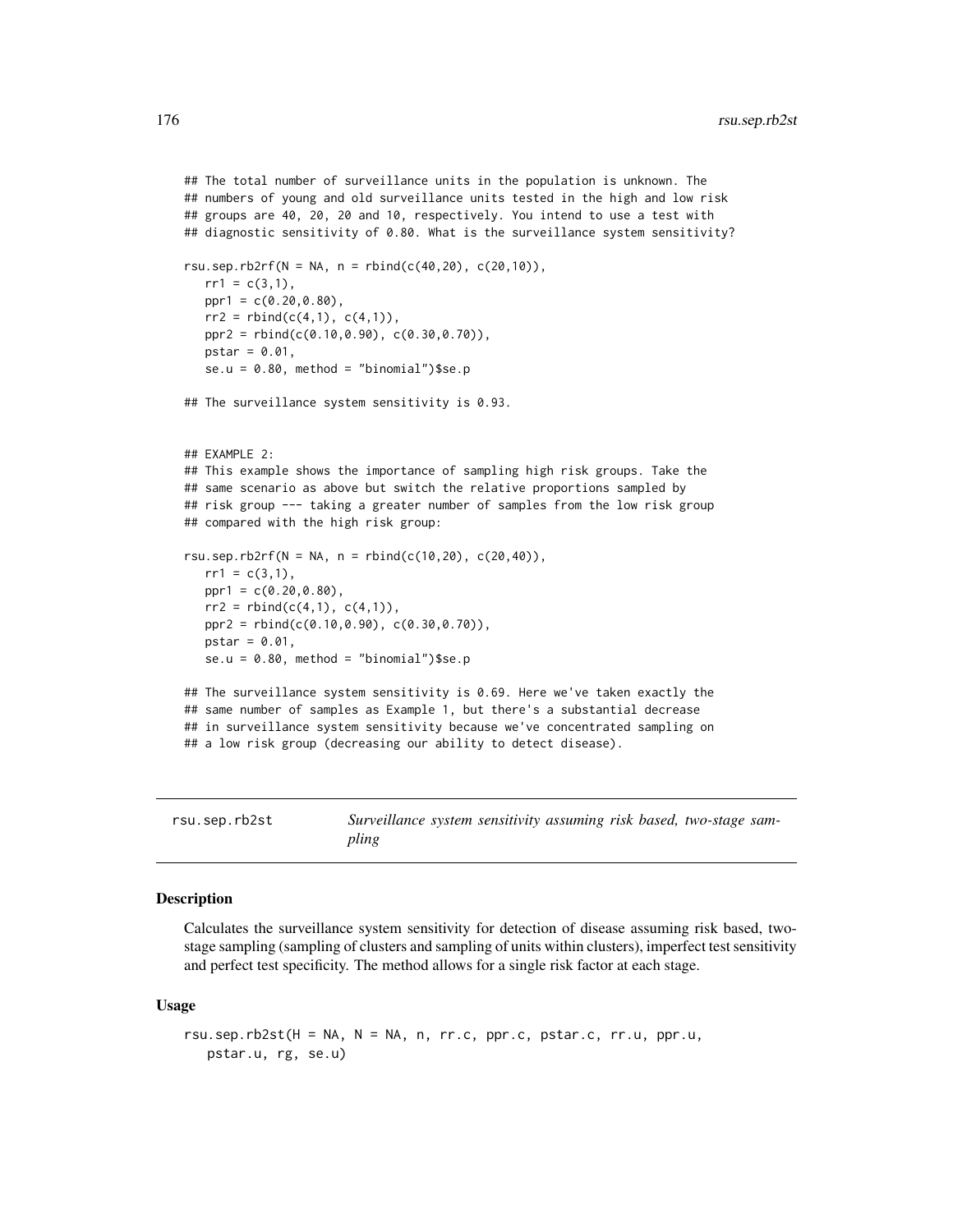```
## The total number of surveillance units in the population is unknown. The
## numbers of young and old surveillance units tested in the high and low risk
## groups are 40, 20, 20 and 10, respectively. You intend to use a test with
## diagnostic sensitivity of 0.80. What is the surveillance system sensitivity?

rsu.sep.rb2rf(N = NA, n = rbind(c(40,20), c(20,10)),
   rr1 = c(3,1),
   ppr1 = c(0.20,0.80),
   rr2 = rbind(c(4,1), c(4,1)),
   ppr2 = rbind(c(0.10,0.90), c(0.30,0.70)),
   pstar = 0.01,
   se.u = 0.80, method = "binomial")$se.p

## The surveillance system sensitivity is 0.93.


## EXAMPLE 2:
## This example shows the importance of sampling high risk groups. Take the
## same scenario as above but switch the relative proportions sampled by
## risk group --- taking a greater number of samples from the low risk group
## compared with the high risk group:

rsu.sep.rb2rf(N = NA, n = rbind(c(10,20), c(20,40)),
   rr1 = c(3,1),
   ppr1 = c(0.20,0.80),
   rr2 = rbind(c(4,1), c(4,1)),
   ppr2 = rbind(c(0.10,0.90), c(0.30,0.70)),
   pstar = 0.01,
   se.u = 0.80, method = "binomial")$se.p

## The surveillance system sensitivity is 0.69. Here we've taken exactly the
## same number of samples as Example 1, but there's a substantial decrease
## in surveillance system sensitivity because we've concentrated sampling on
## a low risk group (decreasing our ability to detect disease).
```

---

# rsu.sep.rb2st — *Surveillance system sensitivity assuming risk based, two-stage sampling*

## Description

Calculates the surveillance system sensitivity for detection of disease assuming risk based, two-stage sampling (sampling of clusters and sampling of units within clusters), imperfect test sensitivity and perfect test specificity. The method allows for a single risk factor at each stage.

## Usage

```
rsu.sep.rb2st(H = NA, N = NA, n, rr.c, ppr.c, pstar.c, rr.u, ppr.u,
   pstar.u, rg, se.u)
```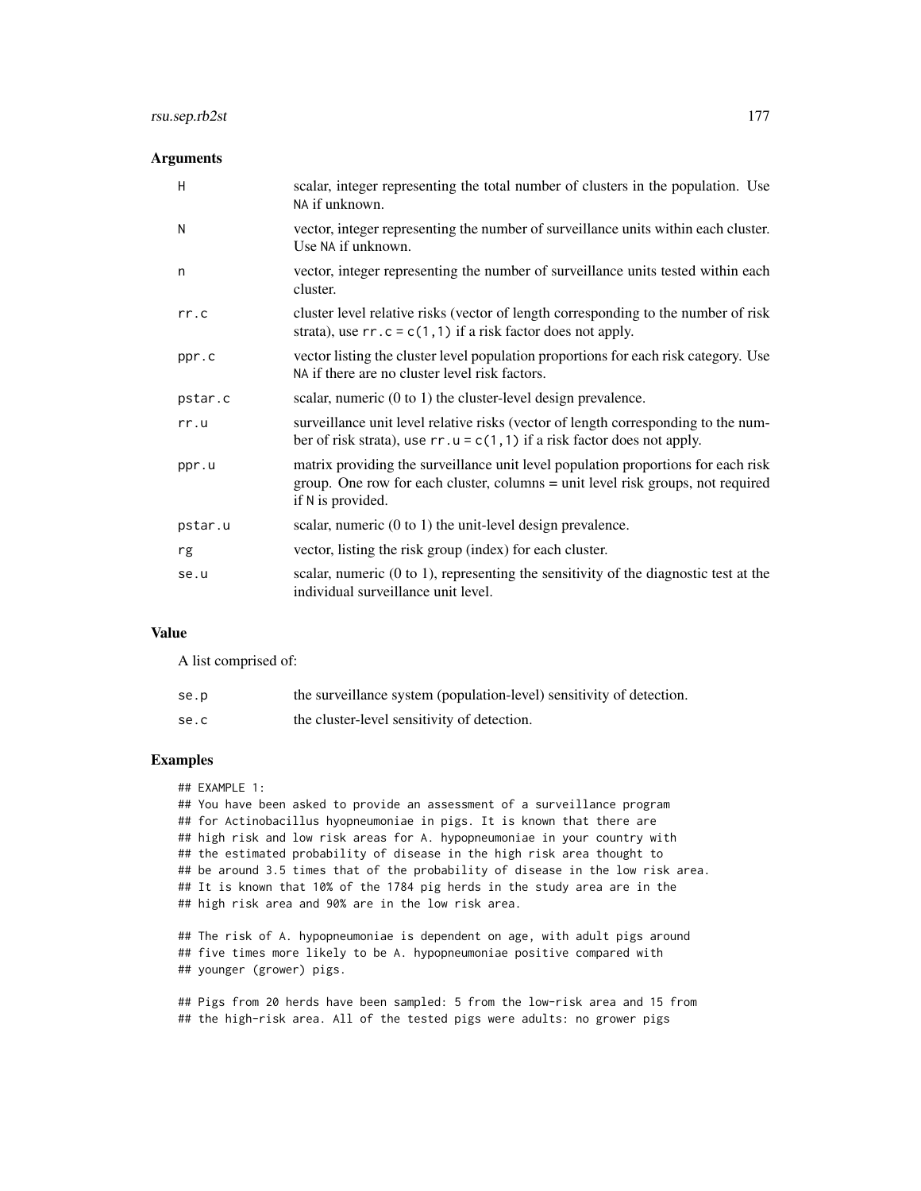### Arguments

| | |
|---|---|
| H | scalar, integer representing the total number of clusters in the population. Use NA if unknown. |
| N | vector, integer representing the number of surveillance units within each cluster. Use NA if unknown. |
| n | vector, integer representing the number of surveillance units tested within each cluster. |
| rr.c | cluster level relative risks (vector of length corresponding to the number of risk strata), use rr.c = c(1,1) if a risk factor does not apply. |
| ppr.c | vector listing the cluster level population proportions for each risk category. Use NA if there are no cluster level risk factors. |
| pstar.c | scalar, numeric (0 to 1) the cluster-level design prevalence. |
| rr.u | surveillance unit level relative risks (vector of length corresponding to the number of risk strata), use rr.u = c(1,1) if a risk factor does not apply. |
| ppr.u | matrix providing the surveillance unit level population proportions for each risk group. One row for each cluster, columns = unit level risk groups, not required if N is provided. |
| pstar.u | scalar, numeric (0 to 1) the unit-level design prevalence. |
| rg | vector, listing the risk group (index) for each cluster. |
| se.u | scalar, numeric (0 to 1), representing the sensitivity of the diagnostic test at the individual surveillance unit level. |

### Value

A list comprised of:

| | |
|---|---|
| se.p | the surveillance system (population-level) sensitivity of detection. |
| se.c | the cluster-level sensitivity of detection. |

### Examples

```
## EXAMPLE 1:
## You have been asked to provide an assessment of a surveillance program
## for Actinobacillus hyopneumoniae in pigs. It is known that there are
## high risk and low risk areas for A. hypopneumoniae in your country with
## the estimated probability of disease in the high risk area thought to
## be around 3.5 times that of the probability of disease in the low risk area.
## It is known that 10% of the 1784 pig herds in the study area are in the
## high risk area and 90% are in the low risk area.

## The risk of A. hypopneumoniae is dependent on age, with adult pigs around
## five times more likely to be A. hypopneumoniae positive compared with
## younger (grower) pigs.

## Pigs from 20 herds have been sampled: 5 from the low-risk area and 15 from
## the high-risk area. All of the tested pigs were adults: no grower pigs
```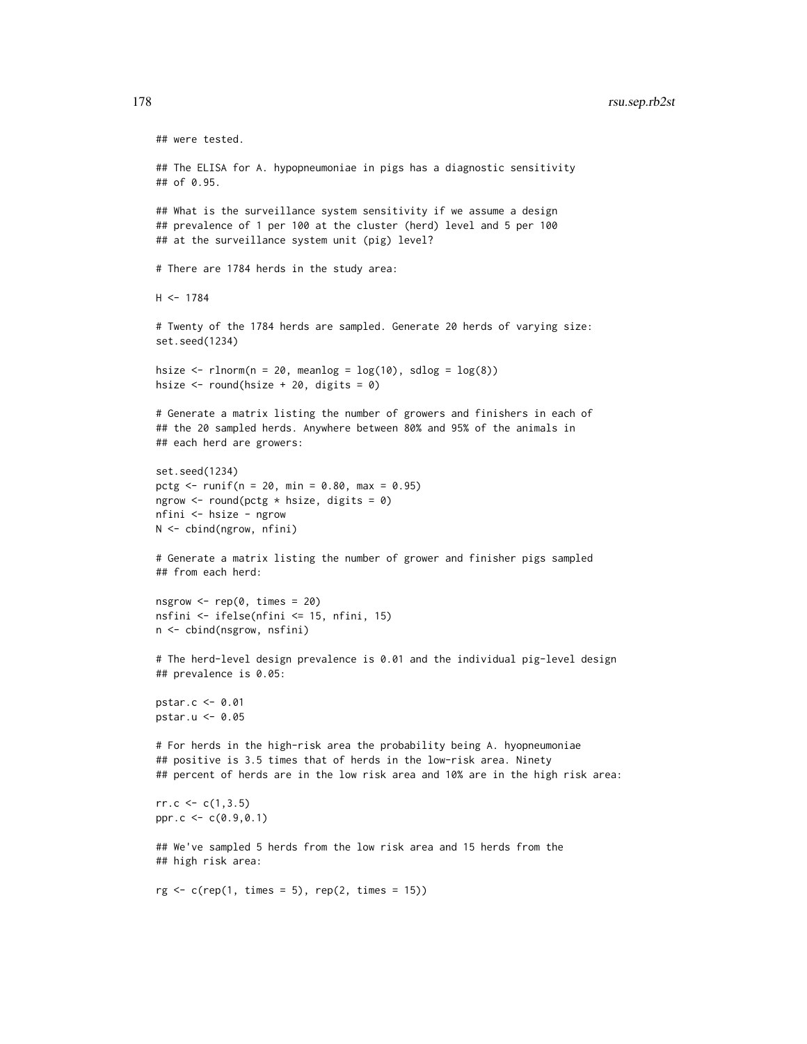```
## were tested.

## The ELISA for A. hypopneumoniae in pigs has a diagnostic sensitivity
## of 0.95.

## What is the surveillance system sensitivity if we assume a design
## prevalence of 1 per 100 at the cluster (herd) level and 5 per 100
## at the surveillance system unit (pig) level?

# There are 1784 herds in the study area:

H <- 1784

# Twenty of the 1784 herds are sampled. Generate 20 herds of varying size:
set.seed(1234)

hsize <- rlnorm(n = 20, meanlog = log(10), sdlog = log(8))
hsize <- round(hsize + 20, digits = 0)

# Generate a matrix listing the number of growers and finishers in each of
## the 20 sampled herds. Anywhere between 80% and 95% of the animals in
## each herd are growers:

set.seed(1234)
pctg <- runif(n = 20, min = 0.80, max = 0.95)
ngrow <- round(pctg * hsize, digits = 0)
nfini <- hsize - ngrow
N <- cbind(ngrow, nfini)

# Generate a matrix listing the number of grower and finisher pigs sampled
## from each herd:

nsgrow <- rep(0, times = 20)
nsfini <- ifelse(nfini <= 15, nfini, 15)
n <- cbind(nsgrow, nsfini)

# The herd-level design prevalence is 0.01 and the individual pig-level design
## prevalence is 0.05:

pstar.c <- 0.01
pstar.u <- 0.05

# For herds in the high-risk area the probability being A. hyopneumoniae
## positive is 3.5 times that of herds in the low-risk area. Ninety
## percent of herds are in the low risk area and 10% are in the high risk area:

rr.c <- c(1,3.5)
ppr.c <- c(0.9,0.1)

## We've sampled 5 herds from the low risk area and 15 herds from the
## high risk area:

rg <- c(rep(1, times = 5), rep(2, times = 15))
```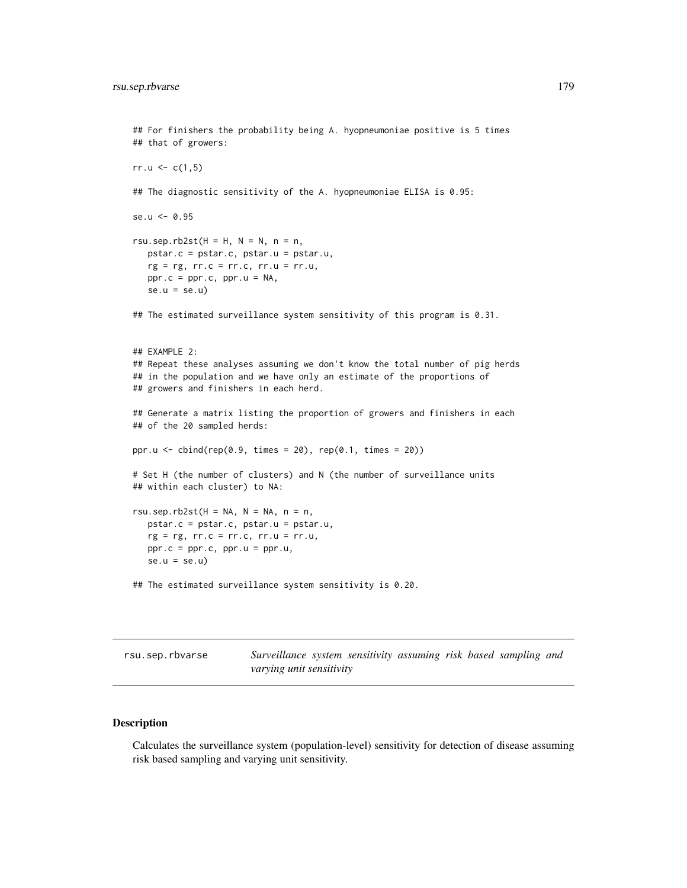```
## For finishers the probability being A. hyopneumoniae positive is 5 times
## that of growers:

rr.u <- c(1,5)

## The diagnostic sensitivity of the A. hyopneumoniae ELISA is 0.95:

se.u <- 0.95

rsu.sep.rb2st(H = H, N = N, n = n,
   pstar.c = pstar.c, pstar.u = pstar.u,
   rg = rg, rr.c = rr.c, rr.u = rr.u,
   ppr.c = ppr.c, ppr.u = NA,
   se.u = se.u)

## The estimated surveillance system sensitivity of this program is 0.31.


## EXAMPLE 2:
## Repeat these analyses assuming we don't know the total number of pig herds
## in the population and we have only an estimate of the proportions of
## growers and finishers in each herd.

## Generate a matrix listing the proportion of growers and finishers in each
## of the 20 sampled herds:

ppr.u <- cbind(rep(0.9, times = 20), rep(0.1, times = 20))

# Set H (the number of clusters) and N (the number of surveillance units
## within each cluster) to NA:

rsu.sep.rb2st(H = NA, N = NA, n = n,
   pstar.c = pstar.c, pstar.u = pstar.u,
   rg = rg, rr.c = rr.c, rr.u = rr.u,
   ppr.c = ppr.c, ppr.u = ppr.u,
   se.u = se.u)

## The estimated surveillance system sensitivity is 0.20.
```

---

rsu.sep.rbvarse *Surveillance system sensitivity assuming risk based sampling and varying unit sensitivity*

---

## Description

Calculates the surveillance system (population-level) sensitivity for detection of disease assuming risk based sampling and varying unit sensitivity.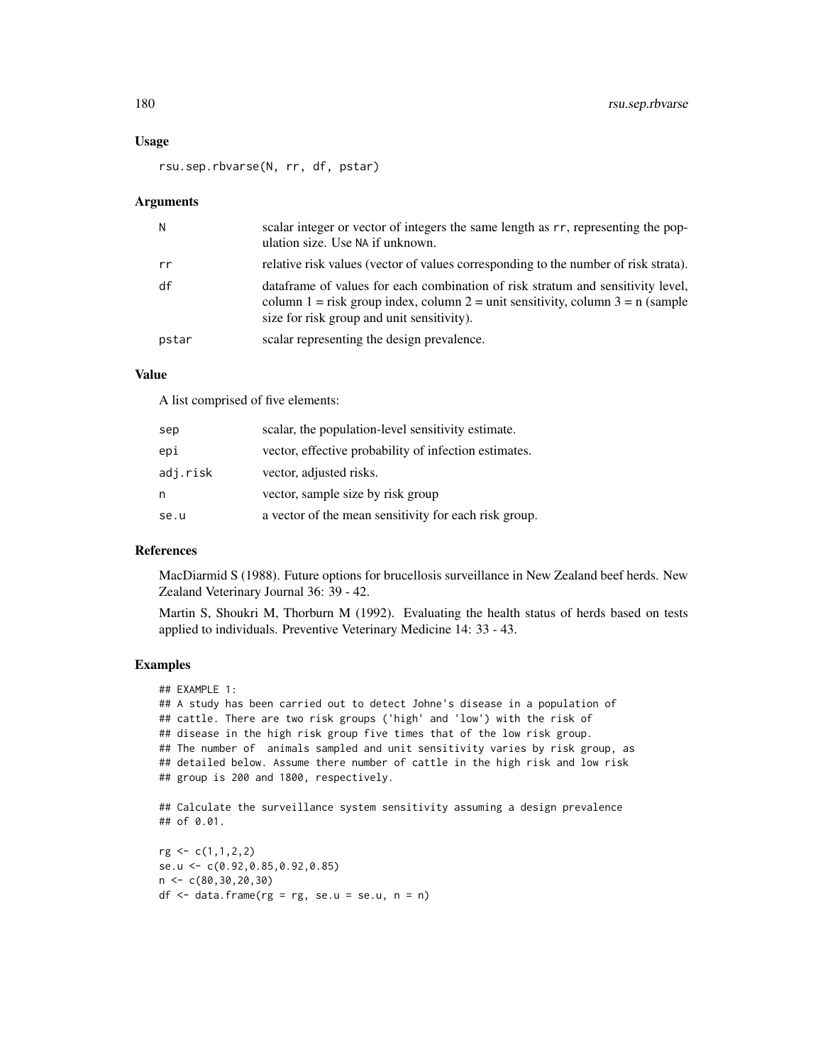### Usage

```
rsu.sep.rbvarse(N, rr, df, pstar)
```

### Arguments

| | |
|---|---|
| N | scalar integer or vector of integers the same length as rr, representing the population size. Use NA if unknown. |
| rr | relative risk values (vector of values corresponding to the number of risk strata). |
| df | dataframe of values for each combination of risk stratum and sensitivity level, column 1 = risk group index, column 2 = unit sensitivity, column 3 = n (sample size for risk group and unit sensitivity). |
| pstar | scalar representing the design prevalence. |

### Value

A list comprised of five elements:

| | |
|---|---|
| sep | scalar, the population-level sensitivity estimate. |
| epi | vector, effective probability of infection estimates. |
| adj.risk | vector, adjusted risks. |
| n | vector, sample size by risk group |
| se.u | a vector of the mean sensitivity for each risk group. |

### References

MacDiarmid S (1988). Future options for brucellosis surveillance in New Zealand beef herds. New Zealand Veterinary Journal 36: 39 - 42.

Martin S, Shoukri M, Thorburn M (1992). Evaluating the health status of herds based on tests applied to individuals. Preventive Veterinary Medicine 14: 33 - 43.

### Examples

```
## EXAMPLE 1:
## A study has been carried out to detect Johne's disease in a population of
## cattle. There are two risk groups ('high' and 'low') with the risk of
## disease in the high risk group five times that of the low risk group.
## The number of  animals sampled and unit sensitivity varies by risk group, as
## detailed below. Assume there number of cattle in the high risk and low risk
## group is 200 and 1800, respectively.

## Calculate the surveillance system sensitivity assuming a design prevalence
## of 0.01.

rg <- c(1,1,2,2)
se.u <- c(0.92,0.85,0.92,0.85)
n <- c(80,30,20,30)
df <- data.frame(rg = rg, se.u = se.u, n = n)
```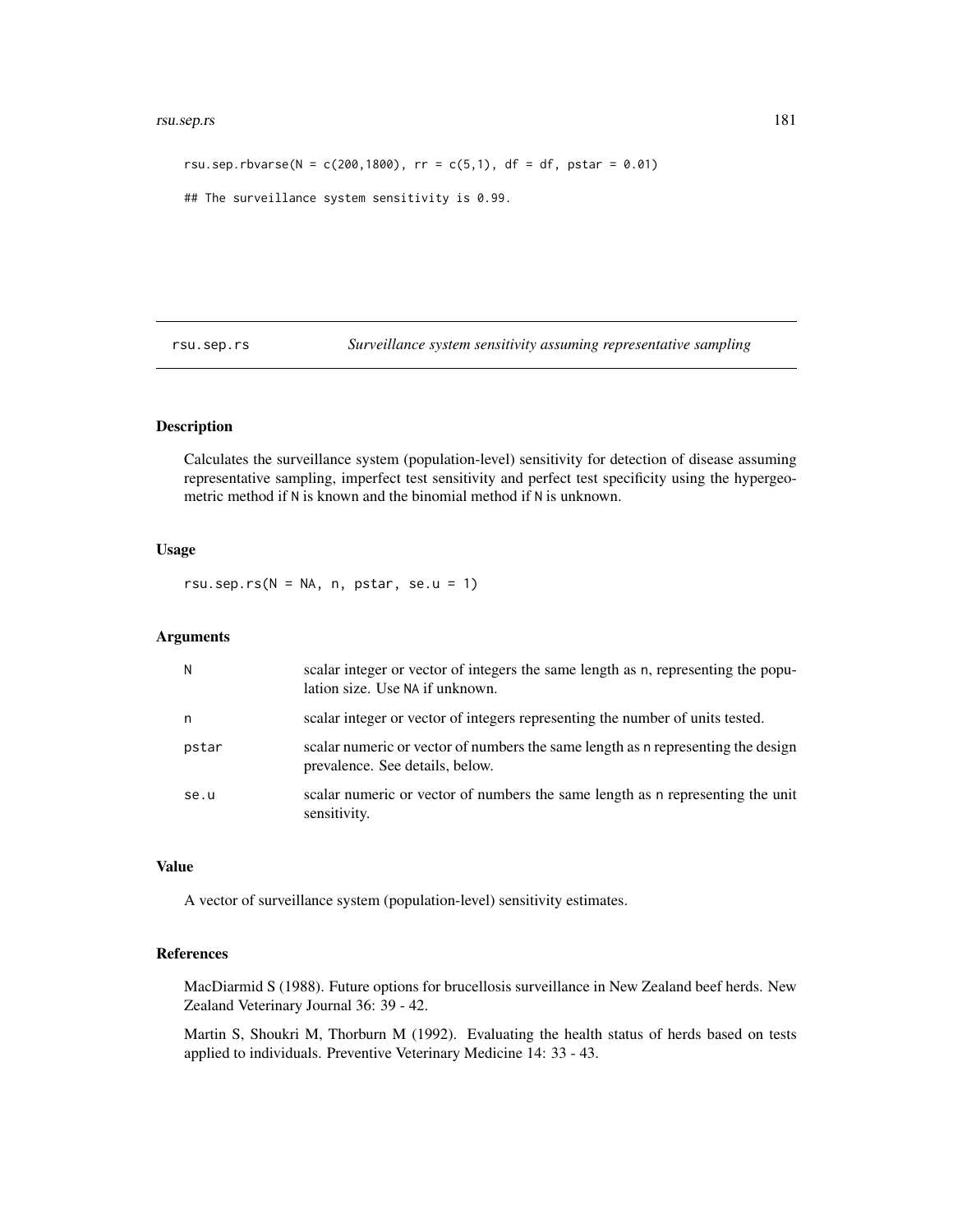```
rsu.sep.rbvarse(N = c(200,1800), rr = c(5,1), df = df, pstar = 0.01)

## The surveillance system sensitivity is 0.99.
```

---

rsu.sep.rs — *Surveillance system sensitivity assuming representative sampling*

---

## Description

Calculates the surveillance system (population-level) sensitivity for detection of disease assuming representative sampling, imperfect test sensitivity and perfect test specificity using the hypergeometric method if N is known and the binomial method if N is unknown.

## Usage

```
rsu.sep.rs(N = NA, n, pstar, se.u = 1)
```

## Arguments

| | |
|---|---|
| N | scalar integer or vector of integers the same length as n, representing the population size. Use NA if unknown. |
| n | scalar integer or vector of integers representing the number of units tested. |
| pstar | scalar numeric or vector of numbers the same length as n representing the design prevalence. See details, below. |
| se.u | scalar numeric or vector of numbers the same length as n representing the unit sensitivity. |

## Value

A vector of surveillance system (population-level) sensitivity estimates.

## References

MacDiarmid S (1988). Future options for brucellosis surveillance in New Zealand beef herds. New Zealand Veterinary Journal 36: 39 - 42.

Martin S, Shoukri M, Thorburn M (1992). Evaluating the health status of herds based on tests applied to individuals. Preventive Veterinary Medicine 14: 33 - 43.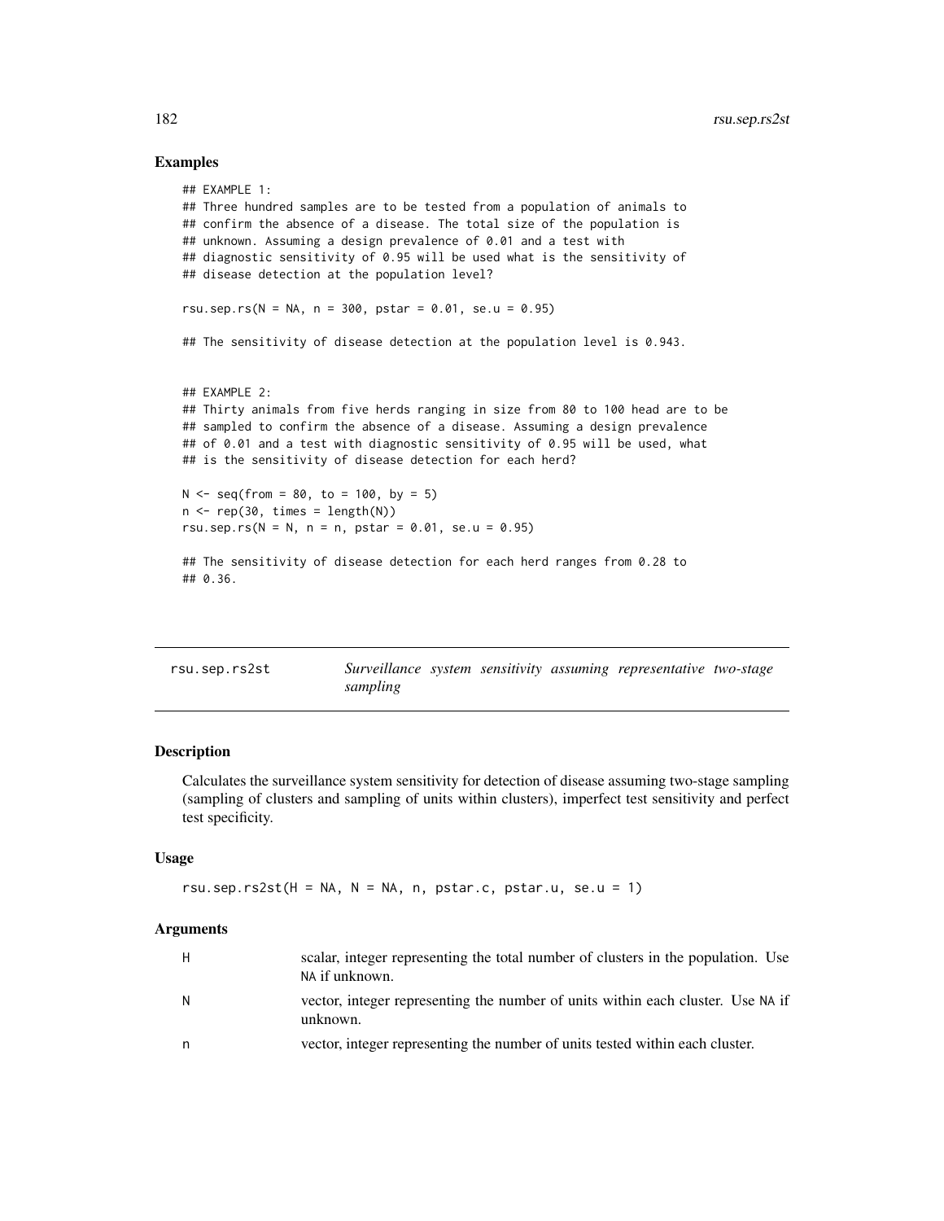### Examples

```
## EXAMPLE 1:
## Three hundred samples are to be tested from a population of animals to
## confirm the absence of a disease. The total size of the population is
## unknown. Assuming a design prevalence of 0.01 and a test with
## diagnostic sensitivity of 0.95 will be used what is the sensitivity of
## disease detection at the population level?

rsu.sep.rs(N = NA, n = 300, pstar = 0.01, se.u = 0.95)

## The sensitivity of disease detection at the population level is 0.943.


## EXAMPLE 2:
## Thirty animals from five herds ranging in size from 80 to 100 head are to be
## sampled to confirm the absence of a disease. Assuming a design prevalence
## of 0.01 and a test with diagnostic sensitivity of 0.95 will be used, what
## is the sensitivity of disease detection for each herd?

N <- seq(from = 80, to = 100, by = 5)
n <- rep(30, times = length(N))
rsu.sep.rs(N = N, n = n, pstar = 0.01, se.u = 0.95)

## The sensitivity of disease detection for each herd ranges from 0.28 to
## 0.36.
```

---

## rsu.sep.rs2st — *Surveillance system sensitivity assuming representative two-stage sampling*

---

### Description

Calculates the surveillance system sensitivity for detection of disease assuming two-stage sampling (sampling of clusters and sampling of units within clusters), imperfect test sensitivity and perfect test specificity.

### Usage

```
rsu.sep.rs2st(H = NA, N = NA, n, pstar.c, pstar.u, se.u = 1)
```

### Arguments

| | |
|---|---|
| H | scalar, integer representing the total number of clusters in the population. Use NA if unknown. |
| N | vector, integer representing the number of units within each cluster. Use NA if unknown. |
| n | vector, integer representing the number of units tested within each cluster. |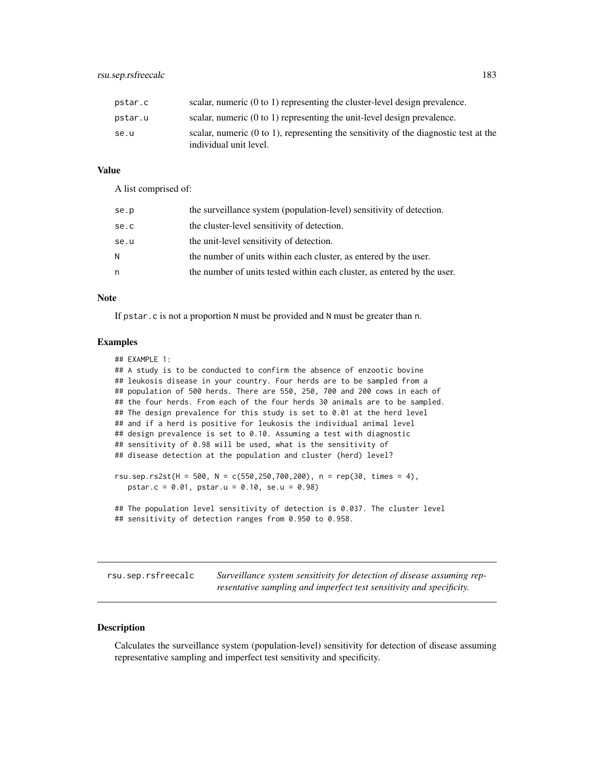| | |
|---|---|
| pstar.c | scalar, numeric (0 to 1) representing the cluster-level design prevalence. |
| pstar.u | scalar, numeric (0 to 1) representing the unit-level design prevalence. |
| se.u | scalar, numeric (0 to 1), representing the sensitivity of the diagnostic test at the individual unit level. |

### Value

A list comprised of:

| | |
|---|---|
| se.p | the surveillance system (population-level) sensitivity of detection. |
| se.c | the cluster-level sensitivity of detection. |
| se.u | the unit-level sensitivity of detection. |
| N | the number of units within each cluster, as entered by the user. |
| n | the number of units tested within each cluster, as entered by the user. |

### Note

If pstar.c is not a proportion N must be provided and N must be greater than n.

### Examples

```
## EXAMPLE 1:
## A study is to be conducted to confirm the absence of enzootic bovine
## leukosis disease in your country. Four herds are to be sampled from a
## population of 500 herds. There are 550, 250, 700 and 200 cows in each of
## the four herds. From each of the four herds 30 animals are to be sampled.
## The design prevalence for this study is set to 0.01 at the herd level
## and if a herd is positive for leukosis the individual animal level
## design prevalence is set to 0.10. Assuming a test with diagnostic
## sensitivity of 0.98 will be used, what is the sensitivity of
## disease detection at the population and cluster (herd) level?

rsu.sep.rs2st(H = 500, N = c(550,250,700,200), n = rep(30, times = 4),
   pstar.c = 0.01, pstar.u = 0.10, se.u = 0.98)

## The population level sensitivity of detection is 0.037. The cluster level
## sensitivity of detection ranges from 0.950 to 0.958.
```

---

## rsu.sep.rsfreecalc

*Surveillance system sensitivity for detection of disease assuming representative sampling and imperfect test sensitivity and specificity.*

### Description

Calculates the surveillance system (population-level) sensitivity for detection of disease assuming representative sampling and imperfect test sensitivity and specificity.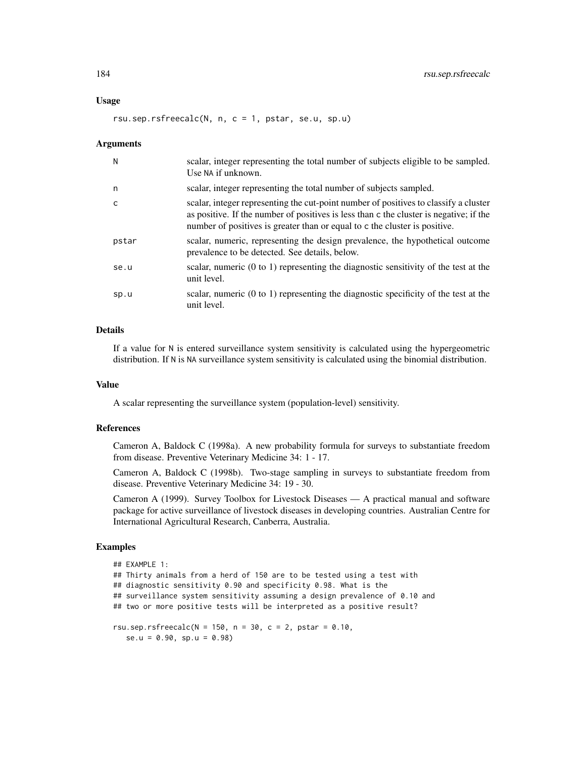### Usage

```
rsu.sep.rsfreecalc(N, n, c = 1, pstar, se.u, sp.u)
```

### Arguments

| | |
|---|---|
| N | scalar, integer representing the total number of subjects eligible to be sampled. Use NA if unknown. |
| n | scalar, integer representing the total number of subjects sampled. |
| c | scalar, integer representing the cut-point number of positives to classify a cluster as positive. If the number of positives is less than c the cluster is negative; if the number of positives is greater than or equal to c the cluster is positive. |
| pstar | scalar, numeric, representing the design prevalence, the hypothetical outcome prevalence to be detected. See details, below. |
| se.u | scalar, numeric (0 to 1) representing the diagnostic sensitivity of the test at the unit level. |
| sp.u | scalar, numeric (0 to 1) representing the diagnostic specificity of the test at the unit level. |

### Details

If a value for N is entered surveillance system sensitivity is calculated using the hypergeometric distribution. If N is NA surveillance system sensitivity is calculated using the binomial distribution.

### Value

A scalar representing the surveillance system (population-level) sensitivity.

### References

Cameron A, Baldock C (1998a). A new probability formula for surveys to substantiate freedom from disease. Preventive Veterinary Medicine 34: 1 - 17.

Cameron A, Baldock C (1998b). Two-stage sampling in surveys to substantiate freedom from disease. Preventive Veterinary Medicine 34: 19 - 30.

Cameron A (1999). Survey Toolbox for Livestock Diseases — A practical manual and software package for active surveillance of livestock diseases in developing countries. Australian Centre for International Agricultural Research, Canberra, Australia.

### Examples

```
## EXAMPLE 1:
## Thirty animals from a herd of 150 are to be tested using a test with
## diagnostic sensitivity 0.90 and specificity 0.98. What is the
## surveillance system sensitivity assuming a design prevalence of 0.10 and
## two or more positive tests will be interpreted as a positive result?

rsu.sep.rsfreecalc(N = 150, n = 30, c = 2, pstar = 0.10,
   se.u = 0.90, sp.u = 0.98)
```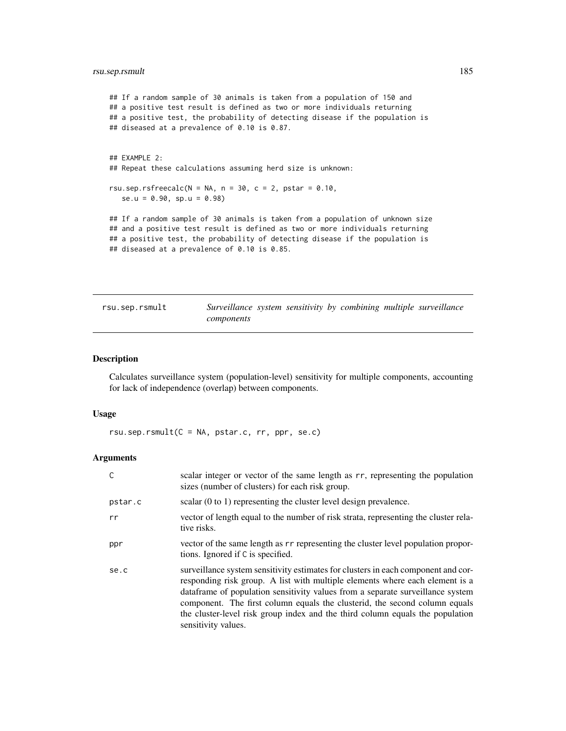```
## If a random sample of 30 animals is taken from a population of 150 and
## a positive test result is defined as two or more individuals returning
## a positive test, the probability of detecting disease if the population is
## diseased at a prevalence of 0.10 is 0.87.


## EXAMPLE 2:
## Repeat these calculations assuming herd size is unknown:

rsu.sep.rsfreecalc(N = NA, n = 30, c = 2, pstar = 0.10,
   se.u = 0.90, sp.u = 0.98)

## If a random sample of 30 animals is taken from a population of unknown size
## and a positive test result is defined as two or more individuals returning
## a positive test, the probability of detecting disease if the population is
## diseased at a prevalence of 0.10 is 0.85.
```

---

## rsu.sep.rsmult — *Surveillance system sensitivity by combining multiple surveillance components*

---

### Description

Calculates surveillance system (population-level) sensitivity for multiple components, accounting for lack of independence (overlap) between components.

### Usage

```
rsu.sep.rsmult(C = NA, pstar.c, rr, ppr, se.c)
```

### Arguments

| | |
|---|---|
| C | scalar integer or vector of the same length as rr, representing the population sizes (number of clusters) for each risk group. |
| pstar.c | scalar (0 to 1) representing the cluster level design prevalence. |
| rr | vector of length equal to the number of risk strata, representing the cluster relative risks. |
| ppr | vector of the same length as rr representing the cluster level population proportions. Ignored if C is specified. |
| se.c | surveillance system sensitivity estimates for clusters in each component and corresponding risk group. A list with multiple elements where each element is a dataframe of population sensitivity values from a separate surveillance system component. The first column equals the clusterid, the second column equals the cluster-level risk group index and the third column equals the population sensitivity values. |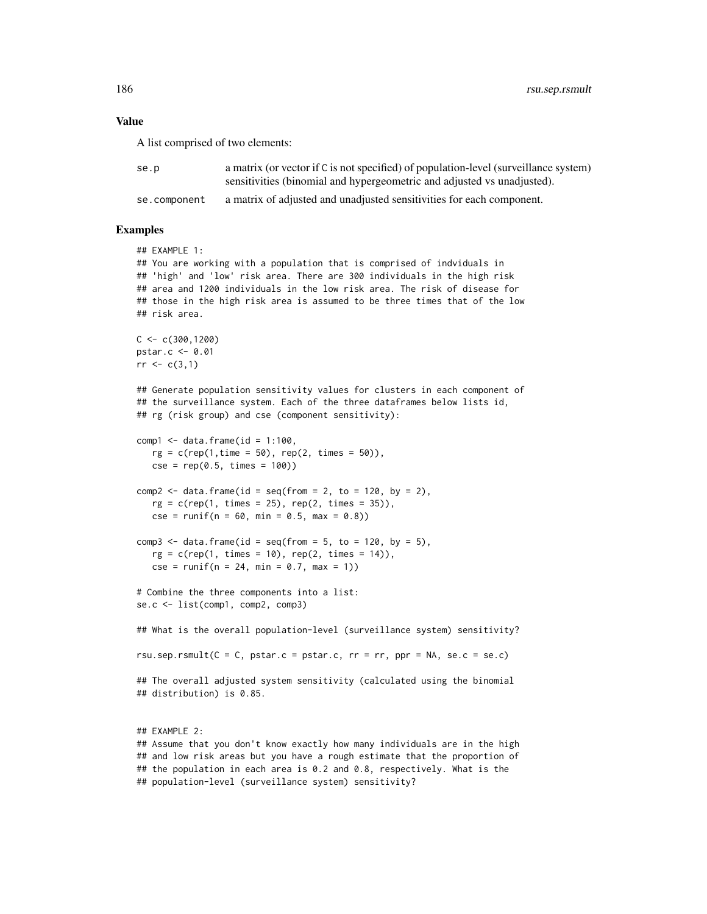## Value

A list comprised of two elements:

| | |
|---|---|
| se.p | a matrix (or vector if C is not specified) of population-level (surveillance system) sensitivities (binomial and hypergeometric and adjusted vs unadjusted). |
| se.component | a matrix of adjusted and unadjusted sensitivities for each component. |

## Examples

```
## EXAMPLE 1:
## You are working with a population that is comprised of indviduals in
## 'high' and 'low' risk area. There are 300 individuals in the high risk
## area and 1200 individuals in the low risk area. The risk of disease for
## those in the high risk area is assumed to be three times that of the low
## risk area.

C <- c(300,1200)
pstar.c <- 0.01
rr <- c(3,1)

## Generate population sensitivity values for clusters in each component of
## the surveillance system. Each of the three dataframes below lists id,
## rg (risk group) and cse (component sensitivity):

comp1 <- data.frame(id = 1:100,
   rg = c(rep(1,time = 50), rep(2, times = 50)),
   cse = rep(0.5, times = 100))

comp2 <- data.frame(id = seq(from = 2, to = 120, by = 2),
   rg = c(rep(1, times = 25), rep(2, times = 35)),
   cse = runif(n = 60, min = 0.5, max = 0.8))

comp3 <- data.frame(id = seq(from = 5, to = 120, by = 5),
   rg = c(rep(1, times = 10), rep(2, times = 14)),
   cse = runif(n = 24, min = 0.7, max = 1))

# Combine the three components into a list:
se.c <- list(comp1, comp2, comp3)

## What is the overall population-level (surveillance system) sensitivity?

rsu.sep.rsmult(C = C, pstar.c = pstar.c, rr = rr, ppr = NA, se.c = se.c)

## The overall adjusted system sensitivity (calculated using the binomial
## distribution) is 0.85.


## EXAMPLE 2:
## Assume that you don't know exactly how many individuals are in the high
## and low risk areas but you have a rough estimate that the proportion of
## the population in each area is 0.2 and 0.8, respectively. What is the
## population-level (surveillance system) sensitivity?
```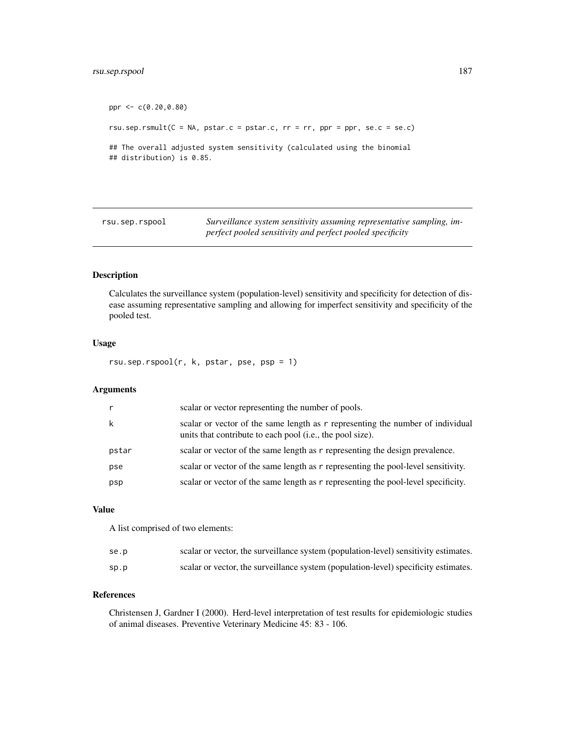```
ppr <- c(0.20,0.80)

rsu.sep.rsmult(C = NA, pstar.c = pstar.c, rr = rr, ppr = ppr, se.c = se.c)

## The overall adjusted system sensitivity (calculated using the binomial
## distribution) is 0.85.
```

---

rsu.sep.rspool *Surveillance system sensitivity assuming representative sampling, imperfect pooled sensitivity and perfect pooled specificity*

---

## Description

Calculates the surveillance system (population-level) sensitivity and specificity for detection of disease assuming representative sampling and allowing for imperfect sensitivity and specificity of the pooled test.

## Usage

```
rsu.sep.rspool(r, k, pstar, pse, psp = 1)
```

## Arguments

| | |
|---|---|
| r | scalar or vector representing the number of pools. |
| k | scalar or vector of the same length as r representing the number of individual units that contribute to each pool (i.e., the pool size). |
| pstar | scalar or vector of the same length as r representing the design prevalence. |
| pse | scalar or vector of the same length as r representing the pool-level sensitivity. |
| psp | scalar or vector of the same length as r representing the pool-level specificity. |

## Value

A list comprised of two elements:

| | |
|---|---|
| se.p | scalar or vector, the surveillance system (population-level) sensitivity estimates. |
| sp.p | scalar or vector, the surveillance system (population-level) specificity estimates. |

## References

Christensen J, Gardner I (2000). Herd-level interpretation of test results for epidemiologic studies of animal diseases. Preventive Veterinary Medicine 45: 83 - 106.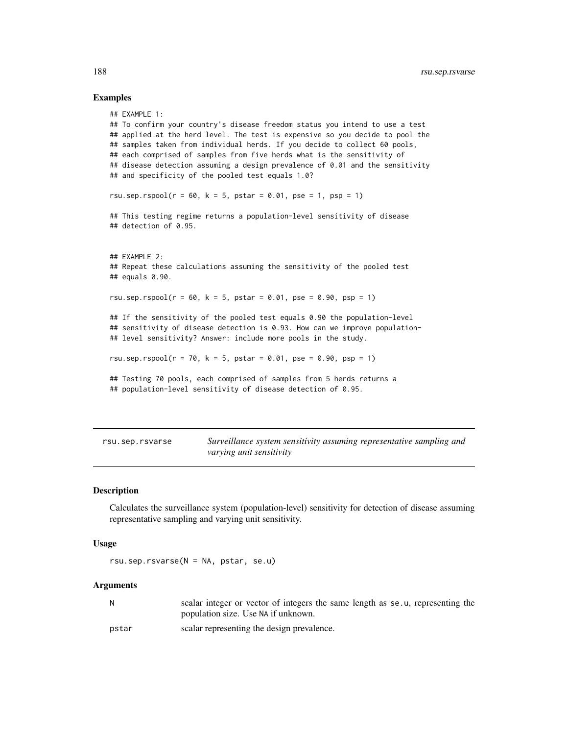### Examples

```
## EXAMPLE 1:
## To confirm your country's disease freedom status you intend to use a test
## applied at the herd level. The test is expensive so you decide to pool the
## samples taken from individual herds. If you decide to collect 60 pools,
## each comprised of samples from five herds what is the sensitivity of
## disease detection assuming a design prevalence of 0.01 and the sensitivity
## and specificity of the pooled test equals 1.0?

rsu.sep.rspool(r = 60, k = 5, pstar = 0.01, pse = 1, psp = 1)

## This testing regime returns a population-level sensitivity of disease
## detection of 0.95.


## EXAMPLE 2:
## Repeat these calculations assuming the sensitivity of the pooled test
## equals 0.90.

rsu.sep.rspool(r = 60, k = 5, pstar = 0.01, pse = 0.90, psp = 1)

## If the sensitivity of the pooled test equals 0.90 the population-level
## sensitivity of disease detection is 0.93. How can we improve population-
## level sensitivity? Answer: include more pools in the study.

rsu.sep.rspool(r = 70, k = 5, pstar = 0.01, pse = 0.90, psp = 1)

## Testing 70 pools, each comprised of samples from 5 herds returns a
## population-level sensitivity of disease detection of 0.95.
```

---

## rsu.sep.rsvarse — *Surveillance system sensitivity assuming representative sampling and varying unit sensitivity*

### Description

Calculates the surveillance system (population-level) sensitivity for detection of disease assuming representative sampling and varying unit sensitivity.

### Usage

```
rsu.sep.rsvarse(N = NA, pstar, se.u)
```

### Arguments

| | |
|---|---|
| N | scalar integer or vector of integers the same length as se.u, representing the population size. Use NA if unknown. |
| pstar | scalar representing the design prevalence. |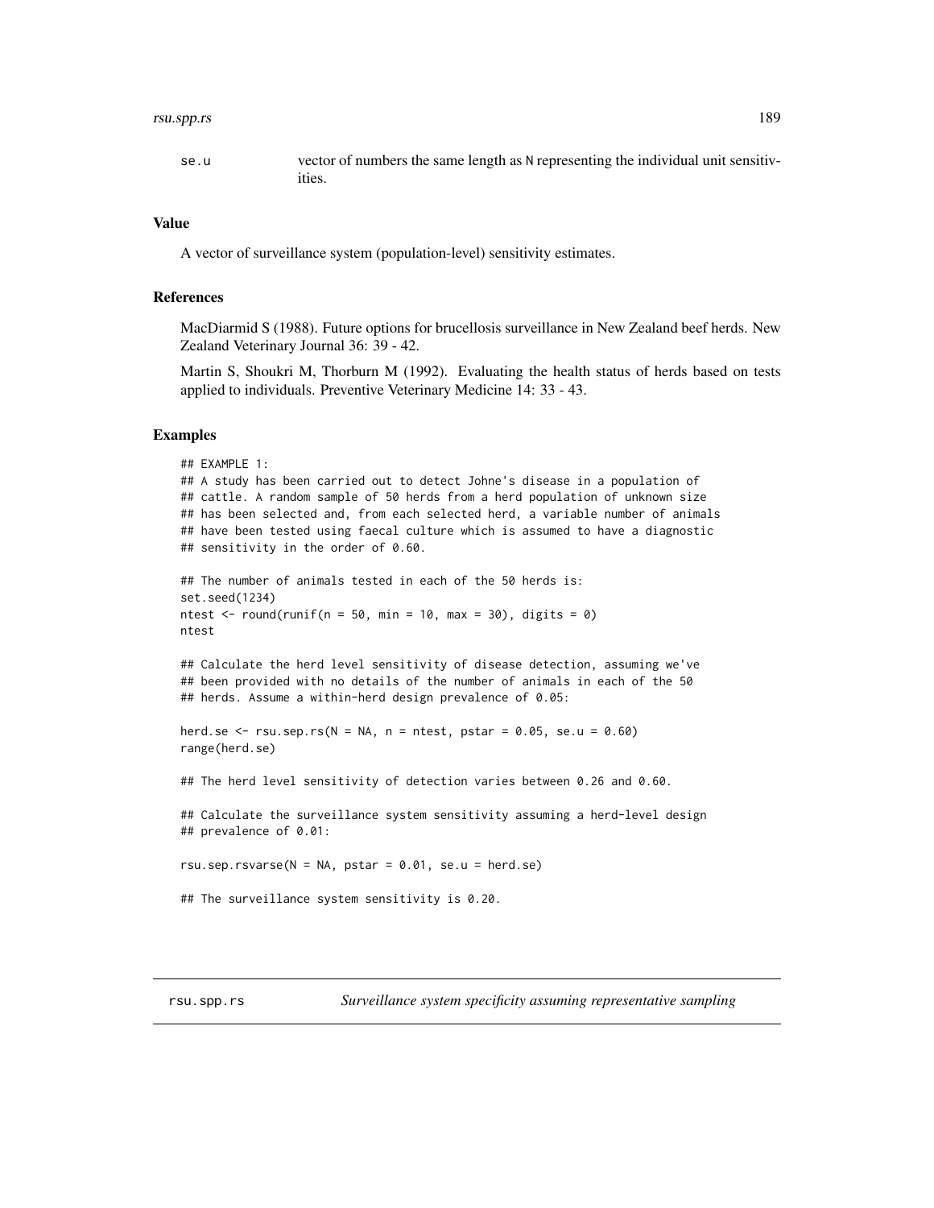se.u	vector of numbers the same length as N representing the individual unit sensitivities.

### Value

A vector of surveillance system (population-level) sensitivity estimates.

### References

MacDiarmid S (1988). Future options for brucellosis surveillance in New Zealand beef herds. New Zealand Veterinary Journal 36: 39 - 42.

Martin S, Shoukri M, Thorburn M (1992). Evaluating the health status of herds based on tests applied to individuals. Preventive Veterinary Medicine 14: 33 - 43.

### Examples

```
## EXAMPLE 1:
## A study has been carried out to detect Johne's disease in a population of
## cattle. A random sample of 50 herds from a herd population of unknown size
## has been selected and, from each selected herd, a variable number of animals
## have been tested using faecal culture which is assumed to have a diagnostic
## sensitivity in the order of 0.60.

## The number of animals tested in each of the 50 herds is:
set.seed(1234)
ntest <- round(runif(n = 50, min = 10, max = 30), digits = 0)
ntest

## Calculate the herd level sensitivity of disease detection, assuming we've
## been provided with no details of the number of animals in each of the 50
## herds. Assume a within-herd design prevalence of 0.05:

herd.se <- rsu.sep.rs(N = NA, n = ntest, pstar = 0.05, se.u = 0.60)
range(herd.se)

## The herd level sensitivity of detection varies between 0.26 and 0.60.

## Calculate the surveillance system sensitivity assuming a herd-level design
## prevalence of 0.01:

rsu.sep.rsvarse(N = NA, pstar = 0.01, se.u = herd.se)

## The surveillance system sensitivity is 0.20.
```

---

## rsu.spp.rs	*Surveillance system specificity assuming representative sampling*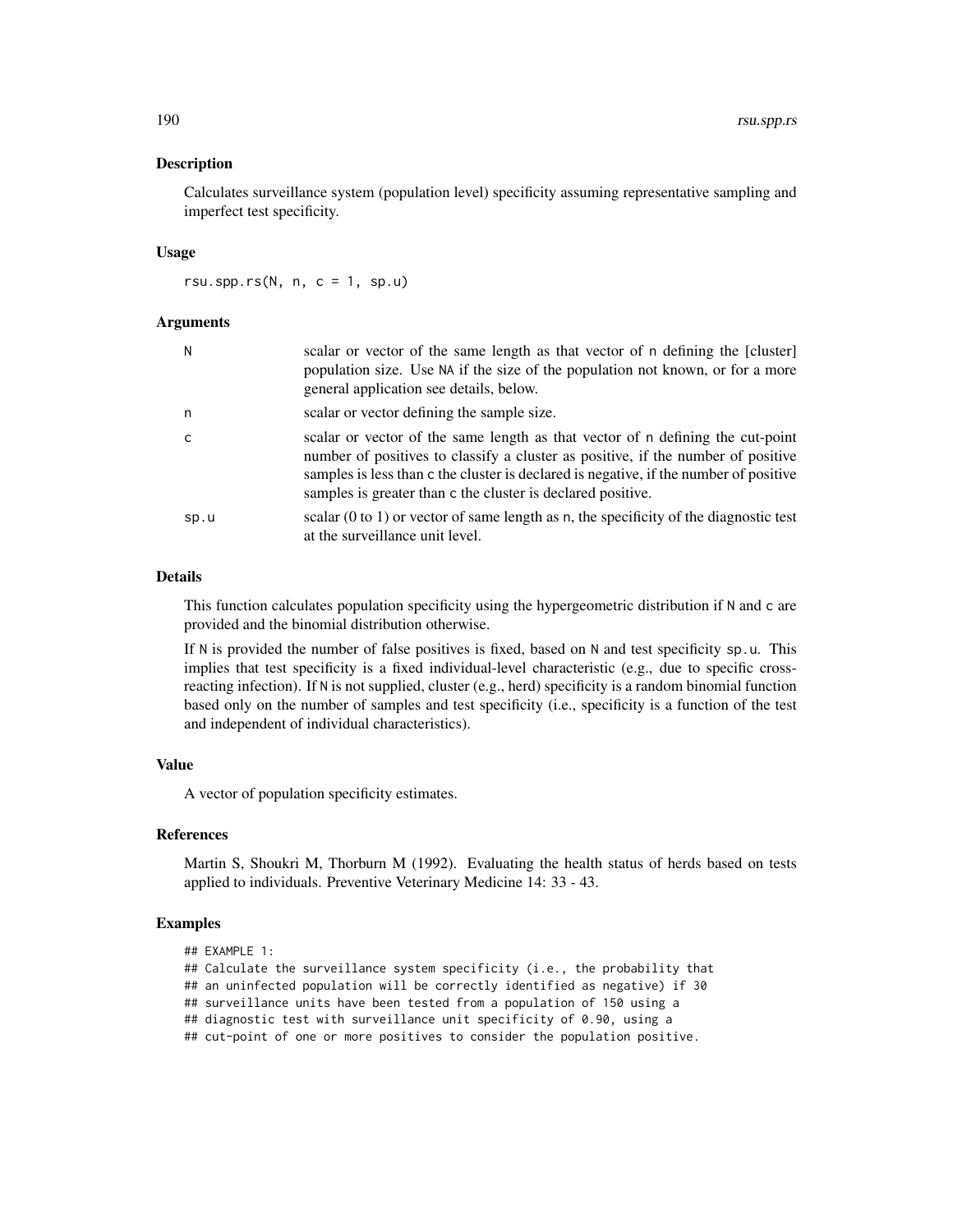## Description

Calculates surveillance system (population level) specificity assuming representative sampling and imperfect test specificity.

## Usage

```
rsu.spp.rs(N, n, c = 1, sp.u)
```

## Arguments

| | |
|---|---|
| N | scalar or vector of the same length as that vector of n defining the [cluster] population size. Use NA if the size of the population not known, or for a more general application see details, below. |
| n | scalar or vector defining the sample size. |
| c | scalar or vector of the same length as that vector of n defining the cut-point number of positives to classify a cluster as positive, if the number of positive samples is less than c the cluster is declared is negative, if the number of positive samples is greater than c the cluster is declared positive. |
| sp.u | scalar (0 to 1) or vector of same length as n, the specificity of the diagnostic test at the surveillance unit level. |

## Details

This function calculates population specificity using the hypergeometric distribution if N and c are provided and the binomial distribution otherwise.

If N is provided the number of false positives is fixed, based on N and test specificity sp.u. This implies that test specificity is a fixed individual-level characteristic (e.g., due to specific cross-reacting infection). If N is not supplied, cluster (e.g., herd) specificity is a random binomial function based only on the number of samples and test specificity (i.e., specificity is a function of the test and independent of individual characteristics).

## Value

A vector of population specificity estimates.

## References

Martin S, Shoukri M, Thorburn M (1992). Evaluating the health status of herds based on tests applied to individuals. Preventive Veterinary Medicine 14: 33 - 43.

## Examples

```
## EXAMPLE 1:
## Calculate the surveillance system specificity (i.e., the probability that
## an uninfected population will be correctly identified as negative) if 30
## surveillance units have been tested from a population of 150 using a
## diagnostic test with surveillance unit specificity of 0.90, using a
## cut-point of one or more positives to consider the population positive.
```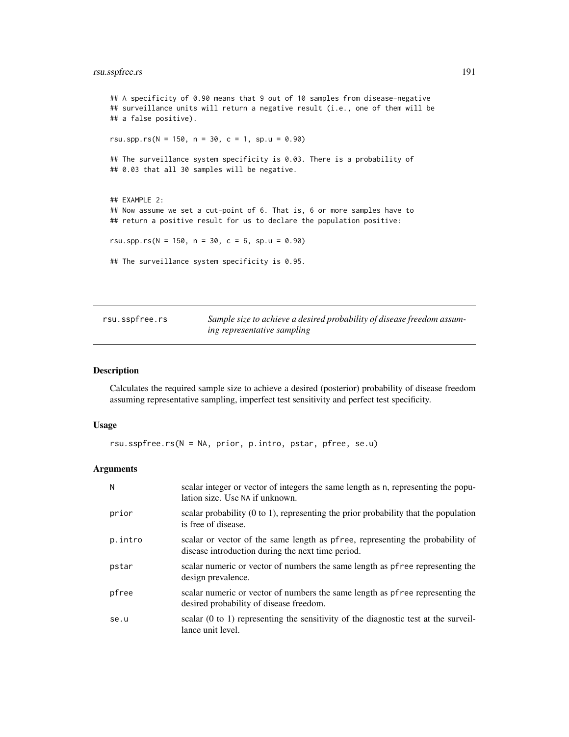```
## A specificity of 0.90 means that 9 out of 10 samples from disease-negative
## surveillance units will return a negative result (i.e., one of them will be
## a false positive).

rsu.spp.rs(N = 150, n = 30, c = 1, sp.u = 0.90)

## The surveillance system specificity is 0.03. There is a probability of
## 0.03 that all 30 samples will be negative.


## EXAMPLE 2:
## Now assume we set a cut-point of 6. That is, 6 or more samples have to
## return a positive result for us to declare the population positive:

rsu.spp.rs(N = 150, n = 30, c = 6, sp.u = 0.90)

## The surveillance system specificity is 0.95.
```

---

## rsu.sspfree.rs — *Sample size to achieve a desired probability of disease freedom assuming representative sampling*

---

### Description

Calculates the required sample size to achieve a desired (posterior) probability of disease freedom assuming representative sampling, imperfect test sensitivity and perfect test specificity.

### Usage

```
rsu.sspfree.rs(N = NA, prior, p.intro, pstar, pfree, se.u)
```

### Arguments

| | |
|---|---|
| `N` | scalar integer or vector of integers the same length as `n`, representing the population size. Use `NA` if unknown. |
| `prior` | scalar probability (0 to 1), representing the prior probability that the population is free of disease. |
| `p.intro` | scalar or vector of the same length as `pfree`, representing the probability of disease introduction during the next time period. |
| `pstar` | scalar numeric or vector of numbers the same length as `pfree` representing the design prevalence. |
| `pfree` | scalar numeric or vector of numbers the same length as `pfree` representing the desired probability of disease freedom. |
| `se.u` | scalar (0 to 1) representing the sensitivity of the diagnostic test at the surveillance unit level. |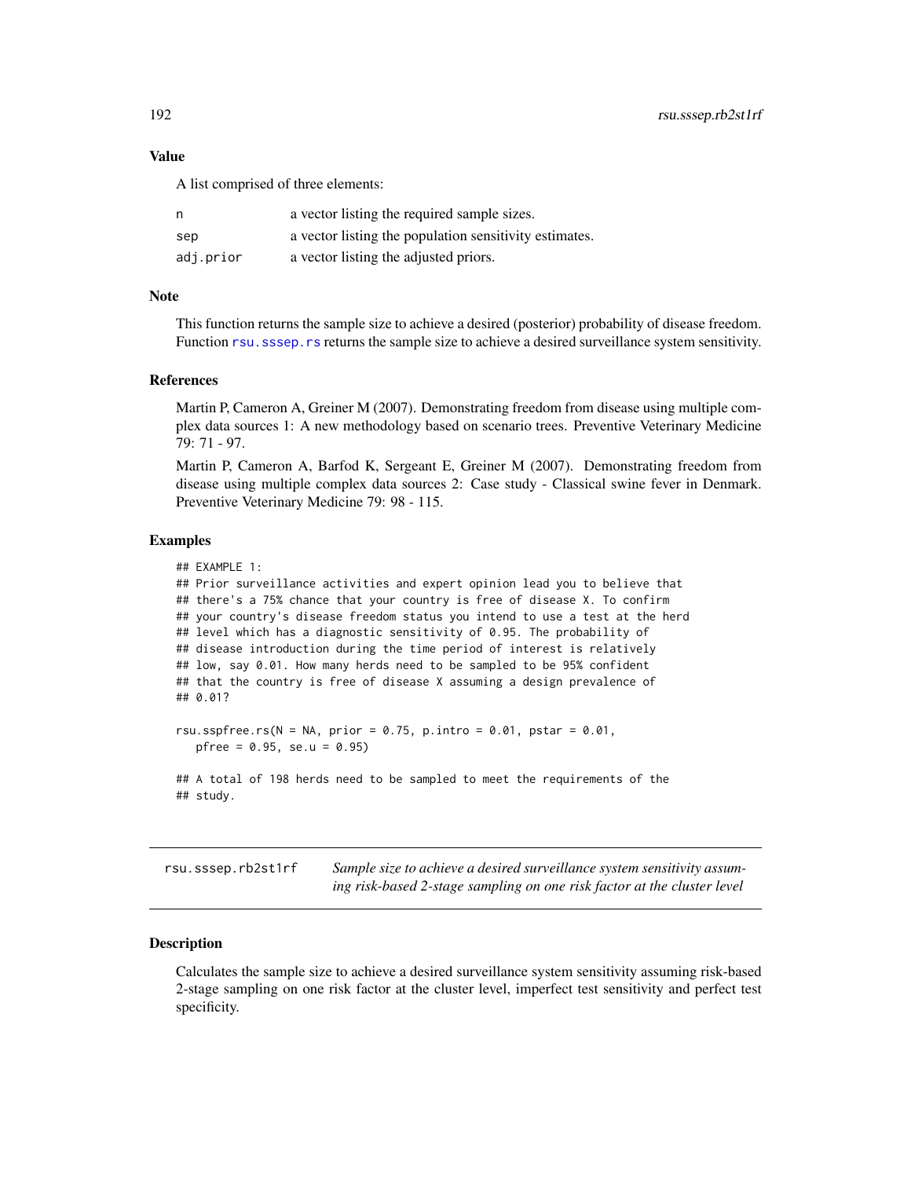## Value

A list comprised of three elements:

| | |
|---|---|
| `n` | a vector listing the required sample sizes. |
| `sep` | a vector listing the population sensitivity estimates. |
| `adj.prior` | a vector listing the adjusted priors. |

## Note

This function returns the sample size to achieve a desired (posterior) probability of disease freedom. Function `rsu.sssep.rs` returns the sample size to achieve a desired surveillance system sensitivity.

## References

Martin P, Cameron A, Greiner M (2007). Demonstrating freedom from disease using multiple complex data sources 1: A new methodology based on scenario trees. Preventive Veterinary Medicine 79: 71 - 97.

Martin P, Cameron A, Barfod K, Sergeant E, Greiner M (2007). Demonstrating freedom from disease using multiple complex data sources 2: Case study - Classical swine fever in Denmark. Preventive Veterinary Medicine 79: 98 - 115.

## Examples

```
## EXAMPLE 1:
## Prior surveillance activities and expert opinion lead you to believe that
## there's a 75% chance that your country is free of disease X. To confirm
## your country's disease freedom status you intend to use a test at the herd
## level which has a diagnostic sensitivity of 0.95. The probability of
## disease introduction during the time period of interest is relatively
## low, say 0.01. How many herds need to be sampled to be 95% confident
## that the country is free of disease X assuming a design prevalence of
## 0.01?

rsu.sspfree.rs(N = NA, prior = 0.75, p.intro = 0.01, pstar = 0.01,
   pfree = 0.95, se.u = 0.95)

## A total of 198 herds need to be sampled to meet the requirements of the
## study.
```

---

# rsu.sssep.rb2st1rf — *Sample size to achieve a desired surveillance system sensitivity assuming risk-based 2-stage sampling on one risk factor at the cluster level*

## Description

Calculates the sample size to achieve a desired surveillance system sensitivity assuming risk-based 2-stage sampling on one risk factor at the cluster level, imperfect test sensitivity and perfect test specificity.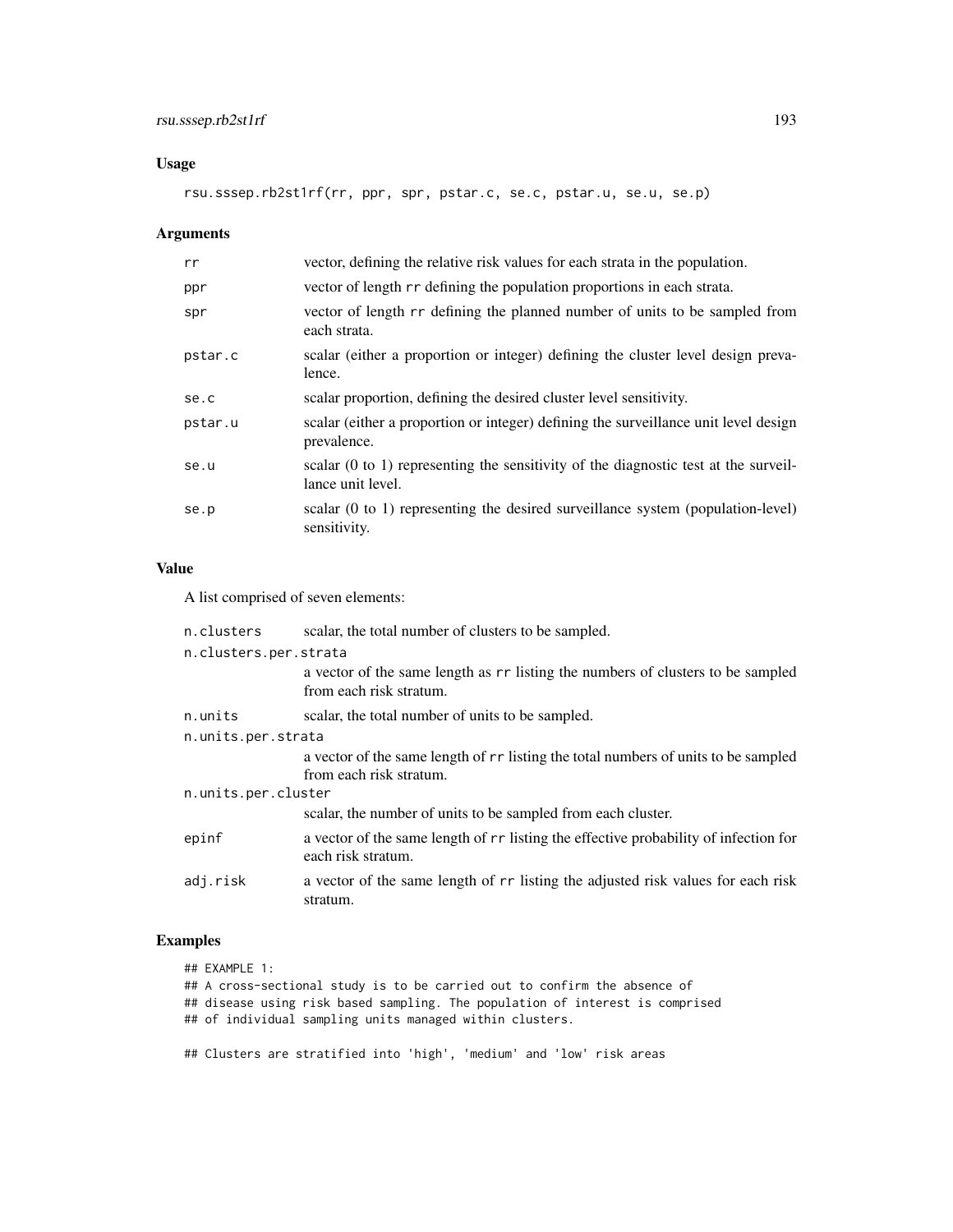## Usage

```
rsu.sssep.rb2st1rf(rr, ppr, spr, pstar.c, se.c, pstar.u, se.u, se.p)
```

## Arguments

| | |
|---|---|
| rr | vector, defining the relative risk values for each strata in the population. |
| ppr | vector of length rr defining the population proportions in each strata. |
| spr | vector of length rr defining the planned number of units to be sampled from each strata. |
| pstar.c | scalar (either a proportion or integer) defining the cluster level design prevalence. |
| se.c | scalar proportion, defining the desired cluster level sensitivity. |
| pstar.u | scalar (either a proportion or integer) defining the surveillance unit level design prevalence. |
| se.u | scalar (0 to 1) representing the sensitivity of the diagnostic test at the surveillance unit level. |
| se.p | scalar (0 to 1) representing the desired surveillance system (population-level) sensitivity. |

## Value

A list comprised of seven elements:

| | |
|---|---|
| n.clusters | scalar, the total number of clusters to be sampled. |
| n.clusters.per.strata | a vector of the same length as rr listing the numbers of clusters to be sampled from each risk stratum. |
| n.units | scalar, the total number of units to be sampled. |
| n.units.per.strata | a vector of the same length of rr listing the total numbers of units to be sampled from each risk stratum. |
| n.units.per.cluster | scalar, the number of units to be sampled from each cluster. |
| epinf | a vector of the same length of rr listing the effective probability of infection for each risk stratum. |
| adj.risk | a vector of the same length of rr listing the adjusted risk values for each risk stratum. |

## Examples

```
## EXAMPLE 1:
## A cross-sectional study is to be carried out to confirm the absence of
## disease using risk based sampling. The population of interest is comprised
## of individual sampling units managed within clusters.

## Clusters are stratified into 'high', 'medium' and 'low' risk areas
```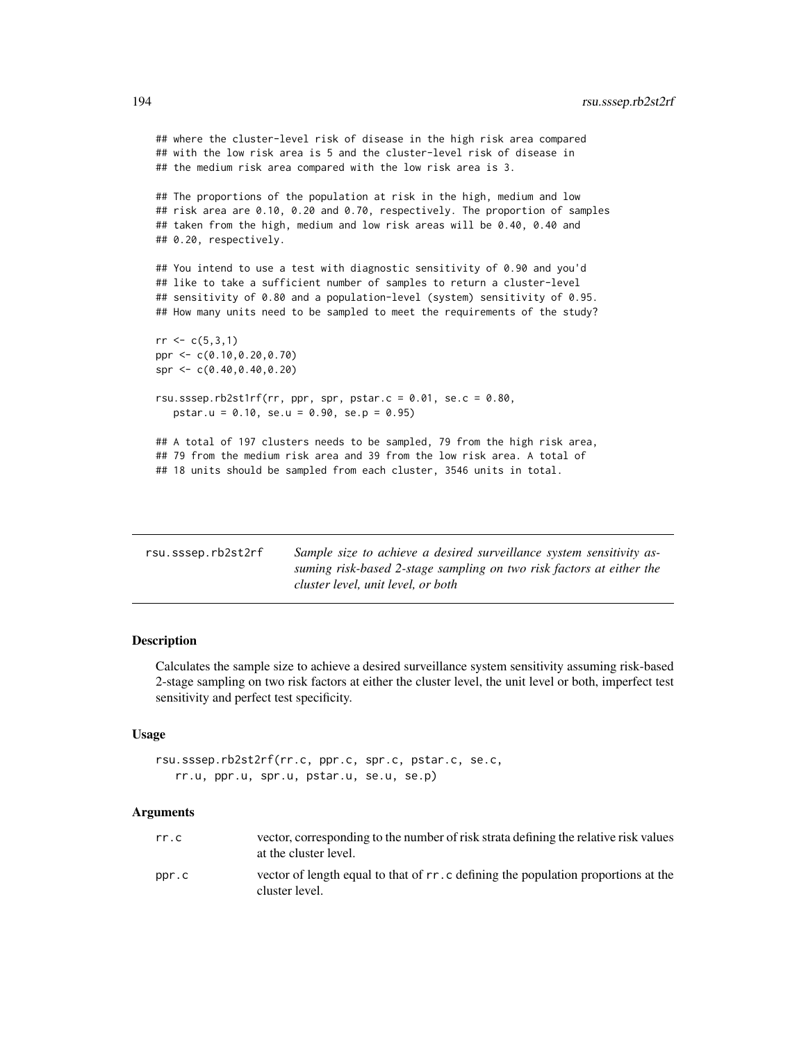```
## where the cluster-level risk of disease in the high risk area compared
## with the low risk area is 5 and the cluster-level risk of disease in
## the medium risk area compared with the low risk area is 3.

## The proportions of the population at risk in the high, medium and low
## risk area are 0.10, 0.20 and 0.70, respectively. The proportion of samples
## taken from the high, medium and low risk areas will be 0.40, 0.40 and
## 0.20, respectively.

## You intend to use a test with diagnostic sensitivity of 0.90 and you'd
## like to take a sufficient number of samples to return a cluster-level
## sensitivity of 0.80 and a population-level (system) sensitivity of 0.95.
## How many units need to be sampled to meet the requirements of the study?

rr <- c(5,3,1)
ppr <- c(0.10,0.20,0.70)
spr <- c(0.40,0.40,0.20)

rsu.sssep.rb2st1rf(rr, ppr, spr, pstar.c = 0.01, se.c = 0.80,
   pstar.u = 0.10, se.u = 0.90, se.p = 0.95)

## A total of 197 clusters needs to be sampled, 79 from the high risk area,
## 79 from the medium risk area and 39 from the low risk area. A total of
## 18 units should be sampled from each cluster, 3546 units in total.
```

---

## rsu.sssep.rb2st2rf

*Sample size to achieve a desired surveillance system sensitivity assuming risk-based 2-stage sampling on two risk factors at either the cluster level, unit level, or both*

### Description

Calculates the sample size to achieve a desired surveillance system sensitivity assuming risk-based 2-stage sampling on two risk factors at either the cluster level, the unit level or both, imperfect test sensitivity and perfect test specificity.

### Usage

```
rsu.sssep.rb2st2rf(rr.c, ppr.c, spr.c, pstar.c, se.c,
   rr.u, ppr.u, spr.u, pstar.u, se.u, se.p)
```

### Arguments

| | |
|---|---|
| `rr.c` | vector, corresponding to the number of risk strata defining the relative risk values at the cluster level. |
| `ppr.c` | vector of length equal to that of `rr.c` defining the population proportions at the cluster level. |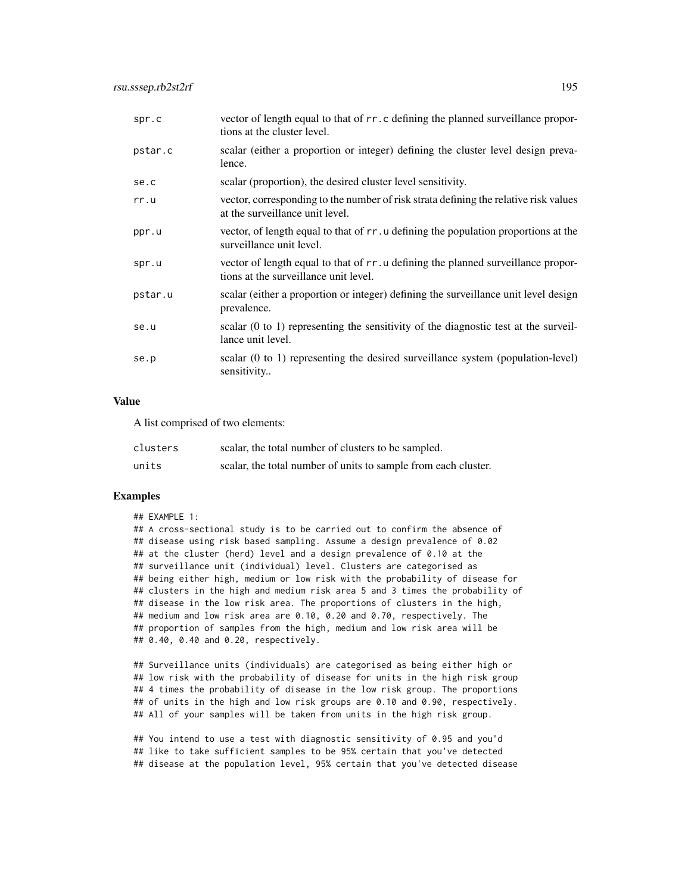| | |
|---|---|
| spr.c | vector of length equal to that of rr.c defining the planned surveillance proportions at the cluster level. |
| pstar.c | scalar (either a proportion or integer) defining the cluster level design prevalence. |
| se.c | scalar (proportion), the desired cluster level sensitivity. |
| rr.u | vector, corresponding to the number of risk strata defining the relative risk values at the surveillance unit level. |
| ppr.u | vector, of length equal to that of rr.u defining the population proportions at the surveillance unit level. |
| spr.u | vector of length equal to that of rr.u defining the planned surveillance proportions at the surveillance unit level. |
| pstar.u | scalar (either a proportion or integer) defining the surveillance unit level design prevalence. |
| se.u | scalar (0 to 1) representing the sensitivity of the diagnostic test at the surveillance unit level. |
| se.p | scalar (0 to 1) representing the desired surveillance system (population-level) sensitivity.. |

### Value

A list comprised of two elements:

| | |
|---|---|
| clusters | scalar, the total number of clusters to be sampled. |
| units | scalar, the total number of units to sample from each cluster. |

### Examples

```
## EXAMPLE 1:
## A cross-sectional study is to be carried out to confirm the absence of
## disease using risk based sampling. Assume a design prevalence of 0.02
## at the cluster (herd) level and a design prevalence of 0.10 at the
## surveillance unit (individual) level. Clusters are categorised as
## being either high, medium or low risk with the probability of disease for
## clusters in the high and medium risk area 5 and 3 times the probability of
## disease in the low risk area. The proportions of clusters in the high,
## medium and low risk area are 0.10, 0.20 and 0.70, respectively. The
## proportion of samples from the high, medium and low risk area will be
## 0.40, 0.40 and 0.20, respectively.

## Surveillance units (individuals) are categorised as being either high or
## low risk with the probability of disease for units in the high risk group
## 4 times the probability of disease in the low risk group. The proportions
## of units in the high and low risk groups are 0.10 and 0.90, respectively.
## All of your samples will be taken from units in the high risk group.

## You intend to use a test with diagnostic sensitivity of 0.95 and you'd
## like to take sufficient samples to be 95% certain that you've detected
## disease at the population level, 95% certain that you've detected disease
```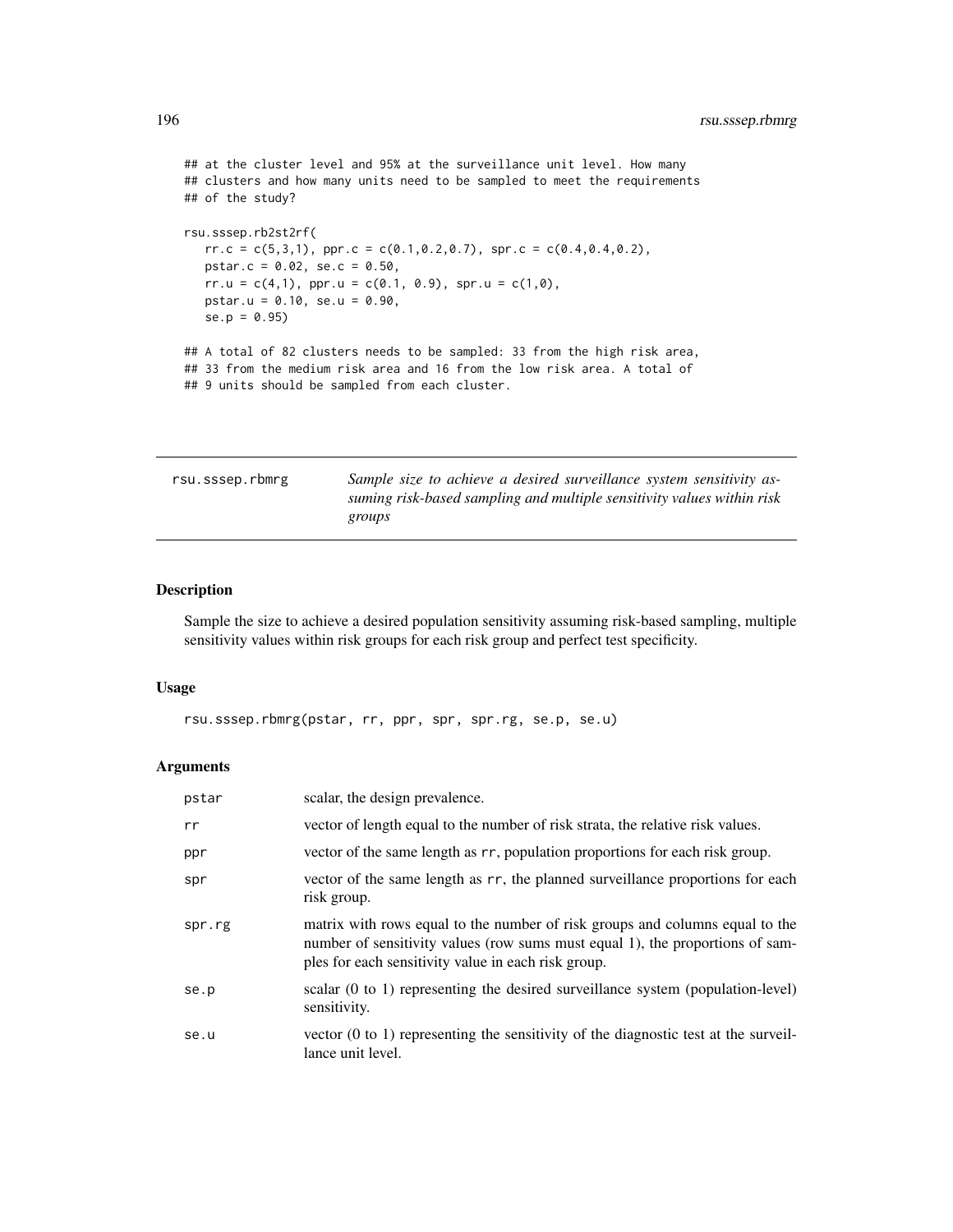```
## at the cluster level and 95% at the surveillance unit level. How many
## clusters and how many units need to be sampled to meet the requirements
## of the study?

rsu.sssep.rb2st2rf(
   rr.c = c(5,3,1), ppr.c = c(0.1,0.2,0.7), spr.c = c(0.4,0.4,0.2),
   pstar.c = 0.02, se.c = 0.50,
   rr.u = c(4,1), ppr.u = c(0.1, 0.9), spr.u = c(1,0),
   pstar.u = 0.10, se.u = 0.90,
   se.p = 0.95)

## A total of 82 clusters needs to be sampled: 33 from the high risk area,
## 33 from the medium risk area and 16 from the low risk area. A total of
## 9 units should be sampled from each cluster.
```

---

rsu.sssep.rbmrg — *Sample size to achieve a desired surveillance system sensitivity assuming risk-based sampling and multiple sensitivity values within risk groups*

---

### Description

Sample the size to achieve a desired population sensitivity assuming risk-based sampling, multiple sensitivity values within risk groups for each risk group and perfect test specificity.

### Usage

```
rsu.sssep.rbmrg(pstar, rr, ppr, spr, spr.rg, se.p, se.u)
```

### Arguments

| | |
|---|---|
| pstar | scalar, the design prevalence. |
| rr | vector of length equal to the number of risk strata, the relative risk values. |
| ppr | vector of the same length as rr, population proportions for each risk group. |
| spr | vector of the same length as rr, the planned surveillance proportions for each risk group. |
| spr.rg | matrix with rows equal to the number of risk groups and columns equal to the number of sensitivity values (row sums must equal 1), the proportions of samples for each sensitivity value in each risk group. |
| se.p | scalar (0 to 1) representing the desired surveillance system (population-level) sensitivity. |
| se.u | vector (0 to 1) representing the sensitivity of the diagnostic test at the surveillance unit level. |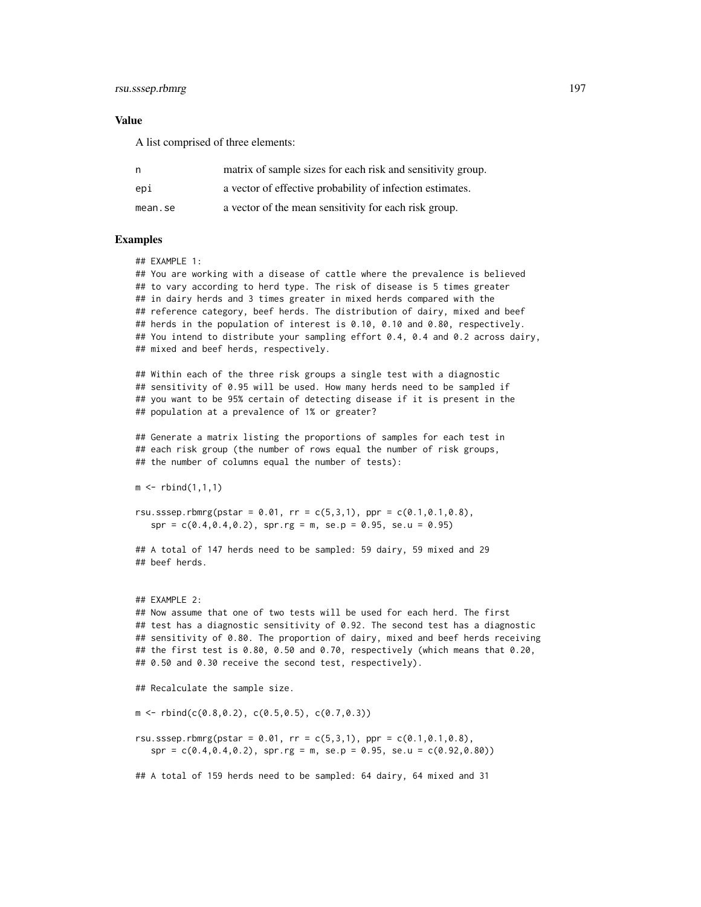### Value

A list comprised of three elements:

| | |
|---|---|
| n | matrix of sample sizes for each risk and sensitivity group. |
| epi | a vector of effective probability of infection estimates. |
| mean.se | a vector of the mean sensitivity for each risk group. |

### Examples

```
## EXAMPLE 1:
## You are working with a disease of cattle where the prevalence is believed
## to vary according to herd type. The risk of disease is 5 times greater
## in dairy herds and 3 times greater in mixed herds compared with the
## reference category, beef herds. The distribution of dairy, mixed and beef
## herds in the population of interest is 0.10, 0.10 and 0.80, respectively.
## You intend to distribute your sampling effort 0.4, 0.4 and 0.2 across dairy,
## mixed and beef herds, respectively.

## Within each of the three risk groups a single test with a diagnostic
## sensitivity of 0.95 will be used. How many herds need to be sampled if
## you want to be 95% certain of detecting disease if it is present in the
## population at a prevalence of 1% or greater?

## Generate a matrix listing the proportions of samples for each test in
## each risk group (the number of rows equal the number of risk groups,
## the number of columns equal the number of tests):

m <- rbind(1,1,1)

rsu.sssep.rbmrg(pstar = 0.01, rr = c(5,3,1), ppr = c(0.1,0.1,0.8),
   spr = c(0.4,0.4,0.2), spr.rg = m, se.p = 0.95, se.u = 0.95)

## A total of 147 herds need to be sampled: 59 dairy, 59 mixed and 29
## beef herds.


## EXAMPLE 2:
## Now assume that one of two tests will be used for each herd. The first
## test has a diagnostic sensitivity of 0.92. The second test has a diagnostic
## sensitivity of 0.80. The proportion of dairy, mixed and beef herds receiving
## the first test is 0.80, 0.50 and 0.70, respectively (which means that 0.20,
## 0.50 and 0.30 receive the second test, respectively).

## Recalculate the sample size.

m <- rbind(c(0.8,0.2), c(0.5,0.5), c(0.7,0.3))

rsu.sssep.rbmrg(pstar = 0.01, rr = c(5,3,1), ppr = c(0.1,0.1,0.8),
   spr = c(0.4,0.4,0.2), spr.rg = m, se.p = 0.95, se.u = c(0.92,0.80))

## A total of 159 herds need to be sampled: 64 dairy, 64 mixed and 31
```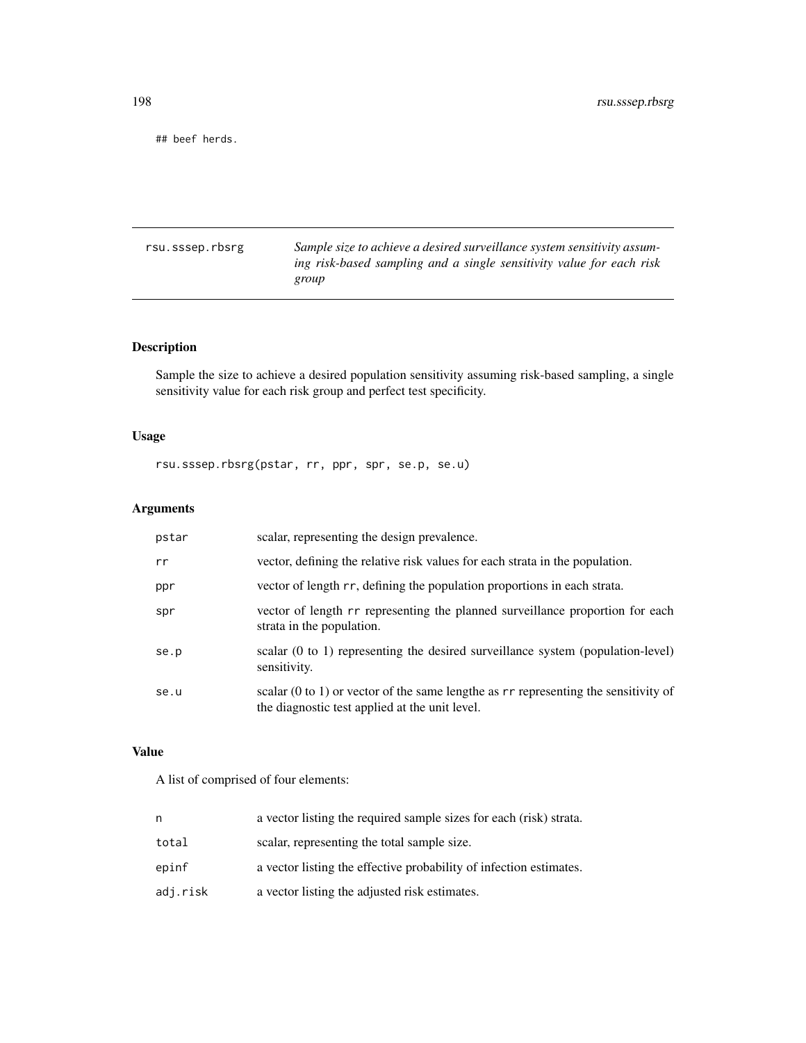```
## beef herds.
```

# rsu.sssep.rbsrg

*Sample size to achieve a desired surveillance system sensitivity assuming risk-based sampling and a single sensitivity value for each risk group*

## Description

Sample the size to achieve a desired population sensitivity assuming risk-based sampling, a single sensitivity value for each risk group and perfect test specificity.

## Usage

```
rsu.sssep.rbsrg(pstar, rr, ppr, spr, se.p, se.u)
```

## Arguments

| | |
|---|---|
| `pstar` | scalar, representing the design prevalence. |
| `rr` | vector, defining the relative risk values for each strata in the population. |
| `ppr` | vector of length `rr`, defining the population proportions in each strata. |
| `spr` | vector of length `rr` representing the planned surveillance proportion for each strata in the population. |
| `se.p` | scalar (0 to 1) representing the desired surveillance system (population-level) sensitivity. |
| `se.u` | scalar (0 to 1) or vector of the same lengthe as `rr` representing the sensitivity of the diagnostic test applied at the unit level. |

## Value

A list of comprised of four elements:

| | |
|---|---|
| `n` | a vector listing the required sample sizes for each (risk) strata. |
| `total` | scalar, representing the total sample size. |
| `epinf` | a vector listing the effective probability of infection estimates. |
| `adj.risk` | a vector listing the adjusted risk estimates. |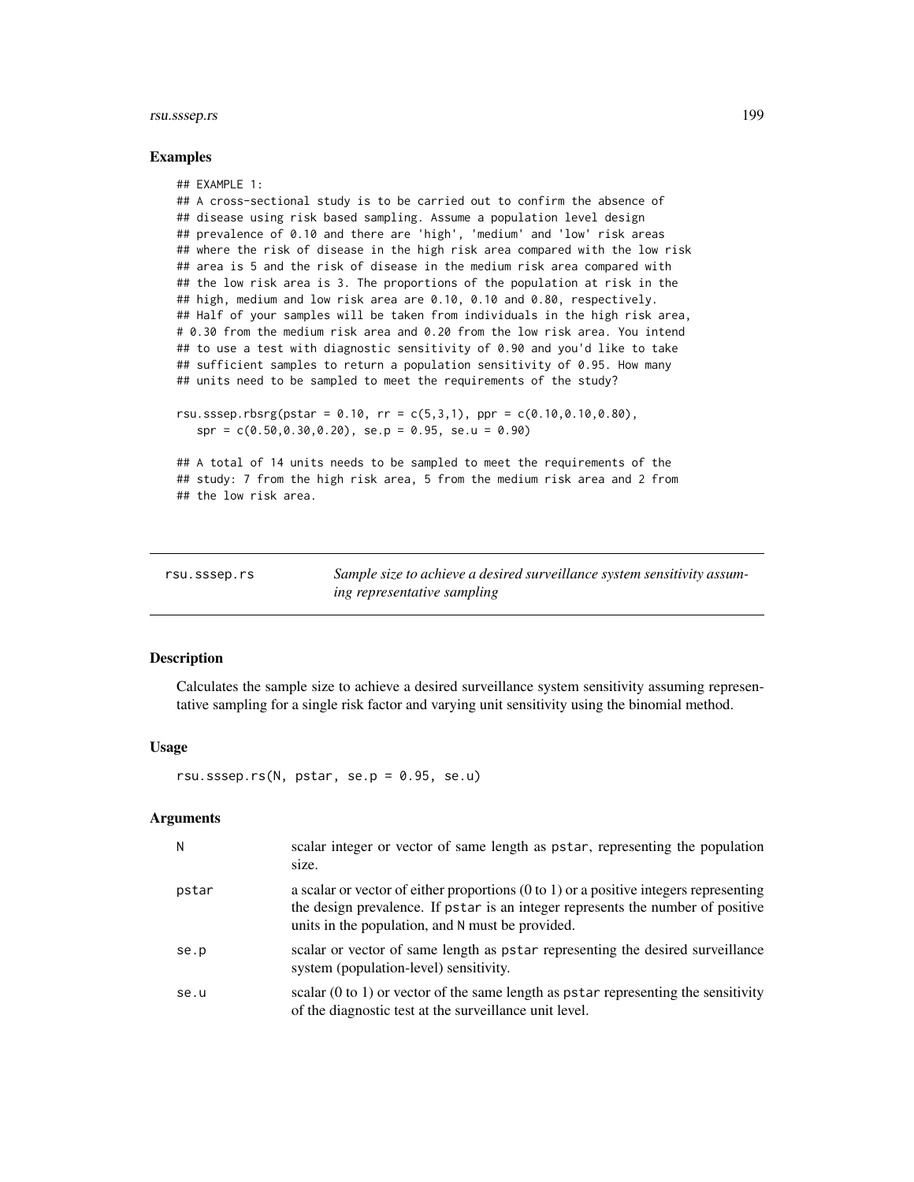## Examples

```
## EXAMPLE 1:
## A cross-sectional study is to be carried out to confirm the absence of
## disease using risk based sampling. Assume a population level design
## prevalence of 0.10 and there are 'high', 'medium' and 'low' risk areas
## where the risk of disease in the high risk area compared with the low risk
## area is 5 and the risk of disease in the medium risk area compared with
## the low risk area is 3. The proportions of the population at risk in the
## high, medium and low risk area are 0.10, 0.10 and 0.80, respectively.
## Half of your samples will be taken from individuals in the high risk area,
# 0.30 from the medium risk area and 0.20 from the low risk area. You intend
## to use a test with diagnostic sensitivity of 0.90 and you'd like to take
## sufficient samples to return a population sensitivity of 0.95. How many
## units need to be sampled to meet the requirements of the study?

rsu.sssep.rbsrg(pstar = 0.10, rr = c(5,3,1), ppr = c(0.10,0.10,0.80),
   spr = c(0.50,0.30,0.20), se.p = 0.95, se.u = 0.90)

## A total of 14 units needs to be sampled to meet the requirements of the
## study: 7 from the high risk area, 5 from the medium risk area and 2 from
## the low risk area.
```

---

`rsu.sssep.rs` — *Sample size to achieve a desired surveillance system sensitivity assuming representative sampling*

---

## Description

Calculates the sample size to achieve a desired surveillance system sensitivity assuming representative sampling for a single risk factor and varying unit sensitivity using the binomial method.

## Usage

```
rsu.sssep.rs(N, pstar, se.p = 0.95, se.u)
```

## Arguments

| | |
|---|---|
| N | scalar integer or vector of same length as pstar, representing the population size. |
| pstar | a scalar or vector of either proportions (0 to 1) or a positive integers representing the design prevalence. If pstar is an integer represents the number of positive units in the population, and N must be provided. |
| se.p | scalar or vector of same length as pstar representing the desired surveillance system (population-level) sensitivity. |
| se.u | scalar (0 to 1) or vector of the same length as pstar representing the sensitivity of the diagnostic test at the surveillance unit level. |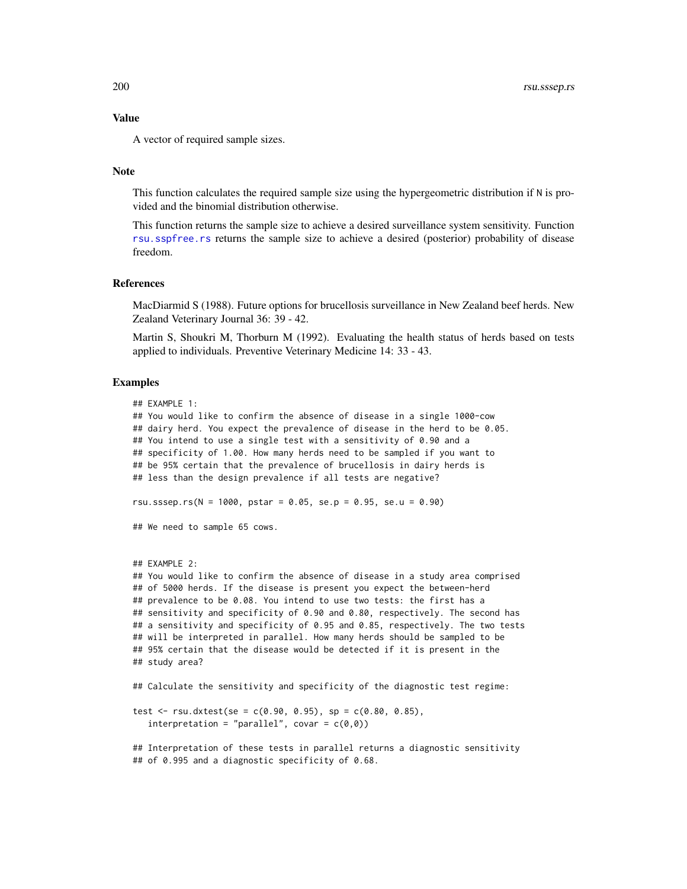### Value

A vector of required sample sizes.

### Note

This function calculates the required sample size using the hypergeometric distribution if N is provided and the binomial distribution otherwise.

This function returns the sample size to achieve a desired surveillance system sensitivity. Function rsu.sspfree.rs returns the sample size to achieve a desired (posterior) probability of disease freedom.

### References

MacDiarmid S (1988). Future options for brucellosis surveillance in New Zealand beef herds. New Zealand Veterinary Journal 36: 39 - 42.

Martin S, Shoukri M, Thorburn M (1992). Evaluating the health status of herds based on tests applied to individuals. Preventive Veterinary Medicine 14: 33 - 43.

### Examples

```
## EXAMPLE 1:
## You would like to confirm the absence of disease in a single 1000-cow
## dairy herd. You expect the prevalence of disease in the herd to be 0.05.
## You intend to use a single test with a sensitivity of 0.90 and a
## specificity of 1.00. How many herds need to be sampled if you want to
## be 95% certain that the prevalence of brucellosis in dairy herds is
## less than the design prevalence if all tests are negative?

rsu.sssep.rs(N = 1000, pstar = 0.05, se.p = 0.95, se.u = 0.90)

## We need to sample 65 cows.


## EXAMPLE 2:
## You would like to confirm the absence of disease in a study area comprised
## of 5000 herds. If the disease is present you expect the between-herd
## prevalence to be 0.08. You intend to use two tests: the first has a
## sensitivity and specificity of 0.90 and 0.80, respectively. The second has
## a sensitivity and specificity of 0.95 and 0.85, respectively. The two tests
## will be interpreted in parallel. How many herds should be sampled to be
## 95% certain that the disease would be detected if it is present in the
## study area?

## Calculate the sensitivity and specificity of the diagnostic test regime:

test <- rsu.dxtest(se = c(0.90, 0.95), sp = c(0.80, 0.85),
   interpretation = "parallel", covar = c(0,0))

## Interpretation of these tests in parallel returns a diagnostic sensitivity
## of 0.995 and a diagnostic specificity of 0.68.
```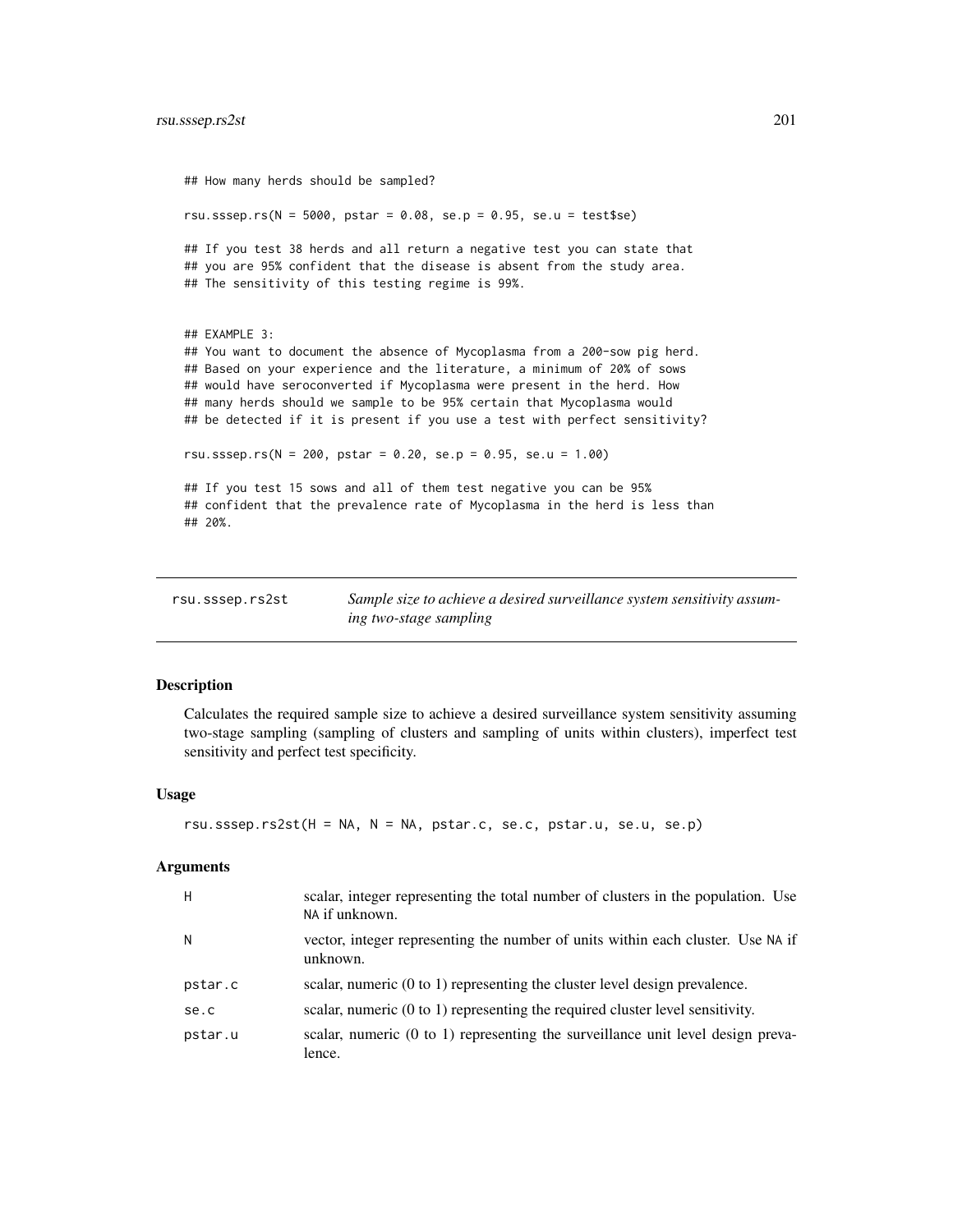```
## How many herds should be sampled?

rsu.sssep.rs(N = 5000, pstar = 0.08, se.p = 0.95, se.u = test$se)

## If you test 38 herds and all return a negative test you can state that
## you are 95% confident that the disease is absent from the study area.
## The sensitivity of this testing regime is 99%.


## EXAMPLE 3:
## You want to document the absence of Mycoplasma from a 200-sow pig herd.
## Based on your experience and the literature, a minimum of 20% of sows
## would have seroconverted if Mycoplasma were present in the herd. How
## many herds should we sample to be 95% certain that Mycoplasma would
## be detected if it is present if you use a test with perfect sensitivity?

rsu.sssep.rs(N = 200, pstar = 0.20, se.p = 0.95, se.u = 1.00)

## If you test 15 sows and all of them test negative you can be 95%
## confident that the prevalence rate of Mycoplasma in the herd is less than
## 20%.
```

---

`rsu.sssep.rs2st` — *Sample size to achieve a desired surveillance system sensitivity assuming two-stage sampling*

---

### Description

Calculates the required sample size to achieve a desired surveillance system sensitivity assuming two-stage sampling (sampling of clusters and sampling of units within clusters), imperfect test sensitivity and perfect test specificity.

### Usage

```
rsu.sssep.rs2st(H = NA, N = NA, pstar.c, se.c, pstar.u, se.u, se.p)
```

### Arguments

| | |
|---|---|
| H | scalar, integer representing the total number of clusters in the population. Use NA if unknown. |
| N | vector, integer representing the number of units within each cluster. Use NA if unknown. |
| pstar.c | scalar, numeric (0 to 1) representing the cluster level design prevalence. |
| se.c | scalar, numeric (0 to 1) representing the required cluster level sensitivity. |
| pstar.u | scalar, numeric (0 to 1) representing the surveillance unit level design prevalence. |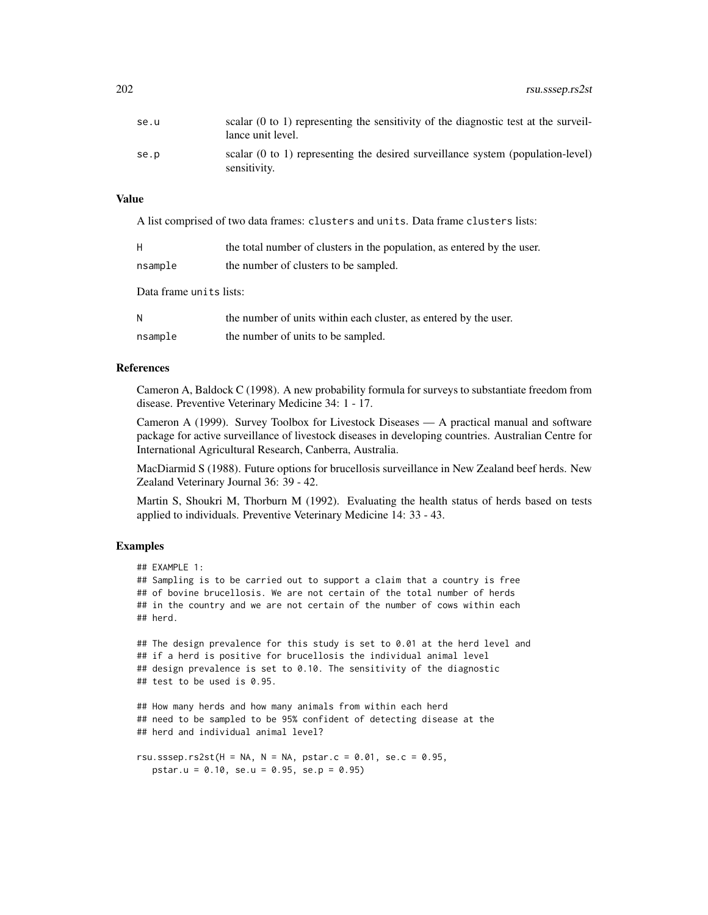| | |
|---|---|
| se.u | scalar (0 to 1) representing the sensitivity of the diagnostic test at the surveillance unit level. |
| se.p | scalar (0 to 1) representing the desired surveillance system (population-level) sensitivity. |

### Value

A list comprised of two data frames: clusters and units. Data frame clusters lists:

| | |
|---|---|
| H | the total number of clusters in the population, as entered by the user. |
| nsample | the number of clusters to be sampled. |

Data frame units lists:

| | |
|---|---|
| N | the number of units within each cluster, as entered by the user. |
| nsample | the number of units to be sampled. |

### References

Cameron A, Baldock C (1998). A new probability formula for surveys to substantiate freedom from disease. Preventive Veterinary Medicine 34: 1 - 17.

Cameron A (1999). Survey Toolbox for Livestock Diseases — A practical manual and software package for active surveillance of livestock diseases in developing countries. Australian Centre for International Agricultural Research, Canberra, Australia.

MacDiarmid S (1988). Future options for brucellosis surveillance in New Zealand beef herds. New Zealand Veterinary Journal 36: 39 - 42.

Martin S, Shoukri M, Thorburn M (1992). Evaluating the health status of herds based on tests applied to individuals. Preventive Veterinary Medicine 14: 33 - 43.

### Examples

```
## EXAMPLE 1:
## Sampling is to be carried out to support a claim that a country is free
## of bovine brucellosis. We are not certain of the total number of herds
## in the country and we are not certain of the number of cows within each
## herd.

## The design prevalence for this study is set to 0.01 at the herd level and
## if a herd is positive for brucellosis the individual animal level
## design prevalence is set to 0.10. The sensitivity of the diagnostic
## test to be used is 0.95.

## How many herds and how many animals from within each herd
## need to be sampled to be 95% confident of detecting disease at the
## herd and individual animal level?

rsu.sssep.rs2st(H = NA, N = NA, pstar.c = 0.01, se.c = 0.95,
   pstar.u = 0.10, se.u = 0.95, se.p = 0.95)
```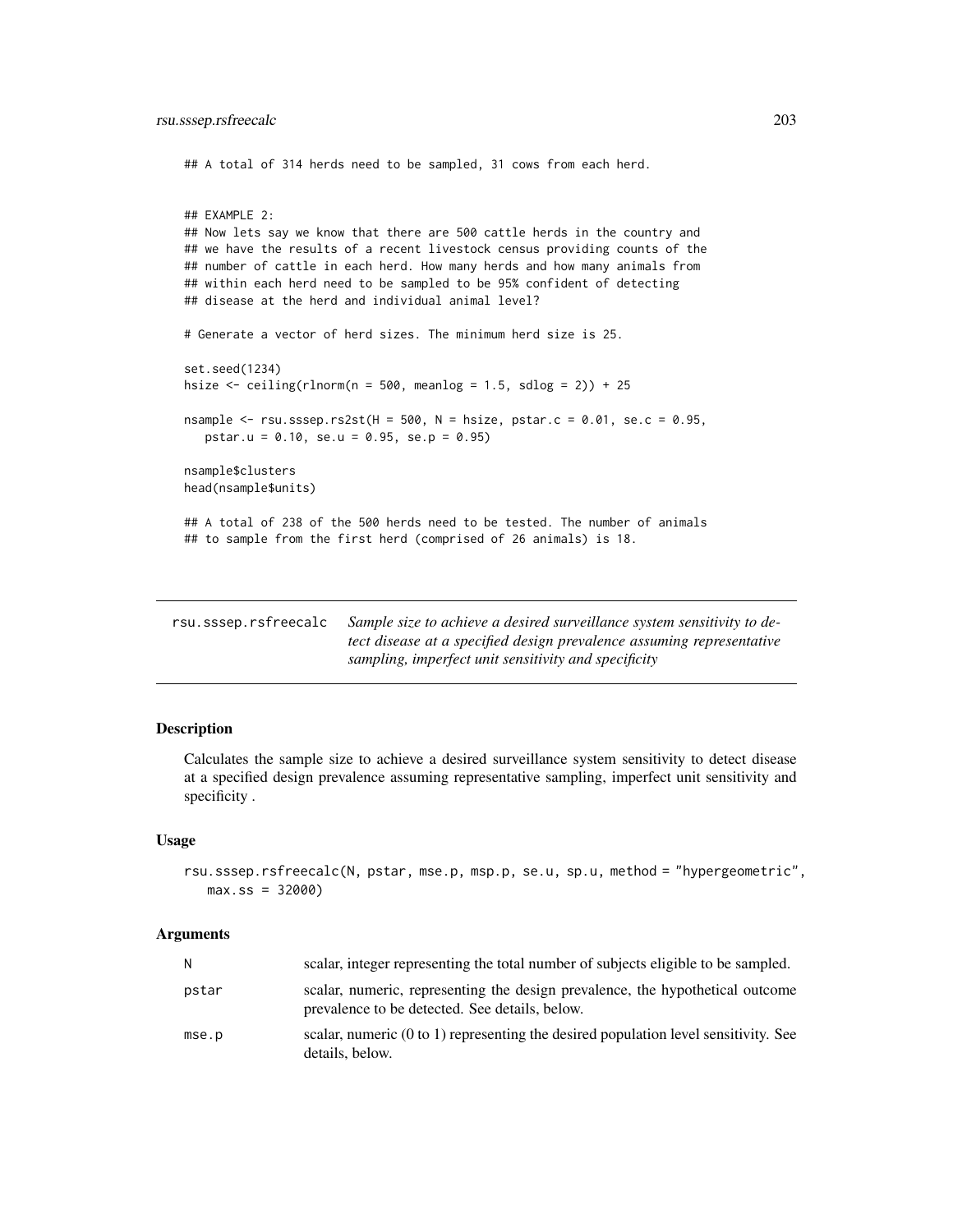```
## A total of 314 herds need to be sampled, 31 cows from each herd.


## EXAMPLE 2:
## Now lets say we know that there are 500 cattle herds in the country and
## we have the results of a recent livestock census providing counts of the
## number of cattle in each herd. How many herds and how many animals from
## within each herd need to be sampled to be 95% confident of detecting
## disease at the herd and individual animal level?

# Generate a vector of herd sizes. The minimum herd size is 25.

set.seed(1234)
hsize <- ceiling(rlnorm(n = 500, meanlog = 1.5, sdlog = 2)) + 25

nsample <- rsu.sssep.rs2st(H = 500, N = hsize, pstar.c = 0.01, se.c = 0.95,
   pstar.u = 0.10, se.u = 0.95, se.p = 0.95)

nsample$clusters
head(nsample$units)

## A total of 238 of the 500 herds need to be tested. The number of animals
## to sample from the first herd (comprised of 26 animals) is 18.
```

---

**rsu.sssep.rsfreecalc** — *Sample size to achieve a desired surveillance system sensitivity to detect disease at a specified design prevalence assuming representative sampling, imperfect unit sensitivity and specificity*

---

## Description

Calculates the sample size to achieve a desired surveillance system sensitivity to detect disease at a specified design prevalence assuming representative sampling, imperfect unit sensitivity and specificity .

## Usage

```
rsu.sssep.rsfreecalc(N, pstar, mse.p, msp.p, se.u, sp.u, method = "hypergeometric",
   max.ss = 32000)
```

## Arguments

| | |
|---|---|
| N | scalar, integer representing the total number of subjects eligible to be sampled. |
| pstar | scalar, numeric, representing the design prevalence, the hypothetical outcome prevalence to be detected. See details, below. |
| mse.p | scalar, numeric (0 to 1) representing the desired population level sensitivity. See details, below. |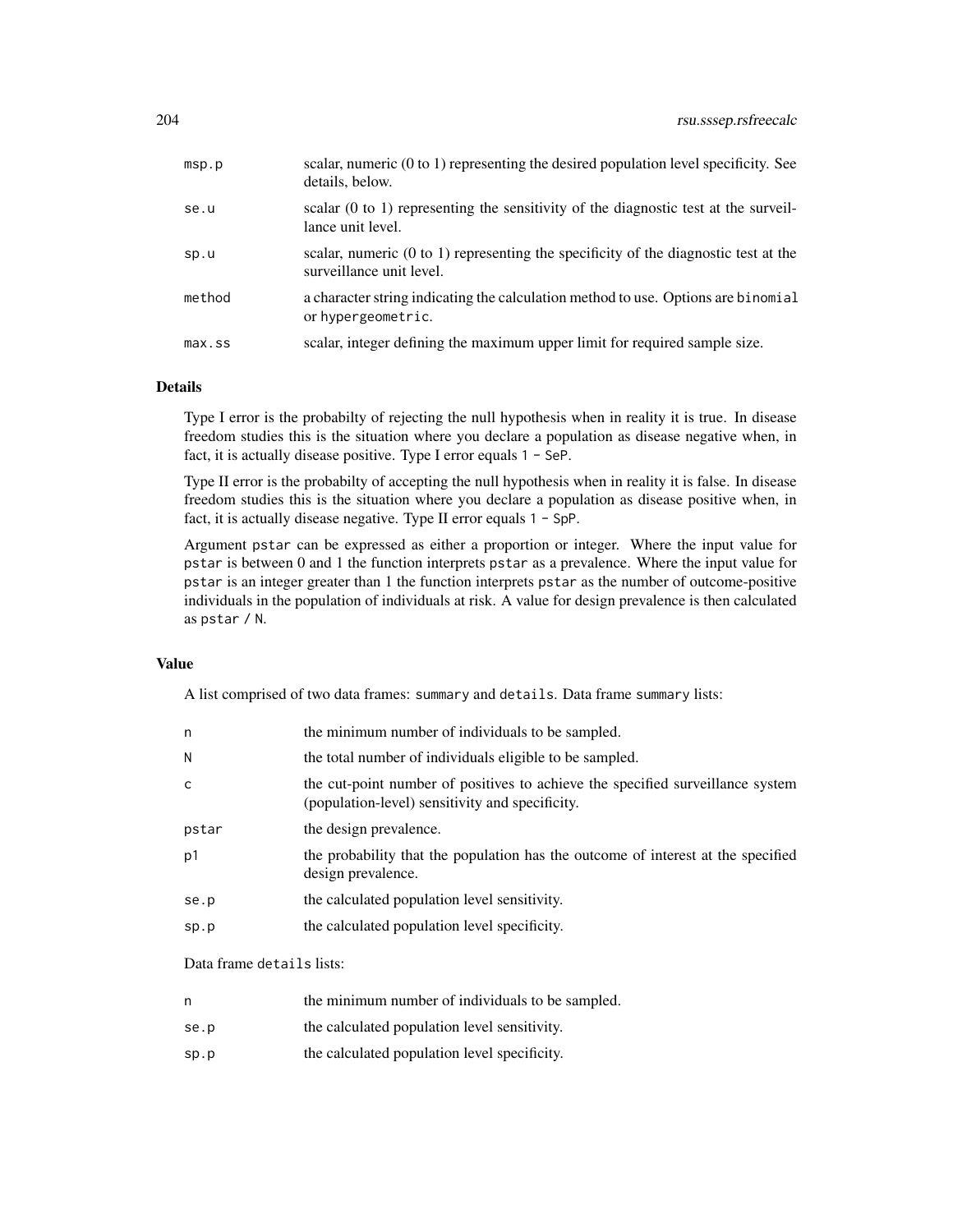| | |
|---|---|
| msp.p | scalar, numeric (0 to 1) representing the desired population level specificity. See details, below. |
| se.u | scalar (0 to 1) representing the sensitivity of the diagnostic test at the surveillance unit level. |
| sp.u | scalar, numeric (0 to 1) representing the specificity of the diagnostic test at the surveillance unit level. |
| method | a character string indicating the calculation method to use. Options are binomial or hypergeometric. |
| max.ss | scalar, integer defining the maximum upper limit for required sample size. |

## Details

Type I error is the probabilty of rejecting the null hypothesis when in reality it is true. In disease freedom studies this is the situation where you declare a population as disease negative when, in fact, it is actually disease positive. Type I error equals `1 - SeP`.

Type II error is the probabilty of accepting the null hypothesis when in reality it is false. In disease freedom studies this is the situation where you declare a population as disease positive when, in fact, it is actually disease negative. Type II error equals `1 - SpP`.

Argument `pstar` can be expressed as either a proportion or integer. Where the input value for `pstar` is between 0 and 1 the function interprets `pstar` as a prevalence. Where the input value for `pstar` is an integer greater than 1 the function interprets `pstar` as the number of outcome-positive individuals in the population of individuals at risk. A value for design prevalence is then calculated as `pstar / N`.

## Value

A list comprised of two data frames: `summary` and `details`. Data frame `summary` lists:

| | |
|---|---|
| n | the minimum number of individuals to be sampled. |
| N | the total number of individuals eligible to be sampled. |
| c | the cut-point number of positives to achieve the specified surveillance system (population-level) sensitivity and specificity. |
| pstar | the design prevalence. |
| p1 | the probability that the population has the outcome of interest at the specified design prevalence. |
| se.p | the calculated population level sensitivity. |
| sp.p | the calculated population level specificity. |

Data frame `details` lists:

| | |
|---|---|
| n | the minimum number of individuals to be sampled. |
| se.p | the calculated population level sensitivity. |
| sp.p | the calculated population level specificity. |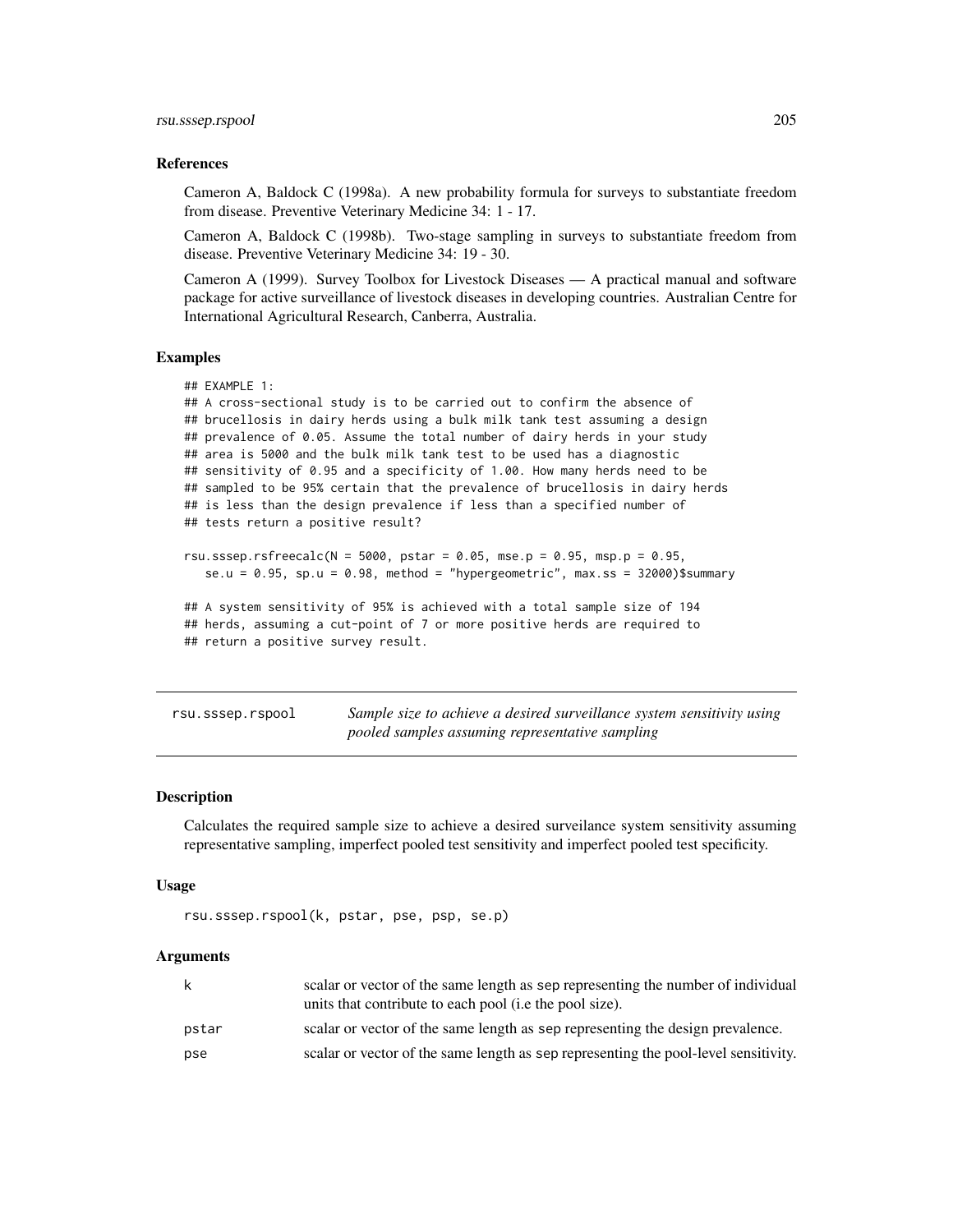### References

Cameron A, Baldock C (1998a). A new probability formula for surveys to substantiate freedom from disease. Preventive Veterinary Medicine 34: 1 - 17.

Cameron A, Baldock C (1998b). Two-stage sampling in surveys to substantiate freedom from disease. Preventive Veterinary Medicine 34: 19 - 30.

Cameron A (1999). Survey Toolbox for Livestock Diseases — A practical manual and software package for active surveillance of livestock diseases in developing countries. Australian Centre for International Agricultural Research, Canberra, Australia.

### Examples

```
## EXAMPLE 1:
## A cross-sectional study is to be carried out to confirm the absence of
## brucellosis in dairy herds using a bulk milk tank test assuming a design
## prevalence of 0.05. Assume the total number of dairy herds in your study
## area is 5000 and the bulk milk tank test to be used has a diagnostic
## sensitivity of 0.95 and a specificity of 1.00. How many herds need to be
## sampled to be 95% certain that the prevalence of brucellosis in dairy herds
## is less than the design prevalence if less than a specified number of
## tests return a positive result?

rsu.sssep.rsfreecalc(N = 5000, pstar = 0.05, mse.p = 0.95, msp.p = 0.95,
   se.u = 0.95, sp.u = 0.98, method = "hypergeometric", max.ss = 32000)$summary

## A system sensitivity of 95% is achieved with a total sample size of 194
## herds, assuming a cut-point of 7 or more positive herds are required to
## return a positive survey result.
```

---

## rsu.sssep.rspool — *Sample size to achieve a desired surveillance system sensitivity using pooled samples assuming representative sampling*

---

### Description

Calculates the required sample size to achieve a desired surveilance system sensitivity assuming representative sampling, imperfect pooled test sensitivity and imperfect pooled test specificity.

### Usage

```
rsu.sssep.rspool(k, pstar, pse, psp, se.p)
```

### Arguments

| | |
|---|---|
| k | scalar or vector of the same length as sep representing the number of individual units that contribute to each pool (i.e the pool size). |
| pstar | scalar or vector of the same length as sep representing the design prevalence. |
| pse | scalar or vector of the same length as sep representing the pool-level sensitivity. |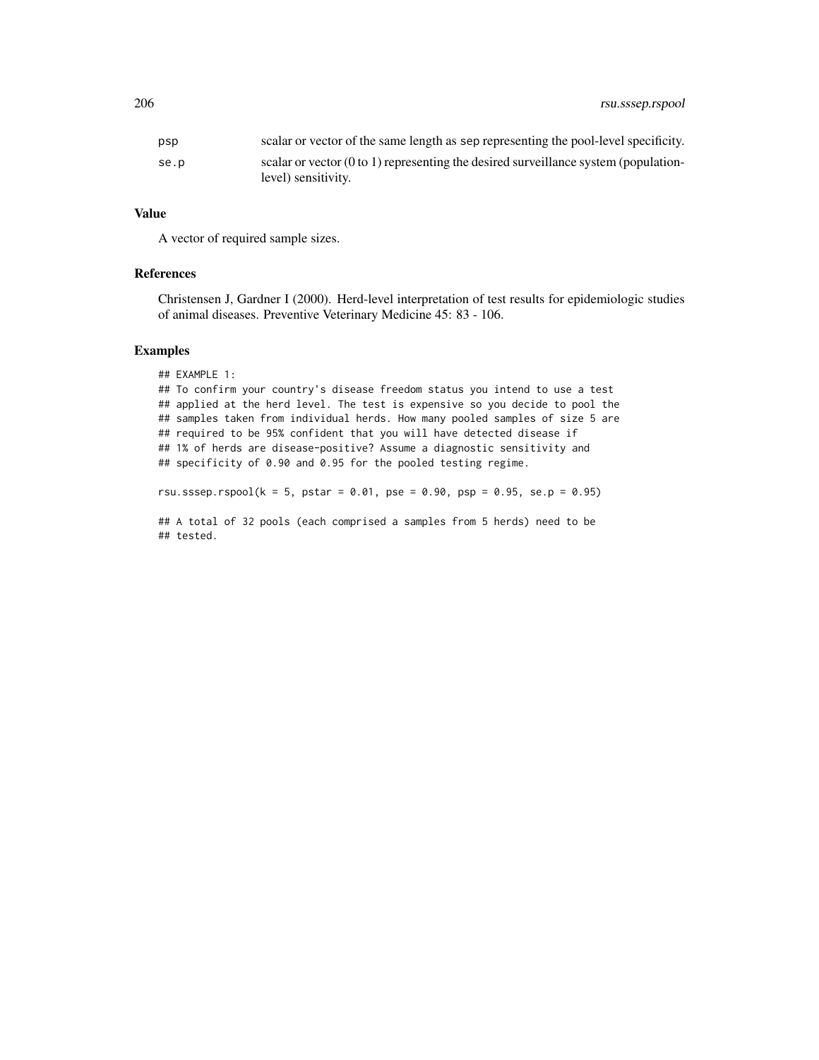| | |
|---|---|
| psp | scalar or vector of the same length as sep representing the pool-level specificity. |
| se.p | scalar or vector (0 to 1) representing the desired surveillance system (population-level) sensitivity. |

### Value

A vector of required sample sizes.

### References

Christensen J, Gardner I (2000). Herd-level interpretation of test results for epidemiologic studies of animal diseases. Preventive Veterinary Medicine 45: 83 - 106.

### Examples

```
## EXAMPLE 1:
## To confirm your country's disease freedom status you intend to use a test
## applied at the herd level. The test is expensive so you decide to pool the
## samples taken from individual herds. How many pooled samples of size 5 are
## required to be 95% confident that you will have detected disease if
## 1% of herds are disease-positive? Assume a diagnostic sensitivity and
## specificity of 0.90 and 0.95 for the pooled testing regime.

rsu.sssep.rspool(k = 5, pstar = 0.01, pse = 0.90, psp = 0.95, se.p = 0.95)

## A total of 32 pools (each comprised a samples from 5 herds) need to be
## tested.
```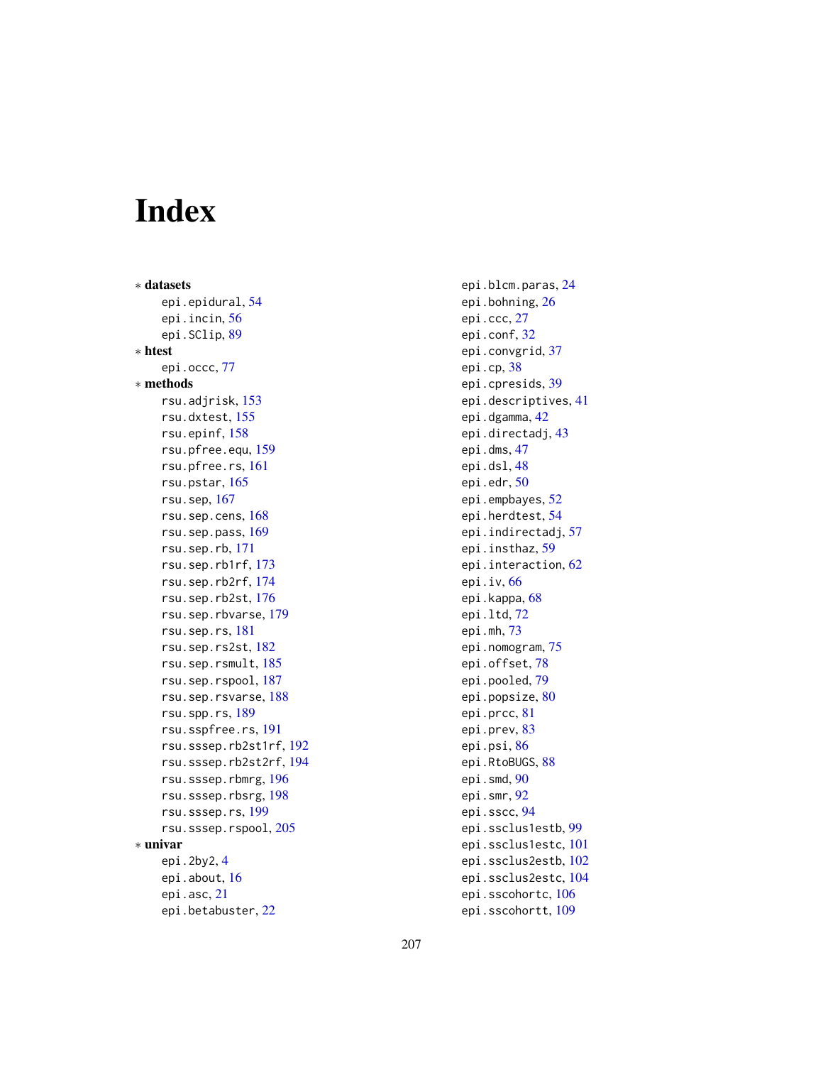# Index

* **datasets**
  - epi.epidural, 54
  - epi.incin, 56
  - epi.SClip, 89
* **htest**
  - epi.occc, 77
* **methods**
  - rsu.adjrisk, 153
  - rsu.dxtest, 155
  - rsu.epinf, 158
  - rsu.pfree.equ, 159
  - rsu.pfree.rs, 161
  - rsu.pstar, 165
  - rsu.sep, 167
  - rsu.sep.cens, 168
  - rsu.sep.pass, 169
  - rsu.sep.rb, 171
  - rsu.sep.rb1rf, 173
  - rsu.sep.rb2rf, 174
  - rsu.sep.rb2st, 176
  - rsu.sep.rbvarse, 179
  - rsu.sep.rs, 181
  - rsu.sep.rs2st, 182
  - rsu.sep.rsmult, 185
  - rsu.sep.rspool, 187
  - rsu.sep.rsvarse, 188
  - rsu.spp.rs, 189
  - rsu.sspfree.rs, 191
  - rsu.sssep.rb2st1rf, 192
  - rsu.sssep.rb2st2rf, 194
  - rsu.sssep.rbmrg, 196
  - rsu.sssep.rbsrg, 198
  - rsu.sssep.rs, 199
  - rsu.sssep.rspool, 205
* **univar**
  - epi.2by2, 4
  - epi.about, 16
  - epi.asc, 21
  - epi.betabuster, 22
  - epi.blcm.paras, 24
  - epi.bohning, 26
  - epi.ccc, 27
  - epi.conf, 32
  - epi.convgrid, 37
  - epi.cp, 38
  - epi.cpresids, 39
  - epi.descriptives, 41
  - epi.dgamma, 42
  - epi.directadj, 43
  - epi.dms, 47
  - epi.dsl, 48
  - epi.edr, 50
  - epi.empbayes, 52
  - epi.herdtest, 54
  - epi.indirectadj, 57
  - epi.insthaz, 59
  - epi.interaction, 62
  - epi.iv, 66
  - epi.kappa, 68
  - epi.ltd, 72
  - epi.mh, 73
  - epi.nomogram, 75
  - epi.offset, 78
  - epi.pooled, 79
  - epi.popsize, 80
  - epi.prcc, 81
  - epi.prev, 83
  - epi.psi, 86
  - epi.RtoBUGS, 88
  - epi.smd, 90
  - epi.smr, 92
  - epi.sscc, 94
  - epi.ssclus1estb, 99
  - epi.ssclus1estc, 101
  - epi.ssclus2estb, 102
  - epi.ssclus2estc, 104
  - epi.sscohortc, 106
  - epi.sscohortt, 109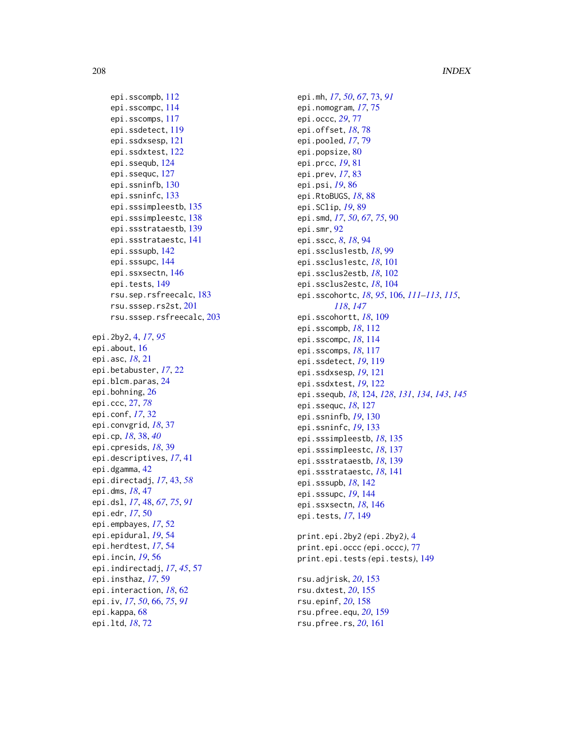epi.sscompb, 112
epi.sscompc, 114
epi.sscomps, 117
epi.ssdetect, 119
epi.ssdxsesp, 121
epi.ssdxtest, 122
epi.ssequb, 124
epi.ssequc, 127
epi.ssninfb, 130
epi.ssninfc, 133
epi.sssimpleestb, 135
epi.sssimpleestc, 138
epi.ssstrataestb, 139
epi.ssstrataestc, 141
epi.sssupb, 142
epi.sssupc, 144
epi.ssxsectn, 146
epi.tests, 149
rsu.sep.rsfreecalc, 183
rsu.sssep.rs2st, 201
rsu.sssep.rsfreecalc, 203

epi.2by2, 4, *17*, *95*
epi.about, 16
epi.asc, *18*, 21
epi.betabuster, *17*, 22
epi.blcm.paras, 24
epi.bohning, 26
epi.ccc, 27, *78*
epi.conf, *17*, 32
epi.convgrid, *18*, 37
epi.cp, *18*, 38, *40*
epi.cpresids, *18*, 39
epi.descriptives, *17*, 41
epi.dgamma, 42
epi.directadj, *17*, 43, *58*
epi.dms, *18*, 47
epi.dsl, *17*, 48, *67*, *75*, *91*
epi.edr, *17*, 50
epi.empbayes, *17*, 52
epi.epidural, *19*, 54
epi.herdtest, *17*, 54
epi.incin, *19*, 56
epi.indirectadj, *17*, *45*, 57
epi.insthaz, *17*, 59
epi.interaction, *18*, 62
epi.iv, *17*, *50*, 66, *75*, *91*
epi.kappa, 68
epi.ltd, *18*, 72
epi.mh, *17*, *50*, *67*, 73, *91*
epi.nomogram, *17*, 75
epi.occc, *29*, 77
epi.offset, *18*, 78
epi.pooled, *17*, 79
epi.popsize, 80
epi.prcc, *19*, 81
epi.prev, *17*, 83
epi.psi, *19*, 86
epi.RtoBUGS, *18*, 88
epi.SClip, *19*, 89
epi.smd, *17*, *50*, *67*, *75*, 90
epi.smr, 92
epi.sscc, *8*, *18*, 94
epi.ssclus1estb, *18*, 99
epi.ssclus1estc, *18*, 101
epi.ssclus2estb, *18*, 102
epi.ssclus2estc, *18*, 104
epi.sscohortc, *18*, *95*, 106, *111–113*, *115*, *118*, *147*
epi.sscohortt, *18*, 109
epi.sscompb, *18*, 112
epi.sscompc, *18*, 114
epi.sscomps, *18*, 117
epi.ssdetect, *19*, 119
epi.ssdxsesp, *19*, 121
epi.ssdxtest, *19*, 122
epi.ssequb, *18*, 124, *128*, *131*, *134*, *143*, *145*
epi.ssequc, *18*, 127
epi.ssninfb, *19*, 130
epi.ssninfc, *19*, 133
epi.sssimpleestb, *18*, 135
epi.sssimpleestc, *18*, 137
epi.ssstrataestb, *18*, 139
epi.ssstrataestc, *18*, 141
epi.sssupb, *18*, 142
epi.sssupc, *19*, 144
epi.ssxsectn, *18*, 146
epi.tests, *17*, 149

print.epi.2by2 *(*epi.2by2*)*, 4
print.epi.occc *(*epi.occc*)*, 77
print.epi.tests *(*epi.tests*)*, 149

rsu.adjrisk, *20*, 153
rsu.dxtest, *20*, 155
rsu.epinf, *20*, 158
rsu.pfree.equ, *20*, 159
rsu.pfree.rs, *20*, 161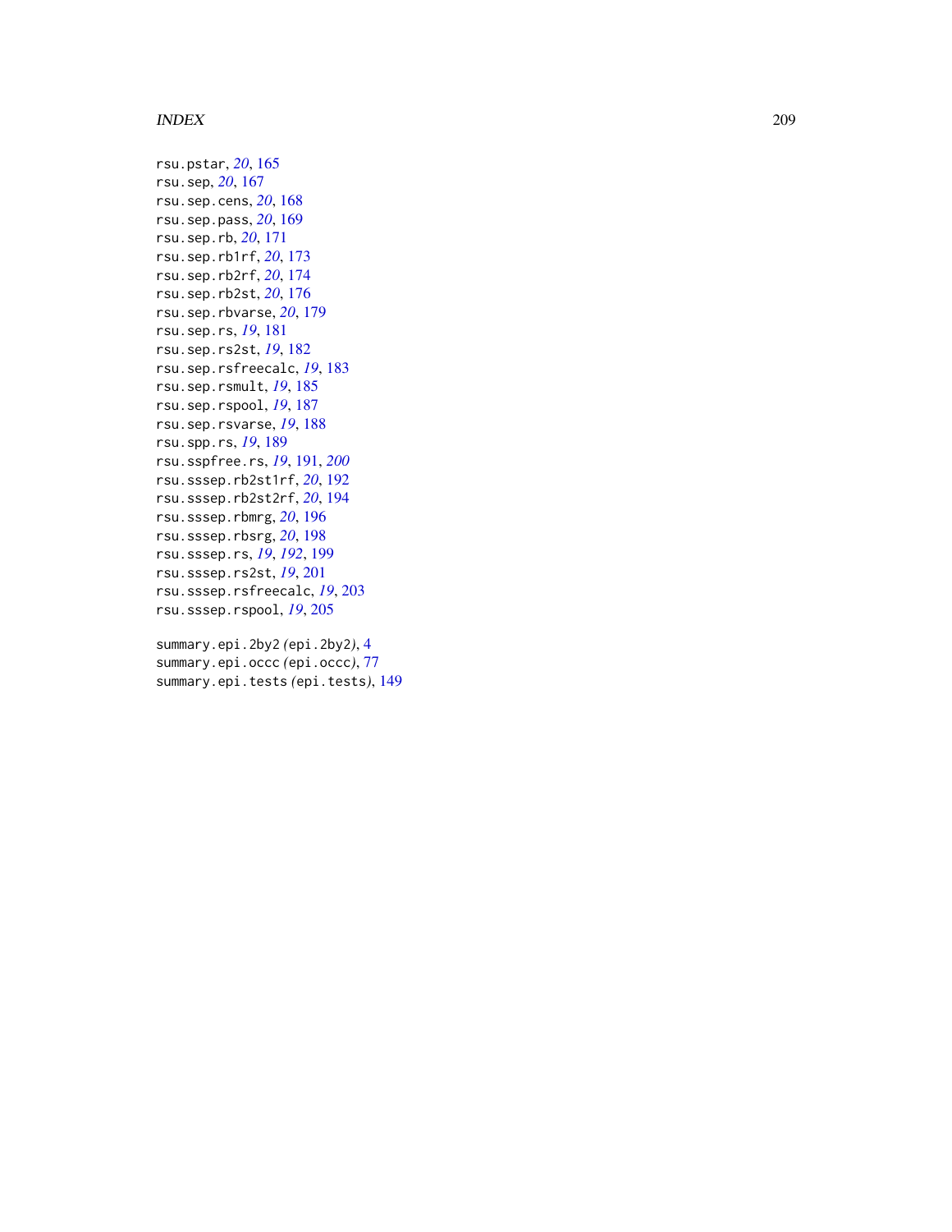rsu.pstar, *20*, 165
rsu.sep, *20*, 167
rsu.sep.cens, *20*, 168
rsu.sep.pass, *20*, 169
rsu.sep.rb, *20*, 171
rsu.sep.rb1rf, *20*, 173
rsu.sep.rb2rf, *20*, 174
rsu.sep.rb2st, *20*, 176
rsu.sep.rbvarse, *20*, 179
rsu.sep.rs, *19*, 181
rsu.sep.rs2st, *19*, 182
rsu.sep.rsfreecalc, *19*, 183
rsu.sep.rsmult, *19*, 185
rsu.sep.rspool, *19*, 187
rsu.sep.rsvarse, *19*, 188
rsu.spp.rs, *19*, 189
rsu.sspfree.rs, *19*, 191, *200*
rsu.sssep.rb2st1rf, *20*, 192
rsu.sssep.rb2st2rf, *20*, 194
rsu.sssep.rbmrg, *20*, 196
rsu.sssep.rbsrg, *20*, 198
rsu.sssep.rs, *19*, *192*, 199
rsu.sssep.rs2st, *19*, 201
rsu.sssep.rsfreecalc, *19*, 203
rsu.sssep.rspool, *19*, 205

summary.epi.2by2 *(*epi.2by2*)*, 4
summary.epi.occc *(*epi.occc*)*, 77
summary.epi.tests *(*epi.tests*)*, 149